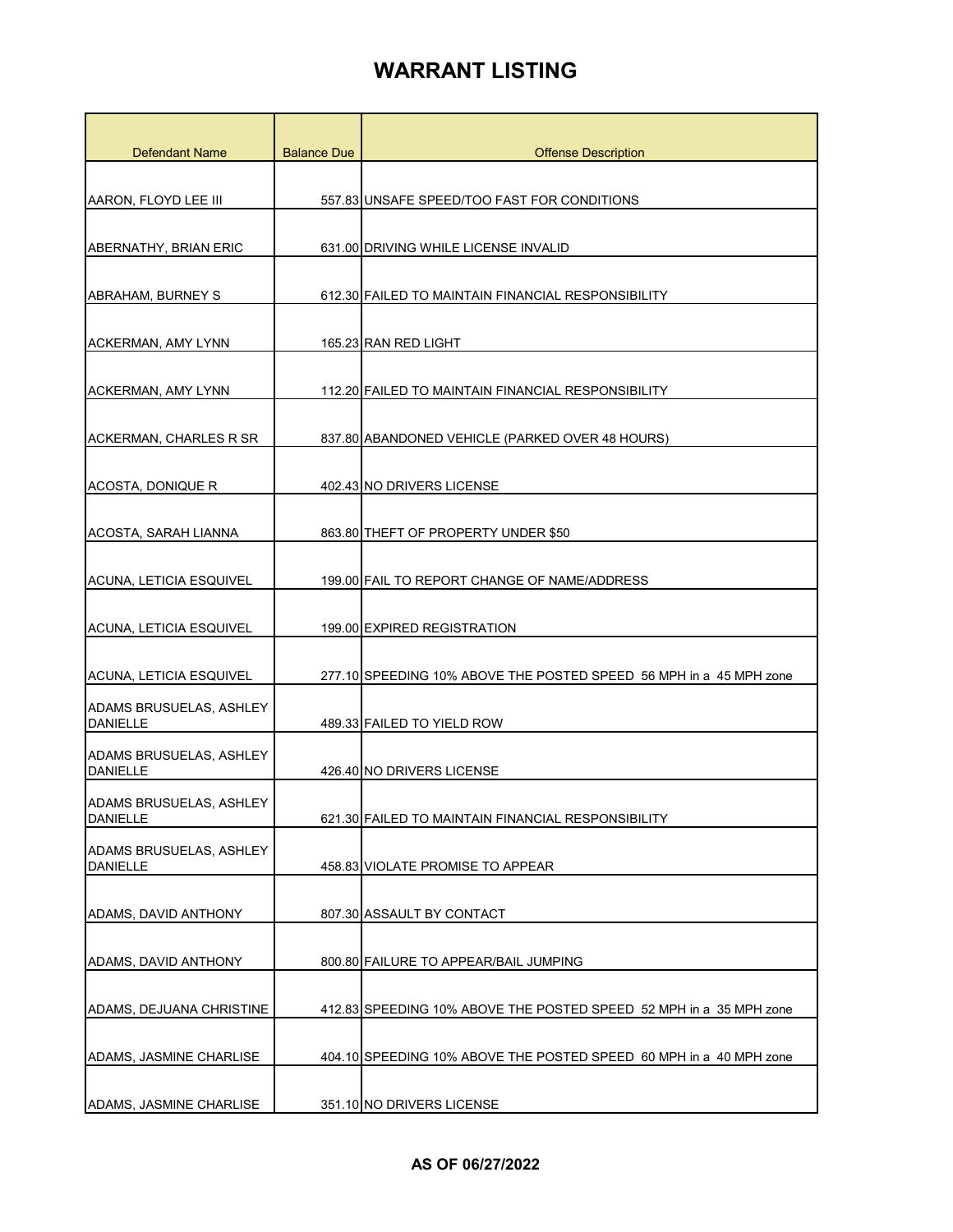# WARRANT LISTING

| Defendant Name | Balance Due | Offense Description |
|---|---|---|
| AARON, FLOYD LEE III | 557.83 | UNSAFE SPEED/TOO FAST FOR CONDITIONS |
| ABERNATHY, BRIAN ERIC | 631.00 | DRIVING WHILE LICENSE INVALID |
| ABRAHAM, BURNEY S | 612.30 | FAILED TO MAINTAIN FINANCIAL RESPONSIBILITY |
| ACKERMAN, AMY LYNN | 165.23 | RAN RED LIGHT |
| ACKERMAN, AMY LYNN | 112.20 | FAILED TO MAINTAIN FINANCIAL RESPONSIBILITY |
| ACKERMAN, CHARLES R SR | 837.80 | ABANDONED VEHICLE (PARKED OVER 48 HOURS) |
| ACOSTA, DONIQUE R | 402.43 | NO DRIVERS LICENSE |
| ACOSTA, SARAH LIANNA | 863.80 | THEFT OF PROPERTY UNDER $50 |
| ACUNA, LETICIA ESQUIVEL | 199.00 | FAIL TO REPORT CHANGE OF NAME/ADDRESS |
| ACUNA, LETICIA ESQUIVEL | 199.00 | EXPIRED REGISTRATION |
| ACUNA, LETICIA ESQUIVEL | 277.10 | SPEEDING 10% ABOVE THE POSTED SPEED 56 MPH in a 45 MPH zone |
| ADAMS BRUSUELAS, ASHLEY DANIELLE | 489.33 | FAILED TO YIELD ROW |
| ADAMS BRUSUELAS, ASHLEY DANIELLE | 426.40 | NO DRIVERS LICENSE |
| ADAMS BRUSUELAS, ASHLEY DANIELLE | 621.30 | FAILED TO MAINTAIN FINANCIAL RESPONSIBILITY |
| ADAMS BRUSUELAS, ASHLEY DANIELLE | 458.83 | VIOLATE PROMISE TO APPEAR |
| ADAMS, DAVID ANTHONY | 807.30 | ASSAULT BY CONTACT |
| ADAMS, DAVID ANTHONY | 800.80 | FAILURE TO APPEAR/BAIL JUMPING |
| ADAMS, DEJUANA CHRISTINE | 412.83 | SPEEDING 10% ABOVE THE POSTED SPEED 52 MPH in a 35 MPH zone |
| ADAMS, JASMINE CHARLISE | 404.10 | SPEEDING 10% ABOVE THE POSTED SPEED 60 MPH in a 40 MPH zone |
| ADAMS, JASMINE CHARLISE | 351.10 | NO DRIVERS LICENSE |

**AS OF 06/27/2022**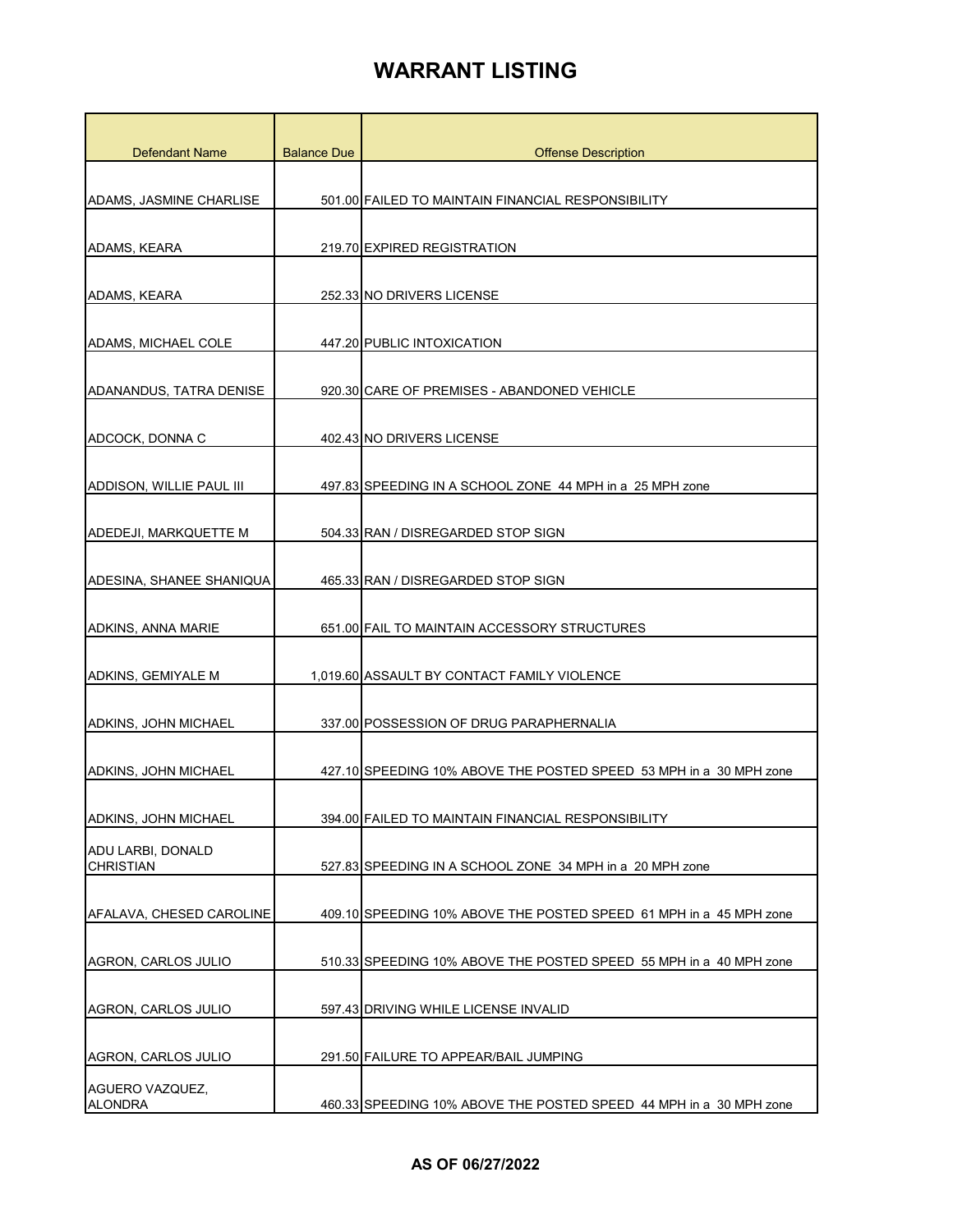# WARRANT LISTING

| Defendant Name | Balance Due | Offense Description |
|---|---|---|
| ADAMS, JASMINE CHARLISE | 501.00 | FAILED TO MAINTAIN FINANCIAL RESPONSIBILITY |
| ADAMS, KEARA | 219.70 | EXPIRED REGISTRATION |
| ADAMS, KEARA | 252.33 | NO DRIVERS LICENSE |
| ADAMS, MICHAEL COLE | 447.20 | PUBLIC INTOXICATION |
| ADANANDUS, TATRA DENISE | 920.30 | CARE OF PREMISES - ABANDONED VEHICLE |
| ADCOCK, DONNA C | 402.43 | NO DRIVERS LICENSE |
| ADDISON, WILLIE PAUL III | 497.83 | SPEEDING IN A SCHOOL ZONE 44 MPH in a 25 MPH zone |
| ADEDEJI, MARKQUETTE M | 504.33 | RAN / DISREGARDED STOP SIGN |
| ADESINA, SHANEE SHANIQUA | 465.33 | RAN / DISREGARDED STOP SIGN |
| ADKINS, ANNA MARIE | 651.00 | FAIL TO MAINTAIN ACCESSORY STRUCTURES |
| ADKINS, GEMIYALE M | 1,019.60 | ASSAULT BY CONTACT FAMILY VIOLENCE |
| ADKINS, JOHN MICHAEL | 337.00 | POSSESSION OF DRUG PARAPHERNALIA |
| ADKINS, JOHN MICHAEL | 427.10 | SPEEDING 10% ABOVE THE POSTED SPEED 53 MPH in a 30 MPH zone |
| ADKINS, JOHN MICHAEL | 394.00 | FAILED TO MAINTAIN FINANCIAL RESPONSIBILITY |
| ADU LARBI, DONALD CHRISTIAN | 527.83 | SPEEDING IN A SCHOOL ZONE 34 MPH in a 20 MPH zone |
| AFALAVA, CHESED CAROLINE | 409.10 | SPEEDING 10% ABOVE THE POSTED SPEED 61 MPH in a 45 MPH zone |
| AGRON, CARLOS JULIO | 510.33 | SPEEDING 10% ABOVE THE POSTED SPEED 55 MPH in a 40 MPH zone |
| AGRON, CARLOS JULIO | 597.43 | DRIVING WHILE LICENSE INVALID |
| AGRON, CARLOS JULIO | 291.50 | FAILURE TO APPEAR/BAIL JUMPING |
| AGUERO VAZQUEZ, ALONDRA | 460.33 | SPEEDING 10% ABOVE THE POSTED SPEED 44 MPH in a 30 MPH zone |

**AS OF 06/27/2022**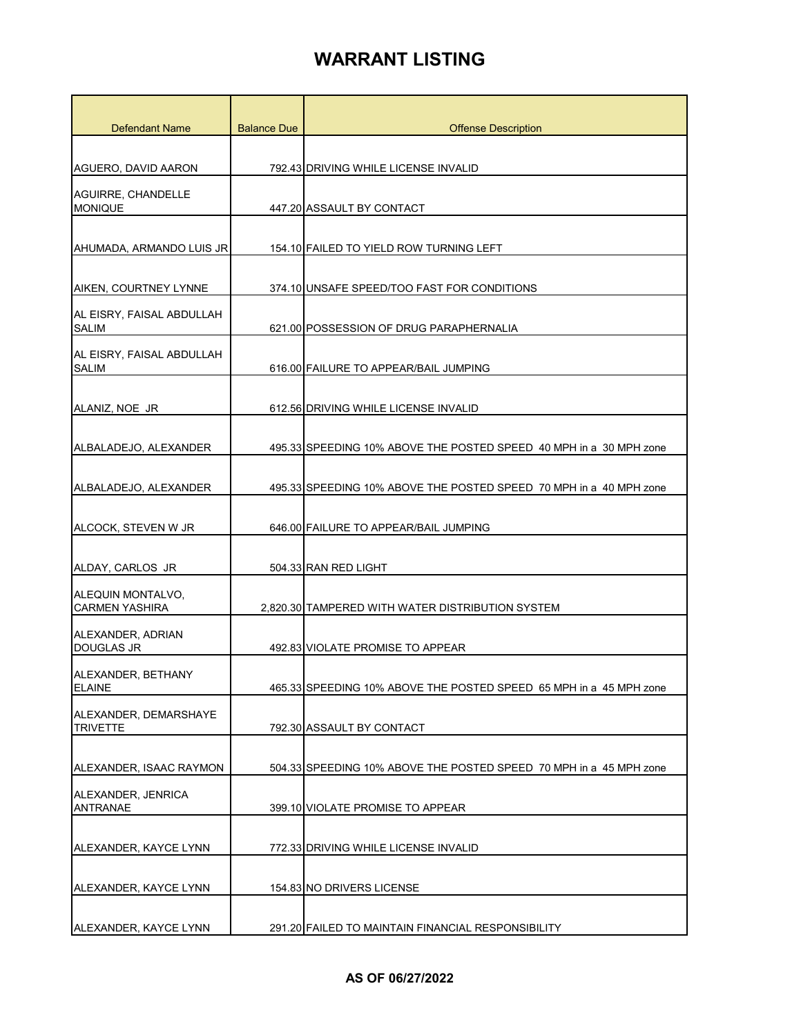# WARRANT LISTING

| Defendant Name | Balance Due | Offense Description |
|---|---|---|
| AGUERO, DAVID AARON | 792.43 | DRIVING WHILE LICENSE INVALID |
| AGUIRRE, CHANDELLE MONIQUE | 447.20 | ASSAULT BY CONTACT |
| AHUMADA, ARMANDO LUIS JR | 154.10 | FAILED TO YIELD ROW TURNING LEFT |
| AIKEN, COURTNEY LYNNE | 374.10 | UNSAFE SPEED/TOO FAST FOR CONDITIONS |
| AL EISRY, FAISAL ABDULLAH SALIM | 621.00 | POSSESSION OF DRUG PARAPHERNALIA |
| AL EISRY, FAISAL ABDULLAH SALIM | 616.00 | FAILURE TO APPEAR/BAIL JUMPING |
| ALANIZ, NOE JR | 612.56 | DRIVING WHILE LICENSE INVALID |
| ALBALADEJO, ALEXANDER | 495.33 | SPEEDING 10% ABOVE THE POSTED SPEED 40 MPH in a 30 MPH zone |
| ALBALADEJO, ALEXANDER | 495.33 | SPEEDING 10% ABOVE THE POSTED SPEED 70 MPH in a 40 MPH zone |
| ALCOCK, STEVEN W JR | 646.00 | FAILURE TO APPEAR/BAIL JUMPING |
| ALDAY, CARLOS JR | 504.33 | RAN RED LIGHT |
| ALEQUIN MONTALVO, CARMEN YASHIRA | 2,820.30 | TAMPERED WITH WATER DISTRIBUTION SYSTEM |
| ALEXANDER, ADRIAN DOUGLAS JR | 492.83 | VIOLATE PROMISE TO APPEAR |
| ALEXANDER, BETHANY ELAINE | 465.33 | SPEEDING 10% ABOVE THE POSTED SPEED 65 MPH in a 45 MPH zone |
| ALEXANDER, DEMARSHAYE TRIVETTE | 792.30 | ASSAULT BY CONTACT |
| ALEXANDER, ISAAC RAYMON | 504.33 | SPEEDING 10% ABOVE THE POSTED SPEED 70 MPH in a 45 MPH zone |
| ALEXANDER, JENRICA ANTRANAE | 399.10 | VIOLATE PROMISE TO APPEAR |
| ALEXANDER, KAYCE LYNN | 772.33 | DRIVING WHILE LICENSE INVALID |
| ALEXANDER, KAYCE LYNN | 154.83 | NO DRIVERS LICENSE |
| ALEXANDER, KAYCE LYNN | 291.20 | FAILED TO MAINTAIN FINANCIAL RESPONSIBILITY |

**AS OF 06/27/2022**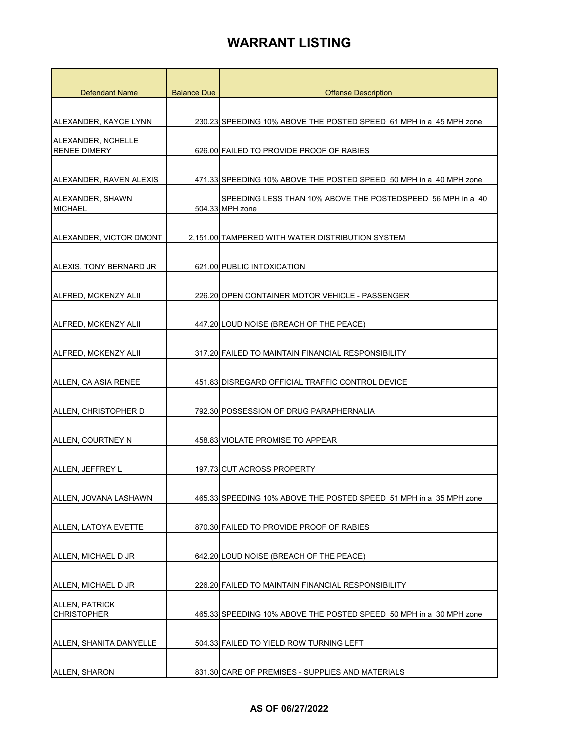# WARRANT LISTING

| Defendant Name | Balance Due | Offense Description |
|---|---|---|
| ALEXANDER, KAYCE LYNN | 230.23 | SPEEDING 10% ABOVE THE POSTED SPEED 61 MPH in a 45 MPH zone |
| ALEXANDER, NCHELLE RENEE DIMERY | 626.00 | FAILED TO PROVIDE PROOF OF RABIES |
| ALEXANDER, RAVEN ALEXIS | 471.33 | SPEEDING 10% ABOVE THE POSTED SPEED 50 MPH in a 40 MPH zone |
| ALEXANDER, SHAWN MICHAEL | 504.33 | SPEEDING LESS THAN 10% ABOVE THE POSTEDSPEED 56 MPH in a 40 MPH zone |
| ALEXANDER, VICTOR DMONT | 2,151.00 | TAMPERED WITH WATER DISTRIBUTION SYSTEM |
| ALEXIS, TONY BERNARD JR | 621.00 | PUBLIC INTOXICATION |
| ALFRED, MCKENZY ALII | 226.20 | OPEN CONTAINER MOTOR VEHICLE - PASSENGER |
| ALFRED, MCKENZY ALII | 447.20 | LOUD NOISE (BREACH OF THE PEACE) |
| ALFRED, MCKENZY ALII | 317.20 | FAILED TO MAINTAIN FINANCIAL RESPONSIBILITY |
| ALLEN, CA ASIA RENEE | 451.83 | DISREGARD OFFICIAL TRAFFIC CONTROL DEVICE |
| ALLEN, CHRISTOPHER D | 792.30 | POSSESSION OF DRUG PARAPHERNALIA |
| ALLEN, COURTNEY N | 458.83 | VIOLATE PROMISE TO APPEAR |
| ALLEN, JEFFREY L | 197.73 | CUT ACROSS PROPERTY |
| ALLEN, JOVANA LASHAWN | 465.33 | SPEEDING 10% ABOVE THE POSTED SPEED 51 MPH in a 35 MPH zone |
| ALLEN, LATOYA EVETTE | 870.30 | FAILED TO PROVIDE PROOF OF RABIES |
| ALLEN, MICHAEL D JR | 642.20 | LOUD NOISE (BREACH OF THE PEACE) |
| ALLEN, MICHAEL D JR | 226.20 | FAILED TO MAINTAIN FINANCIAL RESPONSIBILITY |
| ALLEN, PATRICK CHRISTOPHER | 465.33 | SPEEDING 10% ABOVE THE POSTED SPEED 50 MPH in a 30 MPH zone |
| ALLEN, SHANITA DANYELLE | 504.33 | FAILED TO YIELD ROW TURNING LEFT |
| ALLEN, SHARON | 831.30 | CARE OF PREMISES - SUPPLIES AND MATERIALS |

**AS OF 06/27/2022**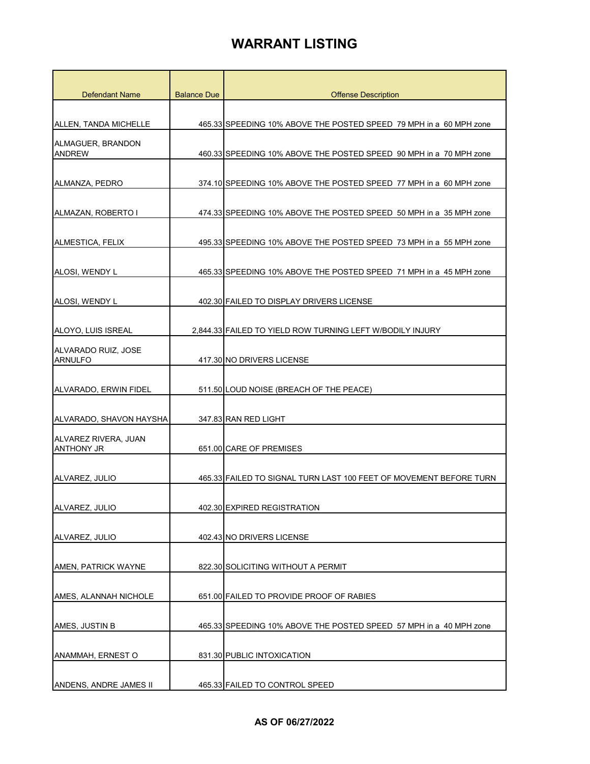# WARRANT LISTING

| Defendant Name | Balance Due | Offense Description |
|---|---|---|
| ALLEN, TANDA MICHELLE | 465.33 | SPEEDING 10% ABOVE THE POSTED SPEED 79 MPH in a 60 MPH zone |
| ALMAGUER, BRANDON ANDREW | 460.33 | SPEEDING 10% ABOVE THE POSTED SPEED 90 MPH in a 70 MPH zone |
| ALMANZA, PEDRO | 374.10 | SPEEDING 10% ABOVE THE POSTED SPEED 77 MPH in a 60 MPH zone |
| ALMAZAN, ROBERTO I | 474.33 | SPEEDING 10% ABOVE THE POSTED SPEED 50 MPH in a 35 MPH zone |
| ALMESTICA, FELIX | 495.33 | SPEEDING 10% ABOVE THE POSTED SPEED 73 MPH in a 55 MPH zone |
| ALOSI, WENDY L | 465.33 | SPEEDING 10% ABOVE THE POSTED SPEED 71 MPH in a 45 MPH zone |
| ALOSI, WENDY L | 402.30 | FAILED TO DISPLAY DRIVERS LICENSE |
| ALOYO, LUIS ISREAL | 2,844.33 | FAILED TO YIELD ROW TURNING LEFT W/BODILY INJURY |
| ALVARADO RUIZ, JOSE ARNULFO | 417.30 | NO DRIVERS LICENSE |
| ALVARADO, ERWIN FIDEL | 511.50 | LOUD NOISE (BREACH OF THE PEACE) |
| ALVARADO, SHAVON HAYSHA | 347.83 | RAN RED LIGHT |
| ALVAREZ RIVERA, JUAN ANTHONY JR | 651.00 | CARE OF PREMISES |
| ALVAREZ, JULIO | 465.33 | FAILED TO SIGNAL TURN LAST 100 FEET OF MOVEMENT BEFORE TURN |
| ALVAREZ, JULIO | 402.30 | EXPIRED REGISTRATION |
| ALVAREZ, JULIO | 402.43 | NO DRIVERS LICENSE |
| AMEN, PATRICK WAYNE | 822.30 | SOLICITING WITHOUT A PERMIT |
| AMES, ALANNAH NICHOLE | 651.00 | FAILED TO PROVIDE PROOF OF RABIES |
| AMES, JUSTIN B | 465.33 | SPEEDING 10% ABOVE THE POSTED SPEED 57 MPH in a 40 MPH zone |
| ANAMMAH, ERNEST O | 831.30 | PUBLIC INTOXICATION |
| ANDENS, ANDRE JAMES II | 465.33 | FAILED TO CONTROL SPEED |

**AS OF 06/27/2022**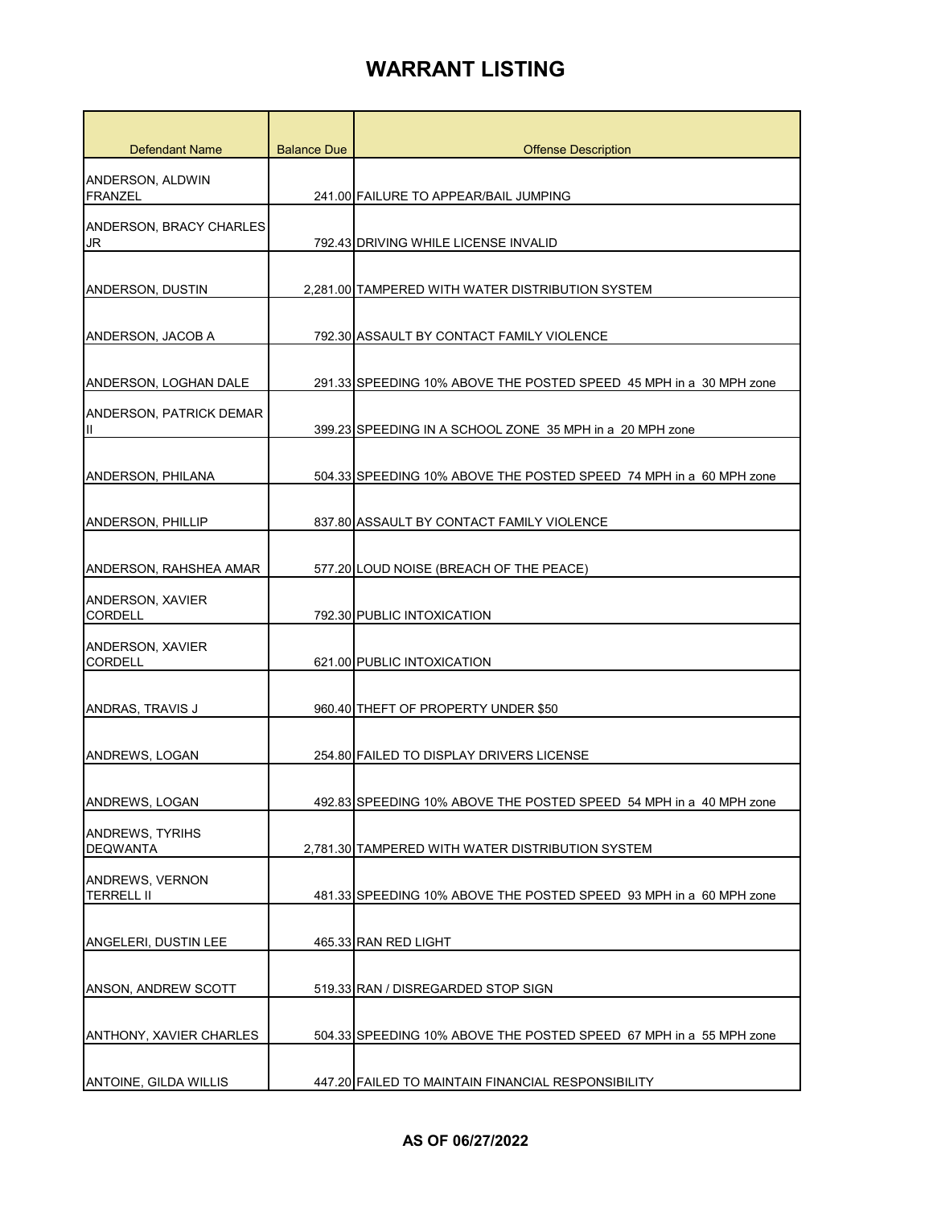# WARRANT LISTING

| Defendant Name | Balance Due | Offense Description |
|---|---|---|
| ANDERSON, ALDWIN FRANZEL | 241.00 | FAILURE TO APPEAR/BAIL JUMPING |
| ANDERSON, BRACY CHARLES JR | 792.43 | DRIVING WHILE LICENSE INVALID |
| ANDERSON, DUSTIN | 2,281.00 | TAMPERED WITH WATER DISTRIBUTION SYSTEM |
| ANDERSON, JACOB A | 792.30 | ASSAULT BY CONTACT FAMILY VIOLENCE |
| ANDERSON, LOGHAN DALE | 291.33 | SPEEDING 10% ABOVE THE POSTED SPEED 45 MPH in a 30 MPH zone |
| ANDERSON, PATRICK DEMAR II | 399.23 | SPEEDING IN A SCHOOL ZONE 35 MPH in a 20 MPH zone |
| ANDERSON, PHILANA | 504.33 | SPEEDING 10% ABOVE THE POSTED SPEED 74 MPH in a 60 MPH zone |
| ANDERSON, PHILLIP | 837.80 | ASSAULT BY CONTACT FAMILY VIOLENCE |
| ANDERSON, RAHSHEA AMAR | 577.20 | LOUD NOISE (BREACH OF THE PEACE) |
| ANDERSON, XAVIER CORDELL | 792.30 | PUBLIC INTOXICATION |
| ANDERSON, XAVIER CORDELL | 621.00 | PUBLIC INTOXICATION |
| ANDRAS, TRAVIS J | 960.40 | THEFT OF PROPERTY UNDER $50 |
| ANDREWS, LOGAN | 254.80 | FAILED TO DISPLAY DRIVERS LICENSE |
| ANDREWS, LOGAN | 492.83 | SPEEDING 10% ABOVE THE POSTED SPEED 54 MPH in a 40 MPH zone |
| ANDREWS, TYRIHS DEQWANTA | 2,781.30 | TAMPERED WITH WATER DISTRIBUTION SYSTEM |
| ANDREWS, VERNON TERRELL II | 481.33 | SPEEDING 10% ABOVE THE POSTED SPEED 93 MPH in a 60 MPH zone |
| ANGELERI, DUSTIN LEE | 465.33 | RAN RED LIGHT |
| ANSON, ANDREW SCOTT | 519.33 | RAN / DISREGARDED STOP SIGN |
| ANTHONY, XAVIER CHARLES | 504.33 | SPEEDING 10% ABOVE THE POSTED SPEED 67 MPH in a 55 MPH zone |
| ANTOINE, GILDA WILLIS | 447.20 | FAILED TO MAINTAIN FINANCIAL RESPONSIBILITY |

**AS OF 06/27/2022**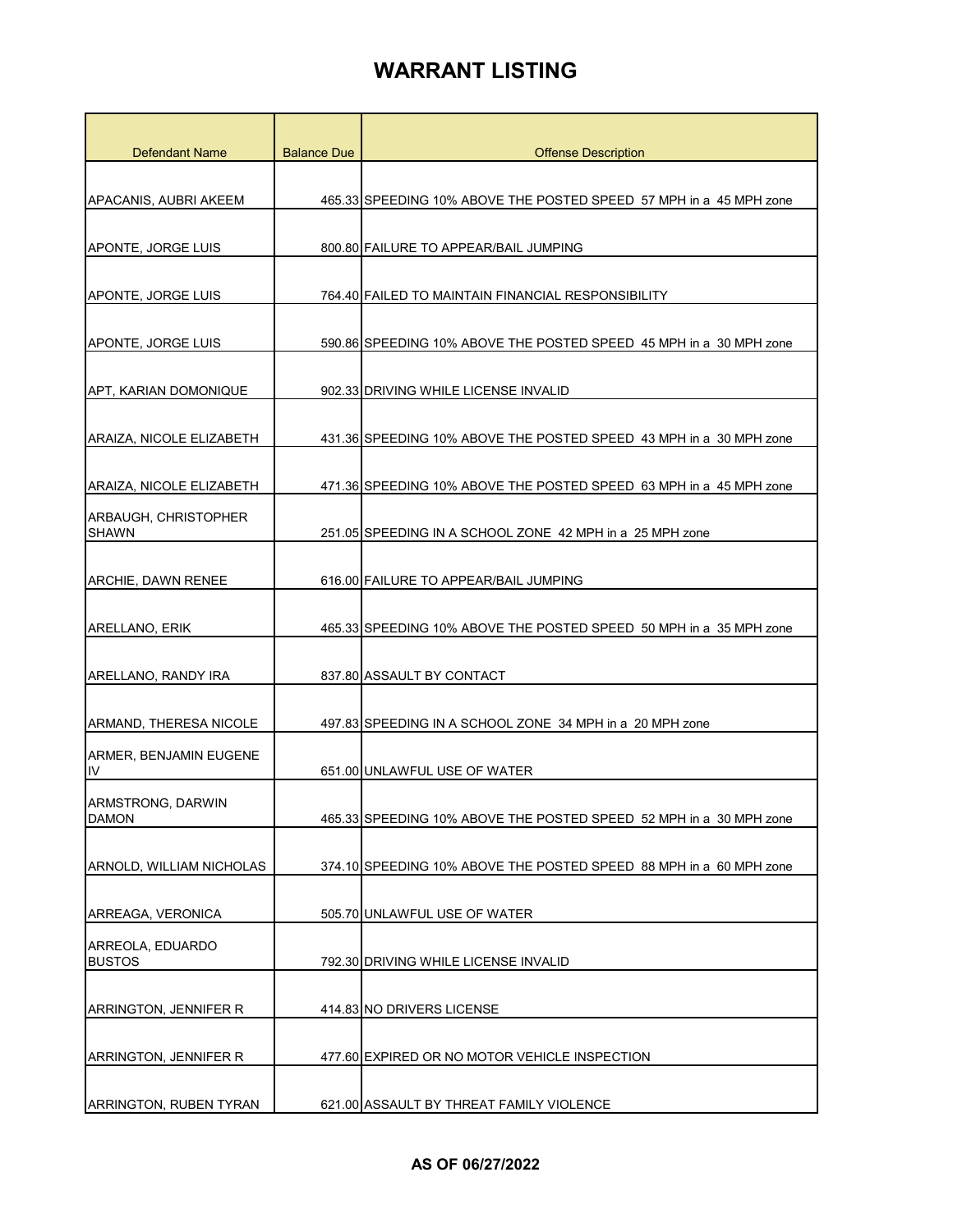# WARRANT LISTING

| Defendant Name | Balance Due | Offense Description |
|---|---|---|
| APACANIS, AUBRI AKEEM | 465.33 | SPEEDING 10% ABOVE THE POSTED SPEED 57 MPH in a 45 MPH zone |
| APONTE, JORGE LUIS | 800.80 | FAILURE TO APPEAR/BAIL JUMPING |
| APONTE, JORGE LUIS | 764.40 | FAILED TO MAINTAIN FINANCIAL RESPONSIBILITY |
| APONTE, JORGE LUIS | 590.86 | SPEEDING 10% ABOVE THE POSTED SPEED 45 MPH in a 30 MPH zone |
| APT, KARIAN DOMONIQUE | 902.33 | DRIVING WHILE LICENSE INVALID |
| ARAIZA, NICOLE ELIZABETH | 431.36 | SPEEDING 10% ABOVE THE POSTED SPEED 43 MPH in a 30 MPH zone |
| ARAIZA, NICOLE ELIZABETH | 471.36 | SPEEDING 10% ABOVE THE POSTED SPEED 63 MPH in a 45 MPH zone |
| ARBAUGH, CHRISTOPHER SHAWN | 251.05 | SPEEDING IN A SCHOOL ZONE 42 MPH in a 25 MPH zone |
| ARCHIE, DAWN RENEE | 616.00 | FAILURE TO APPEAR/BAIL JUMPING |
| ARELLANO, ERIK | 465.33 | SPEEDING 10% ABOVE THE POSTED SPEED 50 MPH in a 35 MPH zone |
| ARELLANO, RANDY IRA | 837.80 | ASSAULT BY CONTACT |
| ARMAND, THERESA NICOLE | 497.83 | SPEEDING IN A SCHOOL ZONE 34 MPH in a 20 MPH zone |
| ARMER, BENJAMIN EUGENE IV | 651.00 | UNLAWFUL USE OF WATER |
| ARMSTRONG, DARWIN DAMON | 465.33 | SPEEDING 10% ABOVE THE POSTED SPEED 52 MPH in a 30 MPH zone |
| ARNOLD, WILLIAM NICHOLAS | 374.10 | SPEEDING 10% ABOVE THE POSTED SPEED 88 MPH in a 60 MPH zone |
| ARREAGA, VERONICA | 505.70 | UNLAWFUL USE OF WATER |
| ARREOLA, EDUARDO BUSTOS | 792.30 | DRIVING WHILE LICENSE INVALID |
| ARRINGTON, JENNIFER R | 414.83 | NO DRIVERS LICENSE |
| ARRINGTON, JENNIFER R | 477.60 | EXPIRED OR NO MOTOR VEHICLE INSPECTION |
| ARRINGTON, RUBEN TYRAN | 621.00 | ASSAULT BY THREAT FAMILY VIOLENCE |

**AS OF 06/27/2022**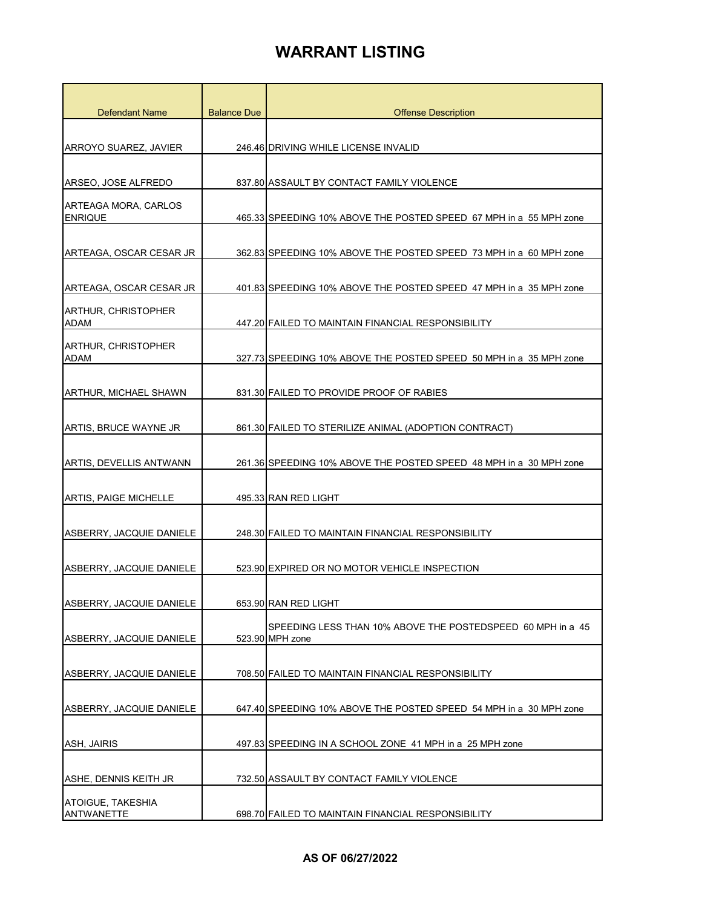# WARRANT LISTING

| Defendant Name | Balance Due | Offense Description |
|---|---|---|
| ARROYO SUAREZ, JAVIER | 246.46 | DRIVING WHILE LICENSE INVALID |
| ARSEO, JOSE ALFREDO | 837.80 | ASSAULT BY CONTACT FAMILY VIOLENCE |
| ARTEAGA MORA, CARLOS ENRIQUE | 465.33 | SPEEDING 10% ABOVE THE POSTED SPEED 67 MPH in a 55 MPH zone |
| ARTEAGA, OSCAR CESAR JR | 362.83 | SPEEDING 10% ABOVE THE POSTED SPEED 73 MPH in a 60 MPH zone |
| ARTEAGA, OSCAR CESAR JR | 401.83 | SPEEDING 10% ABOVE THE POSTED SPEED 47 MPH in a 35 MPH zone |
| ARTHUR, CHRISTOPHER ADAM | 447.20 | FAILED TO MAINTAIN FINANCIAL RESPONSIBILITY |
| ARTHUR, CHRISTOPHER ADAM | 327.73 | SPEEDING 10% ABOVE THE POSTED SPEED 50 MPH in a 35 MPH zone |
| ARTHUR, MICHAEL SHAWN | 831.30 | FAILED TO PROVIDE PROOF OF RABIES |
| ARTIS, BRUCE WAYNE JR | 861.30 | FAILED TO STERILIZE ANIMAL (ADOPTION CONTRACT) |
| ARTIS, DEVELLIS ANTWANN | 261.36 | SPEEDING 10% ABOVE THE POSTED SPEED 48 MPH in a 30 MPH zone |
| ARTIS, PAIGE MICHELLE | 495.33 | RAN RED LIGHT |
| ASBERRY, JACQUIE DANIELE | 248.30 | FAILED TO MAINTAIN FINANCIAL RESPONSIBILITY |
| ASBERRY, JACQUIE DANIELE | 523.90 | EXPIRED OR NO MOTOR VEHICLE INSPECTION |
| ASBERRY, JACQUIE DANIELE | 653.90 | RAN RED LIGHT |
| ASBERRY, JACQUIE DANIELE | 523.90 | SPEEDING LESS THAN 10% ABOVE THE POSTEDSPEED 60 MPH in a 45 MPH zone |
| ASBERRY, JACQUIE DANIELE | 708.50 | FAILED TO MAINTAIN FINANCIAL RESPONSIBILITY |
| ASBERRY, JACQUIE DANIELE | 647.40 | SPEEDING 10% ABOVE THE POSTED SPEED 54 MPH in a 30 MPH zone |
| ASH, JAIRIS | 497.83 | SPEEDING IN A SCHOOL ZONE 41 MPH in a 25 MPH zone |
| ASHE, DENNIS KEITH JR | 732.50 | ASSAULT BY CONTACT FAMILY VIOLENCE |
| ATOIGUE, TAKESHIA ANTWANETTE | 698.70 | FAILED TO MAINTAIN FINANCIAL RESPONSIBILITY |

**AS OF 06/27/2022**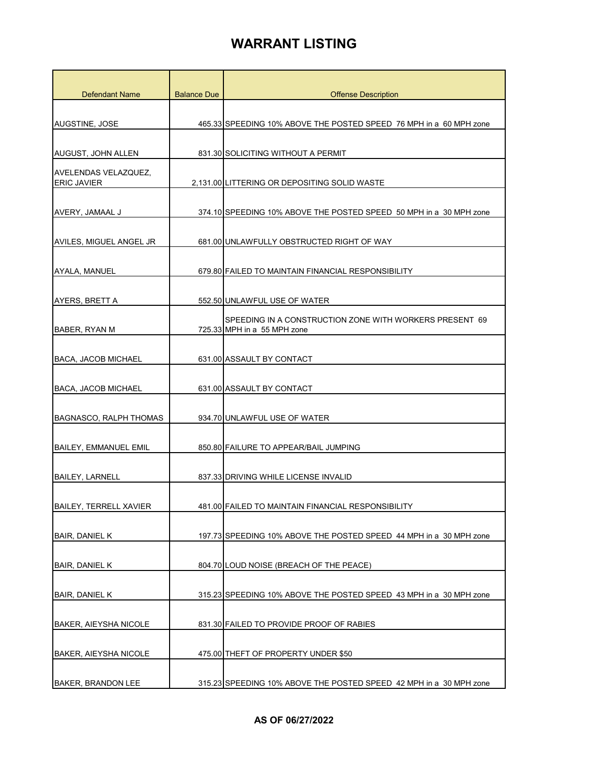# WARRANT LISTING

| Defendant Name | Balance Due | Offense Description |
|---|---|---|
| AUGSTINE, JOSE | 465.33 | SPEEDING 10% ABOVE THE POSTED SPEED 76 MPH in a 60 MPH zone |
| AUGUST, JOHN ALLEN | 831.30 | SOLICITING WITHOUT A PERMIT |
| AVELENDAS VELAZQUEZ, ERIC JAVIER | 2,131.00 | LITTERING OR DEPOSITING SOLID WASTE |
| AVERY, JAMAAL J | 374.10 | SPEEDING 10% ABOVE THE POSTED SPEED 50 MPH in a 30 MPH zone |
| AVILES, MIGUEL ANGEL JR | 681.00 | UNLAWFULLY OBSTRUCTED RIGHT OF WAY |
| AYALA, MANUEL | 679.80 | FAILED TO MAINTAIN FINANCIAL RESPONSIBILITY |
| AYERS, BRETT A | 552.50 | UNLAWFUL USE OF WATER |
| BABER, RYAN M | 725.33 | SPEEDING IN A CONSTRUCTION ZONE WITH WORKERS PRESENT 69 MPH in a 55 MPH zone |
| BACA, JACOB MICHAEL | 631.00 | ASSAULT BY CONTACT |
| BACA, JACOB MICHAEL | 631.00 | ASSAULT BY CONTACT |
| BAGNASCO, RALPH THOMAS | 934.70 | UNLAWFUL USE OF WATER |
| BAILEY, EMMANUEL EMIL | 850.80 | FAILURE TO APPEAR/BAIL JUMPING |
| BAILEY, LARNELL | 837.33 | DRIVING WHILE LICENSE INVALID |
| BAILEY, TERRELL XAVIER | 481.00 | FAILED TO MAINTAIN FINANCIAL RESPONSIBILITY |
| BAIR, DANIEL K | 197.73 | SPEEDING 10% ABOVE THE POSTED SPEED 44 MPH in a 30 MPH zone |
| BAIR, DANIEL K | 804.70 | LOUD NOISE (BREACH OF THE PEACE) |
| BAIR, DANIEL K | 315.23 | SPEEDING 10% ABOVE THE POSTED SPEED 43 MPH in a 30 MPH zone |
| BAKER, AIEYSHA NICOLE | 831.30 | FAILED TO PROVIDE PROOF OF RABIES |
| BAKER, AIEYSHA NICOLE | 475.00 | THEFT OF PROPERTY UNDER $50 |
| BAKER, BRANDON LEE | 315.23 | SPEEDING 10% ABOVE THE POSTED SPEED 42 MPH in a 30 MPH zone |

**AS OF 06/27/2022**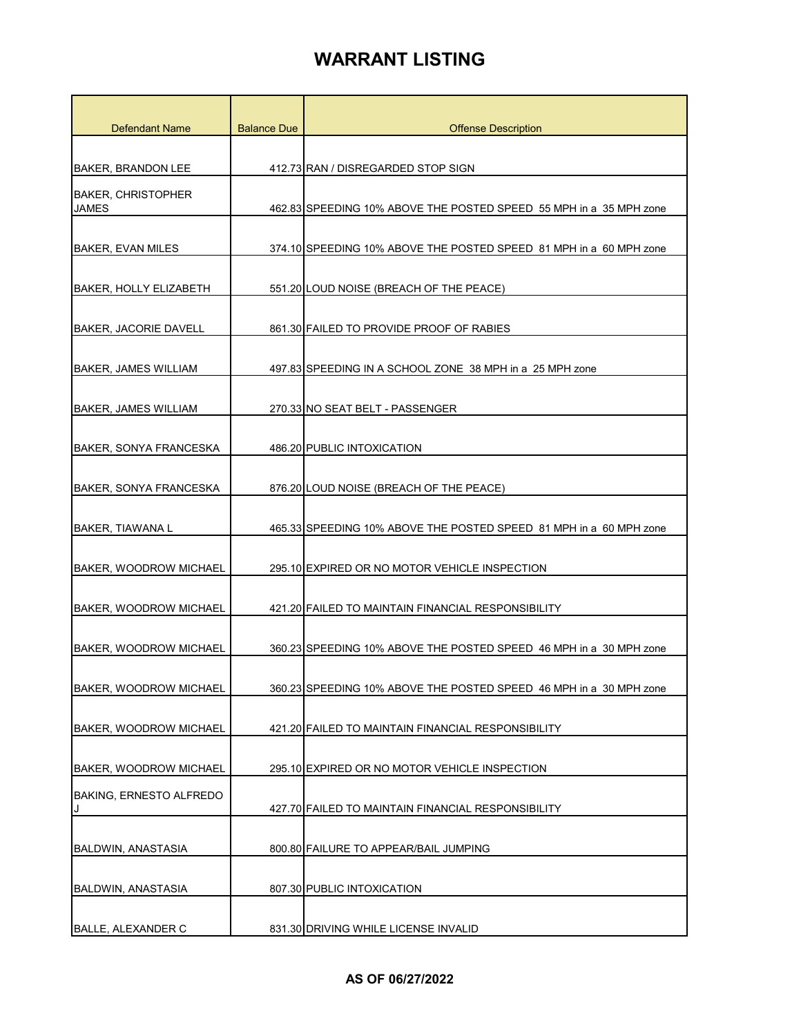# WARRANT LISTING

| Defendant Name | Balance Due | Offense Description |
|---|---|---|
| BAKER, BRANDON LEE | 412.73 | RAN / DISREGARDED STOP SIGN |
| BAKER, CHRISTOPHER JAMES | 462.83 | SPEEDING 10% ABOVE THE POSTED SPEED 55 MPH in a 35 MPH zone |
| BAKER, EVAN MILES | 374.10 | SPEEDING 10% ABOVE THE POSTED SPEED 81 MPH in a 60 MPH zone |
| BAKER, HOLLY ELIZABETH | 551.20 | LOUD NOISE (BREACH OF THE PEACE) |
| BAKER, JACORIE DAVELL | 861.30 | FAILED TO PROVIDE PROOF OF RABIES |
| BAKER, JAMES WILLIAM | 497.83 | SPEEDING IN A SCHOOL ZONE 38 MPH in a 25 MPH zone |
| BAKER, JAMES WILLIAM | 270.33 | NO SEAT BELT - PASSENGER |
| BAKER, SONYA FRANCESKA | 486.20 | PUBLIC INTOXICATION |
| BAKER, SONYA FRANCESKA | 876.20 | LOUD NOISE (BREACH OF THE PEACE) |
| BAKER, TIAWANA L | 465.33 | SPEEDING 10% ABOVE THE POSTED SPEED 81 MPH in a 60 MPH zone |
| BAKER, WOODROW MICHAEL | 295.10 | EXPIRED OR NO MOTOR VEHICLE INSPECTION |
| BAKER, WOODROW MICHAEL | 421.20 | FAILED TO MAINTAIN FINANCIAL RESPONSIBILITY |
| BAKER, WOODROW MICHAEL | 360.23 | SPEEDING 10% ABOVE THE POSTED SPEED 46 MPH in a 30 MPH zone |
| BAKER, WOODROW MICHAEL | 360.23 | SPEEDING 10% ABOVE THE POSTED SPEED 46 MPH in a 30 MPH zone |
| BAKER, WOODROW MICHAEL | 421.20 | FAILED TO MAINTAIN FINANCIAL RESPONSIBILITY |
| BAKER, WOODROW MICHAEL | 295.10 | EXPIRED OR NO MOTOR VEHICLE INSPECTION |
| BAKING, ERNESTO ALFREDO J | 427.70 | FAILED TO MAINTAIN FINANCIAL RESPONSIBILITY |
| BALDWIN, ANASTASIA | 800.80 | FAILURE TO APPEAR/BAIL JUMPING |
| BALDWIN, ANASTASIA | 807.30 | PUBLIC INTOXICATION |
| BALLE, ALEXANDER C | 831.30 | DRIVING WHILE LICENSE INVALID |

**AS OF 06/27/2022**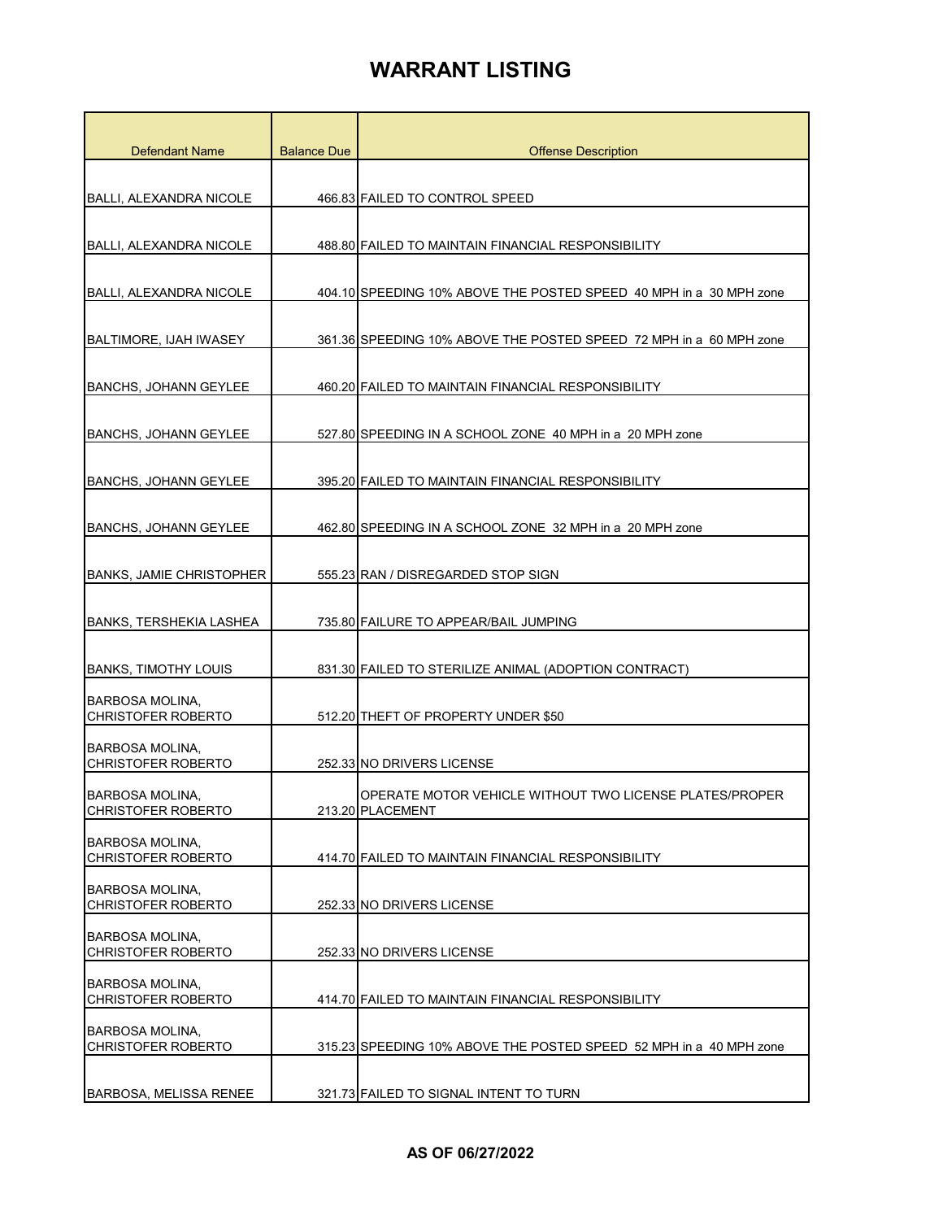# WARRANT LISTING

| Defendant Name | Balance Due | Offense Description |
|---|---|---|
| BALLI, ALEXANDRA NICOLE | 466.83 | FAILED TO CONTROL SPEED |
| BALLI, ALEXANDRA NICOLE | 488.80 | FAILED TO MAINTAIN FINANCIAL RESPONSIBILITY |
| BALLI, ALEXANDRA NICOLE | 404.10 | SPEEDING 10% ABOVE THE POSTED SPEED 40 MPH in a 30 MPH zone |
| BALTIMORE, IJAH IWASEY | 361.36 | SPEEDING 10% ABOVE THE POSTED SPEED 72 MPH in a 60 MPH zone |
| BANCHS, JOHANN GEYLEE | 460.20 | FAILED TO MAINTAIN FINANCIAL RESPONSIBILITY |
| BANCHS, JOHANN GEYLEE | 527.80 | SPEEDING IN A SCHOOL ZONE 40 MPH in a 20 MPH zone |
| BANCHS, JOHANN GEYLEE | 395.20 | FAILED TO MAINTAIN FINANCIAL RESPONSIBILITY |
| BANCHS, JOHANN GEYLEE | 462.80 | SPEEDING IN A SCHOOL ZONE 32 MPH in a 20 MPH zone |
| BANKS, JAMIE CHRISTOPHER | 555.23 | RAN / DISREGARDED STOP SIGN |
| BANKS, TERSHEKIA LASHEA | 735.80 | FAILURE TO APPEAR/BAIL JUMPING |
| BANKS, TIMOTHY LOUIS | 831.30 | FAILED TO STERILIZE ANIMAL (ADOPTION CONTRACT) |
| BARBOSA MOLINA, CHRISTOFER ROBERTO | 512.20 | THEFT OF PROPERTY UNDER $50 |
| BARBOSA MOLINA, CHRISTOFER ROBERTO | 252.33 | NO DRIVERS LICENSE |
| BARBOSA MOLINA, CHRISTOFER ROBERTO | 213.20 | OPERATE MOTOR VEHICLE WITHOUT TWO LICENSE PLATES/PROPER PLACEMENT |
| BARBOSA MOLINA, CHRISTOFER ROBERTO | 414.70 | FAILED TO MAINTAIN FINANCIAL RESPONSIBILITY |
| BARBOSA MOLINA, CHRISTOFER ROBERTO | 252.33 | NO DRIVERS LICENSE |
| BARBOSA MOLINA, CHRISTOFER ROBERTO | 252.33 | NO DRIVERS LICENSE |
| BARBOSA MOLINA, CHRISTOFER ROBERTO | 414.70 | FAILED TO MAINTAIN FINANCIAL RESPONSIBILITY |
| BARBOSA MOLINA, CHRISTOFER ROBERTO | 315.23 | SPEEDING 10% ABOVE THE POSTED SPEED 52 MPH in a 40 MPH zone |
| BARBOSA, MELISSA RENEE | 321.73 | FAILED TO SIGNAL INTENT TO TURN |

**AS OF 06/27/2022**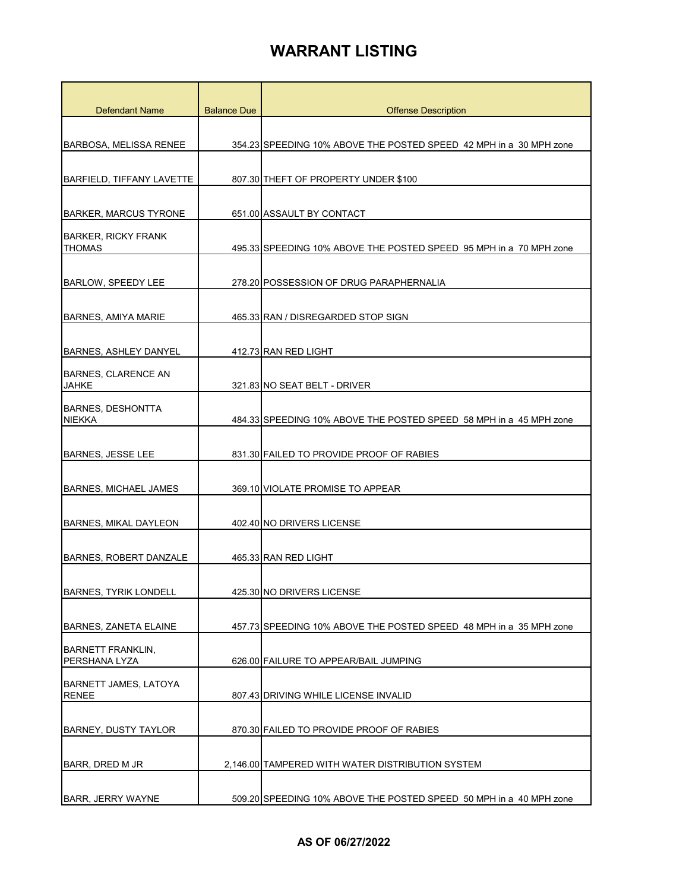# WARRANT LISTING

| Defendant Name | Balance Due | Offense Description |
|---|---|---|
| BARBOSA, MELISSA RENEE | 354.23 | SPEEDING 10% ABOVE THE POSTED SPEED 42 MPH in a 30 MPH zone |
| BARFIELD, TIFFANY LAVETTE | 807.30 | THEFT OF PROPERTY UNDER $100 |
| BARKER, MARCUS TYRONE | 651.00 | ASSAULT BY CONTACT |
| BARKER, RICKY FRANK THOMAS | 495.33 | SPEEDING 10% ABOVE THE POSTED SPEED 95 MPH in a 70 MPH zone |
| BARLOW, SPEEDY LEE | 278.20 | POSSESSION OF DRUG PARAPHERNALIA |
| BARNES, AMIYA MARIE | 465.33 | RAN / DISREGARDED STOP SIGN |
| BARNES, ASHLEY DANYEL | 412.73 | RAN RED LIGHT |
| BARNES, CLARENCE AN JAHKE | 321.83 | NO SEAT BELT - DRIVER |
| BARNES, DESHONTTA NIEKKA | 484.33 | SPEEDING 10% ABOVE THE POSTED SPEED 58 MPH in a 45 MPH zone |
| BARNES, JESSE LEE | 831.30 | FAILED TO PROVIDE PROOF OF RABIES |
| BARNES, MICHAEL JAMES | 369.10 | VIOLATE PROMISE TO APPEAR |
| BARNES, MIKAL DAYLEON | 402.40 | NO DRIVERS LICENSE |
| BARNES, ROBERT DANZALE | 465.33 | RAN RED LIGHT |
| BARNES, TYRIK LONDELL | 425.30 | NO DRIVERS LICENSE |
| BARNES, ZANETA ELAINE | 457.73 | SPEEDING 10% ABOVE THE POSTED SPEED 48 MPH in a 35 MPH zone |
| BARNETT FRANKLIN, PERSHANA LYZA | 626.00 | FAILURE TO APPEAR/BAIL JUMPING |
| BARNETT JAMES, LATOYA RENEE | 807.43 | DRIVING WHILE LICENSE INVALID |
| BARNEY, DUSTY TAYLOR | 870.30 | FAILED TO PROVIDE PROOF OF RABIES |
| BARR, DRED M JR | 2,146.00 | TAMPERED WITH WATER DISTRIBUTION SYSTEM |
| BARR, JERRY WAYNE | 509.20 | SPEEDING 10% ABOVE THE POSTED SPEED 50 MPH in a 40 MPH zone |

**AS OF 06/27/2022**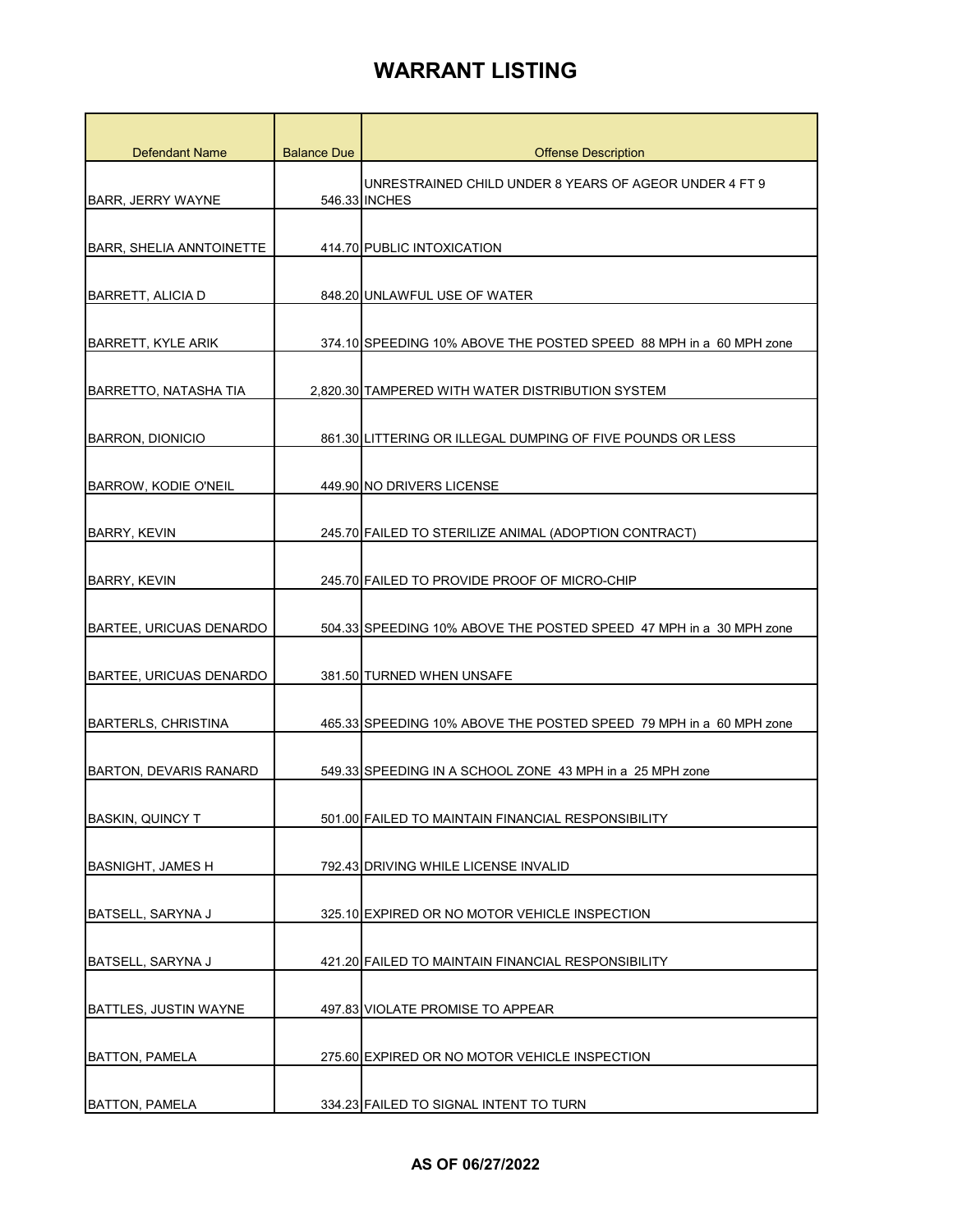# WARRANT LISTING

| Defendant Name | Balance Due | Offense Description |
|---|---|---|
| BARR, JERRY WAYNE | 546.33 | UNRESTRAINED CHILD UNDER 8 YEARS OF AGEOR UNDER 4 FT 9 INCHES |
| BARR, SHELIA ANNTOINETTE | 414.70 | PUBLIC INTOXICATION |
| BARRETT, ALICIA D | 848.20 | UNLAWFUL USE OF WATER |
| BARRETT, KYLE ARIK | 374.10 | SPEEDING 10% ABOVE THE POSTED SPEED 88 MPH in a 60 MPH zone |
| BARRETTO, NATASHA TIA | 2,820.30 | TAMPERED WITH WATER DISTRIBUTION SYSTEM |
| BARRON, DIONICIO | 861.30 | LITTERING OR ILLEGAL DUMPING OF FIVE POUNDS OR LESS |
| BARROW, KODIE O'NEIL | 449.90 | NO DRIVERS LICENSE |
| BARRY, KEVIN | 245.70 | FAILED TO STERILIZE ANIMAL (ADOPTION CONTRACT) |
| BARRY, KEVIN | 245.70 | FAILED TO PROVIDE PROOF OF MICRO-CHIP |
| BARTEE, URICUAS DENARDO | 504.33 | SPEEDING 10% ABOVE THE POSTED SPEED 47 MPH in a 30 MPH zone |
| BARTEE, URICUAS DENARDO | 381.50 | TURNED WHEN UNSAFE |
| BARTERLS, CHRISTINA | 465.33 | SPEEDING 10% ABOVE THE POSTED SPEED 79 MPH in a 60 MPH zone |
| BARTON, DEVARIS RANARD | 549.33 | SPEEDING IN A SCHOOL ZONE 43 MPH in a 25 MPH zone |
| BASKIN, QUINCY T | 501.00 | FAILED TO MAINTAIN FINANCIAL RESPONSIBILITY |
| BASNIGHT, JAMES H | 792.43 | DRIVING WHILE LICENSE INVALID |
| BATSELL, SARYNA J | 325.10 | EXPIRED OR NO MOTOR VEHICLE INSPECTION |
| BATSELL, SARYNA J | 421.20 | FAILED TO MAINTAIN FINANCIAL RESPONSIBILITY |
| BATTLES, JUSTIN WAYNE | 497.83 | VIOLATE PROMISE TO APPEAR |
| BATTON, PAMELA | 275.60 | EXPIRED OR NO MOTOR VEHICLE INSPECTION |
| BATTON, PAMELA | 334.23 | FAILED TO SIGNAL INTENT TO TURN |

**AS OF 06/27/2022**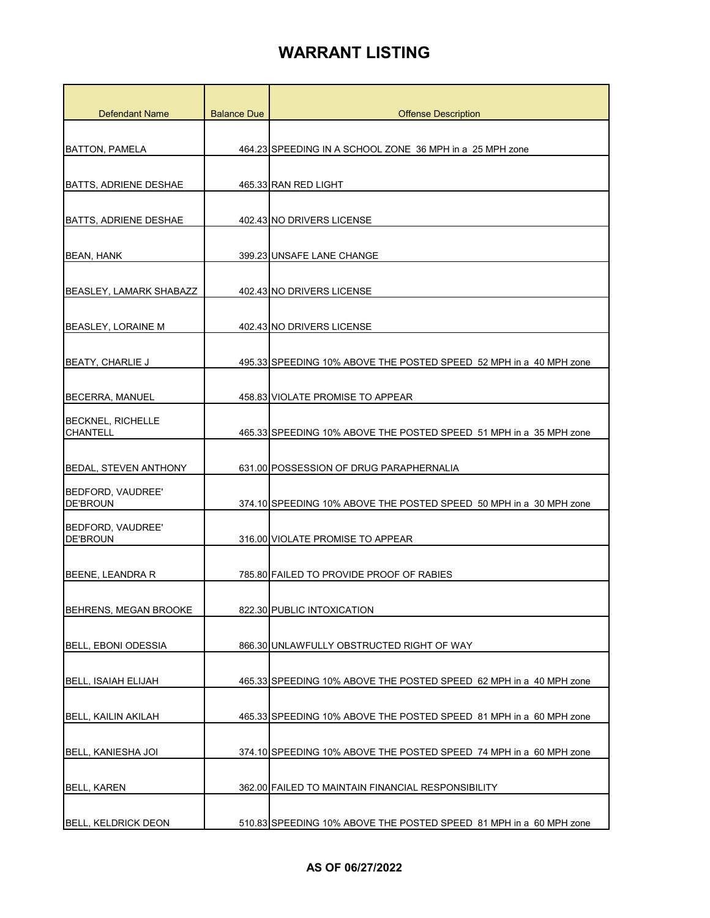# WARRANT LISTING

| Defendant Name | Balance Due | Offense Description |
|---|---|---|
| BATTON, PAMELA | 464.23 | SPEEDING IN A SCHOOL ZONE 36 MPH in a 25 MPH zone |
| BATTS, ADRIENE DESHAE | 465.33 | RAN RED LIGHT |
| BATTS, ADRIENE DESHAE | 402.43 | NO DRIVERS LICENSE |
| BEAN, HANK | 399.23 | UNSAFE LANE CHANGE |
| BEASLEY, LAMARK SHABAZZ | 402.43 | NO DRIVERS LICENSE |
| BEASLEY, LORAINE M | 402.43 | NO DRIVERS LICENSE |
| BEATY, CHARLIE J | 495.33 | SPEEDING 10% ABOVE THE POSTED SPEED 52 MPH in a 40 MPH zone |
| BECERRA, MANUEL | 458.83 | VIOLATE PROMISE TO APPEAR |
| BECKNEL, RICHELLE CHANTELL | 465.33 | SPEEDING 10% ABOVE THE POSTED SPEED 51 MPH in a 35 MPH zone |
| BEDAL, STEVEN ANTHONY | 631.00 | POSSESSION OF DRUG PARAPHERNALIA |
| BEDFORD, VAUDREE' DE'BROUN | 374.10 | SPEEDING 10% ABOVE THE POSTED SPEED 50 MPH in a 30 MPH zone |
| BEDFORD, VAUDREE' DE'BROUN | 316.00 | VIOLATE PROMISE TO APPEAR |
| BEENE, LEANDRA R | 785.80 | FAILED TO PROVIDE PROOF OF RABIES |
| BEHRENS, MEGAN BROOKE | 822.30 | PUBLIC INTOXICATION |
| BELL, EBONI ODESSIA | 866.30 | UNLAWFULLY OBSTRUCTED RIGHT OF WAY |
| BELL, ISAIAH ELIJAH | 465.33 | SPEEDING 10% ABOVE THE POSTED SPEED 62 MPH in a 40 MPH zone |
| BELL, KAILIN AKILAH | 465.33 | SPEEDING 10% ABOVE THE POSTED SPEED 81 MPH in a 60 MPH zone |
| BELL, KANIESHA JOI | 374.10 | SPEEDING 10% ABOVE THE POSTED SPEED 74 MPH in a 60 MPH zone |
| BELL, KAREN | 362.00 | FAILED TO MAINTAIN FINANCIAL RESPONSIBILITY |
| BELL, KELDRICK DEON | 510.83 | SPEEDING 10% ABOVE THE POSTED SPEED 81 MPH in a 60 MPH zone |

**AS OF 06/27/2022**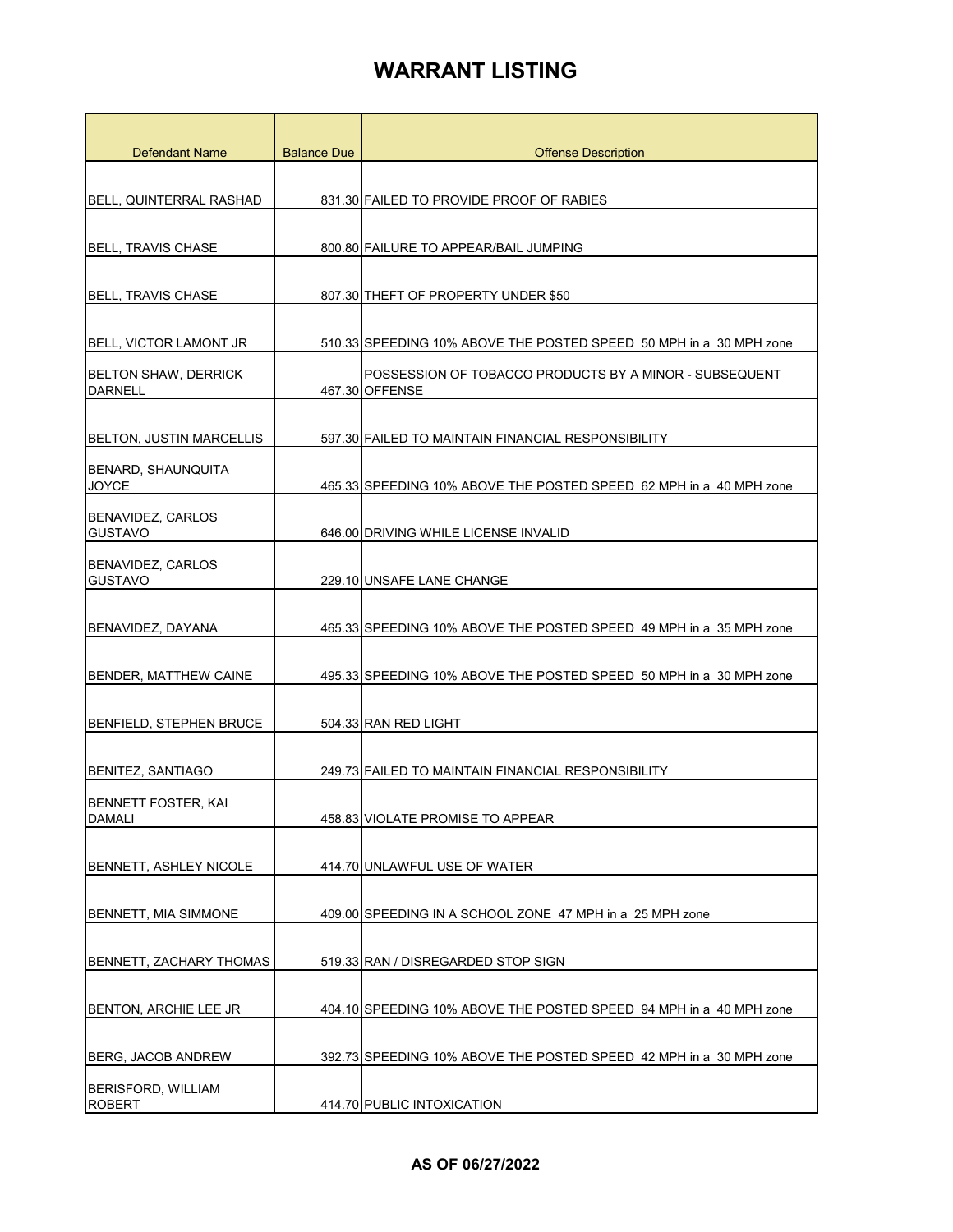# WARRANT LISTING

| Defendant Name | Balance Due | Offense Description |
|---|---|---|
| BELL, QUINTERRAL RASHAD | 831.30 | FAILED TO PROVIDE PROOF OF RABIES |
| BELL, TRAVIS CHASE | 800.80 | FAILURE TO APPEAR/BAIL JUMPING |
| BELL, TRAVIS CHASE | 807.30 | THEFT OF PROPERTY UNDER $50 |
| BELL, VICTOR LAMONT JR | 510.33 | SPEEDING 10% ABOVE THE POSTED SPEED 50 MPH in a 30 MPH zone |
| BELTON SHAW, DERRICK DARNELL | 467.30 | POSSESSION OF TOBACCO PRODUCTS BY A MINOR - SUBSEQUENT OFFENSE |
| BELTON, JUSTIN MARCELLIS | 597.30 | FAILED TO MAINTAIN FINANCIAL RESPONSIBILITY |
| BENARD, SHAUNQUITA JOYCE | 465.33 | SPEEDING 10% ABOVE THE POSTED SPEED 62 MPH in a 40 MPH zone |
| BENAVIDEZ, CARLOS GUSTAVO | 646.00 | DRIVING WHILE LICENSE INVALID |
| BENAVIDEZ, CARLOS GUSTAVO | 229.10 | UNSAFE LANE CHANGE |
| BENAVIDEZ, DAYANA | 465.33 | SPEEDING 10% ABOVE THE POSTED SPEED 49 MPH in a 35 MPH zone |
| BENDER, MATTHEW CAINE | 495.33 | SPEEDING 10% ABOVE THE POSTED SPEED 50 MPH in a 30 MPH zone |
| BENFIELD, STEPHEN BRUCE | 504.33 | RAN RED LIGHT |
| BENITEZ, SANTIAGO | 249.73 | FAILED TO MAINTAIN FINANCIAL RESPONSIBILITY |
| BENNETT FOSTER, KAI DAMALI | 458.83 | VIOLATE PROMISE TO APPEAR |
| BENNETT, ASHLEY NICOLE | 414.70 | UNLAWFUL USE OF WATER |
| BENNETT, MIA SIMMONE | 409.00 | SPEEDING IN A SCHOOL ZONE 47 MPH in a 25 MPH zone |
| BENNETT, ZACHARY THOMAS | 519.33 | RAN / DISREGARDED STOP SIGN |
| BENTON, ARCHIE LEE JR | 404.10 | SPEEDING 10% ABOVE THE POSTED SPEED 94 MPH in a 40 MPH zone |
| BERG, JACOB ANDREW | 392.73 | SPEEDING 10% ABOVE THE POSTED SPEED 42 MPH in a 30 MPH zone |
| BERISFORD, WILLIAM ROBERT | 414.70 | PUBLIC INTOXICATION |

**AS OF 06/27/2022**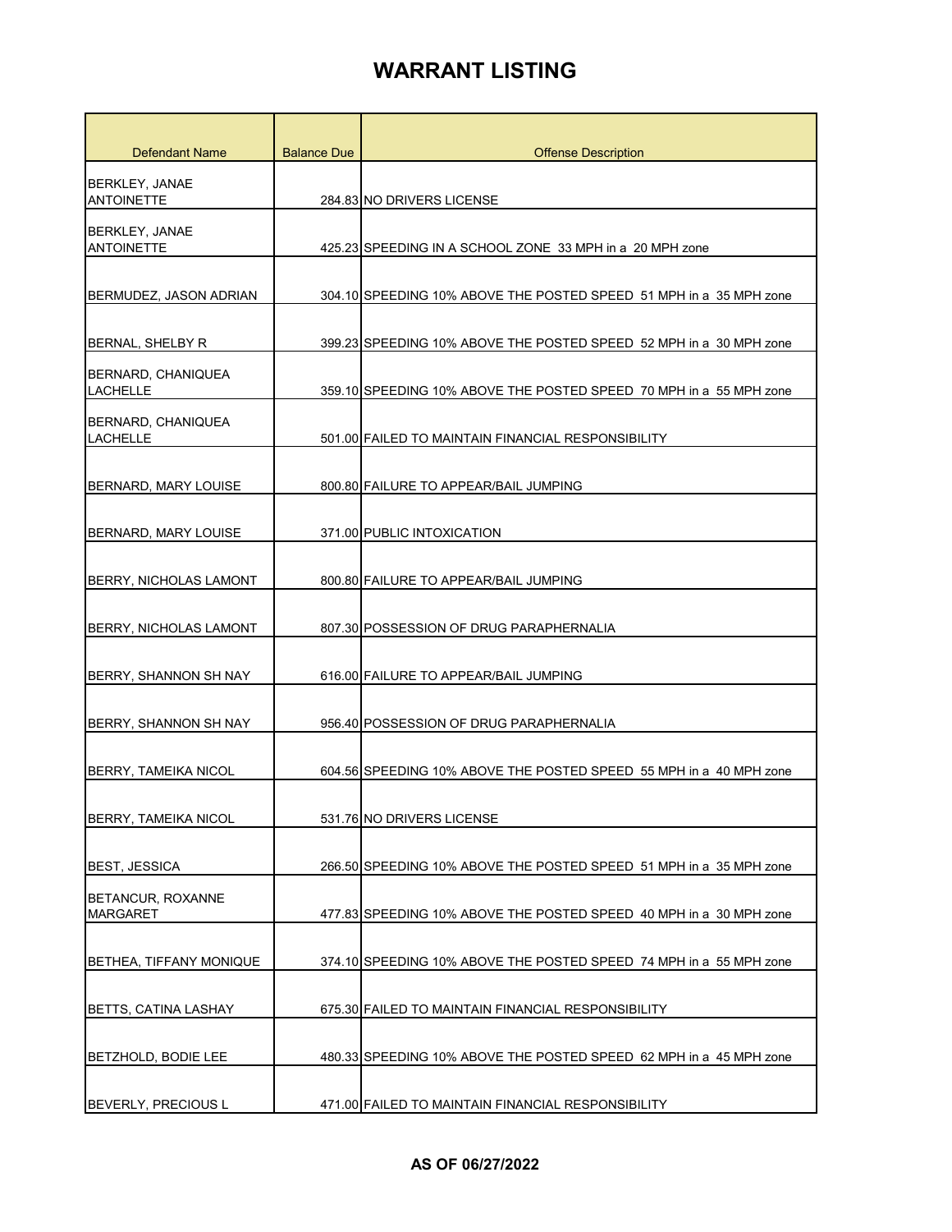# WARRANT LISTING

| Defendant Name | Balance Due | Offense Description |
|---|---|---|
| BERKLEY, JANAE ANTOINETTE | 284.83 | NO DRIVERS LICENSE |
| BERKLEY, JANAE ANTOINETTE | 425.23 | SPEEDING IN A SCHOOL ZONE 33 MPH in a 20 MPH zone |
| BERMUDEZ, JASON ADRIAN | 304.10 | SPEEDING 10% ABOVE THE POSTED SPEED 51 MPH in a 35 MPH zone |
| BERNAL, SHELBY R | 399.23 | SPEEDING 10% ABOVE THE POSTED SPEED 52 MPH in a 30 MPH zone |
| BERNARD, CHANIQUEA LACHELLE | 359.10 | SPEEDING 10% ABOVE THE POSTED SPEED 70 MPH in a 55 MPH zone |
| BERNARD, CHANIQUEA LACHELLE | 501.00 | FAILED TO MAINTAIN FINANCIAL RESPONSIBILITY |
| BERNARD, MARY LOUISE | 800.80 | FAILURE TO APPEAR/BAIL JUMPING |
| BERNARD, MARY LOUISE | 371.00 | PUBLIC INTOXICATION |
| BERRY, NICHOLAS LAMONT | 800.80 | FAILURE TO APPEAR/BAIL JUMPING |
| BERRY, NICHOLAS LAMONT | 807.30 | POSSESSION OF DRUG PARAPHERNALIA |
| BERRY, SHANNON SH NAY | 616.00 | FAILURE TO APPEAR/BAIL JUMPING |
| BERRY, SHANNON SH NAY | 956.40 | POSSESSION OF DRUG PARAPHERNALIA |
| BERRY, TAMEIKA NICOL | 604.56 | SPEEDING 10% ABOVE THE POSTED SPEED 55 MPH in a 40 MPH zone |
| BERRY, TAMEIKA NICOL | 531.76 | NO DRIVERS LICENSE |
| BEST, JESSICA | 266.50 | SPEEDING 10% ABOVE THE POSTED SPEED 51 MPH in a 35 MPH zone |
| BETANCUR, ROXANNE MARGARET | 477.83 | SPEEDING 10% ABOVE THE POSTED SPEED 40 MPH in a 30 MPH zone |
| BETHEA, TIFFANY MONIQUE | 374.10 | SPEEDING 10% ABOVE THE POSTED SPEED 74 MPH in a 55 MPH zone |
| BETTS, CATINA LASHAY | 675.30 | FAILED TO MAINTAIN FINANCIAL RESPONSIBILITY |
| BETZHOLD, BODIE LEE | 480.33 | SPEEDING 10% ABOVE THE POSTED SPEED 62 MPH in a 45 MPH zone |
| BEVERLY, PRECIOUS L | 471.00 | FAILED TO MAINTAIN FINANCIAL RESPONSIBILITY |

**AS OF 06/27/2022**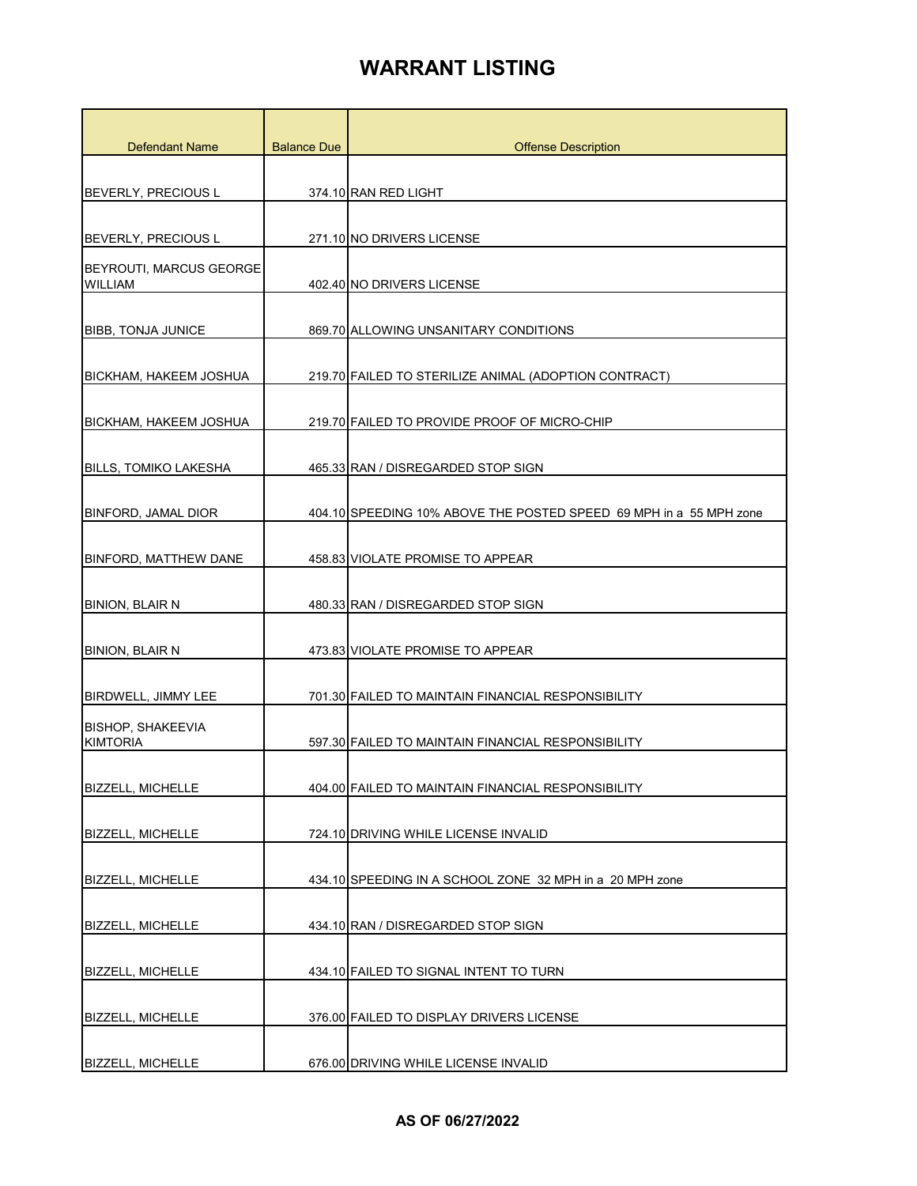# WARRANT LISTING

| Defendant Name | Balance Due | Offense Description |
|---|---|---|
| BEVERLY, PRECIOUS L | 374.10 | RAN RED LIGHT |
| BEVERLY, PRECIOUS L | 271.10 | NO DRIVERS LICENSE |
| BEYROUTI, MARCUS GEORGE WILLIAM | 402.40 | NO DRIVERS LICENSE |
| BIBB, TONJA JUNICE | 869.70 | ALLOWING UNSANITARY CONDITIONS |
| BICKHAM, HAKEEM JOSHUA | 219.70 | FAILED TO STERILIZE ANIMAL (ADOPTION CONTRACT) |
| BICKHAM, HAKEEM JOSHUA | 219.70 | FAILED TO PROVIDE PROOF OF MICRO-CHIP |
| BILLS, TOMIKO LAKESHA | 465.33 | RAN / DISREGARDED STOP SIGN |
| BINFORD, JAMAL DIOR | 404.10 | SPEEDING 10% ABOVE THE POSTED SPEED 69 MPH in a 55 MPH zone |
| BINFORD, MATTHEW DANE | 458.83 | VIOLATE PROMISE TO APPEAR |
| BINION, BLAIR N | 480.33 | RAN / DISREGARDED STOP SIGN |
| BINION, BLAIR N | 473.83 | VIOLATE PROMISE TO APPEAR |
| BIRDWELL, JIMMY LEE | 701.30 | FAILED TO MAINTAIN FINANCIAL RESPONSIBILITY |
| BISHOP, SHAKEEVIA KIMTORIA | 597.30 | FAILED TO MAINTAIN FINANCIAL RESPONSIBILITY |
| BIZZELL, MICHELLE | 404.00 | FAILED TO MAINTAIN FINANCIAL RESPONSIBILITY |
| BIZZELL, MICHELLE | 724.10 | DRIVING WHILE LICENSE INVALID |
| BIZZELL, MICHELLE | 434.10 | SPEEDING IN A SCHOOL ZONE 32 MPH in a 20 MPH zone |
| BIZZELL, MICHELLE | 434.10 | RAN / DISREGARDED STOP SIGN |
| BIZZELL, MICHELLE | 434.10 | FAILED TO SIGNAL INTENT TO TURN |
| BIZZELL, MICHELLE | 376.00 | FAILED TO DISPLAY DRIVERS LICENSE |
| BIZZELL, MICHELLE | 676.00 | DRIVING WHILE LICENSE INVALID |

**AS OF 06/27/2022**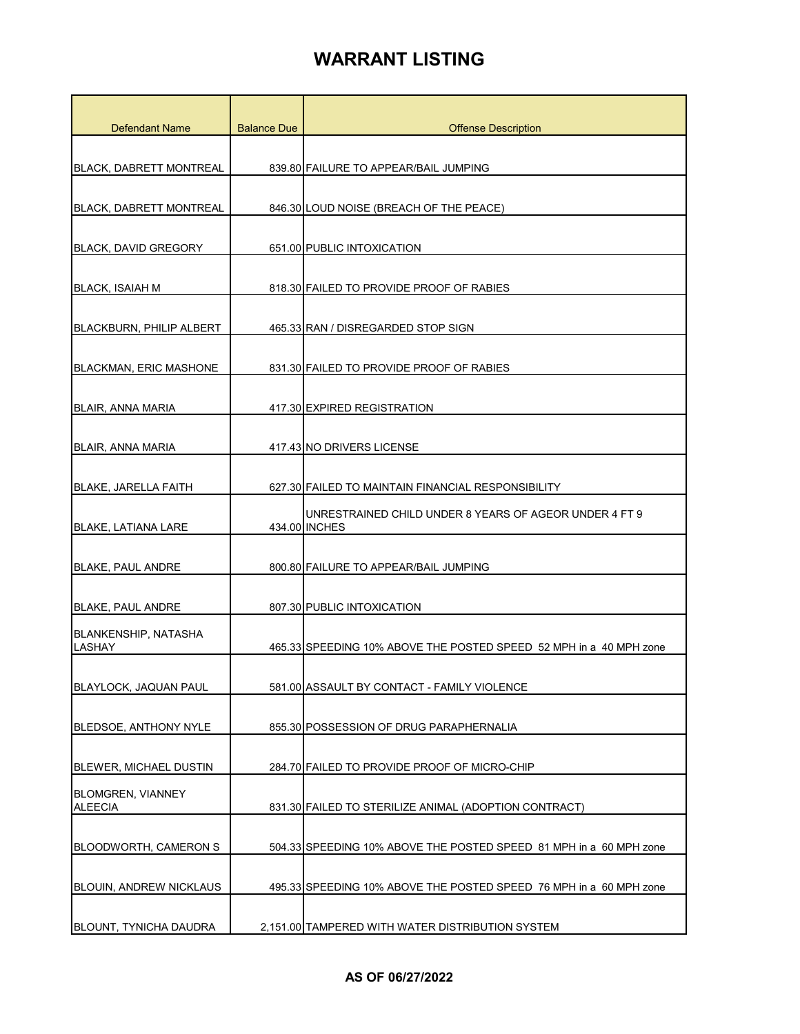# WARRANT LISTING

| Defendant Name | Balance Due | Offense Description |
|---|---|---|
| BLACK, DABRETT MONTREAL | 839.80 | FAILURE TO APPEAR/BAIL JUMPING |
| BLACK, DABRETT MONTREAL | 846.30 | LOUD NOISE (BREACH OF THE PEACE) |
| BLACK, DAVID GREGORY | 651.00 | PUBLIC INTOXICATION |
| BLACK, ISAIAH M | 818.30 | FAILED TO PROVIDE PROOF OF RABIES |
| BLACKBURN, PHILIP ALBERT | 465.33 | RAN / DISREGARDED STOP SIGN |
| BLACKMAN, ERIC MASHONE | 831.30 | FAILED TO PROVIDE PROOF OF RABIES |
| BLAIR, ANNA MARIA | 417.30 | EXPIRED REGISTRATION |
| BLAIR, ANNA MARIA | 417.43 | NO DRIVERS LICENSE |
| BLAKE, JARELLA FAITH | 627.30 | FAILED TO MAINTAIN FINANCIAL RESPONSIBILITY |
| BLAKE, LATIANA LARE | 434.00 | UNRESTRAINED CHILD UNDER 8 YEARS OF AGEOR UNDER 4 FT 9 INCHES |
| BLAKE, PAUL ANDRE | 800.80 | FAILURE TO APPEAR/BAIL JUMPING |
| BLAKE, PAUL ANDRE | 807.30 | PUBLIC INTOXICATION |
| BLANKENSHIP, NATASHA LASHAY | 465.33 | SPEEDING 10% ABOVE THE POSTED SPEED 52 MPH in a 40 MPH zone |
| BLAYLOCK, JAQUAN PAUL | 581.00 | ASSAULT BY CONTACT - FAMILY VIOLENCE |
| BLEDSOE, ANTHONY NYLE | 855.30 | POSSESSION OF DRUG PARAPHERNALIA |
| BLEWER, MICHAEL DUSTIN | 284.70 | FAILED TO PROVIDE PROOF OF MICRO-CHIP |
| BLOMGREN, VIANNEY ALEECIA | 831.30 | FAILED TO STERILIZE ANIMAL (ADOPTION CONTRACT) |
| BLOODWORTH, CAMERON S | 504.33 | SPEEDING 10% ABOVE THE POSTED SPEED 81 MPH in a 60 MPH zone |
| BLOUIN, ANDREW NICKLAUS | 495.33 | SPEEDING 10% ABOVE THE POSTED SPEED 76 MPH in a 60 MPH zone |
| BLOUNT, TYNICHA DAUDRA | 2,151.00 | TAMPERED WITH WATER DISTRIBUTION SYSTEM |

**AS OF 06/27/2022**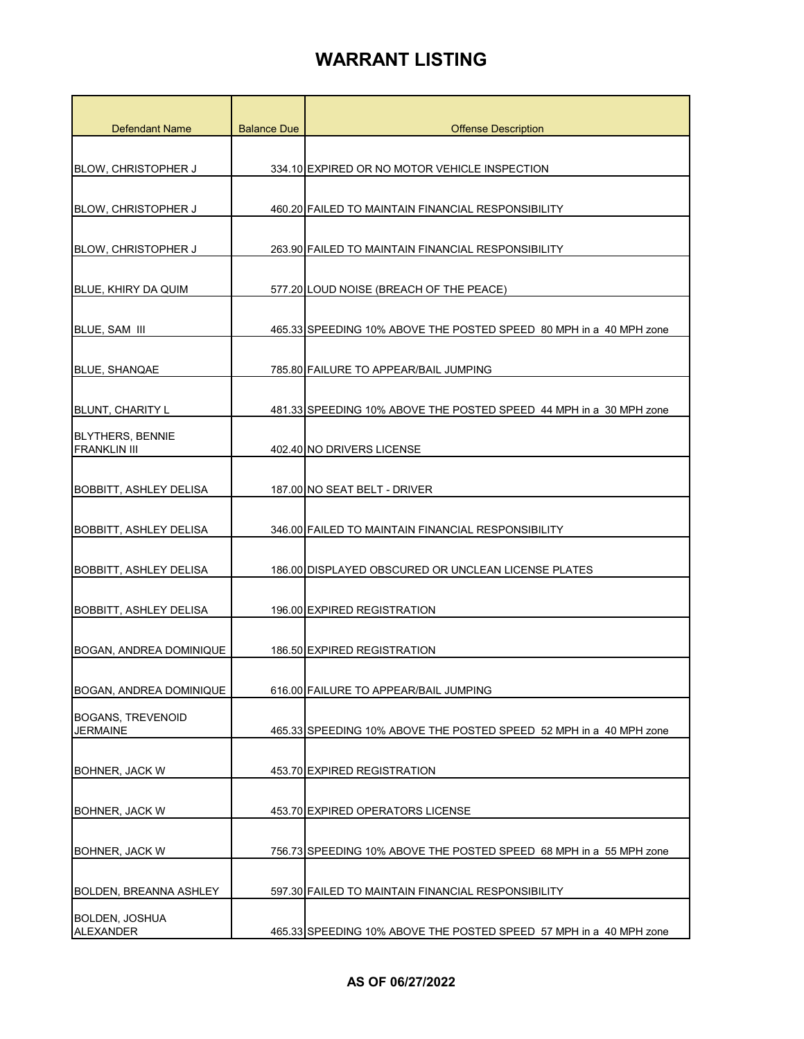# WARRANT LISTING

| Defendant Name | Balance Due | Offense Description |
|---|---|---|
| BLOW, CHRISTOPHER J | 334.10 | EXPIRED OR NO MOTOR VEHICLE INSPECTION |
| BLOW, CHRISTOPHER J | 460.20 | FAILED TO MAINTAIN FINANCIAL RESPONSIBILITY |
| BLOW, CHRISTOPHER J | 263.90 | FAILED TO MAINTAIN FINANCIAL RESPONSIBILITY |
| BLUE, KHIRY DA QUIM | 577.20 | LOUD NOISE (BREACH OF THE PEACE) |
| BLUE, SAM III | 465.33 | SPEEDING 10% ABOVE THE POSTED SPEED 80 MPH in a 40 MPH zone |
| BLUE, SHANQAE | 785.80 | FAILURE TO APPEAR/BAIL JUMPING |
| BLUNT, CHARITY L | 481.33 | SPEEDING 10% ABOVE THE POSTED SPEED 44 MPH in a 30 MPH zone |
| BLYTHERS, BENNIE FRANKLIN III | 402.40 | NO DRIVERS LICENSE |
| BOBBITT, ASHLEY DELISA | 187.00 | NO SEAT BELT - DRIVER |
| BOBBITT, ASHLEY DELISA | 346.00 | FAILED TO MAINTAIN FINANCIAL RESPONSIBILITY |
| BOBBITT, ASHLEY DELISA | 186.00 | DISPLAYED OBSCURED OR UNCLEAN LICENSE PLATES |
| BOBBITT, ASHLEY DELISA | 196.00 | EXPIRED REGISTRATION |
| BOGAN, ANDREA DOMINIQUE | 186.50 | EXPIRED REGISTRATION |
| BOGAN, ANDREA DOMINIQUE | 616.00 | FAILURE TO APPEAR/BAIL JUMPING |
| BOGANS, TREVENOID JERMAINE | 465.33 | SPEEDING 10% ABOVE THE POSTED SPEED 52 MPH in a 40 MPH zone |
| BOHNER, JACK W | 453.70 | EXPIRED REGISTRATION |
| BOHNER, JACK W | 453.70 | EXPIRED OPERATORS LICENSE |
| BOHNER, JACK W | 756.73 | SPEEDING 10% ABOVE THE POSTED SPEED 68 MPH in a 55 MPH zone |
| BOLDEN, BREANNA ASHLEY | 597.30 | FAILED TO MAINTAIN FINANCIAL RESPONSIBILITY |
| BOLDEN, JOSHUA ALEXANDER | 465.33 | SPEEDING 10% ABOVE THE POSTED SPEED 57 MPH in a 40 MPH zone |

**AS OF 06/27/2022**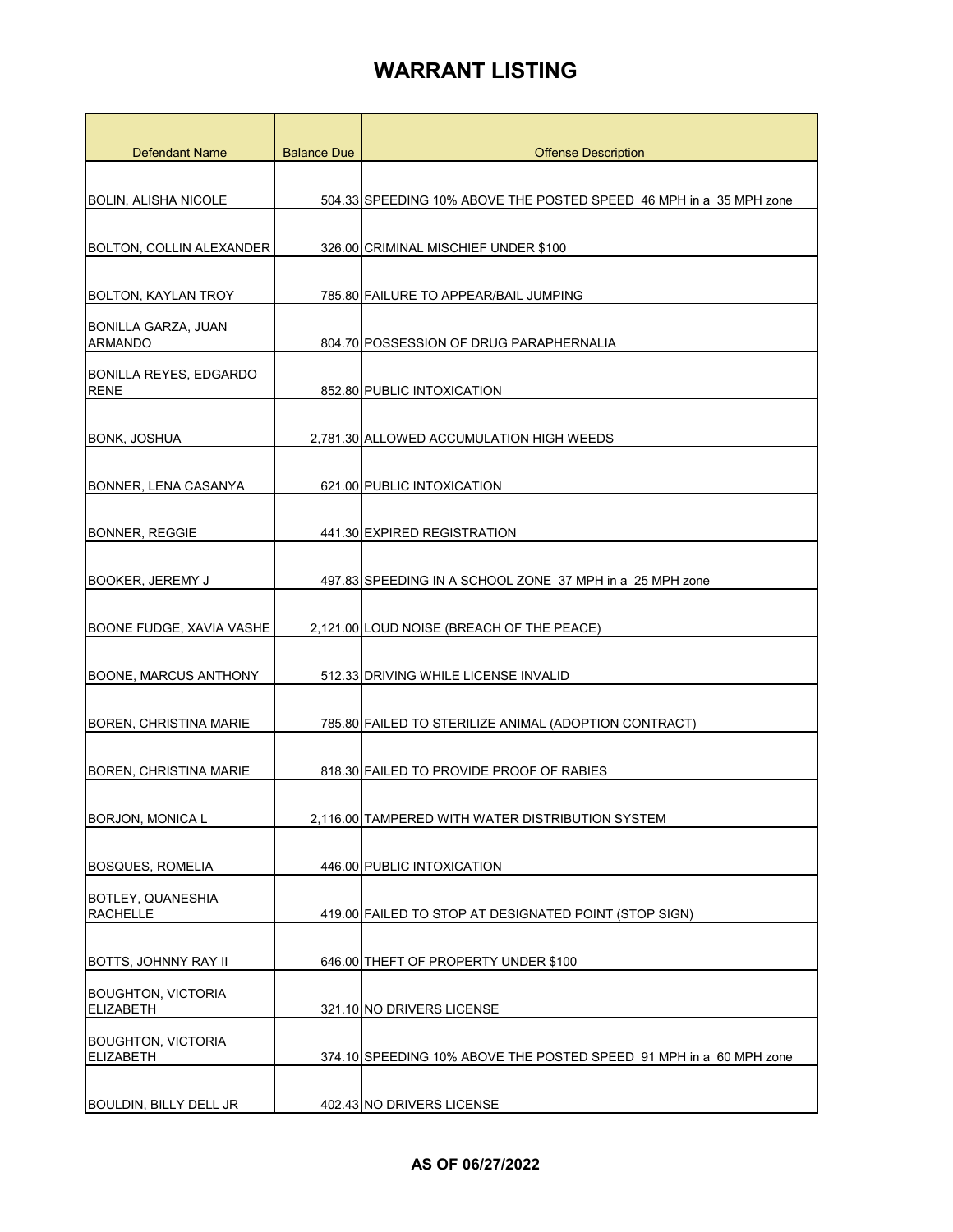# WARRANT LISTING

| Defendant Name | Balance Due | Offense Description |
|---|---|---|
| BOLIN, ALISHA NICOLE | 504.33 | SPEEDING 10% ABOVE THE POSTED SPEED 46 MPH in a 35 MPH zone |
| BOLTON, COLLIN ALEXANDER | 326.00 | CRIMINAL MISCHIEF UNDER $100 |
| BOLTON, KAYLAN TROY | 785.80 | FAILURE TO APPEAR/BAIL JUMPING |
| BONILLA GARZA, JUAN ARMANDO | 804.70 | POSSESSION OF DRUG PARAPHERNALIA |
| BONILLA REYES, EDGARDO RENE | 852.80 | PUBLIC INTOXICATION |
| BONK, JOSHUA | 2,781.30 | ALLOWED ACCUMULATION HIGH WEEDS |
| BONNER, LENA CASANYA | 621.00 | PUBLIC INTOXICATION |
| BONNER, REGGIE | 441.30 | EXPIRED REGISTRATION |
| BOOKER, JEREMY J | 497.83 | SPEEDING IN A SCHOOL ZONE 37 MPH in a 25 MPH zone |
| BOONE FUDGE, XAVIA VASHE | 2,121.00 | LOUD NOISE (BREACH OF THE PEACE) |
| BOONE, MARCUS ANTHONY | 512.33 | DRIVING WHILE LICENSE INVALID |
| BOREN, CHRISTINA MARIE | 785.80 | FAILED TO STERILIZE ANIMAL (ADOPTION CONTRACT) |
| BOREN, CHRISTINA MARIE | 818.30 | FAILED TO PROVIDE PROOF OF RABIES |
| BORJON, MONICA L | 2,116.00 | TAMPERED WITH WATER DISTRIBUTION SYSTEM |
| BOSQUES, ROMELIA | 446.00 | PUBLIC INTOXICATION |
| BOTLEY, QUANESHIA RACHELLE | 419.00 | FAILED TO STOP AT DESIGNATED POINT (STOP SIGN) |
| BOTTS, JOHNNY RAY II | 646.00 | THEFT OF PROPERTY UNDER $100 |
| BOUGHTON, VICTORIA ELIZABETH | 321.10 | NO DRIVERS LICENSE |
| BOUGHTON, VICTORIA ELIZABETH | 374.10 | SPEEDING 10% ABOVE THE POSTED SPEED 91 MPH in a 60 MPH zone |
| BOULDIN, BILLY DELL JR | 402.43 | NO DRIVERS LICENSE |

**AS OF 06/27/2022**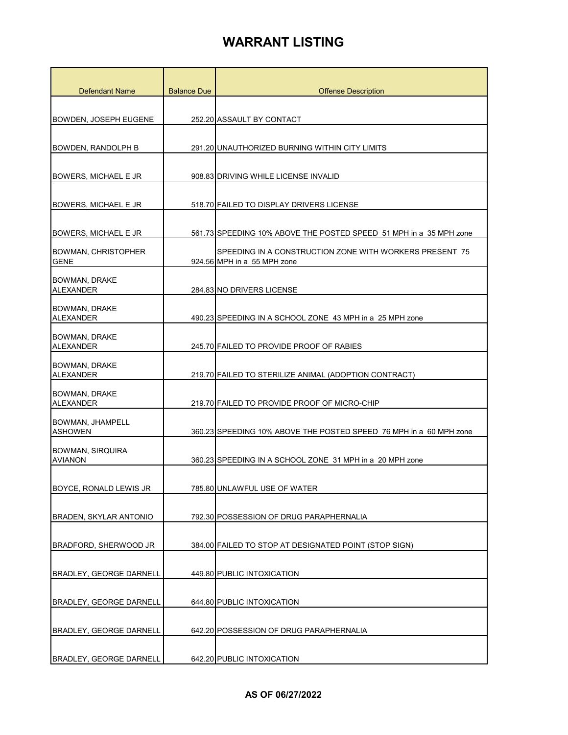# WARRANT LISTING

| Defendant Name | Balance Due | Offense Description |
|---|---|---|
| BOWDEN, JOSEPH EUGENE | 252.20 | ASSAULT BY CONTACT |
| BOWDEN, RANDOLPH B | 291.20 | UNAUTHORIZED BURNING WITHIN CITY LIMITS |
| BOWERS, MICHAEL E JR | 908.83 | DRIVING WHILE LICENSE INVALID |
| BOWERS, MICHAEL E JR | 518.70 | FAILED TO DISPLAY DRIVERS LICENSE |
| BOWERS, MICHAEL E JR | 561.73 | SPEEDING 10% ABOVE THE POSTED SPEED 51 MPH in a 35 MPH zone |
| BOWMAN, CHRISTOPHER GENE | 924.56 | SPEEDING IN A CONSTRUCTION ZONE WITH WORKERS PRESENT 75 MPH in a 55 MPH zone |
| BOWMAN, DRAKE ALEXANDER | 284.83 | NO DRIVERS LICENSE |
| BOWMAN, DRAKE ALEXANDER | 490.23 | SPEEDING IN A SCHOOL ZONE 43 MPH in a 25 MPH zone |
| BOWMAN, DRAKE ALEXANDER | 245.70 | FAILED TO PROVIDE PROOF OF RABIES |
| BOWMAN, DRAKE ALEXANDER | 219.70 | FAILED TO STERILIZE ANIMAL (ADOPTION CONTRACT) |
| BOWMAN, DRAKE ALEXANDER | 219.70 | FAILED TO PROVIDE PROOF OF MICRO-CHIP |
| BOWMAN, JHAMPELL ASHOWEN | 360.23 | SPEEDING 10% ABOVE THE POSTED SPEED 76 MPH in a 60 MPH zone |
| BOWMAN, SIRQUIRA AVIANON | 360.23 | SPEEDING IN A SCHOOL ZONE 31 MPH in a 20 MPH zone |
| BOYCE, RONALD LEWIS JR | 785.80 | UNLAWFUL USE OF WATER |
| BRADEN, SKYLAR ANTONIO | 792.30 | POSSESSION OF DRUG PARAPHERNALIA |
| BRADFORD, SHERWOOD JR | 384.00 | FAILED TO STOP AT DESIGNATED POINT (STOP SIGN) |
| BRADLEY, GEORGE DARNELL | 449.80 | PUBLIC INTOXICATION |
| BRADLEY, GEORGE DARNELL | 644.80 | PUBLIC INTOXICATION |
| BRADLEY, GEORGE DARNELL | 642.20 | POSSESSION OF DRUG PARAPHERNALIA |
| BRADLEY, GEORGE DARNELL | 642.20 | PUBLIC INTOXICATION |

**AS OF 06/27/2022**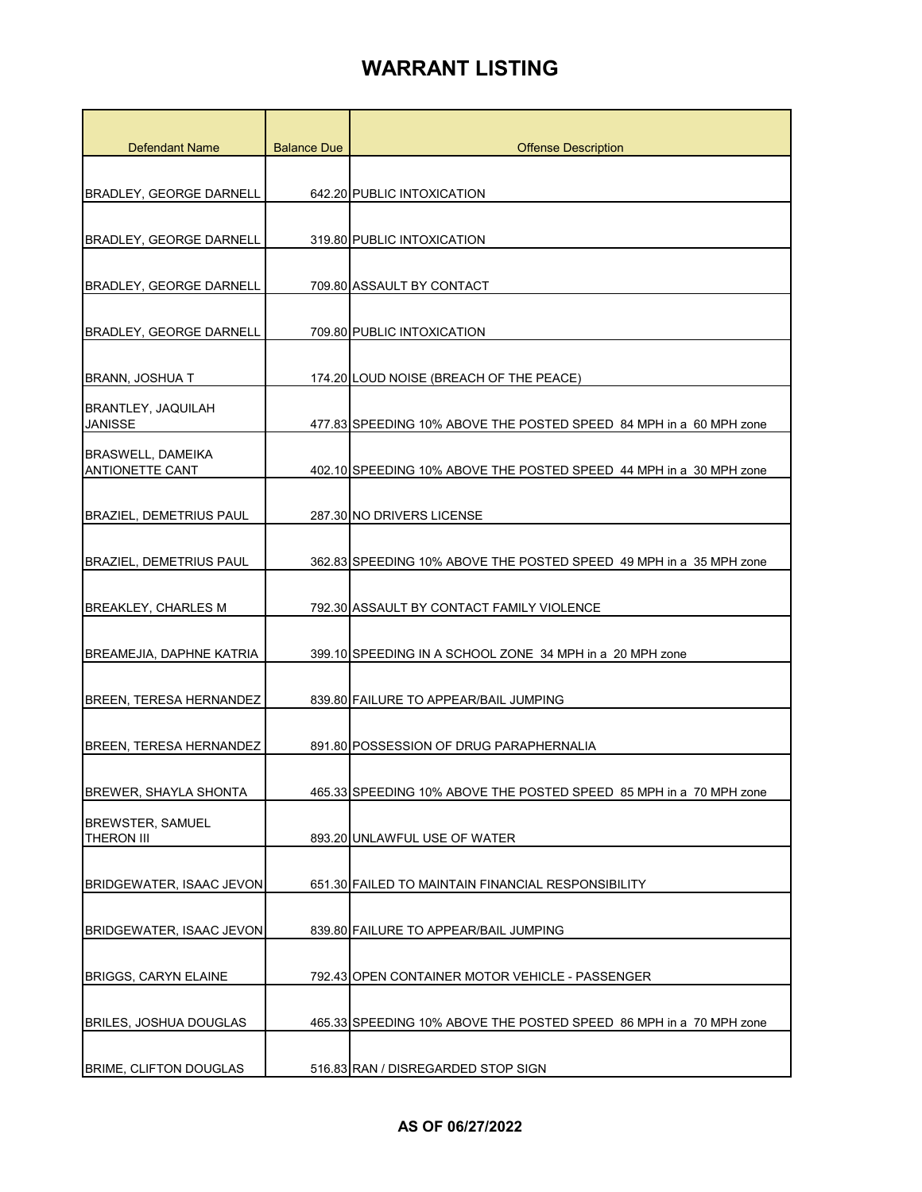# WARRANT LISTING

| Defendant Name | Balance Due | Offense Description |
|---|---|---|
| BRADLEY, GEORGE DARNELL | 642.20 | PUBLIC INTOXICATION |
| BRADLEY, GEORGE DARNELL | 319.80 | PUBLIC INTOXICATION |
| BRADLEY, GEORGE DARNELL | 709.80 | ASSAULT BY CONTACT |
| BRADLEY, GEORGE DARNELL | 709.80 | PUBLIC INTOXICATION |
| BRANN, JOSHUA T | 174.20 | LOUD NOISE (BREACH OF THE PEACE) |
| BRANTLEY, JAQUILAH JANISSE | 477.83 | SPEEDING 10% ABOVE THE POSTED SPEED 84 MPH in a 60 MPH zone |
| BRASWELL, DAMEIKA ANTIONETTE CANT | 402.10 | SPEEDING 10% ABOVE THE POSTED SPEED 44 MPH in a 30 MPH zone |
| BRAZIEL, DEMETRIUS PAUL | 287.30 | NO DRIVERS LICENSE |
| BRAZIEL, DEMETRIUS PAUL | 362.83 | SPEEDING 10% ABOVE THE POSTED SPEED 49 MPH in a 35 MPH zone |
| BREAKLEY, CHARLES M | 792.30 | ASSAULT BY CONTACT FAMILY VIOLENCE |
| BREAMEJIA, DAPHNE KATRIA | 399.10 | SPEEDING IN A SCHOOL ZONE 34 MPH in a 20 MPH zone |
| BREEN, TERESA HERNANDEZ | 839.80 | FAILURE TO APPEAR/BAIL JUMPING |
| BREEN, TERESA HERNANDEZ | 891.80 | POSSESSION OF DRUG PARAPHERNALIA |
| BREWER, SHAYLA SHONTA | 465.33 | SPEEDING 10% ABOVE THE POSTED SPEED 85 MPH in a 70 MPH zone |
| BREWSTER, SAMUEL THERON III | 893.20 | UNLAWFUL USE OF WATER |
| BRIDGEWATER, ISAAC JEVON | 651.30 | FAILED TO MAINTAIN FINANCIAL RESPONSIBILITY |
| BRIDGEWATER, ISAAC JEVON | 839.80 | FAILURE TO APPEAR/BAIL JUMPING |
| BRIGGS, CARYN ELAINE | 792.43 | OPEN CONTAINER MOTOR VEHICLE - PASSENGER |
| BRILES, JOSHUA DOUGLAS | 465.33 | SPEEDING 10% ABOVE THE POSTED SPEED 86 MPH in a 70 MPH zone |
| BRIME, CLIFTON DOUGLAS | 516.83 | RAN / DISREGARDED STOP SIGN |

**AS OF 06/27/2022**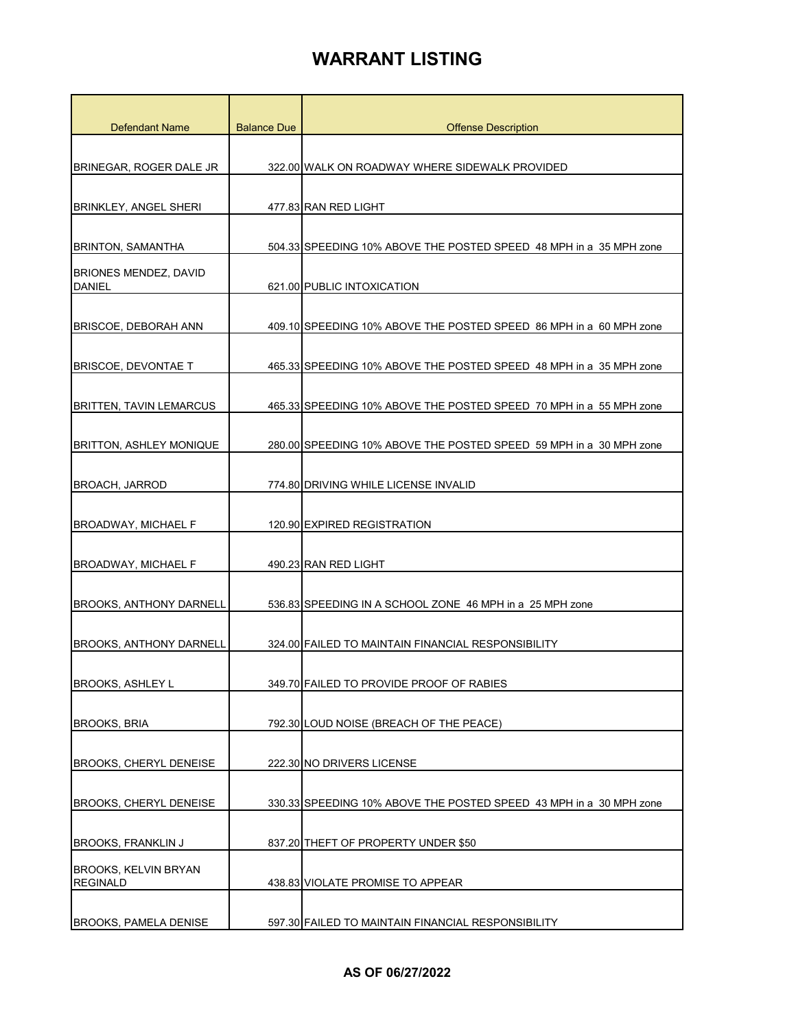# WARRANT LISTING

| Defendant Name | Balance Due | Offense Description |
|---|---|---|
| BRINEGAR, ROGER DALE JR | 322.00 | WALK ON ROADWAY WHERE SIDEWALK PROVIDED |
| BRINKLEY, ANGEL SHERI | 477.83 | RAN RED LIGHT |
| BRINTON, SAMANTHA | 504.33 | SPEEDING 10% ABOVE THE POSTED SPEED 48 MPH in a 35 MPH zone |
| BRIONES MENDEZ, DAVID DANIEL | 621.00 | PUBLIC INTOXICATION |
| BRISCOE, DEBORAH ANN | 409.10 | SPEEDING 10% ABOVE THE POSTED SPEED 86 MPH in a 60 MPH zone |
| BRISCOE, DEVONTAE T | 465.33 | SPEEDING 10% ABOVE THE POSTED SPEED 48 MPH in a 35 MPH zone |
| BRITTEN, TAVIN LEMARCUS | 465.33 | SPEEDING 10% ABOVE THE POSTED SPEED 70 MPH in a 55 MPH zone |
| BRITTON, ASHLEY MONIQUE | 280.00 | SPEEDING 10% ABOVE THE POSTED SPEED 59 MPH in a 30 MPH zone |
| BROACH, JARROD | 774.80 | DRIVING WHILE LICENSE INVALID |
| BROADWAY, MICHAEL F | 120.90 | EXPIRED REGISTRATION |
| BROADWAY, MICHAEL F | 490.23 | RAN RED LIGHT |
| BROOKS, ANTHONY DARNELL | 536.83 | SPEEDING IN A SCHOOL ZONE 46 MPH in a 25 MPH zone |
| BROOKS, ANTHONY DARNELL | 324.00 | FAILED TO MAINTAIN FINANCIAL RESPONSIBILITY |
| BROOKS, ASHLEY L | 349.70 | FAILED TO PROVIDE PROOF OF RABIES |
| BROOKS, BRIA | 792.30 | LOUD NOISE (BREACH OF THE PEACE) |
| BROOKS, CHERYL DENEISE | 222.30 | NO DRIVERS LICENSE |
| BROOKS, CHERYL DENEISE | 330.33 | SPEEDING 10% ABOVE THE POSTED SPEED 43 MPH in a 30 MPH zone |
| BROOKS, FRANKLIN J | 837.20 | THEFT OF PROPERTY UNDER $50 |
| BROOKS, KELVIN BRYAN REGINALD | 438.83 | VIOLATE PROMISE TO APPEAR |
| BROOKS, PAMELA DENISE | 597.30 | FAILED TO MAINTAIN FINANCIAL RESPONSIBILITY |

**AS OF 06/27/2022**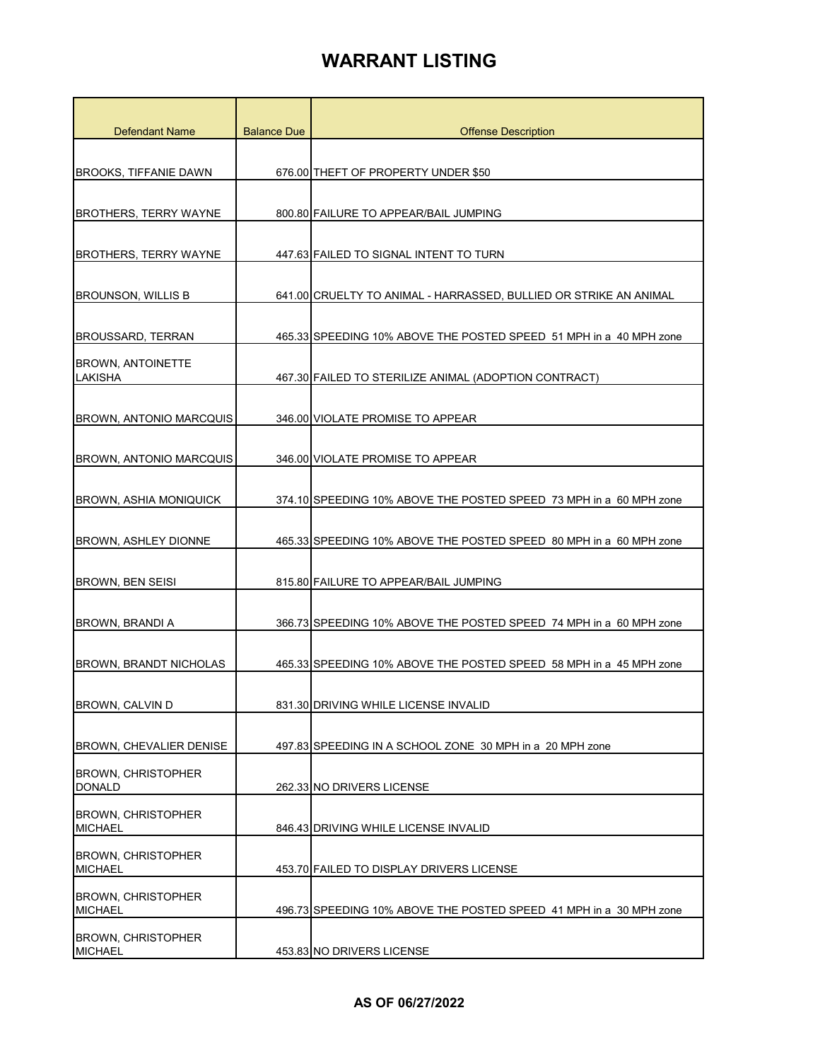# WARRANT LISTING

| Defendant Name | Balance Due | Offense Description |
|---|---|---|
| BROOKS, TIFFANIE DAWN | 676.00 | THEFT OF PROPERTY UNDER $50 |
| BROTHERS, TERRY WAYNE | 800.80 | FAILURE TO APPEAR/BAIL JUMPING |
| BROTHERS, TERRY WAYNE | 447.63 | FAILED TO SIGNAL INTENT TO TURN |
| BROUNSON, WILLIS B | 641.00 | CRUELTY TO ANIMAL - HARRASSED, BULLIED OR STRIKE AN ANIMAL |
| BROUSSARD, TERRAN | 465.33 | SPEEDING 10% ABOVE THE POSTED SPEED 51 MPH in a 40 MPH zone |
| BROWN, ANTOINETTE LAKISHA | 467.30 | FAILED TO STERILIZE ANIMAL (ADOPTION CONTRACT) |
| BROWN, ANTONIO MARCQUIS | 346.00 | VIOLATE PROMISE TO APPEAR |
| BROWN, ANTONIO MARCQUIS | 346.00 | VIOLATE PROMISE TO APPEAR |
| BROWN, ASHIA MONIQUICK | 374.10 | SPEEDING 10% ABOVE THE POSTED SPEED 73 MPH in a 60 MPH zone |
| BROWN, ASHLEY DIONNE | 465.33 | SPEEDING 10% ABOVE THE POSTED SPEED 80 MPH in a 60 MPH zone |
| BROWN, BEN SEISI | 815.80 | FAILURE TO APPEAR/BAIL JUMPING |
| BROWN, BRANDI A | 366.73 | SPEEDING 10% ABOVE THE POSTED SPEED 74 MPH in a 60 MPH zone |
| BROWN, BRANDT NICHOLAS | 465.33 | SPEEDING 10% ABOVE THE POSTED SPEED 58 MPH in a 45 MPH zone |
| BROWN, CALVIN D | 831.30 | DRIVING WHILE LICENSE INVALID |
| BROWN, CHEVALIER DENISE | 497.83 | SPEEDING IN A SCHOOL ZONE 30 MPH in a 20 MPH zone |
| BROWN, CHRISTOPHER DONALD | 262.33 | NO DRIVERS LICENSE |
| BROWN, CHRISTOPHER MICHAEL | 846.43 | DRIVING WHILE LICENSE INVALID |
| BROWN, CHRISTOPHER MICHAEL | 453.70 | FAILED TO DISPLAY DRIVERS LICENSE |
| BROWN, CHRISTOPHER MICHAEL | 496.73 | SPEEDING 10% ABOVE THE POSTED SPEED 41 MPH in a 30 MPH zone |
| BROWN, CHRISTOPHER MICHAEL | 453.83 | NO DRIVERS LICENSE |

**AS OF 06/27/2022**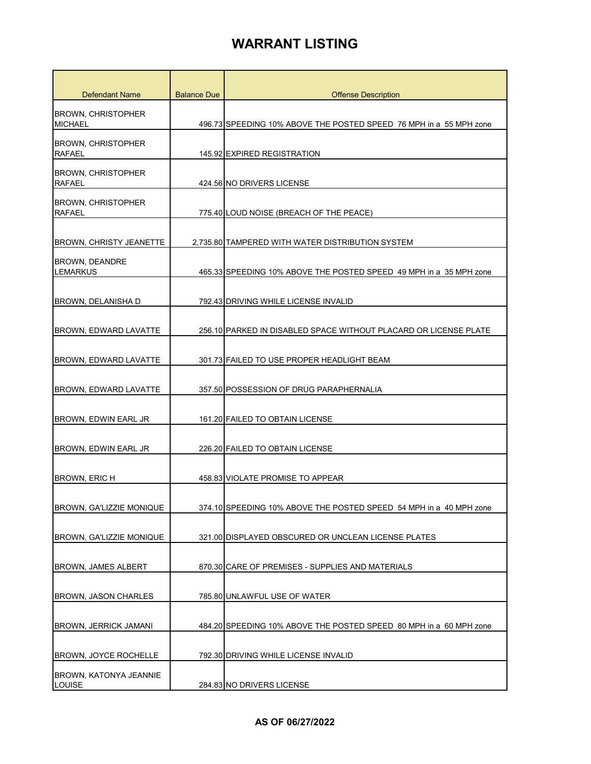# WARRANT LISTING

| Defendant Name | Balance Due | Offense Description |
|---|---|---|
| BROWN, CHRISTOPHER MICHAEL | 496.73 | SPEEDING 10% ABOVE THE POSTED SPEED 76 MPH in a 55 MPH zone |
| BROWN, CHRISTOPHER RAFAEL | 145.92 | EXPIRED REGISTRATION |
| BROWN, CHRISTOPHER RAFAEL | 424.56 | NO DRIVERS LICENSE |
| BROWN, CHRISTOPHER RAFAEL | 775.40 | LOUD NOISE (BREACH OF THE PEACE) |
| BROWN, CHRISTY JEANETTE | 2,735.80 | TAMPERED WITH WATER DISTRIBUTION SYSTEM |
| BROWN, DEANDRE LEMARKUS | 465.33 | SPEEDING 10% ABOVE THE POSTED SPEED 49 MPH in a 35 MPH zone |
| BROWN, DELANISHA D | 792.43 | DRIVING WHILE LICENSE INVALID |
| BROWN, EDWARD LAVATTE | 256.10 | PARKED IN DISABLED SPACE WITHOUT PLACARD OR LICENSE PLATE |
| BROWN, EDWARD LAVATTE | 301.73 | FAILED TO USE PROPER HEADLIGHT BEAM |
| BROWN, EDWARD LAVATTE | 357.50 | POSSESSION OF DRUG PARAPHERNALIA |
| BROWN, EDWIN EARL JR | 161.20 | FAILED TO OBTAIN LICENSE |
| BROWN, EDWIN EARL JR | 226.20 | FAILED TO OBTAIN LICENSE |
| BROWN, ERIC H | 458.83 | VIOLATE PROMISE TO APPEAR |
| BROWN, GA'LIZZIE MONIQUE | 374.10 | SPEEDING 10% ABOVE THE POSTED SPEED 54 MPH in a 40 MPH zone |
| BROWN, GA'LIZZIE MONIQUE | 321.00 | DISPLAYED OBSCURED OR UNCLEAN LICENSE PLATES |
| BROWN, JAMES ALBERT | 870.30 | CARE OF PREMISES - SUPPLIES AND MATERIALS |
| BROWN, JASON CHARLES | 785.80 | UNLAWFUL USE OF WATER |
| BROWN, JERRICK JAMANI | 484.20 | SPEEDING 10% ABOVE THE POSTED SPEED 80 MPH in a 60 MPH zone |
| BROWN, JOYCE ROCHELLE | 792.30 | DRIVING WHILE LICENSE INVALID |
| BROWN, KATONYA JEANNIE LOUISE | 284.83 | NO DRIVERS LICENSE |

**AS OF 06/27/2022**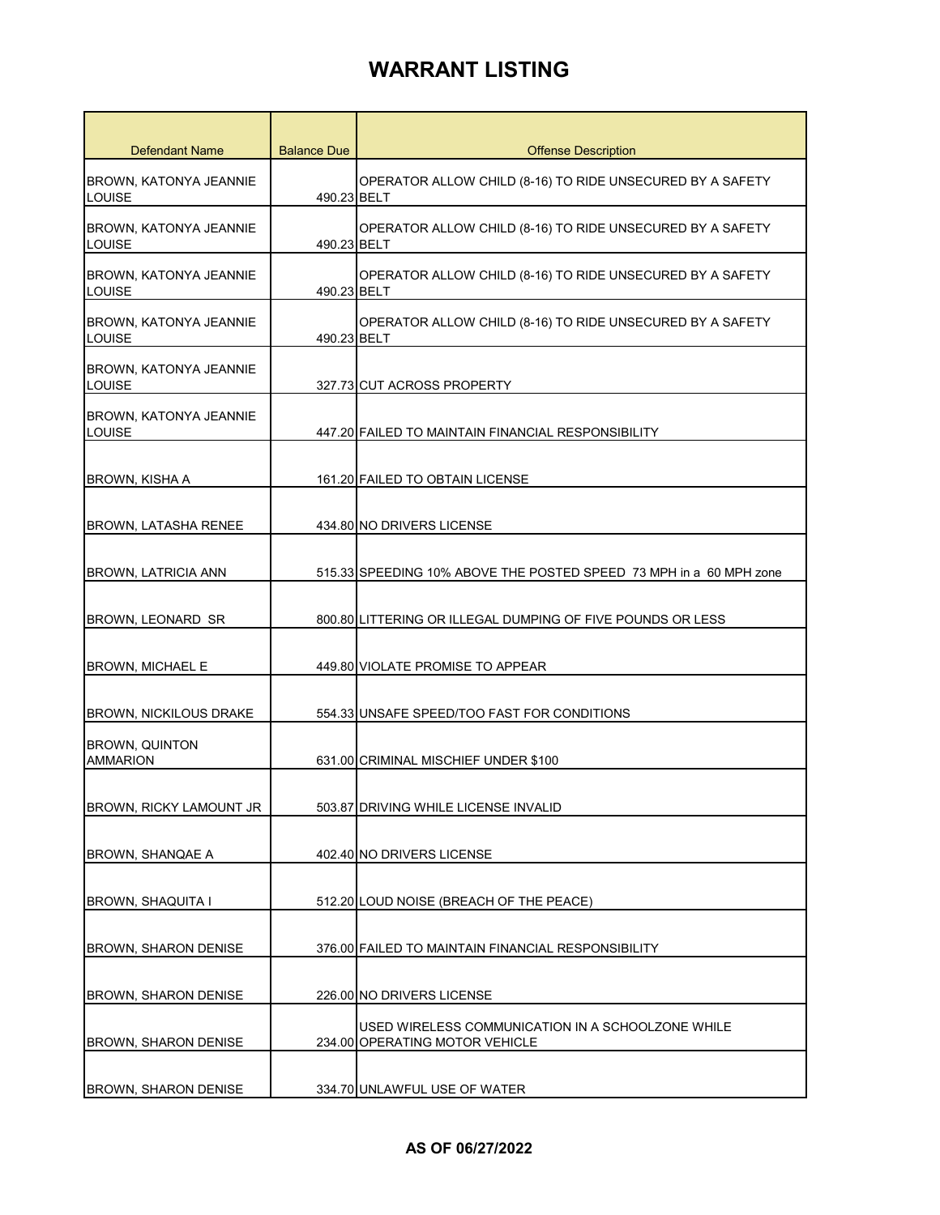# WARRANT LISTING

| Defendant Name | Balance Due | Offense Description |
|---|---|---|
| BROWN, KATONYA JEANNIE LOUISE | 490.23 | OPERATOR ALLOW CHILD (8-16) TO RIDE UNSECURED BY A SAFETY BELT |
| BROWN, KATONYA JEANNIE LOUISE | 490.23 | OPERATOR ALLOW CHILD (8-16) TO RIDE UNSECURED BY A SAFETY BELT |
| BROWN, KATONYA JEANNIE LOUISE | 490.23 | OPERATOR ALLOW CHILD (8-16) TO RIDE UNSECURED BY A SAFETY BELT |
| BROWN, KATONYA JEANNIE LOUISE | 490.23 | OPERATOR ALLOW CHILD (8-16) TO RIDE UNSECURED BY A SAFETY BELT |
| BROWN, KATONYA JEANNIE LOUISE | 327.73 | CUT ACROSS PROPERTY |
| BROWN, KATONYA JEANNIE LOUISE | 447.20 | FAILED TO MAINTAIN FINANCIAL RESPONSIBILITY |
| BROWN, KISHA A | 161.20 | FAILED TO OBTAIN LICENSE |
| BROWN, LATASHA RENEE | 434.80 | NO DRIVERS LICENSE |
| BROWN, LATRICIA ANN | 515.33 | SPEEDING 10% ABOVE THE POSTED SPEED 73 MPH in a 60 MPH zone |
| BROWN, LEONARD SR | 800.80 | LITTERING OR ILLEGAL DUMPING OF FIVE POUNDS OR LESS |
| BROWN, MICHAEL E | 449.80 | VIOLATE PROMISE TO APPEAR |
| BROWN, NICKILOUS DRAKE | 554.33 | UNSAFE SPEED/TOO FAST FOR CONDITIONS |
| BROWN, QUINTON AMMARION | 631.00 | CRIMINAL MISCHIEF UNDER $100 |
| BROWN, RICKY LAMOUNT JR | 503.87 | DRIVING WHILE LICENSE INVALID |
| BROWN, SHANQAE A | 402.40 | NO DRIVERS LICENSE |
| BROWN, SHAQUITA I | 512.20 | LOUD NOISE (BREACH OF THE PEACE) |
| BROWN, SHARON DENISE | 376.00 | FAILED TO MAINTAIN FINANCIAL RESPONSIBILITY |
| BROWN, SHARON DENISE | 226.00 | NO DRIVERS LICENSE |
| BROWN, SHARON DENISE | 234.00 | USED WIRELESS COMMUNICATION IN A SCHOOLZONE WHILE OPERATING MOTOR VEHICLE |
| BROWN, SHARON DENISE | 334.70 | UNLAWFUL USE OF WATER |

**AS OF 06/27/2022**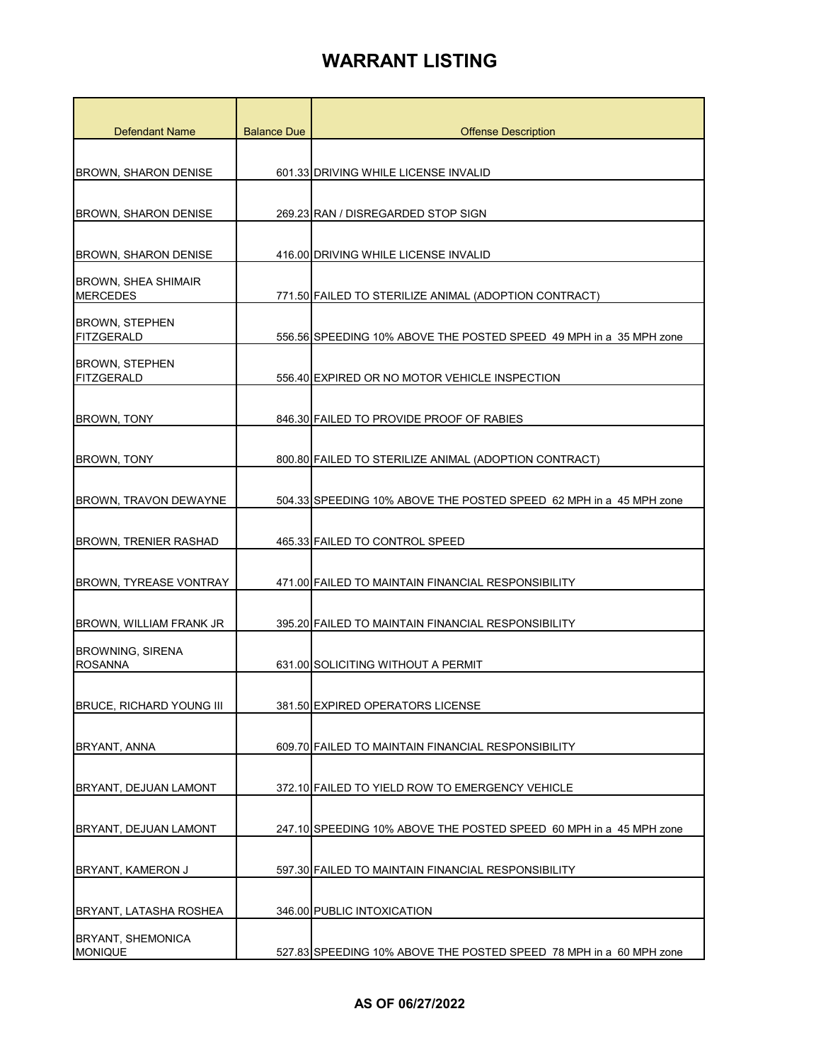# WARRANT LISTING

| Defendant Name | Balance Due | Offense Description |
|---|---|---|
| BROWN, SHARON DENISE | 601.33 | DRIVING WHILE LICENSE INVALID |
| BROWN, SHARON DENISE | 269.23 | RAN / DISREGARDED STOP SIGN |
| BROWN, SHARON DENISE | 416.00 | DRIVING WHILE LICENSE INVALID |
| BROWN, SHEA SHIMAIR MERCEDES | 771.50 | FAILED TO STERILIZE ANIMAL (ADOPTION CONTRACT) |
| BROWN, STEPHEN FITZGERALD | 556.56 | SPEEDING 10% ABOVE THE POSTED SPEED 49 MPH in a 35 MPH zone |
| BROWN, STEPHEN FITZGERALD | 556.40 | EXPIRED OR NO MOTOR VEHICLE INSPECTION |
| BROWN, TONY | 846.30 | FAILED TO PROVIDE PROOF OF RABIES |
| BROWN, TONY | 800.80 | FAILED TO STERILIZE ANIMAL (ADOPTION CONTRACT) |
| BROWN, TRAVON DEWAYNE | 504.33 | SPEEDING 10% ABOVE THE POSTED SPEED 62 MPH in a 45 MPH zone |
| BROWN, TRENIER RASHAD | 465.33 | FAILED TO CONTROL SPEED |
| BROWN, TYREASE VONTRAY | 471.00 | FAILED TO MAINTAIN FINANCIAL RESPONSIBILITY |
| BROWN, WILLIAM FRANK JR | 395.20 | FAILED TO MAINTAIN FINANCIAL RESPONSIBILITY |
| BROWNING, SIRENA ROSANNA | 631.00 | SOLICITING WITHOUT A PERMIT |
| BRUCE, RICHARD YOUNG III | 381.50 | EXPIRED OPERATORS LICENSE |
| BRYANT, ANNA | 609.70 | FAILED TO MAINTAIN FINANCIAL RESPONSIBILITY |
| BRYANT, DEJUAN LAMONT | 372.10 | FAILED TO YIELD ROW TO EMERGENCY VEHICLE |
| BRYANT, DEJUAN LAMONT | 247.10 | SPEEDING 10% ABOVE THE POSTED SPEED 60 MPH in a 45 MPH zone |
| BRYANT, KAMERON J | 597.30 | FAILED TO MAINTAIN FINANCIAL RESPONSIBILITY |
| BRYANT, LATASHA ROSHEA | 346.00 | PUBLIC INTOXICATION |
| BRYANT, SHEMONICA MONIQUE | 527.83 | SPEEDING 10% ABOVE THE POSTED SPEED 78 MPH in a 60 MPH zone |

**AS OF 06/27/2022**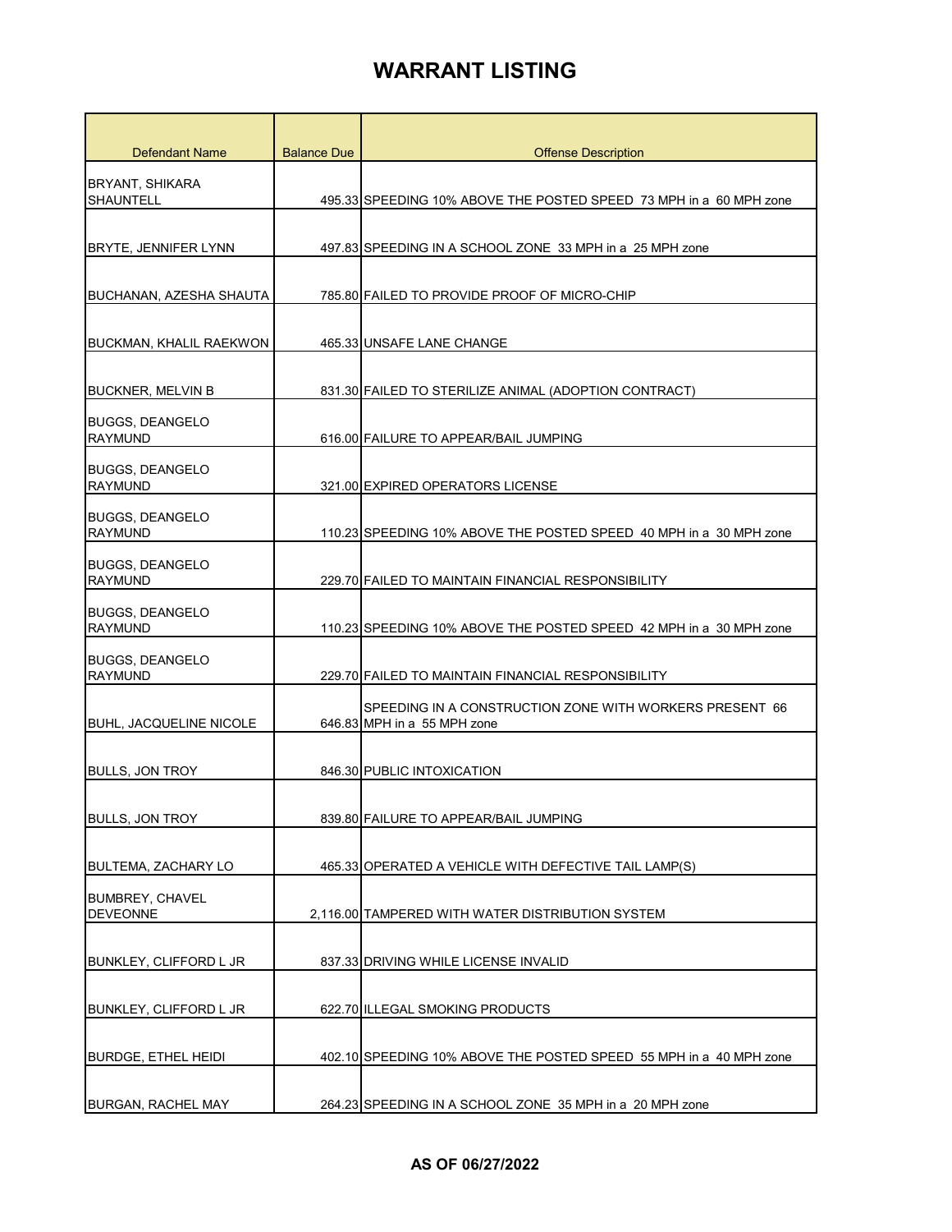# WARRANT LISTING

| Defendant Name | Balance Due | Offense Description |
|---|---|---|
| BRYANT, SHIKARA SHAUNTELL | 495.33 | SPEEDING 10% ABOVE THE POSTED SPEED 73 MPH in a 60 MPH zone |
| BRYTE, JENNIFER LYNN | 497.83 | SPEEDING IN A SCHOOL ZONE 33 MPH in a 25 MPH zone |
| BUCHANAN, AZESHA SHAUTA | 785.80 | FAILED TO PROVIDE PROOF OF MICRO-CHIP |
| BUCKMAN, KHALIL RAEKWON | 465.33 | UNSAFE LANE CHANGE |
| BUCKNER, MELVIN B | 831.30 | FAILED TO STERILIZE ANIMAL (ADOPTION CONTRACT) |
| BUGGS, DEANGELO RAYMUND | 616.00 | FAILURE TO APPEAR/BAIL JUMPING |
| BUGGS, DEANGELO RAYMUND | 321.00 | EXPIRED OPERATORS LICENSE |
| BUGGS, DEANGELO RAYMUND | 110.23 | SPEEDING 10% ABOVE THE POSTED SPEED 40 MPH in a 30 MPH zone |
| BUGGS, DEANGELO RAYMUND | 229.70 | FAILED TO MAINTAIN FINANCIAL RESPONSIBILITY |
| BUGGS, DEANGELO RAYMUND | 110.23 | SPEEDING 10% ABOVE THE POSTED SPEED 42 MPH in a 30 MPH zone |
| BUGGS, DEANGELO RAYMUND | 229.70 | FAILED TO MAINTAIN FINANCIAL RESPONSIBILITY |
| BUHL, JACQUELINE NICOLE | 646.83 | SPEEDING IN A CONSTRUCTION ZONE WITH WORKERS PRESENT 66 MPH in a 55 MPH zone |
| BULLS, JON TROY | 846.30 | PUBLIC INTOXICATION |
| BULLS, JON TROY | 839.80 | FAILURE TO APPEAR/BAIL JUMPING |
| BULTEMA, ZACHARY LO | 465.33 | OPERATED A VEHICLE WITH DEFECTIVE TAIL LAMP(S) |
| BUMBREY, CHAVEL DEVEONNE | 2,116.00 | TAMPERED WITH WATER DISTRIBUTION SYSTEM |
| BUNKLEY, CLIFFORD L JR | 837.33 | DRIVING WHILE LICENSE INVALID |
| BUNKLEY, CLIFFORD L JR | 622.70 | ILLEGAL SMOKING PRODUCTS |
| BURDGE, ETHEL HEIDI | 402.10 | SPEEDING 10% ABOVE THE POSTED SPEED 55 MPH in a 40 MPH zone |
| BURGAN, RACHEL MAY | 264.23 | SPEEDING IN A SCHOOL ZONE 35 MPH in a 20 MPH zone |

**AS OF 06/27/2022**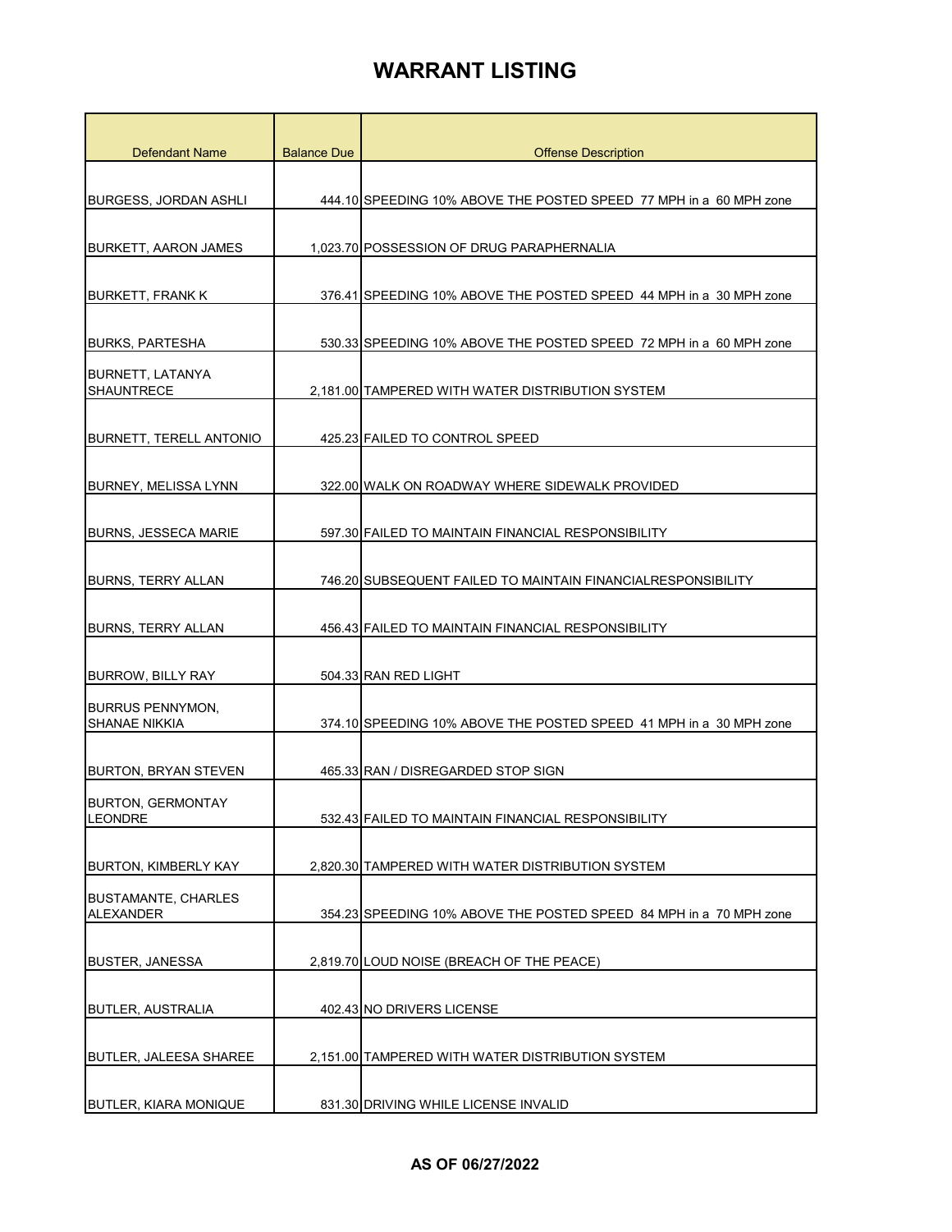# WARRANT LISTING

| Defendant Name | Balance Due | Offense Description |
|---|---|---|
| BURGESS, JORDAN ASHLI | 444.10 | SPEEDING 10% ABOVE THE POSTED SPEED 77 MPH in a 60 MPH zone |
| BURKETT, AARON JAMES | 1,023.70 | POSSESSION OF DRUG PARAPHERNALIA |
| BURKETT, FRANK K | 376.41 | SPEEDING 10% ABOVE THE POSTED SPEED 44 MPH in a 30 MPH zone |
| BURKS, PARTESHA | 530.33 | SPEEDING 10% ABOVE THE POSTED SPEED 72 MPH in a 60 MPH zone |
| BURNETT, LATANYA SHAUNTRECE | 2,181.00 | TAMPERED WITH WATER DISTRIBUTION SYSTEM |
| BURNETT, TERELL ANTONIO | 425.23 | FAILED TO CONTROL SPEED |
| BURNEY, MELISSA LYNN | 322.00 | WALK ON ROADWAY WHERE SIDEWALK PROVIDED |
| BURNS, JESSECA MARIE | 597.30 | FAILED TO MAINTAIN FINANCIAL RESPONSIBILITY |
| BURNS, TERRY ALLAN | 746.20 | SUBSEQUENT FAILED TO MAINTAIN FINANCIALRESPONSIBILITY |
| BURNS, TERRY ALLAN | 456.43 | FAILED TO MAINTAIN FINANCIAL RESPONSIBILITY |
| BURROW, BILLY RAY | 504.33 | RAN RED LIGHT |
| BURRUS PENNYMON, SHANAE NIKKIA | 374.10 | SPEEDING 10% ABOVE THE POSTED SPEED 41 MPH in a 30 MPH zone |
| BURTON, BRYAN STEVEN | 465.33 | RAN / DISREGARDED STOP SIGN |
| BURTON, GERMONTAY LEONDRE | 532.43 | FAILED TO MAINTAIN FINANCIAL RESPONSIBILITY |
| BURTON, KIMBERLY KAY | 2,820.30 | TAMPERED WITH WATER DISTRIBUTION SYSTEM |
| BUSTAMANTE, CHARLES ALEXANDER | 354.23 | SPEEDING 10% ABOVE THE POSTED SPEED 84 MPH in a 70 MPH zone |
| BUSTER, JANESSA | 2,819.70 | LOUD NOISE (BREACH OF THE PEACE) |
| BUTLER, AUSTRALIA | 402.43 | NO DRIVERS LICENSE |
| BUTLER, JALEESA SHAREE | 2,151.00 | TAMPERED WITH WATER DISTRIBUTION SYSTEM |
| BUTLER, KIARA MONIQUE | 831.30 | DRIVING WHILE LICENSE INVALID |

**AS OF 06/27/2022**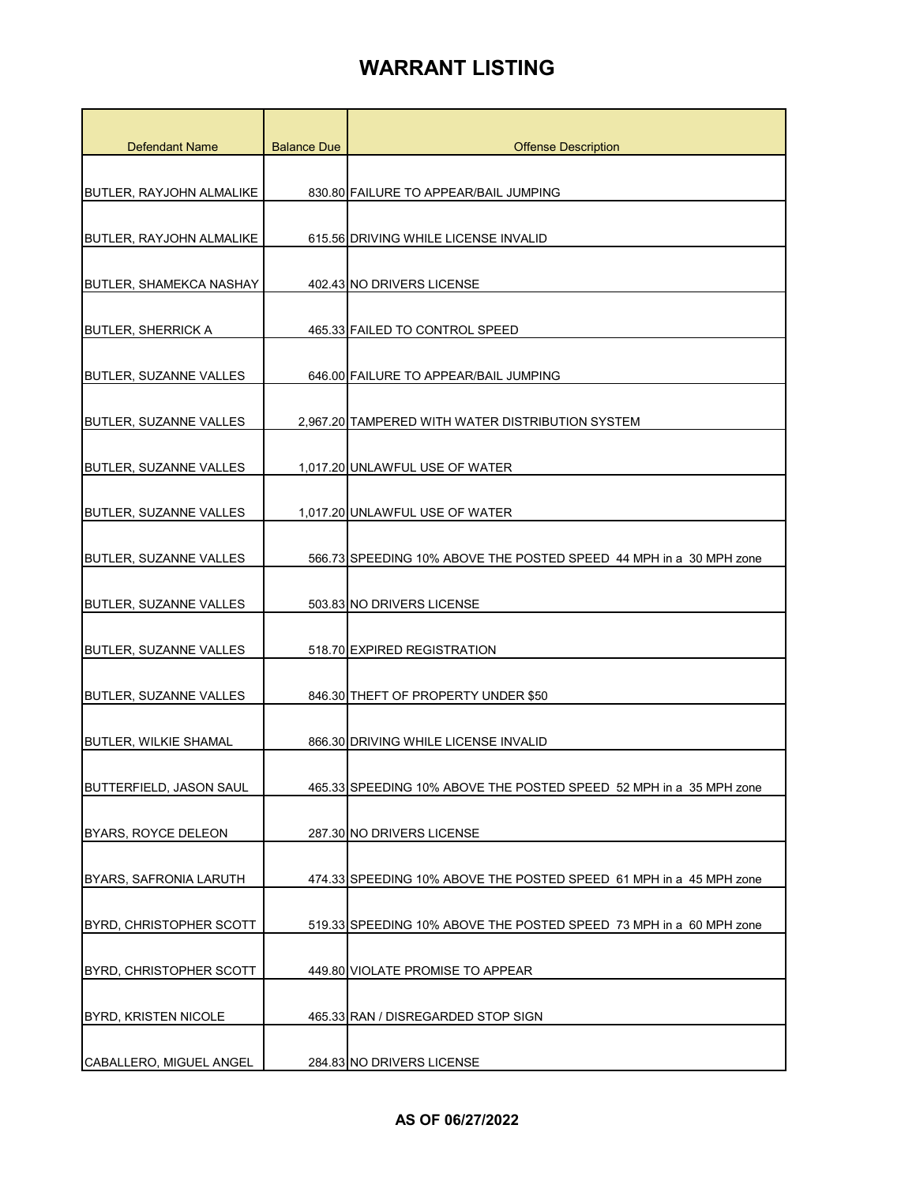# WARRANT LISTING

| Defendant Name | Balance Due | Offense Description |
|---|---|---|
| BUTLER, RAYJOHN ALMALIKE | 830.80 | FAILURE TO APPEAR/BAIL JUMPING |
| BUTLER, RAYJOHN ALMALIKE | 615.56 | DRIVING WHILE LICENSE INVALID |
| BUTLER, SHAMEKCA NASHAY | 402.43 | NO DRIVERS LICENSE |
| BUTLER, SHERRICK A | 465.33 | FAILED TO CONTROL SPEED |
| BUTLER, SUZANNE VALLES | 646.00 | FAILURE TO APPEAR/BAIL JUMPING |
| BUTLER, SUZANNE VALLES | 2,967.20 | TAMPERED WITH WATER DISTRIBUTION SYSTEM |
| BUTLER, SUZANNE VALLES | 1,017.20 | UNLAWFUL USE OF WATER |
| BUTLER, SUZANNE VALLES | 1,017.20 | UNLAWFUL USE OF WATER |
| BUTLER, SUZANNE VALLES | 566.73 | SPEEDING 10% ABOVE THE POSTED SPEED 44 MPH in a 30 MPH zone |
| BUTLER, SUZANNE VALLES | 503.83 | NO DRIVERS LICENSE |
| BUTLER, SUZANNE VALLES | 518.70 | EXPIRED REGISTRATION |
| BUTLER, SUZANNE VALLES | 846.30 | THEFT OF PROPERTY UNDER $50 |
| BUTLER, WILKIE SHAMAL | 866.30 | DRIVING WHILE LICENSE INVALID |
| BUTTERFIELD, JASON SAUL | 465.33 | SPEEDING 10% ABOVE THE POSTED SPEED 52 MPH in a 35 MPH zone |
| BYARS, ROYCE DELEON | 287.30 | NO DRIVERS LICENSE |
| BYARS, SAFRONIA LARUTH | 474.33 | SPEEDING 10% ABOVE THE POSTED SPEED 61 MPH in a 45 MPH zone |
| BYRD, CHRISTOPHER SCOTT | 519.33 | SPEEDING 10% ABOVE THE POSTED SPEED 73 MPH in a 60 MPH zone |
| BYRD, CHRISTOPHER SCOTT | 449.80 | VIOLATE PROMISE TO APPEAR |
| BYRD, KRISTEN NICOLE | 465.33 | RAN / DISREGARDED STOP SIGN |
| CABALLERO, MIGUEL ANGEL | 284.83 | NO DRIVERS LICENSE |

**AS OF 06/27/2022**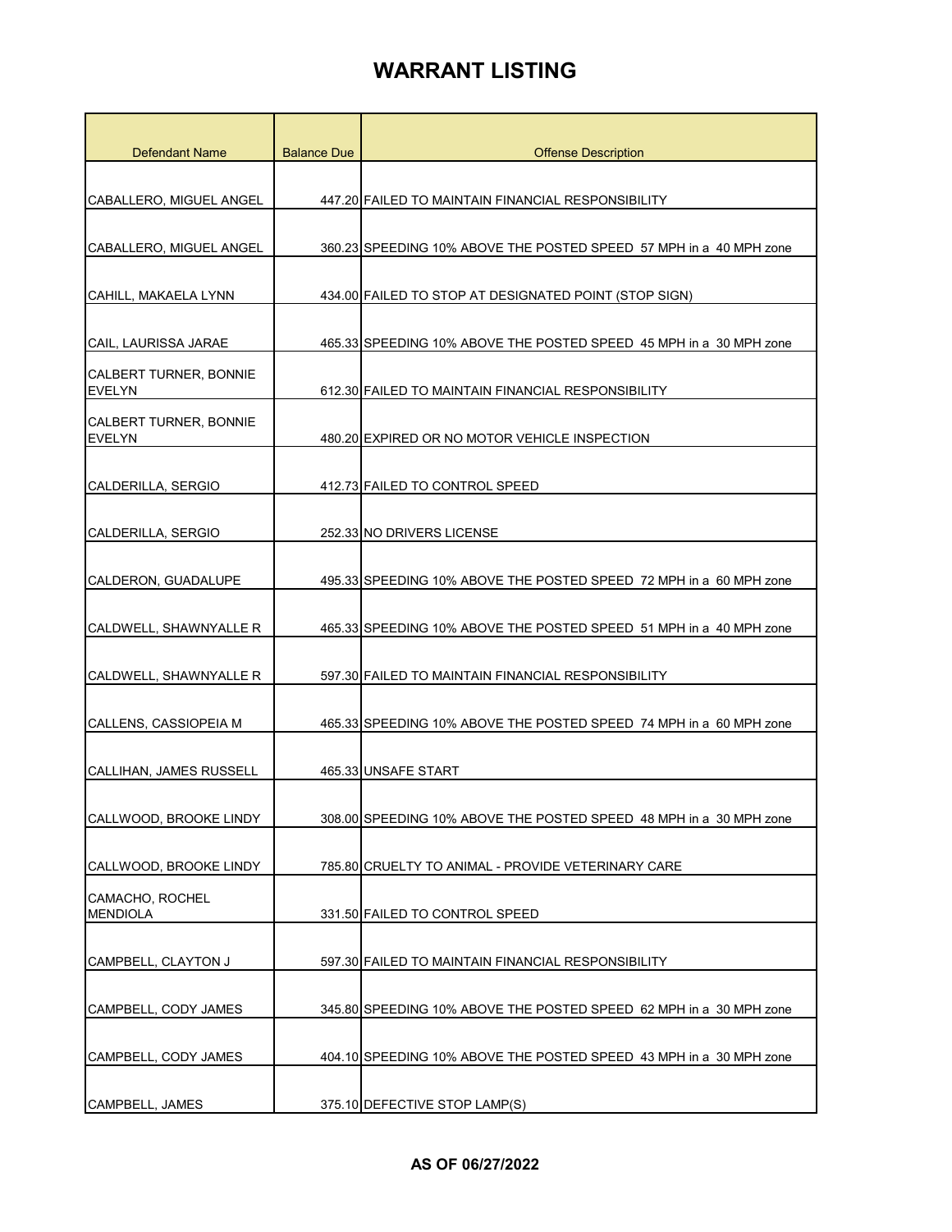# WARRANT LISTING

| Defendant Name | Balance Due | Offense Description |
|---|---|---|
| CABALLERO, MIGUEL ANGEL | 447.20 | FAILED TO MAINTAIN FINANCIAL RESPONSIBILITY |
| CABALLERO, MIGUEL ANGEL | 360.23 | SPEEDING 10% ABOVE THE POSTED SPEED 57 MPH in a 40 MPH zone |
| CAHILL, MAKAELA LYNN | 434.00 | FAILED TO STOP AT DESIGNATED POINT (STOP SIGN) |
| CAIL, LAURISSA JARAE | 465.33 | SPEEDING 10% ABOVE THE POSTED SPEED 45 MPH in a 30 MPH zone |
| CALBERT TURNER, BONNIE EVELYN | 612.30 | FAILED TO MAINTAIN FINANCIAL RESPONSIBILITY |
| CALBERT TURNER, BONNIE EVELYN | 480.20 | EXPIRED OR NO MOTOR VEHICLE INSPECTION |
| CALDERILLA, SERGIO | 412.73 | FAILED TO CONTROL SPEED |
| CALDERILLA, SERGIO | 252.33 | NO DRIVERS LICENSE |
| CALDERON, GUADALUPE | 495.33 | SPEEDING 10% ABOVE THE POSTED SPEED 72 MPH in a 60 MPH zone |
| CALDWELL, SHAWNYALLE R | 465.33 | SPEEDING 10% ABOVE THE POSTED SPEED 51 MPH in a 40 MPH zone |
| CALDWELL, SHAWNYALLE R | 597.30 | FAILED TO MAINTAIN FINANCIAL RESPONSIBILITY |
| CALLENS, CASSIOPEIA M | 465.33 | SPEEDING 10% ABOVE THE POSTED SPEED 74 MPH in a 60 MPH zone |
| CALLIHAN, JAMES RUSSELL | 465.33 | UNSAFE START |
| CALLWOOD, BROOKE LINDY | 308.00 | SPEEDING 10% ABOVE THE POSTED SPEED 48 MPH in a 30 MPH zone |
| CALLWOOD, BROOKE LINDY | 785.80 | CRUELTY TO ANIMAL - PROVIDE VETERINARY CARE |
| CAMACHO, ROCHEL MENDIOLA | 331.50 | FAILED TO CONTROL SPEED |
| CAMPBELL, CLAYTON J | 597.30 | FAILED TO MAINTAIN FINANCIAL RESPONSIBILITY |
| CAMPBELL, CODY JAMES | 345.80 | SPEEDING 10% ABOVE THE POSTED SPEED 62 MPH in a 30 MPH zone |
| CAMPBELL, CODY JAMES | 404.10 | SPEEDING 10% ABOVE THE POSTED SPEED 43 MPH in a 30 MPH zone |
| CAMPBELL, JAMES | 375.10 | DEFECTIVE STOP LAMP(S) |

**AS OF 06/27/2022**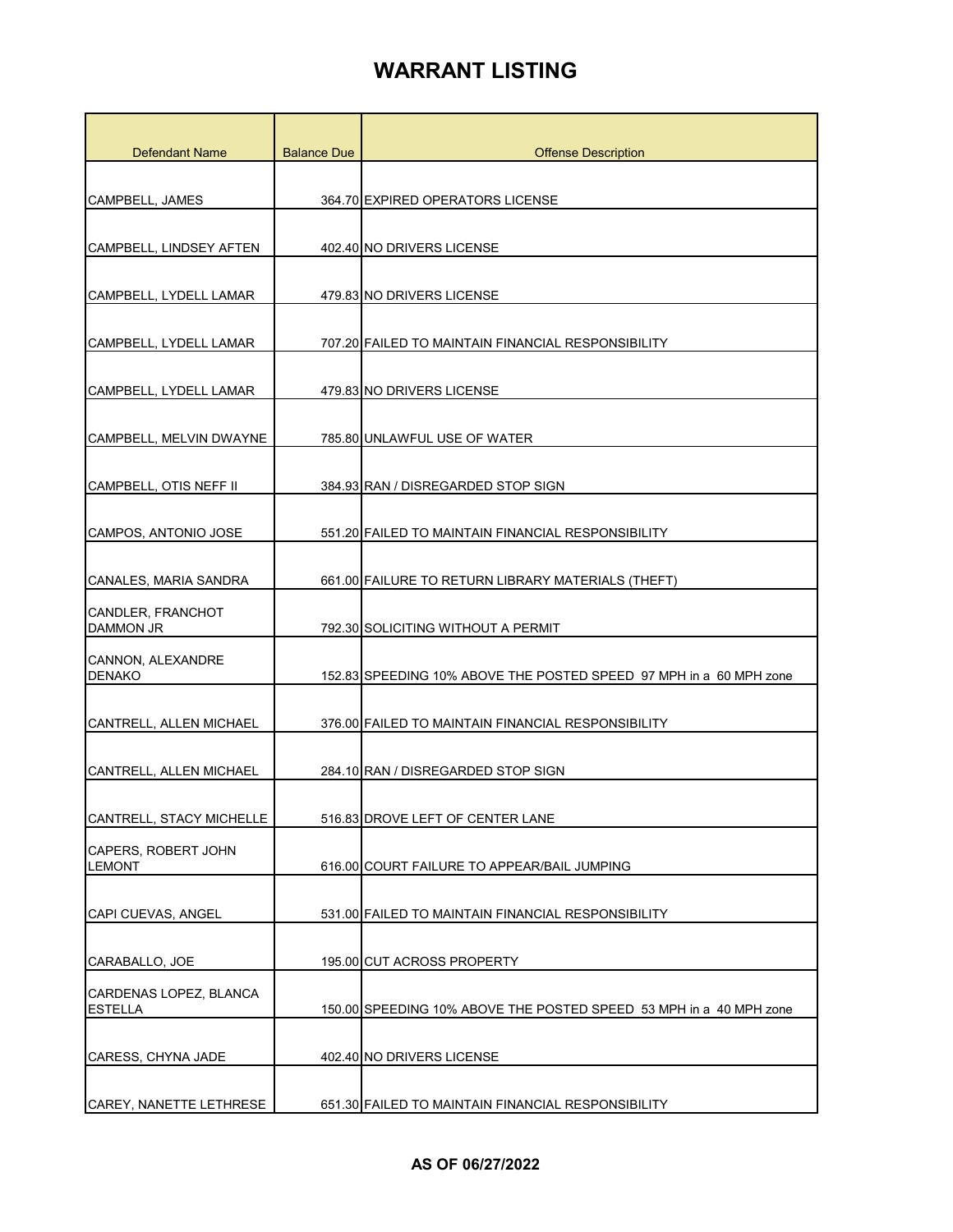# WARRANT LISTING

| Defendant Name | Balance Due | Offense Description |
| --- | --- | --- |
| CAMPBELL, JAMES | 364.70 | EXPIRED OPERATORS LICENSE |
| CAMPBELL, LINDSEY AFTEN | 402.40 | NO DRIVERS LICENSE |
| CAMPBELL, LYDELL LAMAR | 479.83 | NO DRIVERS LICENSE |
| CAMPBELL, LYDELL LAMAR | 707.20 | FAILED TO MAINTAIN FINANCIAL RESPONSIBILITY |
| CAMPBELL, LYDELL LAMAR | 479.83 | NO DRIVERS LICENSE |
| CAMPBELL, MELVIN DWAYNE | 785.80 | UNLAWFUL USE OF WATER |
| CAMPBELL, OTIS NEFF II | 384.93 | RAN / DISREGARDED STOP SIGN |
| CAMPOS, ANTONIO JOSE | 551.20 | FAILED TO MAINTAIN FINANCIAL RESPONSIBILITY |
| CANALES, MARIA SANDRA | 661.00 | FAILURE TO RETURN LIBRARY MATERIALS (THEFT) |
| CANDLER, FRANCHOT DAMMON JR | 792.30 | SOLICITING WITHOUT A PERMIT |
| CANNON, ALEXANDRE DENAKO | 152.83 | SPEEDING 10% ABOVE THE POSTED SPEED 97 MPH in a 60 MPH zone |
| CANTRELL, ALLEN MICHAEL | 376.00 | FAILED TO MAINTAIN FINANCIAL RESPONSIBILITY |
| CANTRELL, ALLEN MICHAEL | 284.10 | RAN / DISREGARDED STOP SIGN |
| CANTRELL, STACY MICHELLE | 516.83 | DROVE LEFT OF CENTER LANE |
| CAPERS, ROBERT JOHN LEMONT | 616.00 | COURT FAILURE TO APPEAR/BAIL JUMPING |
| CAPI CUEVAS, ANGEL | 531.00 | FAILED TO MAINTAIN FINANCIAL RESPONSIBILITY |
| CARABALLO, JOE | 195.00 | CUT ACROSS PROPERTY |
| CARDENAS LOPEZ, BLANCA ESTELLA | 150.00 | SPEEDING 10% ABOVE THE POSTED SPEED 53 MPH in a 40 MPH zone |
| CARESS, CHYNA JADE | 402.40 | NO DRIVERS LICENSE |
| CAREY, NANETTE LETHRESE | 651.30 | FAILED TO MAINTAIN FINANCIAL RESPONSIBILITY |

**AS OF 06/27/2022**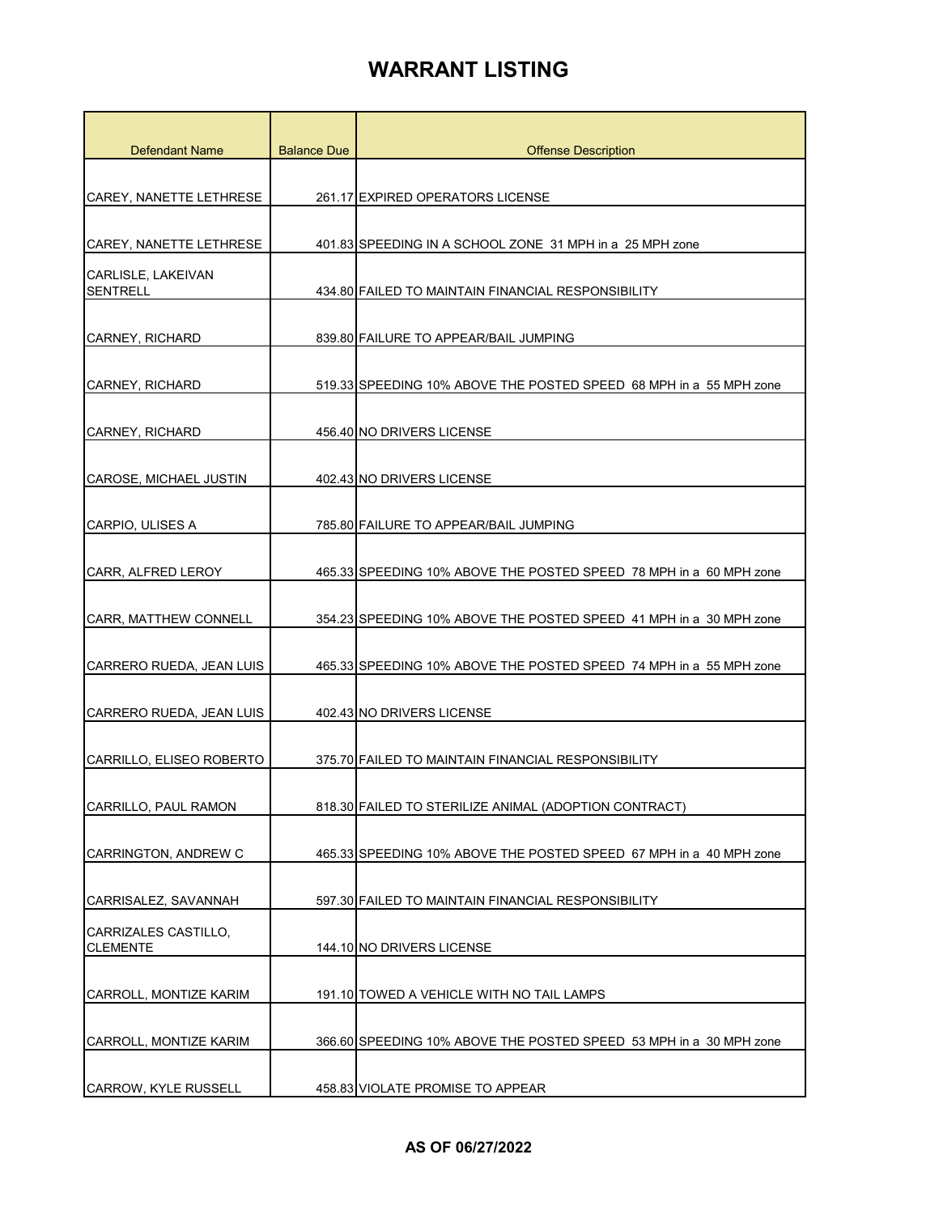# WARRANT LISTING

| Defendant Name | Balance Due | Offense Description |
|---|---|---|
| CAREY, NANETTE LETHRESE | 261.17 | EXPIRED OPERATORS LICENSE |
| CAREY, NANETTE LETHRESE | 401.83 | SPEEDING IN A SCHOOL ZONE 31 MPH in a 25 MPH zone |
| CARLISLE, LAKEIVAN SENTRELL | 434.80 | FAILED TO MAINTAIN FINANCIAL RESPONSIBILITY |
| CARNEY, RICHARD | 839.80 | FAILURE TO APPEAR/BAIL JUMPING |
| CARNEY, RICHARD | 519.33 | SPEEDING 10% ABOVE THE POSTED SPEED 68 MPH in a 55 MPH zone |
| CARNEY, RICHARD | 456.40 | NO DRIVERS LICENSE |
| CAROSE, MICHAEL JUSTIN | 402.43 | NO DRIVERS LICENSE |
| CARPIO, ULISES A | 785.80 | FAILURE TO APPEAR/BAIL JUMPING |
| CARR, ALFRED LEROY | 465.33 | SPEEDING 10% ABOVE THE POSTED SPEED 78 MPH in a 60 MPH zone |
| CARR, MATTHEW CONNELL | 354.23 | SPEEDING 10% ABOVE THE POSTED SPEED 41 MPH in a 30 MPH zone |
| CARRERO RUEDA, JEAN LUIS | 465.33 | SPEEDING 10% ABOVE THE POSTED SPEED 74 MPH in a 55 MPH zone |
| CARRERO RUEDA, JEAN LUIS | 402.43 | NO DRIVERS LICENSE |
| CARRILLO, ELISEO ROBERTO | 375.70 | FAILED TO MAINTAIN FINANCIAL RESPONSIBILITY |
| CARRILLO, PAUL RAMON | 818.30 | FAILED TO STERILIZE ANIMAL (ADOPTION CONTRACT) |
| CARRINGTON, ANDREW C | 465.33 | SPEEDING 10% ABOVE THE POSTED SPEED 67 MPH in a 40 MPH zone |
| CARRISALEZ, SAVANNAH | 597.30 | FAILED TO MAINTAIN FINANCIAL RESPONSIBILITY |
| CARRIZALES CASTILLO, CLEMENTE | 144.10 | NO DRIVERS LICENSE |
| CARROLL, MONTIZE KARIM | 191.10 | TOWED A VEHICLE WITH NO TAIL LAMPS |
| CARROLL, MONTIZE KARIM | 366.60 | SPEEDING 10% ABOVE THE POSTED SPEED 53 MPH in a 30 MPH zone |
| CARROW, KYLE RUSSELL | 458.83 | VIOLATE PROMISE TO APPEAR |

**AS OF 06/27/2022**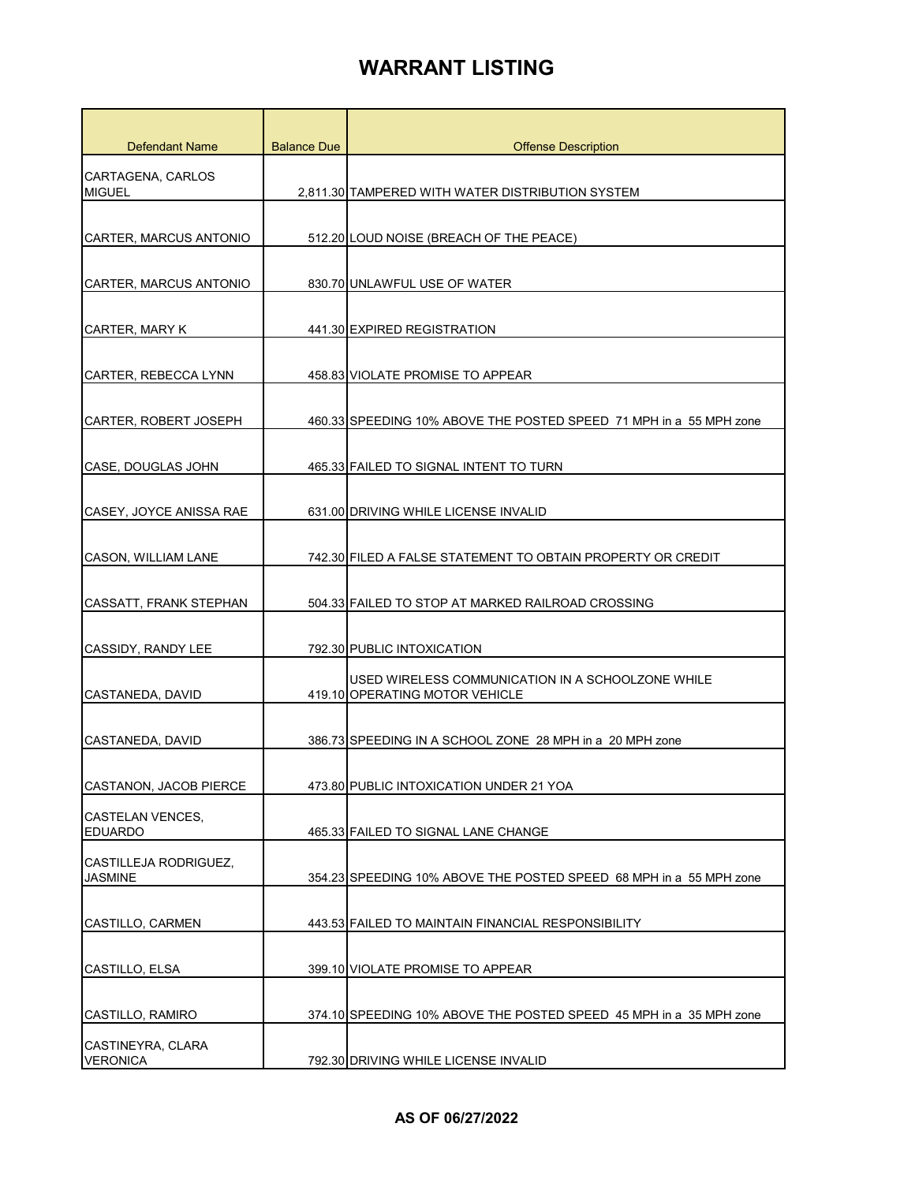# WARRANT LISTING

| Defendant Name | Balance Due | Offense Description |
|---|---|---|
| CARTAGENA, CARLOS MIGUEL | 2,811.30 | TAMPERED WITH WATER DISTRIBUTION SYSTEM |
| CARTER, MARCUS ANTONIO | 512.20 | LOUD NOISE (BREACH OF THE PEACE) |
| CARTER, MARCUS ANTONIO | 830.70 | UNLAWFUL USE OF WATER |
| CARTER, MARY K | 441.30 | EXPIRED REGISTRATION |
| CARTER, REBECCA LYNN | 458.83 | VIOLATE PROMISE TO APPEAR |
| CARTER, ROBERT JOSEPH | 460.33 | SPEEDING 10% ABOVE THE POSTED SPEED 71 MPH in a 55 MPH zone |
| CASE, DOUGLAS JOHN | 465.33 | FAILED TO SIGNAL INTENT TO TURN |
| CASEY, JOYCE ANISSA RAE | 631.00 | DRIVING WHILE LICENSE INVALID |
| CASON, WILLIAM LANE | 742.30 | FILED A FALSE STATEMENT TO OBTAIN PROPERTY OR CREDIT |
| CASSATT, FRANK STEPHAN | 504.33 | FAILED TO STOP AT MARKED RAILROAD CROSSING |
| CASSIDY, RANDY LEE | 792.30 | PUBLIC INTOXICATION |
| CASTANEDA, DAVID | 419.10 | USED WIRELESS COMMUNICATION IN A SCHOOLZONE WHILE OPERATING MOTOR VEHICLE |
| CASTANEDA, DAVID | 386.73 | SPEEDING IN A SCHOOL ZONE 28 MPH in a 20 MPH zone |
| CASTANON, JACOB PIERCE | 473.80 | PUBLIC INTOXICATION UNDER 21 YOA |
| CASTELAN VENCES, EDUARDO | 465.33 | FAILED TO SIGNAL LANE CHANGE |
| CASTILLEJA RODRIGUEZ, JASMINE | 354.23 | SPEEDING 10% ABOVE THE POSTED SPEED 68 MPH in a 55 MPH zone |
| CASTILLO, CARMEN | 443.53 | FAILED TO MAINTAIN FINANCIAL RESPONSIBILITY |
| CASTILLO, ELSA | 399.10 | VIOLATE PROMISE TO APPEAR |
| CASTILLO, RAMIRO | 374.10 | SPEEDING 10% ABOVE THE POSTED SPEED 45 MPH in a 35 MPH zone |
| CASTINEYRA, CLARA VERONICA | 792.30 | DRIVING WHILE LICENSE INVALID |

**AS OF 06/27/2022**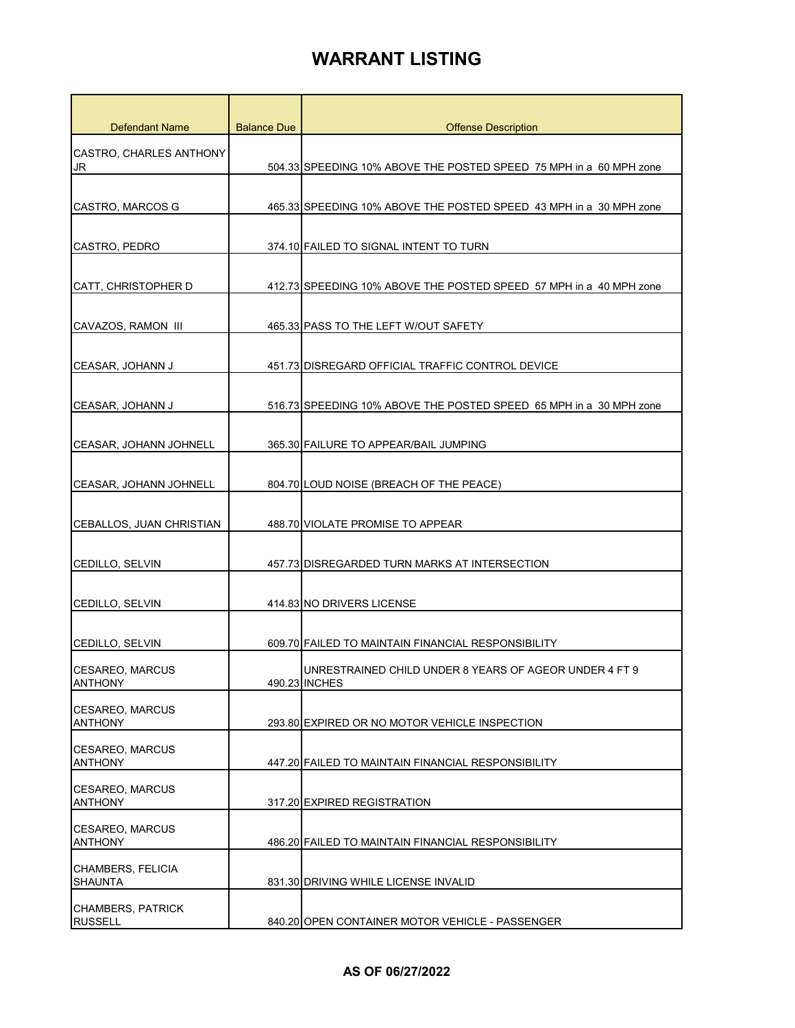# WARRANT LISTING

| Defendant Name | Balance Due | Offense Description |
|---|---|---|
| CASTRO, CHARLES ANTHONY JR | 504.33 | SPEEDING 10% ABOVE THE POSTED SPEED 75 MPH in a 60 MPH zone |
| CASTRO, MARCOS G | 465.33 | SPEEDING 10% ABOVE THE POSTED SPEED 43 MPH in a 30 MPH zone |
| CASTRO, PEDRO | 374.10 | FAILED TO SIGNAL INTENT TO TURN |
| CATT, CHRISTOPHER D | 412.73 | SPEEDING 10% ABOVE THE POSTED SPEED 57 MPH in a 40 MPH zone |
| CAVAZOS, RAMON III | 465.33 | PASS TO THE LEFT W/OUT SAFETY |
| CEASAR, JOHANN J | 451.73 | DISREGARD OFFICIAL TRAFFIC CONTROL DEVICE |
| CEASAR, JOHANN J | 516.73 | SPEEDING 10% ABOVE THE POSTED SPEED 65 MPH in a 30 MPH zone |
| CEASAR, JOHANN JOHNELL | 365.30 | FAILURE TO APPEAR/BAIL JUMPING |
| CEASAR, JOHANN JOHNELL | 804.70 | LOUD NOISE (BREACH OF THE PEACE) |
| CEBALLOS, JUAN CHRISTIAN | 488.70 | VIOLATE PROMISE TO APPEAR |
| CEDILLO, SELVIN | 457.73 | DISREGARDED TURN MARKS AT INTERSECTION |
| CEDILLO, SELVIN | 414.83 | NO DRIVERS LICENSE |
| CEDILLO, SELVIN | 609.70 | FAILED TO MAINTAIN FINANCIAL RESPONSIBILITY |
| CESAREO, MARCUS ANTHONY | 490.23 | UNRESTRAINED CHILD UNDER 8 YEARS OF AGEOR UNDER 4 FT 9 INCHES |
| CESAREO, MARCUS ANTHONY | 293.80 | EXPIRED OR NO MOTOR VEHICLE INSPECTION |
| CESAREO, MARCUS ANTHONY | 447.20 | FAILED TO MAINTAIN FINANCIAL RESPONSIBILITY |
| CESAREO, MARCUS ANTHONY | 317.20 | EXPIRED REGISTRATION |
| CESAREO, MARCUS ANTHONY | 486.20 | FAILED TO MAINTAIN FINANCIAL RESPONSIBILITY |
| CHAMBERS, FELICIA SHAUNTA | 831.30 | DRIVING WHILE LICENSE INVALID |
| CHAMBERS, PATRICK RUSSELL | 840.20 | OPEN CONTAINER MOTOR VEHICLE - PASSENGER |

**AS OF 06/27/2022**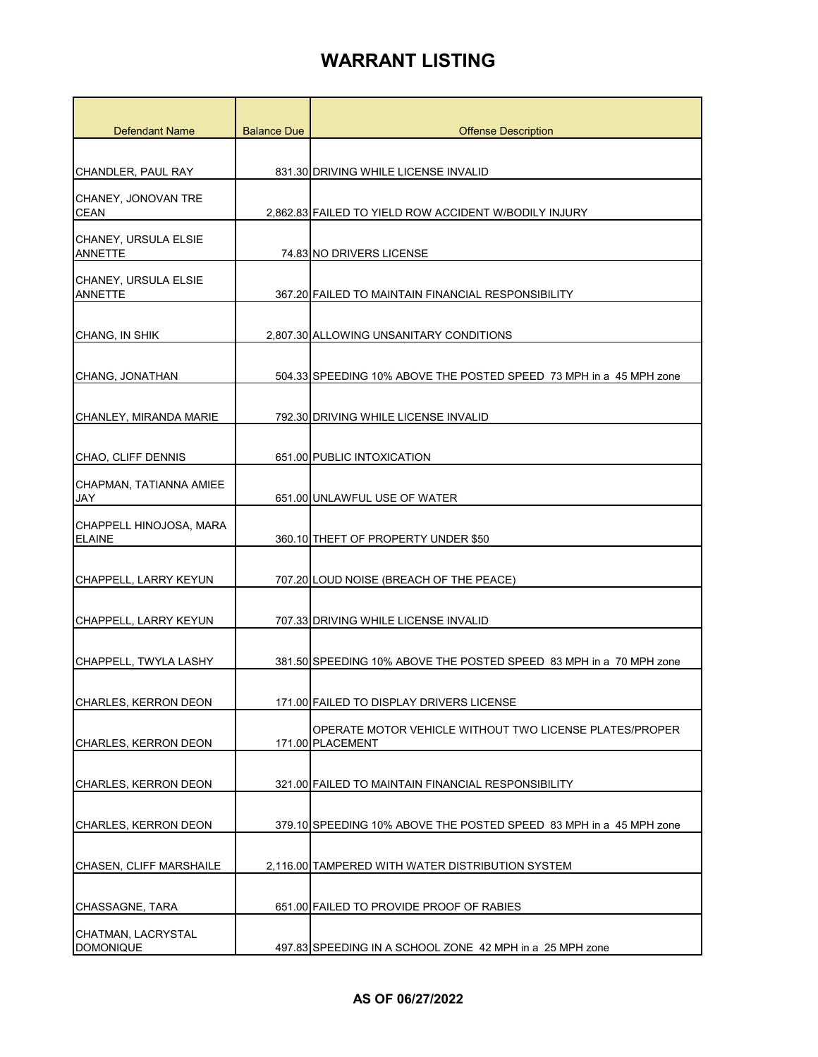# WARRANT LISTING

| Defendant Name | Balance Due | Offense Description |
|---|---|---|
| CHANDLER, PAUL RAY | 831.30 | DRIVING WHILE LICENSE INVALID |
| CHANEY, JONOVAN TRE CEAN | 2,862.83 | FAILED TO YIELD ROW ACCIDENT W/BODILY INJURY |
| CHANEY, URSULA ELSIE ANNETTE | 74.83 | NO DRIVERS LICENSE |
| CHANEY, URSULA ELSIE ANNETTE | 367.20 | FAILED TO MAINTAIN FINANCIAL RESPONSIBILITY |
| CHANG, IN SHIK | 2,807.30 | ALLOWING UNSANITARY CONDITIONS |
| CHANG, JONATHAN | 504.33 | SPEEDING 10% ABOVE THE POSTED SPEED 73 MPH in a 45 MPH zone |
| CHANLEY, MIRANDA MARIE | 792.30 | DRIVING WHILE LICENSE INVALID |
| CHAO, CLIFF DENNIS | 651.00 | PUBLIC INTOXICATION |
| CHAPMAN, TATIANNA AMIEE JAY | 651.00 | UNLAWFUL USE OF WATER |
| CHAPPELL HINOJOSA, MARA ELAINE | 360.10 | THEFT OF PROPERTY UNDER $50 |
| CHAPPELL, LARRY KEYUN | 707.20 | LOUD NOISE (BREACH OF THE PEACE) |
| CHAPPELL, LARRY KEYUN | 707.33 | DRIVING WHILE LICENSE INVALID |
| CHAPPELL, TWYLA LASHY | 381.50 | SPEEDING 10% ABOVE THE POSTED SPEED 83 MPH in a 70 MPH zone |
| CHARLES, KERRON DEON | 171.00 | FAILED TO DISPLAY DRIVERS LICENSE |
| CHARLES, KERRON DEON | 171.00 | OPERATE MOTOR VEHICLE WITHOUT TWO LICENSE PLATES/PROPER PLACEMENT |
| CHARLES, KERRON DEON | 321.00 | FAILED TO MAINTAIN FINANCIAL RESPONSIBILITY |
| CHARLES, KERRON DEON | 379.10 | SPEEDING 10% ABOVE THE POSTED SPEED 83 MPH in a 45 MPH zone |
| CHASEN, CLIFF MARSHAILE | 2,116.00 | TAMPERED WITH WATER DISTRIBUTION SYSTEM |
| CHASSAGNE, TARA | 651.00 | FAILED TO PROVIDE PROOF OF RABIES |
| CHATMAN, LACRYSTAL DOMONIQUE | 497.83 | SPEEDING IN A SCHOOL ZONE 42 MPH in a 25 MPH zone |

**AS OF 06/27/2022**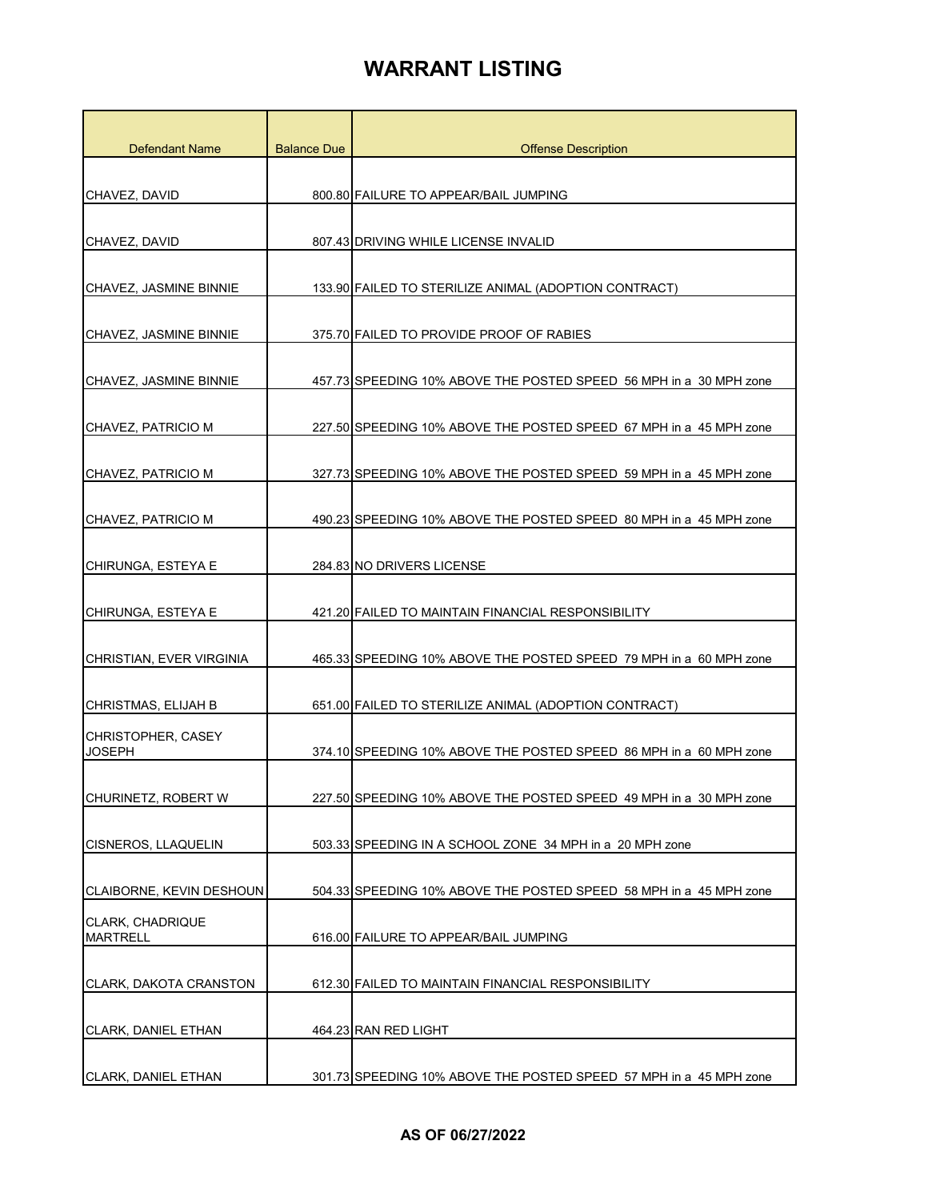# WARRANT LISTING

| Defendant Name | Balance Due | Offense Description |
|---|---|---|
| CHAVEZ, DAVID | 800.80 | FAILURE TO APPEAR/BAIL JUMPING |
| CHAVEZ, DAVID | 807.43 | DRIVING WHILE LICENSE INVALID |
| CHAVEZ, JASMINE BINNIE | 133.90 | FAILED TO STERILIZE ANIMAL (ADOPTION CONTRACT) |
| CHAVEZ, JASMINE BINNIE | 375.70 | FAILED TO PROVIDE PROOF OF RABIES |
| CHAVEZ, JASMINE BINNIE | 457.73 | SPEEDING 10% ABOVE THE POSTED SPEED 56 MPH in a 30 MPH zone |
| CHAVEZ, PATRICIO M | 227.50 | SPEEDING 10% ABOVE THE POSTED SPEED 67 MPH in a 45 MPH zone |
| CHAVEZ, PATRICIO M | 327.73 | SPEEDING 10% ABOVE THE POSTED SPEED 59 MPH in a 45 MPH zone |
| CHAVEZ, PATRICIO M | 490.23 | SPEEDING 10% ABOVE THE POSTED SPEED 80 MPH in a 45 MPH zone |
| CHIRUNGA, ESTEYA E | 284.83 | NO DRIVERS LICENSE |
| CHIRUNGA, ESTEYA E | 421.20 | FAILED TO MAINTAIN FINANCIAL RESPONSIBILITY |
| CHRISTIAN, EVER VIRGINIA | 465.33 | SPEEDING 10% ABOVE THE POSTED SPEED 79 MPH in a 60 MPH zone |
| CHRISTMAS, ELIJAH B | 651.00 | FAILED TO STERILIZE ANIMAL (ADOPTION CONTRACT) |
| CHRISTOPHER, CASEY JOSEPH | 374.10 | SPEEDING 10% ABOVE THE POSTED SPEED 86 MPH in a 60 MPH zone |
| CHURINETZ, ROBERT W | 227.50 | SPEEDING 10% ABOVE THE POSTED SPEED 49 MPH in a 30 MPH zone |
| CISNEROS, LLAQUELIN | 503.33 | SPEEDING IN A SCHOOL ZONE 34 MPH in a 20 MPH zone |
| CLAIBORNE, KEVIN DESHOUN | 504.33 | SPEEDING 10% ABOVE THE POSTED SPEED 58 MPH in a 45 MPH zone |
| CLARK, CHADRIQUE MARTRELL | 616.00 | FAILURE TO APPEAR/BAIL JUMPING |
| CLARK, DAKOTA CRANSTON | 612.30 | FAILED TO MAINTAIN FINANCIAL RESPONSIBILITY |
| CLARK, DANIEL ETHAN | 464.23 | RAN RED LIGHT |
| CLARK, DANIEL ETHAN | 301.73 | SPEEDING 10% ABOVE THE POSTED SPEED 57 MPH in a 45 MPH zone |

**AS OF 06/27/2022**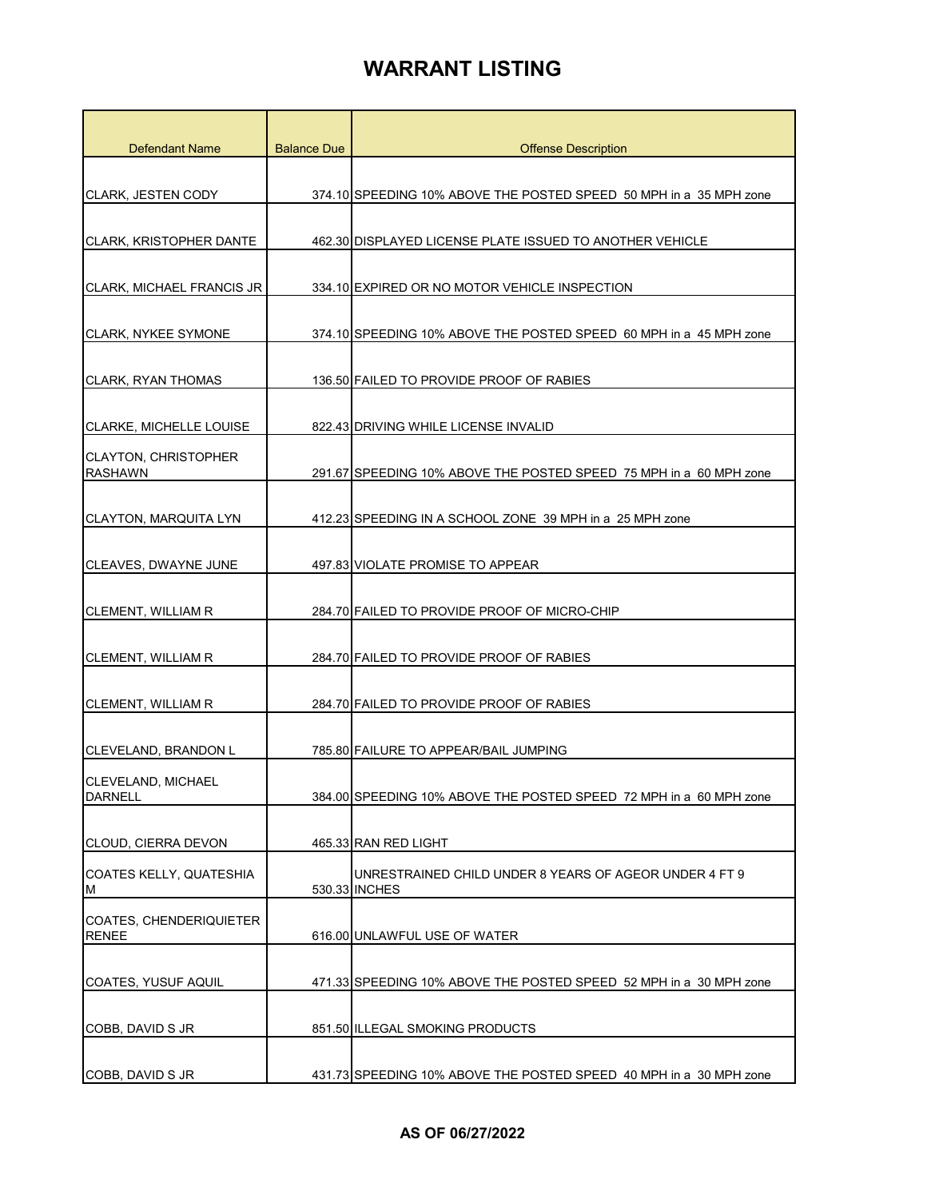# WARRANT LISTING

| Defendant Name | Balance Due | Offense Description |
|---|---|---|
| CLARK, JESTEN CODY | 374.10 | SPEEDING 10% ABOVE THE POSTED SPEED 50 MPH in a 35 MPH zone |
| CLARK, KRISTOPHER DANTE | 462.30 | DISPLAYED LICENSE PLATE ISSUED TO ANOTHER VEHICLE |
| CLARK, MICHAEL FRANCIS JR | 334.10 | EXPIRED OR NO MOTOR VEHICLE INSPECTION |
| CLARK, NYKEE SYMONE | 374.10 | SPEEDING 10% ABOVE THE POSTED SPEED 60 MPH in a 45 MPH zone |
| CLARK, RYAN THOMAS | 136.50 | FAILED TO PROVIDE PROOF OF RABIES |
| CLARKE, MICHELLE LOUISE | 822.43 | DRIVING WHILE LICENSE INVALID |
| CLAYTON, CHRISTOPHER RASHAWN | 291.67 | SPEEDING 10% ABOVE THE POSTED SPEED 75 MPH in a 60 MPH zone |
| CLAYTON, MARQUITA LYN | 412.23 | SPEEDING IN A SCHOOL ZONE 39 MPH in a 25 MPH zone |
| CLEAVES, DWAYNE JUNE | 497.83 | VIOLATE PROMISE TO APPEAR |
| CLEMENT, WILLIAM R | 284.70 | FAILED TO PROVIDE PROOF OF MICRO-CHIP |
| CLEMENT, WILLIAM R | 284.70 | FAILED TO PROVIDE PROOF OF RABIES |
| CLEMENT, WILLIAM R | 284.70 | FAILED TO PROVIDE PROOF OF RABIES |
| CLEVELAND, BRANDON L | 785.80 | FAILURE TO APPEAR/BAIL JUMPING |
| CLEVELAND, MICHAEL DARNELL | 384.00 | SPEEDING 10% ABOVE THE POSTED SPEED 72 MPH in a 60 MPH zone |
| CLOUD, CIERRA DEVON | 465.33 | RAN RED LIGHT |
| COATES KELLY, QUATESHIA M | 530.33 | UNRESTRAINED CHILD UNDER 8 YEARS OF AGEOR UNDER 4 FT 9 INCHES |
| COATES, CHENDERIQUIETER RENEE | 616.00 | UNLAWFUL USE OF WATER |
| COATES, YUSUF AQUIL | 471.33 | SPEEDING 10% ABOVE THE POSTED SPEED 52 MPH in a 30 MPH zone |
| COBB, DAVID S JR | 851.50 | ILLEGAL SMOKING PRODUCTS |
| COBB, DAVID S JR | 431.73 | SPEEDING 10% ABOVE THE POSTED SPEED 40 MPH in a 30 MPH zone |

**AS OF 06/27/2022**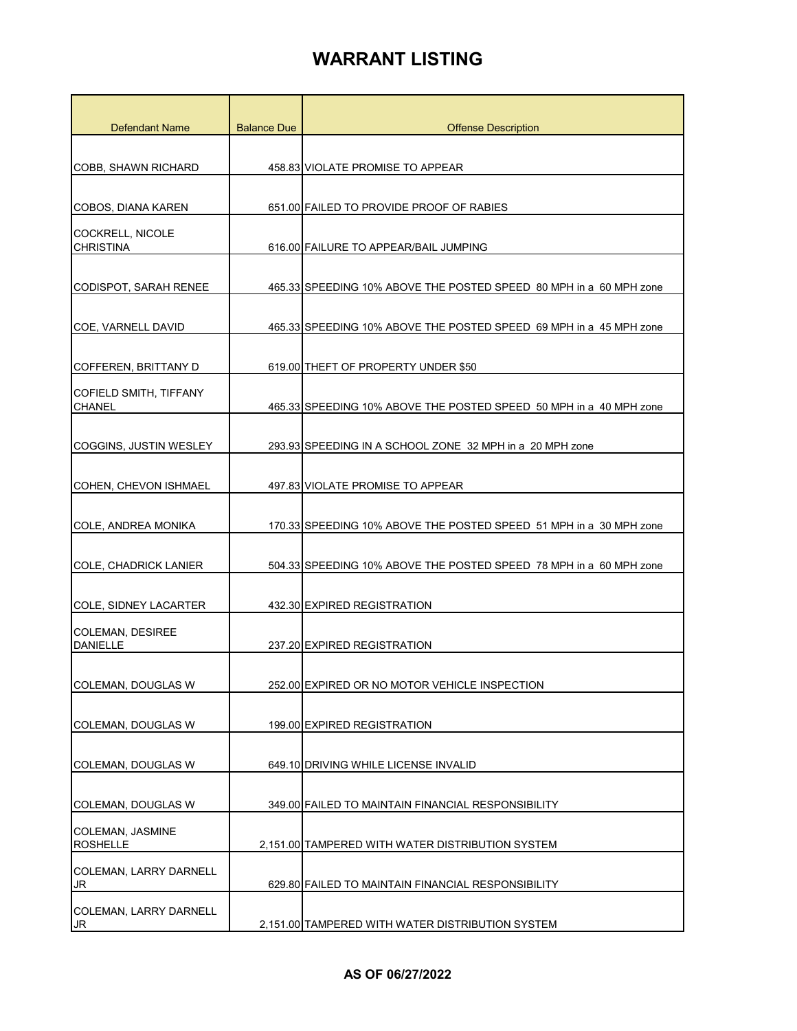# WARRANT LISTING

| Defendant Name | Balance Due | Offense Description |
|---|---|---|
| COBB, SHAWN RICHARD | 458.83 | VIOLATE PROMISE TO APPEAR |
| COBOS, DIANA KAREN | 651.00 | FAILED TO PROVIDE PROOF OF RABIES |
| COCKRELL, NICOLE CHRISTINA | 616.00 | FAILURE TO APPEAR/BAIL JUMPING |
| CODISPOT, SARAH RENEE | 465.33 | SPEEDING 10% ABOVE THE POSTED SPEED 80 MPH in a 60 MPH zone |
| COE, VARNELL DAVID | 465.33 | SPEEDING 10% ABOVE THE POSTED SPEED 69 MPH in a 45 MPH zone |
| COFFEREN, BRITTANY D | 619.00 | THEFT OF PROPERTY UNDER $50 |
| COFIELD SMITH, TIFFANY CHANEL | 465.33 | SPEEDING 10% ABOVE THE POSTED SPEED 50 MPH in a 40 MPH zone |
| COGGINS, JUSTIN WESLEY | 293.93 | SPEEDING IN A SCHOOL ZONE 32 MPH in a 20 MPH zone |
| COHEN, CHEVON ISHMAEL | 497.83 | VIOLATE PROMISE TO APPEAR |
| COLE, ANDREA MONIKA | 170.33 | SPEEDING 10% ABOVE THE POSTED SPEED 51 MPH in a 30 MPH zone |
| COLE, CHADRICK LANIER | 504.33 | SPEEDING 10% ABOVE THE POSTED SPEED 78 MPH in a 60 MPH zone |
| COLE, SIDNEY LACARTER | 432.30 | EXPIRED REGISTRATION |
| COLEMAN, DESIREE DANIELLE | 237.20 | EXPIRED REGISTRATION |
| COLEMAN, DOUGLAS W | 252.00 | EXPIRED OR NO MOTOR VEHICLE INSPECTION |
| COLEMAN, DOUGLAS W | 199.00 | EXPIRED REGISTRATION |
| COLEMAN, DOUGLAS W | 649.10 | DRIVING WHILE LICENSE INVALID |
| COLEMAN, DOUGLAS W | 349.00 | FAILED TO MAINTAIN FINANCIAL RESPONSIBILITY |
| COLEMAN, JASMINE ROSHELLE | 2,151.00 | TAMPERED WITH WATER DISTRIBUTION SYSTEM |
| COLEMAN, LARRY DARNELL JR | 629.80 | FAILED TO MAINTAIN FINANCIAL RESPONSIBILITY |
| COLEMAN, LARRY DARNELL JR | 2,151.00 | TAMPERED WITH WATER DISTRIBUTION SYSTEM |

**AS OF 06/27/2022**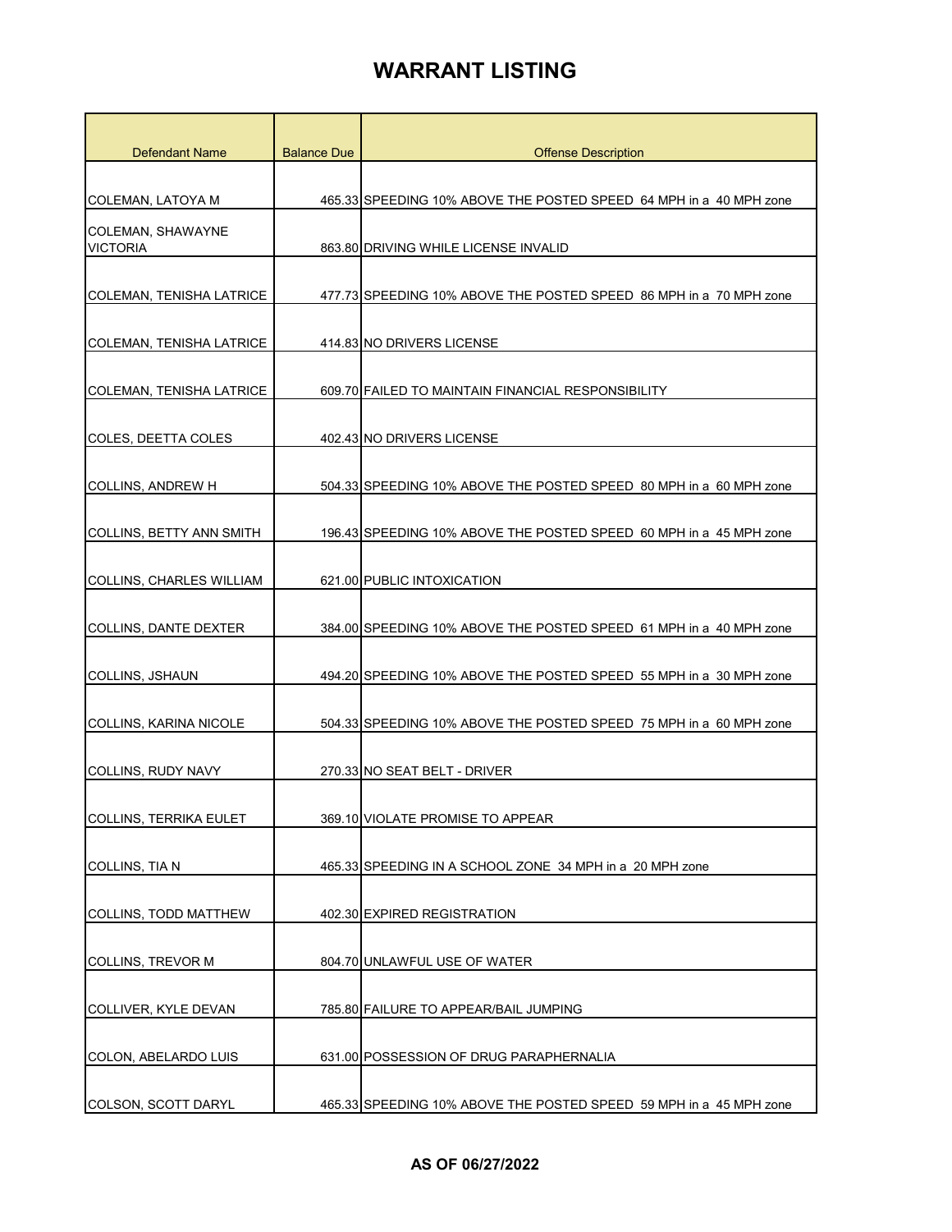# WARRANT LISTING

| Defendant Name | Balance Due | Offense Description |
|---|---|---|
| COLEMAN, LATOYA M | 465.33 | SPEEDING 10% ABOVE THE POSTED SPEED 64 MPH in a 40 MPH zone |
| COLEMAN, SHAWAYNE VICTORIA | 863.80 | DRIVING WHILE LICENSE INVALID |
| COLEMAN, TENISHA LATRICE | 477.73 | SPEEDING 10% ABOVE THE POSTED SPEED 86 MPH in a 70 MPH zone |
| COLEMAN, TENISHA LATRICE | 414.83 | NO DRIVERS LICENSE |
| COLEMAN, TENISHA LATRICE | 609.70 | FAILED TO MAINTAIN FINANCIAL RESPONSIBILITY |
| COLES, DEETTA COLES | 402.43 | NO DRIVERS LICENSE |
| COLLINS, ANDREW H | 504.33 | SPEEDING 10% ABOVE THE POSTED SPEED 80 MPH in a 60 MPH zone |
| COLLINS, BETTY ANN SMITH | 196.43 | SPEEDING 10% ABOVE THE POSTED SPEED 60 MPH in a 45 MPH zone |
| COLLINS, CHARLES WILLIAM | 621.00 | PUBLIC INTOXICATION |
| COLLINS, DANTE DEXTER | 384.00 | SPEEDING 10% ABOVE THE POSTED SPEED 61 MPH in a 40 MPH zone |
| COLLINS, JSHAUN | 494.20 | SPEEDING 10% ABOVE THE POSTED SPEED 55 MPH in a 30 MPH zone |
| COLLINS, KARINA NICOLE | 504.33 | SPEEDING 10% ABOVE THE POSTED SPEED 75 MPH in a 60 MPH zone |
| COLLINS, RUDY NAVY | 270.33 | NO SEAT BELT - DRIVER |
| COLLINS, TERRIKA EULET | 369.10 | VIOLATE PROMISE TO APPEAR |
| COLLINS, TIA N | 465.33 | SPEEDING IN A SCHOOL ZONE 34 MPH in a 20 MPH zone |
| COLLINS, TODD MATTHEW | 402.30 | EXPIRED REGISTRATION |
| COLLINS, TREVOR M | 804.70 | UNLAWFUL USE OF WATER |
| COLLIVER, KYLE DEVAN | 785.80 | FAILURE TO APPEAR/BAIL JUMPING |
| COLON, ABELARDO LUIS | 631.00 | POSSESSION OF DRUG PARAPHERNALIA |
| COLSON, SCOTT DARYL | 465.33 | SPEEDING 10% ABOVE THE POSTED SPEED 59 MPH in a 45 MPH zone |

**AS OF 06/27/2022**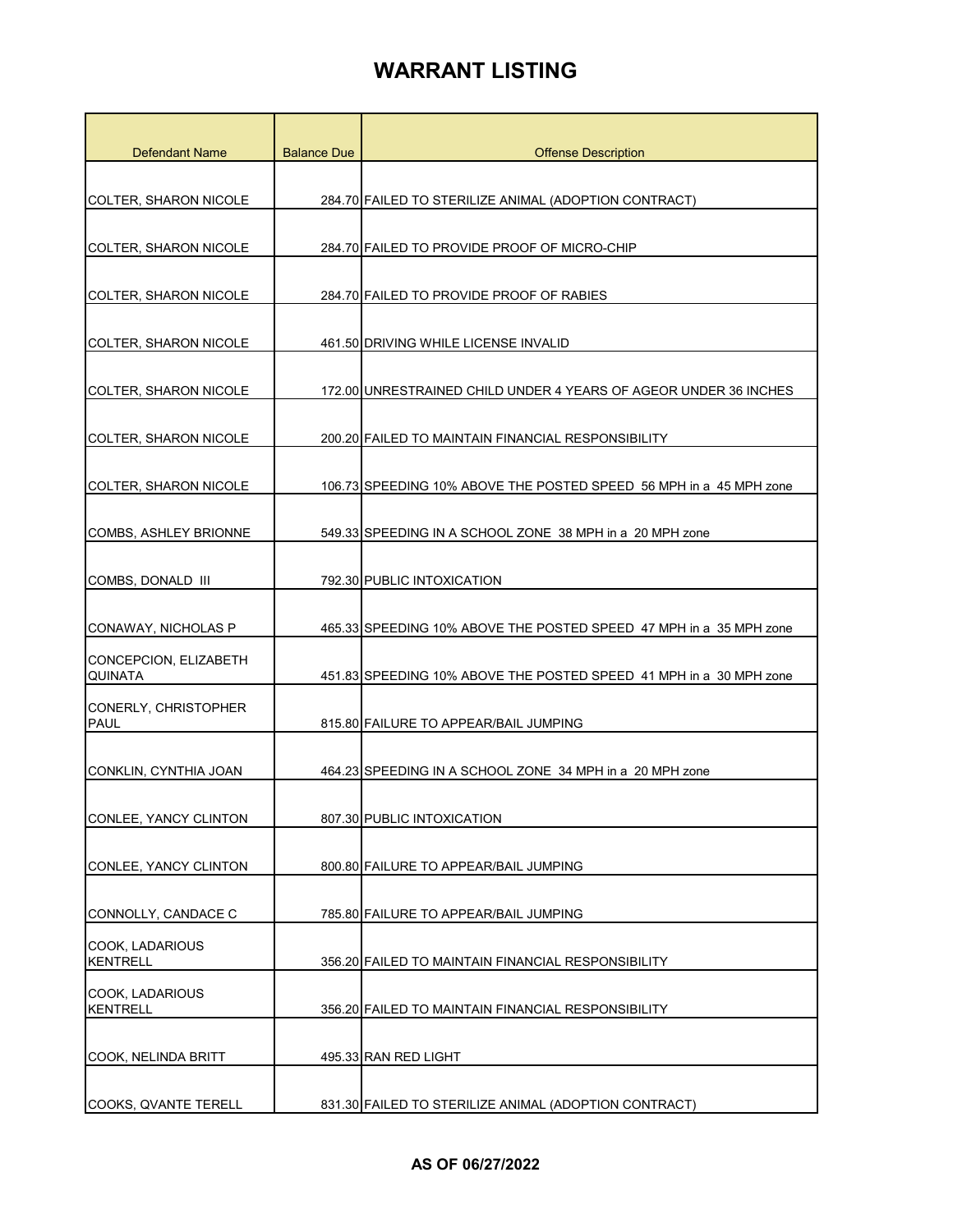# WARRANT LISTING

| Defendant Name | Balance Due | Offense Description |
| --- | --- | --- |
| COLTER, SHARON NICOLE | 284.70 | FAILED TO STERILIZE ANIMAL (ADOPTION CONTRACT) |
| COLTER, SHARON NICOLE | 284.70 | FAILED TO PROVIDE PROOF OF MICRO-CHIP |
| COLTER, SHARON NICOLE | 284.70 | FAILED TO PROVIDE PROOF OF RABIES |
| COLTER, SHARON NICOLE | 461.50 | DRIVING WHILE LICENSE INVALID |
| COLTER, SHARON NICOLE | 172.00 | UNRESTRAINED CHILD UNDER 4 YEARS OF AGEOR UNDER 36 INCHES |
| COLTER, SHARON NICOLE | 200.20 | FAILED TO MAINTAIN FINANCIAL RESPONSIBILITY |
| COLTER, SHARON NICOLE | 106.73 | SPEEDING 10% ABOVE THE POSTED SPEED 56 MPH in a 45 MPH zone |
| COMBS, ASHLEY BRIONNE | 549.33 | SPEEDING IN A SCHOOL ZONE 38 MPH in a 20 MPH zone |
| COMBS, DONALD III | 792.30 | PUBLIC INTOXICATION |
| CONAWAY, NICHOLAS P | 465.33 | SPEEDING 10% ABOVE THE POSTED SPEED 47 MPH in a 35 MPH zone |
| CONCEPCION, ELIZABETH QUINATA | 451.83 | SPEEDING 10% ABOVE THE POSTED SPEED 41 MPH in a 30 MPH zone |
| CONERLY, CHRISTOPHER PAUL | 815.80 | FAILURE TO APPEAR/BAIL JUMPING |
| CONKLIN, CYNTHIA JOAN | 464.23 | SPEEDING IN A SCHOOL ZONE 34 MPH in a 20 MPH zone |
| CONLEE, YANCY CLINTON | 807.30 | PUBLIC INTOXICATION |
| CONLEE, YANCY CLINTON | 800.80 | FAILURE TO APPEAR/BAIL JUMPING |
| CONNOLLY, CANDACE C | 785.80 | FAILURE TO APPEAR/BAIL JUMPING |
| COOK, LADARIOUS KENTRELL | 356.20 | FAILED TO MAINTAIN FINANCIAL RESPONSIBILITY |
| COOK, LADARIOUS KENTRELL | 356.20 | FAILED TO MAINTAIN FINANCIAL RESPONSIBILITY |
| COOK, NELINDA BRITT | 495.33 | RAN RED LIGHT |
| COOKS, QVANTE TERELL | 831.30 | FAILED TO STERILIZE ANIMAL (ADOPTION CONTRACT) |

**AS OF 06/27/2022**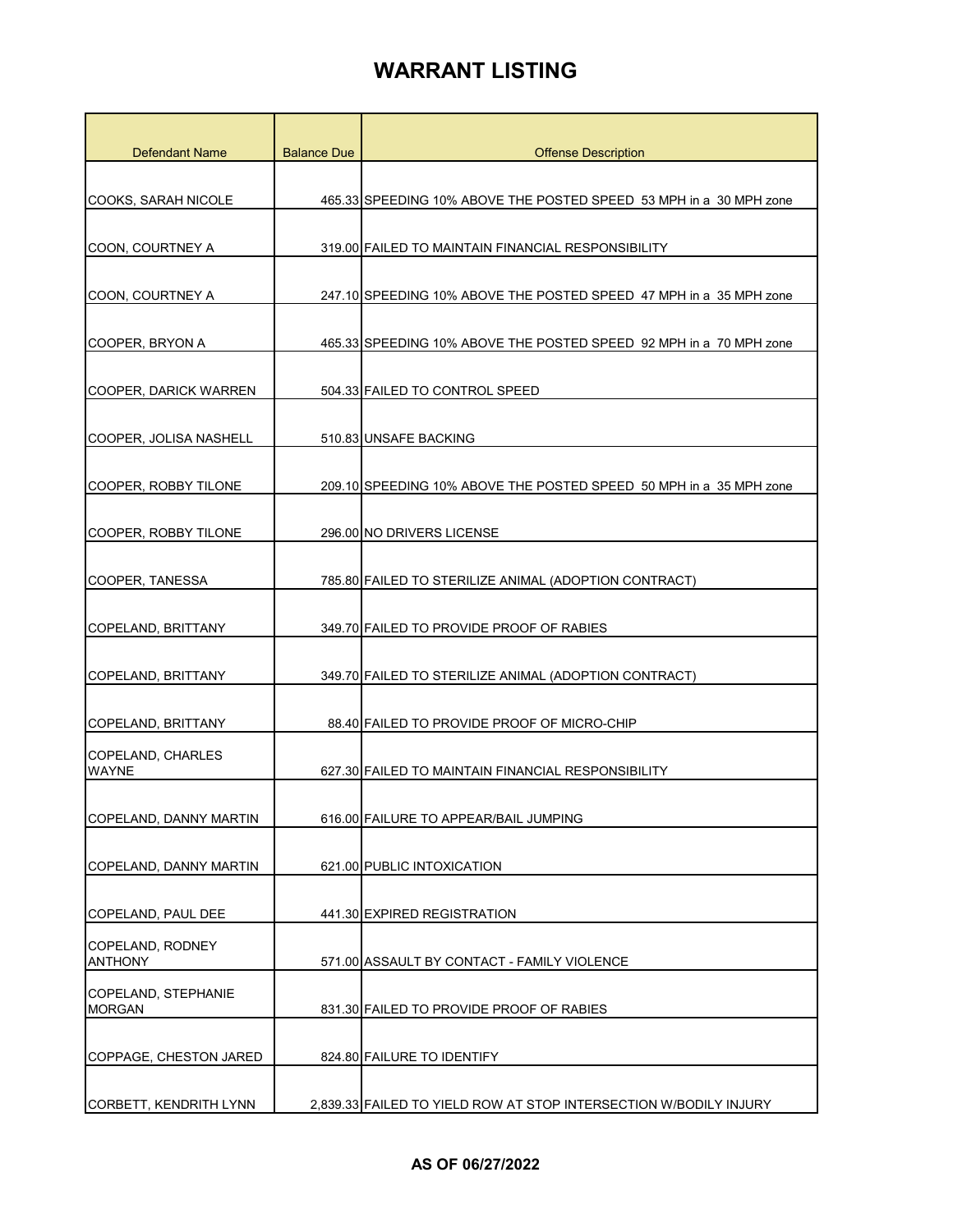# WARRANT LISTING

| Defendant Name | Balance Due | Offense Description |
|---|---|---|
| COOKS, SARAH NICOLE | 465.33 | SPEEDING 10% ABOVE THE POSTED SPEED 53 MPH in a 30 MPH zone |
| COON, COURTNEY A | 319.00 | FAILED TO MAINTAIN FINANCIAL RESPONSIBILITY |
| COON, COURTNEY A | 247.10 | SPEEDING 10% ABOVE THE POSTED SPEED 47 MPH in a 35 MPH zone |
| COOPER, BRYON A | 465.33 | SPEEDING 10% ABOVE THE POSTED SPEED 92 MPH in a 70 MPH zone |
| COOPER, DARICK WARREN | 504.33 | FAILED TO CONTROL SPEED |
| COOPER, JOLISA NASHELL | 510.83 | UNSAFE BACKING |
| COOPER, ROBBY TILONE | 209.10 | SPEEDING 10% ABOVE THE POSTED SPEED 50 MPH in a 35 MPH zone |
| COOPER, ROBBY TILONE | 296.00 | NO DRIVERS LICENSE |
| COOPER, TANESSA | 785.80 | FAILED TO STERILIZE ANIMAL (ADOPTION CONTRACT) |
| COPELAND, BRITTANY | 349.70 | FAILED TO PROVIDE PROOF OF RABIES |
| COPELAND, BRITTANY | 349.70 | FAILED TO STERILIZE ANIMAL (ADOPTION CONTRACT) |
| COPELAND, BRITTANY | 88.40 | FAILED TO PROVIDE PROOF OF MICRO-CHIP |
| COPELAND, CHARLES WAYNE | 627.30 | FAILED TO MAINTAIN FINANCIAL RESPONSIBILITY |
| COPELAND, DANNY MARTIN | 616.00 | FAILURE TO APPEAR/BAIL JUMPING |
| COPELAND, DANNY MARTIN | 621.00 | PUBLIC INTOXICATION |
| COPELAND, PAUL DEE | 441.30 | EXPIRED REGISTRATION |
| COPELAND, RODNEY ANTHONY | 571.00 | ASSAULT BY CONTACT - FAMILY VIOLENCE |
| COPELAND, STEPHANIE MORGAN | 831.30 | FAILED TO PROVIDE PROOF OF RABIES |
| COPPAGE, CHESTON JARED | 824.80 | FAILURE TO IDENTIFY |
| CORBETT, KENDRITH LYNN | 2,839.33 | FAILED TO YIELD ROW AT STOP INTERSECTION W/BODILY INJURY |

**AS OF 06/27/2022**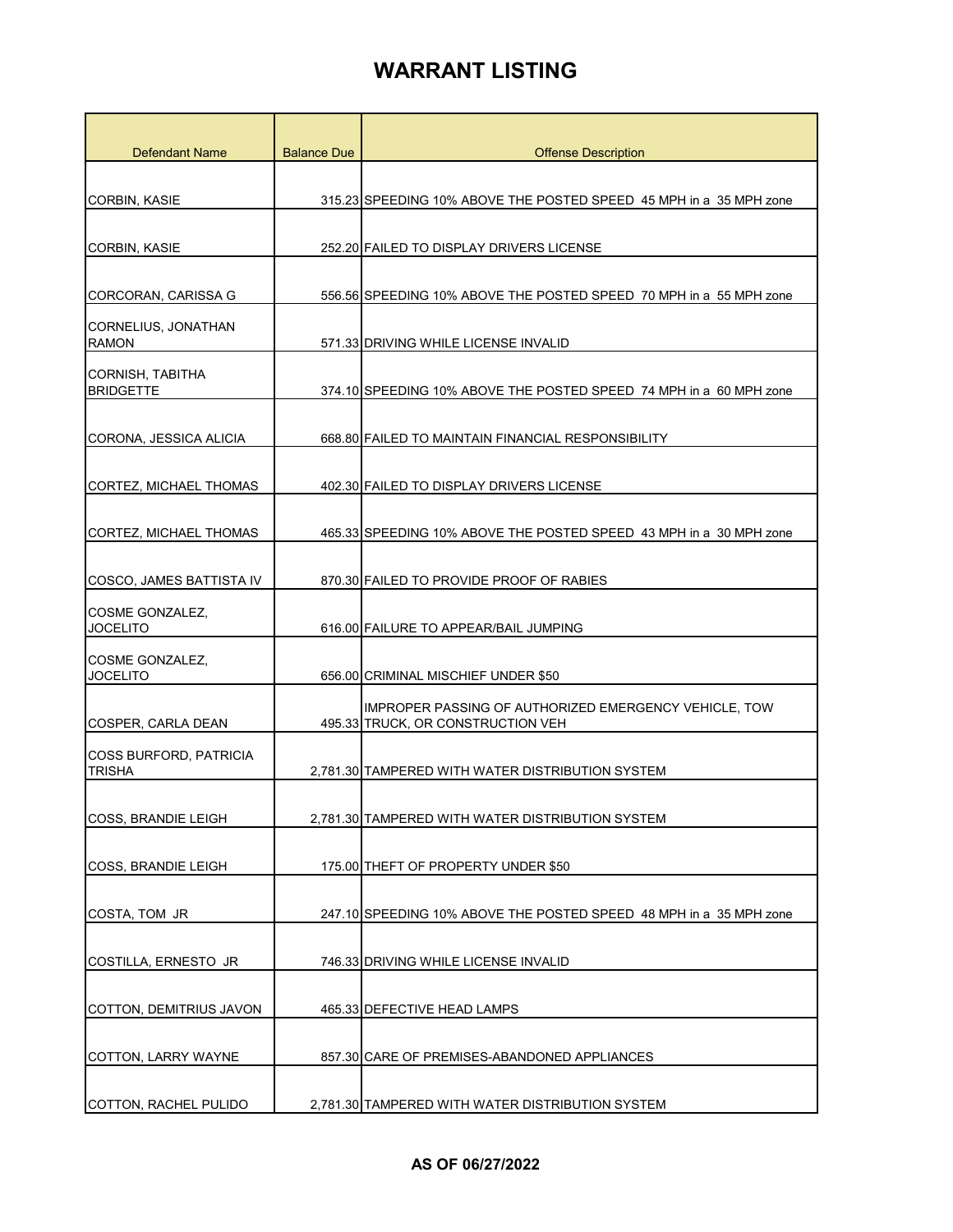# WARRANT LISTING

| Defendant Name | Balance Due | Offense Description |
|---|---|---|
| CORBIN, KASIE | 315.23 | SPEEDING 10% ABOVE THE POSTED SPEED 45 MPH in a 35 MPH zone |
| CORBIN, KASIE | 252.20 | FAILED TO DISPLAY DRIVERS LICENSE |
| CORCORAN, CARISSA G | 556.56 | SPEEDING 10% ABOVE THE POSTED SPEED 70 MPH in a 55 MPH zone |
| CORNELIUS, JONATHAN RAMON | 571.33 | DRIVING WHILE LICENSE INVALID |
| CORNISH, TABITHA BRIDGETTE | 374.10 | SPEEDING 10% ABOVE THE POSTED SPEED 74 MPH in a 60 MPH zone |
| CORONA, JESSICA ALICIA | 668.80 | FAILED TO MAINTAIN FINANCIAL RESPONSIBILITY |
| CORTEZ, MICHAEL THOMAS | 402.30 | FAILED TO DISPLAY DRIVERS LICENSE |
| CORTEZ, MICHAEL THOMAS | 465.33 | SPEEDING 10% ABOVE THE POSTED SPEED 43 MPH in a 30 MPH zone |
| COSCO, JAMES BATTISTA IV | 870.30 | FAILED TO PROVIDE PROOF OF RABIES |
| COSME GONZALEZ, JOCELITO | 616.00 | FAILURE TO APPEAR/BAIL JUMPING |
| COSME GONZALEZ, JOCELITO | 656.00 | CRIMINAL MISCHIEF UNDER $50 |
| COSPER, CARLA DEAN | 495.33 | IMPROPER PASSING OF AUTHORIZED EMERGENCY VEHICLE, TOW TRUCK, OR CONSTRUCTION VEH |
| COSS BURFORD, PATRICIA TRISHA | 2,781.30 | TAMPERED WITH WATER DISTRIBUTION SYSTEM |
| COSS, BRANDIE LEIGH | 2,781.30 | TAMPERED WITH WATER DISTRIBUTION SYSTEM |
| COSS, BRANDIE LEIGH | 175.00 | THEFT OF PROPERTY UNDER $50 |
| COSTA, TOM JR | 247.10 | SPEEDING 10% ABOVE THE POSTED SPEED 48 MPH in a 35 MPH zone |
| COSTILLA, ERNESTO JR | 746.33 | DRIVING WHILE LICENSE INVALID |
| COTTON, DEMITRIUS JAVON | 465.33 | DEFECTIVE HEAD LAMPS |
| COTTON, LARRY WAYNE | 857.30 | CARE OF PREMISES-ABANDONED APPLIANCES |
| COTTON, RACHEL PULIDO | 2,781.30 | TAMPERED WITH WATER DISTRIBUTION SYSTEM |

**AS OF 06/27/2022**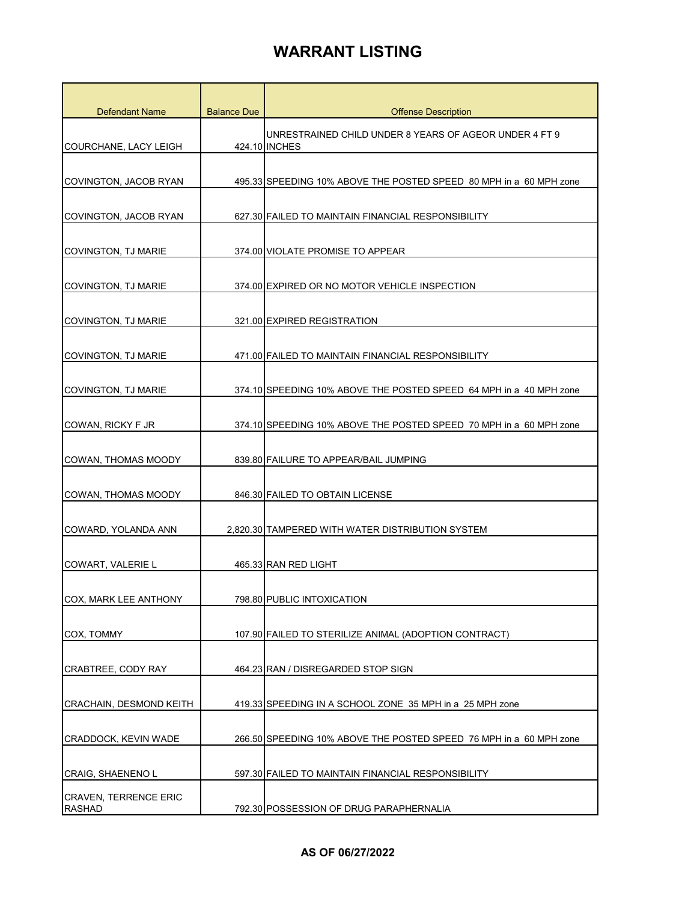# WARRANT LISTING

| Defendant Name | Balance Due | Offense Description |
|---|---|---|
| COURCHANE, LACY LEIGH | 424.10 | UNRESTRAINED CHILD UNDER 8 YEARS OF AGEOR UNDER 4 FT 9 INCHES |
| COVINGTON, JACOB RYAN | 495.33 | SPEEDING 10% ABOVE THE POSTED SPEED 80 MPH in a 60 MPH zone |
| COVINGTON, JACOB RYAN | 627.30 | FAILED TO MAINTAIN FINANCIAL RESPONSIBILITY |
| COVINGTON, TJ MARIE | 374.00 | VIOLATE PROMISE TO APPEAR |
| COVINGTON, TJ MARIE | 374.00 | EXPIRED OR NO MOTOR VEHICLE INSPECTION |
| COVINGTON, TJ MARIE | 321.00 | EXPIRED REGISTRATION |
| COVINGTON, TJ MARIE | 471.00 | FAILED TO MAINTAIN FINANCIAL RESPONSIBILITY |
| COVINGTON, TJ MARIE | 374.10 | SPEEDING 10% ABOVE THE POSTED SPEED 64 MPH in a 40 MPH zone |
| COWAN, RICKY F JR | 374.10 | SPEEDING 10% ABOVE THE POSTED SPEED 70 MPH in a 60 MPH zone |
| COWAN, THOMAS MOODY | 839.80 | FAILURE TO APPEAR/BAIL JUMPING |
| COWAN, THOMAS MOODY | 846.30 | FAILED TO OBTAIN LICENSE |
| COWARD, YOLANDA ANN | 2,820.30 | TAMPERED WITH WATER DISTRIBUTION SYSTEM |
| COWART, VALERIE L | 465.33 | RAN RED LIGHT |
| COX, MARK LEE ANTHONY | 798.80 | PUBLIC INTOXICATION |
| COX, TOMMY | 107.90 | FAILED TO STERILIZE ANIMAL (ADOPTION CONTRACT) |
| CRABTREE, CODY RAY | 464.23 | RAN / DISREGARDED STOP SIGN |
| CRACHAIN, DESMOND KEITH | 419.33 | SPEEDING IN A SCHOOL ZONE 35 MPH in a 25 MPH zone |
| CRADDOCK, KEVIN WADE | 266.50 | SPEEDING 10% ABOVE THE POSTED SPEED 76 MPH in a 60 MPH zone |
| CRAIG, SHAENENO L | 597.30 | FAILED TO MAINTAIN FINANCIAL RESPONSIBILITY |
| CRAVEN, TERRENCE ERIC RASHAD | 792.30 | POSSESSION OF DRUG PARAPHERNALIA |

**AS OF 06/27/2022**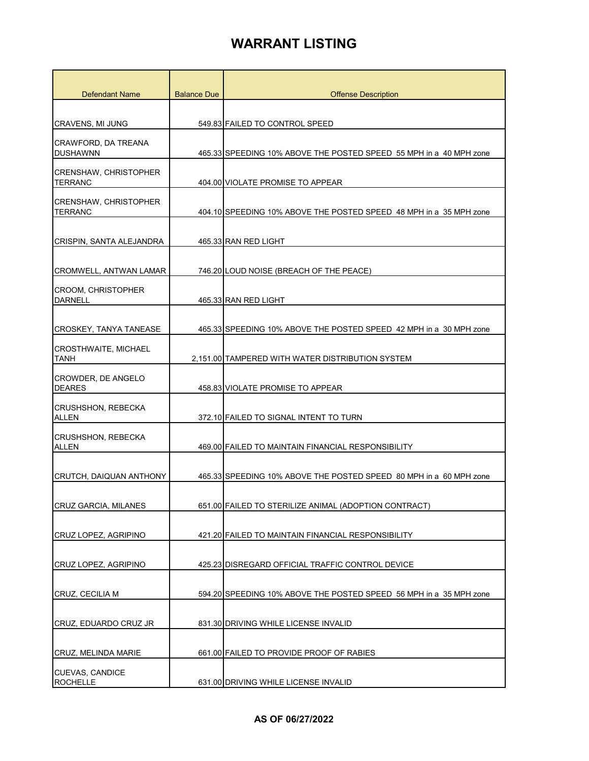# WARRANT LISTING

| Defendant Name | Balance Due | Offense Description |
|---|---|---|
| CRAVENS, MI JUNG | 549.83 | FAILED TO CONTROL SPEED |
| CRAWFORD, DA TREANA DUSHAWNN | 465.33 | SPEEDING 10% ABOVE THE POSTED SPEED 55 MPH in a 40 MPH zone |
| CRENSHAW, CHRISTOPHER TERRANC | 404.00 | VIOLATE PROMISE TO APPEAR |
| CRENSHAW, CHRISTOPHER TERRANC | 404.10 | SPEEDING 10% ABOVE THE POSTED SPEED 48 MPH in a 35 MPH zone |
| CRISPIN, SANTA ALEJANDRA | 465.33 | RAN RED LIGHT |
| CROMWELL, ANTWAN LAMAR | 746.20 | LOUD NOISE (BREACH OF THE PEACE) |
| CROOM, CHRISTOPHER DARNELL | 465.33 | RAN RED LIGHT |
| CROSKEY, TANYA TANEASE | 465.33 | SPEEDING 10% ABOVE THE POSTED SPEED 42 MPH in a 30 MPH zone |
| CROSTHWAITE, MICHAEL TANH | 2,151.00 | TAMPERED WITH WATER DISTRIBUTION SYSTEM |
| CROWDER, DE ANGELO DEARES | 458.83 | VIOLATE PROMISE TO APPEAR |
| CRUSHSHON, REBECKA ALLEN | 372.10 | FAILED TO SIGNAL INTENT TO TURN |
| CRUSHSHON, REBECKA ALLEN | 469.00 | FAILED TO MAINTAIN FINANCIAL RESPONSIBILITY |
| CRUTCH, DAIQUAN ANTHONY | 465.33 | SPEEDING 10% ABOVE THE POSTED SPEED 80 MPH in a 60 MPH zone |
| CRUZ GARCIA, MILANES | 651.00 | FAILED TO STERILIZE ANIMAL (ADOPTION CONTRACT) |
| CRUZ LOPEZ, AGRIPINO | 421.20 | FAILED TO MAINTAIN FINANCIAL RESPONSIBILITY |
| CRUZ LOPEZ, AGRIPINO | 425.23 | DISREGARD OFFICIAL TRAFFIC CONTROL DEVICE |
| CRUZ, CECILIA M | 594.20 | SPEEDING 10% ABOVE THE POSTED SPEED 56 MPH in a 35 MPH zone |
| CRUZ, EDUARDO CRUZ JR | 831.30 | DRIVING WHILE LICENSE INVALID |
| CRUZ, MELINDA MARIE | 661.00 | FAILED TO PROVIDE PROOF OF RABIES |
| CUEVAS, CANDICE ROCHELLE | 631.00 | DRIVING WHILE LICENSE INVALID |

**AS OF 06/27/2022**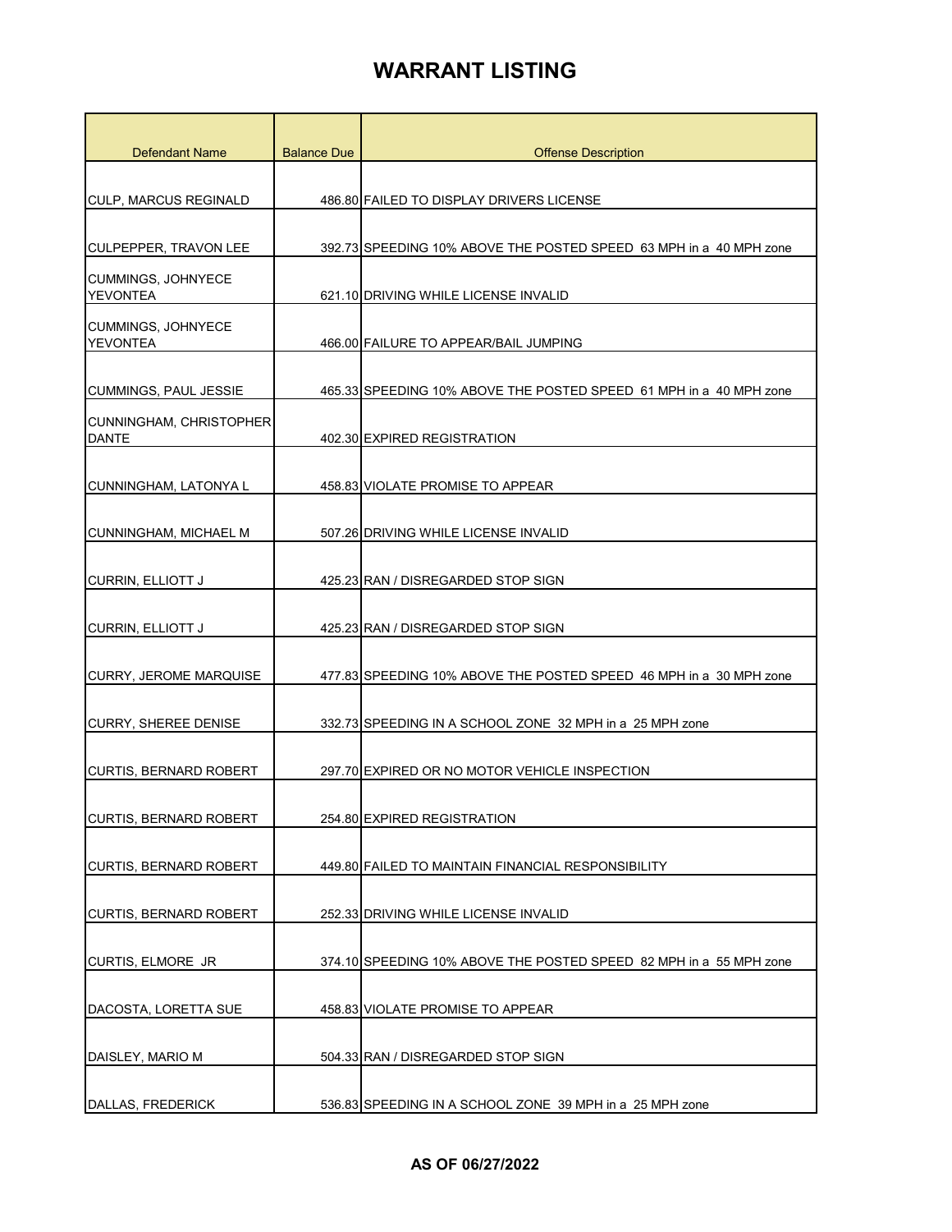# WARRANT LISTING

| Defendant Name | Balance Due | Offense Description |
|---|---|---|
| CULP, MARCUS REGINALD | 486.80 | FAILED TO DISPLAY DRIVERS LICENSE |
| CULPEPPER, TRAVON LEE | 392.73 | SPEEDING 10% ABOVE THE POSTED SPEED 63 MPH in a 40 MPH zone |
| CUMMINGS, JOHNYECE YEVONTEA | 621.10 | DRIVING WHILE LICENSE INVALID |
| CUMMINGS, JOHNYECE YEVONTEA | 466.00 | FAILURE TO APPEAR/BAIL JUMPING |
| CUMMINGS, PAUL JESSIE | 465.33 | SPEEDING 10% ABOVE THE POSTED SPEED 61 MPH in a 40 MPH zone |
| CUNNINGHAM, CHRISTOPHER DANTE | 402.30 | EXPIRED REGISTRATION |
| CUNNINGHAM, LATONYA L | 458.83 | VIOLATE PROMISE TO APPEAR |
| CUNNINGHAM, MICHAEL M | 507.26 | DRIVING WHILE LICENSE INVALID |
| CURRIN, ELLIOTT J | 425.23 | RAN / DISREGARDED STOP SIGN |
| CURRIN, ELLIOTT J | 425.23 | RAN / DISREGARDED STOP SIGN |
| CURRY, JEROME MARQUISE | 477.83 | SPEEDING 10% ABOVE THE POSTED SPEED 46 MPH in a 30 MPH zone |
| CURRY, SHEREE DENISE | 332.73 | SPEEDING IN A SCHOOL ZONE 32 MPH in a 25 MPH zone |
| CURTIS, BERNARD ROBERT | 297.70 | EXPIRED OR NO MOTOR VEHICLE INSPECTION |
| CURTIS, BERNARD ROBERT | 254.80 | EXPIRED REGISTRATION |
| CURTIS, BERNARD ROBERT | 449.80 | FAILED TO MAINTAIN FINANCIAL RESPONSIBILITY |
| CURTIS, BERNARD ROBERT | 252.33 | DRIVING WHILE LICENSE INVALID |
| CURTIS, ELMORE JR | 374.10 | SPEEDING 10% ABOVE THE POSTED SPEED 82 MPH in a 55 MPH zone |
| DACOSTA, LORETTA SUE | 458.83 | VIOLATE PROMISE TO APPEAR |
| DAISLEY, MARIO M | 504.33 | RAN / DISREGARDED STOP SIGN |
| DALLAS, FREDERICK | 536.83 | SPEEDING IN A SCHOOL ZONE 39 MPH in a 25 MPH zone |

**AS OF 06/27/2022**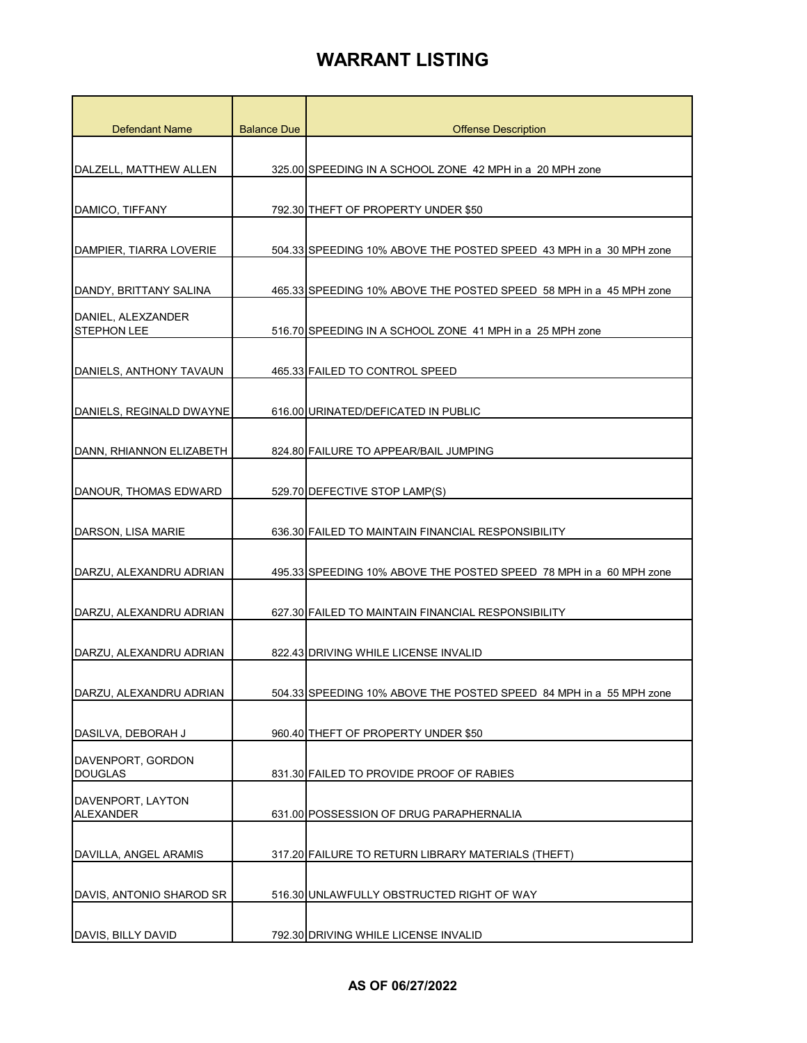# WARRANT LISTING

| Defendant Name | Balance Due | Offense Description |
|---|---|---|
| DALZELL, MATTHEW ALLEN | 325.00 | SPEEDING IN A SCHOOL ZONE 42 MPH in a 20 MPH zone |
| DAMICO, TIFFANY | 792.30 | THEFT OF PROPERTY UNDER $50 |
| DAMPIER, TIARRA LOVERIE | 504.33 | SPEEDING 10% ABOVE THE POSTED SPEED 43 MPH in a 30 MPH zone |
| DANDY, BRITTANY SALINA | 465.33 | SPEEDING 10% ABOVE THE POSTED SPEED 58 MPH in a 45 MPH zone |
| DANIEL, ALEXZANDER STEPHON LEE | 516.70 | SPEEDING IN A SCHOOL ZONE 41 MPH in a 25 MPH zone |
| DANIELS, ANTHONY TAVAUN | 465.33 | FAILED TO CONTROL SPEED |
| DANIELS, REGINALD DWAYNE | 616.00 | URINATED/DEFICATED IN PUBLIC |
| DANN, RHIANNON ELIZABETH | 824.80 | FAILURE TO APPEAR/BAIL JUMPING |
| DANOUR, THOMAS EDWARD | 529.70 | DEFECTIVE STOP LAMP(S) |
| DARSON, LISA MARIE | 636.30 | FAILED TO MAINTAIN FINANCIAL RESPONSIBILITY |
| DARZU, ALEXANDRU ADRIAN | 495.33 | SPEEDING 10% ABOVE THE POSTED SPEED 78 MPH in a 60 MPH zone |
| DARZU, ALEXANDRU ADRIAN | 627.30 | FAILED TO MAINTAIN FINANCIAL RESPONSIBILITY |
| DARZU, ALEXANDRU ADRIAN | 822.43 | DRIVING WHILE LICENSE INVALID |
| DARZU, ALEXANDRU ADRIAN | 504.33 | SPEEDING 10% ABOVE THE POSTED SPEED 84 MPH in a 55 MPH zone |
| DASILVA, DEBORAH J | 960.40 | THEFT OF PROPERTY UNDER $50 |
| DAVENPORT, GORDON DOUGLAS | 831.30 | FAILED TO PROVIDE PROOF OF RABIES |
| DAVENPORT, LAYTON ALEXANDER | 631.00 | POSSESSION OF DRUG PARAPHERNALIA |
| DAVILLA, ANGEL ARAMIS | 317.20 | FAILURE TO RETURN LIBRARY MATERIALS (THEFT) |
| DAVIS, ANTONIO SHAROD SR | 516.30 | UNLAWFULLY OBSTRUCTED RIGHT OF WAY |
| DAVIS, BILLY DAVID | 792.30 | DRIVING WHILE LICENSE INVALID |

**AS OF 06/27/2022**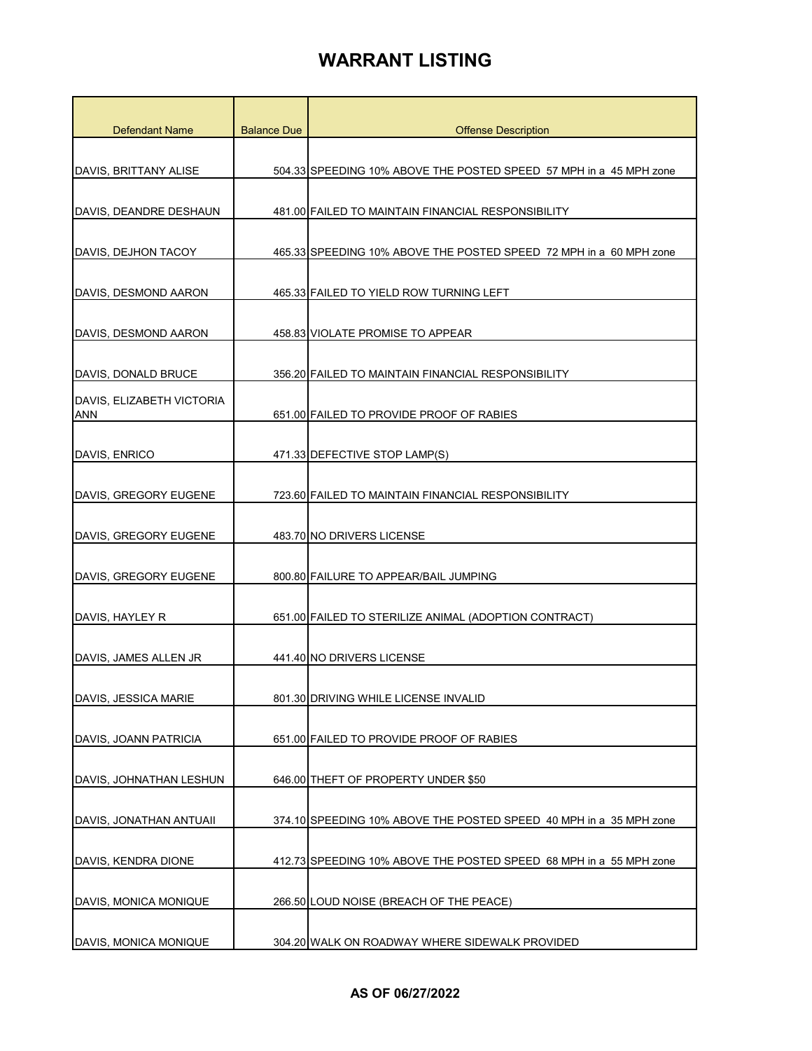# WARRANT LISTING

| Defendant Name | Balance Due | Offense Description |
|---|---|---|
| DAVIS, BRITTANY ALISE | 504.33 | SPEEDING 10% ABOVE THE POSTED SPEED 57 MPH in a 45 MPH zone |
| DAVIS, DEANDRE DESHAUN | 481.00 | FAILED TO MAINTAIN FINANCIAL RESPONSIBILITY |
| DAVIS, DEJHON TACOY | 465.33 | SPEEDING 10% ABOVE THE POSTED SPEED 72 MPH in a 60 MPH zone |
| DAVIS, DESMOND AARON | 465.33 | FAILED TO YIELD ROW TURNING LEFT |
| DAVIS, DESMOND AARON | 458.83 | VIOLATE PROMISE TO APPEAR |
| DAVIS, DONALD BRUCE | 356.20 | FAILED TO MAINTAIN FINANCIAL RESPONSIBILITY |
| DAVIS, ELIZABETH VICTORIA ANN | 651.00 | FAILED TO PROVIDE PROOF OF RABIES |
| DAVIS, ENRICO | 471.33 | DEFECTIVE STOP LAMP(S) |
| DAVIS, GREGORY EUGENE | 723.60 | FAILED TO MAINTAIN FINANCIAL RESPONSIBILITY |
| DAVIS, GREGORY EUGENE | 483.70 | NO DRIVERS LICENSE |
| DAVIS, GREGORY EUGENE | 800.80 | FAILURE TO APPEAR/BAIL JUMPING |
| DAVIS, HAYLEY R | 651.00 | FAILED TO STERILIZE ANIMAL (ADOPTION CONTRACT) |
| DAVIS, JAMES ALLEN JR | 441.40 | NO DRIVERS LICENSE |
| DAVIS, JESSICA MARIE | 801.30 | DRIVING WHILE LICENSE INVALID |
| DAVIS, JOANN PATRICIA | 651.00 | FAILED TO PROVIDE PROOF OF RABIES |
| DAVIS, JOHNATHAN LESHUN | 646.00 | THEFT OF PROPERTY UNDER $50 |
| DAVIS, JONATHAN ANTUAII | 374.10 | SPEEDING 10% ABOVE THE POSTED SPEED 40 MPH in a 35 MPH zone |
| DAVIS, KENDRA DIONE | 412.73 | SPEEDING 10% ABOVE THE POSTED SPEED 68 MPH in a 55 MPH zone |
| DAVIS, MONICA MONIQUE | 266.50 | LOUD NOISE (BREACH OF THE PEACE) |
| DAVIS, MONICA MONIQUE | 304.20 | WALK ON ROADWAY WHERE SIDEWALK PROVIDED |

**AS OF 06/27/2022**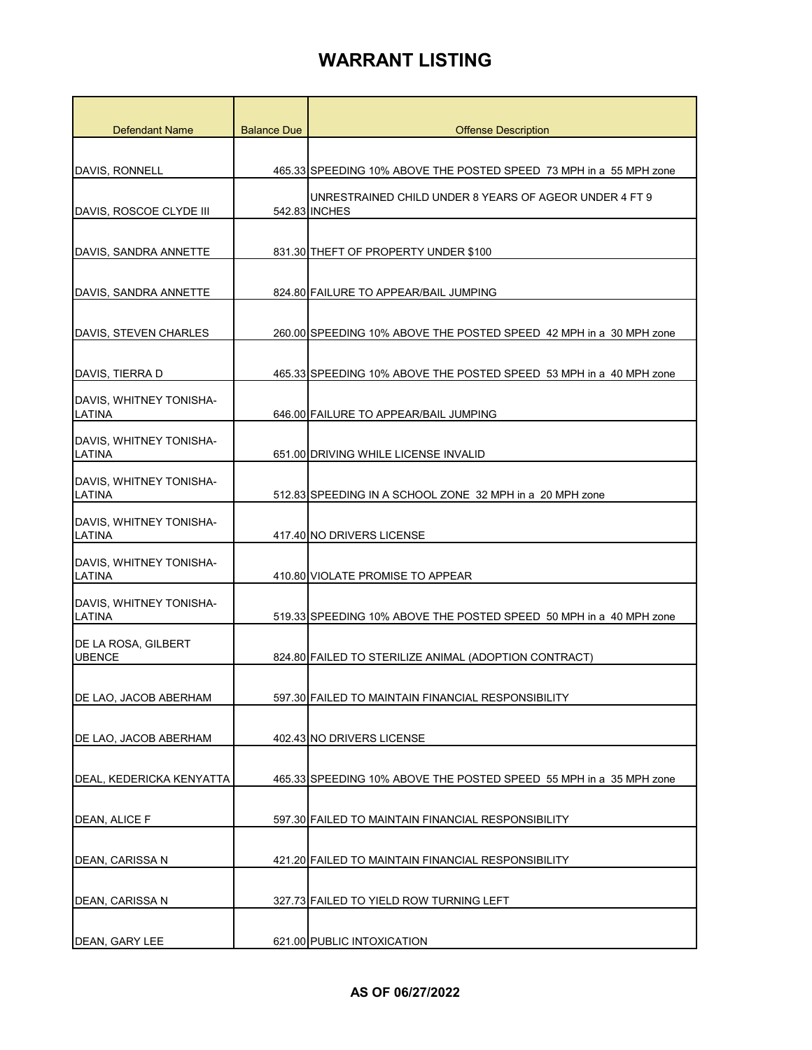# WARRANT LISTING

| Defendant Name | Balance Due | Offense Description |
|---|---|---|
| DAVIS, RONNELL | 465.33 | SPEEDING 10% ABOVE THE POSTED SPEED 73 MPH in a 55 MPH zone |
| DAVIS, ROSCOE CLYDE III | 542.83 | UNRESTRAINED CHILD UNDER 8 YEARS OF AGEOR UNDER 4 FT 9 INCHES |
| DAVIS, SANDRA ANNETTE | 831.30 | THEFT OF PROPERTY UNDER $100 |
| DAVIS, SANDRA ANNETTE | 824.80 | FAILURE TO APPEAR/BAIL JUMPING |
| DAVIS, STEVEN CHARLES | 260.00 | SPEEDING 10% ABOVE THE POSTED SPEED 42 MPH in a 30 MPH zone |
| DAVIS, TIERRA D | 465.33 | SPEEDING 10% ABOVE THE POSTED SPEED 53 MPH in a 40 MPH zone |
| DAVIS, WHITNEY TONISHA-LATINA | 646.00 | FAILURE TO APPEAR/BAIL JUMPING |
| DAVIS, WHITNEY TONISHA-LATINA | 651.00 | DRIVING WHILE LICENSE INVALID |
| DAVIS, WHITNEY TONISHA-LATINA | 512.83 | SPEEDING IN A SCHOOL ZONE 32 MPH in a 20 MPH zone |
| DAVIS, WHITNEY TONISHA-LATINA | 417.40 | NO DRIVERS LICENSE |
| DAVIS, WHITNEY TONISHA-LATINA | 410.80 | VIOLATE PROMISE TO APPEAR |
| DAVIS, WHITNEY TONISHA-LATINA | 519.33 | SPEEDING 10% ABOVE THE POSTED SPEED 50 MPH in a 40 MPH zone |
| DE LA ROSA, GILBERT UBENCE | 824.80 | FAILED TO STERILIZE ANIMAL (ADOPTION CONTRACT) |
| DE LAO, JACOB ABERHAM | 597.30 | FAILED TO MAINTAIN FINANCIAL RESPONSIBILITY |
| DE LAO, JACOB ABERHAM | 402.43 | NO DRIVERS LICENSE |
| DEAL, KEDERICKA KENYATTA | 465.33 | SPEEDING 10% ABOVE THE POSTED SPEED 55 MPH in a 35 MPH zone |
| DEAN, ALICE F | 597.30 | FAILED TO MAINTAIN FINANCIAL RESPONSIBILITY |
| DEAN, CARISSA N | 421.20 | FAILED TO MAINTAIN FINANCIAL RESPONSIBILITY |
| DEAN, CARISSA N | 327.73 | FAILED TO YIELD ROW TURNING LEFT |
| DEAN, GARY LEE | 621.00 | PUBLIC INTOXICATION |

**AS OF 06/27/2022**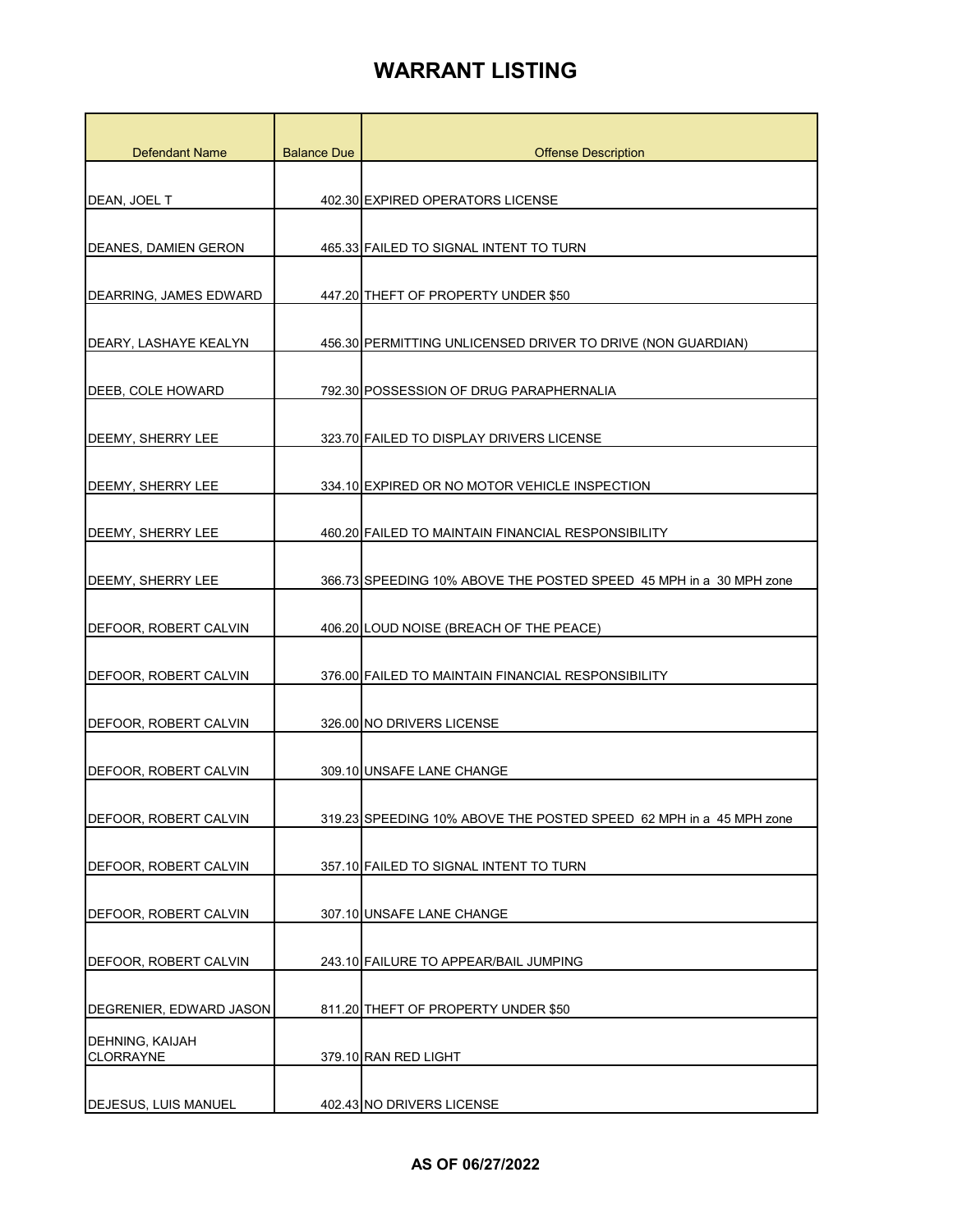# WARRANT LISTING

| Defendant Name | Balance Due | Offense Description |
|---|---|---|
| DEAN, JOEL T | 402.30 | EXPIRED OPERATORS LICENSE |
| DEANES, DAMIEN GERON | 465.33 | FAILED TO SIGNAL INTENT TO TURN |
| DEARRING, JAMES EDWARD | 447.20 | THEFT OF PROPERTY UNDER $50 |
| DEARY, LASHAYE KEALYN | 456.30 | PERMITTING UNLICENSED DRIVER TO DRIVE (NON GUARDIAN) |
| DEEB, COLE HOWARD | 792.30 | POSSESSION OF DRUG PARAPHERNALIA |
| DEEMY, SHERRY LEE | 323.70 | FAILED TO DISPLAY DRIVERS LICENSE |
| DEEMY, SHERRY LEE | 334.10 | EXPIRED OR NO MOTOR VEHICLE INSPECTION |
| DEEMY, SHERRY LEE | 460.20 | FAILED TO MAINTAIN FINANCIAL RESPONSIBILITY |
| DEEMY, SHERRY LEE | 366.73 | SPEEDING 10% ABOVE THE POSTED SPEED 45 MPH in a 30 MPH zone |
| DEFOOR, ROBERT CALVIN | 406.20 | LOUD NOISE (BREACH OF THE PEACE) |
| DEFOOR, ROBERT CALVIN | 376.00 | FAILED TO MAINTAIN FINANCIAL RESPONSIBILITY |
| DEFOOR, ROBERT CALVIN | 326.00 | NO DRIVERS LICENSE |
| DEFOOR, ROBERT CALVIN | 309.10 | UNSAFE LANE CHANGE |
| DEFOOR, ROBERT CALVIN | 319.23 | SPEEDING 10% ABOVE THE POSTED SPEED 62 MPH in a 45 MPH zone |
| DEFOOR, ROBERT CALVIN | 357.10 | FAILED TO SIGNAL INTENT TO TURN |
| DEFOOR, ROBERT CALVIN | 307.10 | UNSAFE LANE CHANGE |
| DEFOOR, ROBERT CALVIN | 243.10 | FAILURE TO APPEAR/BAIL JUMPING |
| DEGRENIER, EDWARD JASON | 811.20 | THEFT OF PROPERTY UNDER $50 |
| DEHNING, KAIJAH CLORRAYNE | 379.10 | RAN RED LIGHT |
| DEJESUS, LUIS MANUEL | 402.43 | NO DRIVERS LICENSE |

**AS OF 06/27/2022**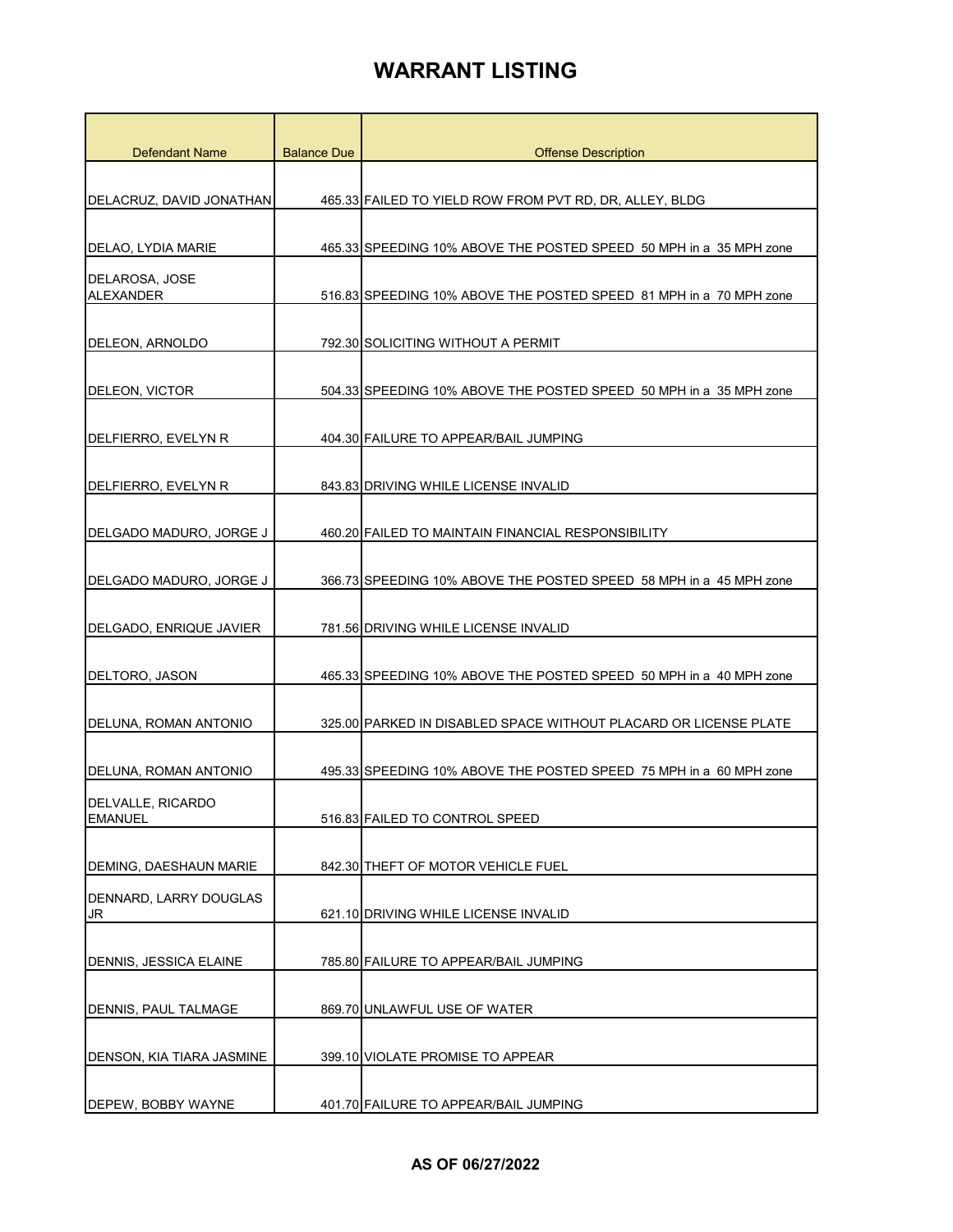# WARRANT LISTING

| Defendant Name | Balance Due | Offense Description |
|---|---|---|
| DELACRUZ, DAVID JONATHAN | 465.33 | FAILED TO YIELD ROW FROM PVT RD, DR, ALLEY, BLDG |
| DELAO, LYDIA MARIE | 465.33 | SPEEDING 10% ABOVE THE POSTED SPEED 50 MPH in a 35 MPH zone |
| DELAROSA, JOSE ALEXANDER | 516.83 | SPEEDING 10% ABOVE THE POSTED SPEED 81 MPH in a 70 MPH zone |
| DELEON, ARNOLDO | 792.30 | SOLICITING WITHOUT A PERMIT |
| DELEON, VICTOR | 504.33 | SPEEDING 10% ABOVE THE POSTED SPEED 50 MPH in a 35 MPH zone |
| DELFIERRO, EVELYN R | 404.30 | FAILURE TO APPEAR/BAIL JUMPING |
| DELFIERRO, EVELYN R | 843.83 | DRIVING WHILE LICENSE INVALID |
| DELGADO MADURO, JORGE J | 460.20 | FAILED TO MAINTAIN FINANCIAL RESPONSIBILITY |
| DELGADO MADURO, JORGE J | 366.73 | SPEEDING 10% ABOVE THE POSTED SPEED 58 MPH in a 45 MPH zone |
| DELGADO, ENRIQUE JAVIER | 781.56 | DRIVING WHILE LICENSE INVALID |
| DELTORO, JASON | 465.33 | SPEEDING 10% ABOVE THE POSTED SPEED 50 MPH in a 40 MPH zone |
| DELUNA, ROMAN ANTONIO | 325.00 | PARKED IN DISABLED SPACE WITHOUT PLACARD OR LICENSE PLATE |
| DELUNA, ROMAN ANTONIO | 495.33 | SPEEDING 10% ABOVE THE POSTED SPEED 75 MPH in a 60 MPH zone |
| DELVALLE, RICARDO EMANUEL | 516.83 | FAILED TO CONTROL SPEED |
| DEMING, DAESHAUN MARIE | 842.30 | THEFT OF MOTOR VEHICLE FUEL |
| DENNARD, LARRY DOUGLAS JR | 621.10 | DRIVING WHILE LICENSE INVALID |
| DENNIS, JESSICA ELAINE | 785.80 | FAILURE TO APPEAR/BAIL JUMPING |
| DENNIS, PAUL TALMAGE | 869.70 | UNLAWFUL USE OF WATER |
| DENSON, KIA TIARA JASMINE | 399.10 | VIOLATE PROMISE TO APPEAR |
| DEPEW, BOBBY WAYNE | 401.70 | FAILURE TO APPEAR/BAIL JUMPING |

**AS OF 06/27/2022**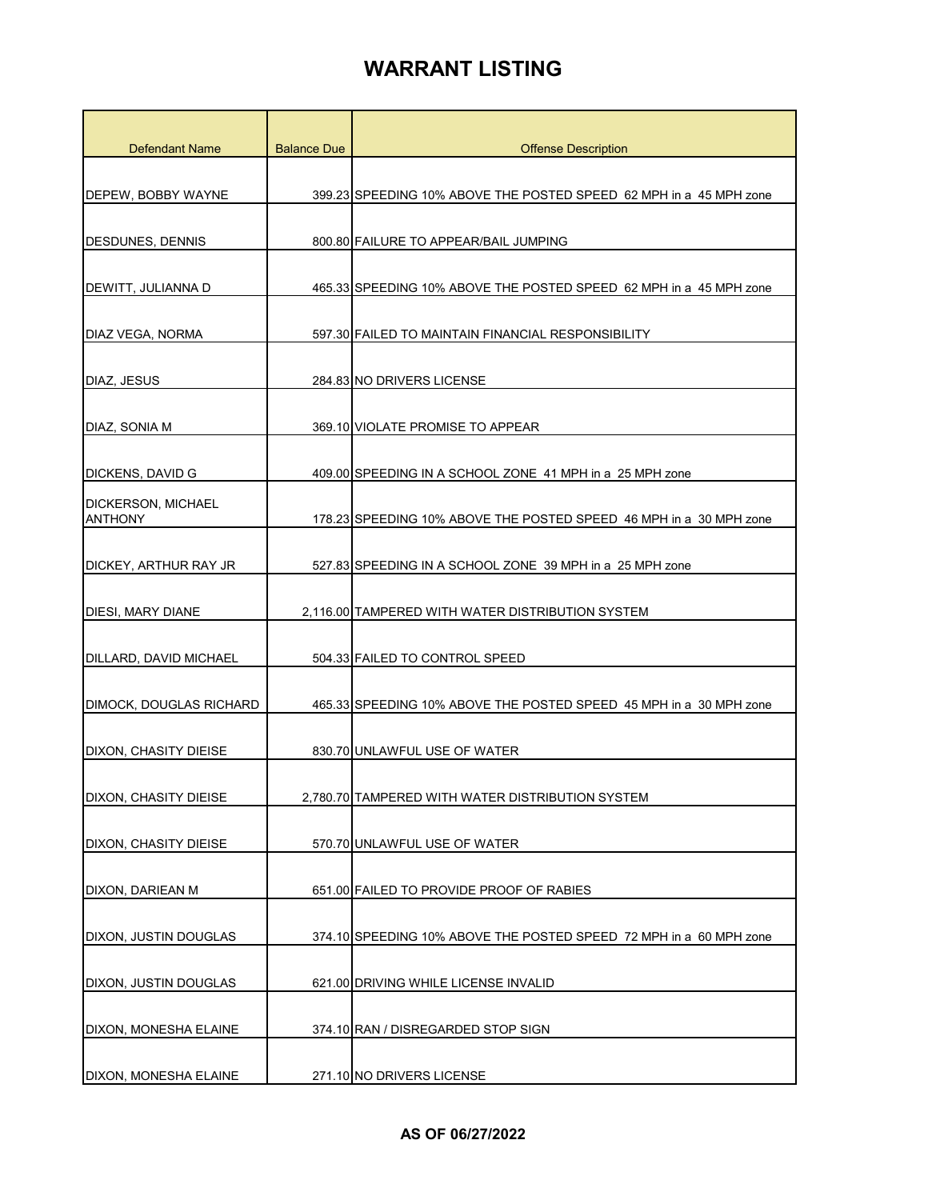# WARRANT LISTING

| Defendant Name | Balance Due | Offense Description |
|---|---|---|
| DEPEW, BOBBY WAYNE | 399.23 | SPEEDING 10% ABOVE THE POSTED SPEED 62 MPH in a 45 MPH zone |
| DESDUNES, DENNIS | 800.80 | FAILURE TO APPEAR/BAIL JUMPING |
| DEWITT, JULIANNA D | 465.33 | SPEEDING 10% ABOVE THE POSTED SPEED 62 MPH in a 45 MPH zone |
| DIAZ VEGA, NORMA | 597.30 | FAILED TO MAINTAIN FINANCIAL RESPONSIBILITY |
| DIAZ, JESUS | 284.83 | NO DRIVERS LICENSE |
| DIAZ, SONIA M | 369.10 | VIOLATE PROMISE TO APPEAR |
| DICKENS, DAVID G | 409.00 | SPEEDING IN A SCHOOL ZONE 41 MPH in a 25 MPH zone |
| DICKERSON, MICHAEL ANTHONY | 178.23 | SPEEDING 10% ABOVE THE POSTED SPEED 46 MPH in a 30 MPH zone |
| DICKEY, ARTHUR RAY JR | 527.83 | SPEEDING IN A SCHOOL ZONE 39 MPH in a 25 MPH zone |
| DIESI, MARY DIANE | 2,116.00 | TAMPERED WITH WATER DISTRIBUTION SYSTEM |
| DILLARD, DAVID MICHAEL | 504.33 | FAILED TO CONTROL SPEED |
| DIMOCK, DOUGLAS RICHARD | 465.33 | SPEEDING 10% ABOVE THE POSTED SPEED 45 MPH in a 30 MPH zone |
| DIXON, CHASITY DIEISE | 830.70 | UNLAWFUL USE OF WATER |
| DIXON, CHASITY DIEISE | 2,780.70 | TAMPERED WITH WATER DISTRIBUTION SYSTEM |
| DIXON, CHASITY DIEISE | 570.70 | UNLAWFUL USE OF WATER |
| DIXON, DARIEAN M | 651.00 | FAILED TO PROVIDE PROOF OF RABIES |
| DIXON, JUSTIN DOUGLAS | 374.10 | SPEEDING 10% ABOVE THE POSTED SPEED 72 MPH in a 60 MPH zone |
| DIXON, JUSTIN DOUGLAS | 621.00 | DRIVING WHILE LICENSE INVALID |
| DIXON, MONESHA ELAINE | 374.10 | RAN / DISREGARDED STOP SIGN |
| DIXON, MONESHA ELAINE | 271.10 | NO DRIVERS LICENSE |

**AS OF 06/27/2022**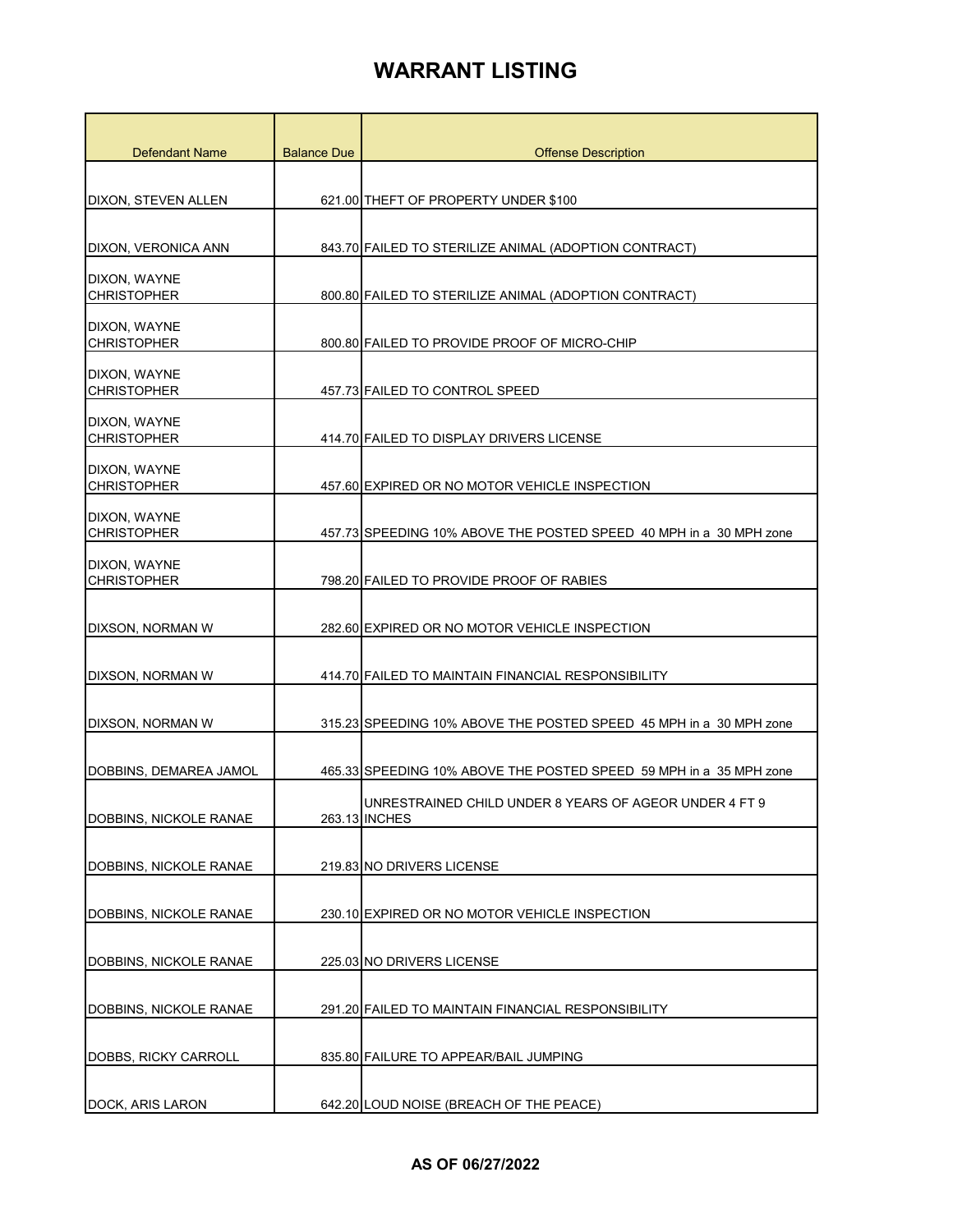# WARRANT LISTING

| Defendant Name | Balance Due | Offense Description |
|---|---|---|
| DIXON, STEVEN ALLEN | 621.00 | THEFT OF PROPERTY UNDER $100 |
| DIXON, VERONICA ANN | 843.70 | FAILED TO STERILIZE ANIMAL (ADOPTION CONTRACT) |
| DIXON, WAYNE CHRISTOPHER | 800.80 | FAILED TO STERILIZE ANIMAL (ADOPTION CONTRACT) |
| DIXON, WAYNE CHRISTOPHER | 800.80 | FAILED TO PROVIDE PROOF OF MICRO-CHIP |
| DIXON, WAYNE CHRISTOPHER | 457.73 | FAILED TO CONTROL SPEED |
| DIXON, WAYNE CHRISTOPHER | 414.70 | FAILED TO DISPLAY DRIVERS LICENSE |
| DIXON, WAYNE CHRISTOPHER | 457.60 | EXPIRED OR NO MOTOR VEHICLE INSPECTION |
| DIXON, WAYNE CHRISTOPHER | 457.73 | SPEEDING 10% ABOVE THE POSTED SPEED 40 MPH in a 30 MPH zone |
| DIXON, WAYNE CHRISTOPHER | 798.20 | FAILED TO PROVIDE PROOF OF RABIES |
| DIXSON, NORMAN W | 282.60 | EXPIRED OR NO MOTOR VEHICLE INSPECTION |
| DIXSON, NORMAN W | 414.70 | FAILED TO MAINTAIN FINANCIAL RESPONSIBILITY |
| DIXSON, NORMAN W | 315.23 | SPEEDING 10% ABOVE THE POSTED SPEED 45 MPH in a 30 MPH zone |
| DOBBINS, DEMAREA JAMOL | 465.33 | SPEEDING 10% ABOVE THE POSTED SPEED 59 MPH in a 35 MPH zone |
| DOBBINS, NICKOLE RANAE | 263.13 | UNRESTRAINED CHILD UNDER 8 YEARS OF AGEOR UNDER 4 FT 9 INCHES |
| DOBBINS, NICKOLE RANAE | 219.83 | NO DRIVERS LICENSE |
| DOBBINS, NICKOLE RANAE | 230.10 | EXPIRED OR NO MOTOR VEHICLE INSPECTION |
| DOBBINS, NICKOLE RANAE | 225.03 | NO DRIVERS LICENSE |
| DOBBINS, NICKOLE RANAE | 291.20 | FAILED TO MAINTAIN FINANCIAL RESPONSIBILITY |
| DOBBS, RICKY CARROLL | 835.80 | FAILURE TO APPEAR/BAIL JUMPING |
| DOCK, ARIS LARON | 642.20 | LOUD NOISE (BREACH OF THE PEACE) |

**AS OF 06/27/2022**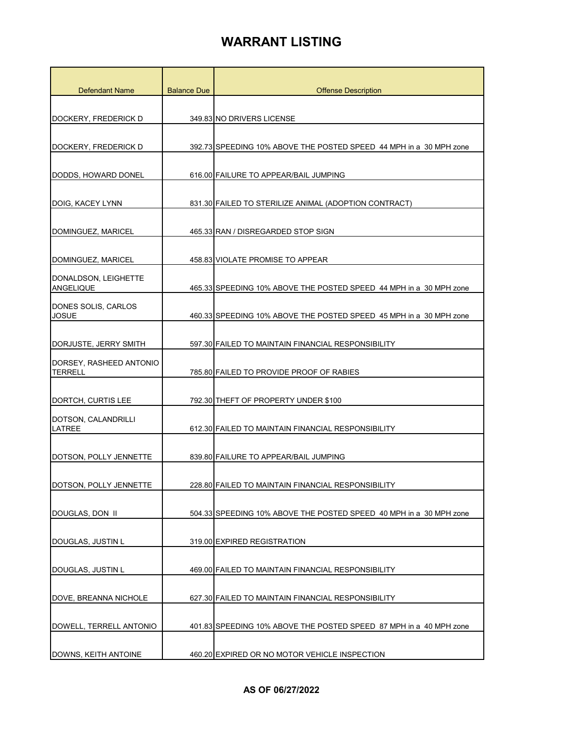# WARRANT LISTING

| Defendant Name | Balance Due | Offense Description |
|---|---|---|
| DOCKERY, FREDERICK D | 349.83 | NO DRIVERS LICENSE |
| DOCKERY, FREDERICK D | 392.73 | SPEEDING 10% ABOVE THE POSTED SPEED 44 MPH in a 30 MPH zone |
| DODDS, HOWARD DONEL | 616.00 | FAILURE TO APPEAR/BAIL JUMPING |
| DOIG, KACEY LYNN | 831.30 | FAILED TO STERILIZE ANIMAL (ADOPTION CONTRACT) |
| DOMINGUEZ, MARICEL | 465.33 | RAN / DISREGARDED STOP SIGN |
| DOMINGUEZ, MARICEL | 458.83 | VIOLATE PROMISE TO APPEAR |
| DONALDSON, LEIGHETTE ANGELIQUE | 465.33 | SPEEDING 10% ABOVE THE POSTED SPEED 44 MPH in a 30 MPH zone |
| DONES SOLIS, CARLOS JOSUE | 460.33 | SPEEDING 10% ABOVE THE POSTED SPEED 45 MPH in a 30 MPH zone |
| DORJUSTE, JERRY SMITH | 597.30 | FAILED TO MAINTAIN FINANCIAL RESPONSIBILITY |
| DORSEY, RASHEED ANTONIO TERRELL | 785.80 | FAILED TO PROVIDE PROOF OF RABIES |
| DORTCH, CURTIS LEE | 792.30 | THEFT OF PROPERTY UNDER $100 |
| DOTSON, CALANDRILLI LATREE | 612.30 | FAILED TO MAINTAIN FINANCIAL RESPONSIBILITY |
| DOTSON, POLLY JENNETTE | 839.80 | FAILURE TO APPEAR/BAIL JUMPING |
| DOTSON, POLLY JENNETTE | 228.80 | FAILED TO MAINTAIN FINANCIAL RESPONSIBILITY |
| DOUGLAS, DON II | 504.33 | SPEEDING 10% ABOVE THE POSTED SPEED 40 MPH in a 30 MPH zone |
| DOUGLAS, JUSTIN L | 319.00 | EXPIRED REGISTRATION |
| DOUGLAS, JUSTIN L | 469.00 | FAILED TO MAINTAIN FINANCIAL RESPONSIBILITY |
| DOVE, BREANNA NICHOLE | 627.30 | FAILED TO MAINTAIN FINANCIAL RESPONSIBILITY |
| DOWELL, TERRELL ANTONIO | 401.83 | SPEEDING 10% ABOVE THE POSTED SPEED 87 MPH in a 40 MPH zone |
| DOWNS, KEITH ANTOINE | 460.20 | EXPIRED OR NO MOTOR VEHICLE INSPECTION |

**AS OF 06/27/2022**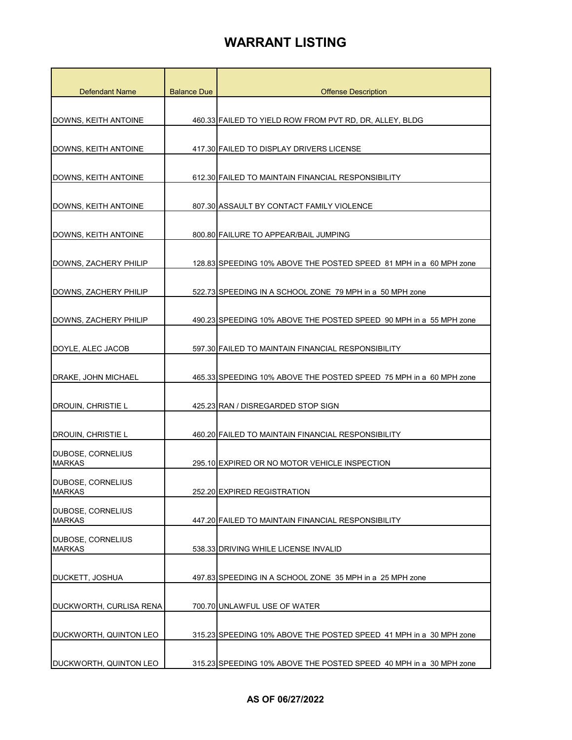# WARRANT LISTING

| Defendant Name | Balance Due | Offense Description |
|---|---|---|
| DOWNS, KEITH ANTOINE | 460.33 | FAILED TO YIELD ROW FROM PVT RD, DR, ALLEY, BLDG |
| DOWNS, KEITH ANTOINE | 417.30 | FAILED TO DISPLAY DRIVERS LICENSE |
| DOWNS, KEITH ANTOINE | 612.30 | FAILED TO MAINTAIN FINANCIAL RESPONSIBILITY |
| DOWNS, KEITH ANTOINE | 807.30 | ASSAULT BY CONTACT FAMILY VIOLENCE |
| DOWNS, KEITH ANTOINE | 800.80 | FAILURE TO APPEAR/BAIL JUMPING |
| DOWNS, ZACHERY PHILIP | 128.83 | SPEEDING 10% ABOVE THE POSTED SPEED 81 MPH in a 60 MPH zone |
| DOWNS, ZACHERY PHILIP | 522.73 | SPEEDING IN A SCHOOL ZONE 79 MPH in a 50 MPH zone |
| DOWNS, ZACHERY PHILIP | 490.23 | SPEEDING 10% ABOVE THE POSTED SPEED 90 MPH in a 55 MPH zone |
| DOYLE, ALEC JACOB | 597.30 | FAILED TO MAINTAIN FINANCIAL RESPONSIBILITY |
| DRAKE, JOHN MICHAEL | 465.33 | SPEEDING 10% ABOVE THE POSTED SPEED 75 MPH in a 60 MPH zone |
| DROUIN, CHRISTIE L | 425.23 | RAN / DISREGARDED STOP SIGN |
| DROUIN, CHRISTIE L | 460.20 | FAILED TO MAINTAIN FINANCIAL RESPONSIBILITY |
| DUBOSE, CORNELIUS MARKAS | 295.10 | EXPIRED OR NO MOTOR VEHICLE INSPECTION |
| DUBOSE, CORNELIUS MARKAS | 252.20 | EXPIRED REGISTRATION |
| DUBOSE, CORNELIUS MARKAS | 447.20 | FAILED TO MAINTAIN FINANCIAL RESPONSIBILITY |
| DUBOSE, CORNELIUS MARKAS | 538.33 | DRIVING WHILE LICENSE INVALID |
| DUCKETT, JOSHUA | 497.83 | SPEEDING IN A SCHOOL ZONE 35 MPH in a 25 MPH zone |
| DUCKWORTH, CURLISA RENA | 700.70 | UNLAWFUL USE OF WATER |
| DUCKWORTH, QUINTON LEO | 315.23 | SPEEDING 10% ABOVE THE POSTED SPEED 41 MPH in a 30 MPH zone |
| DUCKWORTH, QUINTON LEO | 315.23 | SPEEDING 10% ABOVE THE POSTED SPEED 40 MPH in a 30 MPH zone |

**AS OF 06/27/2022**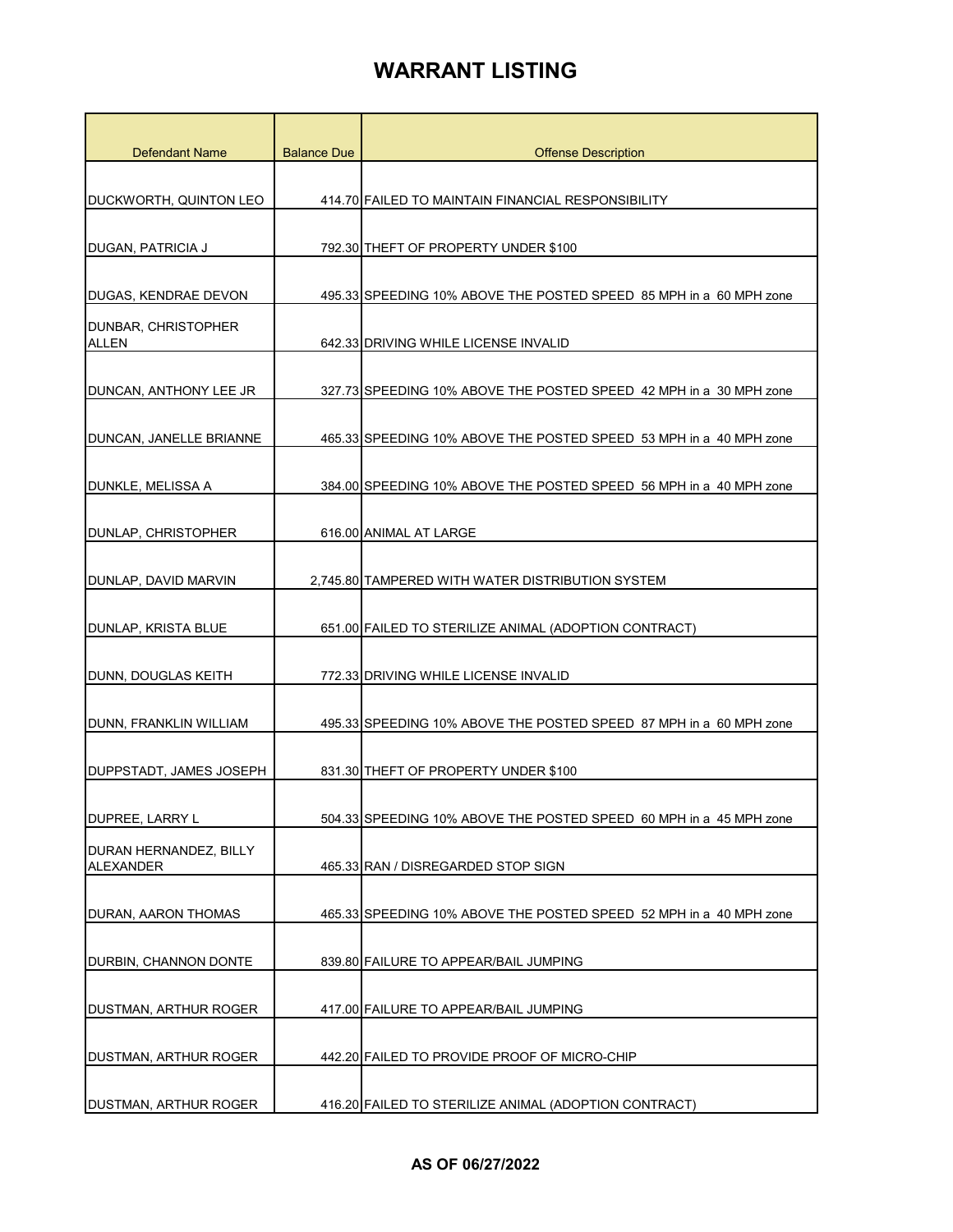# WARRANT LISTING

| Defendant Name | Balance Due | Offense Description |
|---|---|---|
| DUCKWORTH, QUINTON LEO | 414.70 | FAILED TO MAINTAIN FINANCIAL RESPONSIBILITY |
| DUGAN, PATRICIA J | 792.30 | THEFT OF PROPERTY UNDER $100 |
| DUGAS, KENDRAE DEVON | 495.33 | SPEEDING 10% ABOVE THE POSTED SPEED 85 MPH in a 60 MPH zone |
| DUNBAR, CHRISTOPHER ALLEN | 642.33 | DRIVING WHILE LICENSE INVALID |
| DUNCAN, ANTHONY LEE JR | 327.73 | SPEEDING 10% ABOVE THE POSTED SPEED 42 MPH in a 30 MPH zone |
| DUNCAN, JANELLE BRIANNE | 465.33 | SPEEDING 10% ABOVE THE POSTED SPEED 53 MPH in a 40 MPH zone |
| DUNKLE, MELISSA A | 384.00 | SPEEDING 10% ABOVE THE POSTED SPEED 56 MPH in a 40 MPH zone |
| DUNLAP, CHRISTOPHER | 616.00 | ANIMAL AT LARGE |
| DUNLAP, DAVID MARVIN | 2,745.80 | TAMPERED WITH WATER DISTRIBUTION SYSTEM |
| DUNLAP, KRISTA BLUE | 651.00 | FAILED TO STERILIZE ANIMAL (ADOPTION CONTRACT) |
| DUNN, DOUGLAS KEITH | 772.33 | DRIVING WHILE LICENSE INVALID |
| DUNN, FRANKLIN WILLIAM | 495.33 | SPEEDING 10% ABOVE THE POSTED SPEED 87 MPH in a 60 MPH zone |
| DUPPSTADT, JAMES JOSEPH | 831.30 | THEFT OF PROPERTY UNDER $100 |
| DUPREE, LARRY L | 504.33 | SPEEDING 10% ABOVE THE POSTED SPEED 60 MPH in a 45 MPH zone |
| DURAN HERNANDEZ, BILLY ALEXANDER | 465.33 | RAN / DISREGARDED STOP SIGN |
| DURAN, AARON THOMAS | 465.33 | SPEEDING 10% ABOVE THE POSTED SPEED 52 MPH in a 40 MPH zone |
| DURBIN, CHANNON DONTE | 839.80 | FAILURE TO APPEAR/BAIL JUMPING |
| DUSTMAN, ARTHUR ROGER | 417.00 | FAILURE TO APPEAR/BAIL JUMPING |
| DUSTMAN, ARTHUR ROGER | 442.20 | FAILED TO PROVIDE PROOF OF MICRO-CHIP |
| DUSTMAN, ARTHUR ROGER | 416.20 | FAILED TO STERILIZE ANIMAL (ADOPTION CONTRACT) |

**AS OF 06/27/2022**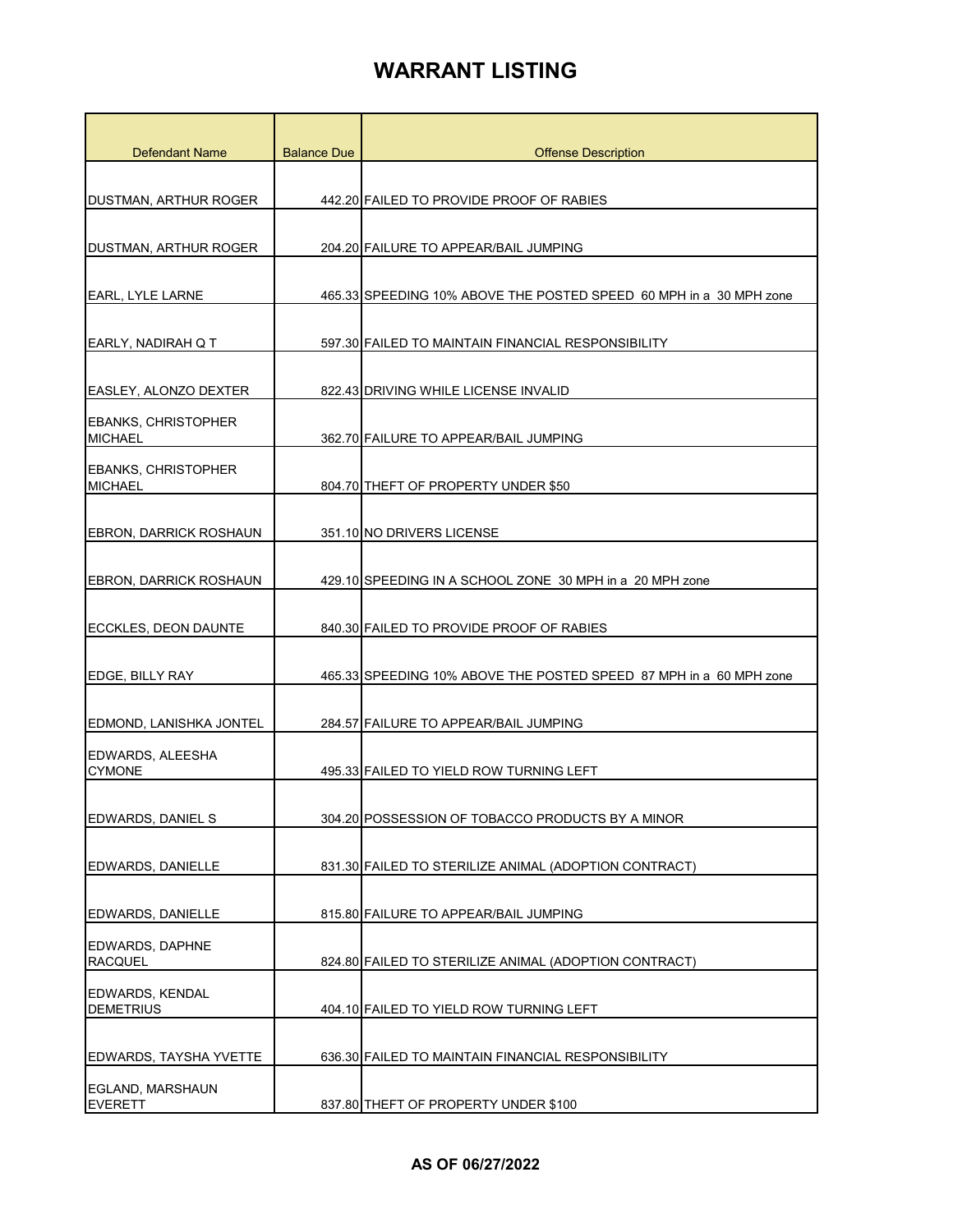# WARRANT LISTING

| Defendant Name | Balance Due | Offense Description |
|---|---|---|
| DUSTMAN, ARTHUR ROGER | 442.20 | FAILED TO PROVIDE PROOF OF RABIES |
| DUSTMAN, ARTHUR ROGER | 204.20 | FAILURE TO APPEAR/BAIL JUMPING |
| EARL, LYLE LARNE | 465.33 | SPEEDING 10% ABOVE THE POSTED SPEED 60 MPH in a 30 MPH zone |
| EARLY, NADIRAH Q T | 597.30 | FAILED TO MAINTAIN FINANCIAL RESPONSIBILITY |
| EASLEY, ALONZO DEXTER | 822.43 | DRIVING WHILE LICENSE INVALID |
| EBANKS, CHRISTOPHER MICHAEL | 362.70 | FAILURE TO APPEAR/BAIL JUMPING |
| EBANKS, CHRISTOPHER MICHAEL | 804.70 | THEFT OF PROPERTY UNDER $50 |
| EBRON, DARRICK ROSHAUN | 351.10 | NO DRIVERS LICENSE |
| EBRON, DARRICK ROSHAUN | 429.10 | SPEEDING IN A SCHOOL ZONE 30 MPH in a 20 MPH zone |
| ECCKLES, DEON DAUNTE | 840.30 | FAILED TO PROVIDE PROOF OF RABIES |
| EDGE, BILLY RAY | 465.33 | SPEEDING 10% ABOVE THE POSTED SPEED 87 MPH in a 60 MPH zone |
| EDMOND, LANISHKA JONTEL | 284.57 | FAILURE TO APPEAR/BAIL JUMPING |
| EDWARDS, ALEESHA CYMONE | 495.33 | FAILED TO YIELD ROW TURNING LEFT |
| EDWARDS, DANIEL S | 304.20 | POSSESSION OF TOBACCO PRODUCTS BY A MINOR |
| EDWARDS, DANIELLE | 831.30 | FAILED TO STERILIZE ANIMAL (ADOPTION CONTRACT) |
| EDWARDS, DANIELLE | 815.80 | FAILURE TO APPEAR/BAIL JUMPING |
| EDWARDS, DAPHNE RACQUEL | 824.80 | FAILED TO STERILIZE ANIMAL (ADOPTION CONTRACT) |
| EDWARDS, KENDAL DEMETRIUS | 404.10 | FAILED TO YIELD ROW TURNING LEFT |
| EDWARDS, TAYSHA YVETTE | 636.30 | FAILED TO MAINTAIN FINANCIAL RESPONSIBILITY |
| EGLAND, MARSHAUN EVERETT | 837.80 | THEFT OF PROPERTY UNDER $100 |

**AS OF 06/27/2022**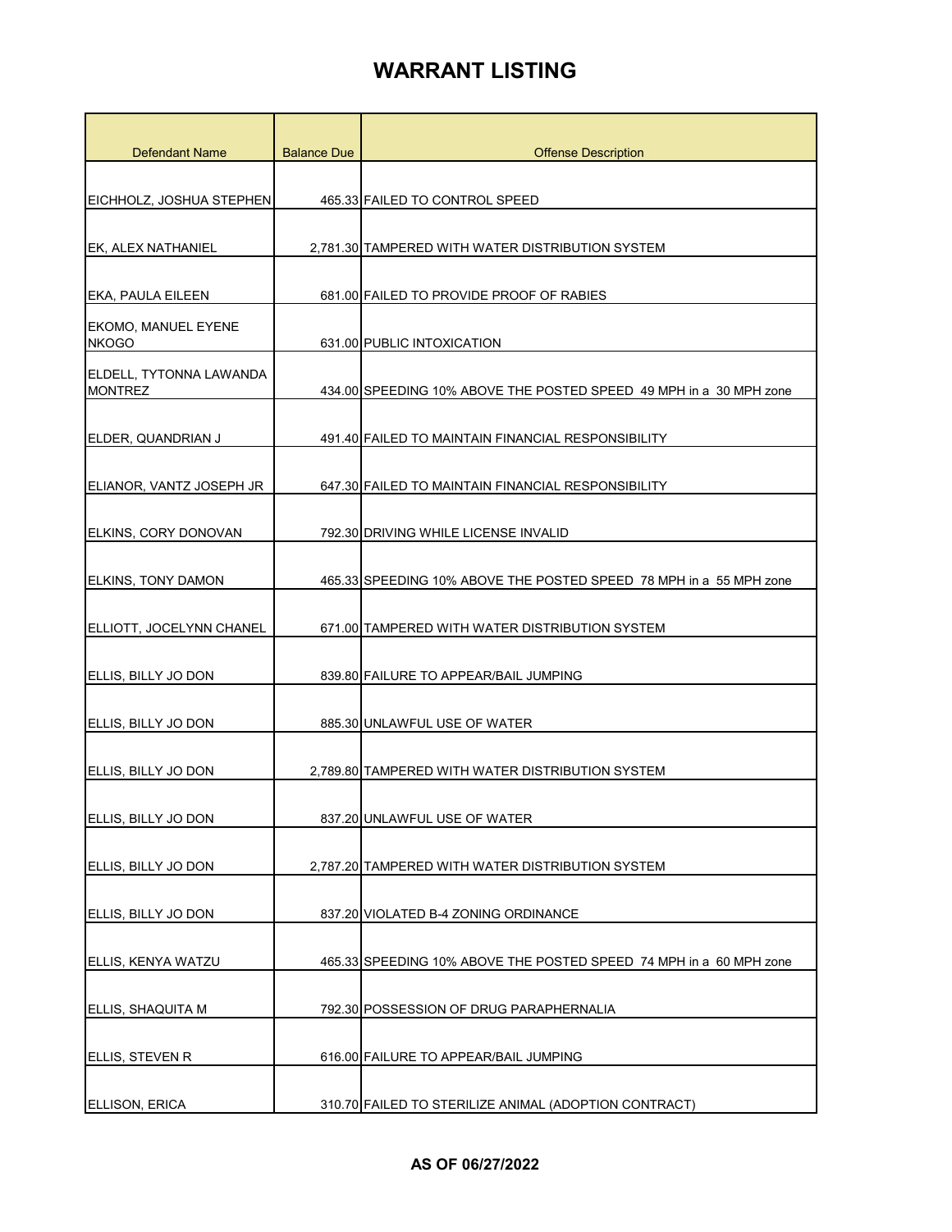# WARRANT LISTING

| Defendant Name | Balance Due | Offense Description |
|---|---|---|
| EICHHOLZ, JOSHUA STEPHEN | 465.33 | FAILED TO CONTROL SPEED |
| EK, ALEX NATHANIEL | 2,781.30 | TAMPERED WITH WATER DISTRIBUTION SYSTEM |
| EKA, PAULA EILEEN | 681.00 | FAILED TO PROVIDE PROOF OF RABIES |
| EKOMO, MANUEL EYENE NKOGO | 631.00 | PUBLIC INTOXICATION |
| ELDELL, TYTONNA LAWANDA MONTREZ | 434.00 | SPEEDING 10% ABOVE THE POSTED SPEED 49 MPH in a 30 MPH zone |
| ELDER, QUANDRIAN J | 491.40 | FAILED TO MAINTAIN FINANCIAL RESPONSIBILITY |
| ELIANOR, VANTZ JOSEPH JR | 647.30 | FAILED TO MAINTAIN FINANCIAL RESPONSIBILITY |
| ELKINS, CORY DONOVAN | 792.30 | DRIVING WHILE LICENSE INVALID |
| ELKINS, TONY DAMON | 465.33 | SPEEDING 10% ABOVE THE POSTED SPEED 78 MPH in a 55 MPH zone |
| ELLIOTT, JOCELYNN CHANEL | 671.00 | TAMPERED WITH WATER DISTRIBUTION SYSTEM |
| ELLIS, BILLY JO DON | 839.80 | FAILURE TO APPEAR/BAIL JUMPING |
| ELLIS, BILLY JO DON | 885.30 | UNLAWFUL USE OF WATER |
| ELLIS, BILLY JO DON | 2,789.80 | TAMPERED WITH WATER DISTRIBUTION SYSTEM |
| ELLIS, BILLY JO DON | 837.20 | UNLAWFUL USE OF WATER |
| ELLIS, BILLY JO DON | 2,787.20 | TAMPERED WITH WATER DISTRIBUTION SYSTEM |
| ELLIS, BILLY JO DON | 837.20 | VIOLATED B-4 ZONING ORDINANCE |
| ELLIS, KENYA WATZU | 465.33 | SPEEDING 10% ABOVE THE POSTED SPEED 74 MPH in a 60 MPH zone |
| ELLIS, SHAQUITA M | 792.30 | POSSESSION OF DRUG PARAPHERNALIA |
| ELLIS, STEVEN R | 616.00 | FAILURE TO APPEAR/BAIL JUMPING |
| ELLISON, ERICA | 310.70 | FAILED TO STERILIZE ANIMAL (ADOPTION CONTRACT) |

**AS OF 06/27/2022**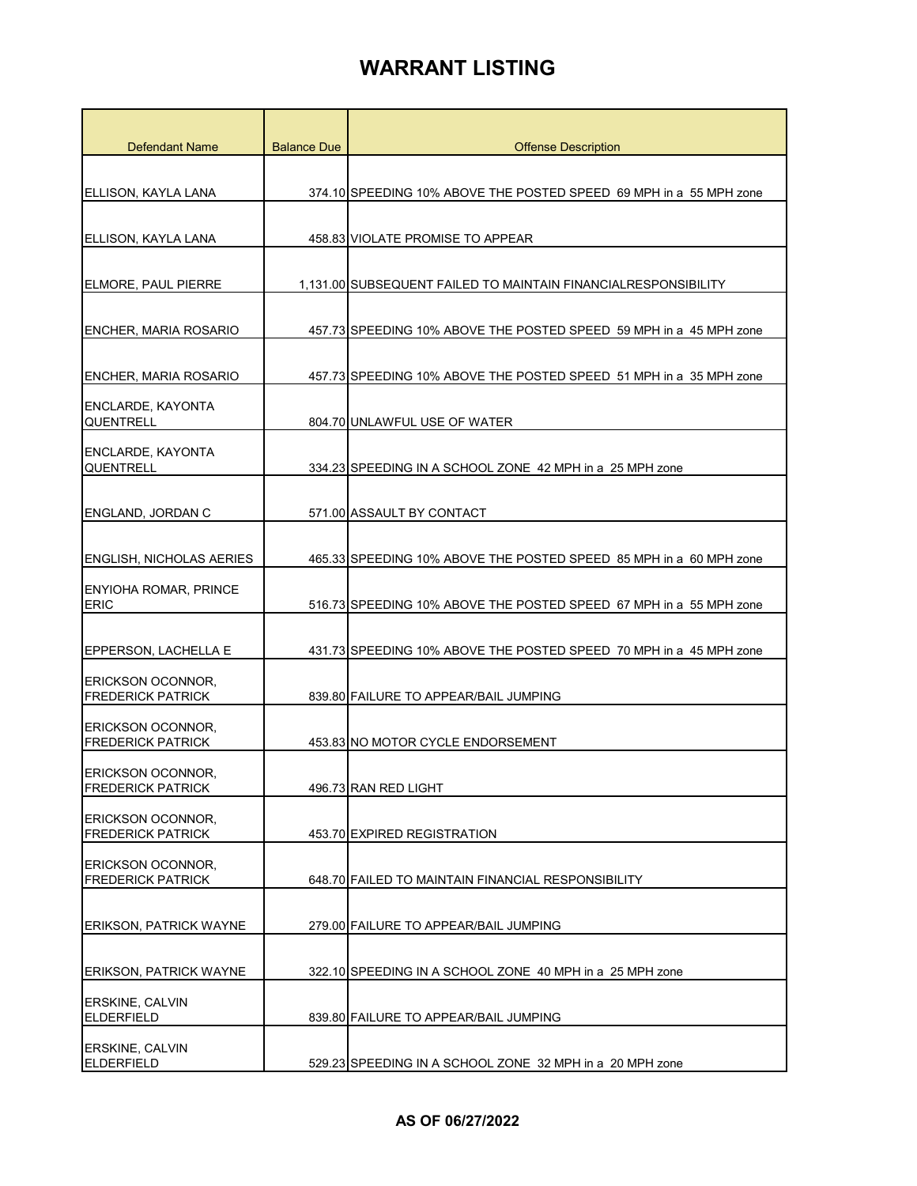# WARRANT LISTING

| Defendant Name | Balance Due | Offense Description |
| --- | --- | --- |
| ELLISON, KAYLA LANA | 374.10 | SPEEDING 10% ABOVE THE POSTED SPEED 69 MPH in a 55 MPH zone |
| ELLISON, KAYLA LANA | 458.83 | VIOLATE PROMISE TO APPEAR |
| ELMORE, PAUL PIERRE | 1,131.00 | SUBSEQUENT FAILED TO MAINTAIN FINANCIALRESPONSIBILITY |
| ENCHER, MARIA ROSARIO | 457.73 | SPEEDING 10% ABOVE THE POSTED SPEED 59 MPH in a 45 MPH zone |
| ENCHER, MARIA ROSARIO | 457.73 | SPEEDING 10% ABOVE THE POSTED SPEED 51 MPH in a 35 MPH zone |
| ENCLARDE, KAYONTA QUENTRELL | 804.70 | UNLAWFUL USE OF WATER |
| ENCLARDE, KAYONTA QUENTRELL | 334.23 | SPEEDING IN A SCHOOL ZONE 42 MPH in a 25 MPH zone |
| ENGLAND, JORDAN C | 571.00 | ASSAULT BY CONTACT |
| ENGLISH, NICHOLAS AERIES | 465.33 | SPEEDING 10% ABOVE THE POSTED SPEED 85 MPH in a 60 MPH zone |
| ENYIOHA ROMAR, PRINCE ERIC | 516.73 | SPEEDING 10% ABOVE THE POSTED SPEED 67 MPH in a 55 MPH zone |
| EPPERSON, LACHELLA E | 431.73 | SPEEDING 10% ABOVE THE POSTED SPEED 70 MPH in a 45 MPH zone |
| ERICKSON OCONNOR, FREDERICK PATRICK | 839.80 | FAILURE TO APPEAR/BAIL JUMPING |
| ERICKSON OCONNOR, FREDERICK PATRICK | 453.83 | NO MOTOR CYCLE ENDORSEMENT |
| ERICKSON OCONNOR, FREDERICK PATRICK | 496.73 | RAN RED LIGHT |
| ERICKSON OCONNOR, FREDERICK PATRICK | 453.70 | EXPIRED REGISTRATION |
| ERICKSON OCONNOR, FREDERICK PATRICK | 648.70 | FAILED TO MAINTAIN FINANCIAL RESPONSIBILITY |
| ERIKSON, PATRICK WAYNE | 279.00 | FAILURE TO APPEAR/BAIL JUMPING |
| ERIKSON, PATRICK WAYNE | 322.10 | SPEEDING IN A SCHOOL ZONE 40 MPH in a 25 MPH zone |
| ERSKINE, CALVIN ELDERFIELD | 839.80 | FAILURE TO APPEAR/BAIL JUMPING |
| ERSKINE, CALVIN ELDERFIELD | 529.23 | SPEEDING IN A SCHOOL ZONE 32 MPH in a 20 MPH zone |

**AS OF 06/27/2022**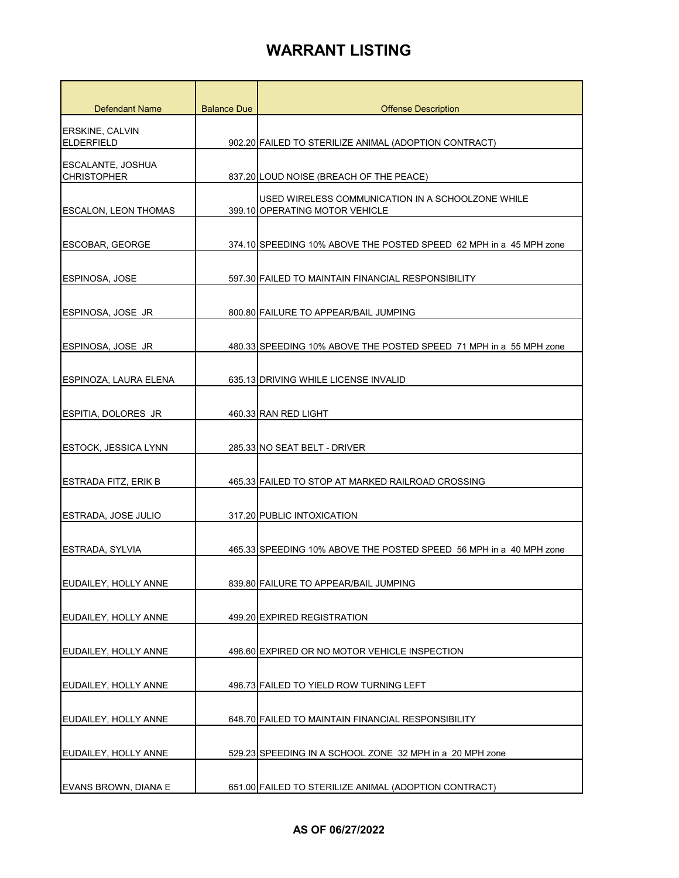# WARRANT LISTING

| Defendant Name | Balance Due | Offense Description |
|---|---|---|
| ERSKINE, CALVIN ELDERFIELD | 902.20 | FAILED TO STERILIZE ANIMAL (ADOPTION CONTRACT) |
| ESCALANTE, JOSHUA CHRISTOPHER | 837.20 | LOUD NOISE (BREACH OF THE PEACE) |
| ESCALON, LEON THOMAS | 399.10 | USED WIRELESS COMMUNICATION IN A SCHOOLZONE WHILE OPERATING MOTOR VEHICLE |
| ESCOBAR, GEORGE | 374.10 | SPEEDING 10% ABOVE THE POSTED SPEED 62 MPH in a 45 MPH zone |
| ESPINOSA, JOSE | 597.30 | FAILED TO MAINTAIN FINANCIAL RESPONSIBILITY |
| ESPINOSA, JOSE JR | 800.80 | FAILURE TO APPEAR/BAIL JUMPING |
| ESPINOSA, JOSE JR | 480.33 | SPEEDING 10% ABOVE THE POSTED SPEED 71 MPH in a 55 MPH zone |
| ESPINOZA, LAURA ELENA | 635.13 | DRIVING WHILE LICENSE INVALID |
| ESPITIA, DOLORES JR | 460.33 | RAN RED LIGHT |
| ESTOCK, JESSICA LYNN | 285.33 | NO SEAT BELT - DRIVER |
| ESTRADA FITZ, ERIK B | 465.33 | FAILED TO STOP AT MARKED RAILROAD CROSSING |
| ESTRADA, JOSE JULIO | 317.20 | PUBLIC INTOXICATION |
| ESTRADA, SYLVIA | 465.33 | SPEEDING 10% ABOVE THE POSTED SPEED 56 MPH in a 40 MPH zone |
| EUDAILEY, HOLLY ANNE | 839.80 | FAILURE TO APPEAR/BAIL JUMPING |
| EUDAILEY, HOLLY ANNE | 499.20 | EXPIRED REGISTRATION |
| EUDAILEY, HOLLY ANNE | 496.60 | EXPIRED OR NO MOTOR VEHICLE INSPECTION |
| EUDAILEY, HOLLY ANNE | 496.73 | FAILED TO YIELD ROW TURNING LEFT |
| EUDAILEY, HOLLY ANNE | 648.70 | FAILED TO MAINTAIN FINANCIAL RESPONSIBILITY |
| EUDAILEY, HOLLY ANNE | 529.23 | SPEEDING IN A SCHOOL ZONE 32 MPH in a 20 MPH zone |
| EVANS BROWN, DIANA E | 651.00 | FAILED TO STERILIZE ANIMAL (ADOPTION CONTRACT) |

**AS OF 06/27/2022**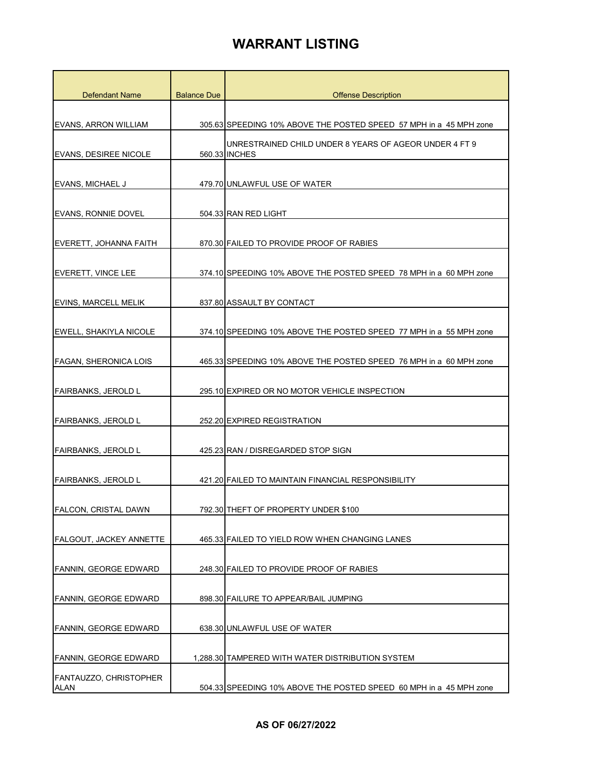# WARRANT LISTING

| Defendant Name | Balance Due | Offense Description |
|---|---|---|
| EVANS, ARRON WILLIAM | 305.63 | SPEEDING 10% ABOVE THE POSTED SPEED 57 MPH in a 45 MPH zone |
| EVANS, DESIREE NICOLE | 560.33 | UNRESTRAINED CHILD UNDER 8 YEARS OF AGEOR UNDER 4 FT 9 INCHES |
| EVANS, MICHAEL J | 479.70 | UNLAWFUL USE OF WATER |
| EVANS, RONNIE DOVEL | 504.33 | RAN RED LIGHT |
| EVERETT, JOHANNA FAITH | 870.30 | FAILED TO PROVIDE PROOF OF RABIES |
| EVERETT, VINCE LEE | 374.10 | SPEEDING 10% ABOVE THE POSTED SPEED 78 MPH in a 60 MPH zone |
| EVINS, MARCELL MELIK | 837.80 | ASSAULT BY CONTACT |
| EWELL, SHAKIYLA NICOLE | 374.10 | SPEEDING 10% ABOVE THE POSTED SPEED 77 MPH in a 55 MPH zone |
| FAGAN, SHERONICA LOIS | 465.33 | SPEEDING 10% ABOVE THE POSTED SPEED 76 MPH in a 60 MPH zone |
| FAIRBANKS, JEROLD L | 295.10 | EXPIRED OR NO MOTOR VEHICLE INSPECTION |
| FAIRBANKS, JEROLD L | 252.20 | EXPIRED REGISTRATION |
| FAIRBANKS, JEROLD L | 425.23 | RAN / DISREGARDED STOP SIGN |
| FAIRBANKS, JEROLD L | 421.20 | FAILED TO MAINTAIN FINANCIAL RESPONSIBILITY |
| FALCON, CRISTAL DAWN | 792.30 | THEFT OF PROPERTY UNDER $100 |
| FALGOUT, JACKEY ANNETTE | 465.33 | FAILED TO YIELD ROW WHEN CHANGING LANES |
| FANNIN, GEORGE EDWARD | 248.30 | FAILED TO PROVIDE PROOF OF RABIES |
| FANNIN, GEORGE EDWARD | 898.30 | FAILURE TO APPEAR/BAIL JUMPING |
| FANNIN, GEORGE EDWARD | 638.30 | UNLAWFUL USE OF WATER |
| FANNIN, GEORGE EDWARD | 1,288.30 | TAMPERED WITH WATER DISTRIBUTION SYSTEM |
| FANTAUZZO, CHRISTOPHER ALAN | 504.33 | SPEEDING 10% ABOVE THE POSTED SPEED 60 MPH in a 45 MPH zone |

**AS OF 06/27/2022**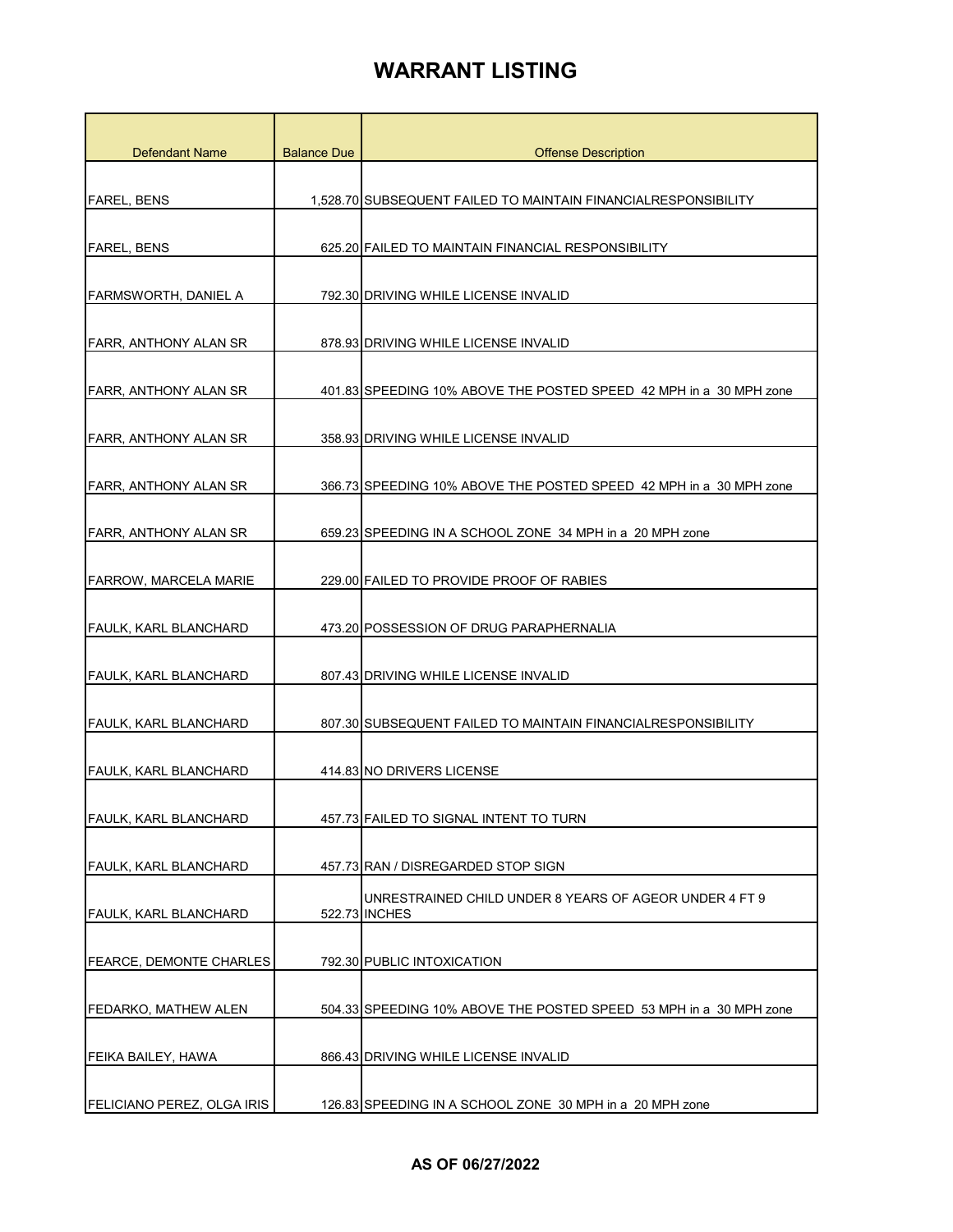# WARRANT LISTING

| Defendant Name | Balance Due | Offense Description |
|---|---|---|
| FAREL, BENS | 1,528.70 | SUBSEQUENT FAILED TO MAINTAIN FINANCIALRESPONSIBILITY |
| FAREL, BENS | 625.20 | FAILED TO MAINTAIN FINANCIAL RESPONSIBILITY |
| FARMSWORTH, DANIEL A | 792.30 | DRIVING WHILE LICENSE INVALID |
| FARR, ANTHONY ALAN SR | 878.93 | DRIVING WHILE LICENSE INVALID |
| FARR, ANTHONY ALAN SR | 401.83 | SPEEDING 10% ABOVE THE POSTED SPEED 42 MPH in a 30 MPH zone |
| FARR, ANTHONY ALAN SR | 358.93 | DRIVING WHILE LICENSE INVALID |
| FARR, ANTHONY ALAN SR | 366.73 | SPEEDING 10% ABOVE THE POSTED SPEED 42 MPH in a 30 MPH zone |
| FARR, ANTHONY ALAN SR | 659.23 | SPEEDING IN A SCHOOL ZONE 34 MPH in a 20 MPH zone |
| FARROW, MARCELA MARIE | 229.00 | FAILED TO PROVIDE PROOF OF RABIES |
| FAULK, KARL BLANCHARD | 473.20 | POSSESSION OF DRUG PARAPHERNALIA |
| FAULK, KARL BLANCHARD | 807.43 | DRIVING WHILE LICENSE INVALID |
| FAULK, KARL BLANCHARD | 807.30 | SUBSEQUENT FAILED TO MAINTAIN FINANCIALRESPONSIBILITY |
| FAULK, KARL BLANCHARD | 414.83 | NO DRIVERS LICENSE |
| FAULK, KARL BLANCHARD | 457.73 | FAILED TO SIGNAL INTENT TO TURN |
| FAULK, KARL BLANCHARD | 457.73 | RAN / DISREGARDED STOP SIGN |
| FAULK, KARL BLANCHARD | 522.73 | UNRESTRAINED CHILD UNDER 8 YEARS OF AGEOR UNDER 4 FT 9 INCHES |
| FEARCE, DEMONTE CHARLES | 792.30 | PUBLIC INTOXICATION |
| FEDARKO, MATHEW ALEN | 504.33 | SPEEDING 10% ABOVE THE POSTED SPEED 53 MPH in a 30 MPH zone |
| FEIKA BAILEY, HAWA | 866.43 | DRIVING WHILE LICENSE INVALID |
| FELICIANO PEREZ, OLGA IRIS | 126.83 | SPEEDING IN A SCHOOL ZONE 30 MPH in a 20 MPH zone |

**AS OF 06/27/2022**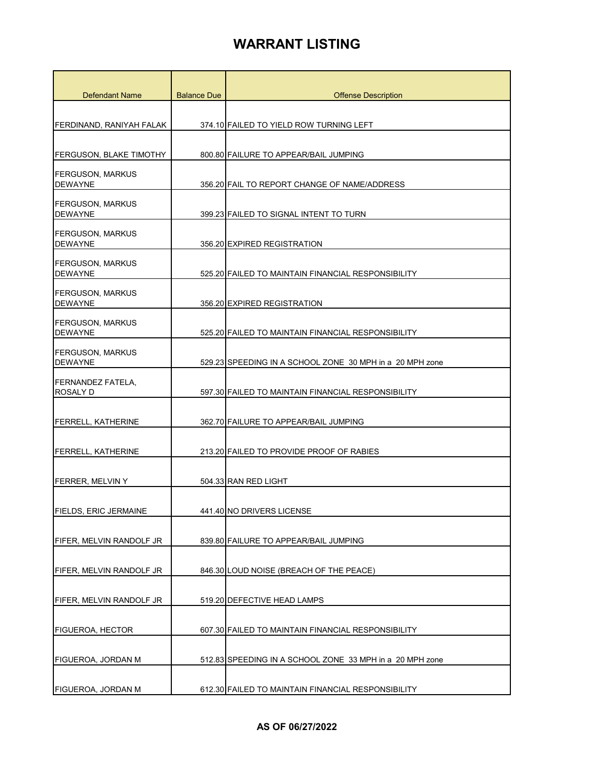# WARRANT LISTING

| Defendant Name | Balance Due | Offense Description |
|---|---|---|
| FERDINAND, RANIYAH FALAK | 374.10 | FAILED TO YIELD ROW TURNING LEFT |
| FERGUSON, BLAKE TIMOTHY | 800.80 | FAILURE TO APPEAR/BAIL JUMPING |
| FERGUSON, MARKUS DEWAYNE | 356.20 | FAIL TO REPORT CHANGE OF NAME/ADDRESS |
| FERGUSON, MARKUS DEWAYNE | 399.23 | FAILED TO SIGNAL INTENT TO TURN |
| FERGUSON, MARKUS DEWAYNE | 356.20 | EXPIRED REGISTRATION |
| FERGUSON, MARKUS DEWAYNE | 525.20 | FAILED TO MAINTAIN FINANCIAL RESPONSIBILITY |
| FERGUSON, MARKUS DEWAYNE | 356.20 | EXPIRED REGISTRATION |
| FERGUSON, MARKUS DEWAYNE | 525.20 | FAILED TO MAINTAIN FINANCIAL RESPONSIBILITY |
| FERGUSON, MARKUS DEWAYNE | 529.23 | SPEEDING IN A SCHOOL ZONE 30 MPH in a 20 MPH zone |
| FERNANDEZ FATELA, ROSALY D | 597.30 | FAILED TO MAINTAIN FINANCIAL RESPONSIBILITY |
| FERRELL, KATHERINE | 362.70 | FAILURE TO APPEAR/BAIL JUMPING |
| FERRELL, KATHERINE | 213.20 | FAILED TO PROVIDE PROOF OF RABIES |
| FERRER, MELVIN Y | 504.33 | RAN RED LIGHT |
| FIELDS, ERIC JERMAINE | 441.40 | NO DRIVERS LICENSE |
| FIFER, MELVIN RANDOLF JR | 839.80 | FAILURE TO APPEAR/BAIL JUMPING |
| FIFER, MELVIN RANDOLF JR | 846.30 | LOUD NOISE (BREACH OF THE PEACE) |
| FIFER, MELVIN RANDOLF JR | 519.20 | DEFECTIVE HEAD LAMPS |
| FIGUEROA, HECTOR | 607.30 | FAILED TO MAINTAIN FINANCIAL RESPONSIBILITY |
| FIGUEROA, JORDAN M | 512.83 | SPEEDING IN A SCHOOL ZONE 33 MPH in a 20 MPH zone |
| FIGUEROA, JORDAN M | 612.30 | FAILED TO MAINTAIN FINANCIAL RESPONSIBILITY |

**AS OF 06/27/2022**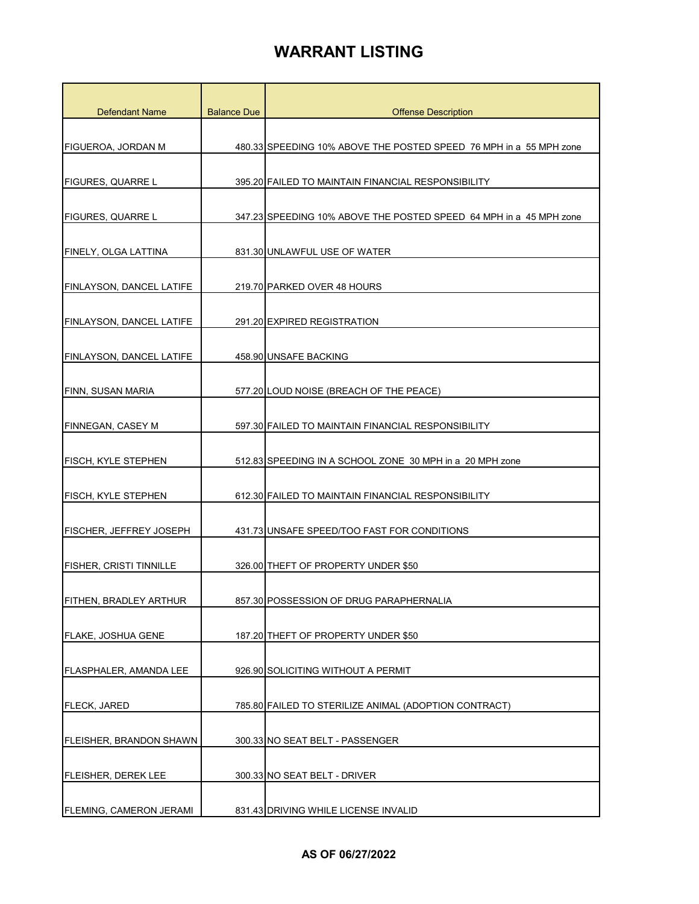# WARRANT LISTING

| Defendant Name | Balance Due | Offense Description |
|---|---|---|
| FIGUEROA, JORDAN M | 480.33 | SPEEDING 10% ABOVE THE POSTED SPEED  76 MPH in a  55 MPH zone |
| FIGURES, QUARRE L | 395.20 | FAILED TO MAINTAIN FINANCIAL RESPONSIBILITY |
| FIGURES, QUARRE L | 347.23 | SPEEDING 10% ABOVE THE POSTED SPEED  64 MPH in a  45 MPH zone |
| FINELY, OLGA LATTINA | 831.30 | UNLAWFUL USE OF WATER |
| FINLAYSON, DANCEL LATIFE | 219.70 | PARKED OVER 48 HOURS |
| FINLAYSON, DANCEL LATIFE | 291.20 | EXPIRED REGISTRATION |
| FINLAYSON, DANCEL LATIFE | 458.90 | UNSAFE BACKING |
| FINN, SUSAN MARIA | 577.20 | LOUD NOISE (BREACH OF THE PEACE) |
| FINNEGAN, CASEY M | 597.30 | FAILED TO MAINTAIN FINANCIAL RESPONSIBILITY |
| FISCH, KYLE STEPHEN | 512.83 | SPEEDING IN A SCHOOL ZONE  30 MPH in a  20 MPH zone |
| FISCH, KYLE STEPHEN | 612.30 | FAILED TO MAINTAIN FINANCIAL RESPONSIBILITY |
| FISCHER, JEFFREY JOSEPH | 431.73 | UNSAFE SPEED/TOO FAST FOR CONDITIONS |
| FISHER, CRISTI TINNILLE | 326.00 | THEFT OF PROPERTY UNDER $50 |
| FITHEN, BRADLEY ARTHUR | 857.30 | POSSESSION OF DRUG PARAPHERNALIA |
| FLAKE, JOSHUA GENE | 187.20 | THEFT OF PROPERTY UNDER $50 |
| FLASPHALER, AMANDA LEE | 926.90 | SOLICITING WITHOUT A PERMIT |
| FLECK, JARED | 785.80 | FAILED TO STERILIZE ANIMAL (ADOPTION CONTRACT) |
| FLEISHER, BRANDON SHAWN | 300.33 | NO SEAT BELT - PASSENGER |
| FLEISHER, DEREK LEE | 300.33 | NO SEAT BELT - DRIVER |
| FLEMING, CAMERON JERAMI | 831.43 | DRIVING WHILE LICENSE INVALID |

**AS OF 06/27/2022**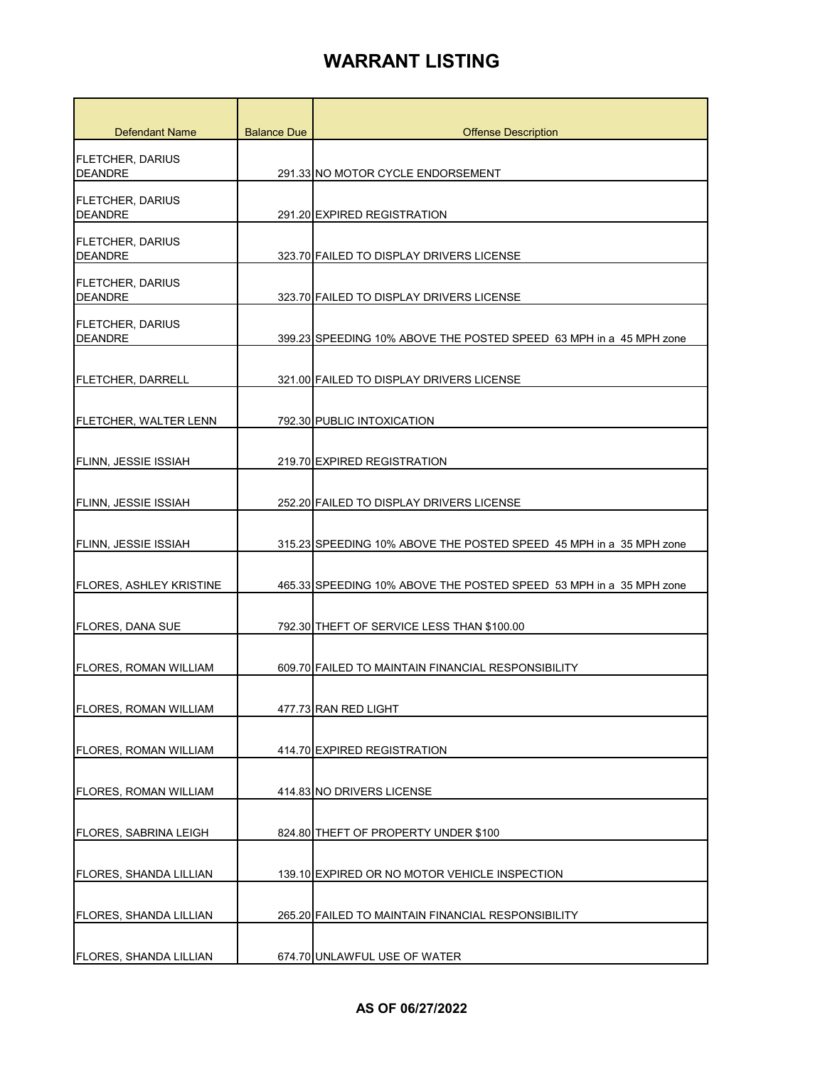# WARRANT LISTING

| Defendant Name | Balance Due | Offense Description |
|---|---|---|
| FLETCHER, DARIUS DEANDRE | 291.33 | NO MOTOR CYCLE ENDORSEMENT |
| FLETCHER, DARIUS DEANDRE | 291.20 | EXPIRED REGISTRATION |
| FLETCHER, DARIUS DEANDRE | 323.70 | FAILED TO DISPLAY DRIVERS LICENSE |
| FLETCHER, DARIUS DEANDRE | 323.70 | FAILED TO DISPLAY DRIVERS LICENSE |
| FLETCHER, DARIUS DEANDRE | 399.23 | SPEEDING 10% ABOVE THE POSTED SPEED 63 MPH in a 45 MPH zone |
| FLETCHER, DARRELL | 321.00 | FAILED TO DISPLAY DRIVERS LICENSE |
| FLETCHER, WALTER LENN | 792.30 | PUBLIC INTOXICATION |
| FLINN, JESSIE ISSIAH | 219.70 | EXPIRED REGISTRATION |
| FLINN, JESSIE ISSIAH | 252.20 | FAILED TO DISPLAY DRIVERS LICENSE |
| FLINN, JESSIE ISSIAH | 315.23 | SPEEDING 10% ABOVE THE POSTED SPEED 45 MPH in a 35 MPH zone |
| FLORES, ASHLEY KRISTINE | 465.33 | SPEEDING 10% ABOVE THE POSTED SPEED 53 MPH in a 35 MPH zone |
| FLORES, DANA SUE | 792.30 | THEFT OF SERVICE LESS THAN $100.00 |
| FLORES, ROMAN WILLIAM | 609.70 | FAILED TO MAINTAIN FINANCIAL RESPONSIBILITY |
| FLORES, ROMAN WILLIAM | 477.73 | RAN RED LIGHT |
| FLORES, ROMAN WILLIAM | 414.70 | EXPIRED REGISTRATION |
| FLORES, ROMAN WILLIAM | 414.83 | NO DRIVERS LICENSE |
| FLORES, SABRINA LEIGH | 824.80 | THEFT OF PROPERTY UNDER $100 |
| FLORES, SHANDA LILLIAN | 139.10 | EXPIRED OR NO MOTOR VEHICLE INSPECTION |
| FLORES, SHANDA LILLIAN | 265.20 | FAILED TO MAINTAIN FINANCIAL RESPONSIBILITY |
| FLORES, SHANDA LILLIAN | 674.70 | UNLAWFUL USE OF WATER |

**AS OF 06/27/2022**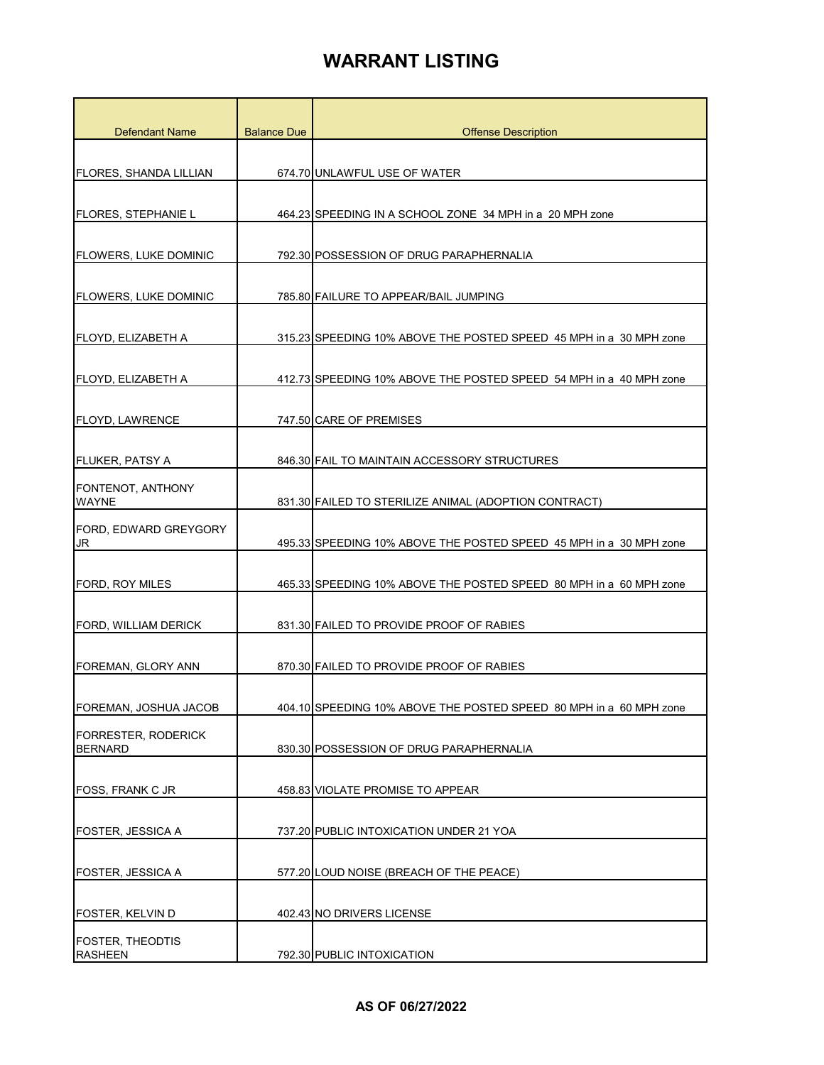# WARRANT LISTING

| Defendant Name | Balance Due | Offense Description |
|---|---|---|
| FLORES, SHANDA LILLIAN | 674.70 | UNLAWFUL USE OF WATER |
| FLORES, STEPHANIE L | 464.23 | SPEEDING IN A SCHOOL ZONE 34 MPH in a 20 MPH zone |
| FLOWERS, LUKE DOMINIC | 792.30 | POSSESSION OF DRUG PARAPHERNALIA |
| FLOWERS, LUKE DOMINIC | 785.80 | FAILURE TO APPEAR/BAIL JUMPING |
| FLOYD, ELIZABETH A | 315.23 | SPEEDING 10% ABOVE THE POSTED SPEED 45 MPH in a 30 MPH zone |
| FLOYD, ELIZABETH A | 412.73 | SPEEDING 10% ABOVE THE POSTED SPEED 54 MPH in a 40 MPH zone |
| FLOYD, LAWRENCE | 747.50 | CARE OF PREMISES |
| FLUKER, PATSY A | 846.30 | FAIL TO MAINTAIN ACCESSORY STRUCTURES |
| FONTENOT, ANTHONY WAYNE | 831.30 | FAILED TO STERILIZE ANIMAL (ADOPTION CONTRACT) |
| FORD, EDWARD GREYGORY JR | 495.33 | SPEEDING 10% ABOVE THE POSTED SPEED 45 MPH in a 30 MPH zone |
| FORD, ROY MILES | 465.33 | SPEEDING 10% ABOVE THE POSTED SPEED 80 MPH in a 60 MPH zone |
| FORD, WILLIAM DERICK | 831.30 | FAILED TO PROVIDE PROOF OF RABIES |
| FOREMAN, GLORY ANN | 870.30 | FAILED TO PROVIDE PROOF OF RABIES |
| FOREMAN, JOSHUA JACOB | 404.10 | SPEEDING 10% ABOVE THE POSTED SPEED 80 MPH in a 60 MPH zone |
| FORRESTER, RODERICK BERNARD | 830.30 | POSSESSION OF DRUG PARAPHERNALIA |
| FOSS, FRANK C JR | 458.83 | VIOLATE PROMISE TO APPEAR |
| FOSTER, JESSICA A | 737.20 | PUBLIC INTOXICATION UNDER 21 YOA |
| FOSTER, JESSICA A | 577.20 | LOUD NOISE (BREACH OF THE PEACE) |
| FOSTER, KELVIN D | 402.43 | NO DRIVERS LICENSE |
| FOSTER, THEODTIS RASHEEN | 792.30 | PUBLIC INTOXICATION |

**AS OF 06/27/2022**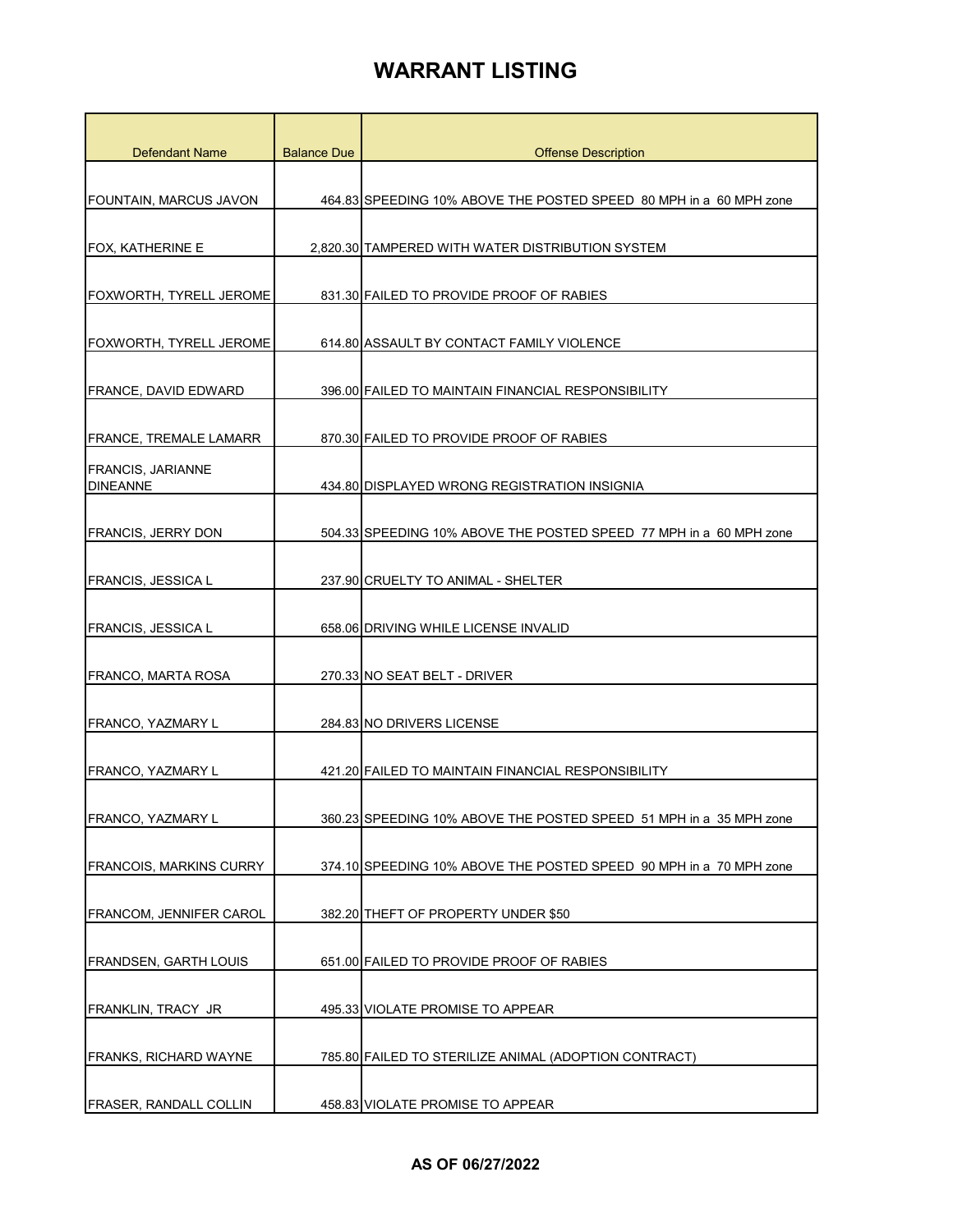# WARRANT LISTING

| Defendant Name | Balance Due | Offense Description |
|---|---|---|
| FOUNTAIN, MARCUS JAVON | 464.83 | SPEEDING 10% ABOVE THE POSTED SPEED 80 MPH in a 60 MPH zone |
| FOX, KATHERINE E | 2,820.30 | TAMPERED WITH WATER DISTRIBUTION SYSTEM |
| FOXWORTH, TYRELL JEROME | 831.30 | FAILED TO PROVIDE PROOF OF RABIES |
| FOXWORTH, TYRELL JEROME | 614.80 | ASSAULT BY CONTACT FAMILY VIOLENCE |
| FRANCE, DAVID EDWARD | 396.00 | FAILED TO MAINTAIN FINANCIAL RESPONSIBILITY |
| FRANCE, TREMALE LAMARR | 870.30 | FAILED TO PROVIDE PROOF OF RABIES |
| FRANCIS, JARIANNE DINEANNE | 434.80 | DISPLAYED WRONG REGISTRATION INSIGNIA |
| FRANCIS, JERRY DON | 504.33 | SPEEDING 10% ABOVE THE POSTED SPEED 77 MPH in a 60 MPH zone |
| FRANCIS, JESSICA L | 237.90 | CRUELTY TO ANIMAL - SHELTER |
| FRANCIS, JESSICA L | 658.06 | DRIVING WHILE LICENSE INVALID |
| FRANCO, MARTA ROSA | 270.33 | NO SEAT BELT - DRIVER |
| FRANCO, YAZMARY L | 284.83 | NO DRIVERS LICENSE |
| FRANCO, YAZMARY L | 421.20 | FAILED TO MAINTAIN FINANCIAL RESPONSIBILITY |
| FRANCO, YAZMARY L | 360.23 | SPEEDING 10% ABOVE THE POSTED SPEED 51 MPH in a 35 MPH zone |
| FRANCOIS, MARKINS CURRY | 374.10 | SPEEDING 10% ABOVE THE POSTED SPEED 90 MPH in a 70 MPH zone |
| FRANCOM, JENNIFER CAROL | 382.20 | THEFT OF PROPERTY UNDER $50 |
| FRANDSEN, GARTH LOUIS | 651.00 | FAILED TO PROVIDE PROOF OF RABIES |
| FRANKLIN, TRACY JR | 495.33 | VIOLATE PROMISE TO APPEAR |
| FRANKS, RICHARD WAYNE | 785.80 | FAILED TO STERILIZE ANIMAL (ADOPTION CONTRACT) |
| FRASER, RANDALL COLLIN | 458.83 | VIOLATE PROMISE TO APPEAR |

**AS OF 06/27/2022**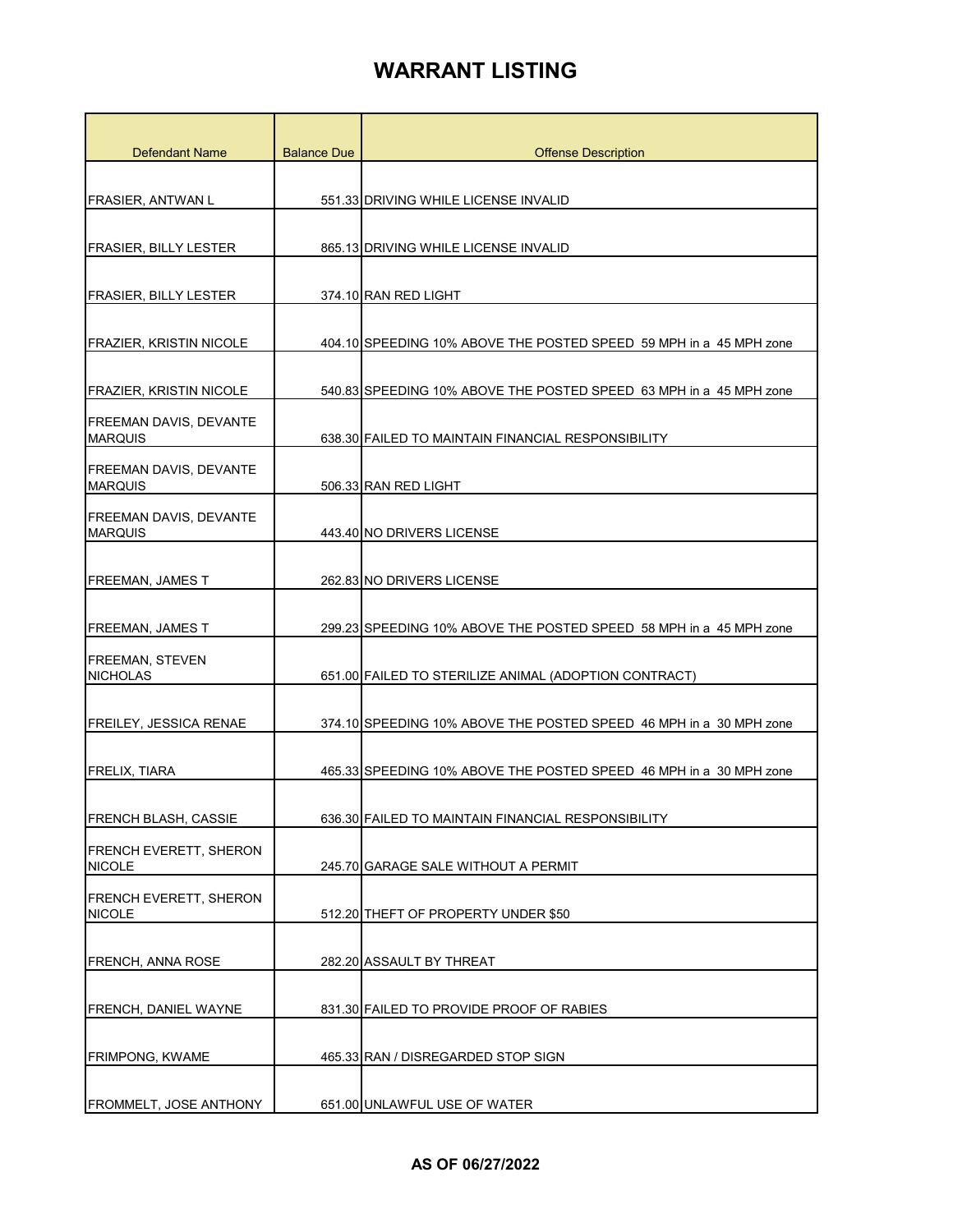# WARRANT LISTING

| Defendant Name | Balance Due | Offense Description |
|---|---|---|
| FRASIER, ANTWAN L | 551.33 | DRIVING WHILE LICENSE INVALID |
| FRASIER, BILLY LESTER | 865.13 | DRIVING WHILE LICENSE INVALID |
| FRASIER, BILLY LESTER | 374.10 | RAN RED LIGHT |
| FRAZIER, KRISTIN NICOLE | 404.10 | SPEEDING 10% ABOVE THE POSTED SPEED 59 MPH in a 45 MPH zone |
| FRAZIER, KRISTIN NICOLE | 540.83 | SPEEDING 10% ABOVE THE POSTED SPEED 63 MPH in a 45 MPH zone |
| FREEMAN DAVIS, DEVANTE MARQUIS | 638.30 | FAILED TO MAINTAIN FINANCIAL RESPONSIBILITY |
| FREEMAN DAVIS, DEVANTE MARQUIS | 506.33 | RAN RED LIGHT |
| FREEMAN DAVIS, DEVANTE MARQUIS | 443.40 | NO DRIVERS LICENSE |
| FREEMAN, JAMES T | 262.83 | NO DRIVERS LICENSE |
| FREEMAN, JAMES T | 299.23 | SPEEDING 10% ABOVE THE POSTED SPEED 58 MPH in a 45 MPH zone |
| FREEMAN, STEVEN NICHOLAS | 651.00 | FAILED TO STERILIZE ANIMAL (ADOPTION CONTRACT) |
| FREILEY, JESSICA RENAE | 374.10 | SPEEDING 10% ABOVE THE POSTED SPEED 46 MPH in a 30 MPH zone |
| FRELIX, TIARA | 465.33 | SPEEDING 10% ABOVE THE POSTED SPEED 46 MPH in a 30 MPH zone |
| FRENCH BLASH, CASSIE | 636.30 | FAILED TO MAINTAIN FINANCIAL RESPONSIBILITY |
| FRENCH EVERETT, SHERON NICOLE | 245.70 | GARAGE SALE WITHOUT A PERMIT |
| FRENCH EVERETT, SHERON NICOLE | 512.20 | THEFT OF PROPERTY UNDER $50 |
| FRENCH, ANNA ROSE | 282.20 | ASSAULT BY THREAT |
| FRENCH, DANIEL WAYNE | 831.30 | FAILED TO PROVIDE PROOF OF RABIES |
| FRIMPONG, KWAME | 465.33 | RAN / DISREGARDED STOP SIGN |
| FROMMELT, JOSE ANTHONY | 651.00 | UNLAWFUL USE OF WATER |

**AS OF 06/27/2022**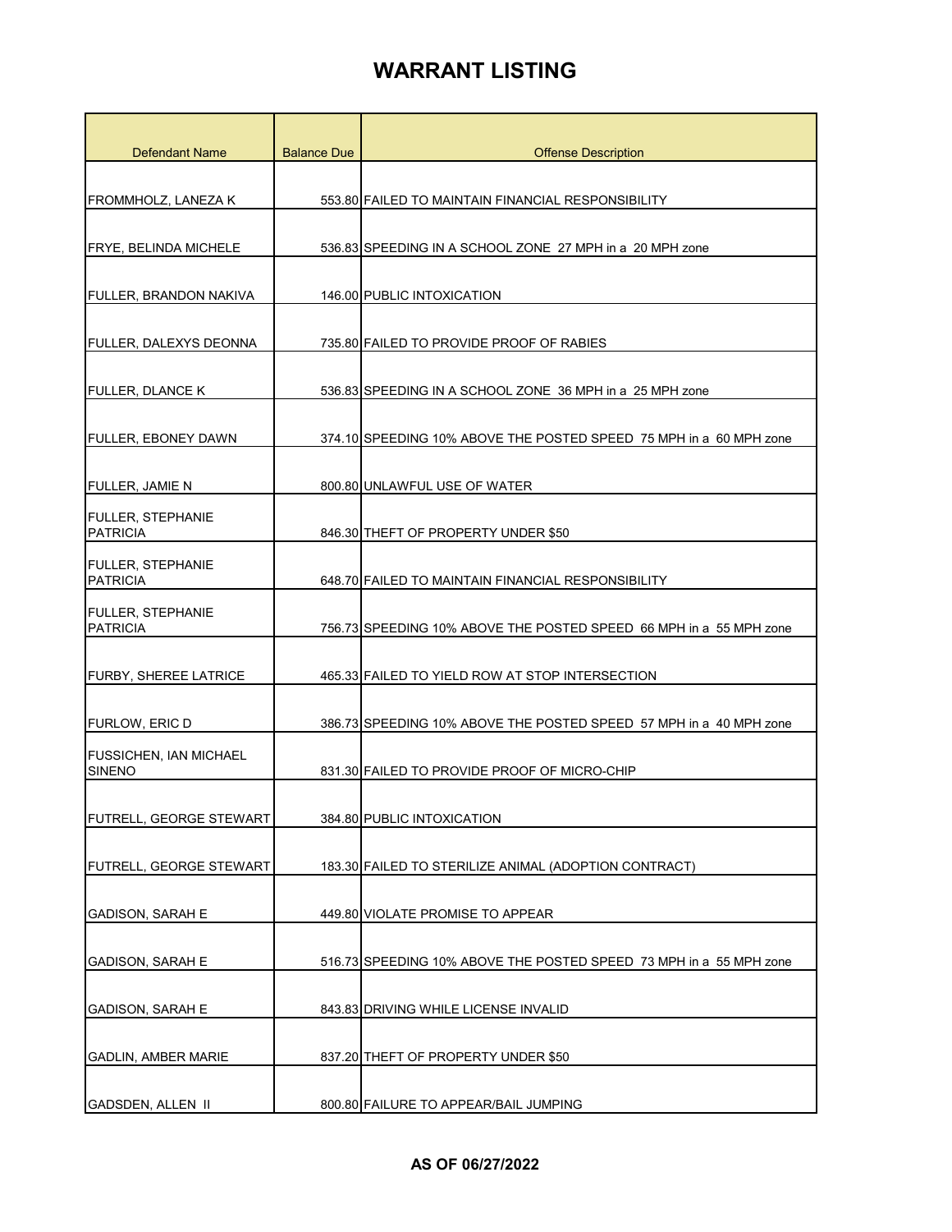# WARRANT LISTING

| Defendant Name | Balance Due | Offense Description |
|---|---|---|
| FROMMHOLZ, LANEZA K | 553.80 | FAILED TO MAINTAIN FINANCIAL RESPONSIBILITY |
| FRYE, BELINDA MICHELE | 536.83 | SPEEDING IN A SCHOOL ZONE 27 MPH in a 20 MPH zone |
| FULLER, BRANDON NAKIVA | 146.00 | PUBLIC INTOXICATION |
| FULLER, DALEXYS DEONNA | 735.80 | FAILED TO PROVIDE PROOF OF RABIES |
| FULLER, DLANCE K | 536.83 | SPEEDING IN A SCHOOL ZONE 36 MPH in a 25 MPH zone |
| FULLER, EBONEY DAWN | 374.10 | SPEEDING 10% ABOVE THE POSTED SPEED 75 MPH in a 60 MPH zone |
| FULLER, JAMIE N | 800.80 | UNLAWFUL USE OF WATER |
| FULLER, STEPHANIE PATRICIA | 846.30 | THEFT OF PROPERTY UNDER $50 |
| FULLER, STEPHANIE PATRICIA | 648.70 | FAILED TO MAINTAIN FINANCIAL RESPONSIBILITY |
| FULLER, STEPHANIE PATRICIA | 756.73 | SPEEDING 10% ABOVE THE POSTED SPEED 66 MPH in a 55 MPH zone |
| FURBY, SHEREE LATRICE | 465.33 | FAILED TO YIELD ROW AT STOP INTERSECTION |
| FURLOW, ERIC D | 386.73 | SPEEDING 10% ABOVE THE POSTED SPEED 57 MPH in a 40 MPH zone |
| FUSSICHEN, IAN MICHAEL SINENO | 831.30 | FAILED TO PROVIDE PROOF OF MICRO-CHIP |
| FUTRELL, GEORGE STEWART | 384.80 | PUBLIC INTOXICATION |
| FUTRELL, GEORGE STEWART | 183.30 | FAILED TO STERILIZE ANIMAL (ADOPTION CONTRACT) |
| GADISON, SARAH E | 449.80 | VIOLATE PROMISE TO APPEAR |
| GADISON, SARAH E | 516.73 | SPEEDING 10% ABOVE THE POSTED SPEED 73 MPH in a 55 MPH zone |
| GADISON, SARAH E | 843.83 | DRIVING WHILE LICENSE INVALID |
| GADLIN, AMBER MARIE | 837.20 | THEFT OF PROPERTY UNDER $50 |
| GADSDEN, ALLEN II | 800.80 | FAILURE TO APPEAR/BAIL JUMPING |

**AS OF 06/27/2022**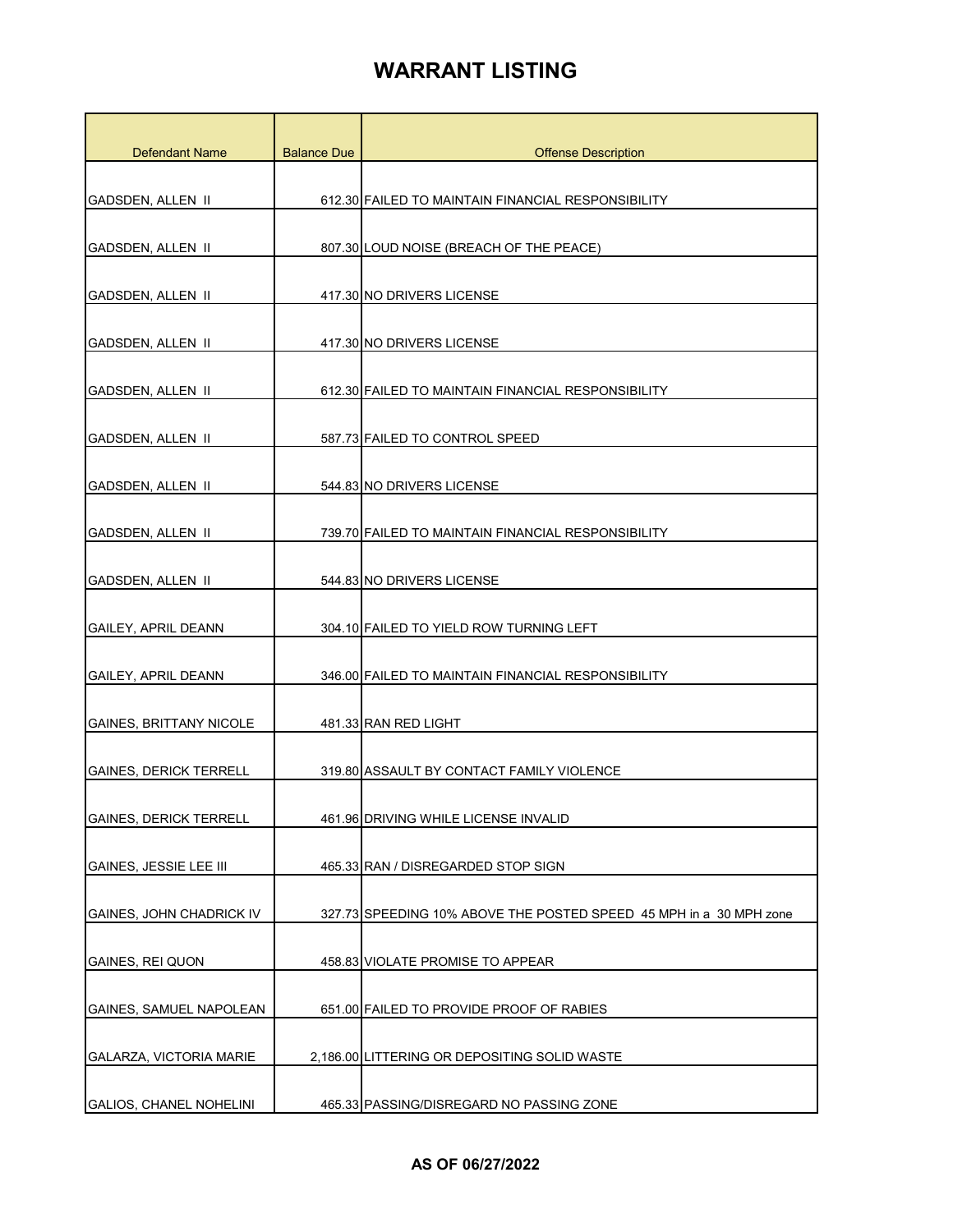# WARRANT LISTING

| Defendant Name | Balance Due | Offense Description |
|---|---|---|
| GADSDEN, ALLEN II | 612.30 | FAILED TO MAINTAIN FINANCIAL RESPONSIBILITY |
| GADSDEN, ALLEN II | 807.30 | LOUD NOISE (BREACH OF THE PEACE) |
| GADSDEN, ALLEN II | 417.30 | NO DRIVERS LICENSE |
| GADSDEN, ALLEN II | 417.30 | NO DRIVERS LICENSE |
| GADSDEN, ALLEN II | 612.30 | FAILED TO MAINTAIN FINANCIAL RESPONSIBILITY |
| GADSDEN, ALLEN II | 587.73 | FAILED TO CONTROL SPEED |
| GADSDEN, ALLEN II | 544.83 | NO DRIVERS LICENSE |
| GADSDEN, ALLEN II | 739.70 | FAILED TO MAINTAIN FINANCIAL RESPONSIBILITY |
| GADSDEN, ALLEN II | 544.83 | NO DRIVERS LICENSE |
| GAILEY, APRIL DEANN | 304.10 | FAILED TO YIELD ROW TURNING LEFT |
| GAILEY, APRIL DEANN | 346.00 | FAILED TO MAINTAIN FINANCIAL RESPONSIBILITY |
| GAINES, BRITTANY NICOLE | 481.33 | RAN RED LIGHT |
| GAINES, DERICK TERRELL | 319.80 | ASSAULT BY CONTACT FAMILY VIOLENCE |
| GAINES, DERICK TERRELL | 461.96 | DRIVING WHILE LICENSE INVALID |
| GAINES, JESSIE LEE III | 465.33 | RAN / DISREGARDED STOP SIGN |
| GAINES, JOHN CHADRICK IV | 327.73 | SPEEDING 10% ABOVE THE POSTED SPEED 45 MPH in a 30 MPH zone |
| GAINES, REI QUON | 458.83 | VIOLATE PROMISE TO APPEAR |
| GAINES, SAMUEL NAPOLEAN | 651.00 | FAILED TO PROVIDE PROOF OF RABIES |
| GALARZA, VICTORIA MARIE | 2,186.00 | LITTERING OR DEPOSITING SOLID WASTE |
| GALIOS, CHANEL NOHELINI | 465.33 | PASSING/DISREGARD NO PASSING ZONE |

**AS OF 06/27/2022**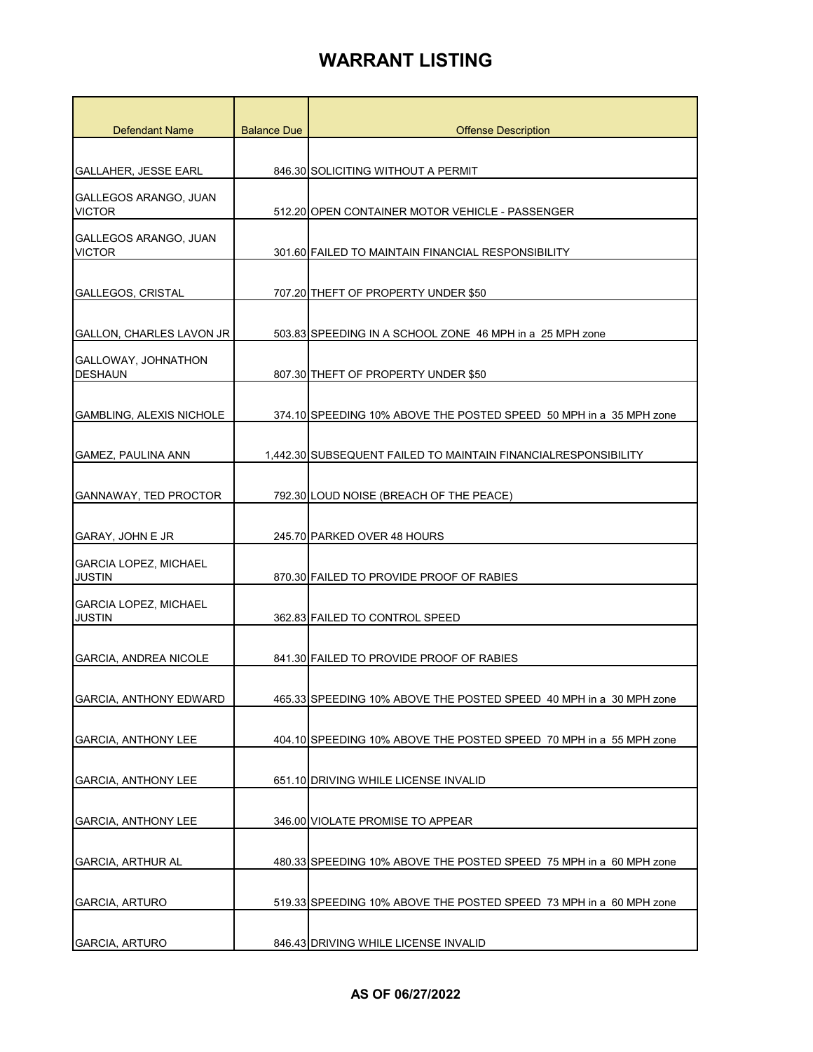# WARRANT LISTING

| Defendant Name | Balance Due | Offense Description |
|---|---|---|
| GALLAHER, JESSE EARL | 846.30 | SOLICITING WITHOUT A PERMIT |
| GALLEGOS ARANGO, JUAN VICTOR | 512.20 | OPEN CONTAINER MOTOR VEHICLE - PASSENGER |
| GALLEGOS ARANGO, JUAN VICTOR | 301.60 | FAILED TO MAINTAIN FINANCIAL RESPONSIBILITY |
| GALLEGOS, CRISTAL | 707.20 | THEFT OF PROPERTY UNDER $50 |
| GALLON, CHARLES LAVON JR | 503.83 | SPEEDING IN A SCHOOL ZONE 46 MPH in a 25 MPH zone |
| GALLOWAY, JOHNATHON DESHAUN | 807.30 | THEFT OF PROPERTY UNDER $50 |
| GAMBLING, ALEXIS NICHOLE | 374.10 | SPEEDING 10% ABOVE THE POSTED SPEED 50 MPH in a 35 MPH zone |
| GAMEZ, PAULINA ANN | 1,442.30 | SUBSEQUENT FAILED TO MAINTAIN FINANCIALRESPONSIBILITY |
| GANNAWAY, TED PROCTOR | 792.30 | LOUD NOISE (BREACH OF THE PEACE) |
| GARAY, JOHN E JR | 245.70 | PARKED OVER 48 HOURS |
| GARCIA LOPEZ, MICHAEL JUSTIN | 870.30 | FAILED TO PROVIDE PROOF OF RABIES |
| GARCIA LOPEZ, MICHAEL JUSTIN | 362.83 | FAILED TO CONTROL SPEED |
| GARCIA, ANDREA NICOLE | 841.30 | FAILED TO PROVIDE PROOF OF RABIES |
| GARCIA, ANTHONY EDWARD | 465.33 | SPEEDING 10% ABOVE THE POSTED SPEED 40 MPH in a 30 MPH zone |
| GARCIA, ANTHONY LEE | 404.10 | SPEEDING 10% ABOVE THE POSTED SPEED 70 MPH in a 55 MPH zone |
| GARCIA, ANTHONY LEE | 651.10 | DRIVING WHILE LICENSE INVALID |
| GARCIA, ANTHONY LEE | 346.00 | VIOLATE PROMISE TO APPEAR |
| GARCIA, ARTHUR AL | 480.33 | SPEEDING 10% ABOVE THE POSTED SPEED 75 MPH in a 60 MPH zone |
| GARCIA, ARTURO | 519.33 | SPEEDING 10% ABOVE THE POSTED SPEED 73 MPH in a 60 MPH zone |
| GARCIA, ARTURO | 846.43 | DRIVING WHILE LICENSE INVALID |

**AS OF 06/27/2022**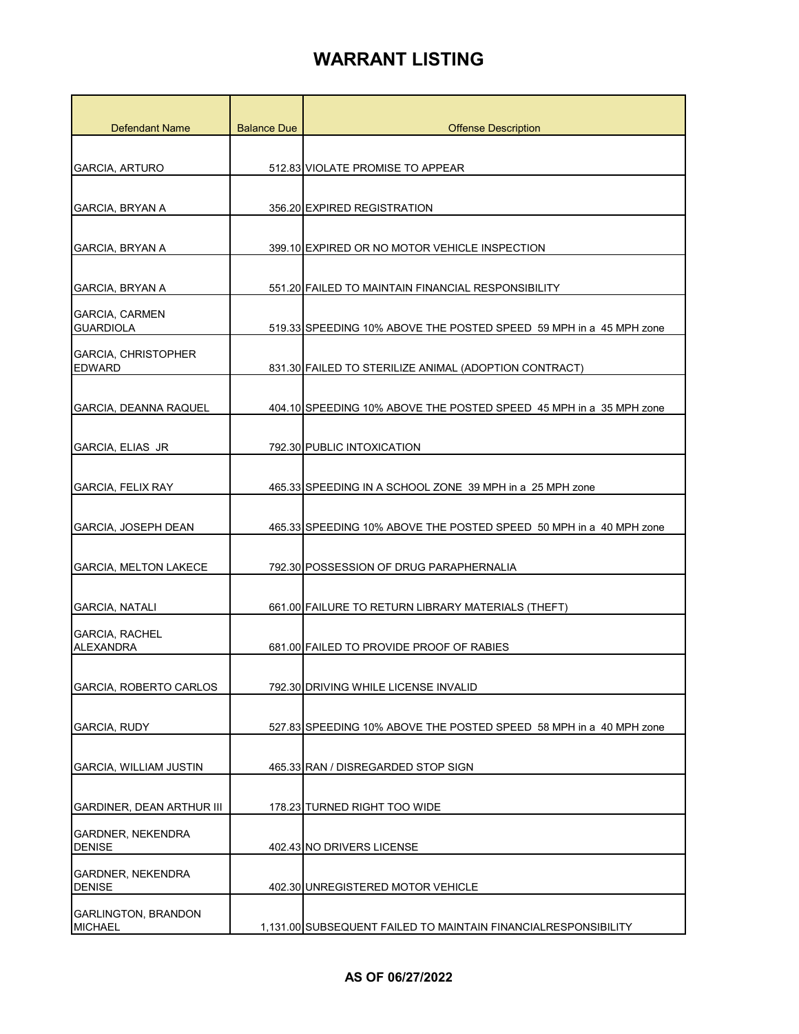# WARRANT LISTING

| Defendant Name | Balance Due | Offense Description |
|---|---|---|
| GARCIA, ARTURO | 512.83 | VIOLATE PROMISE TO APPEAR |
| GARCIA, BRYAN A | 356.20 | EXPIRED REGISTRATION |
| GARCIA, BRYAN A | 399.10 | EXPIRED OR NO MOTOR VEHICLE INSPECTION |
| GARCIA, BRYAN A | 551.20 | FAILED TO MAINTAIN FINANCIAL RESPONSIBILITY |
| GARCIA, CARMEN GUARDIOLA | 519.33 | SPEEDING 10% ABOVE THE POSTED SPEED 59 MPH in a 45 MPH zone |
| GARCIA, CHRISTOPHER EDWARD | 831.30 | FAILED TO STERILIZE ANIMAL (ADOPTION CONTRACT) |
| GARCIA, DEANNA RAQUEL | 404.10 | SPEEDING 10% ABOVE THE POSTED SPEED 45 MPH in a 35 MPH zone |
| GARCIA, ELIAS JR | 792.30 | PUBLIC INTOXICATION |
| GARCIA, FELIX RAY | 465.33 | SPEEDING IN A SCHOOL ZONE 39 MPH in a 25 MPH zone |
| GARCIA, JOSEPH DEAN | 465.33 | SPEEDING 10% ABOVE THE POSTED SPEED 50 MPH in a 40 MPH zone |
| GARCIA, MELTON LAKECE | 792.30 | POSSESSION OF DRUG PARAPHERNALIA |
| GARCIA, NATALI | 661.00 | FAILURE TO RETURN LIBRARY MATERIALS (THEFT) |
| GARCIA, RACHEL ALEXANDRA | 681.00 | FAILED TO PROVIDE PROOF OF RABIES |
| GARCIA, ROBERTO CARLOS | 792.30 | DRIVING WHILE LICENSE INVALID |
| GARCIA, RUDY | 527.83 | SPEEDING 10% ABOVE THE POSTED SPEED 58 MPH in a 40 MPH zone |
| GARCIA, WILLIAM JUSTIN | 465.33 | RAN / DISREGARDED STOP SIGN |
| GARDINER, DEAN ARTHUR III | 178.23 | TURNED RIGHT TOO WIDE |
| GARDNER, NEKENDRA DENISE | 402.43 | NO DRIVERS LICENSE |
| GARDNER, NEKENDRA DENISE | 402.30 | UNREGISTERED MOTOR VEHICLE |
| GARLINGTON, BRANDON MICHAEL | 1,131.00 | SUBSEQUENT FAILED TO MAINTAIN FINANCIALRESPONSIBILITY |

**AS OF 06/27/2022**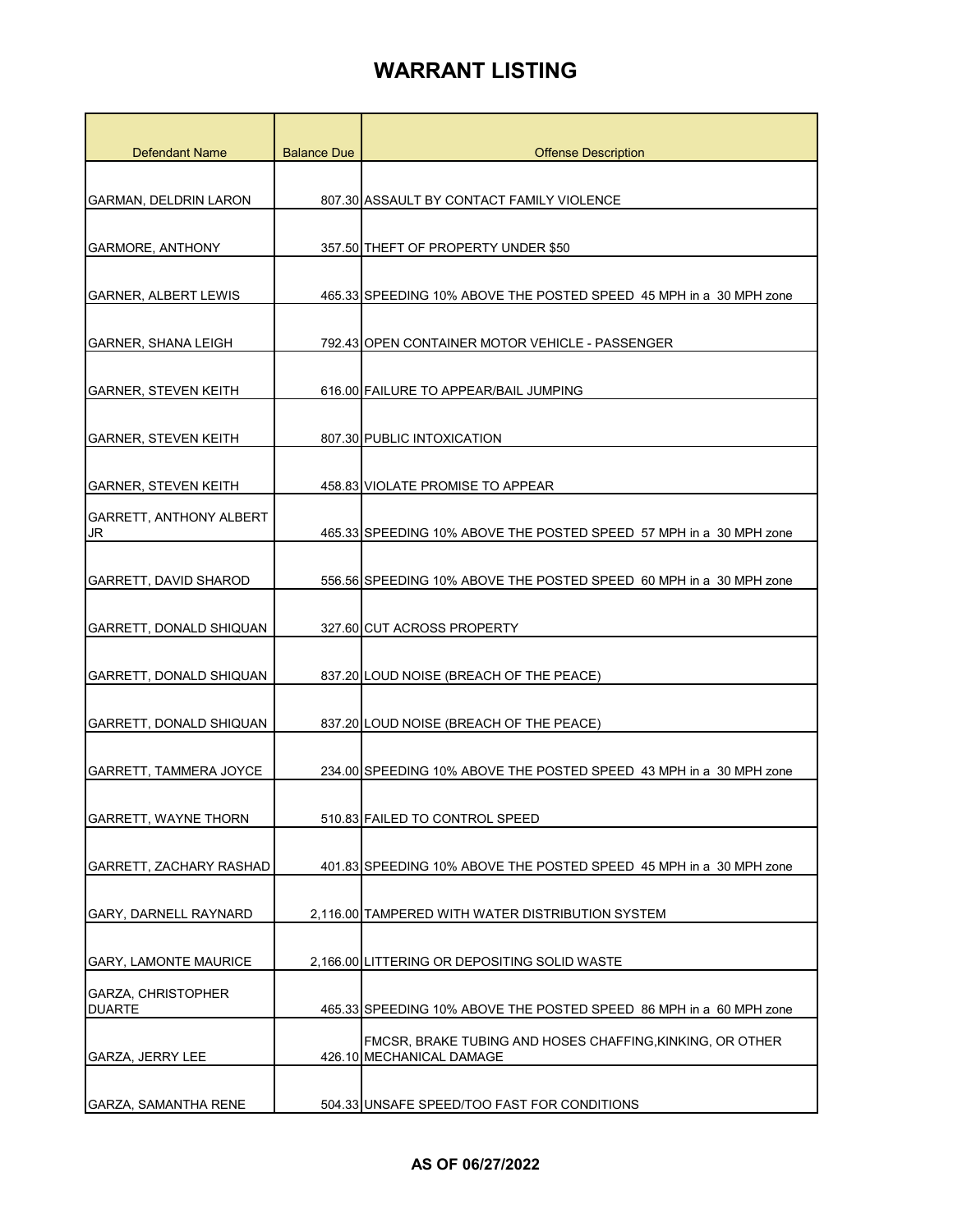# WARRANT LISTING

| Defendant Name | Balance Due | Offense Description |
|---|---|---|
| GARMAN, DELDRIN LARON | 807.30 | ASSAULT BY CONTACT FAMILY VIOLENCE |
| GARMORE, ANTHONY | 357.50 | THEFT OF PROPERTY UNDER $50 |
| GARNER, ALBERT LEWIS | 465.33 | SPEEDING 10% ABOVE THE POSTED SPEED 45 MPH in a 30 MPH zone |
| GARNER, SHANA LEIGH | 792.43 | OPEN CONTAINER MOTOR VEHICLE - PASSENGER |
| GARNER, STEVEN KEITH | 616.00 | FAILURE TO APPEAR/BAIL JUMPING |
| GARNER, STEVEN KEITH | 807.30 | PUBLIC INTOXICATION |
| GARNER, STEVEN KEITH | 458.83 | VIOLATE PROMISE TO APPEAR |
| GARRETT, ANTHONY ALBERT JR | 465.33 | SPEEDING 10% ABOVE THE POSTED SPEED 57 MPH in a 30 MPH zone |
| GARRETT, DAVID SHAROD | 556.56 | SPEEDING 10% ABOVE THE POSTED SPEED 60 MPH in a 30 MPH zone |
| GARRETT, DONALD SHIQUAN | 327.60 | CUT ACROSS PROPERTY |
| GARRETT, DONALD SHIQUAN | 837.20 | LOUD NOISE (BREACH OF THE PEACE) |
| GARRETT, DONALD SHIQUAN | 837.20 | LOUD NOISE (BREACH OF THE PEACE) |
| GARRETT, TAMMERA JOYCE | 234.00 | SPEEDING 10% ABOVE THE POSTED SPEED 43 MPH in a 30 MPH zone |
| GARRETT, WAYNE THORN | 510.83 | FAILED TO CONTROL SPEED |
| GARRETT, ZACHARY RASHAD | 401.83 | SPEEDING 10% ABOVE THE POSTED SPEED 45 MPH in a 30 MPH zone |
| GARY, DARNELL RAYNARD | 2,116.00 | TAMPERED WITH WATER DISTRIBUTION SYSTEM |
| GARY, LAMONTE MAURICE | 2,166.00 | LITTERING OR DEPOSITING SOLID WASTE |
| GARZA, CHRISTOPHER DUARTE | 465.33 | SPEEDING 10% ABOVE THE POSTED SPEED 86 MPH in a 60 MPH zone |
| GARZA, JERRY LEE | 426.10 | FMCSR, BRAKE TUBING AND HOSES CHAFFING,KINKING, OR OTHER MECHANICAL DAMAGE |
| GARZA, SAMANTHA RENE | 504.33 | UNSAFE SPEED/TOO FAST FOR CONDITIONS |

**AS OF 06/27/2022**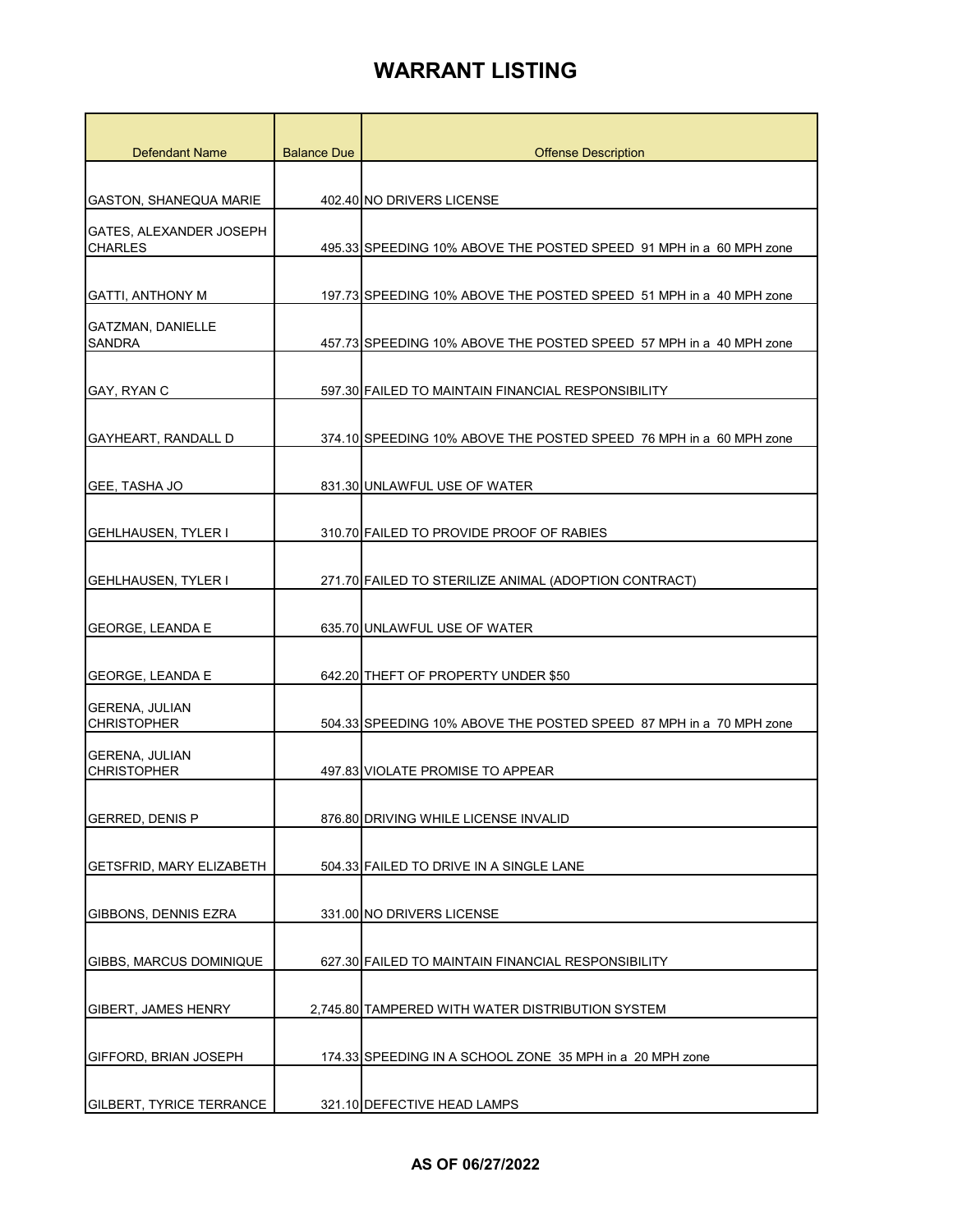# WARRANT LISTING

| Defendant Name | Balance Due | Offense Description |
|---|---|---|
| GASTON, SHANEQUA MARIE | 402.40 | NO DRIVERS LICENSE |
| GATES, ALEXANDER JOSEPH CHARLES | 495.33 | SPEEDING 10% ABOVE THE POSTED SPEED 91 MPH in a 60 MPH zone |
| GATTI, ANTHONY M | 197.73 | SPEEDING 10% ABOVE THE POSTED SPEED 51 MPH in a 40 MPH zone |
| GATZMAN, DANIELLE SANDRA | 457.73 | SPEEDING 10% ABOVE THE POSTED SPEED 57 MPH in a 40 MPH zone |
| GAY, RYAN C | 597.30 | FAILED TO MAINTAIN FINANCIAL RESPONSIBILITY |
| GAYHEART, RANDALL D | 374.10 | SPEEDING 10% ABOVE THE POSTED SPEED 76 MPH in a 60 MPH zone |
| GEE, TASHA JO | 831.30 | UNLAWFUL USE OF WATER |
| GEHLHAUSEN, TYLER I | 310.70 | FAILED TO PROVIDE PROOF OF RABIES |
| GEHLHAUSEN, TYLER I | 271.70 | FAILED TO STERILIZE ANIMAL (ADOPTION CONTRACT) |
| GEORGE, LEANDA E | 635.70 | UNLAWFUL USE OF WATER |
| GEORGE, LEANDA E | 642.20 | THEFT OF PROPERTY UNDER $50 |
| GERENA, JULIAN CHRISTOPHER | 504.33 | SPEEDING 10% ABOVE THE POSTED SPEED 87 MPH in a 70 MPH zone |
| GERENA, JULIAN CHRISTOPHER | 497.83 | VIOLATE PROMISE TO APPEAR |
| GERRED, DENIS P | 876.80 | DRIVING WHILE LICENSE INVALID |
| GETSFRID, MARY ELIZABETH | 504.33 | FAILED TO DRIVE IN A SINGLE LANE |
| GIBBONS, DENNIS EZRA | 331.00 | NO DRIVERS LICENSE |
| GIBBS, MARCUS DOMINIQUE | 627.30 | FAILED TO MAINTAIN FINANCIAL RESPONSIBILITY |
| GIBERT, JAMES HENRY | 2,745.80 | TAMPERED WITH WATER DISTRIBUTION SYSTEM |
| GIFFORD, BRIAN JOSEPH | 174.33 | SPEEDING IN A SCHOOL ZONE 35 MPH in a 20 MPH zone |
| GILBERT, TYRICE TERRANCE | 321.10 | DEFECTIVE HEAD LAMPS |

**AS OF 06/27/2022**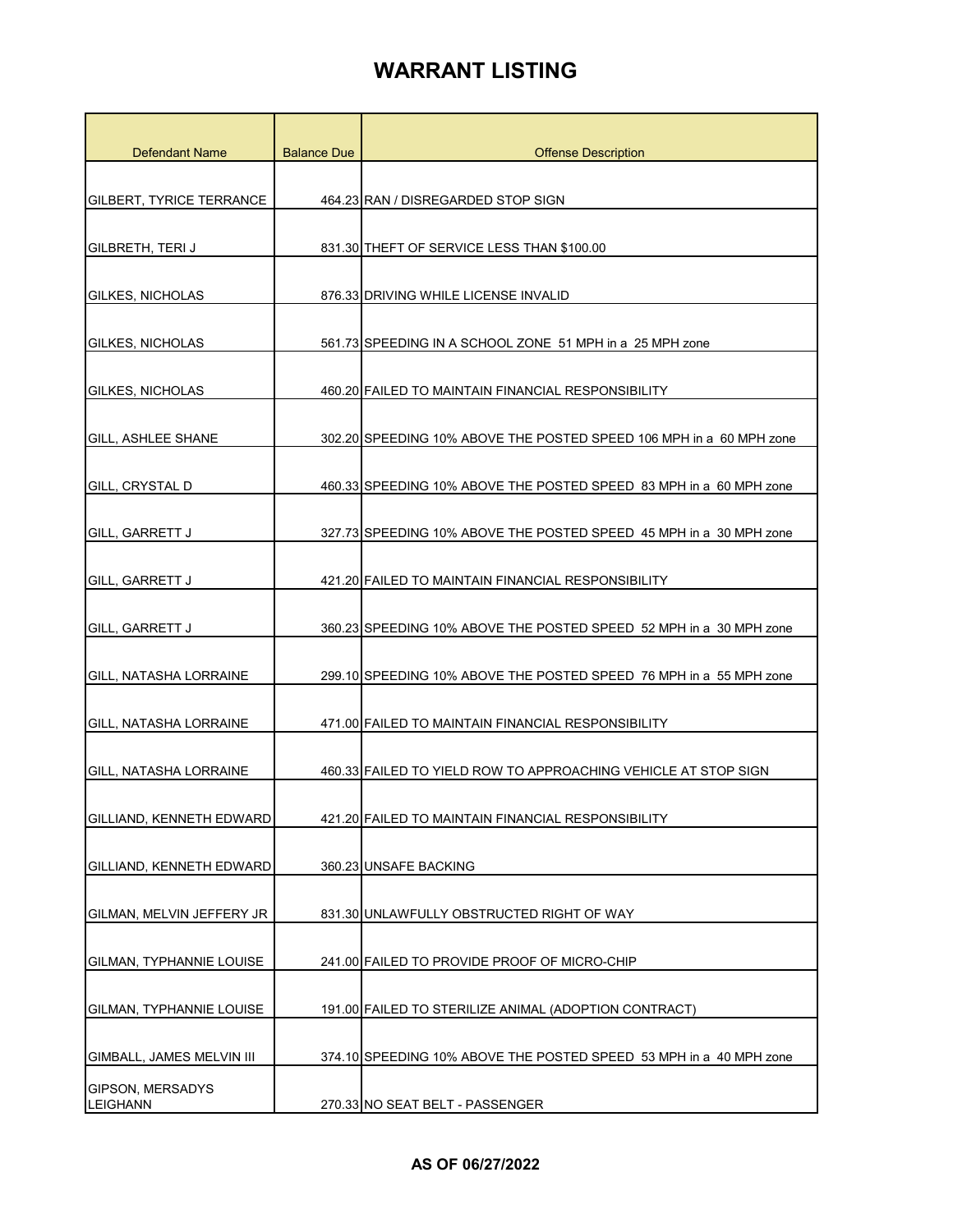# WARRANT LISTING

| Defendant Name | Balance Due | Offense Description |
| --- | --- | --- |
| GILBERT, TYRICE TERRANCE | 464.23 | RAN / DISREGARDED STOP SIGN |
| GILBRETH, TERI J | 831.30 | THEFT OF SERVICE LESS THAN $100.00 |
| GILKES, NICHOLAS | 876.33 | DRIVING WHILE LICENSE INVALID |
| GILKES, NICHOLAS | 561.73 | SPEEDING IN A SCHOOL ZONE 51 MPH in a 25 MPH zone |
| GILKES, NICHOLAS | 460.20 | FAILED TO MAINTAIN FINANCIAL RESPONSIBILITY |
| GILL, ASHLEE SHANE | 302.20 | SPEEDING 10% ABOVE THE POSTED SPEED 106 MPH in a 60 MPH zone |
| GILL, CRYSTAL D | 460.33 | SPEEDING 10% ABOVE THE POSTED SPEED 83 MPH in a 60 MPH zone |
| GILL, GARRETT J | 327.73 | SPEEDING 10% ABOVE THE POSTED SPEED 45 MPH in a 30 MPH zone |
| GILL, GARRETT J | 421.20 | FAILED TO MAINTAIN FINANCIAL RESPONSIBILITY |
| GILL, GARRETT J | 360.23 | SPEEDING 10% ABOVE THE POSTED SPEED 52 MPH in a 30 MPH zone |
| GILL, NATASHA LORRAINE | 299.10 | SPEEDING 10% ABOVE THE POSTED SPEED 76 MPH in a 55 MPH zone |
| GILL, NATASHA LORRAINE | 471.00 | FAILED TO MAINTAIN FINANCIAL RESPONSIBILITY |
| GILL, NATASHA LORRAINE | 460.33 | FAILED TO YIELD ROW TO APPROACHING VEHICLE AT STOP SIGN |
| GILLIAND, KENNETH EDWARD | 421.20 | FAILED TO MAINTAIN FINANCIAL RESPONSIBILITY |
| GILLIAND, KENNETH EDWARD | 360.23 | UNSAFE BACKING |
| GILMAN, MELVIN JEFFERY JR | 831.30 | UNLAWFULLY OBSTRUCTED RIGHT OF WAY |
| GILMAN, TYPHANNIE LOUISE | 241.00 | FAILED TO PROVIDE PROOF OF MICRO-CHIP |
| GILMAN, TYPHANNIE LOUISE | 191.00 | FAILED TO STERILIZE ANIMAL (ADOPTION CONTRACT) |
| GIMBALL, JAMES MELVIN III | 374.10 | SPEEDING 10% ABOVE THE POSTED SPEED 53 MPH in a 40 MPH zone |
| GIPSON, MERSADYS LEIGHANN | 270.33 | NO SEAT BELT - PASSENGER |

**AS OF 06/27/2022**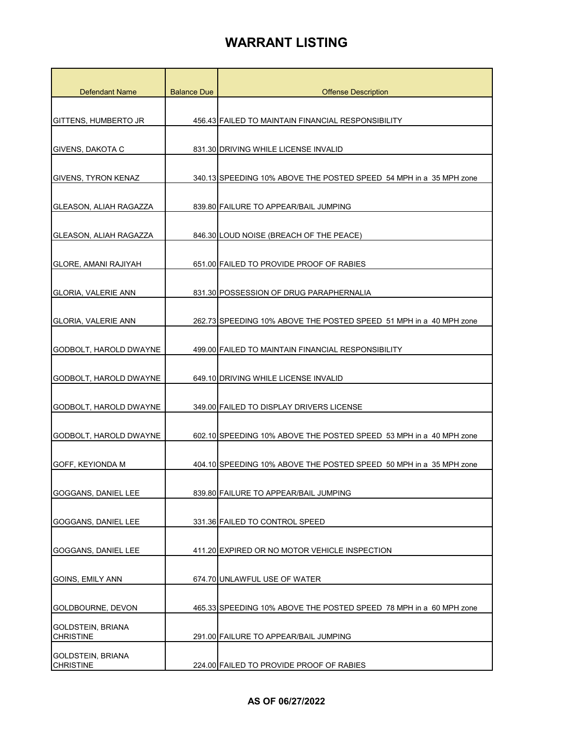# WARRANT LISTING

| Defendant Name | Balance Due | Offense Description |
|---|---|---|
| GITTENS, HUMBERTO JR | 456.43 | FAILED TO MAINTAIN FINANCIAL RESPONSIBILITY |
| GIVENS, DAKOTA C | 831.30 | DRIVING WHILE LICENSE INVALID |
| GIVENS, TYRON KENAZ | 340.13 | SPEEDING 10% ABOVE THE POSTED SPEED 54 MPH in a 35 MPH zone |
| GLEASON, ALIAH RAGAZZA | 839.80 | FAILURE TO APPEAR/BAIL JUMPING |
| GLEASON, ALIAH RAGAZZA | 846.30 | LOUD NOISE (BREACH OF THE PEACE) |
| GLORE, AMANI RAJIYAH | 651.00 | FAILED TO PROVIDE PROOF OF RABIES |
| GLORIA, VALERIE ANN | 831.30 | POSSESSION OF DRUG PARAPHERNALIA |
| GLORIA, VALERIE ANN | 262.73 | SPEEDING 10% ABOVE THE POSTED SPEED 51 MPH in a 40 MPH zone |
| GODBOLT, HAROLD DWAYNE | 499.00 | FAILED TO MAINTAIN FINANCIAL RESPONSIBILITY |
| GODBOLT, HAROLD DWAYNE | 649.10 | DRIVING WHILE LICENSE INVALID |
| GODBOLT, HAROLD DWAYNE | 349.00 | FAILED TO DISPLAY DRIVERS LICENSE |
| GODBOLT, HAROLD DWAYNE | 602.10 | SPEEDING 10% ABOVE THE POSTED SPEED 53 MPH in a 40 MPH zone |
| GOFF, KEYIONDA M | 404.10 | SPEEDING 10% ABOVE THE POSTED SPEED 50 MPH in a 35 MPH zone |
| GOGGANS, DANIEL LEE | 839.80 | FAILURE TO APPEAR/BAIL JUMPING |
| GOGGANS, DANIEL LEE | 331.36 | FAILED TO CONTROL SPEED |
| GOGGANS, DANIEL LEE | 411.20 | EXPIRED OR NO MOTOR VEHICLE INSPECTION |
| GOINS, EMILY ANN | 674.70 | UNLAWFUL USE OF WATER |
| GOLDBOURNE, DEVON | 465.33 | SPEEDING 10% ABOVE THE POSTED SPEED 78 MPH in a 60 MPH zone |
| GOLDSTEIN, BRIANA CHRISTINE | 291.00 | FAILURE TO APPEAR/BAIL JUMPING |
| GOLDSTEIN, BRIANA CHRISTINE | 224.00 | FAILED TO PROVIDE PROOF OF RABIES |

**AS OF 06/27/2022**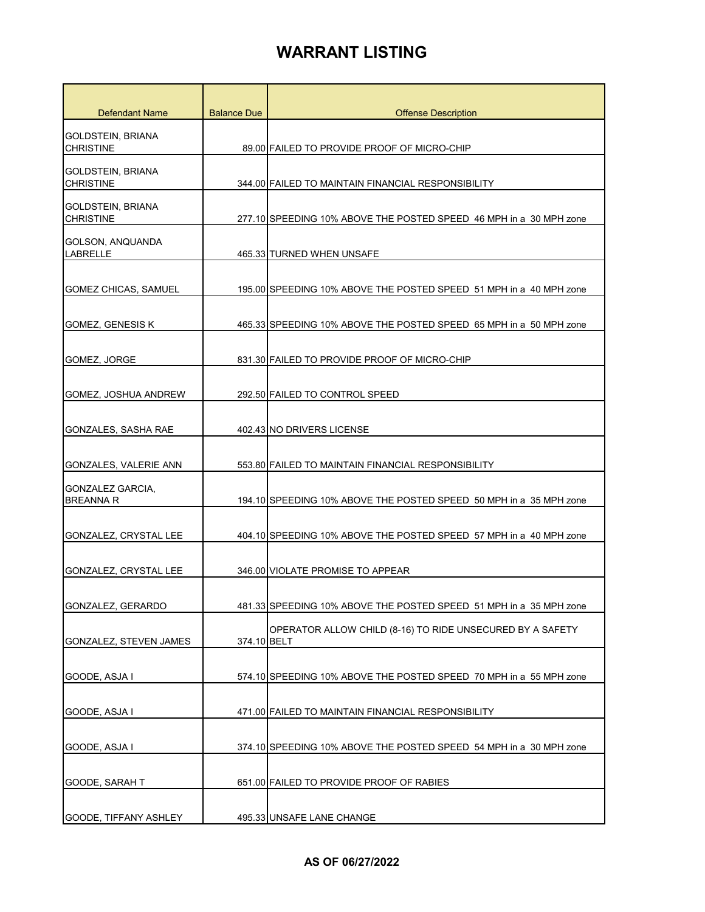# WARRANT LISTING

| Defendant Name | Balance Due | Offense Description |
| --- | --- | --- |
| GOLDSTEIN, BRIANA CHRISTINE | 89.00 | FAILED TO PROVIDE PROOF OF MICRO-CHIP |
| GOLDSTEIN, BRIANA CHRISTINE | 344.00 | FAILED TO MAINTAIN FINANCIAL RESPONSIBILITY |
| GOLDSTEIN, BRIANA CHRISTINE | 277.10 | SPEEDING 10% ABOVE THE POSTED SPEED 46 MPH in a 30 MPH zone |
| GOLSON, ANQUANDA LABRELLE | 465.33 | TURNED WHEN UNSAFE |
| GOMEZ CHICAS, SAMUEL | 195.00 | SPEEDING 10% ABOVE THE POSTED SPEED 51 MPH in a 40 MPH zone |
| GOMEZ, GENESIS K | 465.33 | SPEEDING 10% ABOVE THE POSTED SPEED 65 MPH in a 50 MPH zone |
| GOMEZ, JORGE | 831.30 | FAILED TO PROVIDE PROOF OF MICRO-CHIP |
| GOMEZ, JOSHUA ANDREW | 292.50 | FAILED TO CONTROL SPEED |
| GONZALES, SASHA RAE | 402.43 | NO DRIVERS LICENSE |
| GONZALES, VALERIE ANN | 553.80 | FAILED TO MAINTAIN FINANCIAL RESPONSIBILITY |
| GONZALEZ GARCIA, BREANNA R | 194.10 | SPEEDING 10% ABOVE THE POSTED SPEED 50 MPH in a 35 MPH zone |
| GONZALEZ, CRYSTAL LEE | 404.10 | SPEEDING 10% ABOVE THE POSTED SPEED 57 MPH in a 40 MPH zone |
| GONZALEZ, CRYSTAL LEE | 346.00 | VIOLATE PROMISE TO APPEAR |
| GONZALEZ, GERARDO | 481.33 | SPEEDING 10% ABOVE THE POSTED SPEED 51 MPH in a 35 MPH zone |
| GONZALEZ, STEVEN JAMES | 374.10 | OPERATOR ALLOW CHILD (8-16) TO RIDE UNSECURED BY A SAFETY BELT |
| GOODE, ASJA I | 574.10 | SPEEDING 10% ABOVE THE POSTED SPEED 70 MPH in a 55 MPH zone |
| GOODE, ASJA I | 471.00 | FAILED TO MAINTAIN FINANCIAL RESPONSIBILITY |
| GOODE, ASJA I | 374.10 | SPEEDING 10% ABOVE THE POSTED SPEED 54 MPH in a 30 MPH zone |
| GOODE, SARAH T | 651.00 | FAILED TO PROVIDE PROOF OF RABIES |
| GOODE, TIFFANY ASHLEY | 495.33 | UNSAFE LANE CHANGE |

**AS OF 06/27/2022**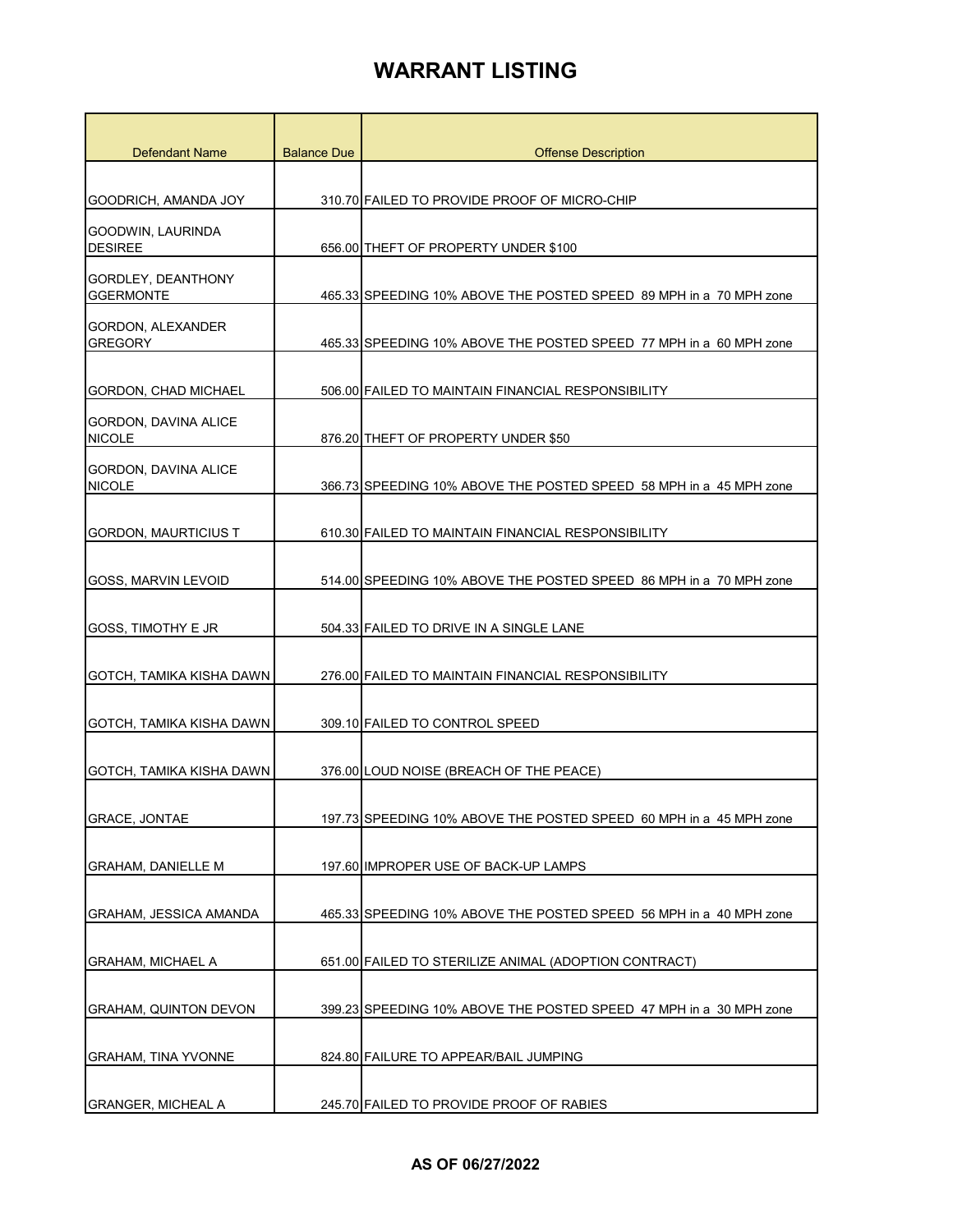# WARRANT LISTING

| Defendant Name | Balance Due | Offense Description |
|---|---|---|
| GOODRICH, AMANDA JOY | 310.70 | FAILED TO PROVIDE PROOF OF MICRO-CHIP |
| GOODWIN, LAURINDA DESIREE | 656.00 | THEFT OF PROPERTY UNDER $100 |
| GORDLEY, DEANTHONY GGERMONTE | 465.33 | SPEEDING 10% ABOVE THE POSTED SPEED 89 MPH in a 70 MPH zone |
| GORDON, ALEXANDER GREGORY | 465.33 | SPEEDING 10% ABOVE THE POSTED SPEED 77 MPH in a 60 MPH zone |
| GORDON, CHAD MICHAEL | 506.00 | FAILED TO MAINTAIN FINANCIAL RESPONSIBILITY |
| GORDON, DAVINA ALICE NICOLE | 876.20 | THEFT OF PROPERTY UNDER $50 |
| GORDON, DAVINA ALICE NICOLE | 366.73 | SPEEDING 10% ABOVE THE POSTED SPEED 58 MPH in a 45 MPH zone |
| GORDON, MAURTICIUS T | 610.30 | FAILED TO MAINTAIN FINANCIAL RESPONSIBILITY |
| GOSS, MARVIN LEVOID | 514.00 | SPEEDING 10% ABOVE THE POSTED SPEED 86 MPH in a 70 MPH zone |
| GOSS, TIMOTHY E JR | 504.33 | FAILED TO DRIVE IN A SINGLE LANE |
| GOTCH, TAMIKA KISHA DAWN | 276.00 | FAILED TO MAINTAIN FINANCIAL RESPONSIBILITY |
| GOTCH, TAMIKA KISHA DAWN | 309.10 | FAILED TO CONTROL SPEED |
| GOTCH, TAMIKA KISHA DAWN | 376.00 | LOUD NOISE (BREACH OF THE PEACE) |
| GRACE, JONTAE | 197.73 | SPEEDING 10% ABOVE THE POSTED SPEED 60 MPH in a 45 MPH zone |
| GRAHAM, DANIELLE M | 197.60 | IMPROPER USE OF BACK-UP LAMPS |
| GRAHAM, JESSICA AMANDA | 465.33 | SPEEDING 10% ABOVE THE POSTED SPEED 56 MPH in a 40 MPH zone |
| GRAHAM, MICHAEL A | 651.00 | FAILED TO STERILIZE ANIMAL (ADOPTION CONTRACT) |
| GRAHAM, QUINTON DEVON | 399.23 | SPEEDING 10% ABOVE THE POSTED SPEED 47 MPH in a 30 MPH zone |
| GRAHAM, TINA YVONNE | 824.80 | FAILURE TO APPEAR/BAIL JUMPING |
| GRANGER, MICHEAL A | 245.70 | FAILED TO PROVIDE PROOF OF RABIES |

**AS OF 06/27/2022**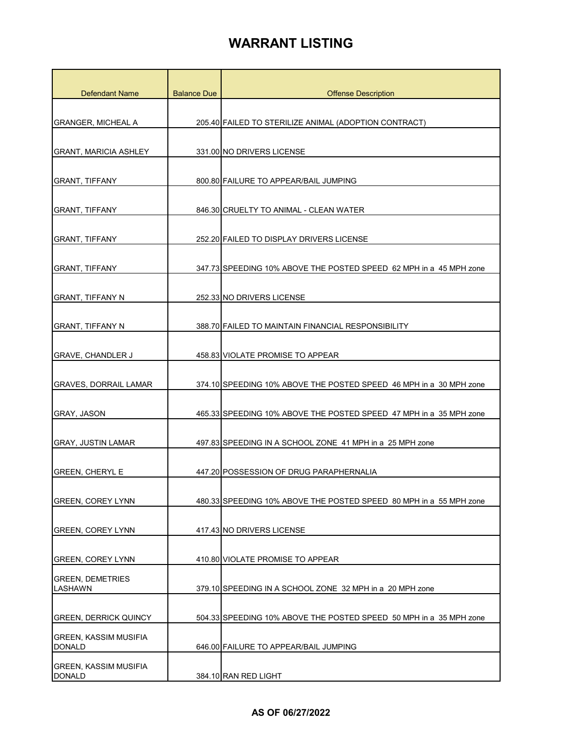# WARRANT LISTING

| Defendant Name | Balance Due | Offense Description |
|---|---|---|
| GRANGER, MICHEAL A | 205.40 | FAILED TO STERILIZE ANIMAL (ADOPTION CONTRACT) |
| GRANT, MARICIA ASHLEY | 331.00 | NO DRIVERS LICENSE |
| GRANT, TIFFANY | 800.80 | FAILURE TO APPEAR/BAIL JUMPING |
| GRANT, TIFFANY | 846.30 | CRUELTY TO ANIMAL - CLEAN WATER |
| GRANT, TIFFANY | 252.20 | FAILED TO DISPLAY DRIVERS LICENSE |
| GRANT, TIFFANY | 347.73 | SPEEDING 10% ABOVE THE POSTED SPEED 62 MPH in a 45 MPH zone |
| GRANT, TIFFANY N | 252.33 | NO DRIVERS LICENSE |
| GRANT, TIFFANY N | 388.70 | FAILED TO MAINTAIN FINANCIAL RESPONSIBILITY |
| GRAVE, CHANDLER J | 458.83 | VIOLATE PROMISE TO APPEAR |
| GRAVES, DORRAIL LAMAR | 374.10 | SPEEDING 10% ABOVE THE POSTED SPEED 46 MPH in a 30 MPH zone |
| GRAY, JASON | 465.33 | SPEEDING 10% ABOVE THE POSTED SPEED 47 MPH in a 35 MPH zone |
| GRAY, JUSTIN LAMAR | 497.83 | SPEEDING IN A SCHOOL ZONE 41 MPH in a 25 MPH zone |
| GREEN, CHERYL E | 447.20 | POSSESSION OF DRUG PARAPHERNALIA |
| GREEN, COREY LYNN | 480.33 | SPEEDING 10% ABOVE THE POSTED SPEED 80 MPH in a 55 MPH zone |
| GREEN, COREY LYNN | 417.43 | NO DRIVERS LICENSE |
| GREEN, COREY LYNN | 410.80 | VIOLATE PROMISE TO APPEAR |
| GREEN, DEMETRIES LASHAWN | 379.10 | SPEEDING IN A SCHOOL ZONE 32 MPH in a 20 MPH zone |
| GREEN, DERRICK QUINCY | 504.33 | SPEEDING 10% ABOVE THE POSTED SPEED 50 MPH in a 35 MPH zone |
| GREEN, KASSIM MUSIFIA DONALD | 646.00 | FAILURE TO APPEAR/BAIL JUMPING |
| GREEN, KASSIM MUSIFIA DONALD | 384.10 | RAN RED LIGHT |

**AS OF 06/27/2022**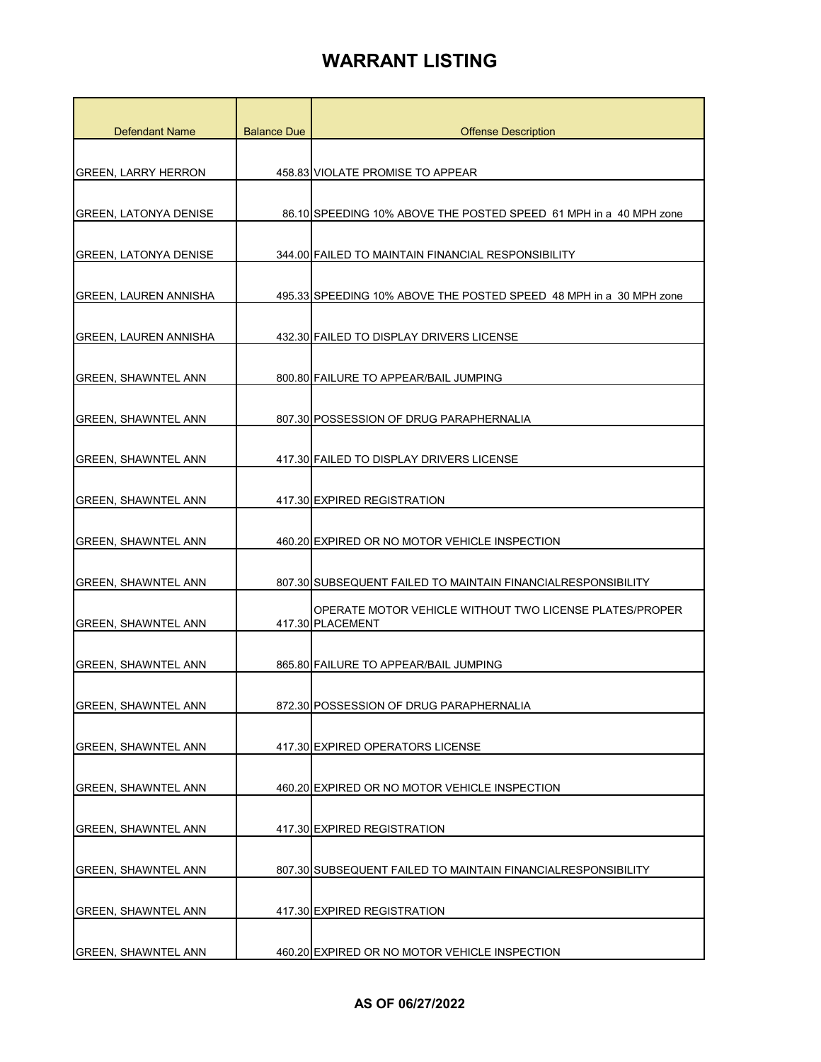# WARRANT LISTING

| Defendant Name | Balance Due | Offense Description |
|---|---|---|
| GREEN, LARRY HERRON | 458.83 | VIOLATE PROMISE TO APPEAR |
| GREEN, LATONYA DENISE | 86.10 | SPEEDING 10% ABOVE THE POSTED SPEED 61 MPH in a 40 MPH zone |
| GREEN, LATONYA DENISE | 344.00 | FAILED TO MAINTAIN FINANCIAL RESPONSIBILITY |
| GREEN, LAUREN ANNISHA | 495.33 | SPEEDING 10% ABOVE THE POSTED SPEED 48 MPH in a 30 MPH zone |
| GREEN, LAUREN ANNISHA | 432.30 | FAILED TO DISPLAY DRIVERS LICENSE |
| GREEN, SHAWNTEL ANN | 800.80 | FAILURE TO APPEAR/BAIL JUMPING |
| GREEN, SHAWNTEL ANN | 807.30 | POSSESSION OF DRUG PARAPHERNALIA |
| GREEN, SHAWNTEL ANN | 417.30 | FAILED TO DISPLAY DRIVERS LICENSE |
| GREEN, SHAWNTEL ANN | 417.30 | EXPIRED REGISTRATION |
| GREEN, SHAWNTEL ANN | 460.20 | EXPIRED OR NO MOTOR VEHICLE INSPECTION |
| GREEN, SHAWNTEL ANN | 807.30 | SUBSEQUENT FAILED TO MAINTAIN FINANCIALRESPONSIBILITY |
| GREEN, SHAWNTEL ANN | 417.30 | OPERATE MOTOR VEHICLE WITHOUT TWO LICENSE PLATES/PROPER PLACEMENT |
| GREEN, SHAWNTEL ANN | 865.80 | FAILURE TO APPEAR/BAIL JUMPING |
| GREEN, SHAWNTEL ANN | 872.30 | POSSESSION OF DRUG PARAPHERNALIA |
| GREEN, SHAWNTEL ANN | 417.30 | EXPIRED OPERATORS LICENSE |
| GREEN, SHAWNTEL ANN | 460.20 | EXPIRED OR NO MOTOR VEHICLE INSPECTION |
| GREEN, SHAWNTEL ANN | 417.30 | EXPIRED REGISTRATION |
| GREEN, SHAWNTEL ANN | 807.30 | SUBSEQUENT FAILED TO MAINTAIN FINANCIALRESPONSIBILITY |
| GREEN, SHAWNTEL ANN | 417.30 | EXPIRED REGISTRATION |
| GREEN, SHAWNTEL ANN | 460.20 | EXPIRED OR NO MOTOR VEHICLE INSPECTION |

**AS OF 06/27/2022**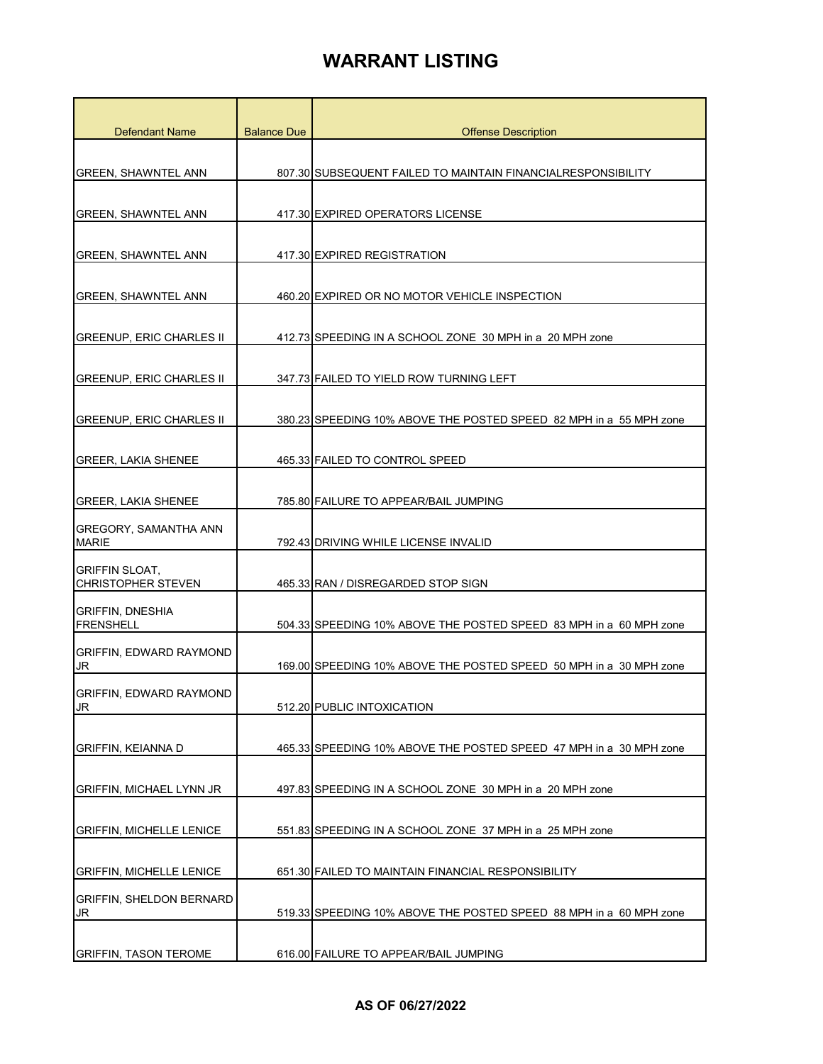# WARRANT LISTING

| Defendant Name | Balance Due | Offense Description |
|---|---|---|
| GREEN, SHAWNTEL ANN | 807.30 | SUBSEQUENT FAILED TO MAINTAIN FINANCIALRESPONSIBILITY |
| GREEN, SHAWNTEL ANN | 417.30 | EXPIRED OPERATORS LICENSE |
| GREEN, SHAWNTEL ANN | 417.30 | EXPIRED REGISTRATION |
| GREEN, SHAWNTEL ANN | 460.20 | EXPIRED OR NO MOTOR VEHICLE INSPECTION |
| GREENUP, ERIC CHARLES II | 412.73 | SPEEDING IN A SCHOOL ZONE 30 MPH in a 20 MPH zone |
| GREENUP, ERIC CHARLES II | 347.73 | FAILED TO YIELD ROW TURNING LEFT |
| GREENUP, ERIC CHARLES II | 380.23 | SPEEDING 10% ABOVE THE POSTED SPEED 82 MPH in a 55 MPH zone |
| GREER, LAKIA SHENEE | 465.33 | FAILED TO CONTROL SPEED |
| GREER, LAKIA SHENEE | 785.80 | FAILURE TO APPEAR/BAIL JUMPING |
| GREGORY, SAMANTHA ANN MARIE | 792.43 | DRIVING WHILE LICENSE INVALID |
| GRIFFIN SLOAT, CHRISTOPHER STEVEN | 465.33 | RAN / DISREGARDED STOP SIGN |
| GRIFFIN, DNESHIA FRENSHELL | 504.33 | SPEEDING 10% ABOVE THE POSTED SPEED 83 MPH in a 60 MPH zone |
| GRIFFIN, EDWARD RAYMOND JR | 169.00 | SPEEDING 10% ABOVE THE POSTED SPEED 50 MPH in a 30 MPH zone |
| GRIFFIN, EDWARD RAYMOND JR | 512.20 | PUBLIC INTOXICATION |
| GRIFFIN, KEIANNA D | 465.33 | SPEEDING 10% ABOVE THE POSTED SPEED 47 MPH in a 30 MPH zone |
| GRIFFIN, MICHAEL LYNN JR | 497.83 | SPEEDING IN A SCHOOL ZONE 30 MPH in a 20 MPH zone |
| GRIFFIN, MICHELLE LENICE | 551.83 | SPEEDING IN A SCHOOL ZONE 37 MPH in a 25 MPH zone |
| GRIFFIN, MICHELLE LENICE | 651.30 | FAILED TO MAINTAIN FINANCIAL RESPONSIBILITY |
| GRIFFIN, SHELDON BERNARD JR | 519.33 | SPEEDING 10% ABOVE THE POSTED SPEED 88 MPH in a 60 MPH zone |
| GRIFFIN, TASON TEROME | 616.00 | FAILURE TO APPEAR/BAIL JUMPING |

**AS OF 06/27/2022**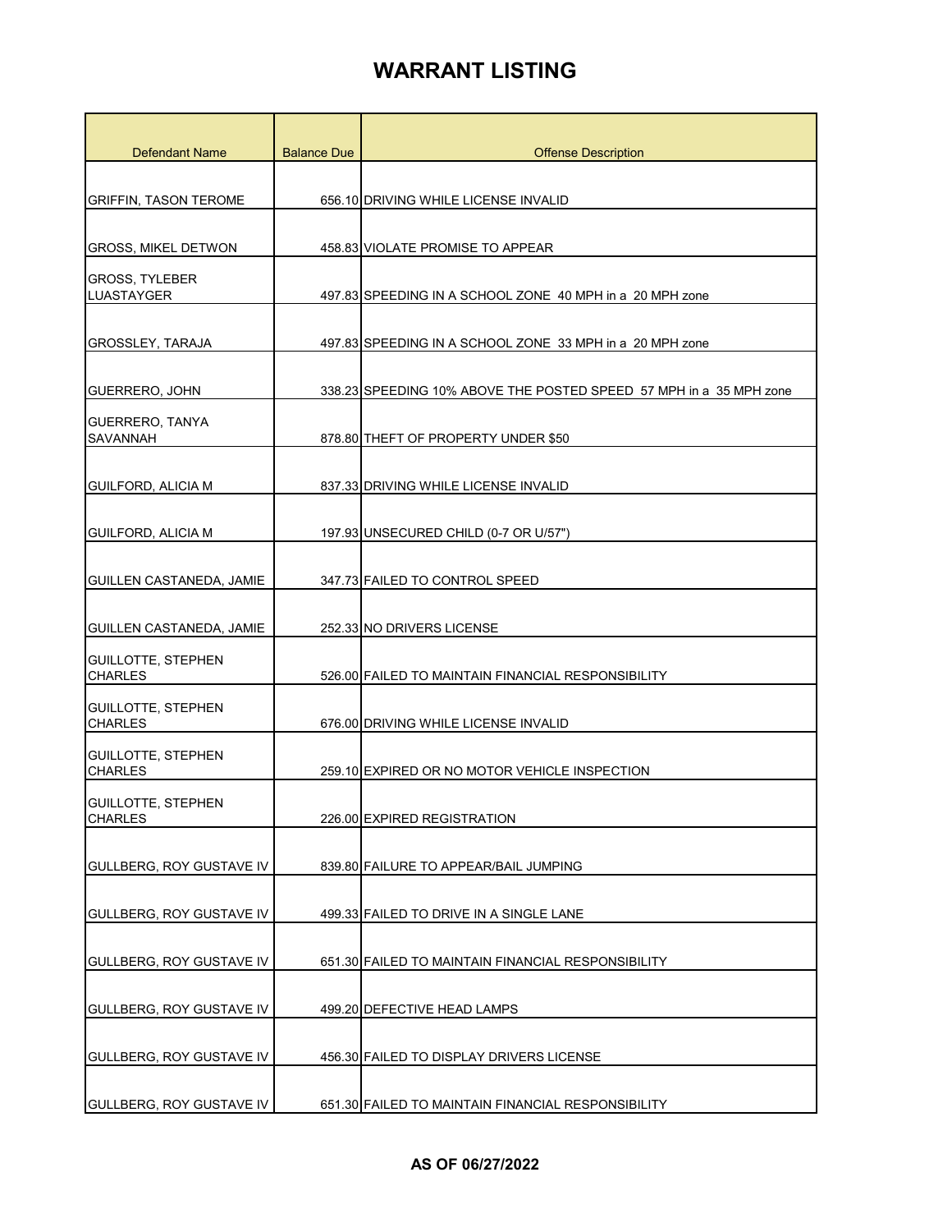# WARRANT LISTING

| Defendant Name | Balance Due | Offense Description |
|---|---|---|
| GRIFFIN, TASON TEROME | 656.10 | DRIVING WHILE LICENSE INVALID |
| GROSS, MIKEL DETWON | 458.83 | VIOLATE PROMISE TO APPEAR |
| GROSS, TYLEBER LUASTAYGER | 497.83 | SPEEDING IN A SCHOOL ZONE 40 MPH in a 20 MPH zone |
| GROSSLEY, TARAJA | 497.83 | SPEEDING IN A SCHOOL ZONE 33 MPH in a 20 MPH zone |
| GUERRERO, JOHN | 338.23 | SPEEDING 10% ABOVE THE POSTED SPEED 57 MPH in a 35 MPH zone |
| GUERRERO, TANYA SAVANNAH | 878.80 | THEFT OF PROPERTY UNDER $50 |
| GUILFORD, ALICIA M | 837.33 | DRIVING WHILE LICENSE INVALID |
| GUILFORD, ALICIA M | 197.93 | UNSECURED CHILD (0-7 OR U/57") |
| GUILLEN CASTANEDA, JAMIE | 347.73 | FAILED TO CONTROL SPEED |
| GUILLEN CASTANEDA, JAMIE | 252.33 | NO DRIVERS LICENSE |
| GUILLOTTE, STEPHEN CHARLES | 526.00 | FAILED TO MAINTAIN FINANCIAL RESPONSIBILITY |
| GUILLOTTE, STEPHEN CHARLES | 676.00 | DRIVING WHILE LICENSE INVALID |
| GUILLOTTE, STEPHEN CHARLES | 259.10 | EXPIRED OR NO MOTOR VEHICLE INSPECTION |
| GUILLOTTE, STEPHEN CHARLES | 226.00 | EXPIRED REGISTRATION |
| GULLBERG, ROY GUSTAVE IV | 839.80 | FAILURE TO APPEAR/BAIL JUMPING |
| GULLBERG, ROY GUSTAVE IV | 499.33 | FAILED TO DRIVE IN A SINGLE LANE |
| GULLBERG, ROY GUSTAVE IV | 651.30 | FAILED TO MAINTAIN FINANCIAL RESPONSIBILITY |
| GULLBERG, ROY GUSTAVE IV | 499.20 | DEFECTIVE HEAD LAMPS |
| GULLBERG, ROY GUSTAVE IV | 456.30 | FAILED TO DISPLAY DRIVERS LICENSE |
| GULLBERG, ROY GUSTAVE IV | 651.30 | FAILED TO MAINTAIN FINANCIAL RESPONSIBILITY |

**AS OF 06/27/2022**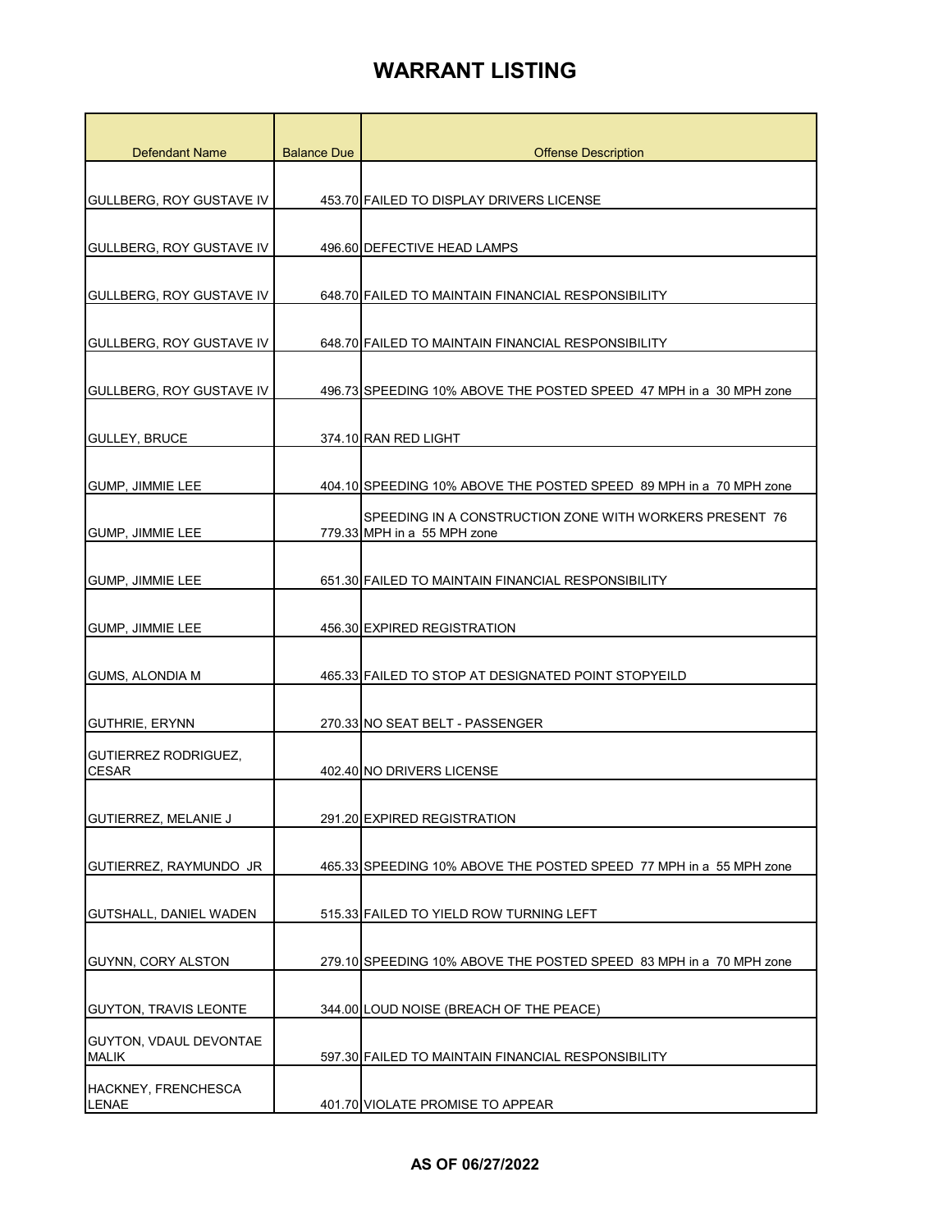# WARRANT LISTING

| Defendant Name | Balance Due | Offense Description |
|---|---|---|
| GULLBERG, ROY GUSTAVE IV | 453.70 | FAILED TO DISPLAY DRIVERS LICENSE |
| GULLBERG, ROY GUSTAVE IV | 496.60 | DEFECTIVE HEAD LAMPS |
| GULLBERG, ROY GUSTAVE IV | 648.70 | FAILED TO MAINTAIN FINANCIAL RESPONSIBILITY |
| GULLBERG, ROY GUSTAVE IV | 648.70 | FAILED TO MAINTAIN FINANCIAL RESPONSIBILITY |
| GULLBERG, ROY GUSTAVE IV | 496.73 | SPEEDING 10% ABOVE THE POSTED SPEED 47 MPH in a 30 MPH zone |
| GULLEY, BRUCE | 374.10 | RAN RED LIGHT |
| GUMP, JIMMIE LEE | 404.10 | SPEEDING 10% ABOVE THE POSTED SPEED 89 MPH in a 70 MPH zone |
| GUMP, JIMMIE LEE | 779.33 | SPEEDING IN A CONSTRUCTION ZONE WITH WORKERS PRESENT 76 MPH in a 55 MPH zone |
| GUMP, JIMMIE LEE | 651.30 | FAILED TO MAINTAIN FINANCIAL RESPONSIBILITY |
| GUMP, JIMMIE LEE | 456.30 | EXPIRED REGISTRATION |
| GUMS, ALONDIA M | 465.33 | FAILED TO STOP AT DESIGNATED POINT STOPYEILD |
| GUTHRIE, ERYNN | 270.33 | NO SEAT BELT - PASSENGER |
| GUTIERREZ RODRIGUEZ, CESAR | 402.40 | NO DRIVERS LICENSE |
| GUTIERREZ, MELANIE J | 291.20 | EXPIRED REGISTRATION |
| GUTIERREZ, RAYMUNDO JR | 465.33 | SPEEDING 10% ABOVE THE POSTED SPEED 77 MPH in a 55 MPH zone |
| GUTSHALL, DANIEL WADEN | 515.33 | FAILED TO YIELD ROW TURNING LEFT |
| GUYNN, CORY ALSTON | 279.10 | SPEEDING 10% ABOVE THE POSTED SPEED 83 MPH in a 70 MPH zone |
| GUYTON, TRAVIS LEONTE | 344.00 | LOUD NOISE (BREACH OF THE PEACE) |
| GUYTON, VDAUL DEVONTAE MALIK | 597.30 | FAILED TO MAINTAIN FINANCIAL RESPONSIBILITY |
| HACKNEY, FRENCHESCA LENAE | 401.70 | VIOLATE PROMISE TO APPEAR |

**AS OF 06/27/2022**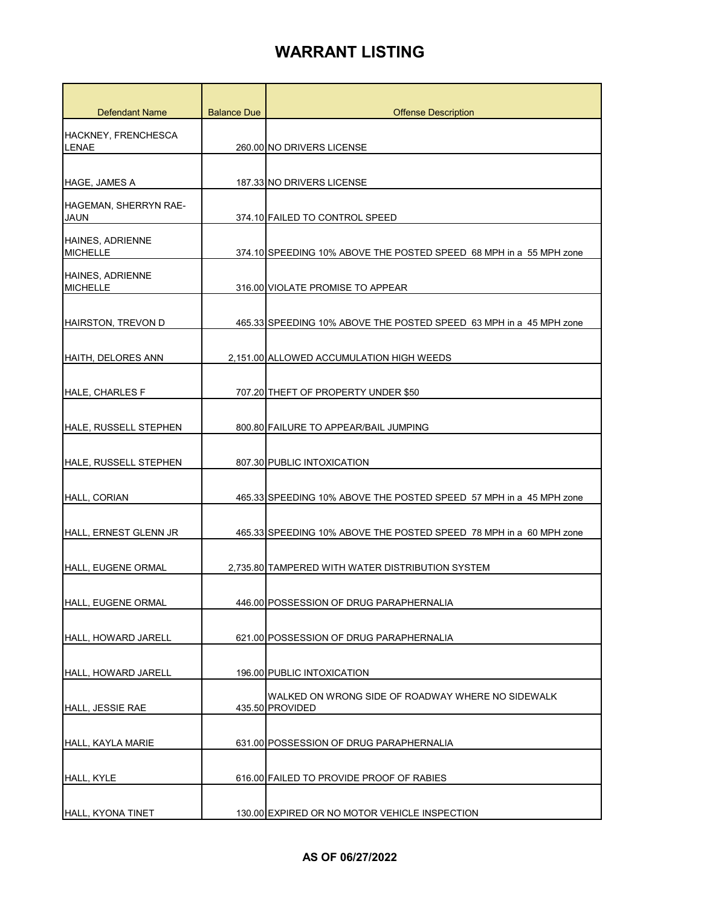# WARRANT LISTING

| Defendant Name | Balance Due | Offense Description |
|---|---|---|
| HACKNEY, FRENCHESCA LENAE | 260.00 | NO DRIVERS LICENSE |
| HAGE, JAMES A | 187.33 | NO DRIVERS LICENSE |
| HAGEMAN, SHERRYN RAE-JAUN | 374.10 | FAILED TO CONTROL SPEED |
| HAINES, ADRIENNE MICHELLE | 374.10 | SPEEDING 10% ABOVE THE POSTED SPEED 68 MPH in a 55 MPH zone |
| HAINES, ADRIENNE MICHELLE | 316.00 | VIOLATE PROMISE TO APPEAR |
| HAIRSTON, TREVON D | 465.33 | SPEEDING 10% ABOVE THE POSTED SPEED 63 MPH in a 45 MPH zone |
| HAITH, DELORES ANN | 2,151.00 | ALLOWED ACCUMULATION HIGH WEEDS |
| HALE, CHARLES F | 707.20 | THEFT OF PROPERTY UNDER $50 |
| HALE, RUSSELL STEPHEN | 800.80 | FAILURE TO APPEAR/BAIL JUMPING |
| HALE, RUSSELL STEPHEN | 807.30 | PUBLIC INTOXICATION |
| HALL, CORIAN | 465.33 | SPEEDING 10% ABOVE THE POSTED SPEED 57 MPH in a 45 MPH zone |
| HALL, ERNEST GLENN JR | 465.33 | SPEEDING 10% ABOVE THE POSTED SPEED 78 MPH in a 60 MPH zone |
| HALL, EUGENE ORMAL | 2,735.80 | TAMPERED WITH WATER DISTRIBUTION SYSTEM |
| HALL, EUGENE ORMAL | 446.00 | POSSESSION OF DRUG PARAPHERNALIA |
| HALL, HOWARD JARELL | 621.00 | POSSESSION OF DRUG PARAPHERNALIA |
| HALL, HOWARD JARELL | 196.00 | PUBLIC INTOXICATION |
| HALL, JESSIE RAE | 435.50 | WALKED ON WRONG SIDE OF ROADWAY WHERE NO SIDEWALK PROVIDED |
| HALL, KAYLA MARIE | 631.00 | POSSESSION OF DRUG PARAPHERNALIA |
| HALL, KYLE | 616.00 | FAILED TO PROVIDE PROOF OF RABIES |
| HALL, KYONA TINET | 130.00 | EXPIRED OR NO MOTOR VEHICLE INSPECTION |

**AS OF 06/27/2022**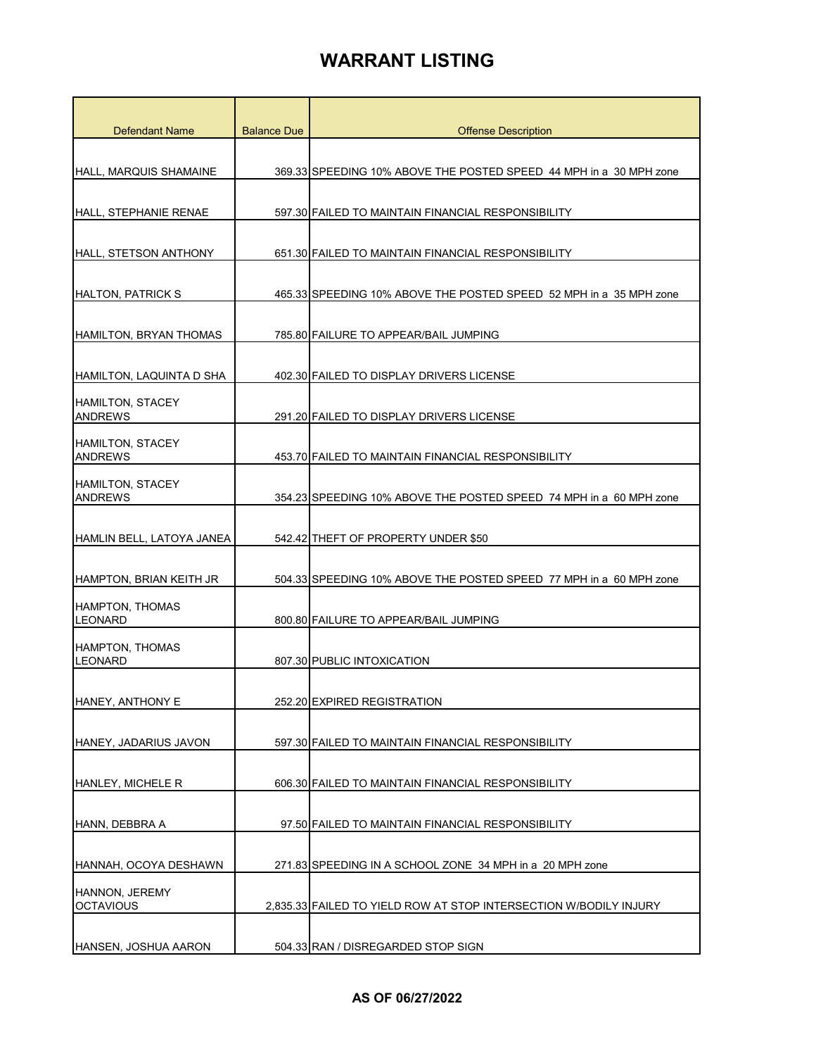# WARRANT LISTING

| Defendant Name | Balance Due | Offense Description |
|---|---|---|
| HALL, MARQUIS SHAMAINE | 369.33 | SPEEDING 10% ABOVE THE POSTED SPEED 44 MPH in a 30 MPH zone |
| HALL, STEPHANIE RENAE | 597.30 | FAILED TO MAINTAIN FINANCIAL RESPONSIBILITY |
| HALL, STETSON ANTHONY | 651.30 | FAILED TO MAINTAIN FINANCIAL RESPONSIBILITY |
| HALTON, PATRICK S | 465.33 | SPEEDING 10% ABOVE THE POSTED SPEED 52 MPH in a 35 MPH zone |
| HAMILTON, BRYAN THOMAS | 785.80 | FAILURE TO APPEAR/BAIL JUMPING |
| HAMILTON, LAQUINTA D SHA | 402.30 | FAILED TO DISPLAY DRIVERS LICENSE |
| HAMILTON, STACEY ANDREWS | 291.20 | FAILED TO DISPLAY DRIVERS LICENSE |
| HAMILTON, STACEY ANDREWS | 453.70 | FAILED TO MAINTAIN FINANCIAL RESPONSIBILITY |
| HAMILTON, STACEY ANDREWS | 354.23 | SPEEDING 10% ABOVE THE POSTED SPEED 74 MPH in a 60 MPH zone |
| HAMLIN BELL, LATOYA JANEA | 542.42 | THEFT OF PROPERTY UNDER $50 |
| HAMPTON, BRIAN KEITH JR | 504.33 | SPEEDING 10% ABOVE THE POSTED SPEED 77 MPH in a 60 MPH zone |
| HAMPTON, THOMAS LEONARD | 800.80 | FAILURE TO APPEAR/BAIL JUMPING |
| HAMPTON, THOMAS LEONARD | 807.30 | PUBLIC INTOXICATION |
| HANEY, ANTHONY E | 252.20 | EXPIRED REGISTRATION |
| HANEY, JADARIUS JAVON | 597.30 | FAILED TO MAINTAIN FINANCIAL RESPONSIBILITY |
| HANLEY, MICHELE R | 606.30 | FAILED TO MAINTAIN FINANCIAL RESPONSIBILITY |
| HANN, DEBBRA A | 97.50 | FAILED TO MAINTAIN FINANCIAL RESPONSIBILITY |
| HANNAH, OCOYA DESHAWN | 271.83 | SPEEDING IN A SCHOOL ZONE 34 MPH in a 20 MPH zone |
| HANNON, JEREMY OCTAVIOUS | 2,835.33 | FAILED TO YIELD ROW AT STOP INTERSECTION W/BODILY INJURY |
| HANSEN, JOSHUA AARON | 504.33 | RAN / DISREGARDED STOP SIGN |

**AS OF 06/27/2022**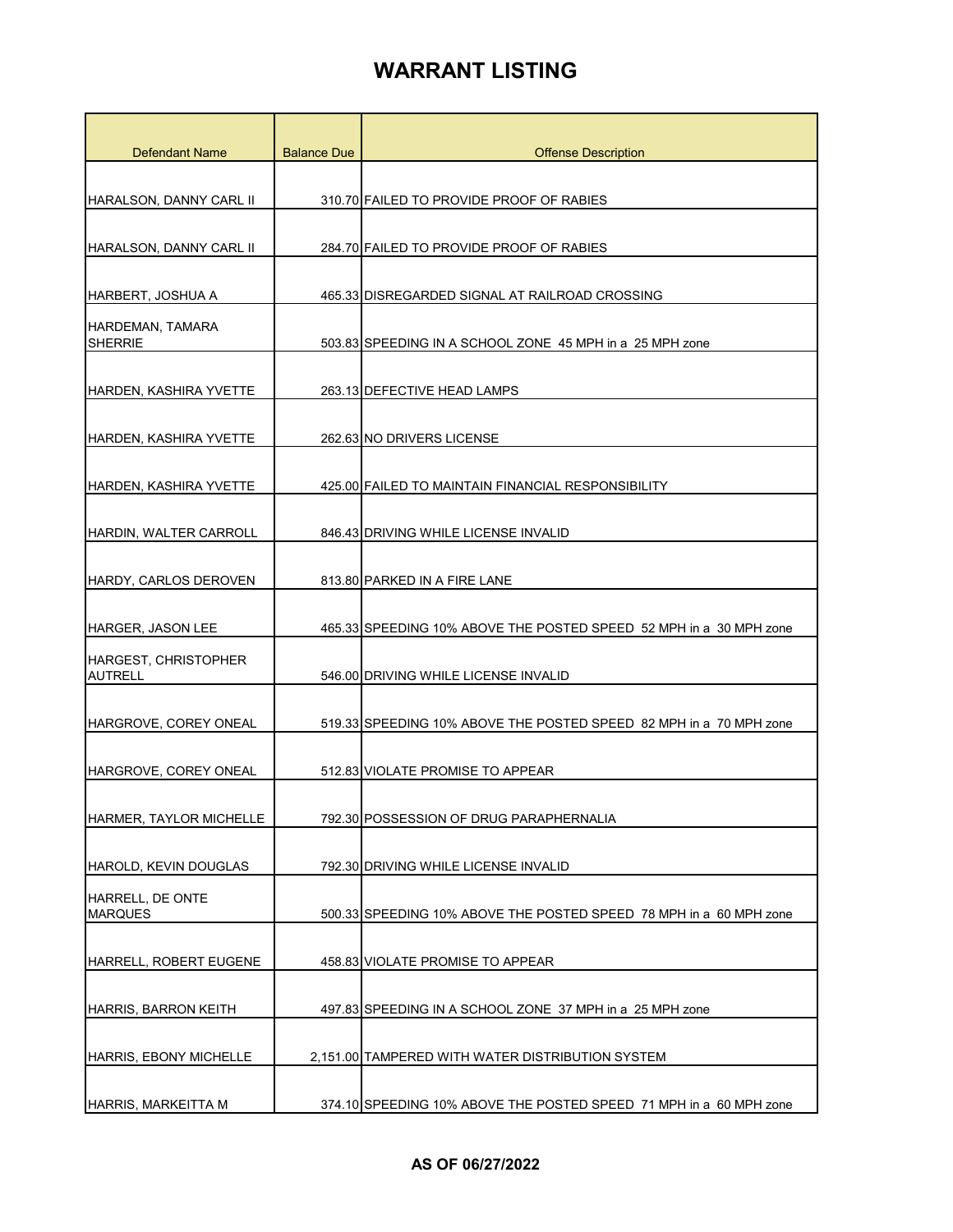# WARRANT LISTING

| Defendant Name | Balance Due | Offense Description |
|---|---|---|
| HARALSON, DANNY CARL II | 310.70 | FAILED TO PROVIDE PROOF OF RABIES |
| HARALSON, DANNY CARL II | 284.70 | FAILED TO PROVIDE PROOF OF RABIES |
| HARBERT, JOSHUA A | 465.33 | DISREGARDED SIGNAL AT RAILROAD CROSSING |
| HARDEMAN, TAMARA SHERRIE | 503.83 | SPEEDING IN A SCHOOL ZONE 45 MPH in a 25 MPH zone |
| HARDEN, KASHIRA YVETTE | 263.13 | DEFECTIVE HEAD LAMPS |
| HARDEN, KASHIRA YVETTE | 262.63 | NO DRIVERS LICENSE |
| HARDEN, KASHIRA YVETTE | 425.00 | FAILED TO MAINTAIN FINANCIAL RESPONSIBILITY |
| HARDIN, WALTER CARROLL | 846.43 | DRIVING WHILE LICENSE INVALID |
| HARDY, CARLOS DEROVEN | 813.80 | PARKED IN A FIRE LANE |
| HARGER, JASON LEE | 465.33 | SPEEDING 10% ABOVE THE POSTED SPEED 52 MPH in a 30 MPH zone |
| HARGEST, CHRISTOPHER AUTRELL | 546.00 | DRIVING WHILE LICENSE INVALID |
| HARGROVE, COREY ONEAL | 519.33 | SPEEDING 10% ABOVE THE POSTED SPEED 82 MPH in a 70 MPH zone |
| HARGROVE, COREY ONEAL | 512.83 | VIOLATE PROMISE TO APPEAR |
| HARMER, TAYLOR MICHELLE | 792.30 | POSSESSION OF DRUG PARAPHERNALIA |
| HAROLD, KEVIN DOUGLAS | 792.30 | DRIVING WHILE LICENSE INVALID |
| HARRELL, DE ONTE MARQUES | 500.33 | SPEEDING 10% ABOVE THE POSTED SPEED 78 MPH in a 60 MPH zone |
| HARRELL, ROBERT EUGENE | 458.83 | VIOLATE PROMISE TO APPEAR |
| HARRIS, BARRON KEITH | 497.83 | SPEEDING IN A SCHOOL ZONE 37 MPH in a 25 MPH zone |
| HARRIS, EBONY MICHELLE | 2,151.00 | TAMPERED WITH WATER DISTRIBUTION SYSTEM |
| HARRIS, MARKEITTA M | 374.10 | SPEEDING 10% ABOVE THE POSTED SPEED 71 MPH in a 60 MPH zone |

**AS OF 06/27/2022**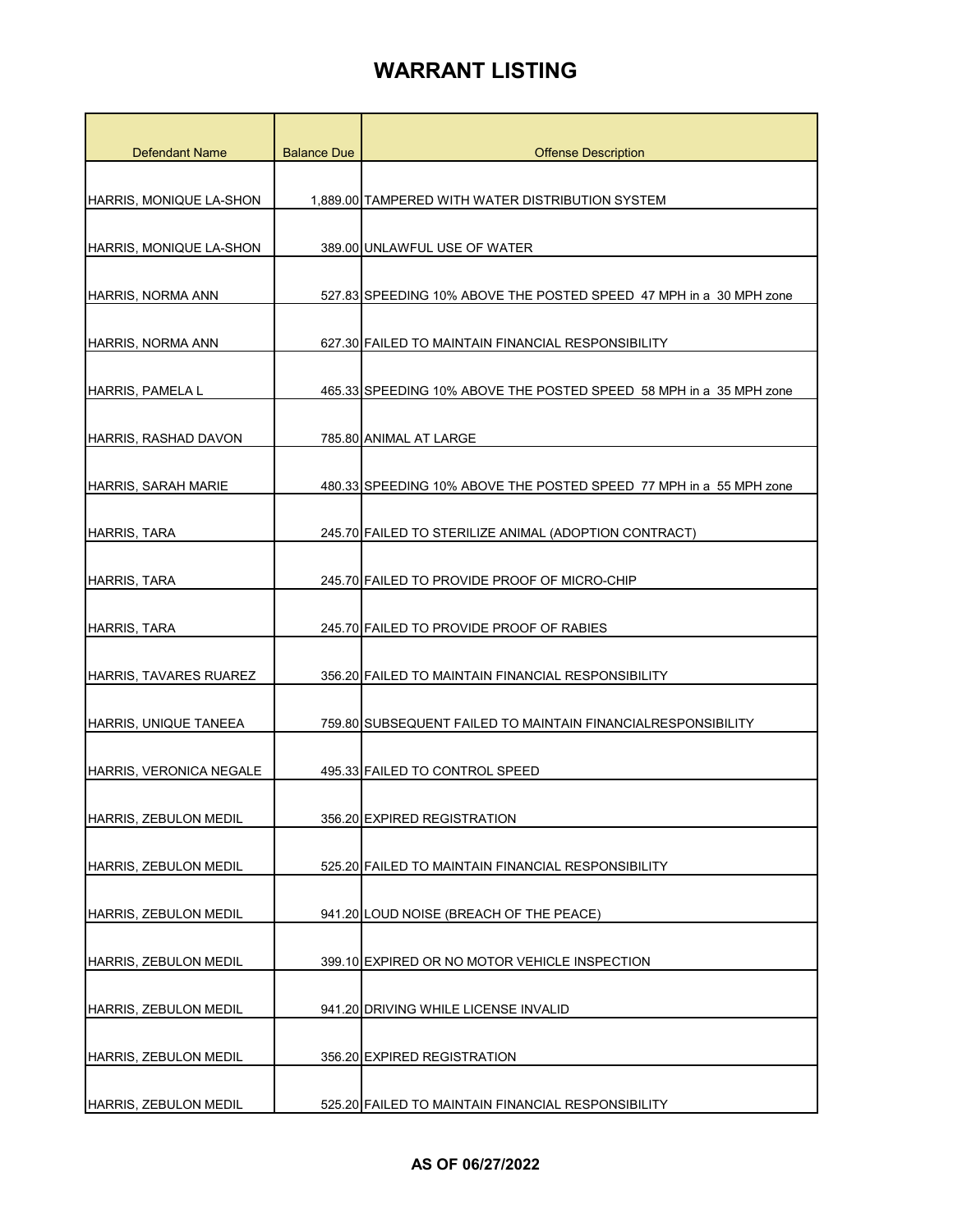# WARRANT LISTING

| Defendant Name | Balance Due | Offense Description |
|---|---|---|
| HARRIS, MONIQUE LA-SHON | 1,889.00 | TAMPERED WITH WATER DISTRIBUTION SYSTEM |
| HARRIS, MONIQUE LA-SHON | 389.00 | UNLAWFUL USE OF WATER |
| HARRIS, NORMA ANN | 527.83 | SPEEDING 10% ABOVE THE POSTED SPEED 47 MPH in a 30 MPH zone |
| HARRIS, NORMA ANN | 627.30 | FAILED TO MAINTAIN FINANCIAL RESPONSIBILITY |
| HARRIS, PAMELA L | 465.33 | SPEEDING 10% ABOVE THE POSTED SPEED 58 MPH in a 35 MPH zone |
| HARRIS, RASHAD DAVON | 785.80 | ANIMAL AT LARGE |
| HARRIS, SARAH MARIE | 480.33 | SPEEDING 10% ABOVE THE POSTED SPEED 77 MPH in a 55 MPH zone |
| HARRIS, TARA | 245.70 | FAILED TO STERILIZE ANIMAL (ADOPTION CONTRACT) |
| HARRIS, TARA | 245.70 | FAILED TO PROVIDE PROOF OF MICRO-CHIP |
| HARRIS, TARA | 245.70 | FAILED TO PROVIDE PROOF OF RABIES |
| HARRIS, TAVARES RUAREZ | 356.20 | FAILED TO MAINTAIN FINANCIAL RESPONSIBILITY |
| HARRIS, UNIQUE TANEEA | 759.80 | SUBSEQUENT FAILED TO MAINTAIN FINANCIALRESPONSIBILITY |
| HARRIS, VERONICA NEGALE | 495.33 | FAILED TO CONTROL SPEED |
| HARRIS, ZEBULON MEDIL | 356.20 | EXPIRED REGISTRATION |
| HARRIS, ZEBULON MEDIL | 525.20 | FAILED TO MAINTAIN FINANCIAL RESPONSIBILITY |
| HARRIS, ZEBULON MEDIL | 941.20 | LOUD NOISE (BREACH OF THE PEACE) |
| HARRIS, ZEBULON MEDIL | 399.10 | EXPIRED OR NO MOTOR VEHICLE INSPECTION |
| HARRIS, ZEBULON MEDIL | 941.20 | DRIVING WHILE LICENSE INVALID |
| HARRIS, ZEBULON MEDIL | 356.20 | EXPIRED REGISTRATION |
| HARRIS, ZEBULON MEDIL | 525.20 | FAILED TO MAINTAIN FINANCIAL RESPONSIBILITY |

**AS OF 06/27/2022**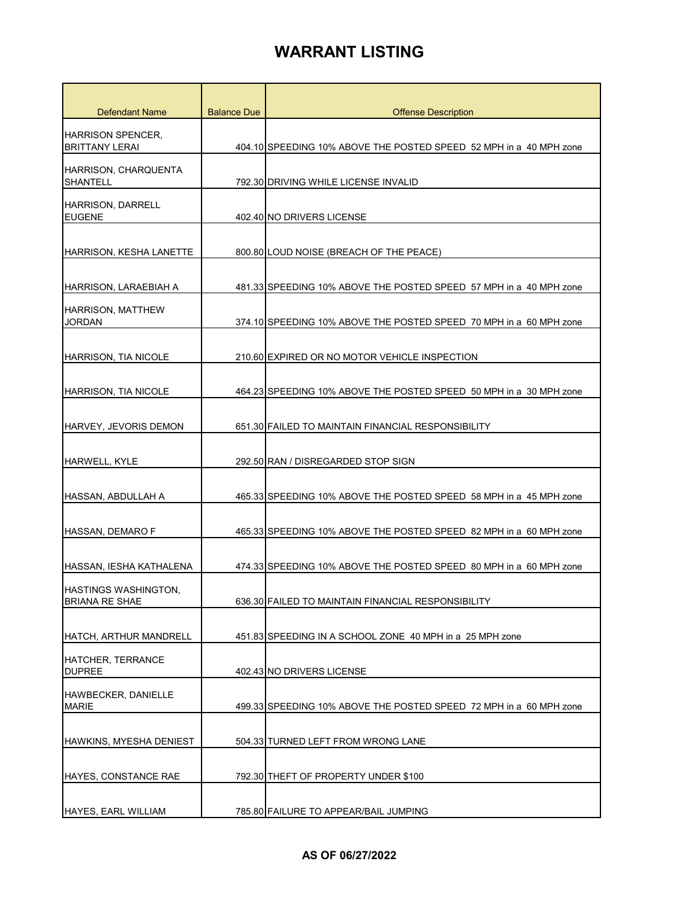# WARRANT LISTING

| Defendant Name | Balance Due | Offense Description |
|---|---|---|
| HARRISON SPENCER, BRITTANY LERAI | 404.10 | SPEEDING 10% ABOVE THE POSTED SPEED 52 MPH in a 40 MPH zone |
| HARRISON, CHARQUENTA SHANTELL | 792.30 | DRIVING WHILE LICENSE INVALID |
| HARRISON, DARRELL EUGENE | 402.40 | NO DRIVERS LICENSE |
| HARRISON, KESHA LANETTE | 800.80 | LOUD NOISE (BREACH OF THE PEACE) |
| HARRISON, LARAEBIAH A | 481.33 | SPEEDING 10% ABOVE THE POSTED SPEED 57 MPH in a 40 MPH zone |
| HARRISON, MATTHEW JORDAN | 374.10 | SPEEDING 10% ABOVE THE POSTED SPEED 70 MPH in a 60 MPH zone |
| HARRISON, TIA NICOLE | 210.60 | EXPIRED OR NO MOTOR VEHICLE INSPECTION |
| HARRISON, TIA NICOLE | 464.23 | SPEEDING 10% ABOVE THE POSTED SPEED 50 MPH in a 30 MPH zone |
| HARVEY, JEVORIS DEMON | 651.30 | FAILED TO MAINTAIN FINANCIAL RESPONSIBILITY |
| HARWELL, KYLE | 292.50 | RAN / DISREGARDED STOP SIGN |
| HASSAN, ABDULLAH A | 465.33 | SPEEDING 10% ABOVE THE POSTED SPEED 58 MPH in a 45 MPH zone |
| HASSAN, DEMARO F | 465.33 | SPEEDING 10% ABOVE THE POSTED SPEED 82 MPH in a 60 MPH zone |
| HASSAN, IESHA KATHALENA | 474.33 | SPEEDING 10% ABOVE THE POSTED SPEED 80 MPH in a 60 MPH zone |
| HASTINGS WASHINGTON, BRIANA RE SHAE | 636.30 | FAILED TO MAINTAIN FINANCIAL RESPONSIBILITY |
| HATCH, ARTHUR MANDRELL | 451.83 | SPEEDING IN A SCHOOL ZONE 40 MPH in a 25 MPH zone |
| HATCHER, TERRANCE DUPREE | 402.43 | NO DRIVERS LICENSE |
| HAWBECKER, DANIELLE MARIE | 499.33 | SPEEDING 10% ABOVE THE POSTED SPEED 72 MPH in a 60 MPH zone |
| HAWKINS, MYESHA DENIEST | 504.33 | TURNED LEFT FROM WRONG LANE |
| HAYES, CONSTANCE RAE | 792.30 | THEFT OF PROPERTY UNDER $100 |
| HAYES, EARL WILLIAM | 785.80 | FAILURE TO APPEAR/BAIL JUMPING |

**AS OF 06/27/2022**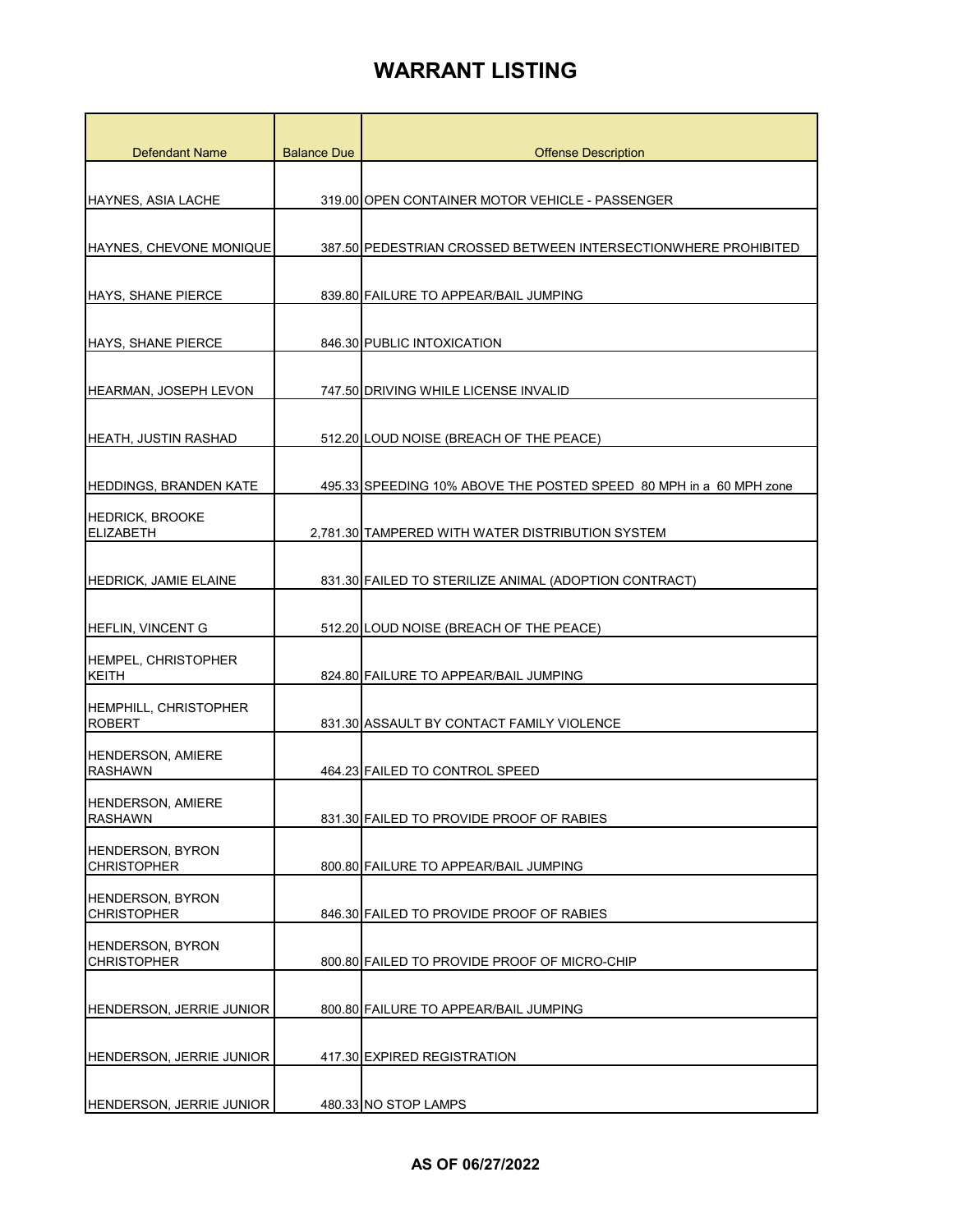# WARRANT LISTING

| Defendant Name | Balance Due | Offense Description |
|---|---|---|
| HAYNES, ASIA LACHE | 319.00 | OPEN CONTAINER MOTOR VEHICLE - PASSENGER |
| HAYNES, CHEVONE MONIQUE | 387.50 | PEDESTRIAN CROSSED BETWEEN INTERSECTIONWHERE PROHIBITED |
| HAYS, SHANE PIERCE | 839.80 | FAILURE TO APPEAR/BAIL JUMPING |
| HAYS, SHANE PIERCE | 846.30 | PUBLIC INTOXICATION |
| HEARMAN, JOSEPH LEVON | 747.50 | DRIVING WHILE LICENSE INVALID |
| HEATH, JUSTIN RASHAD | 512.20 | LOUD NOISE (BREACH OF THE PEACE) |
| HEDDINGS, BRANDEN KATE | 495.33 | SPEEDING 10% ABOVE THE POSTED SPEED 80 MPH in a 60 MPH zone |
| HEDRICK, BROOKE ELIZABETH | 2,781.30 | TAMPERED WITH WATER DISTRIBUTION SYSTEM |
| HEDRICK, JAMIE ELAINE | 831.30 | FAILED TO STERILIZE ANIMAL (ADOPTION CONTRACT) |
| HEFLIN, VINCENT G | 512.20 | LOUD NOISE (BREACH OF THE PEACE) |
| HEMPEL, CHRISTOPHER KEITH | 824.80 | FAILURE TO APPEAR/BAIL JUMPING |
| HEMPHILL, CHRISTOPHER ROBERT | 831.30 | ASSAULT BY CONTACT FAMILY VIOLENCE |
| HENDERSON, AMIERE RASHAWN | 464.23 | FAILED TO CONTROL SPEED |
| HENDERSON, AMIERE RASHAWN | 831.30 | FAILED TO PROVIDE PROOF OF RABIES |
| HENDERSON, BYRON CHRISTOPHER | 800.80 | FAILURE TO APPEAR/BAIL JUMPING |
| HENDERSON, BYRON CHRISTOPHER | 846.30 | FAILED TO PROVIDE PROOF OF RABIES |
| HENDERSON, BYRON CHRISTOPHER | 800.80 | FAILED TO PROVIDE PROOF OF MICRO-CHIP |
| HENDERSON, JERRIE JUNIOR | 800.80 | FAILURE TO APPEAR/BAIL JUMPING |
| HENDERSON, JERRIE JUNIOR | 417.30 | EXPIRED REGISTRATION |
| HENDERSON, JERRIE JUNIOR | 480.33 | NO STOP LAMPS |

**AS OF 06/27/2022**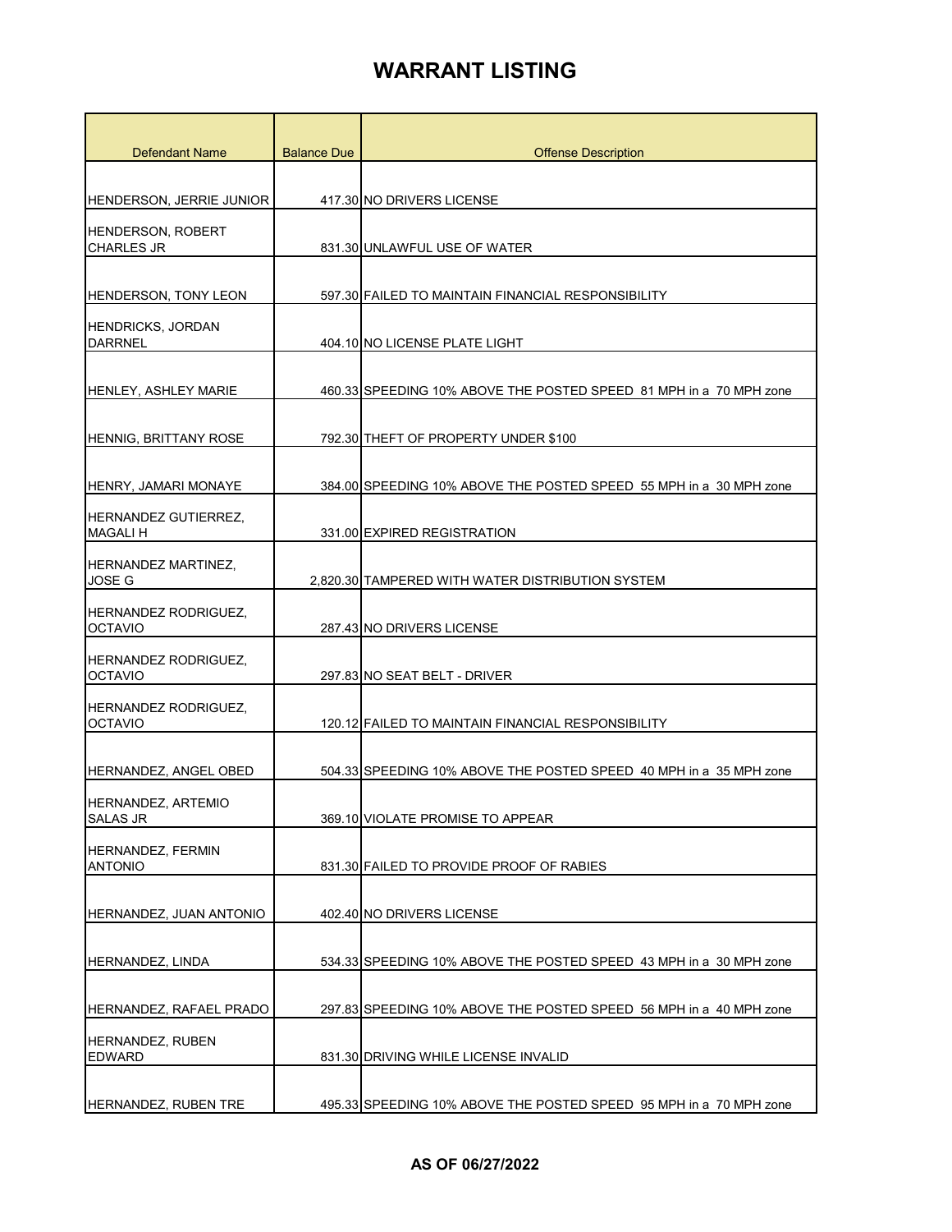# WARRANT LISTING

| Defendant Name | Balance Due | Offense Description |
|---|---|---|
| HENDERSON, JERRIE JUNIOR | 417.30 | NO DRIVERS LICENSE |
| HENDERSON, ROBERT CHARLES JR | 831.30 | UNLAWFUL USE OF WATER |
| HENDERSON, TONY LEON | 597.30 | FAILED TO MAINTAIN FINANCIAL RESPONSIBILITY |
| HENDRICKS, JORDAN DARRNEL | 404.10 | NO LICENSE PLATE LIGHT |
| HENLEY, ASHLEY MARIE | 460.33 | SPEEDING 10% ABOVE THE POSTED SPEED 81 MPH in a 70 MPH zone |
| HENNIG, BRITTANY ROSE | 792.30 | THEFT OF PROPERTY UNDER $100 |
| HENRY, JAMARI MONAYE | 384.00 | SPEEDING 10% ABOVE THE POSTED SPEED 55 MPH in a 30 MPH zone |
| HERNANDEZ GUTIERREZ, MAGALI H | 331.00 | EXPIRED REGISTRATION |
| HERNANDEZ MARTINEZ, JOSE G | 2,820.30 | TAMPERED WITH WATER DISTRIBUTION SYSTEM |
| HERNANDEZ RODRIGUEZ, OCTAVIO | 287.43 | NO DRIVERS LICENSE |
| HERNANDEZ RODRIGUEZ, OCTAVIO | 297.83 | NO SEAT BELT - DRIVER |
| HERNANDEZ RODRIGUEZ, OCTAVIO | 120.12 | FAILED TO MAINTAIN FINANCIAL RESPONSIBILITY |
| HERNANDEZ, ANGEL OBED | 504.33 | SPEEDING 10% ABOVE THE POSTED SPEED 40 MPH in a 35 MPH zone |
| HERNANDEZ, ARTEMIO SALAS JR | 369.10 | VIOLATE PROMISE TO APPEAR |
| HERNANDEZ, FERMIN ANTONIO | 831.30 | FAILED TO PROVIDE PROOF OF RABIES |
| HERNANDEZ, JUAN ANTONIO | 402.40 | NO DRIVERS LICENSE |
| HERNANDEZ, LINDA | 534.33 | SPEEDING 10% ABOVE THE POSTED SPEED 43 MPH in a 30 MPH zone |
| HERNANDEZ, RAFAEL PRADO | 297.83 | SPEEDING 10% ABOVE THE POSTED SPEED 56 MPH in a 40 MPH zone |
| HERNANDEZ, RUBEN EDWARD | 831.30 | DRIVING WHILE LICENSE INVALID |
| HERNANDEZ, RUBEN TRE | 495.33 | SPEEDING 10% ABOVE THE POSTED SPEED 95 MPH in a 70 MPH zone |

**AS OF 06/27/2022**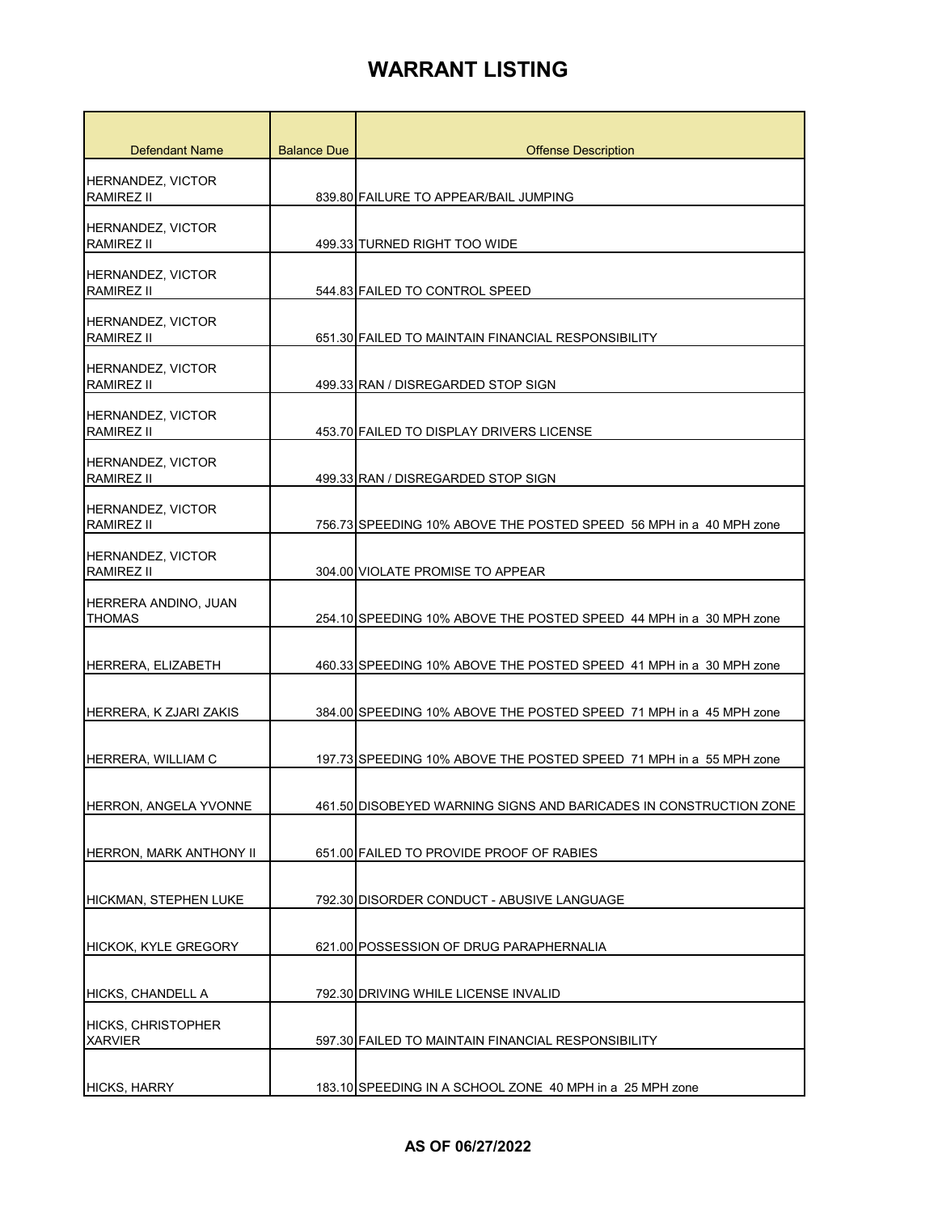# WARRANT LISTING

| Defendant Name | Balance Due | Offense Description |
|---|---|---|
| HERNANDEZ, VICTOR RAMIREZ II | 839.80 | FAILURE TO APPEAR/BAIL JUMPING |
| HERNANDEZ, VICTOR RAMIREZ II | 499.33 | TURNED RIGHT TOO WIDE |
| HERNANDEZ, VICTOR RAMIREZ II | 544.83 | FAILED TO CONTROL SPEED |
| HERNANDEZ, VICTOR RAMIREZ II | 651.30 | FAILED TO MAINTAIN FINANCIAL RESPONSIBILITY |
| HERNANDEZ, VICTOR RAMIREZ II | 499.33 | RAN / DISREGARDED STOP SIGN |
| HERNANDEZ, VICTOR RAMIREZ II | 453.70 | FAILED TO DISPLAY DRIVERS LICENSE |
| HERNANDEZ, VICTOR RAMIREZ II | 499.33 | RAN / DISREGARDED STOP SIGN |
| HERNANDEZ, VICTOR RAMIREZ II | 756.73 | SPEEDING 10% ABOVE THE POSTED SPEED 56 MPH in a 40 MPH zone |
| HERNANDEZ, VICTOR RAMIREZ II | 304.00 | VIOLATE PROMISE TO APPEAR |
| HERRERA ANDINO, JUAN THOMAS | 254.10 | SPEEDING 10% ABOVE THE POSTED SPEED 44 MPH in a 30 MPH zone |
| HERRERA, ELIZABETH | 460.33 | SPEEDING 10% ABOVE THE POSTED SPEED 41 MPH in a 30 MPH zone |
| HERRERA, K ZJARI ZAKIS | 384.00 | SPEEDING 10% ABOVE THE POSTED SPEED 71 MPH in a 45 MPH zone |
| HERRERA, WILLIAM C | 197.73 | SPEEDING 10% ABOVE THE POSTED SPEED 71 MPH in a 55 MPH zone |
| HERRON, ANGELA YVONNE | 461.50 | DISOBEYED WARNING SIGNS AND BARICADES IN CONSTRUCTION ZONE |
| HERRON, MARK ANTHONY II | 651.00 | FAILED TO PROVIDE PROOF OF RABIES |
| HICKMAN, STEPHEN LUKE | 792.30 | DISORDER CONDUCT - ABUSIVE LANGUAGE |
| HICKOK, KYLE GREGORY | 621.00 | POSSESSION OF DRUG PARAPHERNALIA |
| HICKS, CHANDELL A | 792.30 | DRIVING WHILE LICENSE INVALID |
| HICKS, CHRISTOPHER XARVIER | 597.30 | FAILED TO MAINTAIN FINANCIAL RESPONSIBILITY |
| HICKS, HARRY | 183.10 | SPEEDING IN A SCHOOL ZONE 40 MPH in a 25 MPH zone |

**AS OF 06/27/2022**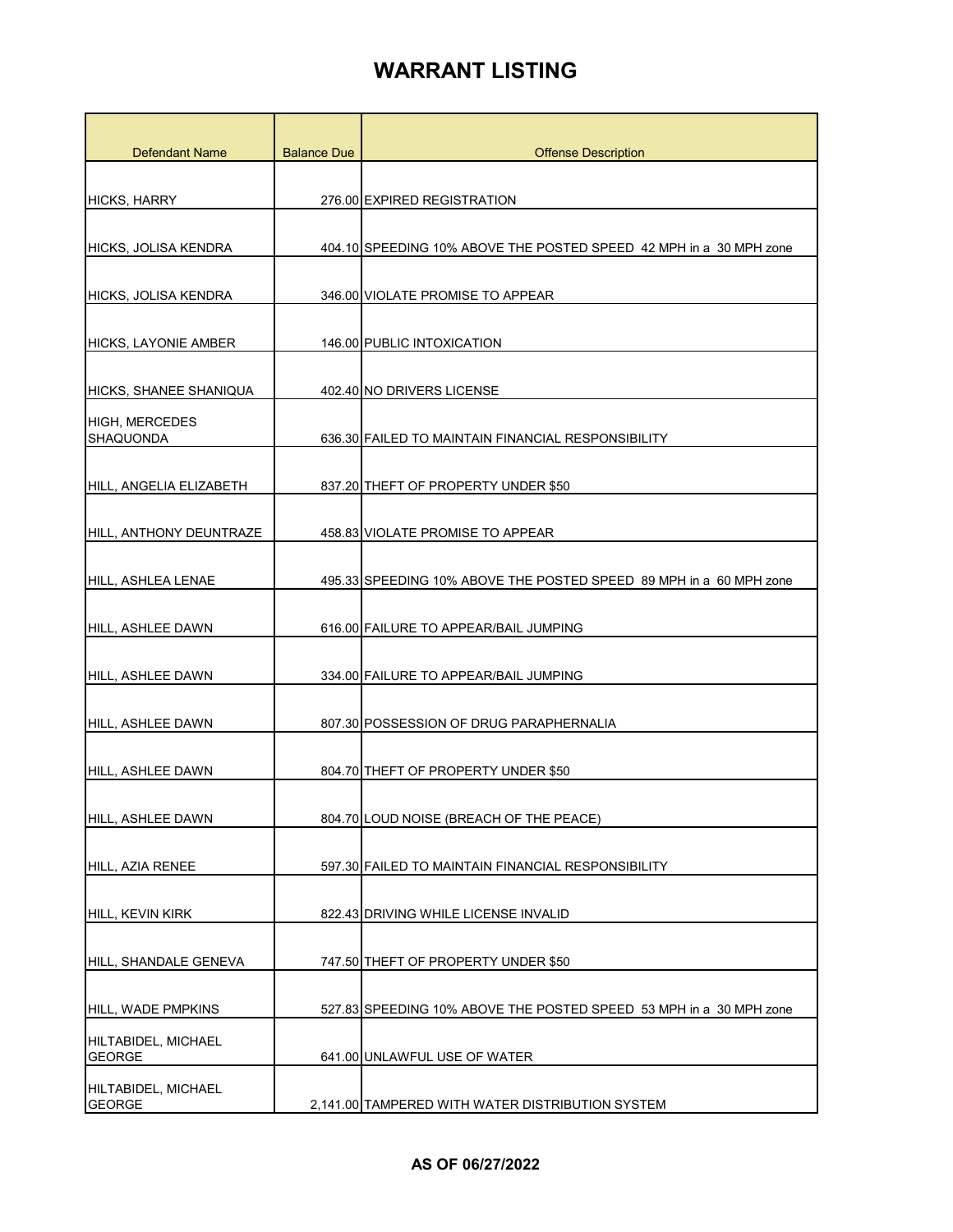# WARRANT LISTING

| Defendant Name | Balance Due | Offense Description |
|---|---|---|
| HICKS, HARRY | 276.00 | EXPIRED REGISTRATION |
| HICKS, JOLISA KENDRA | 404.10 | SPEEDING 10% ABOVE THE POSTED SPEED 42 MPH in a 30 MPH zone |
| HICKS, JOLISA KENDRA | 346.00 | VIOLATE PROMISE TO APPEAR |
| HICKS, LAYONIE AMBER | 146.00 | PUBLIC INTOXICATION |
| HICKS, SHANEE SHANIQUA | 402.40 | NO DRIVERS LICENSE |
| HIGH, MERCEDES SHAQUONDA | 636.30 | FAILED TO MAINTAIN FINANCIAL RESPONSIBILITY |
| HILL, ANGELIA ELIZABETH | 837.20 | THEFT OF PROPERTY UNDER $50 |
| HILL, ANTHONY DEUNTRAZE | 458.83 | VIOLATE PROMISE TO APPEAR |
| HILL, ASHLEA LENAE | 495.33 | SPEEDING 10% ABOVE THE POSTED SPEED 89 MPH in a 60 MPH zone |
| HILL, ASHLEE DAWN | 616.00 | FAILURE TO APPEAR/BAIL JUMPING |
| HILL, ASHLEE DAWN | 334.00 | FAILURE TO APPEAR/BAIL JUMPING |
| HILL, ASHLEE DAWN | 807.30 | POSSESSION OF DRUG PARAPHERNALIA |
| HILL, ASHLEE DAWN | 804.70 | THEFT OF PROPERTY UNDER $50 |
| HILL, ASHLEE DAWN | 804.70 | LOUD NOISE (BREACH OF THE PEACE) |
| HILL, AZIA RENEE | 597.30 | FAILED TO MAINTAIN FINANCIAL RESPONSIBILITY |
| HILL, KEVIN KIRK | 822.43 | DRIVING WHILE LICENSE INVALID |
| HILL, SHANDALE GENEVA | 747.50 | THEFT OF PROPERTY UNDER $50 |
| HILL, WADE PMPKINS | 527.83 | SPEEDING 10% ABOVE THE POSTED SPEED 53 MPH in a 30 MPH zone |
| HILTABIDEL, MICHAEL GEORGE | 641.00 | UNLAWFUL USE OF WATER |
| HILTABIDEL, MICHAEL GEORGE | 2,141.00 | TAMPERED WITH WATER DISTRIBUTION SYSTEM |

**AS OF 06/27/2022**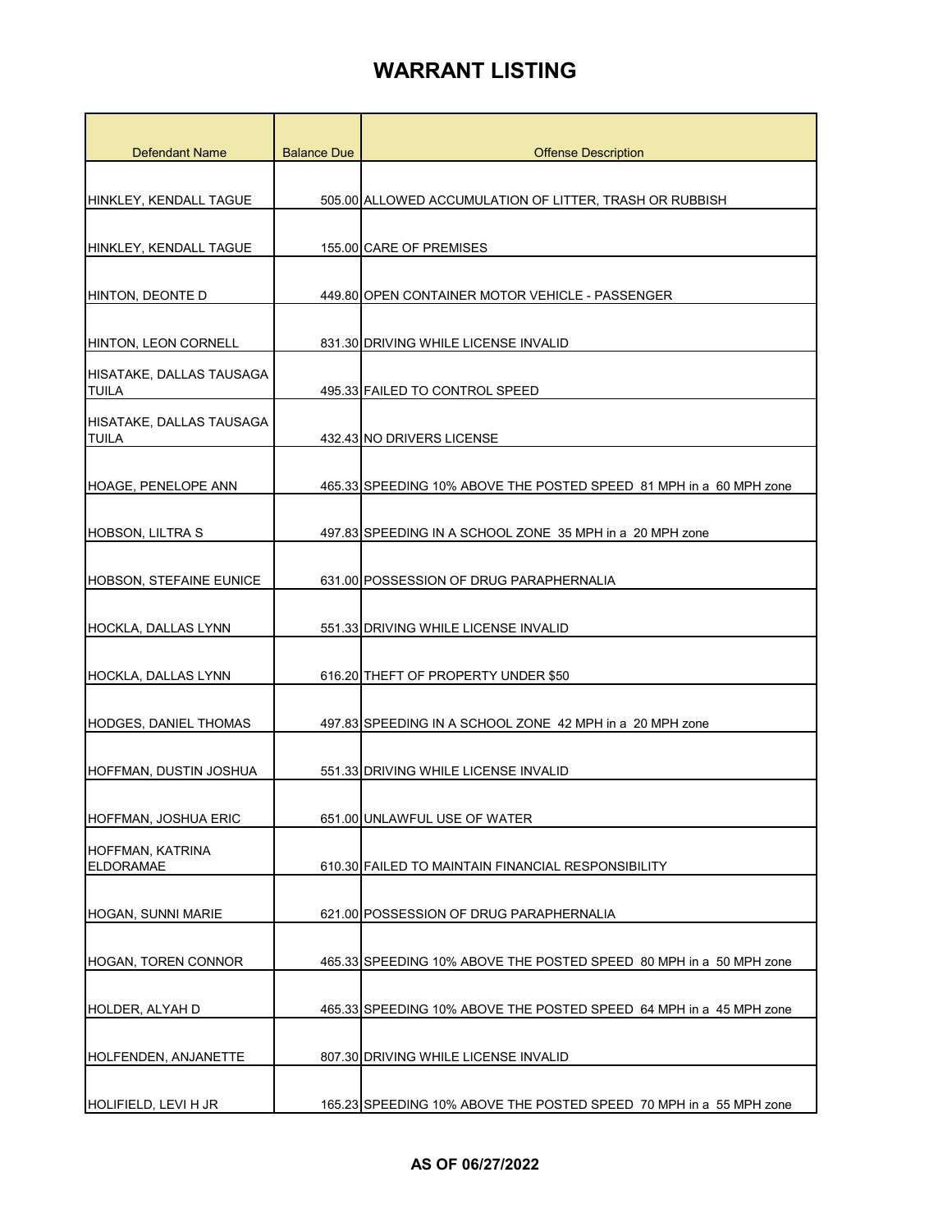# WARRANT LISTING

| Defendant Name | Balance Due | Offense Description |
|---|---|---|
| HINKLEY, KENDALL TAGUE | 505.00 | ALLOWED ACCUMULATION OF LITTER, TRASH OR RUBBISH |
| HINKLEY, KENDALL TAGUE | 155.00 | CARE OF PREMISES |
| HINTON, DEONTE D | 449.80 | OPEN CONTAINER MOTOR VEHICLE - PASSENGER |
| HINTON, LEON CORNELL | 831.30 | DRIVING WHILE LICENSE INVALID |
| HISATAKE, DALLAS TAUSAGA TUILA | 495.33 | FAILED TO CONTROL SPEED |
| HISATAKE, DALLAS TAUSAGA TUILA | 432.43 | NO DRIVERS LICENSE |
| HOAGE, PENELOPE ANN | 465.33 | SPEEDING 10% ABOVE THE POSTED SPEED 81 MPH in a 60 MPH zone |
| HOBSON, LILTRA S | 497.83 | SPEEDING IN A SCHOOL ZONE 35 MPH in a 20 MPH zone |
| HOBSON, STEFAINE EUNICE | 631.00 | POSSESSION OF DRUG PARAPHERNALIA |
| HOCKLA, DALLAS LYNN | 551.33 | DRIVING WHILE LICENSE INVALID |
| HOCKLA, DALLAS LYNN | 616.20 | THEFT OF PROPERTY UNDER $50 |
| HODGES, DANIEL THOMAS | 497.83 | SPEEDING IN A SCHOOL ZONE 42 MPH in a 20 MPH zone |
| HOFFMAN, DUSTIN JOSHUA | 551.33 | DRIVING WHILE LICENSE INVALID |
| HOFFMAN, JOSHUA ERIC | 651.00 | UNLAWFUL USE OF WATER |
| HOFFMAN, KATRINA ELDORAMAE | 610.30 | FAILED TO MAINTAIN FINANCIAL RESPONSIBILITY |
| HOGAN, SUNNI MARIE | 621.00 | POSSESSION OF DRUG PARAPHERNALIA |
| HOGAN, TOREN CONNOR | 465.33 | SPEEDING 10% ABOVE THE POSTED SPEED 80 MPH in a 50 MPH zone |
| HOLDER, ALYAH D | 465.33 | SPEEDING 10% ABOVE THE POSTED SPEED 64 MPH in a 45 MPH zone |
| HOLFENDEN, ANJANETTE | 807.30 | DRIVING WHILE LICENSE INVALID |
| HOLIFIELD, LEVI H JR | 165.23 | SPEEDING 10% ABOVE THE POSTED SPEED 70 MPH in a 55 MPH zone |

**AS OF 06/27/2022**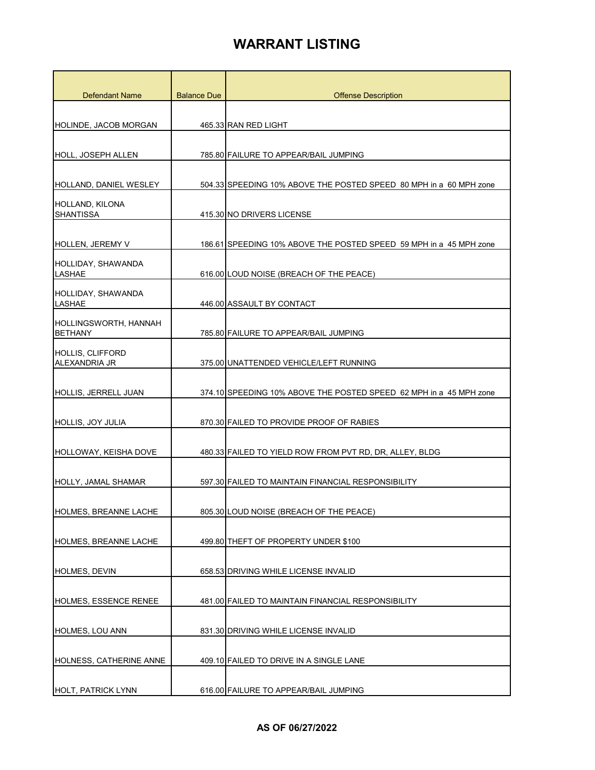# WARRANT LISTING

| Defendant Name | Balance Due | Offense Description |
| --- | --- | --- |
| HOLINDE, JACOB MORGAN | 465.33 | RAN RED LIGHT |
| HOLL, JOSEPH ALLEN | 785.80 | FAILURE TO APPEAR/BAIL JUMPING |
| HOLLAND, DANIEL WESLEY | 504.33 | SPEEDING 10% ABOVE THE POSTED SPEED 80 MPH in a 60 MPH zone |
| HOLLAND, KILONA SHANTISSA | 415.30 | NO DRIVERS LICENSE |
| HOLLEN, JEREMY V | 186.61 | SPEEDING 10% ABOVE THE POSTED SPEED 59 MPH in a 45 MPH zone |
| HOLLIDAY, SHAWANDA LASHAE | 616.00 | LOUD NOISE (BREACH OF THE PEACE) |
| HOLLIDAY, SHAWANDA LASHAE | 446.00 | ASSAULT BY CONTACT |
| HOLLINGSWORTH, HANNAH BETHANY | 785.80 | FAILURE TO APPEAR/BAIL JUMPING |
| HOLLIS, CLIFFORD ALEXANDRIA JR | 375.00 | UNATTENDED VEHICLE/LEFT RUNNING |
| HOLLIS, JERRELL JUAN | 374.10 | SPEEDING 10% ABOVE THE POSTED SPEED 62 MPH in a 45 MPH zone |
| HOLLIS, JOY JULIA | 870.30 | FAILED TO PROVIDE PROOF OF RABIES |
| HOLLOWAY, KEISHA DOVE | 480.33 | FAILED TO YIELD ROW FROM PVT RD, DR, ALLEY, BLDG |
| HOLLY, JAMAL SHAMAR | 597.30 | FAILED TO MAINTAIN FINANCIAL RESPONSIBILITY |
| HOLMES, BREANNE LACHE | 805.30 | LOUD NOISE (BREACH OF THE PEACE) |
| HOLMES, BREANNE LACHE | 499.80 | THEFT OF PROPERTY UNDER $100 |
| HOLMES, DEVIN | 658.53 | DRIVING WHILE LICENSE INVALID |
| HOLMES, ESSENCE RENEE | 481.00 | FAILED TO MAINTAIN FINANCIAL RESPONSIBILITY |
| HOLMES, LOU ANN | 831.30 | DRIVING WHILE LICENSE INVALID |
| HOLNESS, CATHERINE ANNE | 409.10 | FAILED TO DRIVE IN A SINGLE LANE |
| HOLT, PATRICK LYNN | 616.00 | FAILURE TO APPEAR/BAIL JUMPING |

**AS OF 06/27/2022**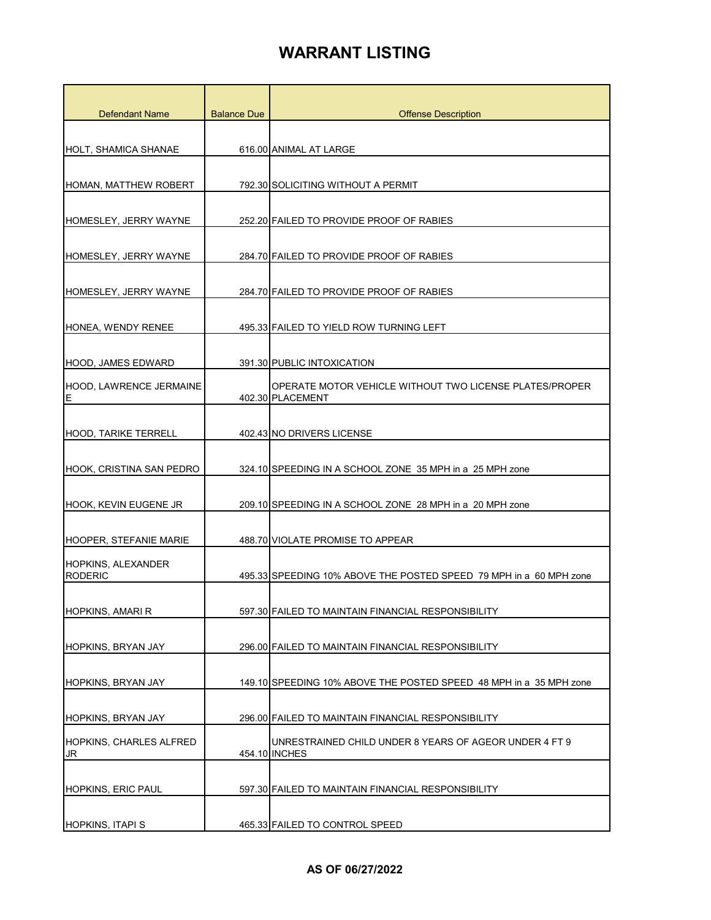# WARRANT LISTING

| Defendant Name | Balance Due | Offense Description |
|---|---|---|
| HOLT, SHAMICA SHANAE | 616.00 | ANIMAL AT LARGE |
| HOMAN, MATTHEW ROBERT | 792.30 | SOLICITING WITHOUT A PERMIT |
| HOMESLEY, JERRY WAYNE | 252.20 | FAILED TO PROVIDE PROOF OF RABIES |
| HOMESLEY, JERRY WAYNE | 284.70 | FAILED TO PROVIDE PROOF OF RABIES |
| HOMESLEY, JERRY WAYNE | 284.70 | FAILED TO PROVIDE PROOF OF RABIES |
| HONEA, WENDY RENEE | 495.33 | FAILED TO YIELD ROW TURNING LEFT |
| HOOD, JAMES EDWARD | 391.30 | PUBLIC INTOXICATION |
| HOOD, LAWRENCE JERMAINE E | 402.30 | OPERATE MOTOR VEHICLE WITHOUT TWO LICENSE PLATES/PROPER PLACEMENT |
| HOOD, TARIKE TERRELL | 402.43 | NO DRIVERS LICENSE |
| HOOK, CRISTINA SAN PEDRO | 324.10 | SPEEDING IN A SCHOOL ZONE 35 MPH in a 25 MPH zone |
| HOOK, KEVIN EUGENE JR | 209.10 | SPEEDING IN A SCHOOL ZONE 28 MPH in a 20 MPH zone |
| HOOPER, STEFANIE MARIE | 488.70 | VIOLATE PROMISE TO APPEAR |
| HOPKINS, ALEXANDER RODERIC | 495.33 | SPEEDING 10% ABOVE THE POSTED SPEED 79 MPH in a 60 MPH zone |
| HOPKINS, AMARI R | 597.30 | FAILED TO MAINTAIN FINANCIAL RESPONSIBILITY |
| HOPKINS, BRYAN JAY | 296.00 | FAILED TO MAINTAIN FINANCIAL RESPONSIBILITY |
| HOPKINS, BRYAN JAY | 149.10 | SPEEDING 10% ABOVE THE POSTED SPEED 48 MPH in a 35 MPH zone |
| HOPKINS, BRYAN JAY | 296.00 | FAILED TO MAINTAIN FINANCIAL RESPONSIBILITY |
| HOPKINS, CHARLES ALFRED JR | 454.10 | UNRESTRAINED CHILD UNDER 8 YEARS OF AGEOR UNDER 4 FT 9 INCHES |
| HOPKINS, ERIC PAUL | 597.30 | FAILED TO MAINTAIN FINANCIAL RESPONSIBILITY |
| HOPKINS, ITAPI S | 465.33 | FAILED TO CONTROL SPEED |

**AS OF 06/27/2022**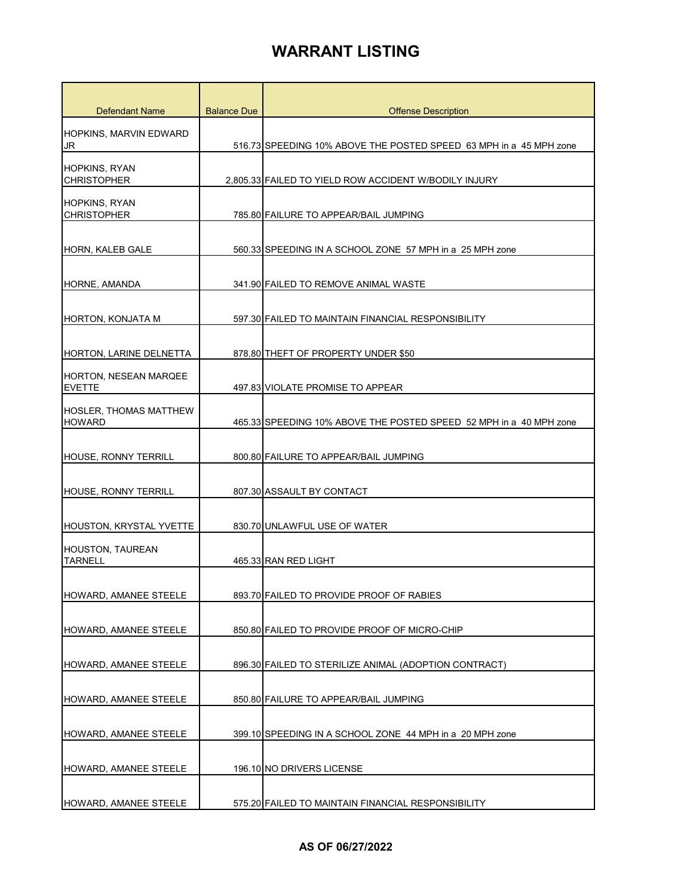# WARRANT LISTING

| Defendant Name | Balance Due | Offense Description |
|---|---|---|
| HOPKINS, MARVIN EDWARD JR | 516.73 | SPEEDING 10% ABOVE THE POSTED SPEED 63 MPH in a 45 MPH zone |
| HOPKINS, RYAN CHRISTOPHER | 2,805.33 | FAILED TO YIELD ROW ACCIDENT W/BODILY INJURY |
| HOPKINS, RYAN CHRISTOPHER | 785.80 | FAILURE TO APPEAR/BAIL JUMPING |
| HORN, KALEB GALE | 560.33 | SPEEDING IN A SCHOOL ZONE 57 MPH in a 25 MPH zone |
| HORNE, AMANDA | 341.90 | FAILED TO REMOVE ANIMAL WASTE |
| HORTON, KONJATA M | 597.30 | FAILED TO MAINTAIN FINANCIAL RESPONSIBILITY |
| HORTON, LARINE DELNETTA | 878.80 | THEFT OF PROPERTY UNDER $50 |
| HORTON, NESEAN MARQEE EVETTE | 497.83 | VIOLATE PROMISE TO APPEAR |
| HOSLER, THOMAS MATTHEW HOWARD | 465.33 | SPEEDING 10% ABOVE THE POSTED SPEED 52 MPH in a 40 MPH zone |
| HOUSE, RONNY TERRILL | 800.80 | FAILURE TO APPEAR/BAIL JUMPING |
| HOUSE, RONNY TERRILL | 807.30 | ASSAULT BY CONTACT |
| HOUSTON, KRYSTAL YVETTE | 830.70 | UNLAWFUL USE OF WATER |
| HOUSTON, TAUREAN TARNELL | 465.33 | RAN RED LIGHT |
| HOWARD, AMANEE STEELE | 893.70 | FAILED TO PROVIDE PROOF OF RABIES |
| HOWARD, AMANEE STEELE | 850.80 | FAILED TO PROVIDE PROOF OF MICRO-CHIP |
| HOWARD, AMANEE STEELE | 896.30 | FAILED TO STERILIZE ANIMAL (ADOPTION CONTRACT) |
| HOWARD, AMANEE STEELE | 850.80 | FAILURE TO APPEAR/BAIL JUMPING |
| HOWARD, AMANEE STEELE | 399.10 | SPEEDING IN A SCHOOL ZONE 44 MPH in a 20 MPH zone |
| HOWARD, AMANEE STEELE | 196.10 | NO DRIVERS LICENSE |
| HOWARD, AMANEE STEELE | 575.20 | FAILED TO MAINTAIN FINANCIAL RESPONSIBILITY |

**AS OF 06/27/2022**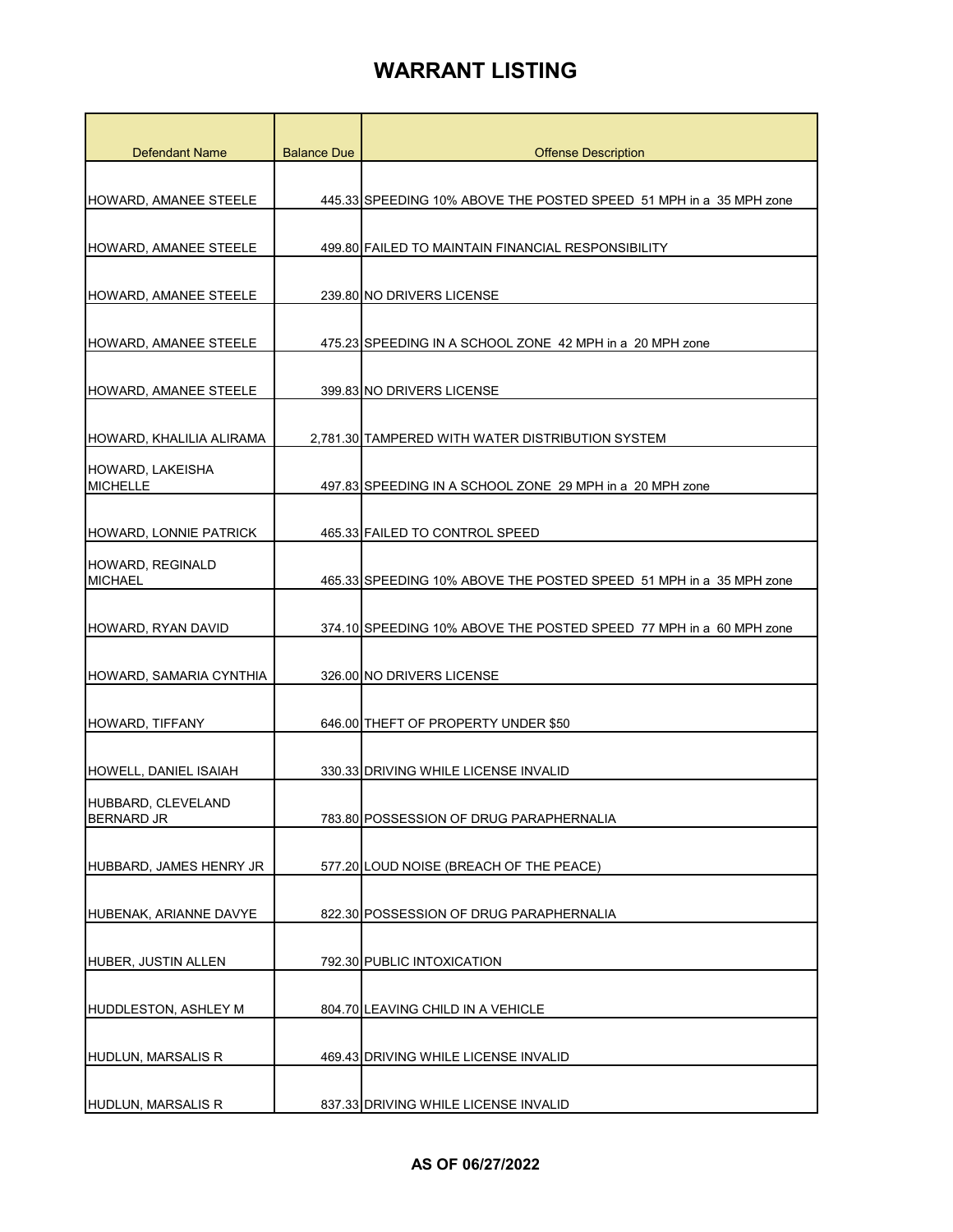# WARRANT LISTING

| Defendant Name | Balance Due | Offense Description |
|---|---|---|
| HOWARD, AMANEE STEELE | 445.33 | SPEEDING 10% ABOVE THE POSTED SPEED 51 MPH in a 35 MPH zone |
| HOWARD, AMANEE STEELE | 499.80 | FAILED TO MAINTAIN FINANCIAL RESPONSIBILITY |
| HOWARD, AMANEE STEELE | 239.80 | NO DRIVERS LICENSE |
| HOWARD, AMANEE STEELE | 475.23 | SPEEDING IN A SCHOOL ZONE 42 MPH in a 20 MPH zone |
| HOWARD, AMANEE STEELE | 399.83 | NO DRIVERS LICENSE |
| HOWARD, KHALILIA ALIRAMA | 2,781.30 | TAMPERED WITH WATER DISTRIBUTION SYSTEM |
| HOWARD, LAKEISHA MICHELLE | 497.83 | SPEEDING IN A SCHOOL ZONE 29 MPH in a 20 MPH zone |
| HOWARD, LONNIE PATRICK | 465.33 | FAILED TO CONTROL SPEED |
| HOWARD, REGINALD MICHAEL | 465.33 | SPEEDING 10% ABOVE THE POSTED SPEED 51 MPH in a 35 MPH zone |
| HOWARD, RYAN DAVID | 374.10 | SPEEDING 10% ABOVE THE POSTED SPEED 77 MPH in a 60 MPH zone |
| HOWARD, SAMARIA CYNTHIA | 326.00 | NO DRIVERS LICENSE |
| HOWARD, TIFFANY | 646.00 | THEFT OF PROPERTY UNDER $50 |
| HOWELL, DANIEL ISAIAH | 330.33 | DRIVING WHILE LICENSE INVALID |
| HUBBARD, CLEVELAND BERNARD JR | 783.80 | POSSESSION OF DRUG PARAPHERNALIA |
| HUBBARD, JAMES HENRY JR | 577.20 | LOUD NOISE (BREACH OF THE PEACE) |
| HUBENAK, ARIANNE DAVYE | 822.30 | POSSESSION OF DRUG PARAPHERNALIA |
| HUBER, JUSTIN ALLEN | 792.30 | PUBLIC INTOXICATION |
| HUDDLESTON, ASHLEY M | 804.70 | LEAVING CHILD IN A VEHICLE |
| HUDLUN, MARSALIS R | 469.43 | DRIVING WHILE LICENSE INVALID |
| HUDLUN, MARSALIS R | 837.33 | DRIVING WHILE LICENSE INVALID |

**AS OF 06/27/2022**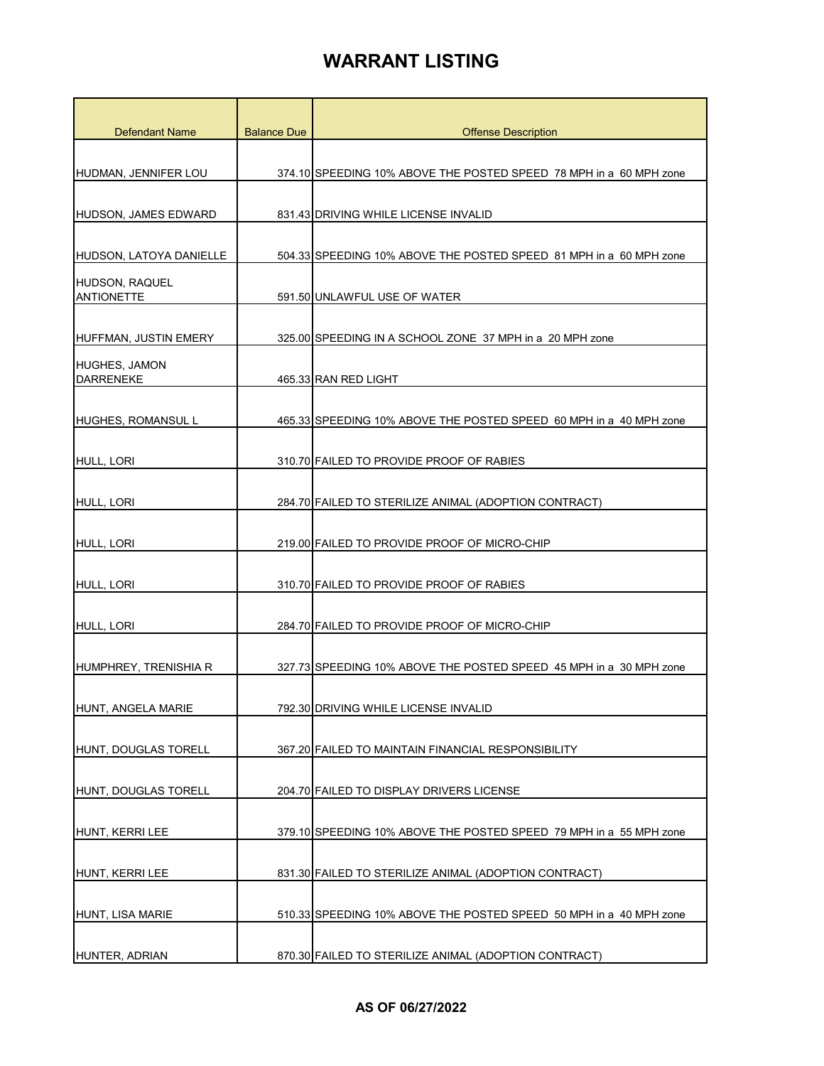# WARRANT LISTING

| Defendant Name | Balance Due | Offense Description |
|---|---|---|
| HUDMAN, JENNIFER LOU | 374.10 | SPEEDING 10% ABOVE THE POSTED SPEED 78 MPH in a 60 MPH zone |
| HUDSON, JAMES EDWARD | 831.43 | DRIVING WHILE LICENSE INVALID |
| HUDSON, LATOYA DANIELLE | 504.33 | SPEEDING 10% ABOVE THE POSTED SPEED 81 MPH in a 60 MPH zone |
| HUDSON, RAQUEL ANTIONETTE | 591.50 | UNLAWFUL USE OF WATER |
| HUFFMAN, JUSTIN EMERY | 325.00 | SPEEDING IN A SCHOOL ZONE 37 MPH in a 20 MPH zone |
| HUGHES, JAMON DARRENEKE | 465.33 | RAN RED LIGHT |
| HUGHES, ROMANSUL L | 465.33 | SPEEDING 10% ABOVE THE POSTED SPEED 60 MPH in a 40 MPH zone |
| HULL, LORI | 310.70 | FAILED TO PROVIDE PROOF OF RABIES |
| HULL, LORI | 284.70 | FAILED TO STERILIZE ANIMAL (ADOPTION CONTRACT) |
| HULL, LORI | 219.00 | FAILED TO PROVIDE PROOF OF MICRO-CHIP |
| HULL, LORI | 310.70 | FAILED TO PROVIDE PROOF OF RABIES |
| HULL, LORI | 284.70 | FAILED TO PROVIDE PROOF OF MICRO-CHIP |
| HUMPHREY, TRENISHIA R | 327.73 | SPEEDING 10% ABOVE THE POSTED SPEED 45 MPH in a 30 MPH zone |
| HUNT, ANGELA MARIE | 792.30 | DRIVING WHILE LICENSE INVALID |
| HUNT, DOUGLAS TORELL | 367.20 | FAILED TO MAINTAIN FINANCIAL RESPONSIBILITY |
| HUNT, DOUGLAS TORELL | 204.70 | FAILED TO DISPLAY DRIVERS LICENSE |
| HUNT, KERRI LEE | 379.10 | SPEEDING 10% ABOVE THE POSTED SPEED 79 MPH in a 55 MPH zone |
| HUNT, KERRI LEE | 831.30 | FAILED TO STERILIZE ANIMAL (ADOPTION CONTRACT) |
| HUNT, LISA MARIE | 510.33 | SPEEDING 10% ABOVE THE POSTED SPEED 50 MPH in a 40 MPH zone |
| HUNTER, ADRIAN | 870.30 | FAILED TO STERILIZE ANIMAL (ADOPTION CONTRACT) |

**AS OF 06/27/2022**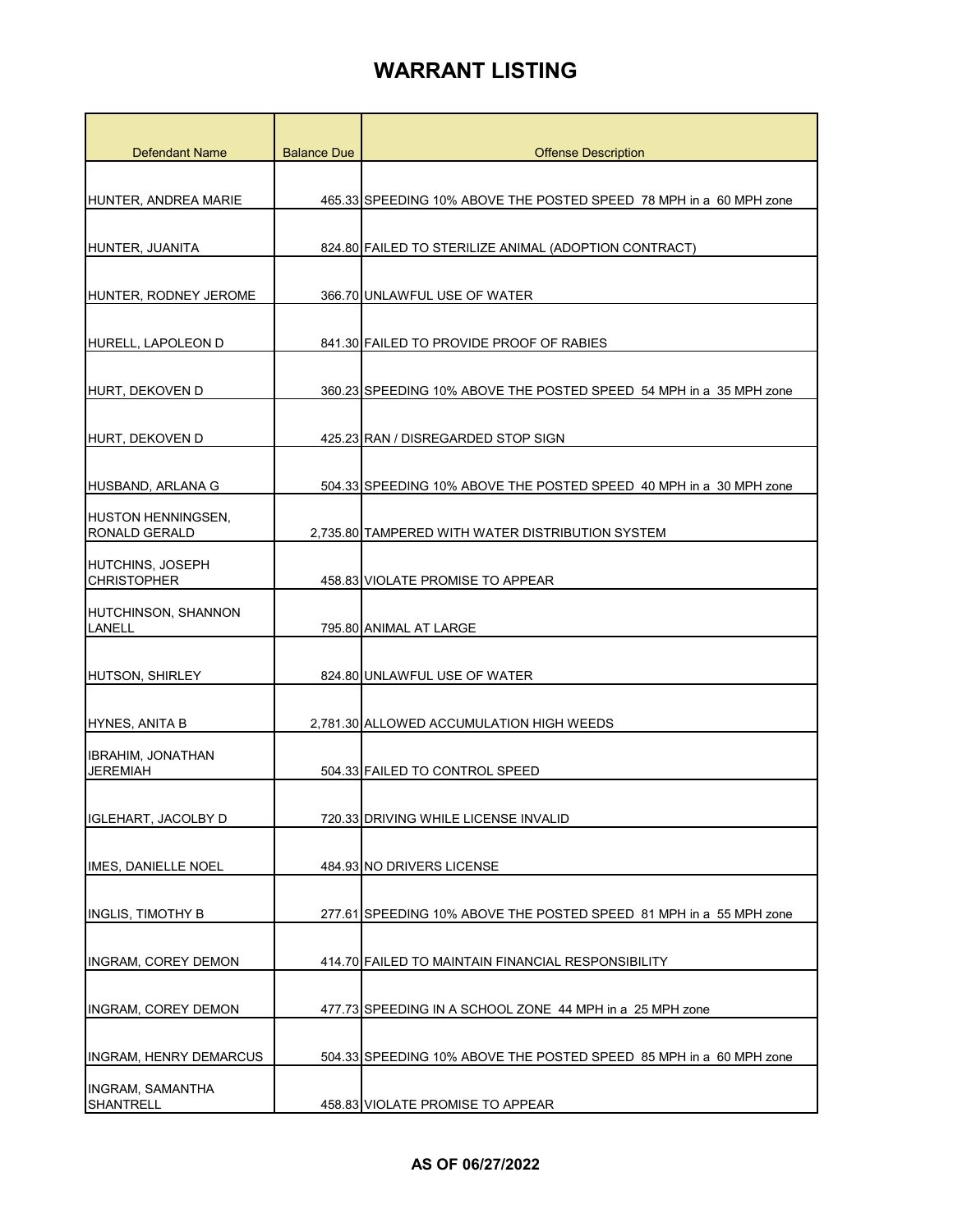# WARRANT LISTING

| Defendant Name | Balance Due | Offense Description |
|---|---|---|
| HUNTER, ANDREA MARIE | 465.33 | SPEEDING 10% ABOVE THE POSTED SPEED 78 MPH in a 60 MPH zone |
| HUNTER, JUANITA | 824.80 | FAILED TO STERILIZE ANIMAL (ADOPTION CONTRACT) |
| HUNTER, RODNEY JEROME | 366.70 | UNLAWFUL USE OF WATER |
| HURELL, LAPOLEON D | 841.30 | FAILED TO PROVIDE PROOF OF RABIES |
| HURT, DEKOVEN D | 360.23 | SPEEDING 10% ABOVE THE POSTED SPEED 54 MPH in a 35 MPH zone |
| HURT, DEKOVEN D | 425.23 | RAN / DISREGARDED STOP SIGN |
| HUSBAND, ARLANA G | 504.33 | SPEEDING 10% ABOVE THE POSTED SPEED 40 MPH in a 30 MPH zone |
| HUSTON HENNINGSEN, RONALD GERALD | 2,735.80 | TAMPERED WITH WATER DISTRIBUTION SYSTEM |
| HUTCHINS, JOSEPH CHRISTOPHER | 458.83 | VIOLATE PROMISE TO APPEAR |
| HUTCHINSON, SHANNON LANELL | 795.80 | ANIMAL AT LARGE |
| HUTSON, SHIRLEY | 824.80 | UNLAWFUL USE OF WATER |
| HYNES, ANITA B | 2,781.30 | ALLOWED ACCUMULATION HIGH WEEDS |
| IBRAHIM, JONATHAN JEREMIAH | 504.33 | FAILED TO CONTROL SPEED |
| IGLEHART, JACOLBY D | 720.33 | DRIVING WHILE LICENSE INVALID |
| IMES, DANIELLE NOEL | 484.93 | NO DRIVERS LICENSE |
| INGLIS, TIMOTHY B | 277.61 | SPEEDING 10% ABOVE THE POSTED SPEED 81 MPH in a 55 MPH zone |
| INGRAM, COREY DEMON | 414.70 | FAILED TO MAINTAIN FINANCIAL RESPONSIBILITY |
| INGRAM, COREY DEMON | 477.73 | SPEEDING IN A SCHOOL ZONE 44 MPH in a 25 MPH zone |
| INGRAM, HENRY DEMARCUS | 504.33 | SPEEDING 10% ABOVE THE POSTED SPEED 85 MPH in a 60 MPH zone |
| INGRAM, SAMANTHA SHANTRELL | 458.83 | VIOLATE PROMISE TO APPEAR |

**AS OF 06/27/2022**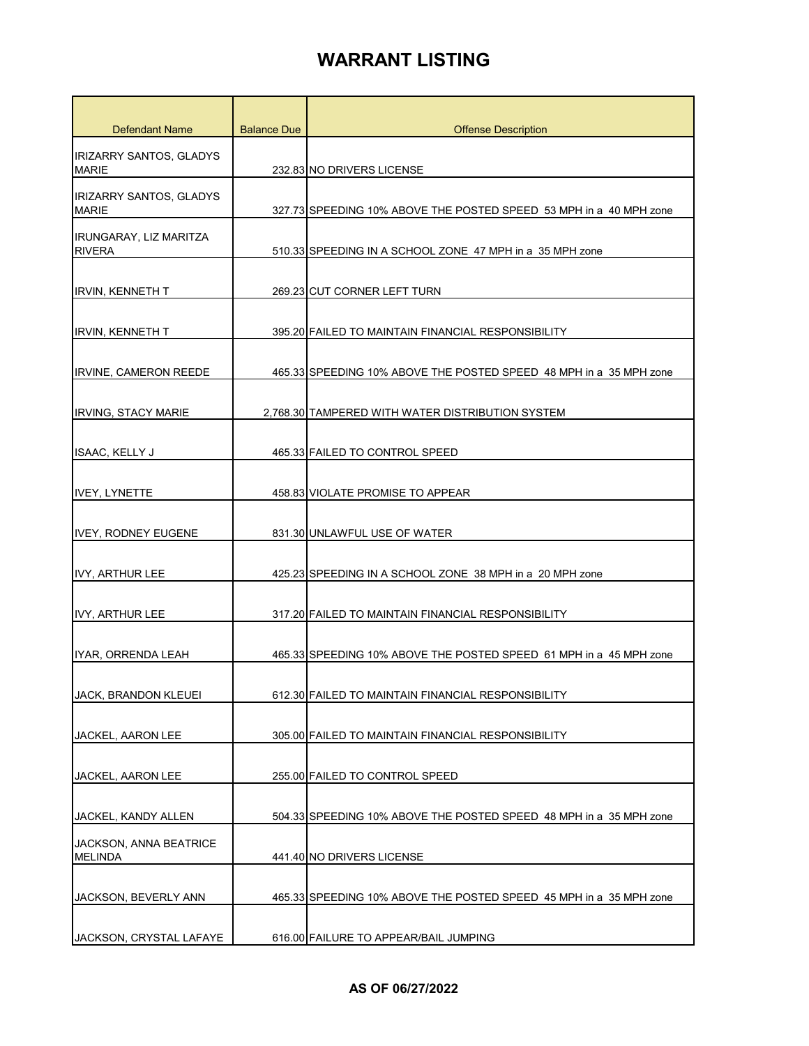# WARRANT LISTING

| Defendant Name | Balance Due | Offense Description |
|---|---|---|
| IRIZARRY SANTOS, GLADYS MARIE | 232.83 | NO DRIVERS LICENSE |
| IRIZARRY SANTOS, GLADYS MARIE | 327.73 | SPEEDING 10% ABOVE THE POSTED SPEED 53 MPH in a 40 MPH zone |
| IRUNGARAY, LIZ MARITZA RIVERA | 510.33 | SPEEDING IN A SCHOOL ZONE 47 MPH in a 35 MPH zone |
| IRVIN, KENNETH T | 269.23 | CUT CORNER LEFT TURN |
| IRVIN, KENNETH T | 395.20 | FAILED TO MAINTAIN FINANCIAL RESPONSIBILITY |
| IRVINE, CAMERON REEDE | 465.33 | SPEEDING 10% ABOVE THE POSTED SPEED 48 MPH in a 35 MPH zone |
| IRVING, STACY MARIE | 2,768.30 | TAMPERED WITH WATER DISTRIBUTION SYSTEM |
| ISAAC, KELLY J | 465.33 | FAILED TO CONTROL SPEED |
| IVEY, LYNETTE | 458.83 | VIOLATE PROMISE TO APPEAR |
| IVEY, RODNEY EUGENE | 831.30 | UNLAWFUL USE OF WATER |
| IVY, ARTHUR LEE | 425.23 | SPEEDING IN A SCHOOL ZONE 38 MPH in a 20 MPH zone |
| IVY, ARTHUR LEE | 317.20 | FAILED TO MAINTAIN FINANCIAL RESPONSIBILITY |
| IYAR, ORRENDA LEAH | 465.33 | SPEEDING 10% ABOVE THE POSTED SPEED 61 MPH in a 45 MPH zone |
| JACK, BRANDON KLEUEI | 612.30 | FAILED TO MAINTAIN FINANCIAL RESPONSIBILITY |
| JACKEL, AARON LEE | 305.00 | FAILED TO MAINTAIN FINANCIAL RESPONSIBILITY |
| JACKEL, AARON LEE | 255.00 | FAILED TO CONTROL SPEED |
| JACKEL, KANDY ALLEN | 504.33 | SPEEDING 10% ABOVE THE POSTED SPEED 48 MPH in a 35 MPH zone |
| JACKSON, ANNA BEATRICE MELINDA | 441.40 | NO DRIVERS LICENSE |
| JACKSON, BEVERLY ANN | 465.33 | SPEEDING 10% ABOVE THE POSTED SPEED 45 MPH in a 35 MPH zone |
| JACKSON, CRYSTAL LAFAYE | 616.00 | FAILURE TO APPEAR/BAIL JUMPING |

**AS OF 06/27/2022**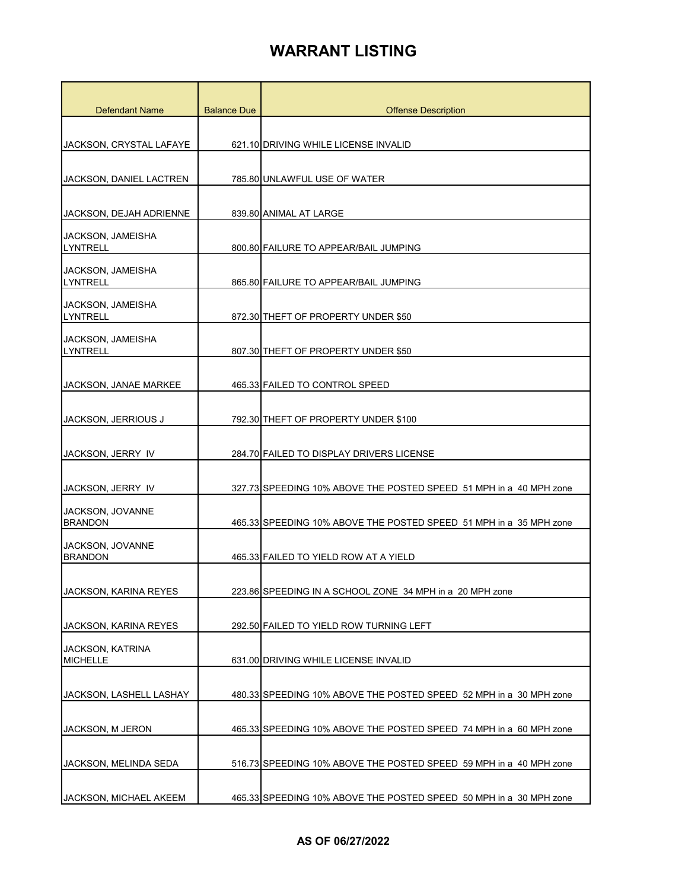# WARRANT LISTING

| Defendant Name | Balance Due | Offense Description |
|---|---|---|
| JACKSON, CRYSTAL LAFAYE | 621.10 | DRIVING WHILE LICENSE INVALID |
| JACKSON, DANIEL LACTREN | 785.80 | UNLAWFUL USE OF WATER |
| JACKSON, DEJAH ADRIENNE | 839.80 | ANIMAL AT LARGE |
| JACKSON, JAMEISHA LYNTRELL | 800.80 | FAILURE TO APPEAR/BAIL JUMPING |
| JACKSON, JAMEISHA LYNTRELL | 865.80 | FAILURE TO APPEAR/BAIL JUMPING |
| JACKSON, JAMEISHA LYNTRELL | 872.30 | THEFT OF PROPERTY UNDER $50 |
| JACKSON, JAMEISHA LYNTRELL | 807.30 | THEFT OF PROPERTY UNDER $50 |
| JACKSON, JANAE MARKEE | 465.33 | FAILED TO CONTROL SPEED |
| JACKSON, JERRIOUS J | 792.30 | THEFT OF PROPERTY UNDER $100 |
| JACKSON, JERRY IV | 284.70 | FAILED TO DISPLAY DRIVERS LICENSE |
| JACKSON, JERRY IV | 327.73 | SPEEDING 10% ABOVE THE POSTED SPEED 51 MPH in a 40 MPH zone |
| JACKSON, JOVANNE BRANDON | 465.33 | SPEEDING 10% ABOVE THE POSTED SPEED 51 MPH in a 35 MPH zone |
| JACKSON, JOVANNE BRANDON | 465.33 | FAILED TO YIELD ROW AT A YIELD |
| JACKSON, KARINA REYES | 223.86 | SPEEDING IN A SCHOOL ZONE 34 MPH in a 20 MPH zone |
| JACKSON, KARINA REYES | 292.50 | FAILED TO YIELD ROW TURNING LEFT |
| JACKSON, KATRINA MICHELLE | 631.00 | DRIVING WHILE LICENSE INVALID |
| JACKSON, LASHELL LASHAY | 480.33 | SPEEDING 10% ABOVE THE POSTED SPEED 52 MPH in a 30 MPH zone |
| JACKSON, M JERON | 465.33 | SPEEDING 10% ABOVE THE POSTED SPEED 74 MPH in a 60 MPH zone |
| JACKSON, MELINDA SEDA | 516.73 | SPEEDING 10% ABOVE THE POSTED SPEED 59 MPH in a 40 MPH zone |
| JACKSON, MICHAEL AKEEM | 465.33 | SPEEDING 10% ABOVE THE POSTED SPEED 50 MPH in a 30 MPH zone |

**AS OF 06/27/2022**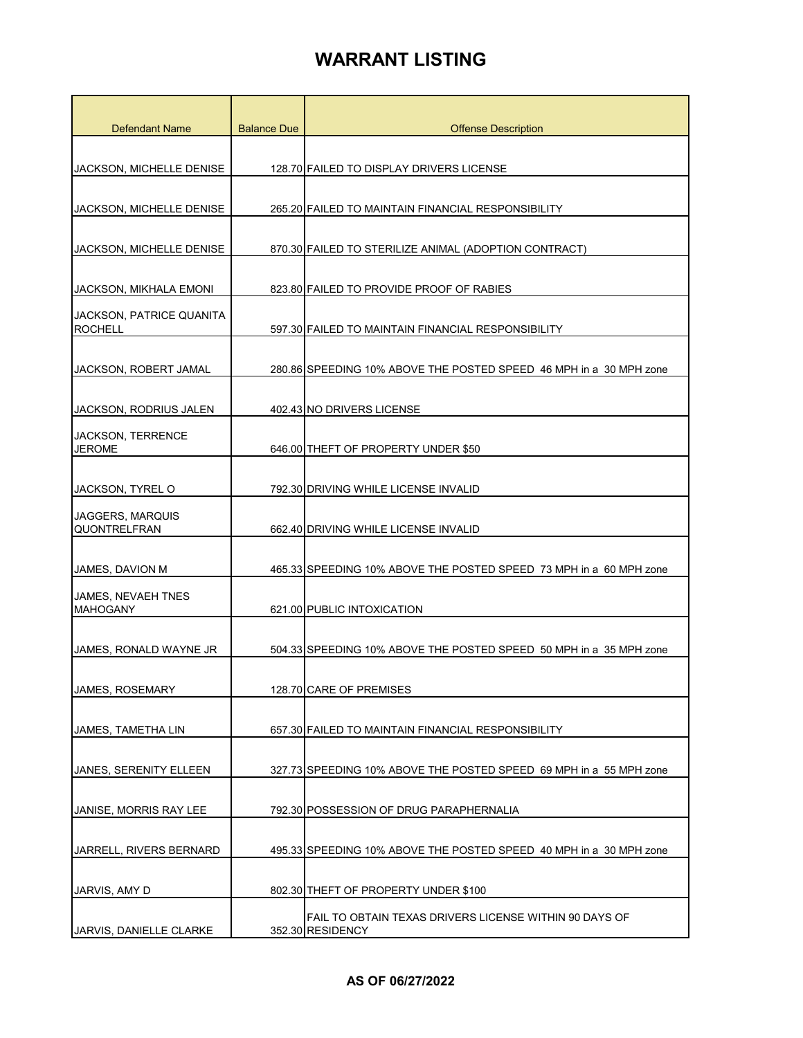# WARRANT LISTING

| Defendant Name | Balance Due | Offense Description |
|---|---|---|
| JACKSON, MICHELLE DENISE | 128.70 | FAILED TO DISPLAY DRIVERS LICENSE |
| JACKSON, MICHELLE DENISE | 265.20 | FAILED TO MAINTAIN FINANCIAL RESPONSIBILITY |
| JACKSON, MICHELLE DENISE | 870.30 | FAILED TO STERILIZE ANIMAL (ADOPTION CONTRACT) |
| JACKSON, MIKHALA EMONI | 823.80 | FAILED TO PROVIDE PROOF OF RABIES |
| JACKSON, PATRICE QUANITA ROCHELL | 597.30 | FAILED TO MAINTAIN FINANCIAL RESPONSIBILITY |
| JACKSON, ROBERT JAMAL | 280.86 | SPEEDING 10% ABOVE THE POSTED SPEED 46 MPH in a 30 MPH zone |
| JACKSON, RODRIUS JALEN | 402.43 | NO DRIVERS LICENSE |
| JACKSON, TERRENCE JEROME | 646.00 | THEFT OF PROPERTY UNDER $50 |
| JACKSON, TYREL O | 792.30 | DRIVING WHILE LICENSE INVALID |
| JAGGERS, MARQUIS QUONTRELFRAN | 662.40 | DRIVING WHILE LICENSE INVALID |
| JAMES, DAVION M | 465.33 | SPEEDING 10% ABOVE THE POSTED SPEED 73 MPH in a 60 MPH zone |
| JAMES, NEVAEH TNES MAHOGANY | 621.00 | PUBLIC INTOXICATION |
| JAMES, RONALD WAYNE JR | 504.33 | SPEEDING 10% ABOVE THE POSTED SPEED 50 MPH in a 35 MPH zone |
| JAMES, ROSEMARY | 128.70 | CARE OF PREMISES |
| JAMES, TAMETHA LIN | 657.30 | FAILED TO MAINTAIN FINANCIAL RESPONSIBILITY |
| JANES, SERENITY ELLEEN | 327.73 | SPEEDING 10% ABOVE THE POSTED SPEED 69 MPH in a 55 MPH zone |
| JANISE, MORRIS RAY LEE | 792.30 | POSSESSION OF DRUG PARAPHERNALIA |
| JARRELL, RIVERS BERNARD | 495.33 | SPEEDING 10% ABOVE THE POSTED SPEED 40 MPH in a 30 MPH zone |
| JARVIS, AMY D | 802.30 | THEFT OF PROPERTY UNDER $100 |
| JARVIS, DANIELLE CLARKE | 352.30 | FAIL TO OBTAIN TEXAS DRIVERS LICENSE WITHIN 90 DAYS OF RESIDENCY |

**AS OF 06/27/2022**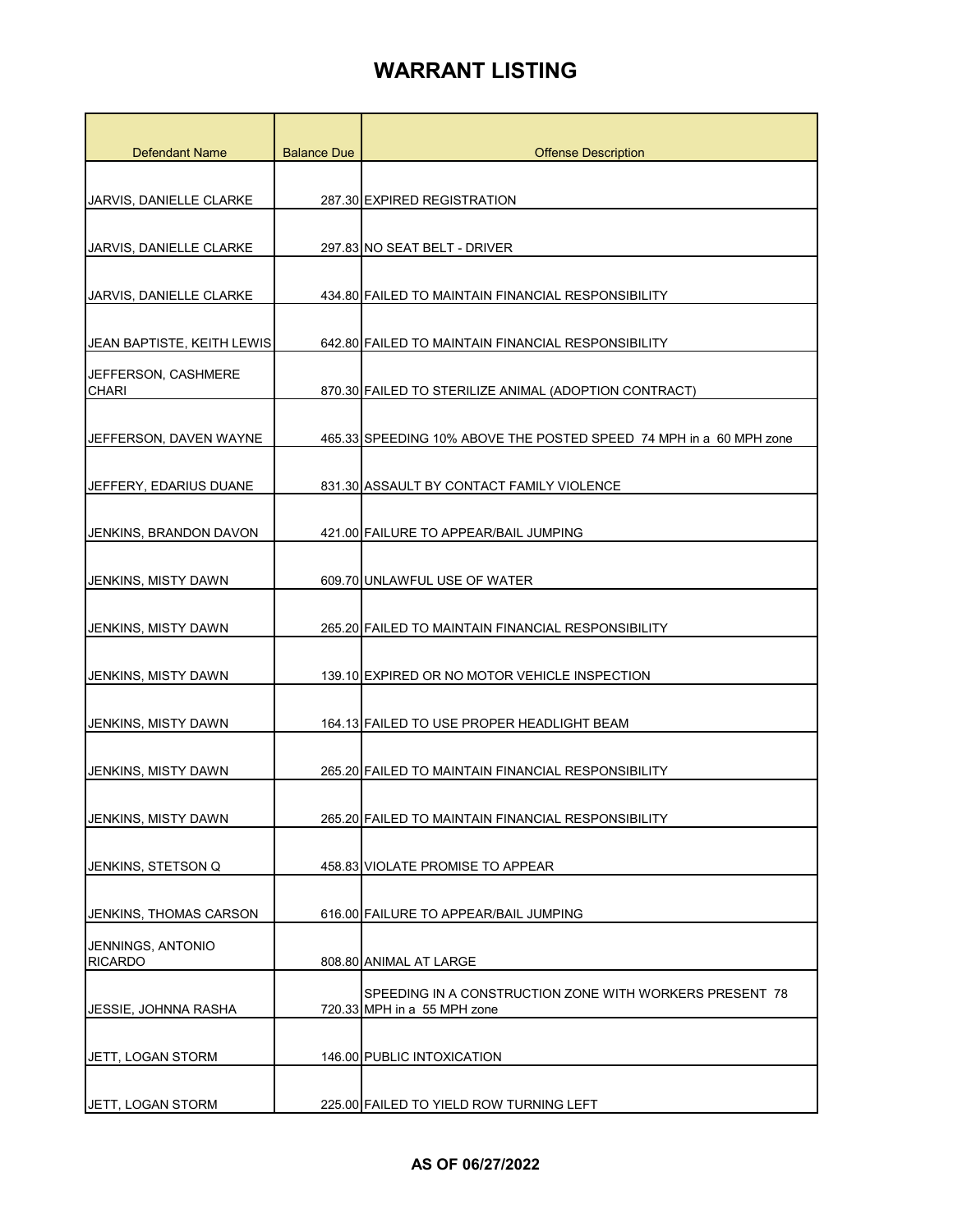# WARRANT LISTING

| Defendant Name | Balance Due | Offense Description |
|---|---|---|
| JARVIS, DANIELLE CLARKE | 287.30 | EXPIRED REGISTRATION |
| JARVIS, DANIELLE CLARKE | 297.83 | NO SEAT BELT - DRIVER |
| JARVIS, DANIELLE CLARKE | 434.80 | FAILED TO MAINTAIN FINANCIAL RESPONSIBILITY |
| JEAN BAPTISTE, KEITH LEWIS | 642.80 | FAILED TO MAINTAIN FINANCIAL RESPONSIBILITY |
| JEFFERSON, CASHMERE CHARI | 870.30 | FAILED TO STERILIZE ANIMAL (ADOPTION CONTRACT) |
| JEFFERSON, DAVEN WAYNE | 465.33 | SPEEDING 10% ABOVE THE POSTED SPEED 74 MPH in a 60 MPH zone |
| JEFFERY, EDARIUS DUANE | 831.30 | ASSAULT BY CONTACT FAMILY VIOLENCE |
| JENKINS, BRANDON DAVON | 421.00 | FAILURE TO APPEAR/BAIL JUMPING |
| JENKINS, MISTY DAWN | 609.70 | UNLAWFUL USE OF WATER |
| JENKINS, MISTY DAWN | 265.20 | FAILED TO MAINTAIN FINANCIAL RESPONSIBILITY |
| JENKINS, MISTY DAWN | 139.10 | EXPIRED OR NO MOTOR VEHICLE INSPECTION |
| JENKINS, MISTY DAWN | 164.13 | FAILED TO USE PROPER HEADLIGHT BEAM |
| JENKINS, MISTY DAWN | 265.20 | FAILED TO MAINTAIN FINANCIAL RESPONSIBILITY |
| JENKINS, MISTY DAWN | 265.20 | FAILED TO MAINTAIN FINANCIAL RESPONSIBILITY |
| JENKINS, STETSON Q | 458.83 | VIOLATE PROMISE TO APPEAR |
| JENKINS, THOMAS CARSON | 616.00 | FAILURE TO APPEAR/BAIL JUMPING |
| JENNINGS, ANTONIO RICARDO | 808.80 | ANIMAL AT LARGE |
| JESSIE, JOHNNA RASHA | 720.33 | SPEEDING IN A CONSTRUCTION ZONE WITH WORKERS PRESENT 78 MPH in a 55 MPH zone |
| JETT, LOGAN STORM | 146.00 | PUBLIC INTOXICATION |
| JETT, LOGAN STORM | 225.00 | FAILED TO YIELD ROW TURNING LEFT |

**AS OF 06/27/2022**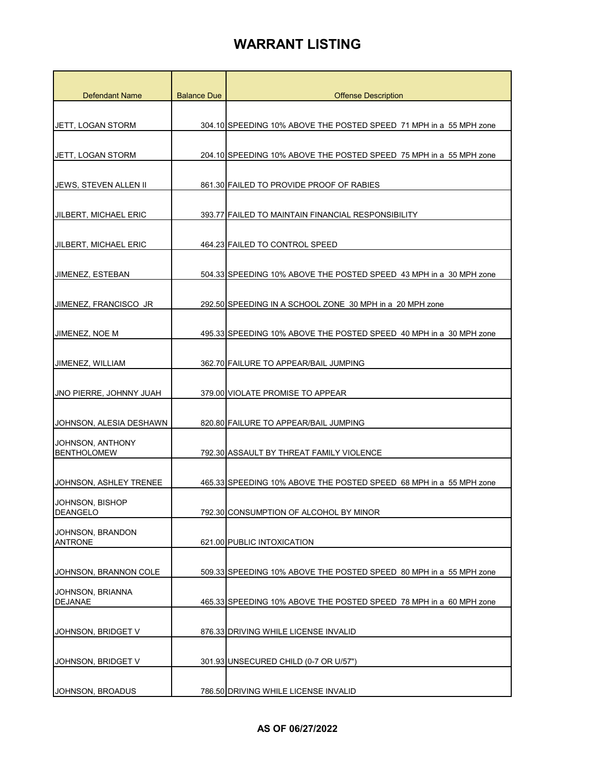# WARRANT LISTING

| Defendant Name | Balance Due | Offense Description |
|---|---|---|
| JETT, LOGAN STORM | 304.10 | SPEEDING 10% ABOVE THE POSTED SPEED 71 MPH in a 55 MPH zone |
| JETT, LOGAN STORM | 204.10 | SPEEDING 10% ABOVE THE POSTED SPEED 75 MPH in a 55 MPH zone |
| JEWS, STEVEN ALLEN II | 861.30 | FAILED TO PROVIDE PROOF OF RABIES |
| JILBERT, MICHAEL ERIC | 393.77 | FAILED TO MAINTAIN FINANCIAL RESPONSIBILITY |
| JILBERT, MICHAEL ERIC | 464.23 | FAILED TO CONTROL SPEED |
| JIMENEZ, ESTEBAN | 504.33 | SPEEDING 10% ABOVE THE POSTED SPEED 43 MPH in a 30 MPH zone |
| JIMENEZ, FRANCISCO JR | 292.50 | SPEEDING IN A SCHOOL ZONE 30 MPH in a 20 MPH zone |
| JIMENEZ, NOE M | 495.33 | SPEEDING 10% ABOVE THE POSTED SPEED 40 MPH in a 30 MPH zone |
| JIMENEZ, WILLIAM | 362.70 | FAILURE TO APPEAR/BAIL JUMPING |
| JNO PIERRE, JOHNNY JUAH | 379.00 | VIOLATE PROMISE TO APPEAR |
| JOHNSON, ALESIA DESHAWN | 820.80 | FAILURE TO APPEAR/BAIL JUMPING |
| JOHNSON, ANTHONY BENTHOLOMEW | 792.30 | ASSAULT BY THREAT FAMILY VIOLENCE |
| JOHNSON, ASHLEY TRENEE | 465.33 | SPEEDING 10% ABOVE THE POSTED SPEED 68 MPH in a 55 MPH zone |
| JOHNSON, BISHOP DEANGELO | 792.30 | CONSUMPTION OF ALCOHOL BY MINOR |
| JOHNSON, BRANDON ANTRONE | 621.00 | PUBLIC INTOXICATION |
| JOHNSON, BRANNON COLE | 509.33 | SPEEDING 10% ABOVE THE POSTED SPEED 80 MPH in a 55 MPH zone |
| JOHNSON, BRIANNA DEJANAE | 465.33 | SPEEDING 10% ABOVE THE POSTED SPEED 78 MPH in a 60 MPH zone |
| JOHNSON, BRIDGET V | 876.33 | DRIVING WHILE LICENSE INVALID |
| JOHNSON, BRIDGET V | 301.93 | UNSECURED CHILD (0-7 OR U/57") |
| JOHNSON, BROADUS | 786.50 | DRIVING WHILE LICENSE INVALID |

**AS OF 06/27/2022**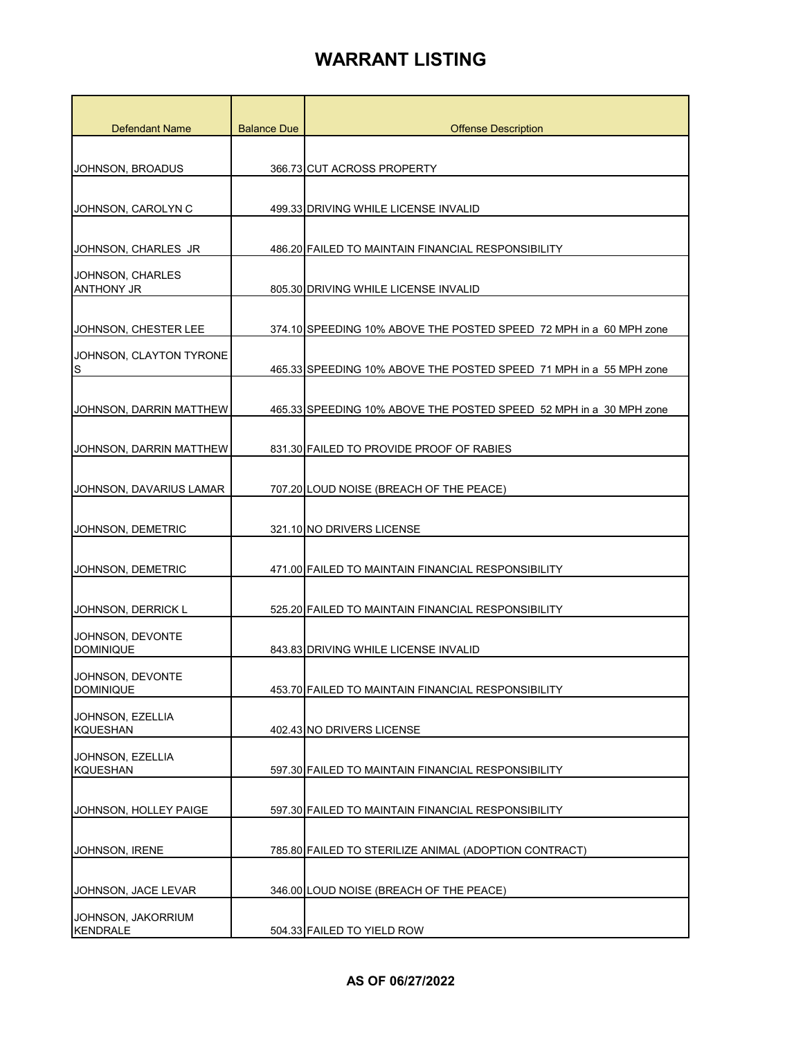# WARRANT LISTING

| Defendant Name | Balance Due | Offense Description |
|---|---|---|
| JOHNSON, BROADUS | 366.73 | CUT ACROSS PROPERTY |
| JOHNSON, CAROLYN C | 499.33 | DRIVING WHILE LICENSE INVALID |
| JOHNSON, CHARLES JR | 486.20 | FAILED TO MAINTAIN FINANCIAL RESPONSIBILITY |
| JOHNSON, CHARLES ANTHONY JR | 805.30 | DRIVING WHILE LICENSE INVALID |
| JOHNSON, CHESTER LEE | 374.10 | SPEEDING 10% ABOVE THE POSTED SPEED 72 MPH in a 60 MPH zone |
| JOHNSON, CLAYTON TYRONE S | 465.33 | SPEEDING 10% ABOVE THE POSTED SPEED 71 MPH in a 55 MPH zone |
| JOHNSON, DARRIN MATTHEW | 465.33 | SPEEDING 10% ABOVE THE POSTED SPEED 52 MPH in a 30 MPH zone |
| JOHNSON, DARRIN MATTHEW | 831.30 | FAILED TO PROVIDE PROOF OF RABIES |
| JOHNSON, DAVARIUS LAMAR | 707.20 | LOUD NOISE (BREACH OF THE PEACE) |
| JOHNSON, DEMETRIC | 321.10 | NO DRIVERS LICENSE |
| JOHNSON, DEMETRIC | 471.00 | FAILED TO MAINTAIN FINANCIAL RESPONSIBILITY |
| JOHNSON, DERRICK L | 525.20 | FAILED TO MAINTAIN FINANCIAL RESPONSIBILITY |
| JOHNSON, DEVONTE DOMINIQUE | 843.83 | DRIVING WHILE LICENSE INVALID |
| JOHNSON, DEVONTE DOMINIQUE | 453.70 | FAILED TO MAINTAIN FINANCIAL RESPONSIBILITY |
| JOHNSON, EZELLIA KQUESHAN | 402.43 | NO DRIVERS LICENSE |
| JOHNSON, EZELLIA KQUESHAN | 597.30 | FAILED TO MAINTAIN FINANCIAL RESPONSIBILITY |
| JOHNSON, HOLLEY PAIGE | 597.30 | FAILED TO MAINTAIN FINANCIAL RESPONSIBILITY |
| JOHNSON, IRENE | 785.80 | FAILED TO STERILIZE ANIMAL (ADOPTION CONTRACT) |
| JOHNSON, JACE LEVAR | 346.00 | LOUD NOISE (BREACH OF THE PEACE) |
| JOHNSON, JAKORRIUM KENDRALE | 504.33 | FAILED TO YIELD ROW |

**AS OF 06/27/2022**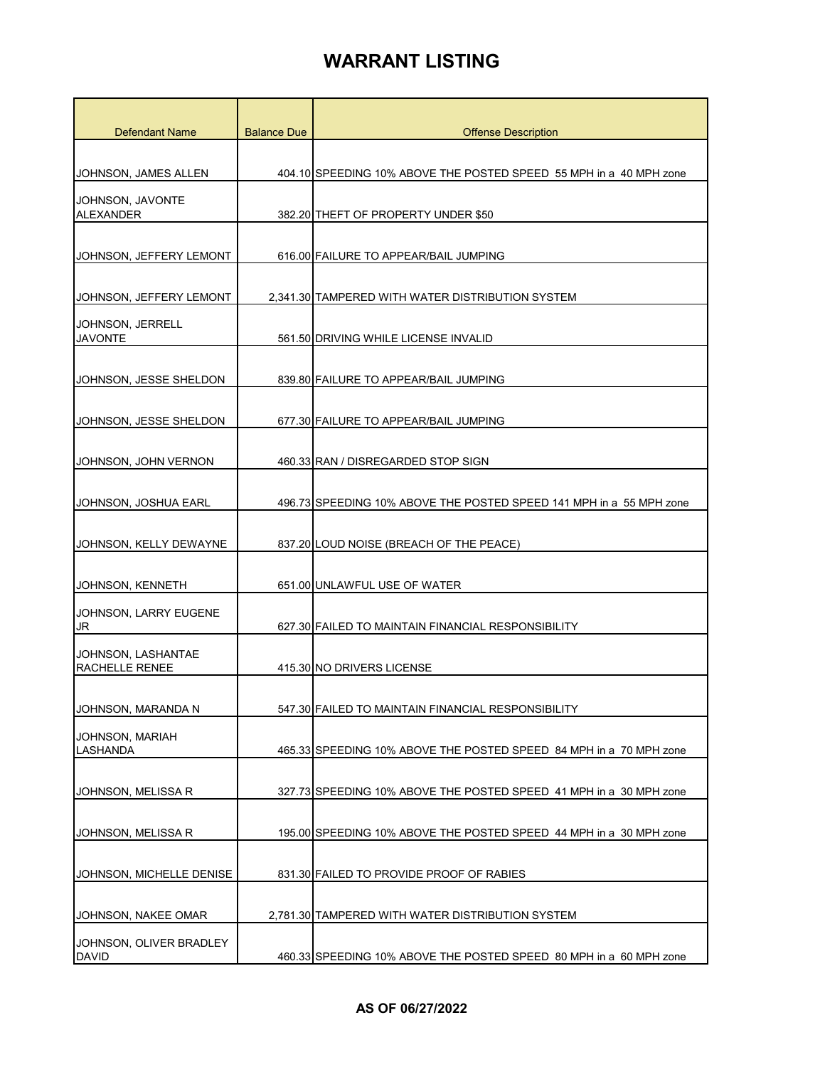# WARRANT LISTING

| Defendant Name | Balance Due | Offense Description |
|---|---|---|
| JOHNSON, JAMES ALLEN | 404.10 | SPEEDING 10% ABOVE THE POSTED SPEED 55 MPH in a 40 MPH zone |
| JOHNSON, JAVONTE ALEXANDER | 382.20 | THEFT OF PROPERTY UNDER $50 |
| JOHNSON, JEFFERY LEMONT | 616.00 | FAILURE TO APPEAR/BAIL JUMPING |
| JOHNSON, JEFFERY LEMONT | 2,341.30 | TAMPERED WITH WATER DISTRIBUTION SYSTEM |
| JOHNSON, JERRELL JAVONTE | 561.50 | DRIVING WHILE LICENSE INVALID |
| JOHNSON, JESSE SHELDON | 839.80 | FAILURE TO APPEAR/BAIL JUMPING |
| JOHNSON, JESSE SHELDON | 677.30 | FAILURE TO APPEAR/BAIL JUMPING |
| JOHNSON, JOHN VERNON | 460.33 | RAN / DISREGARDED STOP SIGN |
| JOHNSON, JOSHUA EARL | 496.73 | SPEEDING 10% ABOVE THE POSTED SPEED 141 MPH in a 55 MPH zone |
| JOHNSON, KELLY DEWAYNE | 837.20 | LOUD NOISE (BREACH OF THE PEACE) |
| JOHNSON, KENNETH | 651.00 | UNLAWFUL USE OF WATER |
| JOHNSON, LARRY EUGENE JR | 627.30 | FAILED TO MAINTAIN FINANCIAL RESPONSIBILITY |
| JOHNSON, LASHANTAE RACHELLE RENEE | 415.30 | NO DRIVERS LICENSE |
| JOHNSON, MARANDA N | 547.30 | FAILED TO MAINTAIN FINANCIAL RESPONSIBILITY |
| JOHNSON, MARIAH LASHANDA | 465.33 | SPEEDING 10% ABOVE THE POSTED SPEED 84 MPH in a 70 MPH zone |
| JOHNSON, MELISSA R | 327.73 | SPEEDING 10% ABOVE THE POSTED SPEED 41 MPH in a 30 MPH zone |
| JOHNSON, MELISSA R | 195.00 | SPEEDING 10% ABOVE THE POSTED SPEED 44 MPH in a 30 MPH zone |
| JOHNSON, MICHELLE DENISE | 831.30 | FAILED TO PROVIDE PROOF OF RABIES |
| JOHNSON, NAKEE OMAR | 2,781.30 | TAMPERED WITH WATER DISTRIBUTION SYSTEM |
| JOHNSON, OLIVER BRADLEY DAVID | 460.33 | SPEEDING 10% ABOVE THE POSTED SPEED 80 MPH in a 60 MPH zone |

**AS OF 06/27/2022**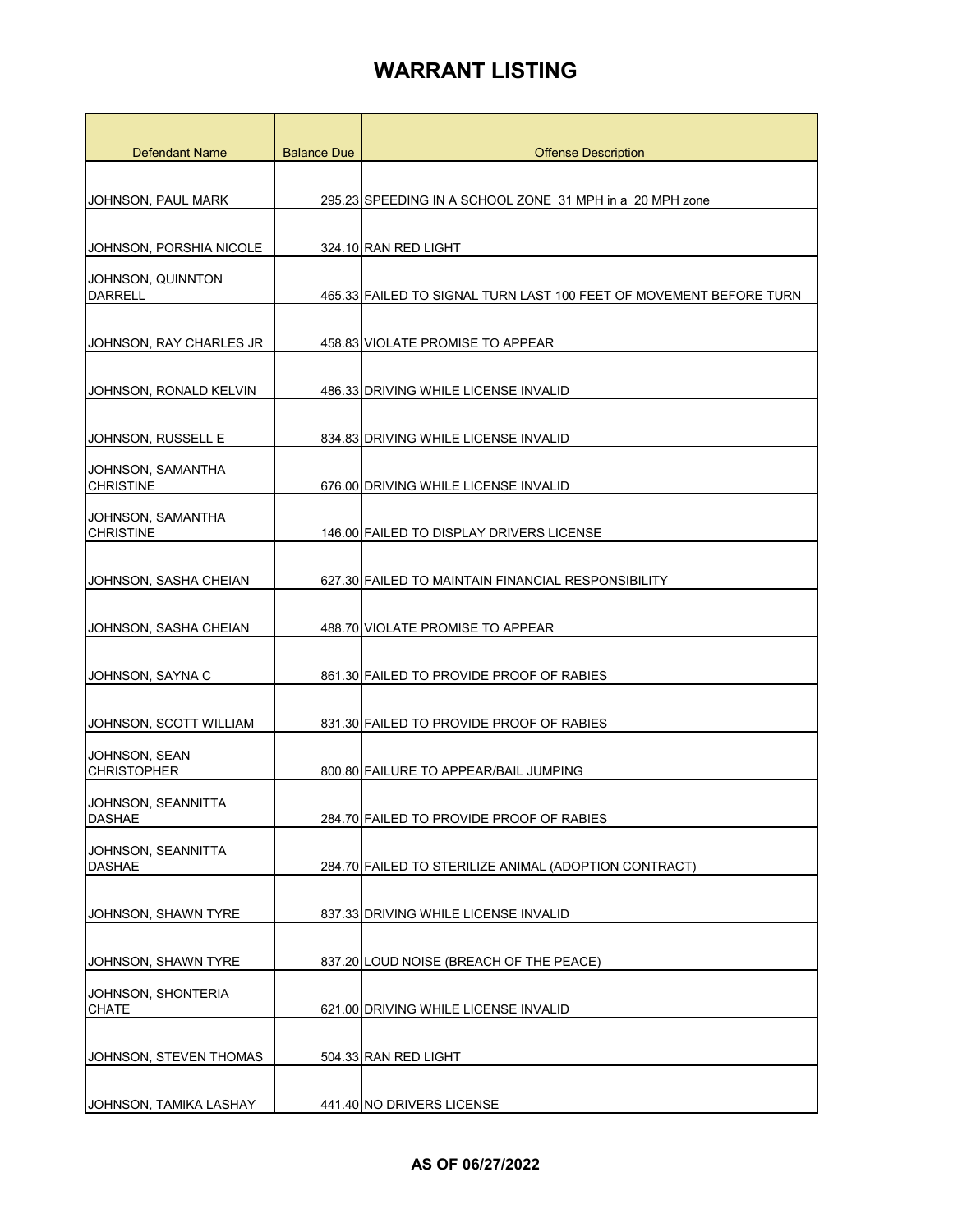# WARRANT LISTING

| Defendant Name | Balance Due | Offense Description |
|---|---|---|
| JOHNSON, PAUL MARK | 295.23 | SPEEDING IN A SCHOOL ZONE 31 MPH in a 20 MPH zone |
| JOHNSON, PORSHIA NICOLE | 324.10 | RAN RED LIGHT |
| JOHNSON, QUINNTON DARRELL | 465.33 | FAILED TO SIGNAL TURN LAST 100 FEET OF MOVEMENT BEFORE TURN |
| JOHNSON, RAY CHARLES JR | 458.83 | VIOLATE PROMISE TO APPEAR |
| JOHNSON, RONALD KELVIN | 486.33 | DRIVING WHILE LICENSE INVALID |
| JOHNSON, RUSSELL E | 834.83 | DRIVING WHILE LICENSE INVALID |
| JOHNSON, SAMANTHA CHRISTINE | 676.00 | DRIVING WHILE LICENSE INVALID |
| JOHNSON, SAMANTHA CHRISTINE | 146.00 | FAILED TO DISPLAY DRIVERS LICENSE |
| JOHNSON, SASHA CHEIAN | 627.30 | FAILED TO MAINTAIN FINANCIAL RESPONSIBILITY |
| JOHNSON, SASHA CHEIAN | 488.70 | VIOLATE PROMISE TO APPEAR |
| JOHNSON, SAYNA C | 861.30 | FAILED TO PROVIDE PROOF OF RABIES |
| JOHNSON, SCOTT WILLIAM | 831.30 | FAILED TO PROVIDE PROOF OF RABIES |
| JOHNSON, SEAN CHRISTOPHER | 800.80 | FAILURE TO APPEAR/BAIL JUMPING |
| JOHNSON, SEANNITTA DASHAE | 284.70 | FAILED TO PROVIDE PROOF OF RABIES |
| JOHNSON, SEANNITTA DASHAE | 284.70 | FAILED TO STERILIZE ANIMAL (ADOPTION CONTRACT) |
| JOHNSON, SHAWN TYRE | 837.33 | DRIVING WHILE LICENSE INVALID |
| JOHNSON, SHAWN TYRE | 837.20 | LOUD NOISE (BREACH OF THE PEACE) |
| JOHNSON, SHONTERIA CHATE | 621.00 | DRIVING WHILE LICENSE INVALID |
| JOHNSON, STEVEN THOMAS | 504.33 | RAN RED LIGHT |
| JOHNSON, TAMIKA LASHAY | 441.40 | NO DRIVERS LICENSE |

**AS OF 06/27/2022**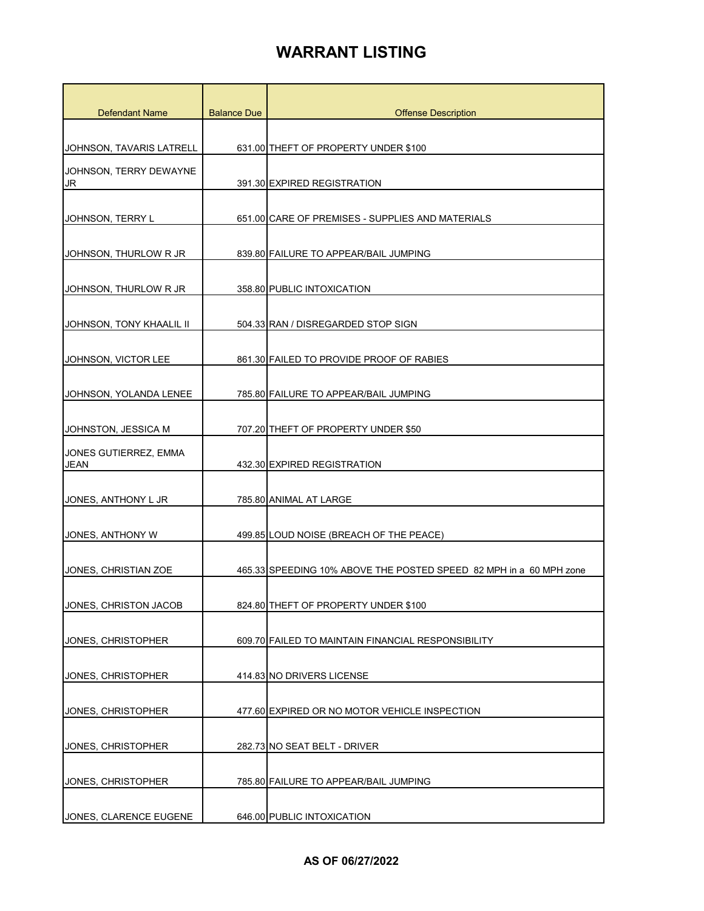# WARRANT LISTING

| Defendant Name | Balance Due | Offense Description |
|---|---|---|
| JOHNSON, TAVARIS LATRELL | 631.00 | THEFT OF PROPERTY UNDER $100 |
| JOHNSON, TERRY DEWAYNE JR | 391.30 | EXPIRED REGISTRATION |
| JOHNSON, TERRY L | 651.00 | CARE OF PREMISES - SUPPLIES AND MATERIALS |
| JOHNSON, THURLOW R JR | 839.80 | FAILURE TO APPEAR/BAIL JUMPING |
| JOHNSON, THURLOW R JR | 358.80 | PUBLIC INTOXICATION |
| JOHNSON, TONY KHAALIL II | 504.33 | RAN / DISREGARDED STOP SIGN |
| JOHNSON, VICTOR LEE | 861.30 | FAILED TO PROVIDE PROOF OF RABIES |
| JOHNSON, YOLANDA LENEE | 785.80 | FAILURE TO APPEAR/BAIL JUMPING |
| JOHNSTON, JESSICA M | 707.20 | THEFT OF PROPERTY UNDER $50 |
| JONES GUTIERREZ, EMMA JEAN | 432.30 | EXPIRED REGISTRATION |
| JONES, ANTHONY L JR | 785.80 | ANIMAL AT LARGE |
| JONES, ANTHONY W | 499.85 | LOUD NOISE (BREACH OF THE PEACE) |
| JONES, CHRISTIAN ZOE | 465.33 | SPEEDING 10% ABOVE THE POSTED SPEED 82 MPH in a 60 MPH zone |
| JONES, CHRISTON JACOB | 824.80 | THEFT OF PROPERTY UNDER $100 |
| JONES, CHRISTOPHER | 609.70 | FAILED TO MAINTAIN FINANCIAL RESPONSIBILITY |
| JONES, CHRISTOPHER | 414.83 | NO DRIVERS LICENSE |
| JONES, CHRISTOPHER | 477.60 | EXPIRED OR NO MOTOR VEHICLE INSPECTION |
| JONES, CHRISTOPHER | 282.73 | NO SEAT BELT - DRIVER |
| JONES, CHRISTOPHER | 785.80 | FAILURE TO APPEAR/BAIL JUMPING |
| JONES, CLARENCE EUGENE | 646.00 | PUBLIC INTOXICATION |

**AS OF 06/27/2022**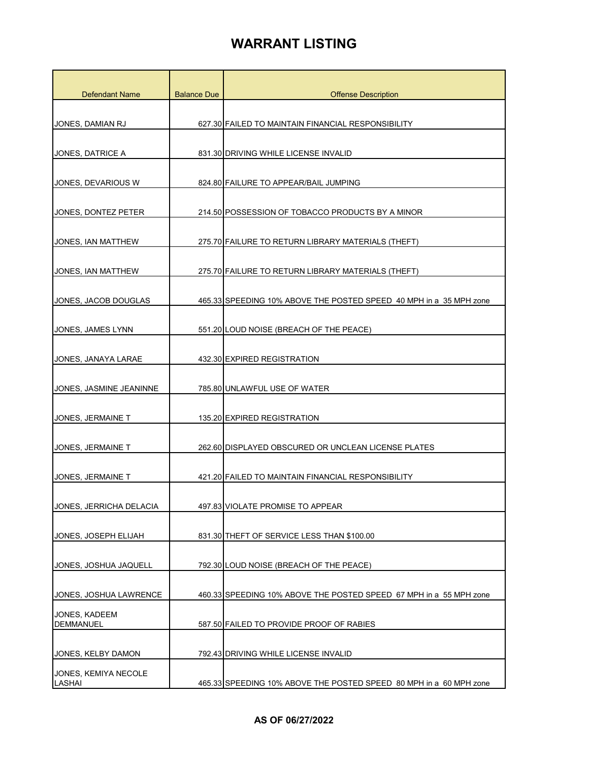# WARRANT LISTING

| Defendant Name | Balance Due | Offense Description |
|---|---|---|
| JONES, DAMIAN RJ | 627.30 | FAILED TO MAINTAIN FINANCIAL RESPONSIBILITY |
| JONES, DATRICE A | 831.30 | DRIVING WHILE LICENSE INVALID |
| JONES, DEVARIOUS W | 824.80 | FAILURE TO APPEAR/BAIL JUMPING |
| JONES, DONTEZ PETER | 214.50 | POSSESSION OF TOBACCO PRODUCTS BY A MINOR |
| JONES, IAN MATTHEW | 275.70 | FAILURE TO RETURN LIBRARY MATERIALS (THEFT) |
| JONES, IAN MATTHEW | 275.70 | FAILURE TO RETURN LIBRARY MATERIALS (THEFT) |
| JONES, JACOB DOUGLAS | 465.33 | SPEEDING 10% ABOVE THE POSTED SPEED 40 MPH in a 35 MPH zone |
| JONES, JAMES LYNN | 551.20 | LOUD NOISE (BREACH OF THE PEACE) |
| JONES, JANAYA LARAE | 432.30 | EXPIRED REGISTRATION |
| JONES, JASMINE JEANINNE | 785.80 | UNLAWFUL USE OF WATER |
| JONES, JERMAINE T | 135.20 | EXPIRED REGISTRATION |
| JONES, JERMAINE T | 262.60 | DISPLAYED OBSCURED OR UNCLEAN LICENSE PLATES |
| JONES, JERMAINE T | 421.20 | FAILED TO MAINTAIN FINANCIAL RESPONSIBILITY |
| JONES, JERRICHA DELACIA | 497.83 | VIOLATE PROMISE TO APPEAR |
| JONES, JOSEPH ELIJAH | 831.30 | THEFT OF SERVICE LESS THAN $100.00 |
| JONES, JOSHUA JAQUELL | 792.30 | LOUD NOISE (BREACH OF THE PEACE) |
| JONES, JOSHUA LAWRENCE | 460.33 | SPEEDING 10% ABOVE THE POSTED SPEED 67 MPH in a 55 MPH zone |
| JONES, KADEEM DEMMANUEL | 587.50 | FAILED TO PROVIDE PROOF OF RABIES |
| JONES, KELBY DAMON | 792.43 | DRIVING WHILE LICENSE INVALID |
| JONES, KEMIYA NECOLE LASHAI | 465.33 | SPEEDING 10% ABOVE THE POSTED SPEED 80 MPH in a 60 MPH zone |

**AS OF 06/27/2022**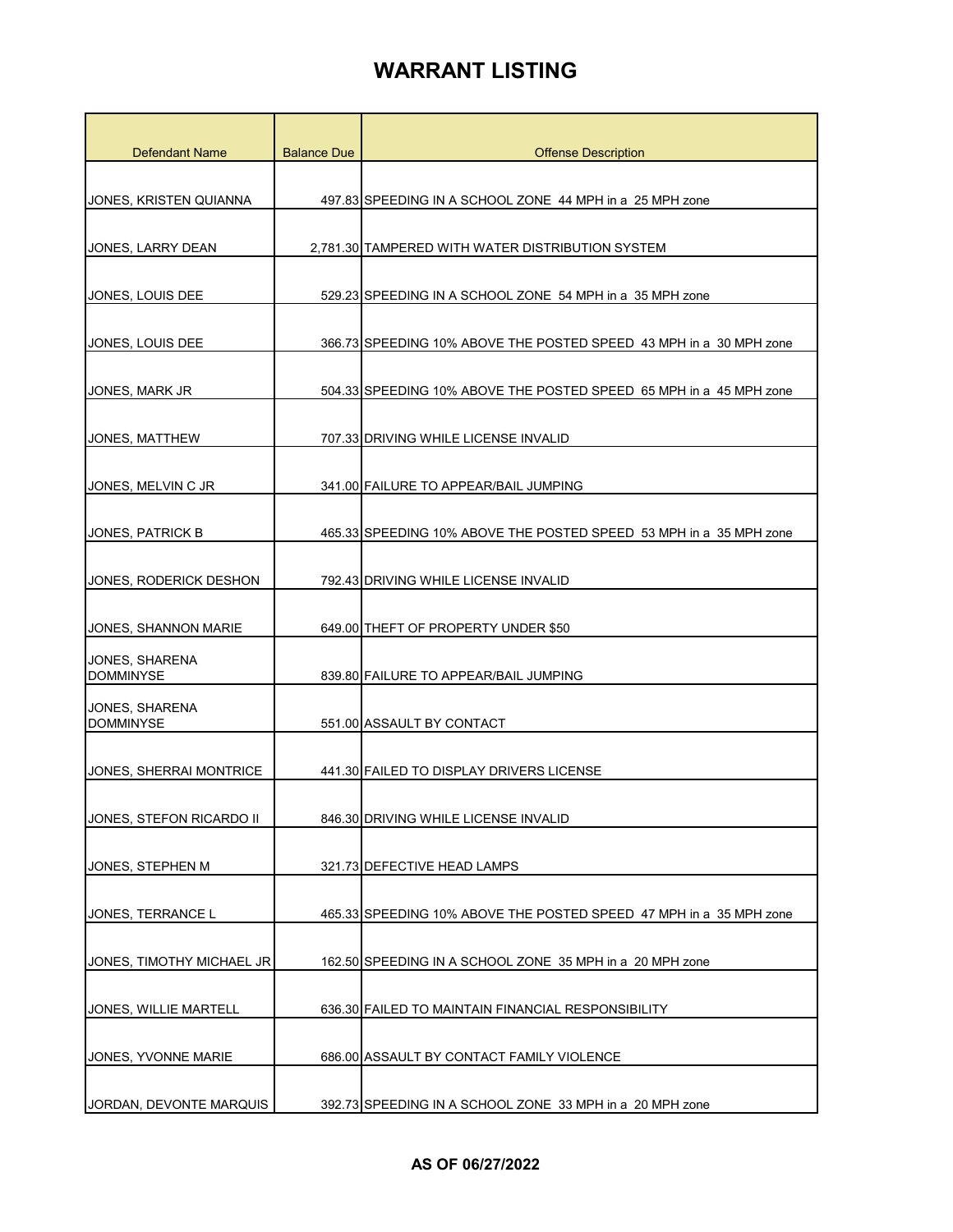# WARRANT LISTING

| Defendant Name | Balance Due | Offense Description |
|---|---|---|
| JONES, KRISTEN QUIANNA | 497.83 | SPEEDING IN A SCHOOL ZONE 44 MPH in a 25 MPH zone |
| JONES, LARRY DEAN | 2,781.30 | TAMPERED WITH WATER DISTRIBUTION SYSTEM |
| JONES, LOUIS DEE | 529.23 | SPEEDING IN A SCHOOL ZONE 54 MPH in a 35 MPH zone |
| JONES, LOUIS DEE | 366.73 | SPEEDING 10% ABOVE THE POSTED SPEED 43 MPH in a 30 MPH zone |
| JONES, MARK JR | 504.33 | SPEEDING 10% ABOVE THE POSTED SPEED 65 MPH in a 45 MPH zone |
| JONES, MATTHEW | 707.33 | DRIVING WHILE LICENSE INVALID |
| JONES, MELVIN C JR | 341.00 | FAILURE TO APPEAR/BAIL JUMPING |
| JONES, PATRICK B | 465.33 | SPEEDING 10% ABOVE THE POSTED SPEED 53 MPH in a 35 MPH zone |
| JONES, RODERICK DESHON | 792.43 | DRIVING WHILE LICENSE INVALID |
| JONES, SHANNON MARIE | 649.00 | THEFT OF PROPERTY UNDER $50 |
| JONES, SHARENA DOMMINYSE | 839.80 | FAILURE TO APPEAR/BAIL JUMPING |
| JONES, SHARENA DOMMINYSE | 551.00 | ASSAULT BY CONTACT |
| JONES, SHERRAI MONTRICE | 441.30 | FAILED TO DISPLAY DRIVERS LICENSE |
| JONES, STEFON RICARDO II | 846.30 | DRIVING WHILE LICENSE INVALID |
| JONES, STEPHEN M | 321.73 | DEFECTIVE HEAD LAMPS |
| JONES, TERRANCE L | 465.33 | SPEEDING 10% ABOVE THE POSTED SPEED 47 MPH in a 35 MPH zone |
| JONES, TIMOTHY MICHAEL JR | 162.50 | SPEEDING IN A SCHOOL ZONE 35 MPH in a 20 MPH zone |
| JONES, WILLIE MARTELL | 636.30 | FAILED TO MAINTAIN FINANCIAL RESPONSIBILITY |
| JONES, YVONNE MARIE | 686.00 | ASSAULT BY CONTACT FAMILY VIOLENCE |
| JORDAN, DEVONTE MARQUIS | 392.73 | SPEEDING IN A SCHOOL ZONE 33 MPH in a 20 MPH zone |

**AS OF 06/27/2022**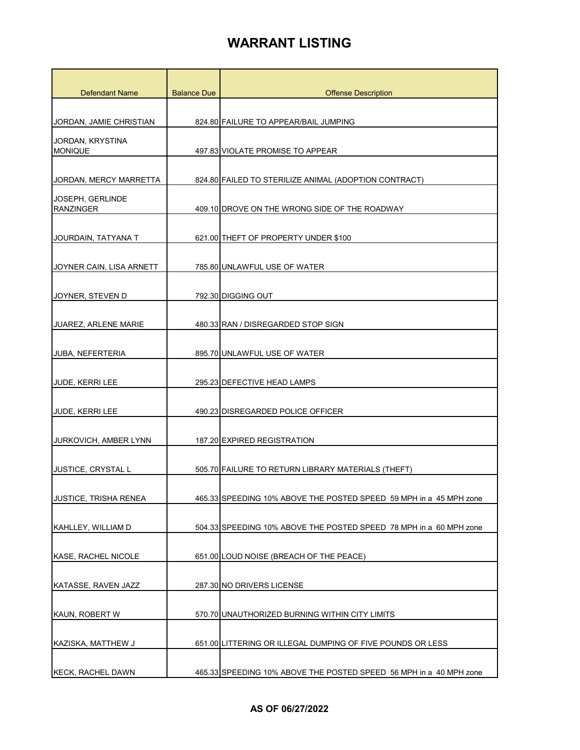# WARRANT LISTING

| Defendant Name | Balance Due | Offense Description |
|---|---|---|
| JORDAN, JAMIE CHRISTIAN | 824.80 | FAILURE TO APPEAR/BAIL JUMPING |
| JORDAN, KRYSTINA MONIQUE | 497.83 | VIOLATE PROMISE TO APPEAR |
| JORDAN, MERCY MARRETTA | 824.80 | FAILED TO STERILIZE ANIMAL (ADOPTION CONTRACT) |
| JOSEPH, GERLINDE RANZINGER | 409.10 | DROVE ON THE WRONG SIDE OF THE ROADWAY |
| JOURDAIN, TATYANA T | 621.00 | THEFT OF PROPERTY UNDER $100 |
| JOYNER CAIN, LISA ARNETT | 785.80 | UNLAWFUL USE OF WATER |
| JOYNER, STEVEN D | 792.30 | DIGGING OUT |
| JUAREZ, ARLENE MARIE | 480.33 | RAN / DISREGARDED STOP SIGN |
| JUBA, NEFERTERIA | 895.70 | UNLAWFUL USE OF WATER |
| JUDE, KERRI LEE | 295.23 | DEFECTIVE HEAD LAMPS |
| JUDE, KERRI LEE | 490.23 | DISREGARDED POLICE OFFICER |
| JURKOVICH, AMBER LYNN | 187.20 | EXPIRED REGISTRATION |
| JUSTICE, CRYSTAL L | 505.70 | FAILURE TO RETURN LIBRARY MATERIALS (THEFT) |
| JUSTICE, TRISHA RENEA | 465.33 | SPEEDING 10% ABOVE THE POSTED SPEED 59 MPH in a 45 MPH zone |
| KAHLLEY, WILLIAM D | 504.33 | SPEEDING 10% ABOVE THE POSTED SPEED 78 MPH in a 60 MPH zone |
| KASE, RACHEL NICOLE | 651.00 | LOUD NOISE (BREACH OF THE PEACE) |
| KATASSE, RAVEN JAZZ | 287.30 | NO DRIVERS LICENSE |
| KAUN, ROBERT W | 570.70 | UNAUTHORIZED BURNING WITHIN CITY LIMITS |
| KAZISKA, MATTHEW J | 651.00 | LITTERING OR ILLEGAL DUMPING OF FIVE POUNDS OR LESS |
| KECK, RACHEL DAWN | 465.33 | SPEEDING 10% ABOVE THE POSTED SPEED 56 MPH in a 40 MPH zone |

**AS OF 06/27/2022**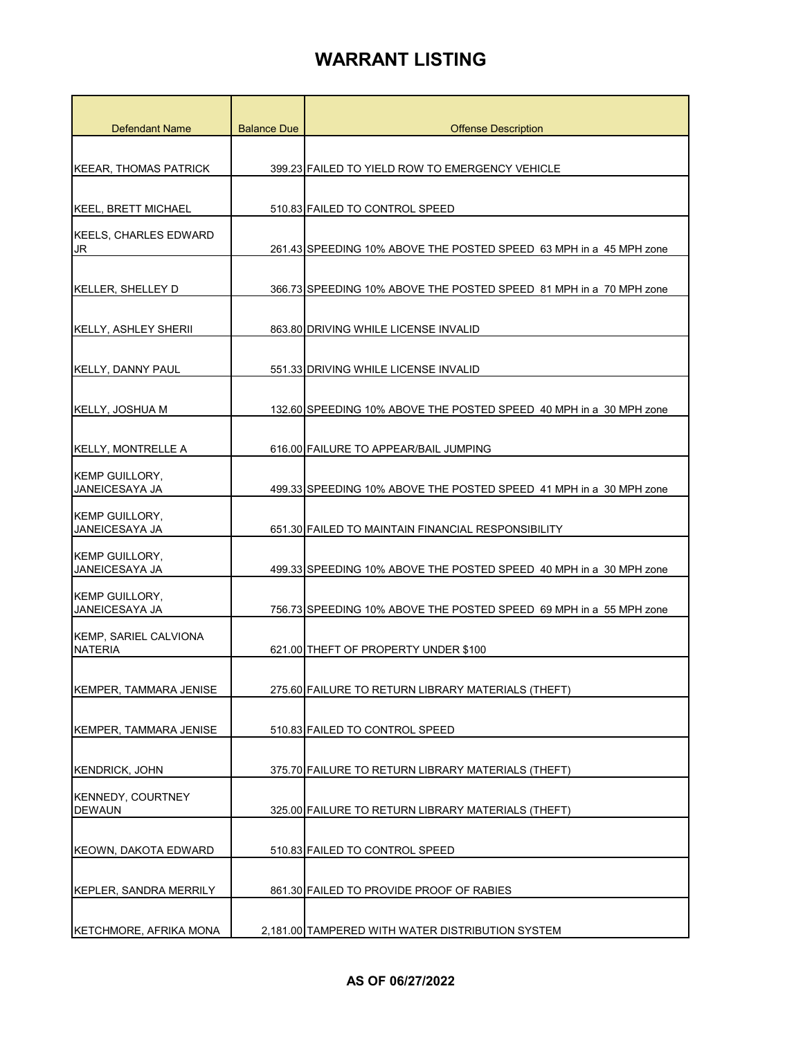# WARRANT LISTING

| Defendant Name | Balance Due | Offense Description |
|---|---|---|
| KEEAR, THOMAS PATRICK | 399.23 | FAILED TO YIELD ROW TO EMERGENCY VEHICLE |
| KEEL, BRETT MICHAEL | 510.83 | FAILED TO CONTROL SPEED |
| KEELS, CHARLES EDWARD JR | 261.43 | SPEEDING 10% ABOVE THE POSTED SPEED 63 MPH in a 45 MPH zone |
| KELLER, SHELLEY D | 366.73 | SPEEDING 10% ABOVE THE POSTED SPEED 81 MPH in a 70 MPH zone |
| KELLY, ASHLEY SHERII | 863.80 | DRIVING WHILE LICENSE INVALID |
| KELLY, DANNY PAUL | 551.33 | DRIVING WHILE LICENSE INVALID |
| KELLY, JOSHUA M | 132.60 | SPEEDING 10% ABOVE THE POSTED SPEED 40 MPH in a 30 MPH zone |
| KELLY, MONTRELLE A | 616.00 | FAILURE TO APPEAR/BAIL JUMPING |
| KEMP GUILLORY, JANEICESAYA JA | 499.33 | SPEEDING 10% ABOVE THE POSTED SPEED 41 MPH in a 30 MPH zone |
| KEMP GUILLORY, JANEICESAYA JA | 651.30 | FAILED TO MAINTAIN FINANCIAL RESPONSIBILITY |
| KEMP GUILLORY, JANEICESAYA JA | 499.33 | SPEEDING 10% ABOVE THE POSTED SPEED 40 MPH in a 30 MPH zone |
| KEMP GUILLORY, JANEICESAYA JA | 756.73 | SPEEDING 10% ABOVE THE POSTED SPEED 69 MPH in a 55 MPH zone |
| KEMP, SARIEL CALVIONA NATERIA | 621.00 | THEFT OF PROPERTY UNDER $100 |
| KEMPER, TAMMARA JENISE | 275.60 | FAILURE TO RETURN LIBRARY MATERIALS (THEFT) |
| KEMPER, TAMMARA JENISE | 510.83 | FAILED TO CONTROL SPEED |
| KENDRICK, JOHN | 375.70 | FAILURE TO RETURN LIBRARY MATERIALS (THEFT) |
| KENNEDY, COURTNEY DEWAUN | 325.00 | FAILURE TO RETURN LIBRARY MATERIALS (THEFT) |
| KEOWN, DAKOTA EDWARD | 510.83 | FAILED TO CONTROL SPEED |
| KEPLER, SANDRA MERRILY | 861.30 | FAILED TO PROVIDE PROOF OF RABIES |
| KETCHMORE, AFRIKA MONA | 2,181.00 | TAMPERED WITH WATER DISTRIBUTION SYSTEM |

**AS OF 06/27/2022**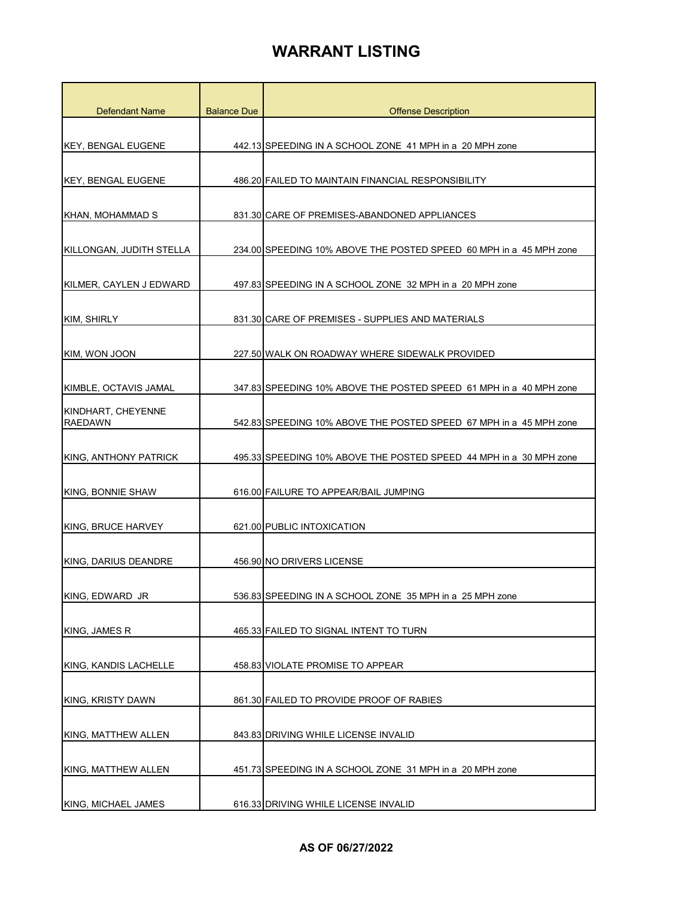# WARRANT LISTING

| Defendant Name | Balance Due | Offense Description |
|---|---|---|
| KEY, BENGAL EUGENE | 442.13 | SPEEDING IN A SCHOOL ZONE 41 MPH in a 20 MPH zone |
| KEY, BENGAL EUGENE | 486.20 | FAILED TO MAINTAIN FINANCIAL RESPONSIBILITY |
| KHAN, MOHAMMAD S | 831.30 | CARE OF PREMISES-ABANDONED APPLIANCES |
| KILLONGAN, JUDITH STELLA | 234.00 | SPEEDING 10% ABOVE THE POSTED SPEED 60 MPH in a 45 MPH zone |
| KILMER, CAYLEN J EDWARD | 497.83 | SPEEDING IN A SCHOOL ZONE 32 MPH in a 20 MPH zone |
| KIM, SHIRLY | 831.30 | CARE OF PREMISES - SUPPLIES AND MATERIALS |
| KIM, WON JOON | 227.50 | WALK ON ROADWAY WHERE SIDEWALK PROVIDED |
| KIMBLE, OCTAVIS JAMAL | 347.83 | SPEEDING 10% ABOVE THE POSTED SPEED 61 MPH in a 40 MPH zone |
| KINDHART, CHEYENNE RAEDAWN | 542.83 | SPEEDING 10% ABOVE THE POSTED SPEED 67 MPH in a 45 MPH zone |
| KING, ANTHONY PATRICK | 495.33 | SPEEDING 10% ABOVE THE POSTED SPEED 44 MPH in a 30 MPH zone |
| KING, BONNIE SHAW | 616.00 | FAILURE TO APPEAR/BAIL JUMPING |
| KING, BRUCE HARVEY | 621.00 | PUBLIC INTOXICATION |
| KING, DARIUS DEANDRE | 456.90 | NO DRIVERS LICENSE |
| KING, EDWARD JR | 536.83 | SPEEDING IN A SCHOOL ZONE 35 MPH in a 25 MPH zone |
| KING, JAMES R | 465.33 | FAILED TO SIGNAL INTENT TO TURN |
| KING, KANDIS LACHELLE | 458.83 | VIOLATE PROMISE TO APPEAR |
| KING, KRISTY DAWN | 861.30 | FAILED TO PROVIDE PROOF OF RABIES |
| KING, MATTHEW ALLEN | 843.83 | DRIVING WHILE LICENSE INVALID |
| KING, MATTHEW ALLEN | 451.73 | SPEEDING IN A SCHOOL ZONE 31 MPH in a 20 MPH zone |
| KING, MICHAEL JAMES | 616.33 | DRIVING WHILE LICENSE INVALID |

**AS OF 06/27/2022**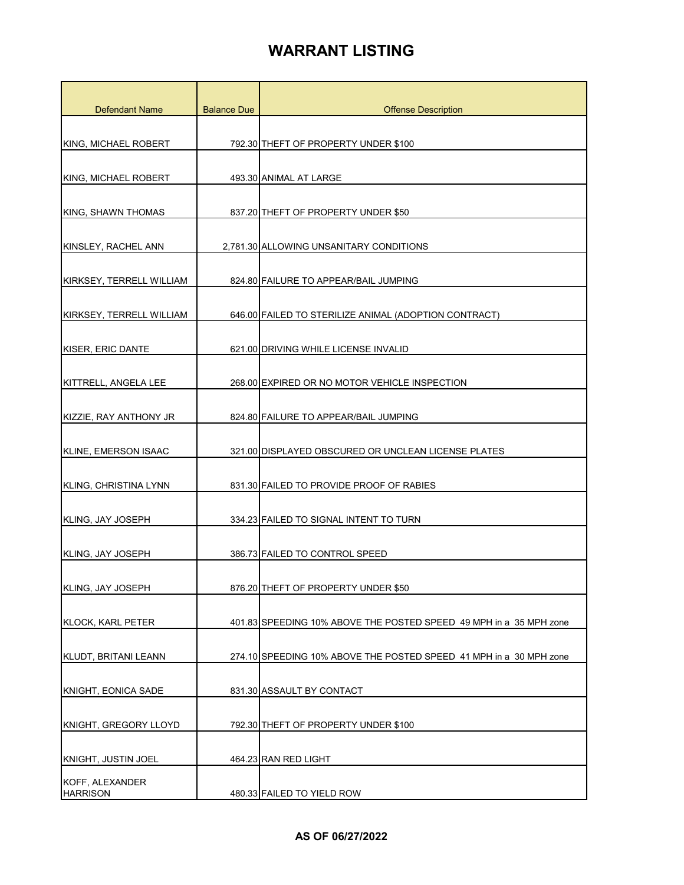# WARRANT LISTING

| Defendant Name | Balance Due | Offense Description |
| --- | --- | --- |
| KING, MICHAEL ROBERT | 792.30 | THEFT OF PROPERTY UNDER $100 |
| KING, MICHAEL ROBERT | 493.30 | ANIMAL AT LARGE |
| KING, SHAWN THOMAS | 837.20 | THEFT OF PROPERTY UNDER $50 |
| KINSLEY, RACHEL ANN | 2,781.30 | ALLOWING UNSANITARY CONDITIONS |
| KIRKSEY, TERRELL WILLIAM | 824.80 | FAILURE TO APPEAR/BAIL JUMPING |
| KIRKSEY, TERRELL WILLIAM | 646.00 | FAILED TO STERILIZE ANIMAL (ADOPTION CONTRACT) |
| KISER, ERIC DANTE | 621.00 | DRIVING WHILE LICENSE INVALID |
| KITTRELL, ANGELA LEE | 268.00 | EXPIRED OR NO MOTOR VEHICLE INSPECTION |
| KIZZIE, RAY ANTHONY JR | 824.80 | FAILURE TO APPEAR/BAIL JUMPING |
| KLINE, EMERSON ISAAC | 321.00 | DISPLAYED OBSCURED OR UNCLEAN LICENSE PLATES |
| KLING, CHRISTINA LYNN | 831.30 | FAILED TO PROVIDE PROOF OF RABIES |
| KLING, JAY JOSEPH | 334.23 | FAILED TO SIGNAL INTENT TO TURN |
| KLING, JAY JOSEPH | 386.73 | FAILED TO CONTROL SPEED |
| KLING, JAY JOSEPH | 876.20 | THEFT OF PROPERTY UNDER $50 |
| KLOCK, KARL PETER | 401.83 | SPEEDING 10% ABOVE THE POSTED SPEED 49 MPH in a 35 MPH zone |
| KLUDT, BRITANI LEANN | 274.10 | SPEEDING 10% ABOVE THE POSTED SPEED 41 MPH in a 30 MPH zone |
| KNIGHT, EONICA SADE | 831.30 | ASSAULT BY CONTACT |
| KNIGHT, GREGORY LLOYD | 792.30 | THEFT OF PROPERTY UNDER $100 |
| KNIGHT, JUSTIN JOEL | 464.23 | RAN RED LIGHT |
| KOFF, ALEXANDER HARRISON | 480.33 | FAILED TO YIELD ROW |

**AS OF 06/27/2022**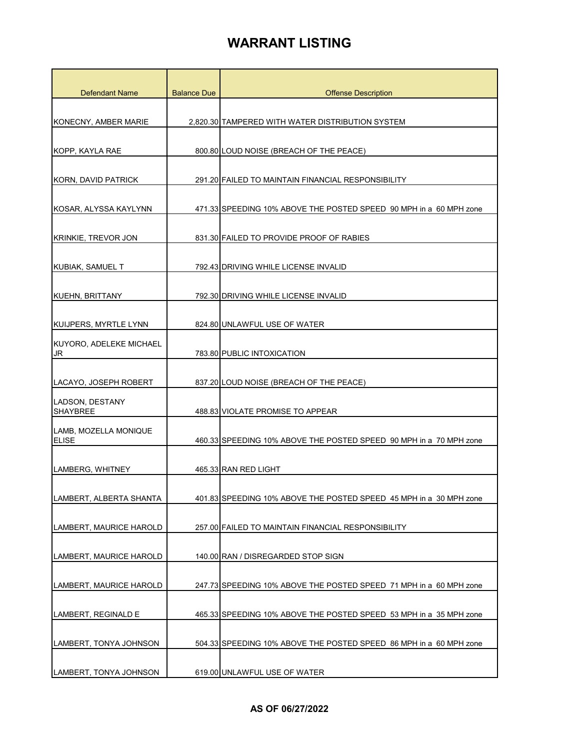# WARRANT LISTING

| Defendant Name | Balance Due | Offense Description |
|---|---|---|
| KONECNY, AMBER MARIE | 2,820.30 | TAMPERED WITH WATER DISTRIBUTION SYSTEM |
| KOPP, KAYLA RAE | 800.80 | LOUD NOISE (BREACH OF THE PEACE) |
| KORN, DAVID PATRICK | 291.20 | FAILED TO MAINTAIN FINANCIAL RESPONSIBILITY |
| KOSAR, ALYSSA KAYLYNN | 471.33 | SPEEDING 10% ABOVE THE POSTED SPEED 90 MPH in a 60 MPH zone |
| KRINKIE, TREVOR JON | 831.30 | FAILED TO PROVIDE PROOF OF RABIES |
| KUBIAK, SAMUEL T | 792.43 | DRIVING WHILE LICENSE INVALID |
| KUEHN, BRITTANY | 792.30 | DRIVING WHILE LICENSE INVALID |
| KUIJPERS, MYRTLE LYNN | 824.80 | UNLAWFUL USE OF WATER |
| KUYORO, ADELEKE MICHAEL JR | 783.80 | PUBLIC INTOXICATION |
| LACAYO, JOSEPH ROBERT | 837.20 | LOUD NOISE (BREACH OF THE PEACE) |
| LADSON, DESTANY SHAYBREE | 488.83 | VIOLATE PROMISE TO APPEAR |
| LAMB, MOZELLA MONIQUE ELISE | 460.33 | SPEEDING 10% ABOVE THE POSTED SPEED 90 MPH in a 70 MPH zone |
| LAMBERG, WHITNEY | 465.33 | RAN RED LIGHT |
| LAMBERT, ALBERTA SHANTA | 401.83 | SPEEDING 10% ABOVE THE POSTED SPEED 45 MPH in a 30 MPH zone |
| LAMBERT, MAURICE HAROLD | 257.00 | FAILED TO MAINTAIN FINANCIAL RESPONSIBILITY |
| LAMBERT, MAURICE HAROLD | 140.00 | RAN / DISREGARDED STOP SIGN |
| LAMBERT, MAURICE HAROLD | 247.73 | SPEEDING 10% ABOVE THE POSTED SPEED 71 MPH in a 60 MPH zone |
| LAMBERT, REGINALD E | 465.33 | SPEEDING 10% ABOVE THE POSTED SPEED 53 MPH in a 35 MPH zone |
| LAMBERT, TONYA JOHNSON | 504.33 | SPEEDING 10% ABOVE THE POSTED SPEED 86 MPH in a 60 MPH zone |
| LAMBERT, TONYA JOHNSON | 619.00 | UNLAWFUL USE OF WATER |

**AS OF 06/27/2022**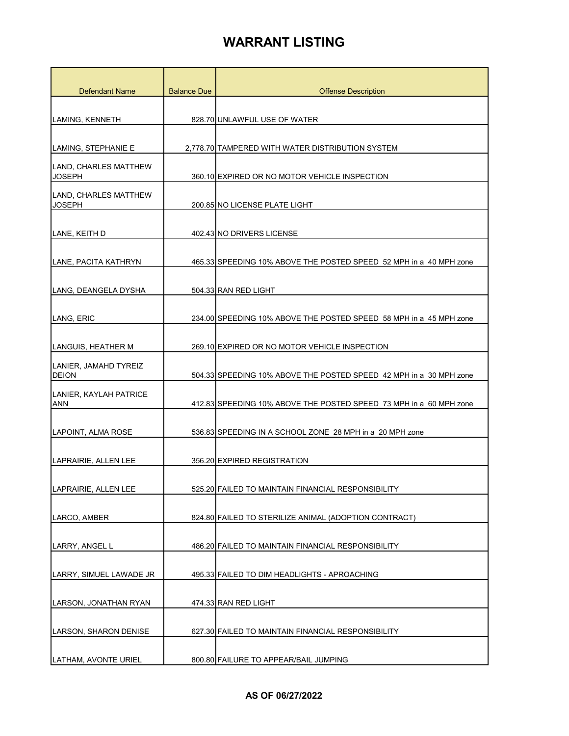# WARRANT LISTING

| Defendant Name | Balance Due | Offense Description |
|---|---|---|
| LAMING, KENNETH | 828.70 | UNLAWFUL USE OF WATER |
| LAMING, STEPHANIE E | 2,778.70 | TAMPERED WITH WATER DISTRIBUTION SYSTEM |
| LAND, CHARLES MATTHEW JOSEPH | 360.10 | EXPIRED OR NO MOTOR VEHICLE INSPECTION |
| LAND, CHARLES MATTHEW JOSEPH | 200.85 | NO LICENSE PLATE LIGHT |
| LANE, KEITH D | 402.43 | NO DRIVERS LICENSE |
| LANE, PACITA KATHRYN | 465.33 | SPEEDING 10% ABOVE THE POSTED SPEED 52 MPH in a 40 MPH zone |
| LANG, DEANGELA DYSHA | 504.33 | RAN RED LIGHT |
| LANG, ERIC | 234.00 | SPEEDING 10% ABOVE THE POSTED SPEED 58 MPH in a 45 MPH zone |
| LANGUIS, HEATHER M | 269.10 | EXPIRED OR NO MOTOR VEHICLE INSPECTION |
| LANIER, JAMAHD TYREIZ DEION | 504.33 | SPEEDING 10% ABOVE THE POSTED SPEED 42 MPH in a 30 MPH zone |
| LANIER, KAYLAH PATRICE ANN | 412.83 | SPEEDING 10% ABOVE THE POSTED SPEED 73 MPH in a 60 MPH zone |
| LAPOINT, ALMA ROSE | 536.83 | SPEEDING IN A SCHOOL ZONE 28 MPH in a 20 MPH zone |
| LAPRAIRIE, ALLEN LEE | 356.20 | EXPIRED REGISTRATION |
| LAPRAIRIE, ALLEN LEE | 525.20 | FAILED TO MAINTAIN FINANCIAL RESPONSIBILITY |
| LARCO, AMBER | 824.80 | FAILED TO STERILIZE ANIMAL (ADOPTION CONTRACT) |
| LARRY, ANGEL L | 486.20 | FAILED TO MAINTAIN FINANCIAL RESPONSIBILITY |
| LARRY, SIMUEL LAWADE JR | 495.33 | FAILED TO DIM HEADLIGHTS - APROACHING |
| LARSON, JONATHAN RYAN | 474.33 | RAN RED LIGHT |
| LARSON, SHARON DENISE | 627.30 | FAILED TO MAINTAIN FINANCIAL RESPONSIBILITY |
| LATHAM, AVONTE URIEL | 800.80 | FAILURE TO APPEAR/BAIL JUMPING |

**AS OF 06/27/2022**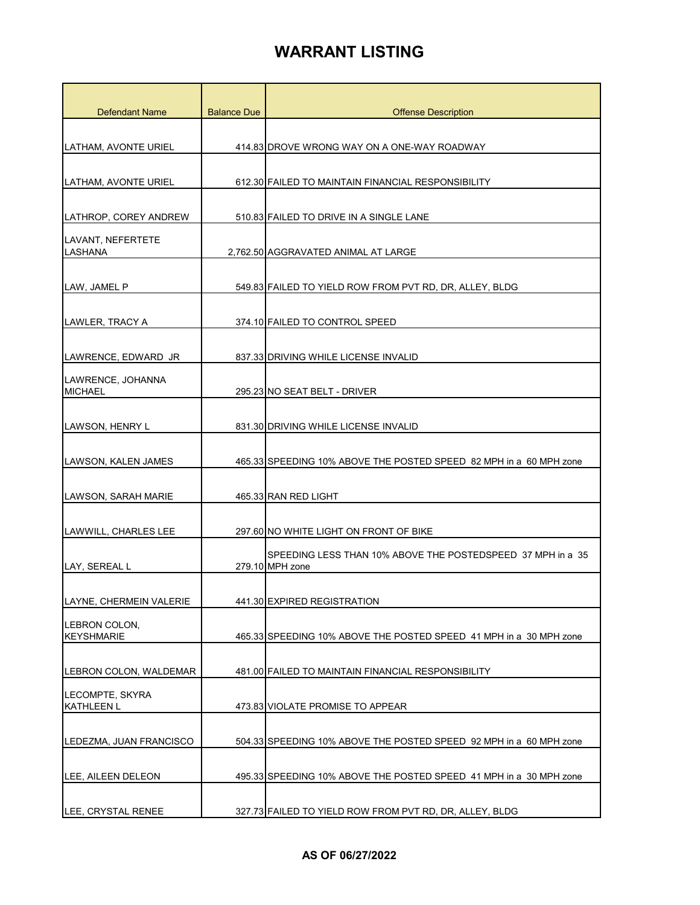# WARRANT LISTING

| Defendant Name | Balance Due | Offense Description |
|---|---|---|
| LATHAM, AVONTE URIEL | 414.83 | DROVE WRONG WAY ON A ONE-WAY ROADWAY |
| LATHAM, AVONTE URIEL | 612.30 | FAILED TO MAINTAIN FINANCIAL RESPONSIBILITY |
| LATHROP, COREY ANDREW | 510.83 | FAILED TO DRIVE IN A SINGLE LANE |
| LAVANT, NEFERTETE LASHANA | 2,762.50 | AGGRAVATED ANIMAL AT LARGE |
| LAW, JAMEL P | 549.83 | FAILED TO YIELD ROW FROM PVT RD, DR, ALLEY, BLDG |
| LAWLER, TRACY A | 374.10 | FAILED TO CONTROL SPEED |
| LAWRENCE, EDWARD JR | 837.33 | DRIVING WHILE LICENSE INVALID |
| LAWRENCE, JOHANNA MICHAEL | 295.23 | NO SEAT BELT - DRIVER |
| LAWSON, HENRY L | 831.30 | DRIVING WHILE LICENSE INVALID |
| LAWSON, KALEN JAMES | 465.33 | SPEEDING 10% ABOVE THE POSTED SPEED 82 MPH in a 60 MPH zone |
| LAWSON, SARAH MARIE | 465.33 | RAN RED LIGHT |
| LAWWILL, CHARLES LEE | 297.60 | NO WHITE LIGHT ON FRONT OF BIKE |
| LAY, SEREAL L | 279.10 | SPEEDING LESS THAN 10% ABOVE THE POSTEDSPEED 37 MPH in a 35 MPH zone |
| LAYNE, CHERMEIN VALERIE | 441.30 | EXPIRED REGISTRATION |
| LEBRON COLON, KEYSHMARIE | 465.33 | SPEEDING 10% ABOVE THE POSTED SPEED 41 MPH in a 30 MPH zone |
| LEBRON COLON, WALDEMAR | 481.00 | FAILED TO MAINTAIN FINANCIAL RESPONSIBILITY |
| LECOMPTE, SKYRA KATHLEEN L | 473.83 | VIOLATE PROMISE TO APPEAR |
| LEDEZMA, JUAN FRANCISCO | 504.33 | SPEEDING 10% ABOVE THE POSTED SPEED 92 MPH in a 60 MPH zone |
| LEE, AILEEN DELEON | 495.33 | SPEEDING 10% ABOVE THE POSTED SPEED 41 MPH in a 30 MPH zone |
| LEE, CRYSTAL RENEE | 327.73 | FAILED TO YIELD ROW FROM PVT RD, DR, ALLEY, BLDG |

**AS OF 06/27/2022**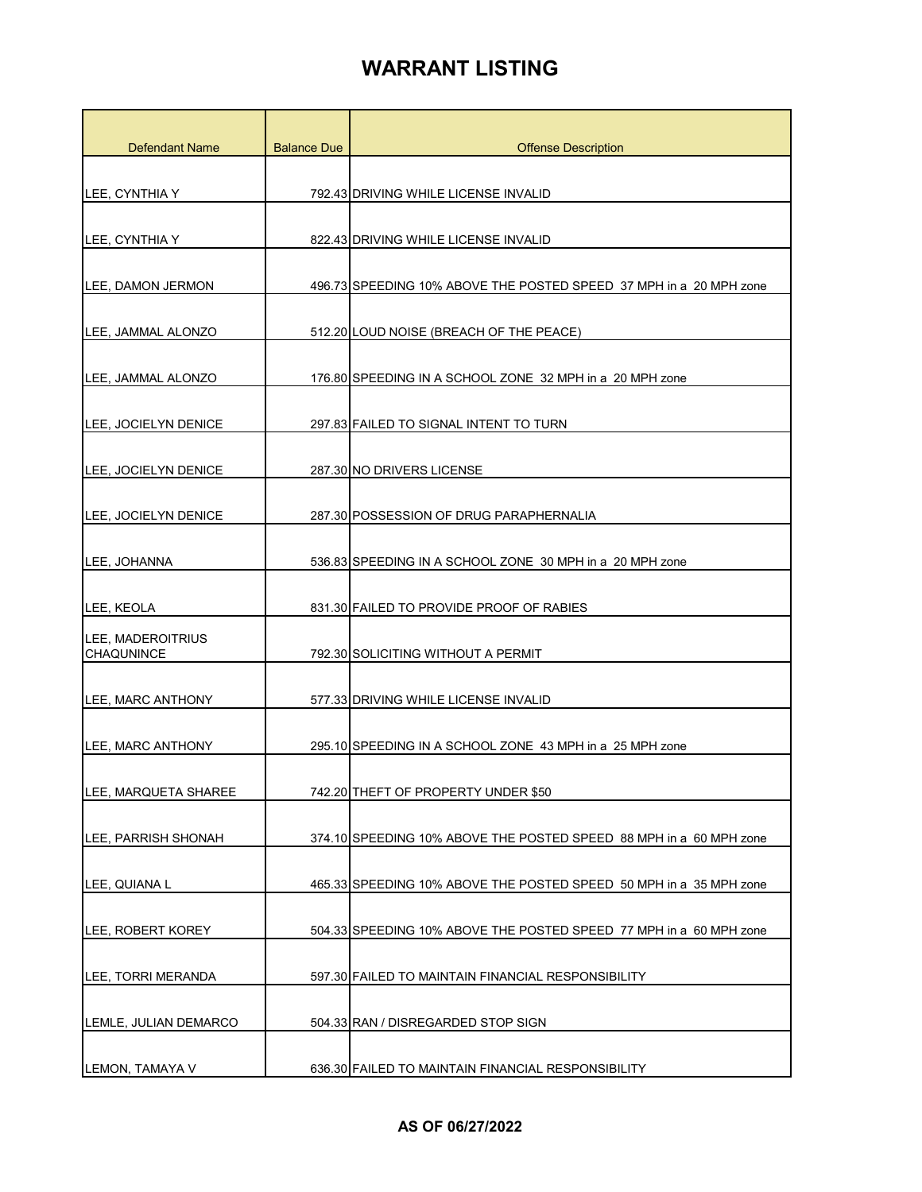# WARRANT LISTING

| Defendant Name | Balance Due | Offense Description |
|---|---|---|
| LEE, CYNTHIA Y | 792.43 | DRIVING WHILE LICENSE INVALID |
| LEE, CYNTHIA Y | 822.43 | DRIVING WHILE LICENSE INVALID |
| LEE, DAMON JERMON | 496.73 | SPEEDING 10% ABOVE THE POSTED SPEED 37 MPH in a 20 MPH zone |
| LEE, JAMMAL ALONZO | 512.20 | LOUD NOISE (BREACH OF THE PEACE) |
| LEE, JAMMAL ALONZO | 176.80 | SPEEDING IN A SCHOOL ZONE 32 MPH in a 20 MPH zone |
| LEE, JOCIELYN DENICE | 297.83 | FAILED TO SIGNAL INTENT TO TURN |
| LEE, JOCIELYN DENICE | 287.30 | NO DRIVERS LICENSE |
| LEE, JOCIELYN DENICE | 287.30 | POSSESSION OF DRUG PARAPHERNALIA |
| LEE, JOHANNA | 536.83 | SPEEDING IN A SCHOOL ZONE 30 MPH in a 20 MPH zone |
| LEE, KEOLA | 831.30 | FAILED TO PROVIDE PROOF OF RABIES |
| LEE, MADEROITRIUS CHAQUNINCE | 792.30 | SOLICITING WITHOUT A PERMIT |
| LEE, MARC ANTHONY | 577.33 | DRIVING WHILE LICENSE INVALID |
| LEE, MARC ANTHONY | 295.10 | SPEEDING IN A SCHOOL ZONE 43 MPH in a 25 MPH zone |
| LEE, MARQUETA SHAREE | 742.20 | THEFT OF PROPERTY UNDER $50 |
| LEE, PARRISH SHONAH | 374.10 | SPEEDING 10% ABOVE THE POSTED SPEED 88 MPH in a 60 MPH zone |
| LEE, QUIANA L | 465.33 | SPEEDING 10% ABOVE THE POSTED SPEED 50 MPH in a 35 MPH zone |
| LEE, ROBERT KOREY | 504.33 | SPEEDING 10% ABOVE THE POSTED SPEED 77 MPH in a 60 MPH zone |
| LEE, TORRI MERANDA | 597.30 | FAILED TO MAINTAIN FINANCIAL RESPONSIBILITY |
| LEMLE, JULIAN DEMARCO | 504.33 | RAN / DISREGARDED STOP SIGN |
| LEMON, TAMAYA V | 636.30 | FAILED TO MAINTAIN FINANCIAL RESPONSIBILITY |

**AS OF 06/27/2022**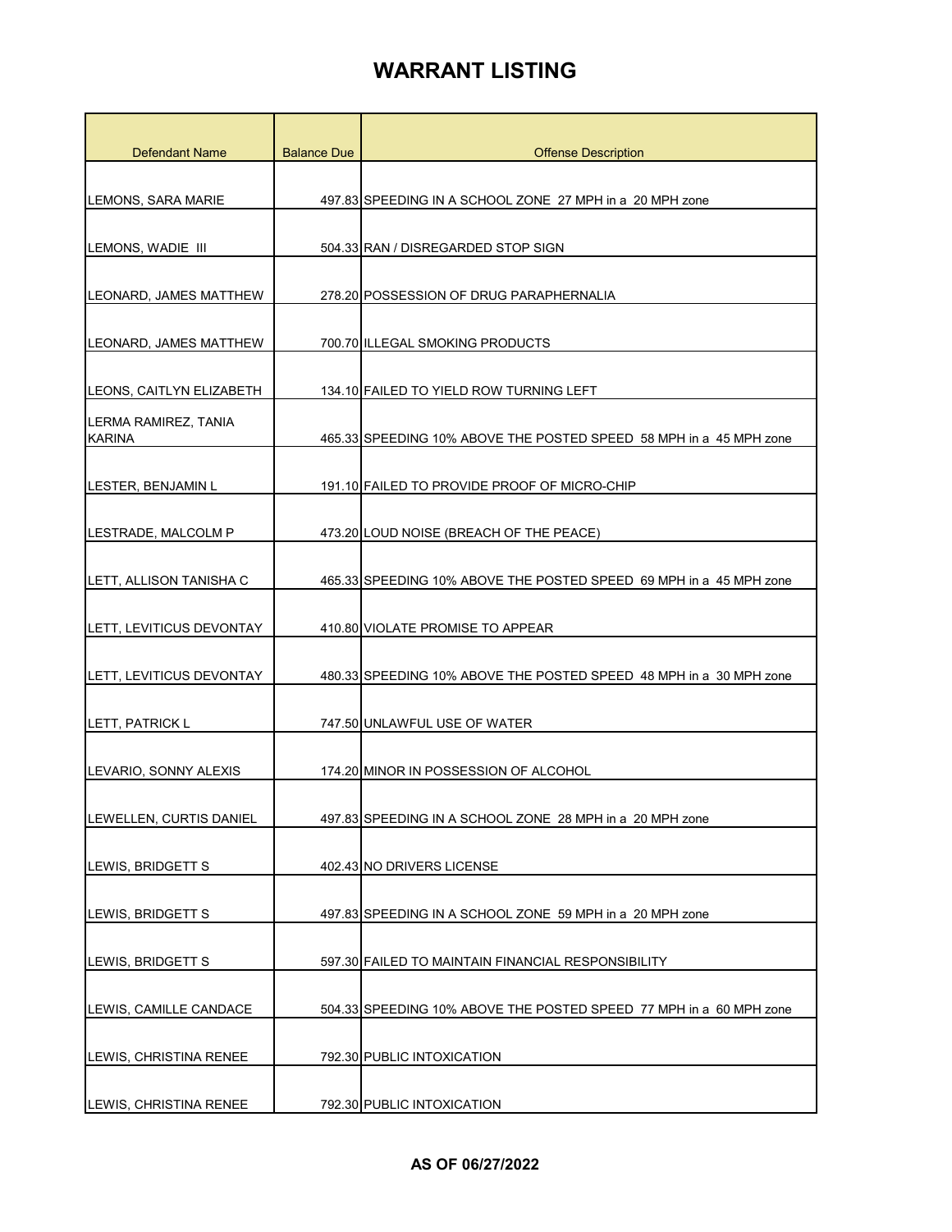# WARRANT LISTING

| Defendant Name | Balance Due | Offense Description |
|---|---|---|
| LEMONS, SARA MARIE | 497.83 | SPEEDING IN A SCHOOL ZONE 27 MPH in a 20 MPH zone |
| LEMONS, WADIE III | 504.33 | RAN / DISREGARDED STOP SIGN |
| LEONARD, JAMES MATTHEW | 278.20 | POSSESSION OF DRUG PARAPHERNALIA |
| LEONARD, JAMES MATTHEW | 700.70 | ILLEGAL SMOKING PRODUCTS |
| LEONS, CAITLYN ELIZABETH | 134.10 | FAILED TO YIELD ROW TURNING LEFT |
| LERMA RAMIREZ, TANIA KARINA | 465.33 | SPEEDING 10% ABOVE THE POSTED SPEED 58 MPH in a 45 MPH zone |
| LESTER, BENJAMIN L | 191.10 | FAILED TO PROVIDE PROOF OF MICRO-CHIP |
| LESTRADE, MALCOLM P | 473.20 | LOUD NOISE (BREACH OF THE PEACE) |
| LETT, ALLISON TANISHA C | 465.33 | SPEEDING 10% ABOVE THE POSTED SPEED 69 MPH in a 45 MPH zone |
| LETT, LEVITICUS DEVONTAY | 410.80 | VIOLATE PROMISE TO APPEAR |
| LETT, LEVITICUS DEVONTAY | 480.33 | SPEEDING 10% ABOVE THE POSTED SPEED 48 MPH in a 30 MPH zone |
| LETT, PATRICK L | 747.50 | UNLAWFUL USE OF WATER |
| LEVARIO, SONNY ALEXIS | 174.20 | MINOR IN POSSESSION OF ALCOHOL |
| LEWELLEN, CURTIS DANIEL | 497.83 | SPEEDING IN A SCHOOL ZONE 28 MPH in a 20 MPH zone |
| LEWIS, BRIDGETT S | 402.43 | NO DRIVERS LICENSE |
| LEWIS, BRIDGETT S | 497.83 | SPEEDING IN A SCHOOL ZONE 59 MPH in a 20 MPH zone |
| LEWIS, BRIDGETT S | 597.30 | FAILED TO MAINTAIN FINANCIAL RESPONSIBILITY |
| LEWIS, CAMILLE CANDACE | 504.33 | SPEEDING 10% ABOVE THE POSTED SPEED 77 MPH in a 60 MPH zone |
| LEWIS, CHRISTINA RENEE | 792.30 | PUBLIC INTOXICATION |
| LEWIS, CHRISTINA RENEE | 792.30 | PUBLIC INTOXICATION |

**AS OF 06/27/2022**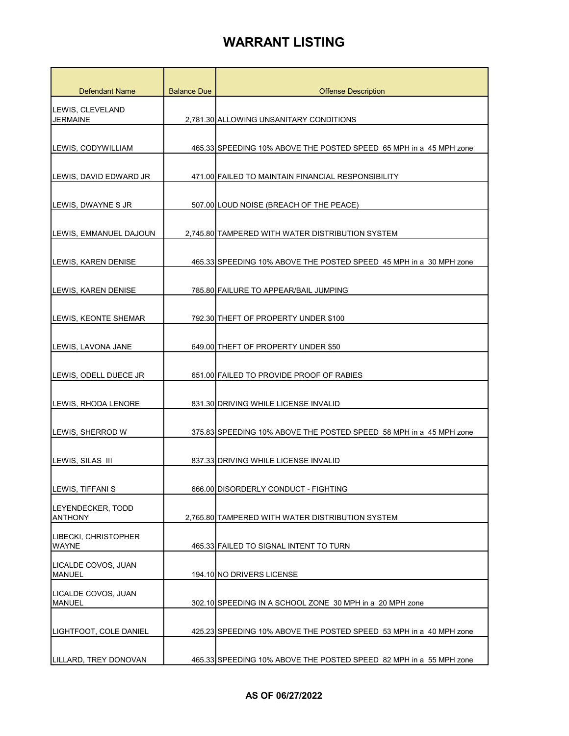# WARRANT LISTING

| Defendant Name | Balance Due | Offense Description |
|---|---|---|
| LEWIS, CLEVELAND JERMAINE | 2,781.30 | ALLOWING UNSANITARY CONDITIONS |
| LEWIS, CODYWILLIAM | 465.33 | SPEEDING 10% ABOVE THE POSTED SPEED 65 MPH in a 45 MPH zone |
| LEWIS, DAVID EDWARD JR | 471.00 | FAILED TO MAINTAIN FINANCIAL RESPONSIBILITY |
| LEWIS, DWAYNE S JR | 507.00 | LOUD NOISE (BREACH OF THE PEACE) |
| LEWIS, EMMANUEL DAJOUN | 2,745.80 | TAMPERED WITH WATER DISTRIBUTION SYSTEM |
| LEWIS, KAREN DENISE | 465.33 | SPEEDING 10% ABOVE THE POSTED SPEED 45 MPH in a 30 MPH zone |
| LEWIS, KAREN DENISE | 785.80 | FAILURE TO APPEAR/BAIL JUMPING |
| LEWIS, KEONTE SHEMAR | 792.30 | THEFT OF PROPERTY UNDER $100 |
| LEWIS, LAVONA JANE | 649.00 | THEFT OF PROPERTY UNDER $50 |
| LEWIS, ODELL DUECE JR | 651.00 | FAILED TO PROVIDE PROOF OF RABIES |
| LEWIS, RHODA LENORE | 831.30 | DRIVING WHILE LICENSE INVALID |
| LEWIS, SHERROD W | 375.83 | SPEEDING 10% ABOVE THE POSTED SPEED 58 MPH in a 45 MPH zone |
| LEWIS, SILAS III | 837.33 | DRIVING WHILE LICENSE INVALID |
| LEWIS, TIFFANI S | 666.00 | DISORDERLY CONDUCT - FIGHTING |
| LEYENDECKER, TODD ANTHONY | 2,765.80 | TAMPERED WITH WATER DISTRIBUTION SYSTEM |
| LIBECKI, CHRISTOPHER WAYNE | 465.33 | FAILED TO SIGNAL INTENT TO TURN |
| LICALDE COVOS, JUAN MANUEL | 194.10 | NO DRIVERS LICENSE |
| LICALDE COVOS, JUAN MANUEL | 302.10 | SPEEDING IN A SCHOOL ZONE 30 MPH in a 20 MPH zone |
| LIGHTFOOT, COLE DANIEL | 425.23 | SPEEDING 10% ABOVE THE POSTED SPEED 53 MPH in a 40 MPH zone |
| LILLARD, TREY DONOVAN | 465.33 | SPEEDING 10% ABOVE THE POSTED SPEED 82 MPH in a 55 MPH zone |

**AS OF 06/27/2022**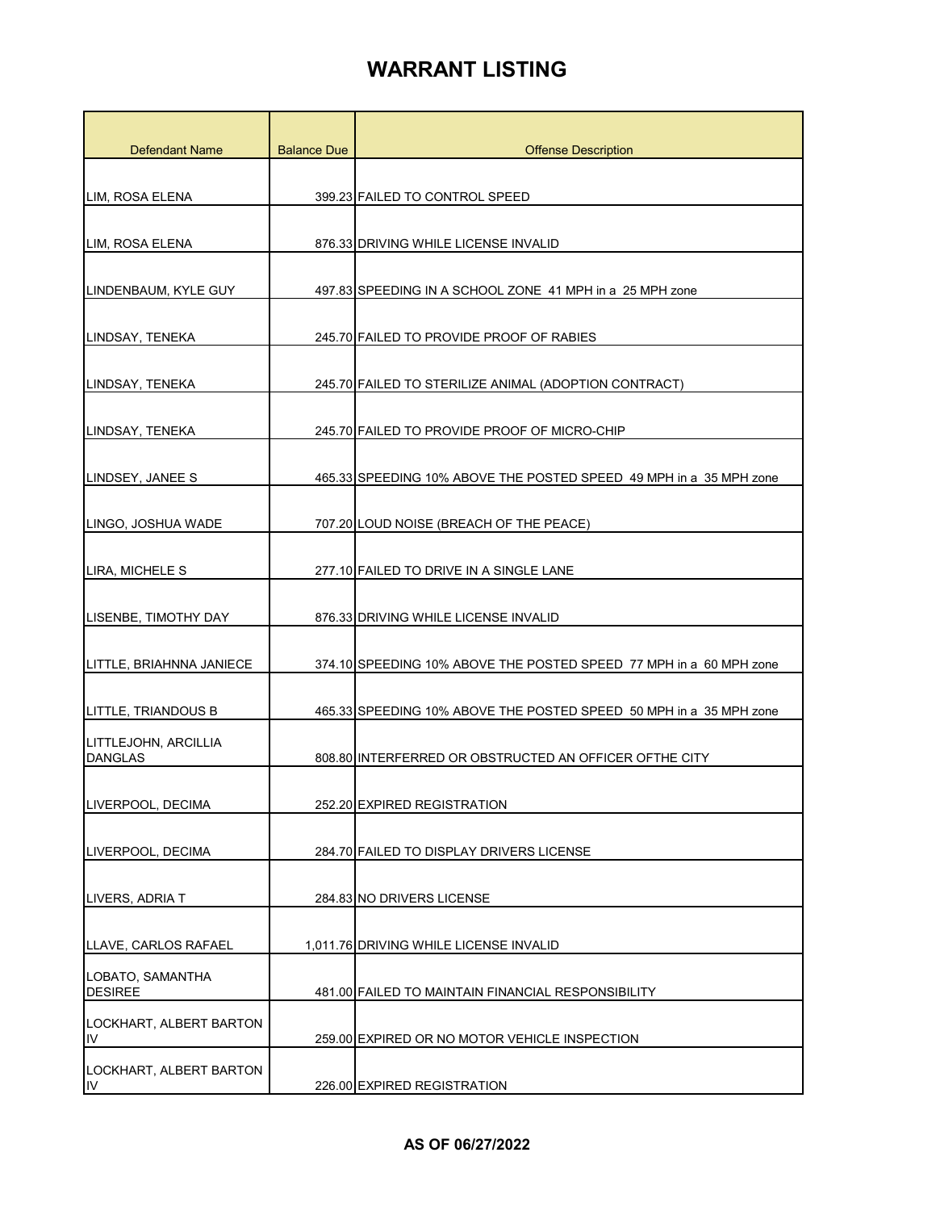# WARRANT LISTING

| Defendant Name | Balance Due | Offense Description |
|---|---|---|
| LIM, ROSA ELENA | 399.23 | FAILED TO CONTROL SPEED |
| LIM, ROSA ELENA | 876.33 | DRIVING WHILE LICENSE INVALID |
| LINDENBAUM, KYLE GUY | 497.83 | SPEEDING IN A SCHOOL ZONE 41 MPH in a 25 MPH zone |
| LINDSAY, TENEKA | 245.70 | FAILED TO PROVIDE PROOF OF RABIES |
| LINDSAY, TENEKA | 245.70 | FAILED TO STERILIZE ANIMAL (ADOPTION CONTRACT) |
| LINDSAY, TENEKA | 245.70 | FAILED TO PROVIDE PROOF OF MICRO-CHIP |
| LINDSEY, JANEE S | 465.33 | SPEEDING 10% ABOVE THE POSTED SPEED 49 MPH in a 35 MPH zone |
| LINGO, JOSHUA WADE | 707.20 | LOUD NOISE (BREACH OF THE PEACE) |
| LIRA, MICHELE S | 277.10 | FAILED TO DRIVE IN A SINGLE LANE |
| LISENBE, TIMOTHY DAY | 876.33 | DRIVING WHILE LICENSE INVALID |
| LITTLE, BRIAHNNA JANIECE | 374.10 | SPEEDING 10% ABOVE THE POSTED SPEED 77 MPH in a 60 MPH zone |
| LITTLE, TRIANDOUS B | 465.33 | SPEEDING 10% ABOVE THE POSTED SPEED 50 MPH in a 35 MPH zone |
| LITTLEJOHN, ARCILLIA DANGLAS | 808.80 | INTERFERRED OR OBSTRUCTED AN OFFICER OFTHE CITY |
| LIVERPOOL, DECIMA | 252.20 | EXPIRED REGISTRATION |
| LIVERPOOL, DECIMA | 284.70 | FAILED TO DISPLAY DRIVERS LICENSE |
| LIVERS, ADRIA T | 284.83 | NO DRIVERS LICENSE |
| LLAVE, CARLOS RAFAEL | 1,011.76 | DRIVING WHILE LICENSE INVALID |
| LOBATO, SAMANTHA DESIREE | 481.00 | FAILED TO MAINTAIN FINANCIAL RESPONSIBILITY |
| LOCKHART, ALBERT BARTON IV | 259.00 | EXPIRED OR NO MOTOR VEHICLE INSPECTION |
| LOCKHART, ALBERT BARTON IV | 226.00 | EXPIRED REGISTRATION |

**AS OF 06/27/2022**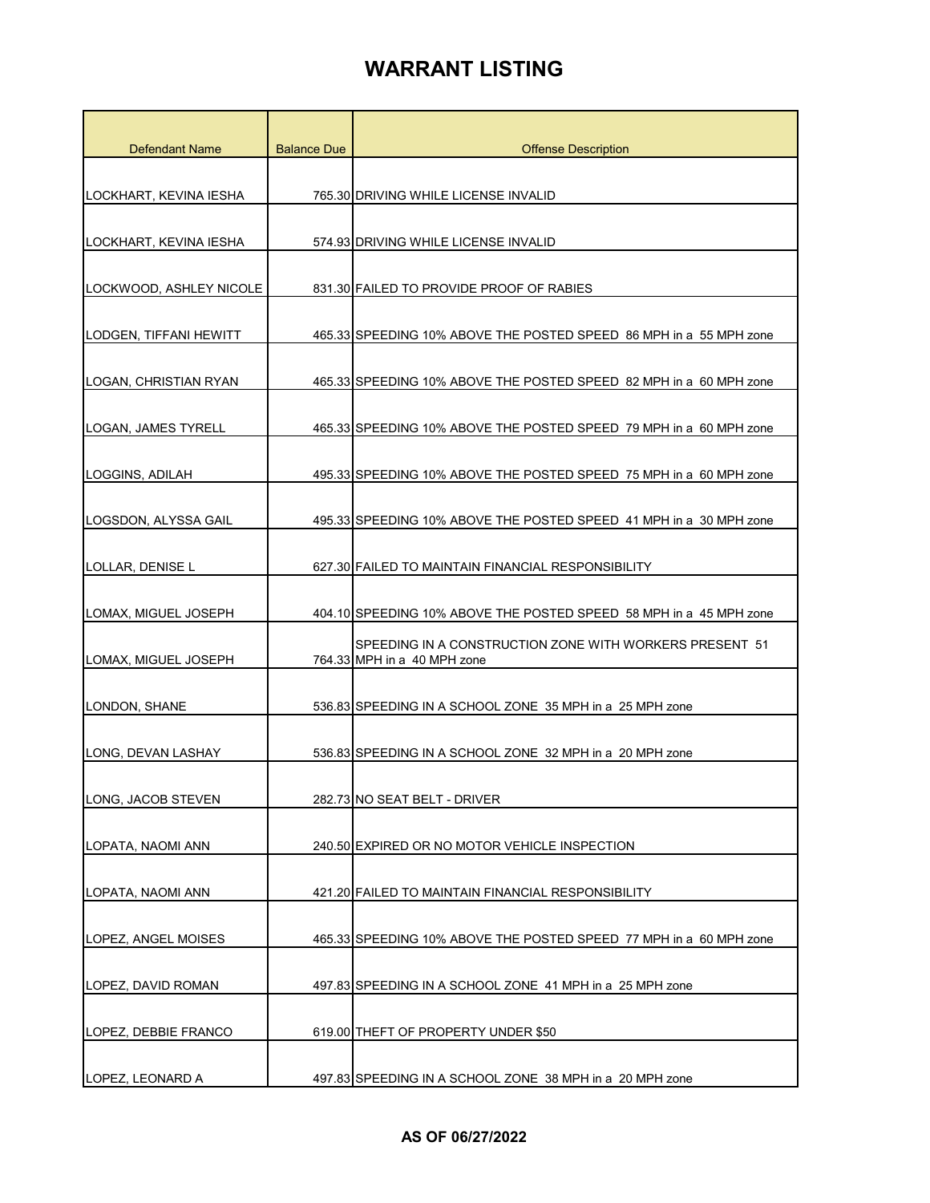# WARRANT LISTING

| Defendant Name | Balance Due | Offense Description |
|---|---|---|
| LOCKHART, KEVINA IESHA | 765.30 | DRIVING WHILE LICENSE INVALID |
| LOCKHART, KEVINA IESHA | 574.93 | DRIVING WHILE LICENSE INVALID |
| LOCKWOOD, ASHLEY NICOLE | 831.30 | FAILED TO PROVIDE PROOF OF RABIES |
| LODGEN, TIFFANI HEWITT | 465.33 | SPEEDING 10% ABOVE THE POSTED SPEED 86 MPH in a 55 MPH zone |
| LOGAN, CHRISTIAN RYAN | 465.33 | SPEEDING 10% ABOVE THE POSTED SPEED 82 MPH in a 60 MPH zone |
| LOGAN, JAMES TYRELL | 465.33 | SPEEDING 10% ABOVE THE POSTED SPEED 79 MPH in a 60 MPH zone |
| LOGGINS, ADILAH | 495.33 | SPEEDING 10% ABOVE THE POSTED SPEED 75 MPH in a 60 MPH zone |
| LOGSDON, ALYSSA GAIL | 495.33 | SPEEDING 10% ABOVE THE POSTED SPEED 41 MPH in a 30 MPH zone |
| LOLLAR, DENISE L | 627.30 | FAILED TO MAINTAIN FINANCIAL RESPONSIBILITY |
| LOMAX, MIGUEL JOSEPH | 404.10 | SPEEDING 10% ABOVE THE POSTED SPEED 58 MPH in a 45 MPH zone |
| LOMAX, MIGUEL JOSEPH | 764.33 | SPEEDING IN A CONSTRUCTION ZONE WITH WORKERS PRESENT 51 MPH in a 40 MPH zone |
| LONDON, SHANE | 536.83 | SPEEDING IN A SCHOOL ZONE 35 MPH in a 25 MPH zone |
| LONG, DEVAN LASHAY | 536.83 | SPEEDING IN A SCHOOL ZONE 32 MPH in a 20 MPH zone |
| LONG, JACOB STEVEN | 282.73 | NO SEAT BELT - DRIVER |
| LOPATA, NAOMI ANN | 240.50 | EXPIRED OR NO MOTOR VEHICLE INSPECTION |
| LOPATA, NAOMI ANN | 421.20 | FAILED TO MAINTAIN FINANCIAL RESPONSIBILITY |
| LOPEZ, ANGEL MOISES | 465.33 | SPEEDING 10% ABOVE THE POSTED SPEED 77 MPH in a 60 MPH zone |
| LOPEZ, DAVID ROMAN | 497.83 | SPEEDING IN A SCHOOL ZONE 41 MPH in a 25 MPH zone |
| LOPEZ, DEBBIE FRANCO | 619.00 | THEFT OF PROPERTY UNDER $50 |
| LOPEZ, LEONARD A | 497.83 | SPEEDING IN A SCHOOL ZONE 38 MPH in a 20 MPH zone |

**AS OF 06/27/2022**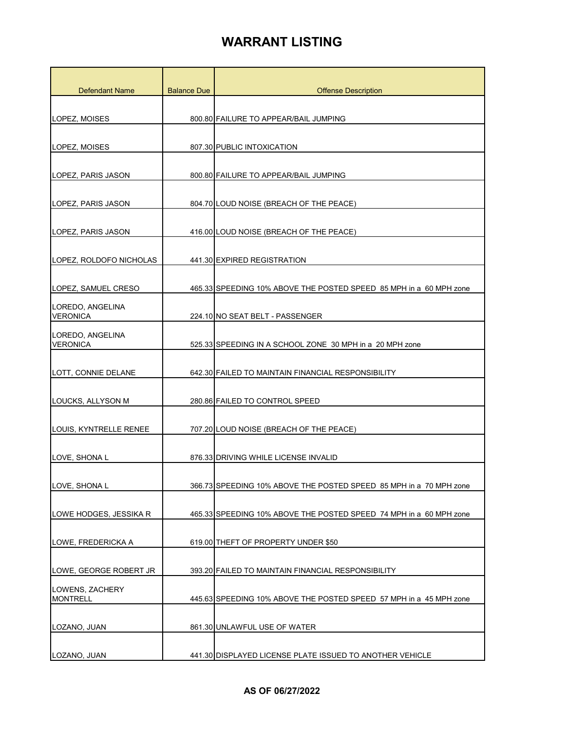# WARRANT LISTING

| Defendant Name | Balance Due | Offense Description |
|---|---|---|
| LOPEZ, MOISES | 800.80 | FAILURE TO APPEAR/BAIL JUMPING |
| LOPEZ, MOISES | 807.30 | PUBLIC INTOXICATION |
| LOPEZ, PARIS JASON | 800.80 | FAILURE TO APPEAR/BAIL JUMPING |
| LOPEZ, PARIS JASON | 804.70 | LOUD NOISE (BREACH OF THE PEACE) |
| LOPEZ, PARIS JASON | 416.00 | LOUD NOISE (BREACH OF THE PEACE) |
| LOPEZ, ROLDOFO NICHOLAS | 441.30 | EXPIRED REGISTRATION |
| LOPEZ, SAMUEL CRESO | 465.33 | SPEEDING 10% ABOVE THE POSTED SPEED 85 MPH in a 60 MPH zone |
| LOREDO, ANGELINA VERONICA | 224.10 | NO SEAT BELT - PASSENGER |
| LOREDO, ANGELINA VERONICA | 525.33 | SPEEDING IN A SCHOOL ZONE 30 MPH in a 20 MPH zone |
| LOTT, CONNIE DELANE | 642.30 | FAILED TO MAINTAIN FINANCIAL RESPONSIBILITY |
| LOUCKS, ALLYSON M | 280.86 | FAILED TO CONTROL SPEED |
| LOUIS, KYNTRELLE RENEE | 707.20 | LOUD NOISE (BREACH OF THE PEACE) |
| LOVE, SHONA L | 876.33 | DRIVING WHILE LICENSE INVALID |
| LOVE, SHONA L | 366.73 | SPEEDING 10% ABOVE THE POSTED SPEED 85 MPH in a 70 MPH zone |
| LOWE HODGES, JESSIKA R | 465.33 | SPEEDING 10% ABOVE THE POSTED SPEED 74 MPH in a 60 MPH zone |
| LOWE, FREDERICKA A | 619.00 | THEFT OF PROPERTY UNDER $50 |
| LOWE, GEORGE ROBERT JR | 393.20 | FAILED TO MAINTAIN FINANCIAL RESPONSIBILITY |
| LOWENS, ZACHERY MONTRELL | 445.63 | SPEEDING 10% ABOVE THE POSTED SPEED 57 MPH in a 45 MPH zone |
| LOZANO, JUAN | 861.30 | UNLAWFUL USE OF WATER |
| LOZANO, JUAN | 441.30 | DISPLAYED LICENSE PLATE ISSUED TO ANOTHER VEHICLE |

**AS OF 06/27/2022**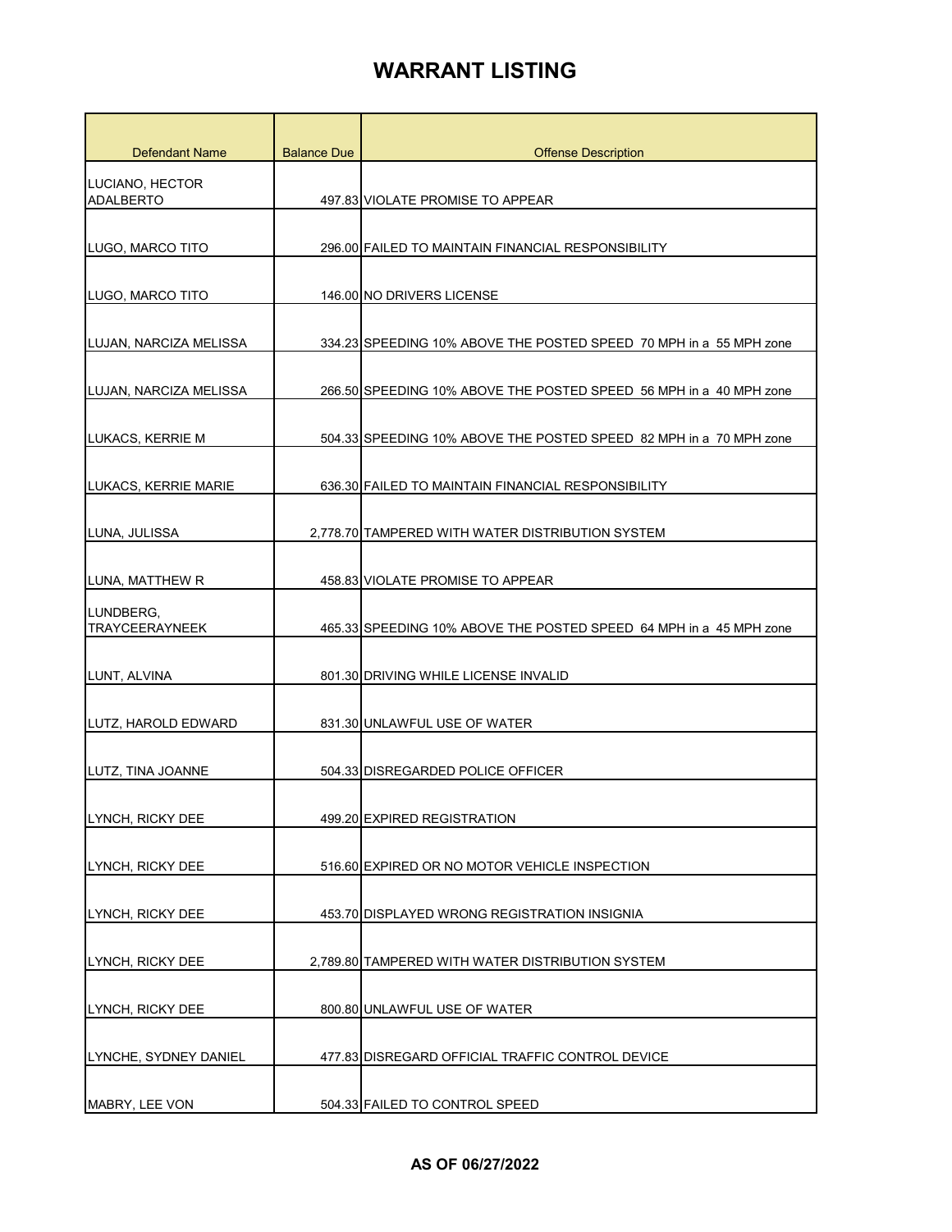# WARRANT LISTING

| Defendant Name | Balance Due | Offense Description |
|---|---|---|
| LUCIANO, HECTOR ADALBERTO | 497.83 | VIOLATE PROMISE TO APPEAR |
| LUGO, MARCO TITO | 296.00 | FAILED TO MAINTAIN FINANCIAL RESPONSIBILITY |
| LUGO, MARCO TITO | 146.00 | NO DRIVERS LICENSE |
| LUJAN, NARCIZA MELISSA | 334.23 | SPEEDING 10% ABOVE THE POSTED SPEED 70 MPH in a 55 MPH zone |
| LUJAN, NARCIZA MELISSA | 266.50 | SPEEDING 10% ABOVE THE POSTED SPEED 56 MPH in a 40 MPH zone |
| LUKACS, KERRIE M | 504.33 | SPEEDING 10% ABOVE THE POSTED SPEED 82 MPH in a 70 MPH zone |
| LUKACS, KERRIE MARIE | 636.30 | FAILED TO MAINTAIN FINANCIAL RESPONSIBILITY |
| LUNA, JULISSA | 2,778.70 | TAMPERED WITH WATER DISTRIBUTION SYSTEM |
| LUNA, MATTHEW R | 458.83 | VIOLATE PROMISE TO APPEAR |
| LUNDBERG, TRAYCEERAYNEEK | 465.33 | SPEEDING 10% ABOVE THE POSTED SPEED 64 MPH in a 45 MPH zone |
| LUNT, ALVINA | 801.30 | DRIVING WHILE LICENSE INVALID |
| LUTZ, HAROLD EDWARD | 831.30 | UNLAWFUL USE OF WATER |
| LUTZ, TINA JOANNE | 504.33 | DISREGARDED POLICE OFFICER |
| LYNCH, RICKY DEE | 499.20 | EXPIRED REGISTRATION |
| LYNCH, RICKY DEE | 516.60 | EXPIRED OR NO MOTOR VEHICLE INSPECTION |
| LYNCH, RICKY DEE | 453.70 | DISPLAYED WRONG REGISTRATION INSIGNIA |
| LYNCH, RICKY DEE | 2,789.80 | TAMPERED WITH WATER DISTRIBUTION SYSTEM |
| LYNCH, RICKY DEE | 800.80 | UNLAWFUL USE OF WATER |
| LYNCHE, SYDNEY DANIEL | 477.83 | DISREGARD OFFICIAL TRAFFIC CONTROL DEVICE |
| MABRY, LEE VON | 504.33 | FAILED TO CONTROL SPEED |

**AS OF 06/27/2022**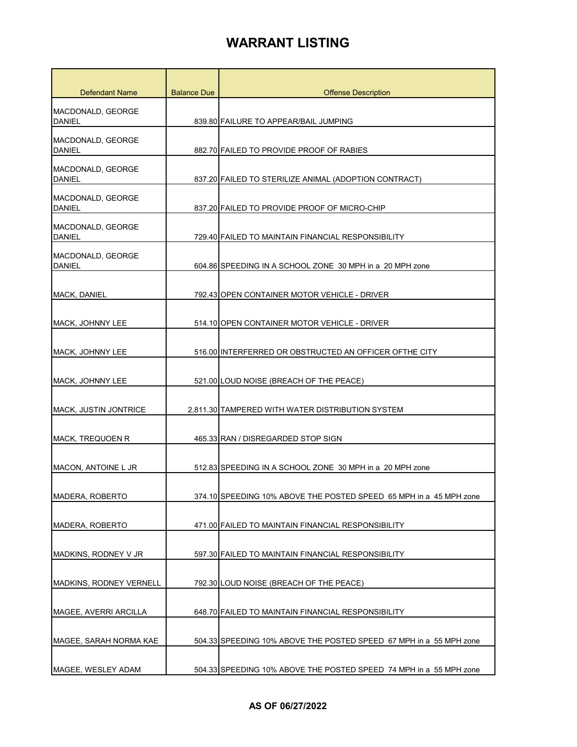# WARRANT LISTING

| Defendant Name | Balance Due | Offense Description |
|---|---|---|
| MACDONALD, GEORGE DANIEL | 839.80 | FAILURE TO APPEAR/BAIL JUMPING |
| MACDONALD, GEORGE DANIEL | 882.70 | FAILED TO PROVIDE PROOF OF RABIES |
| MACDONALD, GEORGE DANIEL | 837.20 | FAILED TO STERILIZE ANIMAL (ADOPTION CONTRACT) |
| MACDONALD, GEORGE DANIEL | 837.20 | FAILED TO PROVIDE PROOF OF MICRO-CHIP |
| MACDONALD, GEORGE DANIEL | 729.40 | FAILED TO MAINTAIN FINANCIAL RESPONSIBILITY |
| MACDONALD, GEORGE DANIEL | 604.86 | SPEEDING IN A SCHOOL ZONE 30 MPH in a 20 MPH zone |
| MACK, DANIEL | 792.43 | OPEN CONTAINER MOTOR VEHICLE - DRIVER |
| MACK, JOHNNY LEE | 514.10 | OPEN CONTAINER MOTOR VEHICLE - DRIVER |
| MACK, JOHNNY LEE | 516.00 | INTERFERRED OR OBSTRUCTED AN OFFICER OFTHE CITY |
| MACK, JOHNNY LEE | 521.00 | LOUD NOISE (BREACH OF THE PEACE) |
| MACK, JUSTIN JONTRICE | 2,811.30 | TAMPERED WITH WATER DISTRIBUTION SYSTEM |
| MACK, TREQUOEN R | 465.33 | RAN / DISREGARDED STOP SIGN |
| MACON, ANTOINE L JR | 512.83 | SPEEDING IN A SCHOOL ZONE 30 MPH in a 20 MPH zone |
| MADERA, ROBERTO | 374.10 | SPEEDING 10% ABOVE THE POSTED SPEED 65 MPH in a 45 MPH zone |
| MADERA, ROBERTO | 471.00 | FAILED TO MAINTAIN FINANCIAL RESPONSIBILITY |
| MADKINS, RODNEY V JR | 597.30 | FAILED TO MAINTAIN FINANCIAL RESPONSIBILITY |
| MADKINS, RODNEY VERNELL | 792.30 | LOUD NOISE (BREACH OF THE PEACE) |
| MAGEE, AVERRI ARCILLA | 648.70 | FAILED TO MAINTAIN FINANCIAL RESPONSIBILITY |
| MAGEE, SARAH NORMA KAE | 504.33 | SPEEDING 10% ABOVE THE POSTED SPEED 67 MPH in a 55 MPH zone |
| MAGEE, WESLEY ADAM | 504.33 | SPEEDING 10% ABOVE THE POSTED SPEED 74 MPH in a 55 MPH zone |

**AS OF 06/27/2022**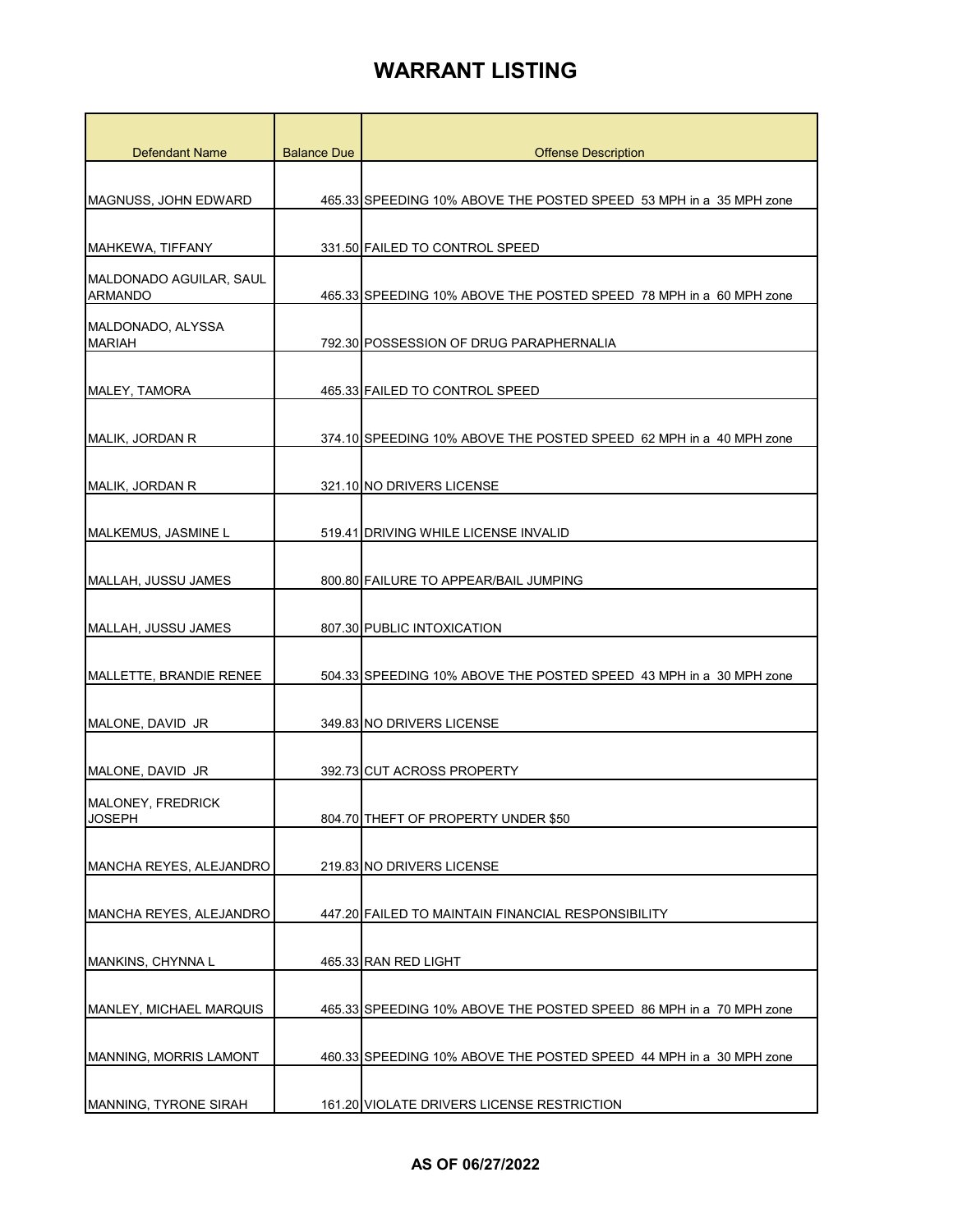# WARRANT LISTING

| Defendant Name | Balance Due | Offense Description |
|---|---|---|
| MAGNUSS, JOHN EDWARD | 465.33 | SPEEDING 10% ABOVE THE POSTED SPEED 53 MPH in a 35 MPH zone |
| MAHKEWA, TIFFANY | 331.50 | FAILED TO CONTROL SPEED |
| MALDONADO AGUILAR, SAUL ARMANDO | 465.33 | SPEEDING 10% ABOVE THE POSTED SPEED 78 MPH in a 60 MPH zone |
| MALDONADO, ALYSSA MARIAH | 792.30 | POSSESSION OF DRUG PARAPHERNALIA |
| MALEY, TAMORA | 465.33 | FAILED TO CONTROL SPEED |
| MALIK, JORDAN R | 374.10 | SPEEDING 10% ABOVE THE POSTED SPEED 62 MPH in a 40 MPH zone |
| MALIK, JORDAN R | 321.10 | NO DRIVERS LICENSE |
| MALKEMUS, JASMINE L | 519.41 | DRIVING WHILE LICENSE INVALID |
| MALLAH, JUSSU JAMES | 800.80 | FAILURE TO APPEAR/BAIL JUMPING |
| MALLAH, JUSSU JAMES | 807.30 | PUBLIC INTOXICATION |
| MALLETTE, BRANDIE RENEE | 504.33 | SPEEDING 10% ABOVE THE POSTED SPEED 43 MPH in a 30 MPH zone |
| MALONE, DAVID JR | 349.83 | NO DRIVERS LICENSE |
| MALONE, DAVID JR | 392.73 | CUT ACROSS PROPERTY |
| MALONEY, FREDRICK JOSEPH | 804.70 | THEFT OF PROPERTY UNDER $50 |
| MANCHA REYES, ALEJANDRO | 219.83 | NO DRIVERS LICENSE |
| MANCHA REYES, ALEJANDRO | 447.20 | FAILED TO MAINTAIN FINANCIAL RESPONSIBILITY |
| MANKINS, CHYNNA L | 465.33 | RAN RED LIGHT |
| MANLEY, MICHAEL MARQUIS | 465.33 | SPEEDING 10% ABOVE THE POSTED SPEED 86 MPH in a 70 MPH zone |
| MANNING, MORRIS LAMONT | 460.33 | SPEEDING 10% ABOVE THE POSTED SPEED 44 MPH in a 30 MPH zone |
| MANNING, TYRONE SIRAH | 161.20 | VIOLATE DRIVERS LICENSE RESTRICTION |

**AS OF 06/27/2022**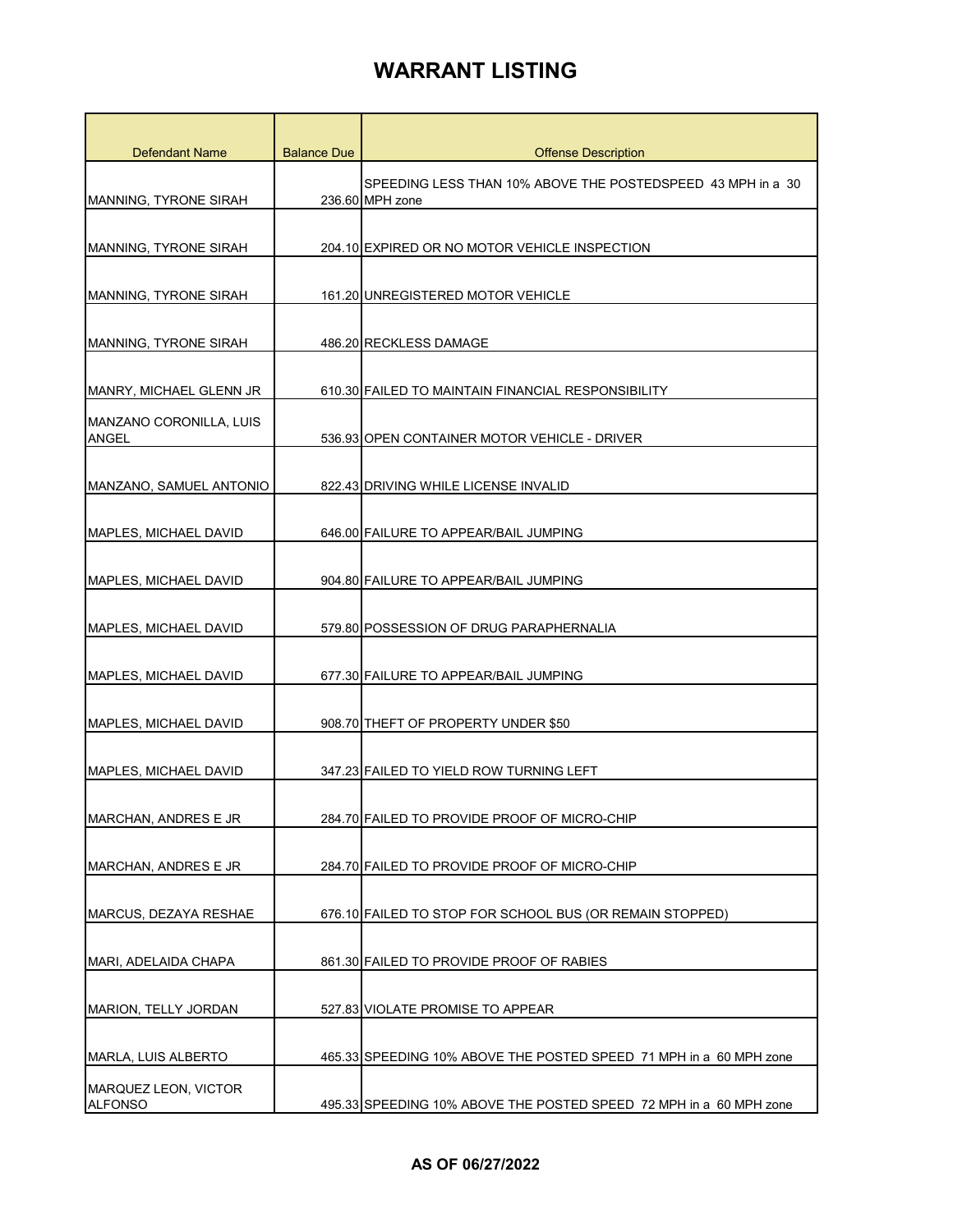# WARRANT LISTING

| Defendant Name | Balance Due | Offense Description |
|---|---|---|
| MANNING, TYRONE SIRAH | 236.60 | SPEEDING LESS THAN 10% ABOVE THE POSTEDSPEED 43 MPH in a 30 MPH zone |
| MANNING, TYRONE SIRAH | 204.10 | EXPIRED OR NO MOTOR VEHICLE INSPECTION |
| MANNING, TYRONE SIRAH | 161.20 | UNREGISTERED MOTOR VEHICLE |
| MANNING, TYRONE SIRAH | 486.20 | RECKLESS DAMAGE |
| MANRY, MICHAEL GLENN JR | 610.30 | FAILED TO MAINTAIN FINANCIAL RESPONSIBILITY |
| MANZANO CORONILLA, LUIS ANGEL | 536.93 | OPEN CONTAINER MOTOR VEHICLE - DRIVER |
| MANZANO, SAMUEL ANTONIO | 822.43 | DRIVING WHILE LICENSE INVALID |
| MAPLES, MICHAEL DAVID | 646.00 | FAILURE TO APPEAR/BAIL JUMPING |
| MAPLES, MICHAEL DAVID | 904.80 | FAILURE TO APPEAR/BAIL JUMPING |
| MAPLES, MICHAEL DAVID | 579.80 | POSSESSION OF DRUG PARAPHERNALIA |
| MAPLES, MICHAEL DAVID | 677.30 | FAILURE TO APPEAR/BAIL JUMPING |
| MAPLES, MICHAEL DAVID | 908.70 | THEFT OF PROPERTY UNDER $50 |
| MAPLES, MICHAEL DAVID | 347.23 | FAILED TO YIELD ROW TURNING LEFT |
| MARCHAN, ANDRES E JR | 284.70 | FAILED TO PROVIDE PROOF OF MICRO-CHIP |
| MARCHAN, ANDRES E JR | 284.70 | FAILED TO PROVIDE PROOF OF MICRO-CHIP |
| MARCUS, DEZAYA RESHAE | 676.10 | FAILED TO STOP FOR SCHOOL BUS (OR REMAIN STOPPED) |
| MARI, ADELAIDA CHAPA | 861.30 | FAILED TO PROVIDE PROOF OF RABIES |
| MARION, TELLY JORDAN | 527.83 | VIOLATE PROMISE TO APPEAR |
| MARLA, LUIS ALBERTO | 465.33 | SPEEDING 10% ABOVE THE POSTED SPEED 71 MPH in a 60 MPH zone |
| MARQUEZ LEON, VICTOR ALFONSO | 495.33 | SPEEDING 10% ABOVE THE POSTED SPEED 72 MPH in a 60 MPH zone |

**AS OF 06/27/2022**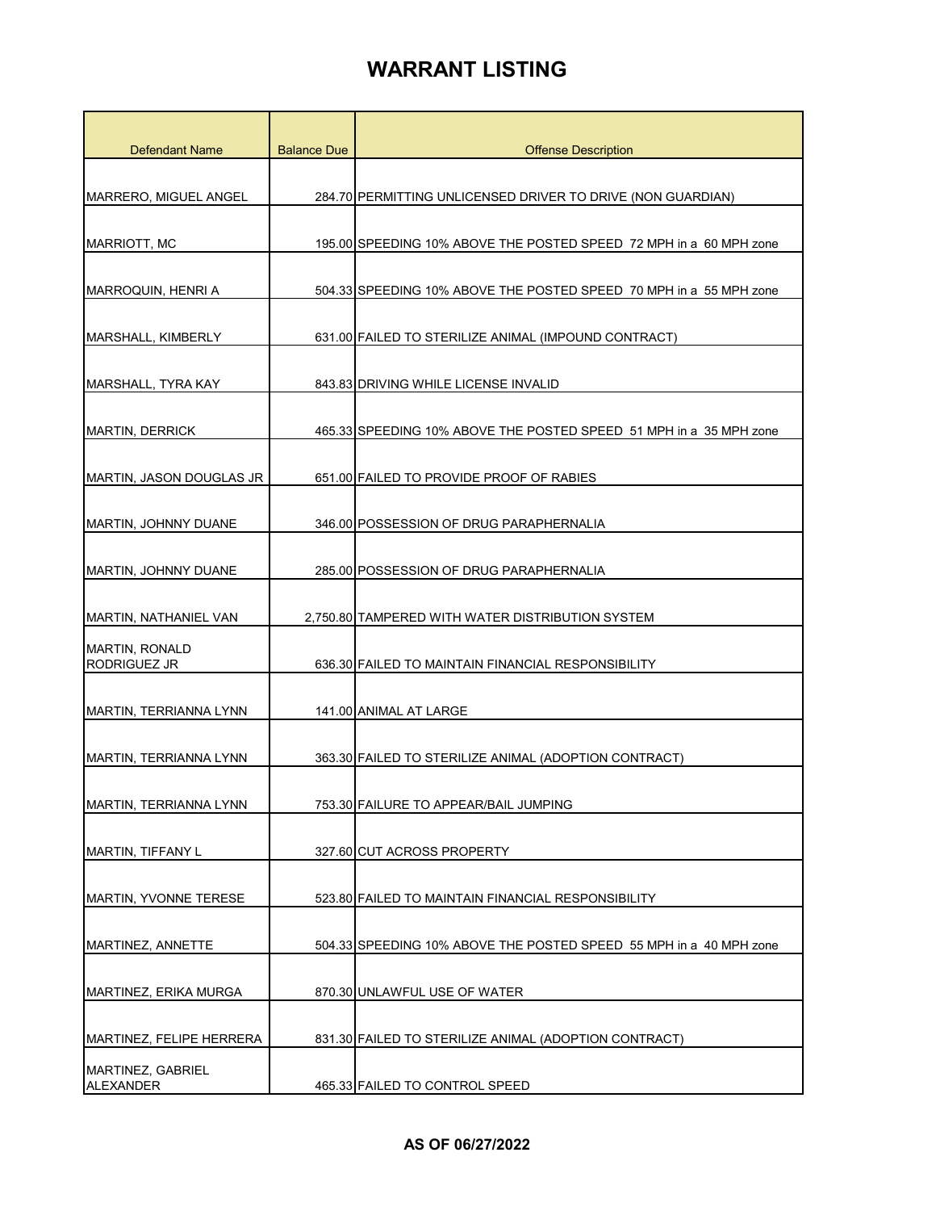# WARRANT LISTING

| Defendant Name | Balance Due | Offense Description |
|---|---|---|
| MARRERO, MIGUEL ANGEL | 284.70 | PERMITTING UNLICENSED DRIVER TO DRIVE (NON GUARDIAN) |
| MARRIOTT, MC | 195.00 | SPEEDING 10% ABOVE THE POSTED SPEED 72 MPH in a 60 MPH zone |
| MARROQUIN, HENRI A | 504.33 | SPEEDING 10% ABOVE THE POSTED SPEED 70 MPH in a 55 MPH zone |
| MARSHALL, KIMBERLY | 631.00 | FAILED TO STERILIZE ANIMAL (IMPOUND CONTRACT) |
| MARSHALL, TYRA KAY | 843.83 | DRIVING WHILE LICENSE INVALID |
| MARTIN, DERRICK | 465.33 | SPEEDING 10% ABOVE THE POSTED SPEED 51 MPH in a 35 MPH zone |
| MARTIN, JASON DOUGLAS JR | 651.00 | FAILED TO PROVIDE PROOF OF RABIES |
| MARTIN, JOHNNY DUANE | 346.00 | POSSESSION OF DRUG PARAPHERNALIA |
| MARTIN, JOHNNY DUANE | 285.00 | POSSESSION OF DRUG PARAPHERNALIA |
| MARTIN, NATHANIEL VAN | 2,750.80 | TAMPERED WITH WATER DISTRIBUTION SYSTEM |
| MARTIN, RONALD RODRIGUEZ JR | 636.30 | FAILED TO MAINTAIN FINANCIAL RESPONSIBILITY |
| MARTIN, TERRIANNA LYNN | 141.00 | ANIMAL AT LARGE |
| MARTIN, TERRIANNA LYNN | 363.30 | FAILED TO STERILIZE ANIMAL (ADOPTION CONTRACT) |
| MARTIN, TERRIANNA LYNN | 753.30 | FAILURE TO APPEAR/BAIL JUMPING |
| MARTIN, TIFFANY L | 327.60 | CUT ACROSS PROPERTY |
| MARTIN, YVONNE TERESE | 523.80 | FAILED TO MAINTAIN FINANCIAL RESPONSIBILITY |
| MARTINEZ, ANNETTE | 504.33 | SPEEDING 10% ABOVE THE POSTED SPEED 55 MPH in a 40 MPH zone |
| MARTINEZ, ERIKA MURGA | 870.30 | UNLAWFUL USE OF WATER |
| MARTINEZ, FELIPE HERRERA | 831.30 | FAILED TO STERILIZE ANIMAL (ADOPTION CONTRACT) |
| MARTINEZ, GABRIEL ALEXANDER | 465.33 | FAILED TO CONTROL SPEED |

**AS OF 06/27/2022**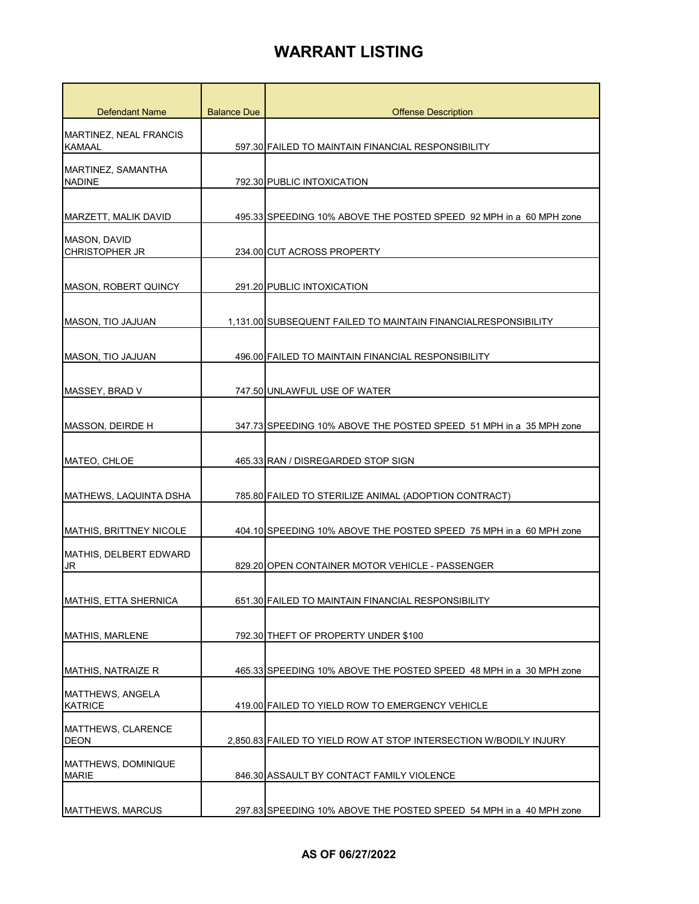# WARRANT LISTING

| Defendant Name | Balance Due | Offense Description |
|---|---|---|
| MARTINEZ, NEAL FRANCIS KAMAAL | 597.30 | FAILED TO MAINTAIN FINANCIAL RESPONSIBILITY |
| MARTINEZ, SAMANTHA NADINE | 792.30 | PUBLIC INTOXICATION |
| MARZETT, MALIK DAVID | 495.33 | SPEEDING 10% ABOVE THE POSTED SPEED 92 MPH in a 60 MPH zone |
| MASON, DAVID CHRISTOPHER JR | 234.00 | CUT ACROSS PROPERTY |
| MASON, ROBERT QUINCY | 291.20 | PUBLIC INTOXICATION |
| MASON, TIO JAJUAN | 1,131.00 | SUBSEQUENT FAILED TO MAINTAIN FINANCIALRESPONSIBILITY |
| MASON, TIO JAJUAN | 496.00 | FAILED TO MAINTAIN FINANCIAL RESPONSIBILITY |
| MASSEY, BRAD V | 747.50 | UNLAWFUL USE OF WATER |
| MASSON, DEIRDE H | 347.73 | SPEEDING 10% ABOVE THE POSTED SPEED 51 MPH in a 35 MPH zone |
| MATEO, CHLOE | 465.33 | RAN / DISREGARDED STOP SIGN |
| MATHEWS, LAQUINTA DSHA | 785.80 | FAILED TO STERILIZE ANIMAL (ADOPTION CONTRACT) |
| MATHIS, BRITTNEY NICOLE | 404.10 | SPEEDING 10% ABOVE THE POSTED SPEED 75 MPH in a 60 MPH zone |
| MATHIS, DELBERT EDWARD JR | 829.20 | OPEN CONTAINER MOTOR VEHICLE - PASSENGER |
| MATHIS, ETTA SHERNICA | 651.30 | FAILED TO MAINTAIN FINANCIAL RESPONSIBILITY |
| MATHIS, MARLENE | 792.30 | THEFT OF PROPERTY UNDER $100 |
| MATHIS, NATRAIZE R | 465.33 | SPEEDING 10% ABOVE THE POSTED SPEED 48 MPH in a 30 MPH zone |
| MATTHEWS, ANGELA KATRICE | 419.00 | FAILED TO YIELD ROW TO EMERGENCY VEHICLE |
| MATTHEWS, CLARENCE DEON | 2,850.83 | FAILED TO YIELD ROW AT STOP INTERSECTION W/BODILY INJURY |
| MATTHEWS, DOMINIQUE MARIE | 846.30 | ASSAULT BY CONTACT FAMILY VIOLENCE |
| MATTHEWS, MARCUS | 297.83 | SPEEDING 10% ABOVE THE POSTED SPEED 54 MPH in a 40 MPH zone |

**AS OF 06/27/2022**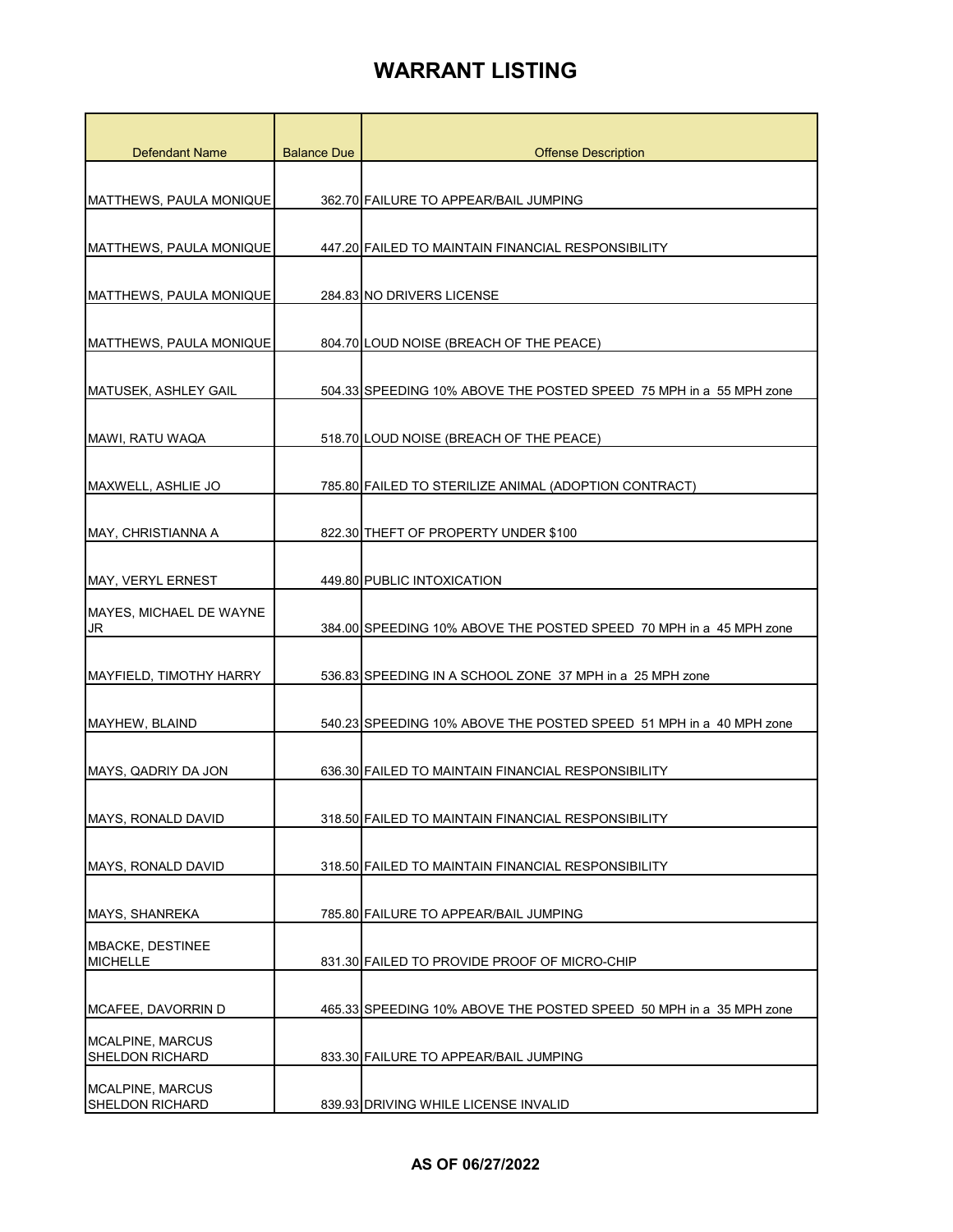# WARRANT LISTING

| Defendant Name | Balance Due | Offense Description |
|---|---|---|
| MATTHEWS, PAULA MONIQUE | 362.70 | FAILURE TO APPEAR/BAIL JUMPING |
| MATTHEWS, PAULA MONIQUE | 447.20 | FAILED TO MAINTAIN FINANCIAL RESPONSIBILITY |
| MATTHEWS, PAULA MONIQUE | 284.83 | NO DRIVERS LICENSE |
| MATTHEWS, PAULA MONIQUE | 804.70 | LOUD NOISE (BREACH OF THE PEACE) |
| MATUSEK, ASHLEY GAIL | 504.33 | SPEEDING 10% ABOVE THE POSTED SPEED 75 MPH in a 55 MPH zone |
| MAWI, RATU WAQA | 518.70 | LOUD NOISE (BREACH OF THE PEACE) |
| MAXWELL, ASHLIE JO | 785.80 | FAILED TO STERILIZE ANIMAL (ADOPTION CONTRACT) |
| MAY, CHRISTIANNA A | 822.30 | THEFT OF PROPERTY UNDER $100 |
| MAY, VERYL ERNEST | 449.80 | PUBLIC INTOXICATION |
| MAYES, MICHAEL DE WAYNE JR | 384.00 | SPEEDING 10% ABOVE THE POSTED SPEED 70 MPH in a 45 MPH zone |
| MAYFIELD, TIMOTHY HARRY | 536.83 | SPEEDING IN A SCHOOL ZONE 37 MPH in a 25 MPH zone |
| MAYHEW, BLAIND | 540.23 | SPEEDING 10% ABOVE THE POSTED SPEED 51 MPH in a 40 MPH zone |
| MAYS, QADRIY DA JON | 636.30 | FAILED TO MAINTAIN FINANCIAL RESPONSIBILITY |
| MAYS, RONALD DAVID | 318.50 | FAILED TO MAINTAIN FINANCIAL RESPONSIBILITY |
| MAYS, RONALD DAVID | 318.50 | FAILED TO MAINTAIN FINANCIAL RESPONSIBILITY |
| MAYS, SHANREKA | 785.80 | FAILURE TO APPEAR/BAIL JUMPING |
| MBACKE, DESTINEE MICHELLE | 831.30 | FAILED TO PROVIDE PROOF OF MICRO-CHIP |
| MCAFEE, DAVORRIN D | 465.33 | SPEEDING 10% ABOVE THE POSTED SPEED 50 MPH in a 35 MPH zone |
| MCALPINE, MARCUS SHELDON RICHARD | 833.30 | FAILURE TO APPEAR/BAIL JUMPING |
| MCALPINE, MARCUS SHELDON RICHARD | 839.93 | DRIVING WHILE LICENSE INVALID |

**AS OF 06/27/2022**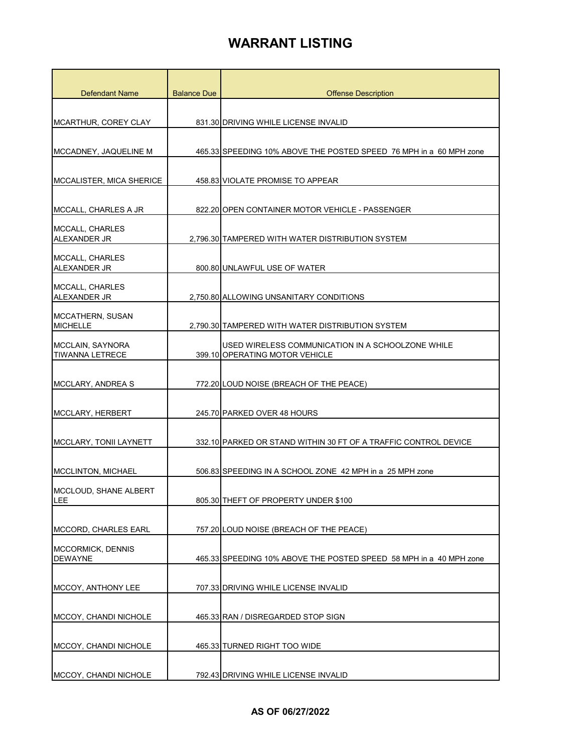# WARRANT LISTING

| Defendant Name | Balance Due | Offense Description |
|---|---|---|
| MCARTHUR, COREY CLAY | 831.30 | DRIVING WHILE LICENSE INVALID |
| MCCADNEY, JAQUELINE M | 465.33 | SPEEDING 10% ABOVE THE POSTED SPEED 76 MPH in a 60 MPH zone |
| MCCALISTER, MICA SHERICE | 458.83 | VIOLATE PROMISE TO APPEAR |
| MCCALL, CHARLES A JR | 822.20 | OPEN CONTAINER MOTOR VEHICLE - PASSENGER |
| MCCALL, CHARLES ALEXANDER JR | 2,796.30 | TAMPERED WITH WATER DISTRIBUTION SYSTEM |
| MCCALL, CHARLES ALEXANDER JR | 800.80 | UNLAWFUL USE OF WATER |
| MCCALL, CHARLES ALEXANDER JR | 2,750.80 | ALLOWING UNSANITARY CONDITIONS |
| MCCATHERN, SUSAN MICHELLE | 2,790.30 | TAMPERED WITH WATER DISTRIBUTION SYSTEM |
| MCCLAIN, SAYNORA TIWANNA LETRECE | 399.10 | USED WIRELESS COMMUNICATION IN A SCHOOLZONE WHILE OPERATING MOTOR VEHICLE |
| MCCLARY, ANDREA S | 772.20 | LOUD NOISE (BREACH OF THE PEACE) |
| MCCLARY, HERBERT | 245.70 | PARKED OVER 48 HOURS |
| MCCLARY, TONII LAYNETT | 332.10 | PARKED OR STAND WITHIN 30 FT OF A TRAFFIC CONTROL DEVICE |
| MCCLINTON, MICHAEL | 506.83 | SPEEDING IN A SCHOOL ZONE 42 MPH in a 25 MPH zone |
| MCCLOUD, SHANE ALBERT LEE | 805.30 | THEFT OF PROPERTY UNDER $100 |
| MCCORD, CHARLES EARL | 757.20 | LOUD NOISE (BREACH OF THE PEACE) |
| MCCORMICK, DENNIS DEWAYNE | 465.33 | SPEEDING 10% ABOVE THE POSTED SPEED 58 MPH in a 40 MPH zone |
| MCCOY, ANTHONY LEE | 707.33 | DRIVING WHILE LICENSE INVALID |
| MCCOY, CHANDI NICHOLE | 465.33 | RAN / DISREGARDED STOP SIGN |
| MCCOY, CHANDI NICHOLE | 465.33 | TURNED RIGHT TOO WIDE |
| MCCOY, CHANDI NICHOLE | 792.43 | DRIVING WHILE LICENSE INVALID |

**AS OF 06/27/2022**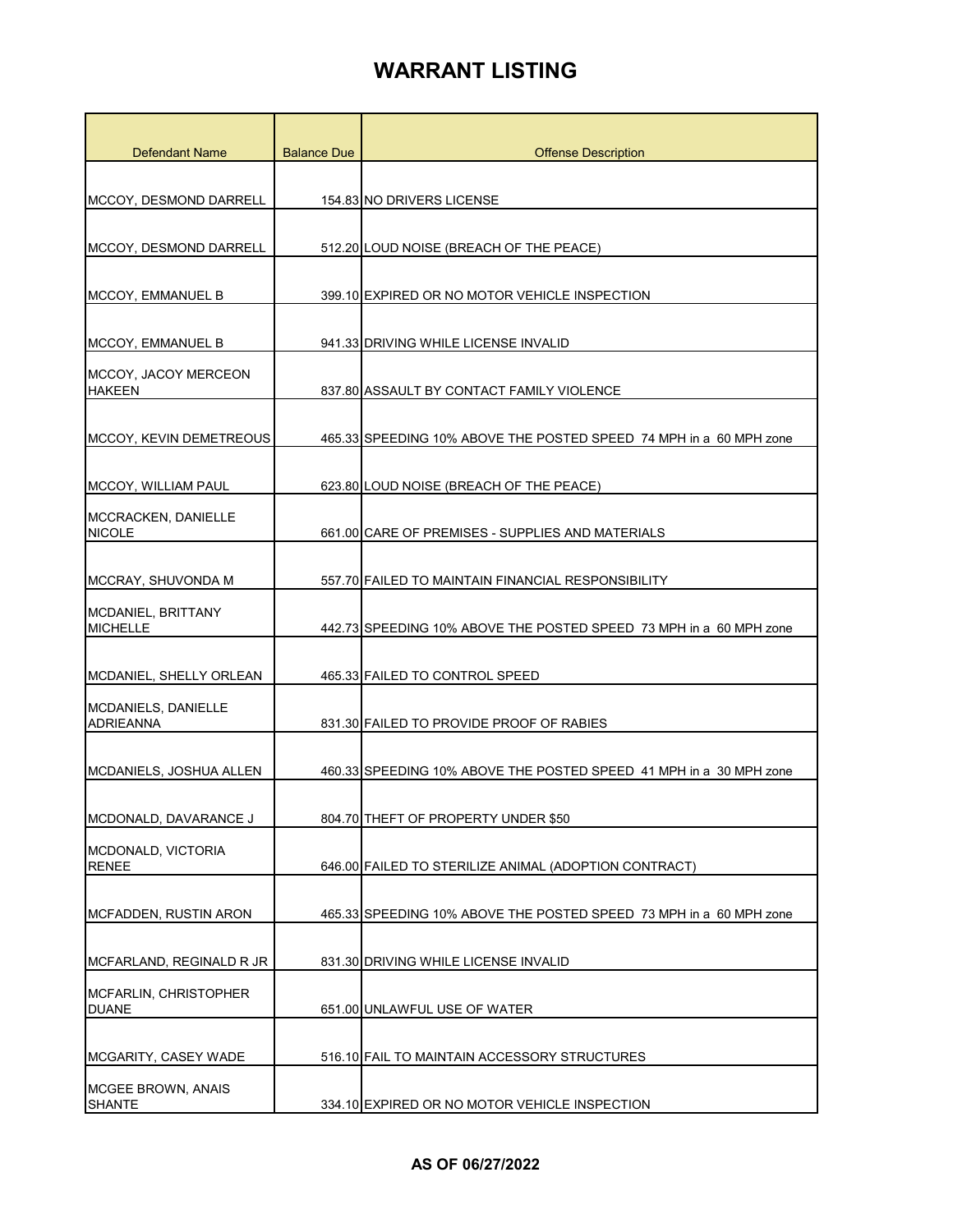# WARRANT LISTING

| Defendant Name | Balance Due | Offense Description |
|---|---|---|
| MCCOY, DESMOND DARRELL | 154.83 | NO DRIVERS LICENSE |
| MCCOY, DESMOND DARRELL | 512.20 | LOUD NOISE (BREACH OF THE PEACE) |
| MCCOY, EMMANUEL B | 399.10 | EXPIRED OR NO MOTOR VEHICLE INSPECTION |
| MCCOY, EMMANUEL B | 941.33 | DRIVING WHILE LICENSE INVALID |
| MCCOY, JACOY MERCEON HAKEEN | 837.80 | ASSAULT BY CONTACT FAMILY VIOLENCE |
| MCCOY, KEVIN DEMETREOUS | 465.33 | SPEEDING 10% ABOVE THE POSTED SPEED 74 MPH in a 60 MPH zone |
| MCCOY, WILLIAM PAUL | 623.80 | LOUD NOISE (BREACH OF THE PEACE) |
| MCCRACKEN, DANIELLE NICOLE | 661.00 | CARE OF PREMISES - SUPPLIES AND MATERIALS |
| MCCRAY, SHUVONDA M | 557.70 | FAILED TO MAINTAIN FINANCIAL RESPONSIBILITY |
| MCDANIEL, BRITTANY MICHELLE | 442.73 | SPEEDING 10% ABOVE THE POSTED SPEED 73 MPH in a 60 MPH zone |
| MCDANIEL, SHELLY ORLEAN | 465.33 | FAILED TO CONTROL SPEED |
| MCDANIELS, DANIELLE ADRIEANNA | 831.30 | FAILED TO PROVIDE PROOF OF RABIES |
| MCDANIELS, JOSHUA ALLEN | 460.33 | SPEEDING 10% ABOVE THE POSTED SPEED 41 MPH in a 30 MPH zone |
| MCDONALD, DAVARANCE J | 804.70 | THEFT OF PROPERTY UNDER $50 |
| MCDONALD, VICTORIA RENEE | 646.00 | FAILED TO STERILIZE ANIMAL (ADOPTION CONTRACT) |
| MCFADDEN, RUSTIN ARON | 465.33 | SPEEDING 10% ABOVE THE POSTED SPEED 73 MPH in a 60 MPH zone |
| MCFARLAND, REGINALD R JR | 831.30 | DRIVING WHILE LICENSE INVALID |
| MCFARLIN, CHRISTOPHER DUANE | 651.00 | UNLAWFUL USE OF WATER |
| MCGARITY, CASEY WADE | 516.10 | FAIL TO MAINTAIN ACCESSORY STRUCTURES |
| MCGEE BROWN, ANAIS SHANTE | 334.10 | EXPIRED OR NO MOTOR VEHICLE INSPECTION |

**AS OF 06/27/2022**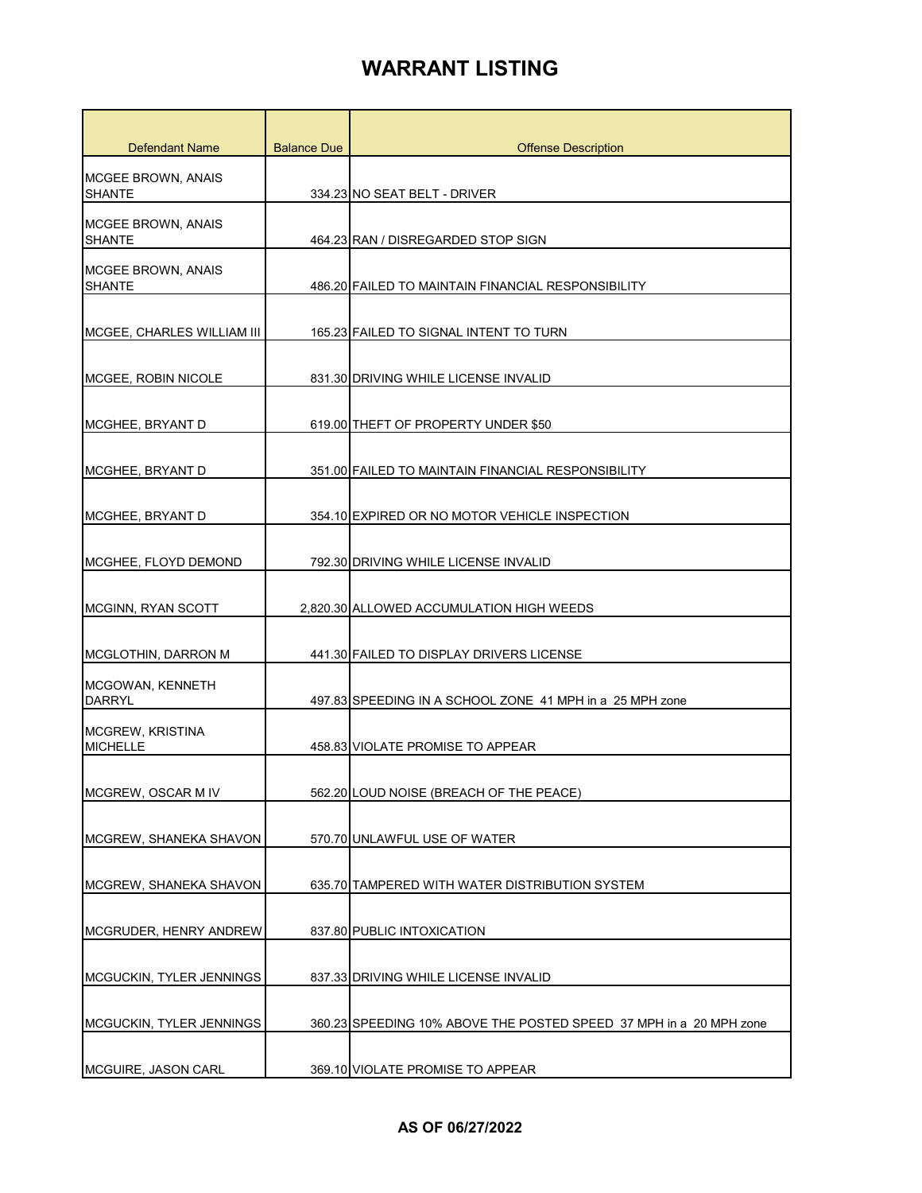# WARRANT LISTING

| Defendant Name | Balance Due | Offense Description |
|---|---|---|
| MCGEE BROWN, ANAIS SHANTE | 334.23 | NO SEAT BELT - DRIVER |
| MCGEE BROWN, ANAIS SHANTE | 464.23 | RAN / DISREGARDED STOP SIGN |
| MCGEE BROWN, ANAIS SHANTE | 486.20 | FAILED TO MAINTAIN FINANCIAL RESPONSIBILITY |
| MCGEE, CHARLES WILLIAM III | 165.23 | FAILED TO SIGNAL INTENT TO TURN |
| MCGEE, ROBIN NICOLE | 831.30 | DRIVING WHILE LICENSE INVALID |
| MCGHEE, BRYANT D | 619.00 | THEFT OF PROPERTY UNDER $50 |
| MCGHEE, BRYANT D | 351.00 | FAILED TO MAINTAIN FINANCIAL RESPONSIBILITY |
| MCGHEE, BRYANT D | 354.10 | EXPIRED OR NO MOTOR VEHICLE INSPECTION |
| MCGHEE, FLOYD DEMOND | 792.30 | DRIVING WHILE LICENSE INVALID |
| MCGINN, RYAN SCOTT | 2,820.30 | ALLOWED ACCUMULATION HIGH WEEDS |
| MCGLOTHIN, DARRON M | 441.30 | FAILED TO DISPLAY DRIVERS LICENSE |
| MCGOWAN, KENNETH DARRYL | 497.83 | SPEEDING IN A SCHOOL ZONE 41 MPH in a 25 MPH zone |
| MCGREW, KRISTINA MICHELLE | 458.83 | VIOLATE PROMISE TO APPEAR |
| MCGREW, OSCAR M IV | 562.20 | LOUD NOISE (BREACH OF THE PEACE) |
| MCGREW, SHANEKA SHAVON | 570.70 | UNLAWFUL USE OF WATER |
| MCGREW, SHANEKA SHAVON | 635.70 | TAMPERED WITH WATER DISTRIBUTION SYSTEM |
| MCGRUDER, HENRY ANDREW | 837.80 | PUBLIC INTOXICATION |
| MCGUCKIN, TYLER JENNINGS | 837.33 | DRIVING WHILE LICENSE INVALID |
| MCGUCKIN, TYLER JENNINGS | 360.23 | SPEEDING 10% ABOVE THE POSTED SPEED 37 MPH in a 20 MPH zone |
| MCGUIRE, JASON CARL | 369.10 | VIOLATE PROMISE TO APPEAR |

**AS OF 06/27/2022**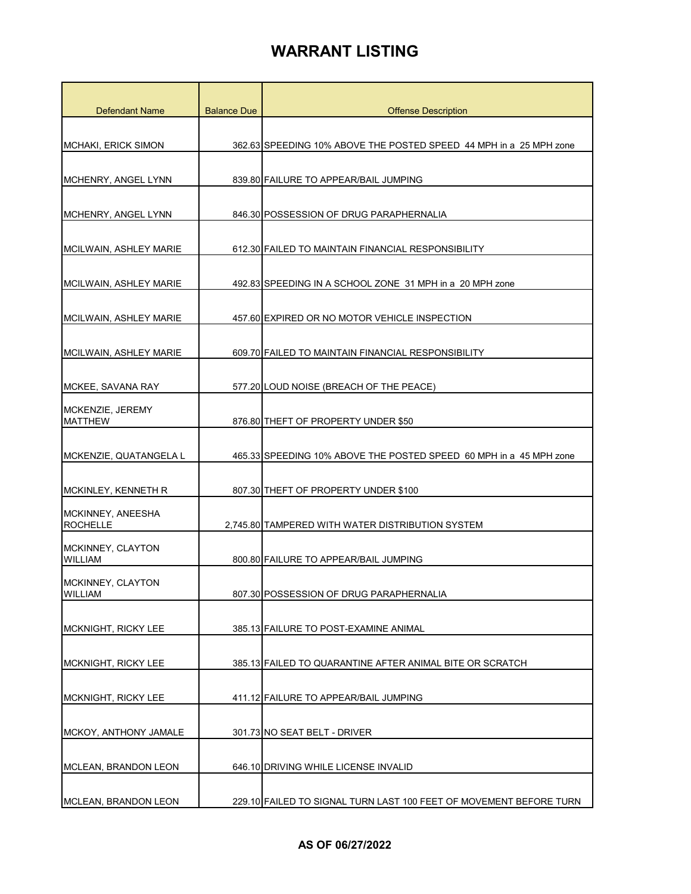# WARRANT LISTING

| Defendant Name | Balance Due | Offense Description |
|---|---|---|
| MCHAKI, ERICK SIMON | 362.63 | SPEEDING 10% ABOVE THE POSTED SPEED 44 MPH in a 25 MPH zone |
| MCHENRY, ANGEL LYNN | 839.80 | FAILURE TO APPEAR/BAIL JUMPING |
| MCHENRY, ANGEL LYNN | 846.30 | POSSESSION OF DRUG PARAPHERNALIA |
| MCILWAIN, ASHLEY MARIE | 612.30 | FAILED TO MAINTAIN FINANCIAL RESPONSIBILITY |
| MCILWAIN, ASHLEY MARIE | 492.83 | SPEEDING IN A SCHOOL ZONE 31 MPH in a 20 MPH zone |
| MCILWAIN, ASHLEY MARIE | 457.60 | EXPIRED OR NO MOTOR VEHICLE INSPECTION |
| MCILWAIN, ASHLEY MARIE | 609.70 | FAILED TO MAINTAIN FINANCIAL RESPONSIBILITY |
| MCKEE, SAVANA RAY | 577.20 | LOUD NOISE (BREACH OF THE PEACE) |
| MCKENZIE, JEREMY MATTHEW | 876.80 | THEFT OF PROPERTY UNDER $50 |
| MCKENZIE, QUATANGELA L | 465.33 | SPEEDING 10% ABOVE THE POSTED SPEED 60 MPH in a 45 MPH zone |
| MCKINLEY, KENNETH R | 807.30 | THEFT OF PROPERTY UNDER $100 |
| MCKINNEY, ANEESHA ROCHELLE | 2,745.80 | TAMPERED WITH WATER DISTRIBUTION SYSTEM |
| MCKINNEY, CLAYTON WILLIAM | 800.80 | FAILURE TO APPEAR/BAIL JUMPING |
| MCKINNEY, CLAYTON WILLIAM | 807.30 | POSSESSION OF DRUG PARAPHERNALIA |
| MCKNIGHT, RICKY LEE | 385.13 | FAILURE TO POST-EXAMINE ANIMAL |
| MCKNIGHT, RICKY LEE | 385.13 | FAILED TO QUARANTINE AFTER ANIMAL BITE OR SCRATCH |
| MCKNIGHT, RICKY LEE | 411.12 | FAILURE TO APPEAR/BAIL JUMPING |
| MCKOY, ANTHONY JAMALE | 301.73 | NO SEAT BELT - DRIVER |
| MCLEAN, BRANDON LEON | 646.10 | DRIVING WHILE LICENSE INVALID |
| MCLEAN, BRANDON LEON | 229.10 | FAILED TO SIGNAL TURN LAST 100 FEET OF MOVEMENT BEFORE TURN |

**AS OF 06/27/2022**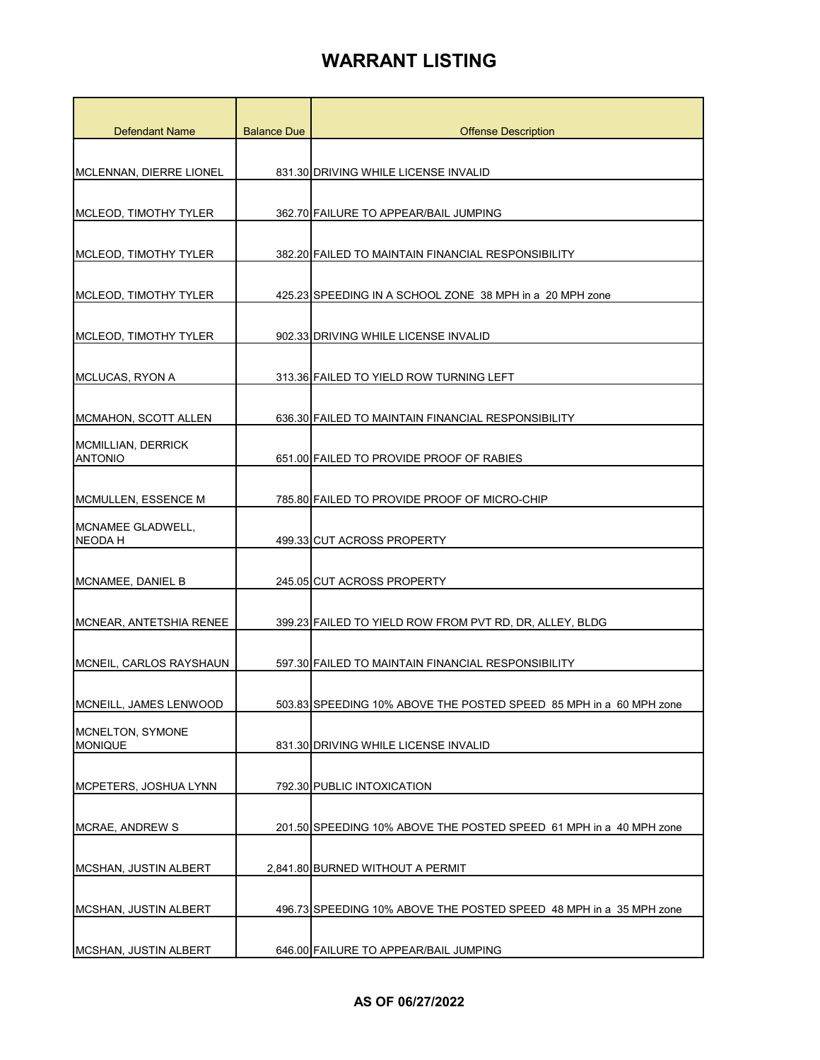# WARRANT LISTING

| Defendant Name | Balance Due | Offense Description |
|---|---|---|
| MCLENNAN, DIERRE LIONEL | 831.30 | DRIVING WHILE LICENSE INVALID |
| MCLEOD, TIMOTHY TYLER | 362.70 | FAILURE TO APPEAR/BAIL JUMPING |
| MCLEOD, TIMOTHY TYLER | 382.20 | FAILED TO MAINTAIN FINANCIAL RESPONSIBILITY |
| MCLEOD, TIMOTHY TYLER | 425.23 | SPEEDING IN A SCHOOL ZONE 38 MPH in a 20 MPH zone |
| MCLEOD, TIMOTHY TYLER | 902.33 | DRIVING WHILE LICENSE INVALID |
| MCLUCAS, RYON A | 313.36 | FAILED TO YIELD ROW TURNING LEFT |
| MCMAHON, SCOTT ALLEN | 636.30 | FAILED TO MAINTAIN FINANCIAL RESPONSIBILITY |
| MCMILLIAN, DERRICK ANTONIO | 651.00 | FAILED TO PROVIDE PROOF OF RABIES |
| MCMULLEN, ESSENCE M | 785.80 | FAILED TO PROVIDE PROOF OF MICRO-CHIP |
| MCNAMEE GLADWELL, NEODA H | 499.33 | CUT ACROSS PROPERTY |
| MCNAMEE, DANIEL B | 245.05 | CUT ACROSS PROPERTY |
| MCNEAR, ANTETSHIA RENEE | 399.23 | FAILED TO YIELD ROW FROM PVT RD, DR, ALLEY, BLDG |
| MCNEIL, CARLOS RAYSHAUN | 597.30 | FAILED TO MAINTAIN FINANCIAL RESPONSIBILITY |
| MCNEILL, JAMES LENWOOD | 503.83 | SPEEDING 10% ABOVE THE POSTED SPEED 85 MPH in a 60 MPH zone |
| MCNELTON, SYMONE MONIQUE | 831.30 | DRIVING WHILE LICENSE INVALID |
| MCPETERS, JOSHUA LYNN | 792.30 | PUBLIC INTOXICATION |
| MCRAE, ANDREW S | 201.50 | SPEEDING 10% ABOVE THE POSTED SPEED 61 MPH in a 40 MPH zone |
| MCSHAN, JUSTIN ALBERT | 2,841.80 | BURNED WITHOUT A PERMIT |
| MCSHAN, JUSTIN ALBERT | 496.73 | SPEEDING 10% ABOVE THE POSTED SPEED 48 MPH in a 35 MPH zone |
| MCSHAN, JUSTIN ALBERT | 646.00 | FAILURE TO APPEAR/BAIL JUMPING |

**AS OF 06/27/2022**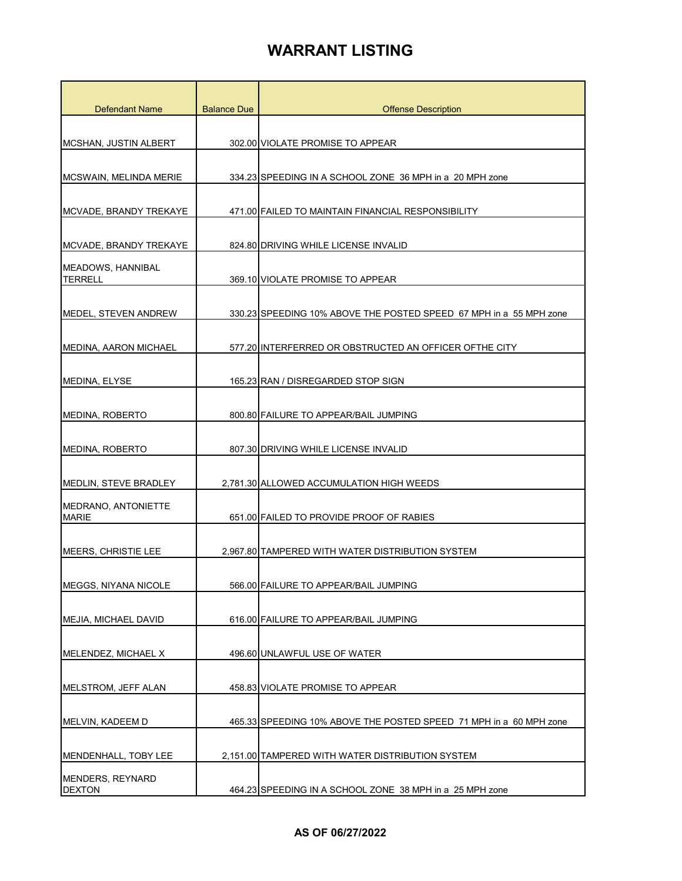# WARRANT LISTING

| Defendant Name | Balance Due | Offense Description |
|---|---|---|
| MCSHAN, JUSTIN ALBERT | 302.00 | VIOLATE PROMISE TO APPEAR |
| MCSWAIN, MELINDA MERIE | 334.23 | SPEEDING IN A SCHOOL ZONE 36 MPH in a 20 MPH zone |
| MCVADE, BRANDY TREKAYE | 471.00 | FAILED TO MAINTAIN FINANCIAL RESPONSIBILITY |
| MCVADE, BRANDY TREKAYE | 824.80 | DRIVING WHILE LICENSE INVALID |
| MEADOWS, HANNIBAL TERRELL | 369.10 | VIOLATE PROMISE TO APPEAR |
| MEDEL, STEVEN ANDREW | 330.23 | SPEEDING 10% ABOVE THE POSTED SPEED 67 MPH in a 55 MPH zone |
| MEDINA, AARON MICHAEL | 577.20 | INTERFERRED OR OBSTRUCTED AN OFFICER OFTHE CITY |
| MEDINA, ELYSE | 165.23 | RAN / DISREGARDED STOP SIGN |
| MEDINA, ROBERTO | 800.80 | FAILURE TO APPEAR/BAIL JUMPING |
| MEDINA, ROBERTO | 807.30 | DRIVING WHILE LICENSE INVALID |
| MEDLIN, STEVE BRADLEY | 2,781.30 | ALLOWED ACCUMULATION HIGH WEEDS |
| MEDRANO, ANTONIETTE MARIE | 651.00 | FAILED TO PROVIDE PROOF OF RABIES |
| MEERS, CHRISTIE LEE | 2,967.80 | TAMPERED WITH WATER DISTRIBUTION SYSTEM |
| MEGGS, NIYANA NICOLE | 566.00 | FAILURE TO APPEAR/BAIL JUMPING |
| MEJIA, MICHAEL DAVID | 616.00 | FAILURE TO APPEAR/BAIL JUMPING |
| MELENDEZ, MICHAEL X | 496.60 | UNLAWFUL USE OF WATER |
| MELSTROM, JEFF ALAN | 458.83 | VIOLATE PROMISE TO APPEAR |
| MELVIN, KADEEM D | 465.33 | SPEEDING 10% ABOVE THE POSTED SPEED 71 MPH in a 60 MPH zone |
| MENDENHALL, TOBY LEE | 2,151.00 | TAMPERED WITH WATER DISTRIBUTION SYSTEM |
| MENDERS, REYNARD DEXTON | 464.23 | SPEEDING IN A SCHOOL ZONE 38 MPH in a 25 MPH zone |

**AS OF 06/27/2022**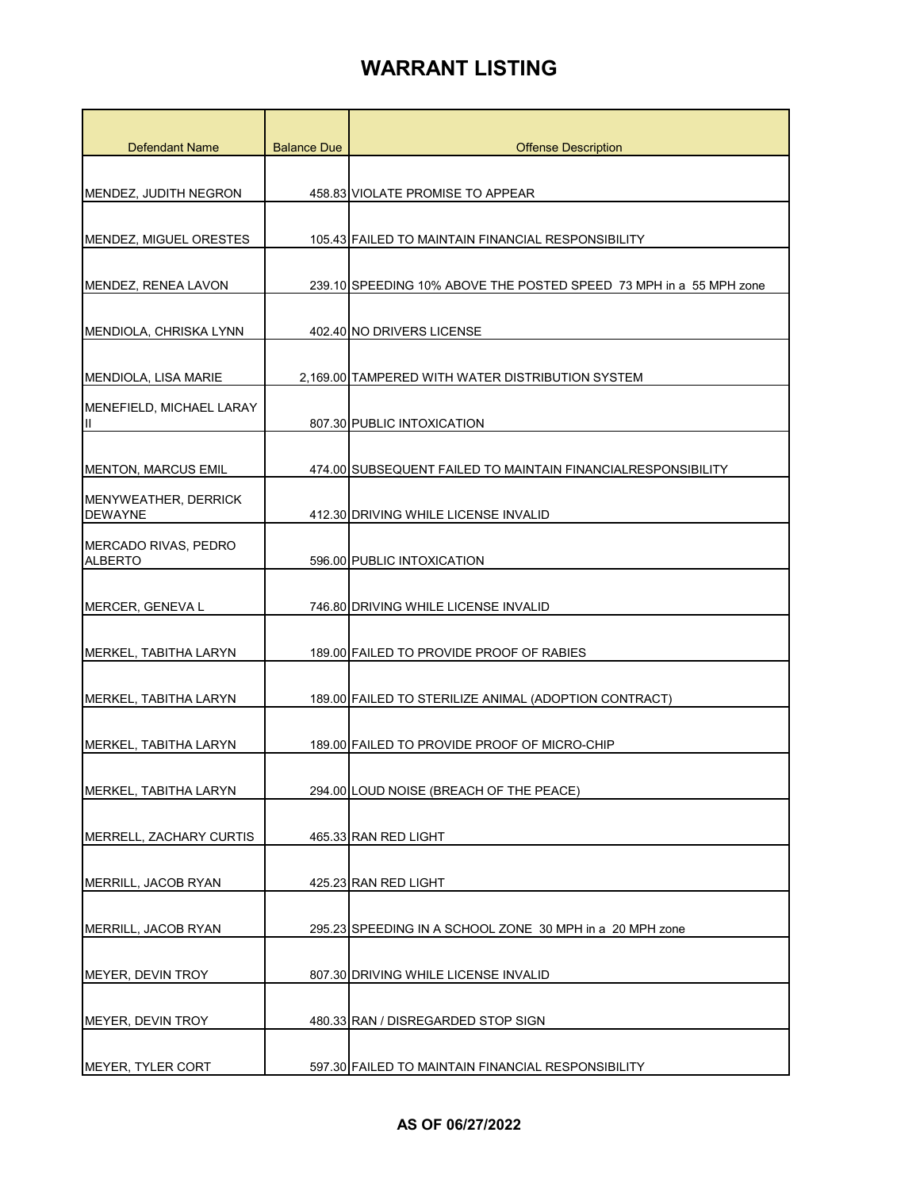# WARRANT LISTING

| Defendant Name | Balance Due | Offense Description |
|---|---|---|
| MENDEZ, JUDITH NEGRON | 458.83 | VIOLATE PROMISE TO APPEAR |
| MENDEZ, MIGUEL ORESTES | 105.43 | FAILED TO MAINTAIN FINANCIAL RESPONSIBILITY |
| MENDEZ, RENEA LAVON | 239.10 | SPEEDING 10% ABOVE THE POSTED SPEED 73 MPH in a 55 MPH zone |
| MENDIOLA, CHRISKA LYNN | 402.40 | NO DRIVERS LICENSE |
| MENDIOLA, LISA MARIE | 2,169.00 | TAMPERED WITH WATER DISTRIBUTION SYSTEM |
| MENEFIELD, MICHAEL LARAY II | 807.30 | PUBLIC INTOXICATION |
| MENTON, MARCUS EMIL | 474.00 | SUBSEQUENT FAILED TO MAINTAIN FINANCIALRESPONSIBILITY |
| MENYWEATHER, DERRICK DEWAYNE | 412.30 | DRIVING WHILE LICENSE INVALID |
| MERCADO RIVAS, PEDRO ALBERTO | 596.00 | PUBLIC INTOXICATION |
| MERCER, GENEVA L | 746.80 | DRIVING WHILE LICENSE INVALID |
| MERKEL, TABITHA LARYN | 189.00 | FAILED TO PROVIDE PROOF OF RABIES |
| MERKEL, TABITHA LARYN | 189.00 | FAILED TO STERILIZE ANIMAL (ADOPTION CONTRACT) |
| MERKEL, TABITHA LARYN | 189.00 | FAILED TO PROVIDE PROOF OF MICRO-CHIP |
| MERKEL, TABITHA LARYN | 294.00 | LOUD NOISE (BREACH OF THE PEACE) |
| MERRELL, ZACHARY CURTIS | 465.33 | RAN RED LIGHT |
| MERRILL, JACOB RYAN | 425.23 | RAN RED LIGHT |
| MERRILL, JACOB RYAN | 295.23 | SPEEDING IN A SCHOOL ZONE 30 MPH in a 20 MPH zone |
| MEYER, DEVIN TROY | 807.30 | DRIVING WHILE LICENSE INVALID |
| MEYER, DEVIN TROY | 480.33 | RAN / DISREGARDED STOP SIGN |
| MEYER, TYLER CORT | 597.30 | FAILED TO MAINTAIN FINANCIAL RESPONSIBILITY |

**AS OF 06/27/2022**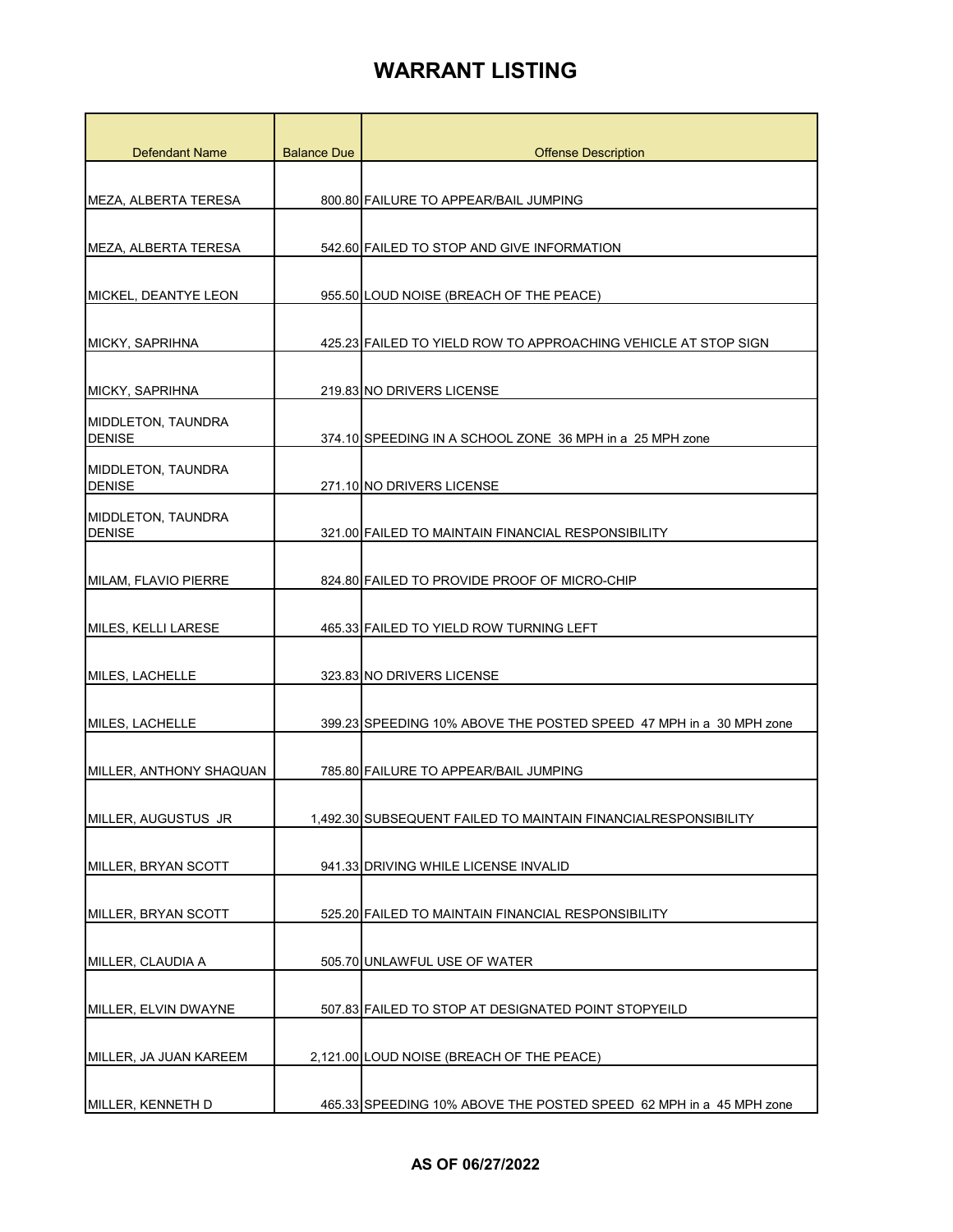# WARRANT LISTING

| Defendant Name | Balance Due | Offense Description |
|---|---|---|
| MEZA, ALBERTA TERESA | 800.80 | FAILURE TO APPEAR/BAIL JUMPING |
| MEZA, ALBERTA TERESA | 542.60 | FAILED TO STOP AND GIVE INFORMATION |
| MICKEL, DEANTYE LEON | 955.50 | LOUD NOISE (BREACH OF THE PEACE) |
| MICKY, SAPRIHNA | 425.23 | FAILED TO YIELD ROW TO APPROACHING VEHICLE AT STOP SIGN |
| MICKY, SAPRIHNA | 219.83 | NO DRIVERS LICENSE |
| MIDDLETON, TAUNDRA DENISE | 374.10 | SPEEDING IN A SCHOOL ZONE 36 MPH in a 25 MPH zone |
| MIDDLETON, TAUNDRA DENISE | 271.10 | NO DRIVERS LICENSE |
| MIDDLETON, TAUNDRA DENISE | 321.00 | FAILED TO MAINTAIN FINANCIAL RESPONSIBILITY |
| MILAM, FLAVIO PIERRE | 824.80 | FAILED TO PROVIDE PROOF OF MICRO-CHIP |
| MILES, KELLI LARESE | 465.33 | FAILED TO YIELD ROW TURNING LEFT |
| MILES, LACHELLE | 323.83 | NO DRIVERS LICENSE |
| MILES, LACHELLE | 399.23 | SPEEDING 10% ABOVE THE POSTED SPEED 47 MPH in a 30 MPH zone |
| MILLER, ANTHONY SHAQUAN | 785.80 | FAILURE TO APPEAR/BAIL JUMPING |
| MILLER, AUGUSTUS JR | 1,492.30 | SUBSEQUENT FAILED TO MAINTAIN FINANCIALRESPONSIBILITY |
| MILLER, BRYAN SCOTT | 941.33 | DRIVING WHILE LICENSE INVALID |
| MILLER, BRYAN SCOTT | 525.20 | FAILED TO MAINTAIN FINANCIAL RESPONSIBILITY |
| MILLER, CLAUDIA A | 505.70 | UNLAWFUL USE OF WATER |
| MILLER, ELVIN DWAYNE | 507.83 | FAILED TO STOP AT DESIGNATED POINT STOPYEILD |
| MILLER, JA JUAN KAREEM | 2,121.00 | LOUD NOISE (BREACH OF THE PEACE) |
| MILLER, KENNETH D | 465.33 | SPEEDING 10% ABOVE THE POSTED SPEED 62 MPH in a 45 MPH zone |

**AS OF 06/27/2022**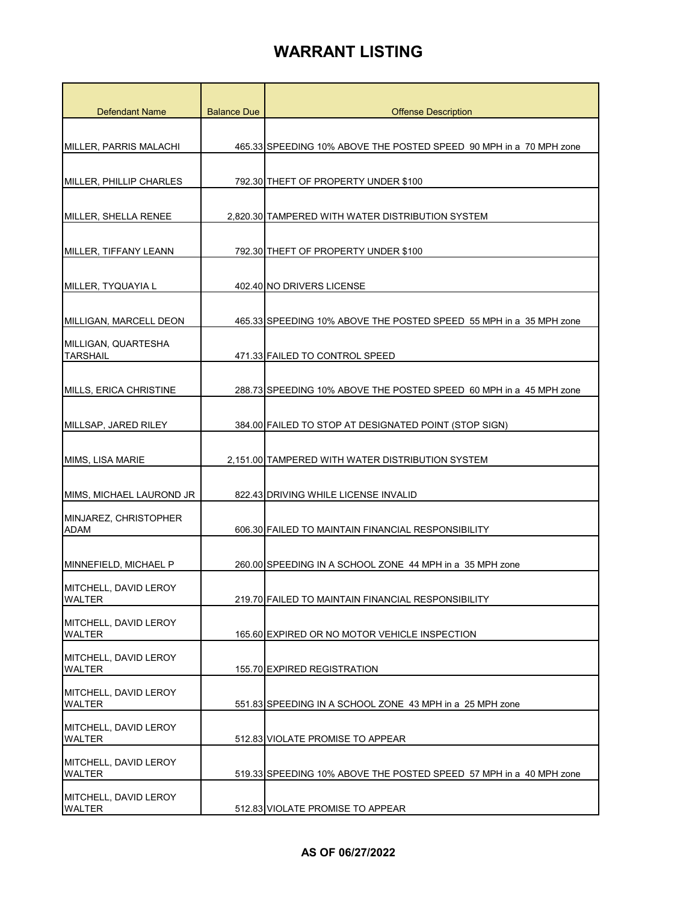# WARRANT LISTING

| Defendant Name | Balance Due | Offense Description |
|---|---|---|
| MILLER, PARRIS MALACHI | 465.33 | SPEEDING 10% ABOVE THE POSTED SPEED 90 MPH in a 70 MPH zone |
| MILLER, PHILLIP CHARLES | 792.30 | THEFT OF PROPERTY UNDER $100 |
| MILLER, SHELLA RENEE | 2,820.30 | TAMPERED WITH WATER DISTRIBUTION SYSTEM |
| MILLER, TIFFANY LEANN | 792.30 | THEFT OF PROPERTY UNDER $100 |
| MILLER, TYQUAYIA L | 402.40 | NO DRIVERS LICENSE |
| MILLIGAN, MARCELL DEON | 465.33 | SPEEDING 10% ABOVE THE POSTED SPEED 55 MPH in a 35 MPH zone |
| MILLIGAN, QUARTESHA TARSHAIL | 471.33 | FAILED TO CONTROL SPEED |
| MILLS, ERICA CHRISTINE | 288.73 | SPEEDING 10% ABOVE THE POSTED SPEED 60 MPH in a 45 MPH zone |
| MILLSAP, JARED RILEY | 384.00 | FAILED TO STOP AT DESIGNATED POINT (STOP SIGN) |
| MIMS, LISA MARIE | 2,151.00 | TAMPERED WITH WATER DISTRIBUTION SYSTEM |
| MIMS, MICHAEL LAUROND JR | 822.43 | DRIVING WHILE LICENSE INVALID |
| MINJAREZ, CHRISTOPHER ADAM | 606.30 | FAILED TO MAINTAIN FINANCIAL RESPONSIBILITY |
| MINNEFIELD, MICHAEL P | 260.00 | SPEEDING IN A SCHOOL ZONE 44 MPH in a 35 MPH zone |
| MITCHELL, DAVID LEROY WALTER | 219.70 | FAILED TO MAINTAIN FINANCIAL RESPONSIBILITY |
| MITCHELL, DAVID LEROY WALTER | 165.60 | EXPIRED OR NO MOTOR VEHICLE INSPECTION |
| MITCHELL, DAVID LEROY WALTER | 155.70 | EXPIRED REGISTRATION |
| MITCHELL, DAVID LEROY WALTER | 551.83 | SPEEDING IN A SCHOOL ZONE 43 MPH in a 25 MPH zone |
| MITCHELL, DAVID LEROY WALTER | 512.83 | VIOLATE PROMISE TO APPEAR |
| MITCHELL, DAVID LEROY WALTER | 519.33 | SPEEDING 10% ABOVE THE POSTED SPEED 57 MPH in a 40 MPH zone |
| MITCHELL, DAVID LEROY WALTER | 512.83 | VIOLATE PROMISE TO APPEAR |

**AS OF 06/27/2022**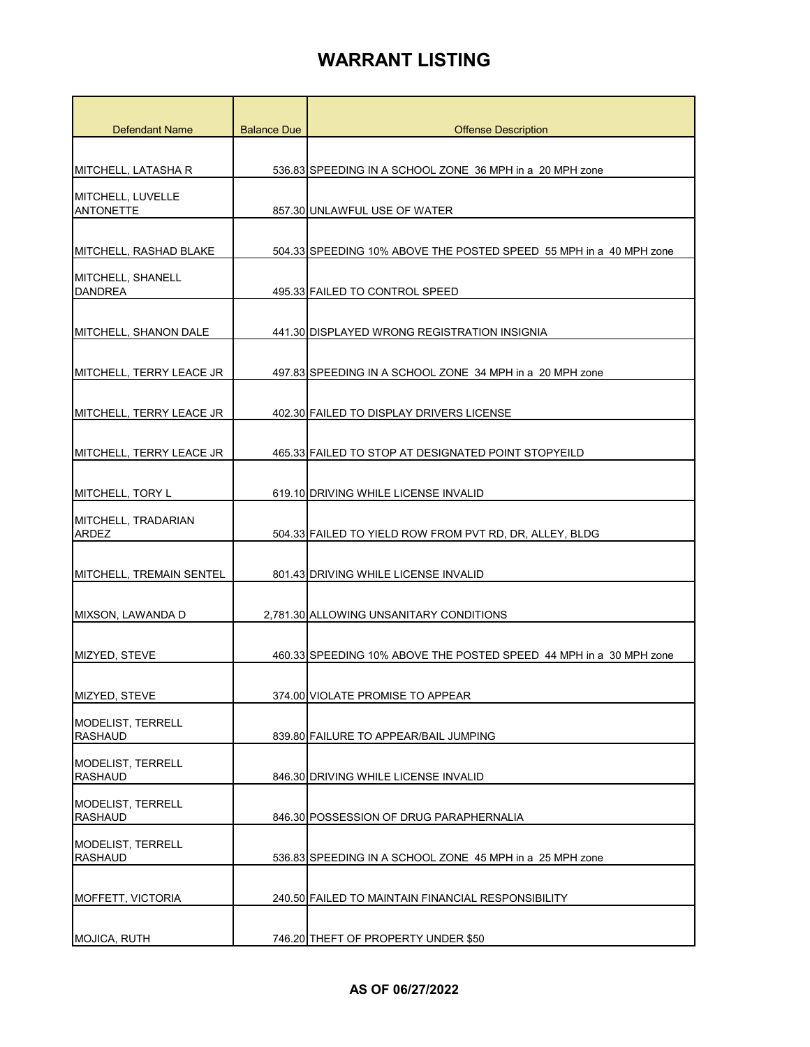# WARRANT LISTING

| Defendant Name | Balance Due | Offense Description |
|---|---|---|
| MITCHELL, LATASHA R | 536.83 | SPEEDING IN A SCHOOL ZONE 36 MPH in a 20 MPH zone |
| MITCHELL, LUVELLE ANTONETTE | 857.30 | UNLAWFUL USE OF WATER |
| MITCHELL, RASHAD BLAKE | 504.33 | SPEEDING 10% ABOVE THE POSTED SPEED 55 MPH in a 40 MPH zone |
| MITCHELL, SHANELL DANDREA | 495.33 | FAILED TO CONTROL SPEED |
| MITCHELL, SHANON DALE | 441.30 | DISPLAYED WRONG REGISTRATION INSIGNIA |
| MITCHELL, TERRY LEACE JR | 497.83 | SPEEDING IN A SCHOOL ZONE 34 MPH in a 20 MPH zone |
| MITCHELL, TERRY LEACE JR | 402.30 | FAILED TO DISPLAY DRIVERS LICENSE |
| MITCHELL, TERRY LEACE JR | 465.33 | FAILED TO STOP AT DESIGNATED POINT STOPYEILD |
| MITCHELL, TORY L | 619.10 | DRIVING WHILE LICENSE INVALID |
| MITCHELL, TRADARIAN ARDEZ | 504.33 | FAILED TO YIELD ROW FROM PVT RD, DR, ALLEY, BLDG |
| MITCHELL, TREMAIN SENTEL | 801.43 | DRIVING WHILE LICENSE INVALID |
| MIXSON, LAWANDA D | 2,781.30 | ALLOWING UNSANITARY CONDITIONS |
| MIZYED, STEVE | 460.33 | SPEEDING 10% ABOVE THE POSTED SPEED 44 MPH in a 30 MPH zone |
| MIZYED, STEVE | 374.00 | VIOLATE PROMISE TO APPEAR |
| MODELIST, TERRELL RASHAUD | 839.80 | FAILURE TO APPEAR/BAIL JUMPING |
| MODELIST, TERRELL RASHAUD | 846.30 | DRIVING WHILE LICENSE INVALID |
| MODELIST, TERRELL RASHAUD | 846.30 | POSSESSION OF DRUG PARAPHERNALIA |
| MODELIST, TERRELL RASHAUD | 536.83 | SPEEDING IN A SCHOOL ZONE 45 MPH in a 25 MPH zone |
| MOFFETT, VICTORIA | 240.50 | FAILED TO MAINTAIN FINANCIAL RESPONSIBILITY |
| MOJICA, RUTH | 746.20 | THEFT OF PROPERTY UNDER $50 |

**AS OF 06/27/2022**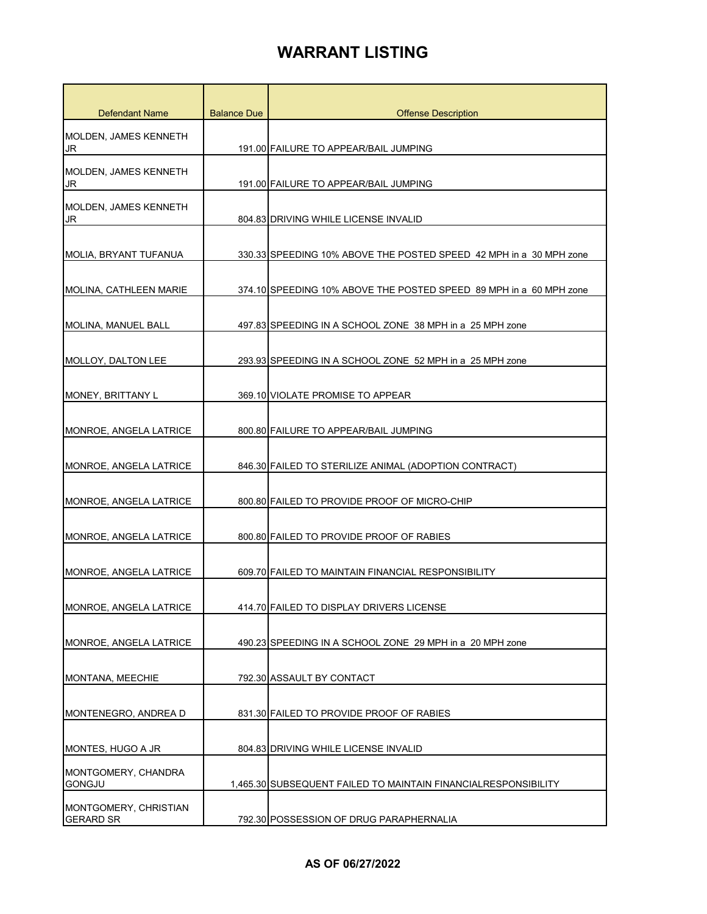# WARRANT LISTING

| Defendant Name | Balance Due | Offense Description |
|---|---|---|
| MOLDEN, JAMES KENNETH JR | 191.00 | FAILURE TO APPEAR/BAIL JUMPING |
| MOLDEN, JAMES KENNETH JR | 191.00 | FAILURE TO APPEAR/BAIL JUMPING |
| MOLDEN, JAMES KENNETH JR | 804.83 | DRIVING WHILE LICENSE INVALID |
| MOLIA, BRYANT TUFANUA | 330.33 | SPEEDING 10% ABOVE THE POSTED SPEED 42 MPH in a 30 MPH zone |
| MOLINA, CATHLEEN MARIE | 374.10 | SPEEDING 10% ABOVE THE POSTED SPEED 89 MPH in a 60 MPH zone |
| MOLINA, MANUEL BALL | 497.83 | SPEEDING IN A SCHOOL ZONE 38 MPH in a 25 MPH zone |
| MOLLOY, DALTON LEE | 293.93 | SPEEDING IN A SCHOOL ZONE 52 MPH in a 25 MPH zone |
| MONEY, BRITTANY L | 369.10 | VIOLATE PROMISE TO APPEAR |
| MONROE, ANGELA LATRICE | 800.80 | FAILURE TO APPEAR/BAIL JUMPING |
| MONROE, ANGELA LATRICE | 846.30 | FAILED TO STERILIZE ANIMAL (ADOPTION CONTRACT) |
| MONROE, ANGELA LATRICE | 800.80 | FAILED TO PROVIDE PROOF OF MICRO-CHIP |
| MONROE, ANGELA LATRICE | 800.80 | FAILED TO PROVIDE PROOF OF RABIES |
| MONROE, ANGELA LATRICE | 609.70 | FAILED TO MAINTAIN FINANCIAL RESPONSIBILITY |
| MONROE, ANGELA LATRICE | 414.70 | FAILED TO DISPLAY DRIVERS LICENSE |
| MONROE, ANGELA LATRICE | 490.23 | SPEEDING IN A SCHOOL ZONE 29 MPH in a 20 MPH zone |
| MONTANA, MEECHIE | 792.30 | ASSAULT BY CONTACT |
| MONTENEGRO, ANDREA D | 831.30 | FAILED TO PROVIDE PROOF OF RABIES |
| MONTES, HUGO A JR | 804.83 | DRIVING WHILE LICENSE INVALID |
| MONTGOMERY, CHANDRA GONGJU | 1,465.30 | SUBSEQUENT FAILED TO MAINTAIN FINANCIALRESPONSIBILITY |
| MONTGOMERY, CHRISTIAN GERARD SR | 792.30 | POSSESSION OF DRUG PARAPHERNALIA |

**AS OF 06/27/2022**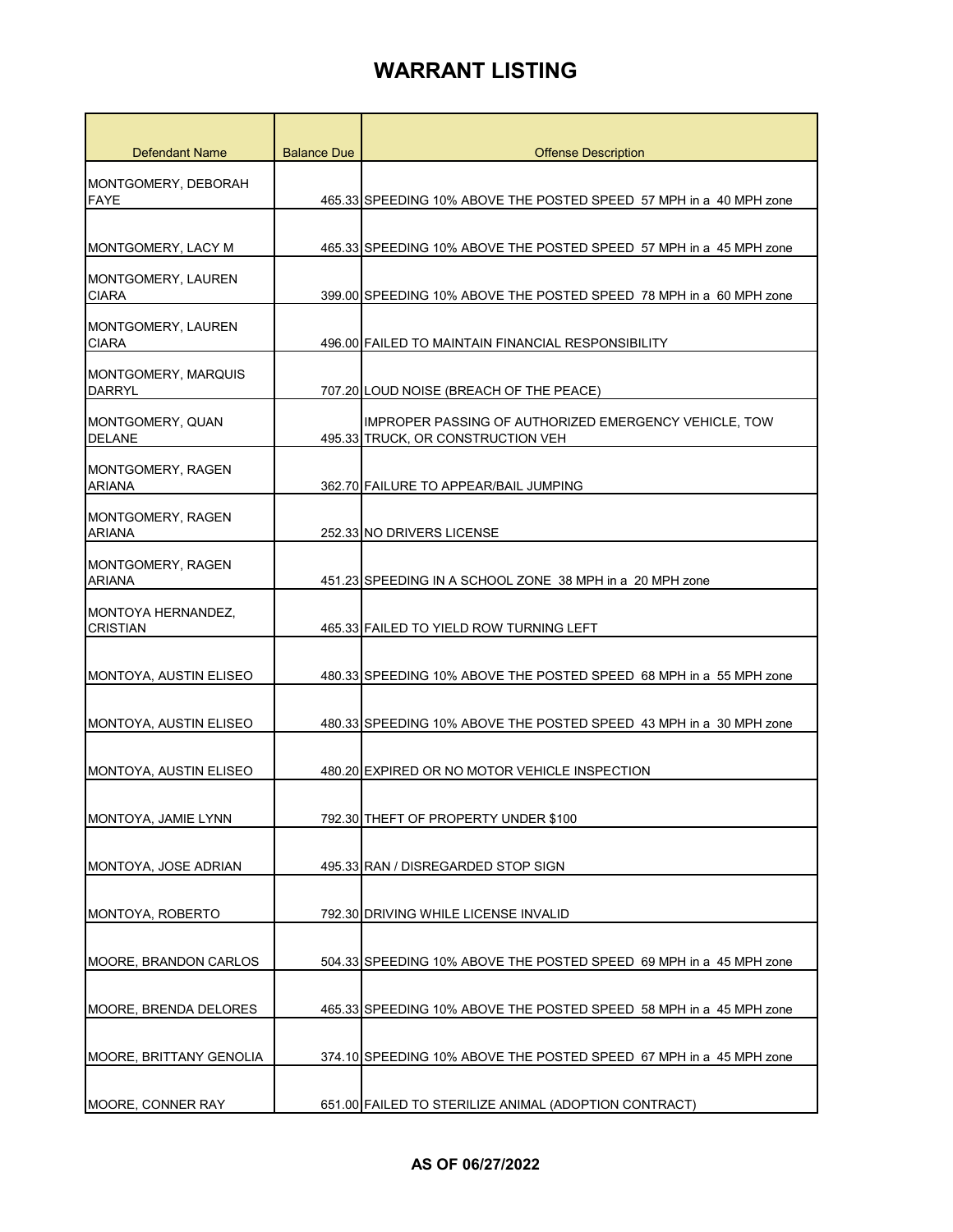# WARRANT LISTING

| Defendant Name | Balance Due | Offense Description |
|---|---|---|
| MONTGOMERY, DEBORAH FAYE | 465.33 | SPEEDING 10% ABOVE THE POSTED SPEED 57 MPH in a 40 MPH zone |
| MONTGOMERY, LACY M | 465.33 | SPEEDING 10% ABOVE THE POSTED SPEED 57 MPH in a 45 MPH zone |
| MONTGOMERY, LAUREN CIARA | 399.00 | SPEEDING 10% ABOVE THE POSTED SPEED 78 MPH in a 60 MPH zone |
| MONTGOMERY, LAUREN CIARA | 496.00 | FAILED TO MAINTAIN FINANCIAL RESPONSIBILITY |
| MONTGOMERY, MARQUIS DARRYL | 707.20 | LOUD NOISE (BREACH OF THE PEACE) |
| MONTGOMERY, QUAN DELANE | 495.33 | IMPROPER PASSING OF AUTHORIZED EMERGENCY VEHICLE, TOW TRUCK, OR CONSTRUCTION VEH |
| MONTGOMERY, RAGEN ARIANA | 362.70 | FAILURE TO APPEAR/BAIL JUMPING |
| MONTGOMERY, RAGEN ARIANA | 252.33 | NO DRIVERS LICENSE |
| MONTGOMERY, RAGEN ARIANA | 451.23 | SPEEDING IN A SCHOOL ZONE 38 MPH in a 20 MPH zone |
| MONTOYA HERNANDEZ, CRISTIAN | 465.33 | FAILED TO YIELD ROW TURNING LEFT |
| MONTOYA, AUSTIN ELISEO | 480.33 | SPEEDING 10% ABOVE THE POSTED SPEED 68 MPH in a 55 MPH zone |
| MONTOYA, AUSTIN ELISEO | 480.33 | SPEEDING 10% ABOVE THE POSTED SPEED 43 MPH in a 30 MPH zone |
| MONTOYA, AUSTIN ELISEO | 480.20 | EXPIRED OR NO MOTOR VEHICLE INSPECTION |
| MONTOYA, JAMIE LYNN | 792.30 | THEFT OF PROPERTY UNDER $100 |
| MONTOYA, JOSE ADRIAN | 495.33 | RAN / DISREGARDED STOP SIGN |
| MONTOYA, ROBERTO | 792.30 | DRIVING WHILE LICENSE INVALID |
| MOORE, BRANDON CARLOS | 504.33 | SPEEDING 10% ABOVE THE POSTED SPEED 69 MPH in a 45 MPH zone |
| MOORE, BRENDA DELORES | 465.33 | SPEEDING 10% ABOVE THE POSTED SPEED 58 MPH in a 45 MPH zone |
| MOORE, BRITTANY GENOLIA | 374.10 | SPEEDING 10% ABOVE THE POSTED SPEED 67 MPH in a 45 MPH zone |
| MOORE, CONNER RAY | 651.00 | FAILED TO STERILIZE ANIMAL (ADOPTION CONTRACT) |

**AS OF 06/27/2022**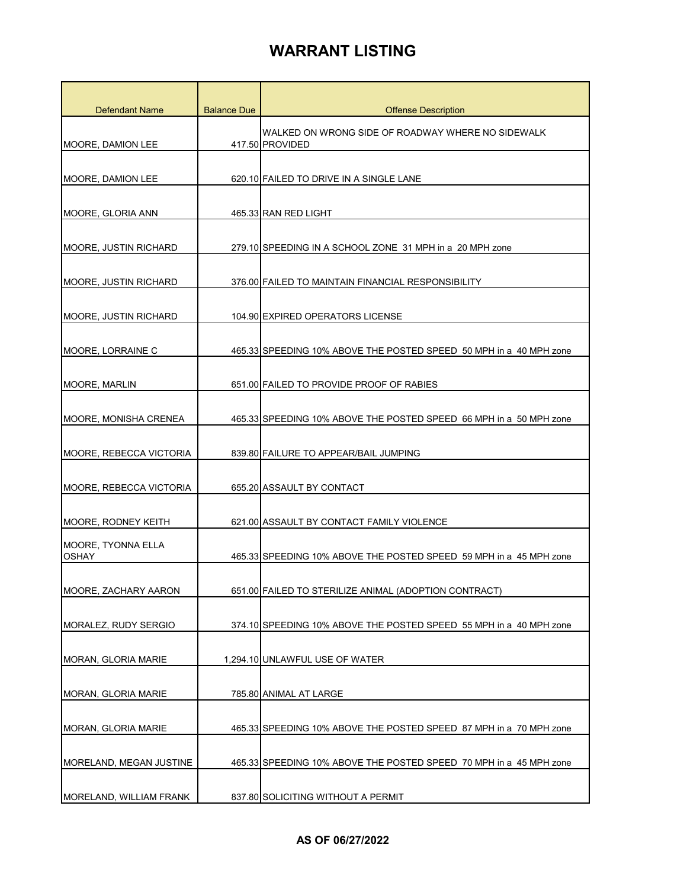# WARRANT LISTING

| Defendant Name | Balance Due | Offense Description |
|---|---|---|
| MOORE, DAMION LEE | 417.50 | WALKED ON WRONG SIDE OF ROADWAY WHERE NO SIDEWALK PROVIDED |
| MOORE, DAMION LEE | 620.10 | FAILED TO DRIVE IN A SINGLE LANE |
| MOORE, GLORIA ANN | 465.33 | RAN RED LIGHT |
| MOORE, JUSTIN RICHARD | 279.10 | SPEEDING IN A SCHOOL ZONE 31 MPH in a 20 MPH zone |
| MOORE, JUSTIN RICHARD | 376.00 | FAILED TO MAINTAIN FINANCIAL RESPONSIBILITY |
| MOORE, JUSTIN RICHARD | 104.90 | EXPIRED OPERATORS LICENSE |
| MOORE, LORRAINE C | 465.33 | SPEEDING 10% ABOVE THE POSTED SPEED 50 MPH in a 40 MPH zone |
| MOORE, MARLIN | 651.00 | FAILED TO PROVIDE PROOF OF RABIES |
| MOORE, MONISHA CRENEA | 465.33 | SPEEDING 10% ABOVE THE POSTED SPEED 66 MPH in a 50 MPH zone |
| MOORE, REBECCA VICTORIA | 839.80 | FAILURE TO APPEAR/BAIL JUMPING |
| MOORE, REBECCA VICTORIA | 655.20 | ASSAULT BY CONTACT |
| MOORE, RODNEY KEITH | 621.00 | ASSAULT BY CONTACT FAMILY VIOLENCE |
| MOORE, TYONNA ELLA OSHAY | 465.33 | SPEEDING 10% ABOVE THE POSTED SPEED 59 MPH in a 45 MPH zone |
| MOORE, ZACHARY AARON | 651.00 | FAILED TO STERILIZE ANIMAL (ADOPTION CONTRACT) |
| MORALEZ, RUDY SERGIO | 374.10 | SPEEDING 10% ABOVE THE POSTED SPEED 55 MPH in a 40 MPH zone |
| MORAN, GLORIA MARIE | 1,294.10 | UNLAWFUL USE OF WATER |
| MORAN, GLORIA MARIE | 785.80 | ANIMAL AT LARGE |
| MORAN, GLORIA MARIE | 465.33 | SPEEDING 10% ABOVE THE POSTED SPEED 87 MPH in a 70 MPH zone |
| MORELAND, MEGAN JUSTINE | 465.33 | SPEEDING 10% ABOVE THE POSTED SPEED 70 MPH in a 45 MPH zone |
| MORELAND, WILLIAM FRANK | 837.80 | SOLICITING WITHOUT A PERMIT |

**AS OF 06/27/2022**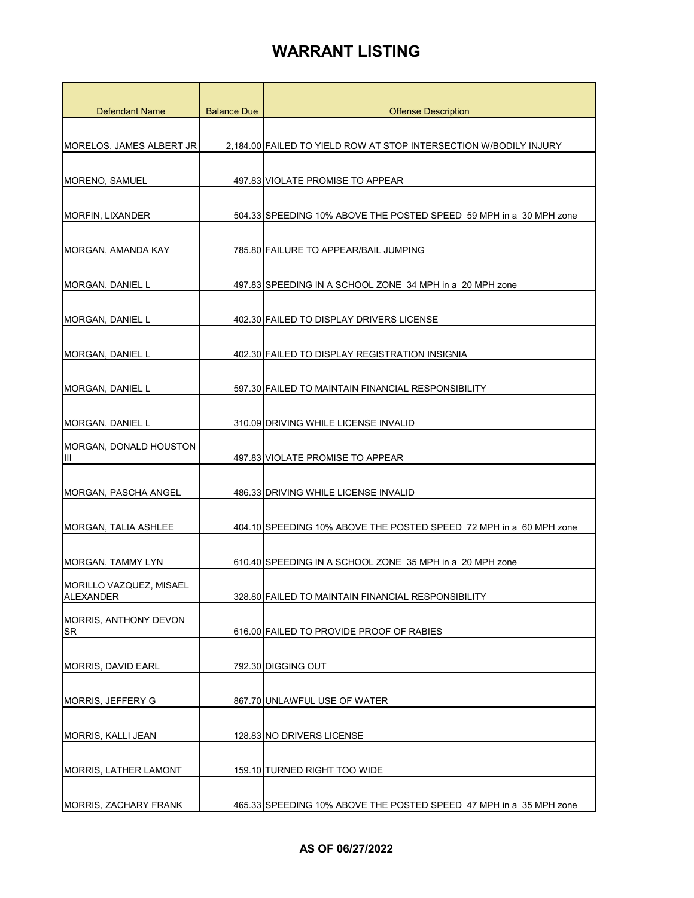# WARRANT LISTING

| Defendant Name | Balance Due | Offense Description |
|---|---|---|
| MORELOS, JAMES ALBERT JR | 2,184.00 | FAILED TO YIELD ROW AT STOP INTERSECTION W/BODILY INJURY |
| MORENO, SAMUEL | 497.83 | VIOLATE PROMISE TO APPEAR |
| MORFIN, LIXANDER | 504.33 | SPEEDING 10% ABOVE THE POSTED SPEED 59 MPH in a 30 MPH zone |
| MORGAN, AMANDA KAY | 785.80 | FAILURE TO APPEAR/BAIL JUMPING |
| MORGAN, DANIEL L | 497.83 | SPEEDING IN A SCHOOL ZONE 34 MPH in a 20 MPH zone |
| MORGAN, DANIEL L | 402.30 | FAILED TO DISPLAY DRIVERS LICENSE |
| MORGAN, DANIEL L | 402.30 | FAILED TO DISPLAY REGISTRATION INSIGNIA |
| MORGAN, DANIEL L | 597.30 | FAILED TO MAINTAIN FINANCIAL RESPONSIBILITY |
| MORGAN, DANIEL L | 310.09 | DRIVING WHILE LICENSE INVALID |
| MORGAN, DONALD HOUSTON III | 497.83 | VIOLATE PROMISE TO APPEAR |
| MORGAN, PASCHA ANGEL | 486.33 | DRIVING WHILE LICENSE INVALID |
| MORGAN, TALIA ASHLEE | 404.10 | SPEEDING 10% ABOVE THE POSTED SPEED 72 MPH in a 60 MPH zone |
| MORGAN, TAMMY LYN | 610.40 | SPEEDING IN A SCHOOL ZONE 35 MPH in a 20 MPH zone |
| MORILLO VAZQUEZ, MISAEL ALEXANDER | 328.80 | FAILED TO MAINTAIN FINANCIAL RESPONSIBILITY |
| MORRIS, ANTHONY DEVON SR | 616.00 | FAILED TO PROVIDE PROOF OF RABIES |
| MORRIS, DAVID EARL | 792.30 | DIGGING OUT |
| MORRIS, JEFFERY G | 867.70 | UNLAWFUL USE OF WATER |
| MORRIS, KALLI JEAN | 128.83 | NO DRIVERS LICENSE |
| MORRIS, LATHER LAMONT | 159.10 | TURNED RIGHT TOO WIDE |
| MORRIS, ZACHARY FRANK | 465.33 | SPEEDING 10% ABOVE THE POSTED SPEED 47 MPH in a 35 MPH zone |

**AS OF 06/27/2022**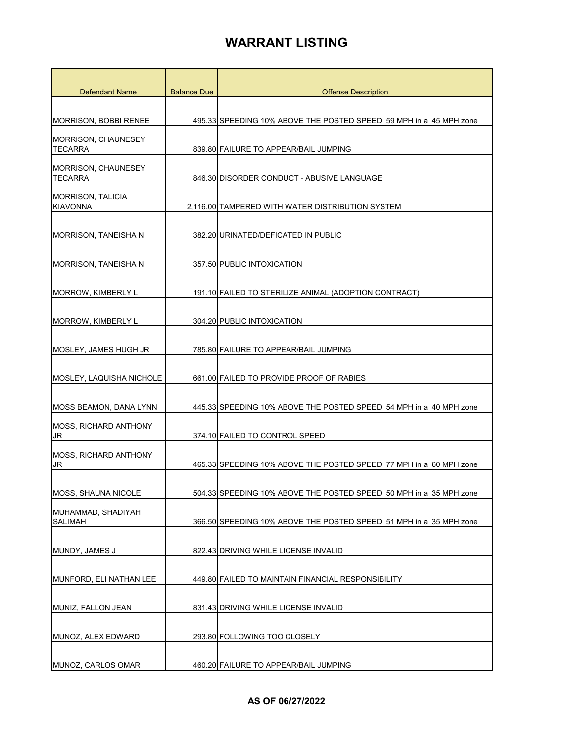# WARRANT LISTING

| Defendant Name | Balance Due | Offense Description |
|---|---|---|
| MORRISON, BOBBI RENEE | 495.33 | SPEEDING 10% ABOVE THE POSTED SPEED 59 MPH in a 45 MPH zone |
| MORRISON, CHAUNESEY TECARRA | 839.80 | FAILURE TO APPEAR/BAIL JUMPING |
| MORRISON, CHAUNESEY TECARRA | 846.30 | DISORDER CONDUCT - ABUSIVE LANGUAGE |
| MORRISON, TALICIA KIAVONNA | 2,116.00 | TAMPERED WITH WATER DISTRIBUTION SYSTEM |
| MORRISON, TANEISHA N | 382.20 | URINATED/DEFICATED IN PUBLIC |
| MORRISON, TANEISHA N | 357.50 | PUBLIC INTOXICATION |
| MORROW, KIMBERLY L | 191.10 | FAILED TO STERILIZE ANIMAL (ADOPTION CONTRACT) |
| MORROW, KIMBERLY L | 304.20 | PUBLIC INTOXICATION |
| MOSLEY, JAMES HUGH JR | 785.80 | FAILURE TO APPEAR/BAIL JUMPING |
| MOSLEY, LAQUISHA NICHOLE | 661.00 | FAILED TO PROVIDE PROOF OF RABIES |
| MOSS BEAMON, DANA LYNN | 445.33 | SPEEDING 10% ABOVE THE POSTED SPEED 54 MPH in a 40 MPH zone |
| MOSS, RICHARD ANTHONY JR | 374.10 | FAILED TO CONTROL SPEED |
| MOSS, RICHARD ANTHONY JR | 465.33 | SPEEDING 10% ABOVE THE POSTED SPEED 77 MPH in a 60 MPH zone |
| MOSS, SHAUNA NICOLE | 504.33 | SPEEDING 10% ABOVE THE POSTED SPEED 50 MPH in a 35 MPH zone |
| MUHAMMAD, SHADIYAH SALIMAH | 366.50 | SPEEDING 10% ABOVE THE POSTED SPEED 51 MPH in a 35 MPH zone |
| MUNDY, JAMES J | 822.43 | DRIVING WHILE LICENSE INVALID |
| MUNFORD, ELI NATHAN LEE | 449.80 | FAILED TO MAINTAIN FINANCIAL RESPONSIBILITY |
| MUNIZ, FALLON JEAN | 831.43 | DRIVING WHILE LICENSE INVALID |
| MUNOZ, ALEX EDWARD | 293.80 | FOLLOWING TOO CLOSELY |
| MUNOZ, CARLOS OMAR | 460.20 | FAILURE TO APPEAR/BAIL JUMPING |

**AS OF 06/27/2022**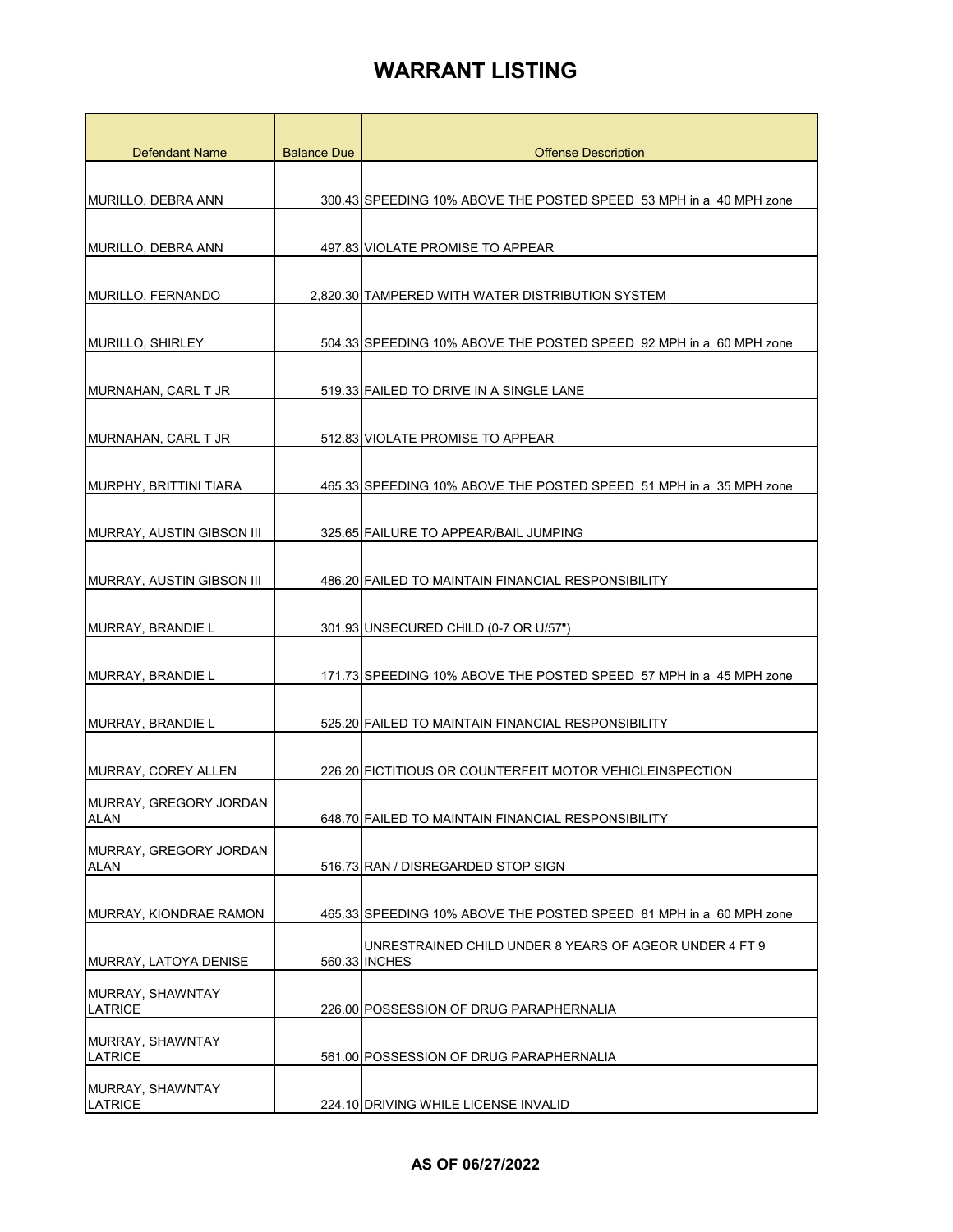# WARRANT LISTING

| Defendant Name | Balance Due | Offense Description |
|---|---|---|
| MURILLO, DEBRA ANN | 300.43 | SPEEDING 10% ABOVE THE POSTED SPEED 53 MPH in a 40 MPH zone |
| MURILLO, DEBRA ANN | 497.83 | VIOLATE PROMISE TO APPEAR |
| MURILLO, FERNANDO | 2,820.30 | TAMPERED WITH WATER DISTRIBUTION SYSTEM |
| MURILLO, SHIRLEY | 504.33 | SPEEDING 10% ABOVE THE POSTED SPEED 92 MPH in a 60 MPH zone |
| MURNAHAN, CARL T JR | 519.33 | FAILED TO DRIVE IN A SINGLE LANE |
| MURNAHAN, CARL T JR | 512.83 | VIOLATE PROMISE TO APPEAR |
| MURPHY, BRITTINI TIARA | 465.33 | SPEEDING 10% ABOVE THE POSTED SPEED 51 MPH in a 35 MPH zone |
| MURRAY, AUSTIN GIBSON III | 325.65 | FAILURE TO APPEAR/BAIL JUMPING |
| MURRAY, AUSTIN GIBSON III | 486.20 | FAILED TO MAINTAIN FINANCIAL RESPONSIBILITY |
| MURRAY, BRANDIE L | 301.93 | UNSECURED CHILD (0-7 OR U/57") |
| MURRAY, BRANDIE L | 171.73 | SPEEDING 10% ABOVE THE POSTED SPEED 57 MPH in a 45 MPH zone |
| MURRAY, BRANDIE L | 525.20 | FAILED TO MAINTAIN FINANCIAL RESPONSIBILITY |
| MURRAY, COREY ALLEN | 226.20 | FICTITIOUS OR COUNTERFEIT MOTOR VEHICLEINSPECTION |
| MURRAY, GREGORY JORDAN ALAN | 648.70 | FAILED TO MAINTAIN FINANCIAL RESPONSIBILITY |
| MURRAY, GREGORY JORDAN ALAN | 516.73 | RAN / DISREGARDED STOP SIGN |
| MURRAY, KIONDRAE RAMON | 465.33 | SPEEDING 10% ABOVE THE POSTED SPEED 81 MPH in a 60 MPH zone |
| MURRAY, LATOYA DENISE | 560.33 | UNRESTRAINED CHILD UNDER 8 YEARS OF AGEOR UNDER 4 FT 9 INCHES |
| MURRAY, SHAWNTAY LATRICE | 226.00 | POSSESSION OF DRUG PARAPHERNALIA |
| MURRAY, SHAWNTAY LATRICE | 561.00 | POSSESSION OF DRUG PARAPHERNALIA |
| MURRAY, SHAWNTAY LATRICE | 224.10 | DRIVING WHILE LICENSE INVALID |

**AS OF 06/27/2022**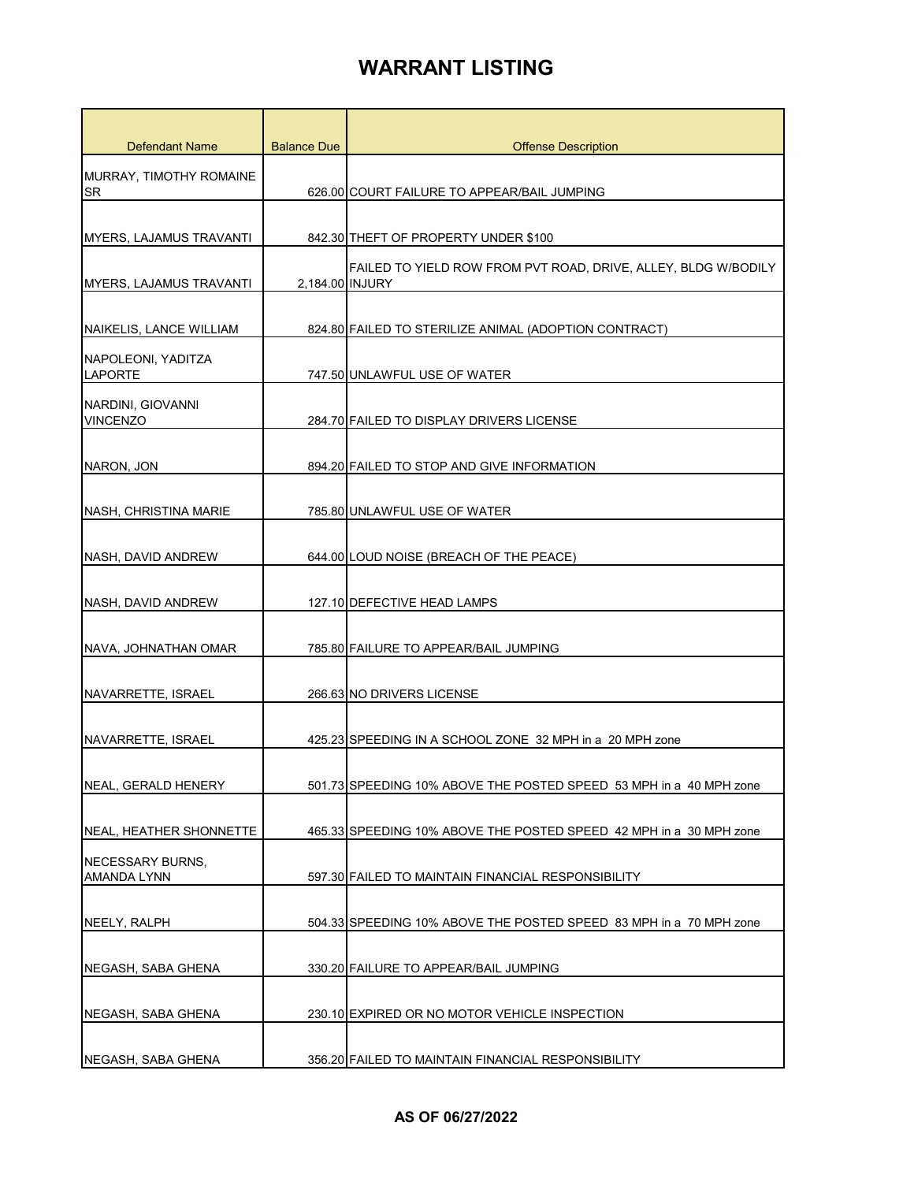# WARRANT LISTING

| Defendant Name | Balance Due | Offense Description |
|---|---|---|
| MURRAY, TIMOTHY ROMAINE SR | 626.00 | COURT FAILURE TO APPEAR/BAIL JUMPING |
| MYERS, LAJAMUS TRAVANTI | 842.30 | THEFT OF PROPERTY UNDER $100 |
| MYERS, LAJAMUS TRAVANTI | 2,184.00 | FAILED TO YIELD ROW FROM PVT ROAD, DRIVE, ALLEY, BLDG W/BODILY INJURY |
| NAIKELIS, LANCE WILLIAM | 824.80 | FAILED TO STERILIZE ANIMAL (ADOPTION CONTRACT) |
| NAPOLEONI, YADITZA LAPORTE | 747.50 | UNLAWFUL USE OF WATER |
| NARDINI, GIOVANNI VINCENZO | 284.70 | FAILED TO DISPLAY DRIVERS LICENSE |
| NARON, JON | 894.20 | FAILED TO STOP AND GIVE INFORMATION |
| NASH, CHRISTINA MARIE | 785.80 | UNLAWFUL USE OF WATER |
| NASH, DAVID ANDREW | 644.00 | LOUD NOISE (BREACH OF THE PEACE) |
| NASH, DAVID ANDREW | 127.10 | DEFECTIVE HEAD LAMPS |
| NAVA, JOHNATHAN OMAR | 785.80 | FAILURE TO APPEAR/BAIL JUMPING |
| NAVARRETTE, ISRAEL | 266.63 | NO DRIVERS LICENSE |
| NAVARRETTE, ISRAEL | 425.23 | SPEEDING IN A SCHOOL ZONE 32 MPH in a 20 MPH zone |
| NEAL, GERALD HENERY | 501.73 | SPEEDING 10% ABOVE THE POSTED SPEED 53 MPH in a 40 MPH zone |
| NEAL, HEATHER SHONNETTE | 465.33 | SPEEDING 10% ABOVE THE POSTED SPEED 42 MPH in a 30 MPH zone |
| NECESSARY BURNS, AMANDA LYNN | 597.30 | FAILED TO MAINTAIN FINANCIAL RESPONSIBILITY |
| NEELY, RALPH | 504.33 | SPEEDING 10% ABOVE THE POSTED SPEED 83 MPH in a 70 MPH zone |
| NEGASH, SABA GHENA | 330.20 | FAILURE TO APPEAR/BAIL JUMPING |
| NEGASH, SABA GHENA | 230.10 | EXPIRED OR NO MOTOR VEHICLE INSPECTION |
| NEGASH, SABA GHENA | 356.20 | FAILED TO MAINTAIN FINANCIAL RESPONSIBILITY |

**AS OF 06/27/2022**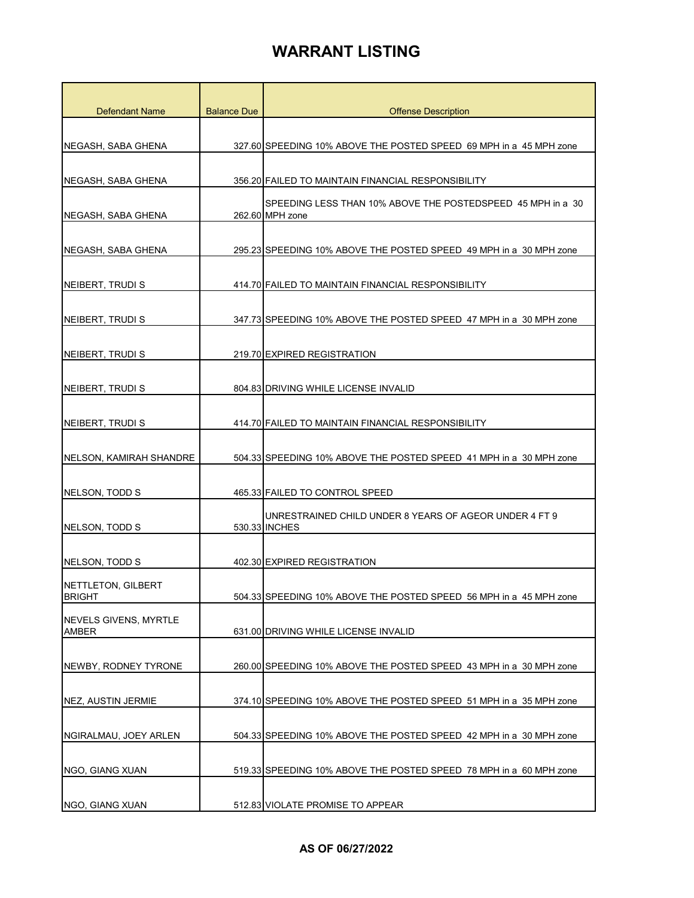# WARRANT LISTING

| Defendant Name | Balance Due | Offense Description |
|---|---|---|
| NEGASH, SABA GHENA | 327.60 | SPEEDING 10% ABOVE THE POSTED SPEED 69 MPH in a 45 MPH zone |
| NEGASH, SABA GHENA | 356.20 | FAILED TO MAINTAIN FINANCIAL RESPONSIBILITY |
| NEGASH, SABA GHENA | 262.60 | SPEEDING LESS THAN 10% ABOVE THE POSTEDSPEED 45 MPH in a 30 MPH zone |
| NEGASH, SABA GHENA | 295.23 | SPEEDING 10% ABOVE THE POSTED SPEED 49 MPH in a 30 MPH zone |
| NEIBERT, TRUDI S | 414.70 | FAILED TO MAINTAIN FINANCIAL RESPONSIBILITY |
| NEIBERT, TRUDI S | 347.73 | SPEEDING 10% ABOVE THE POSTED SPEED 47 MPH in a 30 MPH zone |
| NEIBERT, TRUDI S | 219.70 | EXPIRED REGISTRATION |
| NEIBERT, TRUDI S | 804.83 | DRIVING WHILE LICENSE INVALID |
| NEIBERT, TRUDI S | 414.70 | FAILED TO MAINTAIN FINANCIAL RESPONSIBILITY |
| NELSON, KAMIRAH SHANDRE | 504.33 | SPEEDING 10% ABOVE THE POSTED SPEED 41 MPH in a 30 MPH zone |
| NELSON, TODD S | 465.33 | FAILED TO CONTROL SPEED |
| NELSON, TODD S | 530.33 | UNRESTRAINED CHILD UNDER 8 YEARS OF AGEOR UNDER 4 FT 9 INCHES |
| NELSON, TODD S | 402.30 | EXPIRED REGISTRATION |
| NETTLETON, GILBERT BRIGHT | 504.33 | SPEEDING 10% ABOVE THE POSTED SPEED 56 MPH in a 45 MPH zone |
| NEVELS GIVENS, MYRTLE AMBER | 631.00 | DRIVING WHILE LICENSE INVALID |
| NEWBY, RODNEY TYRONE | 260.00 | SPEEDING 10% ABOVE THE POSTED SPEED 43 MPH in a 30 MPH zone |
| NEZ, AUSTIN JERMIE | 374.10 | SPEEDING 10% ABOVE THE POSTED SPEED 51 MPH in a 35 MPH zone |
| NGIRALMAU, JOEY ARLEN | 504.33 | SPEEDING 10% ABOVE THE POSTED SPEED 42 MPH in a 30 MPH zone |
| NGO, GIANG XUAN | 519.33 | SPEEDING 10% ABOVE THE POSTED SPEED 78 MPH in a 60 MPH zone |
| NGO, GIANG XUAN | 512.83 | VIOLATE PROMISE TO APPEAR |

**AS OF 06/27/2022**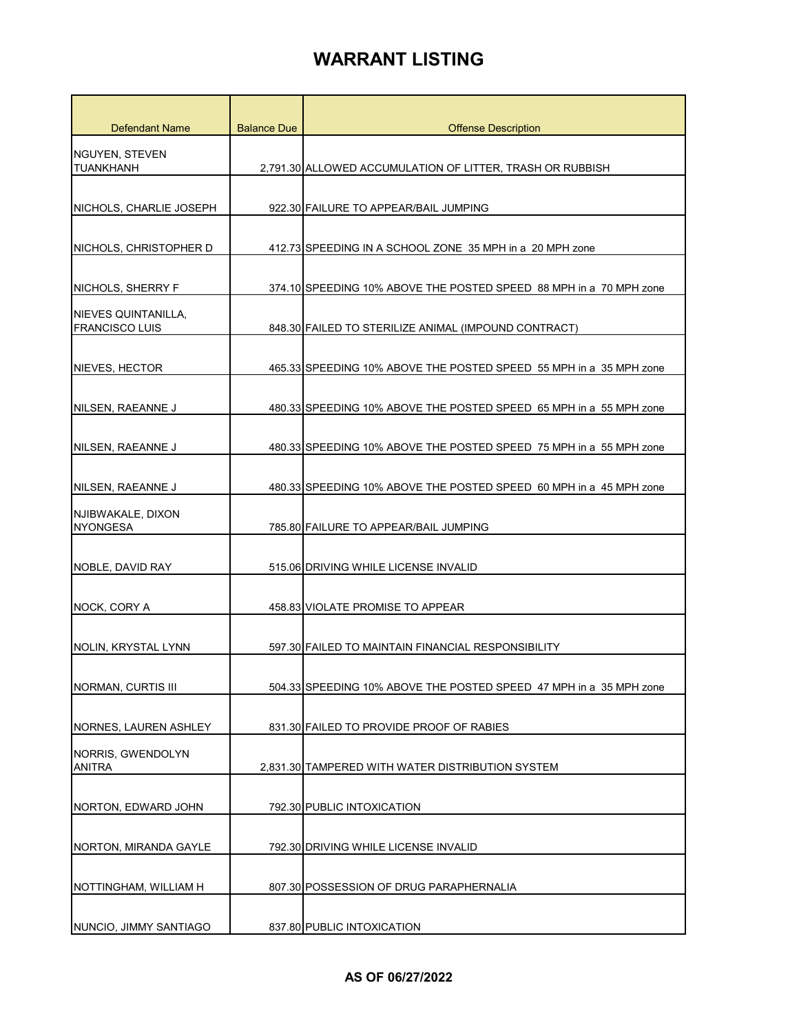# WARRANT LISTING

| Defendant Name | Balance Due | Offense Description |
|---|---|---|
| NGUYEN, STEVEN TUANKHANH | 2,791.30 | ALLOWED ACCUMULATION OF LITTER, TRASH OR RUBBISH |
| NICHOLS, CHARLIE JOSEPH | 922.30 | FAILURE TO APPEAR/BAIL JUMPING |
| NICHOLS, CHRISTOPHER D | 412.73 | SPEEDING IN A SCHOOL ZONE 35 MPH in a 20 MPH zone |
| NICHOLS, SHERRY F | 374.10 | SPEEDING 10% ABOVE THE POSTED SPEED 88 MPH in a 70 MPH zone |
| NIEVES QUINTANILLA, FRANCISCO LUIS | 848.30 | FAILED TO STERILIZE ANIMAL (IMPOUND CONTRACT) |
| NIEVES, HECTOR | 465.33 | SPEEDING 10% ABOVE THE POSTED SPEED 55 MPH in a 35 MPH zone |
| NILSEN, RAEANNE J | 480.33 | SPEEDING 10% ABOVE THE POSTED SPEED 65 MPH in a 55 MPH zone |
| NILSEN, RAEANNE J | 480.33 | SPEEDING 10% ABOVE THE POSTED SPEED 75 MPH in a 55 MPH zone |
| NILSEN, RAEANNE J | 480.33 | SPEEDING 10% ABOVE THE POSTED SPEED 60 MPH in a 45 MPH zone |
| NJIBWAKALE, DIXON NYONGESA | 785.80 | FAILURE TO APPEAR/BAIL JUMPING |
| NOBLE, DAVID RAY | 515.06 | DRIVING WHILE LICENSE INVALID |
| NOCK, CORY A | 458.83 | VIOLATE PROMISE TO APPEAR |
| NOLIN, KRYSTAL LYNN | 597.30 | FAILED TO MAINTAIN FINANCIAL RESPONSIBILITY |
| NORMAN, CURTIS III | 504.33 | SPEEDING 10% ABOVE THE POSTED SPEED 47 MPH in a 35 MPH zone |
| NORNES, LAUREN ASHLEY | 831.30 | FAILED TO PROVIDE PROOF OF RABIES |
| NORRIS, GWENDOLYN ANITRA | 2,831.30 | TAMPERED WITH WATER DISTRIBUTION SYSTEM |
| NORTON, EDWARD JOHN | 792.30 | PUBLIC INTOXICATION |
| NORTON, MIRANDA GAYLE | 792.30 | DRIVING WHILE LICENSE INVALID |
| NOTTINGHAM, WILLIAM H | 807.30 | POSSESSION OF DRUG PARAPHERNALIA |
| NUNCIO, JIMMY SANTIAGO | 837.80 | PUBLIC INTOXICATION |

**AS OF 06/27/2022**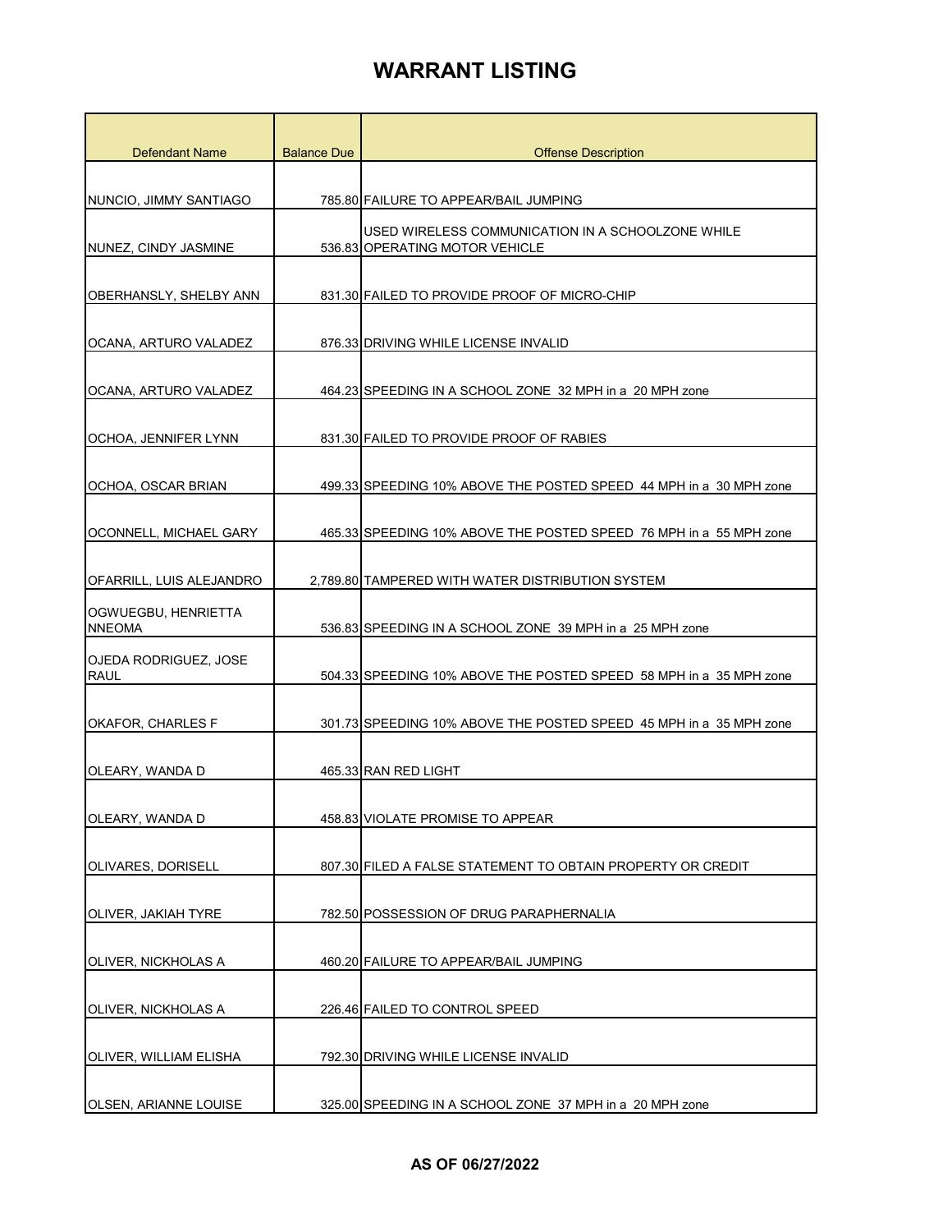# WARRANT LISTING

| Defendant Name | Balance Due | Offense Description |
|---|---|---|
| NUNCIO, JIMMY SANTIAGO | 785.80 | FAILURE TO APPEAR/BAIL JUMPING |
| NUNEZ, CINDY JASMINE | 536.83 | USED WIRELESS COMMUNICATION IN A SCHOOLZONE WHILE OPERATING MOTOR VEHICLE |
| OBERHANSLY, SHELBY ANN | 831.30 | FAILED TO PROVIDE PROOF OF MICRO-CHIP |
| OCANA, ARTURO VALADEZ | 876.33 | DRIVING WHILE LICENSE INVALID |
| OCANA, ARTURO VALADEZ | 464.23 | SPEEDING IN A SCHOOL ZONE 32 MPH in a 20 MPH zone |
| OCHOA, JENNIFER LYNN | 831.30 | FAILED TO PROVIDE PROOF OF RABIES |
| OCHOA, OSCAR BRIAN | 499.33 | SPEEDING 10% ABOVE THE POSTED SPEED 44 MPH in a 30 MPH zone |
| OCONNELL, MICHAEL GARY | 465.33 | SPEEDING 10% ABOVE THE POSTED SPEED 76 MPH in a 55 MPH zone |
| OFARRILL, LUIS ALEJANDRO | 2,789.80 | TAMPERED WITH WATER DISTRIBUTION SYSTEM |
| OGWUEGBU, HENRIETTA NNEOMA | 536.83 | SPEEDING IN A SCHOOL ZONE 39 MPH in a 25 MPH zone |
| OJEDA RODRIGUEZ, JOSE RAUL | 504.33 | SPEEDING 10% ABOVE THE POSTED SPEED 58 MPH in a 35 MPH zone |
| OKAFOR, CHARLES F | 301.73 | SPEEDING 10% ABOVE THE POSTED SPEED 45 MPH in a 35 MPH zone |
| OLEARY, WANDA D | 465.33 | RAN RED LIGHT |
| OLEARY, WANDA D | 458.83 | VIOLATE PROMISE TO APPEAR |
| OLIVARES, DORISELL | 807.30 | FILED A FALSE STATEMENT TO OBTAIN PROPERTY OR CREDIT |
| OLIVER, JAKIAH TYRE | 782.50 | POSSESSION OF DRUG PARAPHERNALIA |
| OLIVER, NICKHOLAS A | 460.20 | FAILURE TO APPEAR/BAIL JUMPING |
| OLIVER, NICKHOLAS A | 226.46 | FAILED TO CONTROL SPEED |
| OLIVER, WILLIAM ELISHA | 792.30 | DRIVING WHILE LICENSE INVALID |
| OLSEN, ARIANNE LOUISE | 325.00 | SPEEDING IN A SCHOOL ZONE 37 MPH in a 20 MPH zone |

**AS OF 06/27/2022**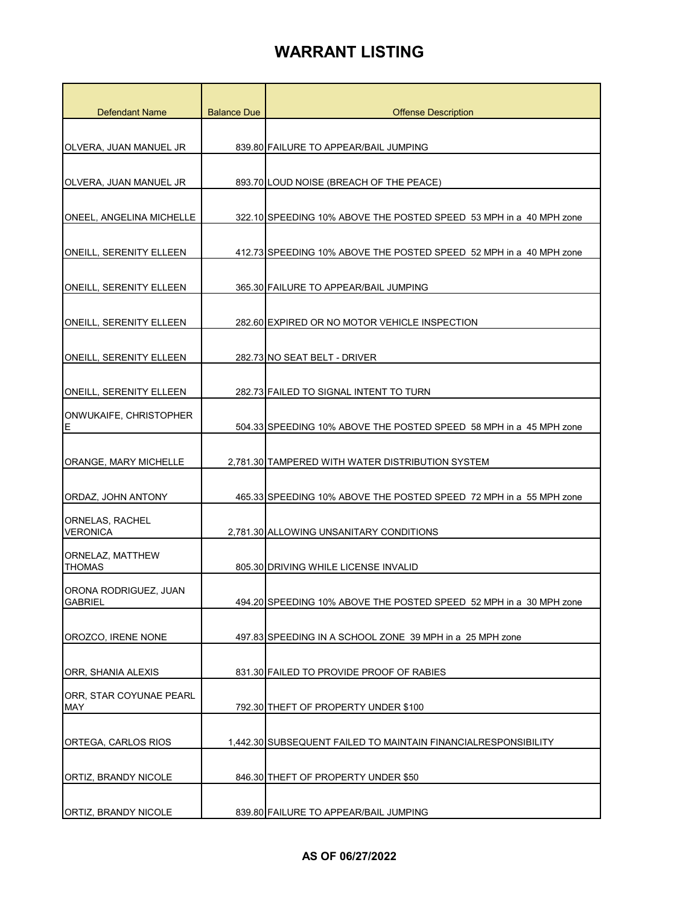# WARRANT LISTING

| Defendant Name | Balance Due | Offense Description |
| --- | --- | --- |
| OLVERA, JUAN MANUEL JR | 839.80 | FAILURE TO APPEAR/BAIL JUMPING |
| OLVERA, JUAN MANUEL JR | 893.70 | LOUD NOISE (BREACH OF THE PEACE) |
| ONEEL, ANGELINA MICHELLE | 322.10 | SPEEDING 10% ABOVE THE POSTED SPEED 53 MPH in a 40 MPH zone |
| ONEILL, SERENITY ELLEEN | 412.73 | SPEEDING 10% ABOVE THE POSTED SPEED 52 MPH in a 40 MPH zone |
| ONEILL, SERENITY ELLEEN | 365.30 | FAILURE TO APPEAR/BAIL JUMPING |
| ONEILL, SERENITY ELLEEN | 282.60 | EXPIRED OR NO MOTOR VEHICLE INSPECTION |
| ONEILL, SERENITY ELLEEN | 282.73 | NO SEAT BELT - DRIVER |
| ONEILL, SERENITY ELLEEN | 282.73 | FAILED TO SIGNAL INTENT TO TURN |
| ONWUKAIFE, CHRISTOPHER E | 504.33 | SPEEDING 10% ABOVE THE POSTED SPEED 58 MPH in a 45 MPH zone |
| ORANGE, MARY MICHELLE | 2,781.30 | TAMPERED WITH WATER DISTRIBUTION SYSTEM |
| ORDAZ, JOHN ANTONY | 465.33 | SPEEDING 10% ABOVE THE POSTED SPEED 72 MPH in a 55 MPH zone |
| ORNELAS, RACHEL VERONICA | 2,781.30 | ALLOWING UNSANITARY CONDITIONS |
| ORNELAZ, MATTHEW THOMAS | 805.30 | DRIVING WHILE LICENSE INVALID |
| ORONA RODRIGUEZ, JUAN GABRIEL | 494.20 | SPEEDING 10% ABOVE THE POSTED SPEED 52 MPH in a 30 MPH zone |
| OROZCO, IRENE NONE | 497.83 | SPEEDING IN A SCHOOL ZONE 39 MPH in a 25 MPH zone |
| ORR, SHANIA ALEXIS | 831.30 | FAILED TO PROVIDE PROOF OF RABIES |
| ORR, STAR COYUNAE PEARL MAY | 792.30 | THEFT OF PROPERTY UNDER $100 |
| ORTEGA, CARLOS RIOS | 1,442.30 | SUBSEQUENT FAILED TO MAINTAIN FINANCIALRESPONSIBILITY |
| ORTIZ, BRANDY NICOLE | 846.30 | THEFT OF PROPERTY UNDER $50 |
| ORTIZ, BRANDY NICOLE | 839.80 | FAILURE TO APPEAR/BAIL JUMPING |

**AS OF 06/27/2022**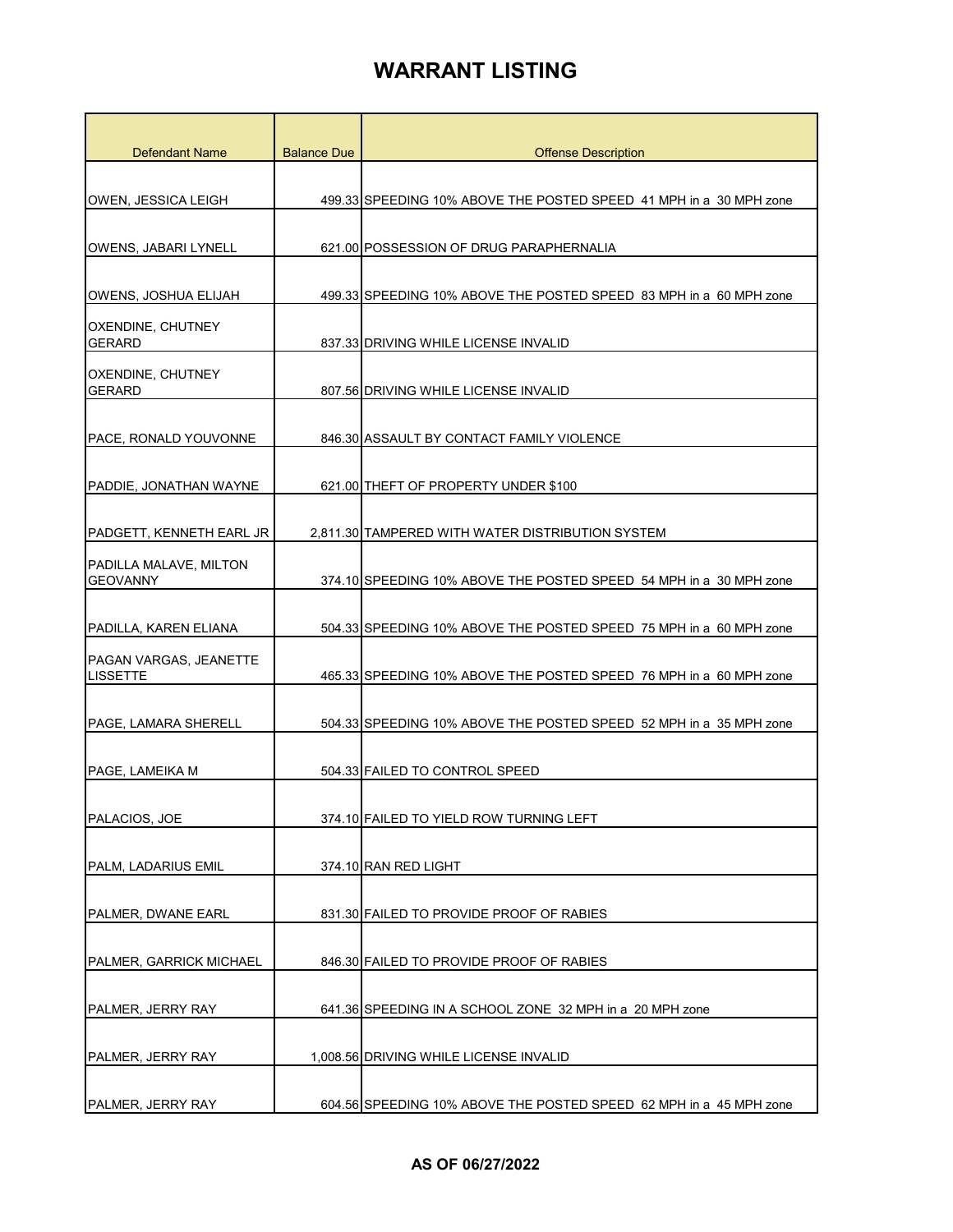# WARRANT LISTING

| Defendant Name | Balance Due | Offense Description |
| --- | --- | --- |
| OWEN, JESSICA LEIGH | 499.33 | SPEEDING 10% ABOVE THE POSTED SPEED 41 MPH in a 30 MPH zone |
| OWENS, JABARI LYNELL | 621.00 | POSSESSION OF DRUG PARAPHERNALIA |
| OWENS, JOSHUA ELIJAH | 499.33 | SPEEDING 10% ABOVE THE POSTED SPEED 83 MPH in a 60 MPH zone |
| OXENDINE, CHUTNEY GERARD | 837.33 | DRIVING WHILE LICENSE INVALID |
| OXENDINE, CHUTNEY GERARD | 807.56 | DRIVING WHILE LICENSE INVALID |
| PACE, RONALD YOUVONNE | 846.30 | ASSAULT BY CONTACT FAMILY VIOLENCE |
| PADDIE, JONATHAN WAYNE | 621.00 | THEFT OF PROPERTY UNDER $100 |
| PADGETT, KENNETH EARL JR | 2,811.30 | TAMPERED WITH WATER DISTRIBUTION SYSTEM |
| PADILLA MALAVE, MILTON GEOVANNY | 374.10 | SPEEDING 10% ABOVE THE POSTED SPEED 54 MPH in a 30 MPH zone |
| PADILLA, KAREN ELIANA | 504.33 | SPEEDING 10% ABOVE THE POSTED SPEED 75 MPH in a 60 MPH zone |
| PAGAN VARGAS, JEANETTE LISSETTE | 465.33 | SPEEDING 10% ABOVE THE POSTED SPEED 76 MPH in a 60 MPH zone |
| PAGE, LAMARA SHERELL | 504.33 | SPEEDING 10% ABOVE THE POSTED SPEED 52 MPH in a 35 MPH zone |
| PAGE, LAMEIKA M | 504.33 | FAILED TO CONTROL SPEED |
| PALACIOS, JOE | 374.10 | FAILED TO YIELD ROW TURNING LEFT |
| PALM, LADARIUS EMIL | 374.10 | RAN RED LIGHT |
| PALMER, DWANE EARL | 831.30 | FAILED TO PROVIDE PROOF OF RABIES |
| PALMER, GARRICK MICHAEL | 846.30 | FAILED TO PROVIDE PROOF OF RABIES |
| PALMER, JERRY RAY | 641.36 | SPEEDING IN A SCHOOL ZONE 32 MPH in a 20 MPH zone |
| PALMER, JERRY RAY | 1,008.56 | DRIVING WHILE LICENSE INVALID |
| PALMER, JERRY RAY | 604.56 | SPEEDING 10% ABOVE THE POSTED SPEED 62 MPH in a 45 MPH zone |

**AS OF 06/27/2022**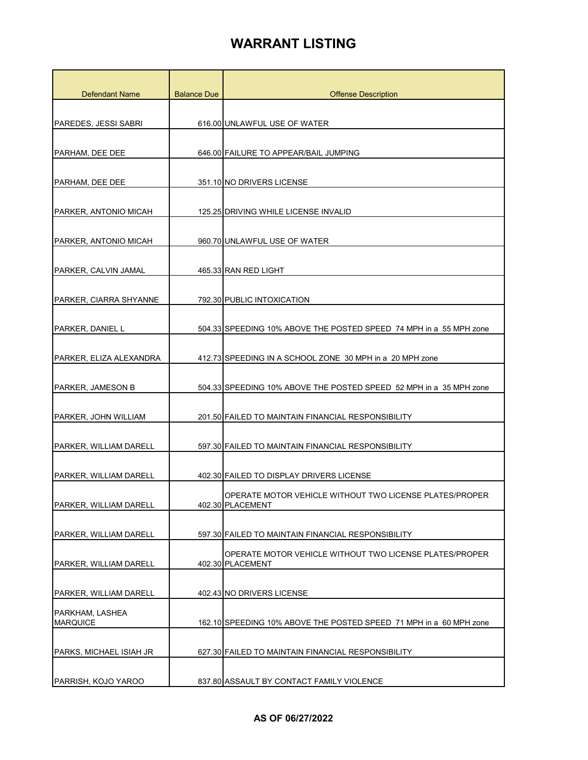# WARRANT LISTING

| Defendant Name | Balance Due | Offense Description |
|---|---|---|
| PAREDES, JESSI SABRI | 616.00 | UNLAWFUL USE OF WATER |
| PARHAM, DEE DEE | 646.00 | FAILURE TO APPEAR/BAIL JUMPING |
| PARHAM, DEE DEE | 351.10 | NO DRIVERS LICENSE |
| PARKER, ANTONIO MICAH | 125.25 | DRIVING WHILE LICENSE INVALID |
| PARKER, ANTONIO MICAH | 960.70 | UNLAWFUL USE OF WATER |
| PARKER, CALVIN JAMAL | 465.33 | RAN RED LIGHT |
| PARKER, CIARRA SHYANNE | 792.30 | PUBLIC INTOXICATION |
| PARKER, DANIEL L | 504.33 | SPEEDING 10% ABOVE THE POSTED SPEED 74 MPH in a 55 MPH zone |
| PARKER, ELIZA ALEXANDRA | 412.73 | SPEEDING IN A SCHOOL ZONE 30 MPH in a 20 MPH zone |
| PARKER, JAMESON B | 504.33 | SPEEDING 10% ABOVE THE POSTED SPEED 52 MPH in a 35 MPH zone |
| PARKER, JOHN WILLIAM | 201.50 | FAILED TO MAINTAIN FINANCIAL RESPONSIBILITY |
| PARKER, WILLIAM DARELL | 597.30 | FAILED TO MAINTAIN FINANCIAL RESPONSIBILITY |
| PARKER, WILLIAM DARELL | 402.30 | FAILED TO DISPLAY DRIVERS LICENSE |
| PARKER, WILLIAM DARELL | 402.30 | OPERATE MOTOR VEHICLE WITHOUT TWO LICENSE PLATES/PROPER PLACEMENT |
| PARKER, WILLIAM DARELL | 597.30 | FAILED TO MAINTAIN FINANCIAL RESPONSIBILITY |
| PARKER, WILLIAM DARELL | 402.30 | OPERATE MOTOR VEHICLE WITHOUT TWO LICENSE PLATES/PROPER PLACEMENT |
| PARKER, WILLIAM DARELL | 402.43 | NO DRIVERS LICENSE |
| PARKHAM, LASHEA MARQUICE | 162.10 | SPEEDING 10% ABOVE THE POSTED SPEED 71 MPH in a 60 MPH zone |
| PARKS, MICHAEL ISIAH JR | 627.30 | FAILED TO MAINTAIN FINANCIAL RESPONSIBILITY |
| PARRISH, KOJO YAROO | 837.80 | ASSAULT BY CONTACT FAMILY VIOLENCE |

**AS OF 06/27/2022**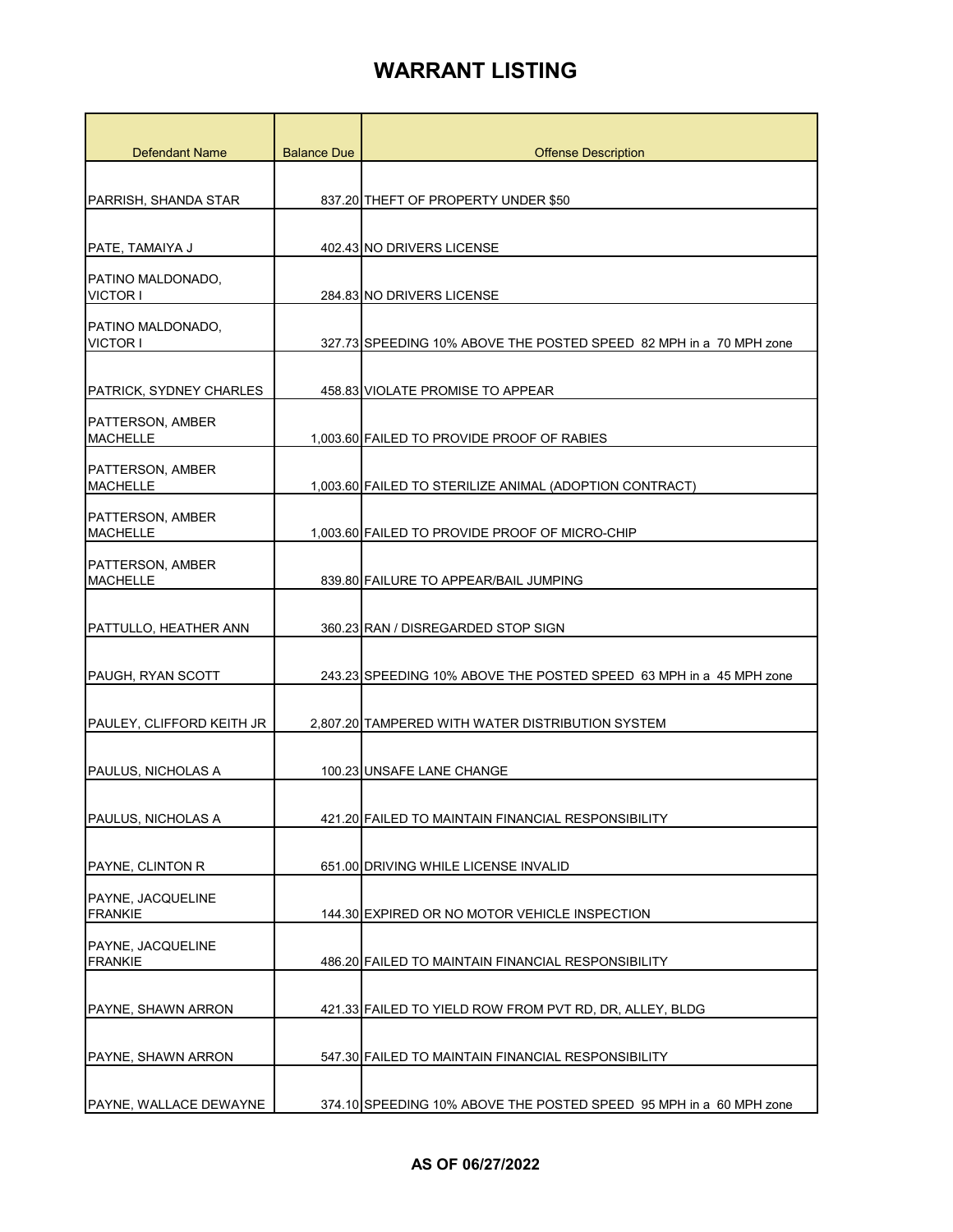# WARRANT LISTING

| Defendant Name | Balance Due | Offense Description |
|---|---|---|
| PARRISH, SHANDA STAR | 837.20 | THEFT OF PROPERTY UNDER $50 |
| PATE, TAMAIYA J | 402.43 | NO DRIVERS LICENSE |
| PATINO MALDONADO, VICTOR I | 284.83 | NO DRIVERS LICENSE |
| PATINO MALDONADO, VICTOR I | 327.73 | SPEEDING 10% ABOVE THE POSTED SPEED 82 MPH in a 70 MPH zone |
| PATRICK, SYDNEY CHARLES | 458.83 | VIOLATE PROMISE TO APPEAR |
| PATTERSON, AMBER MACHELLE | 1,003.60 | FAILED TO PROVIDE PROOF OF RABIES |
| PATTERSON, AMBER MACHELLE | 1,003.60 | FAILED TO STERILIZE ANIMAL (ADOPTION CONTRACT) |
| PATTERSON, AMBER MACHELLE | 1,003.60 | FAILED TO PROVIDE PROOF OF MICRO-CHIP |
| PATTERSON, AMBER MACHELLE | 839.80 | FAILURE TO APPEAR/BAIL JUMPING |
| PATTULLO, HEATHER ANN | 360.23 | RAN / DISREGARDED STOP SIGN |
| PAUGH, RYAN SCOTT | 243.23 | SPEEDING 10% ABOVE THE POSTED SPEED 63 MPH in a 45 MPH zone |
| PAULEY, CLIFFORD KEITH JR | 2,807.20 | TAMPERED WITH WATER DISTRIBUTION SYSTEM |
| PAULUS, NICHOLAS A | 100.23 | UNSAFE LANE CHANGE |
| PAULUS, NICHOLAS A | 421.20 | FAILED TO MAINTAIN FINANCIAL RESPONSIBILITY |
| PAYNE, CLINTON R | 651.00 | DRIVING WHILE LICENSE INVALID |
| PAYNE, JACQUELINE FRANKIE | 144.30 | EXPIRED OR NO MOTOR VEHICLE INSPECTION |
| PAYNE, JACQUELINE FRANKIE | 486.20 | FAILED TO MAINTAIN FINANCIAL RESPONSIBILITY |
| PAYNE, SHAWN ARRON | 421.33 | FAILED TO YIELD ROW FROM PVT RD, DR, ALLEY, BLDG |
| PAYNE, SHAWN ARRON | 547.30 | FAILED TO MAINTAIN FINANCIAL RESPONSIBILITY |
| PAYNE, WALLACE DEWAYNE | 374.10 | SPEEDING 10% ABOVE THE POSTED SPEED 95 MPH in a 60 MPH zone |

**AS OF 06/27/2022**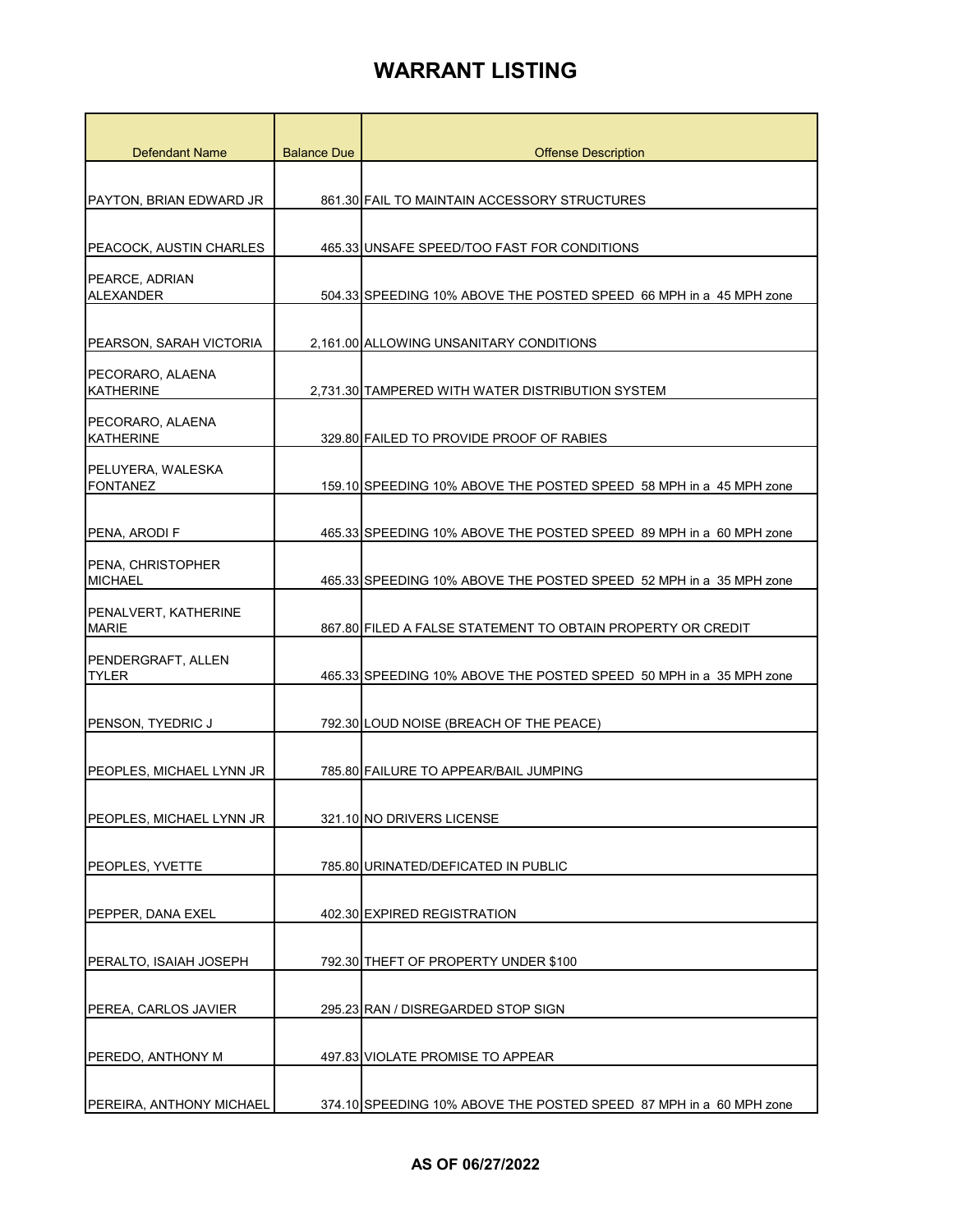# WARRANT LISTING

| Defendant Name | Balance Due | Offense Description |
|---|---|---|
| PAYTON, BRIAN EDWARD JR | 861.30 | FAIL TO MAINTAIN ACCESSORY STRUCTURES |
| PEACOCK, AUSTIN CHARLES | 465.33 | UNSAFE SPEED/TOO FAST FOR CONDITIONS |
| PEARCE, ADRIAN ALEXANDER | 504.33 | SPEEDING 10% ABOVE THE POSTED SPEED 66 MPH in a 45 MPH zone |
| PEARSON, SARAH VICTORIA | 2,161.00 | ALLOWING UNSANITARY CONDITIONS |
| PECORARO, ALAENA KATHERINE | 2,731.30 | TAMPERED WITH WATER DISTRIBUTION SYSTEM |
| PECORARO, ALAENA KATHERINE | 329.80 | FAILED TO PROVIDE PROOF OF RABIES |
| PELUYERA, WALESKA FONTANEZ | 159.10 | SPEEDING 10% ABOVE THE POSTED SPEED 58 MPH in a 45 MPH zone |
| PENA, ARODI F | 465.33 | SPEEDING 10% ABOVE THE POSTED SPEED 89 MPH in a 60 MPH zone |
| PENA, CHRISTOPHER MICHAEL | 465.33 | SPEEDING 10% ABOVE THE POSTED SPEED 52 MPH in a 35 MPH zone |
| PENALVERT, KATHERINE MARIE | 867.80 | FILED A FALSE STATEMENT TO OBTAIN PROPERTY OR CREDIT |
| PENDERGRAFT, ALLEN TYLER | 465.33 | SPEEDING 10% ABOVE THE POSTED SPEED 50 MPH in a 35 MPH zone |
| PENSON, TYEDRIC J | 792.30 | LOUD NOISE (BREACH OF THE PEACE) |
| PEOPLES, MICHAEL LYNN JR | 785.80 | FAILURE TO APPEAR/BAIL JUMPING |
| PEOPLES, MICHAEL LYNN JR | 321.10 | NO DRIVERS LICENSE |
| PEOPLES, YVETTE | 785.80 | URINATED/DEFICATED IN PUBLIC |
| PEPPER, DANA EXEL | 402.30 | EXPIRED REGISTRATION |
| PERALTO, ISAIAH JOSEPH | 792.30 | THEFT OF PROPERTY UNDER $100 |
| PEREA, CARLOS JAVIER | 295.23 | RAN / DISREGARDED STOP SIGN |
| PEREDO, ANTHONY M | 497.83 | VIOLATE PROMISE TO APPEAR |
| PEREIRA, ANTHONY MICHAEL | 374.10 | SPEEDING 10% ABOVE THE POSTED SPEED 87 MPH in a 60 MPH zone |

**AS OF 06/27/2022**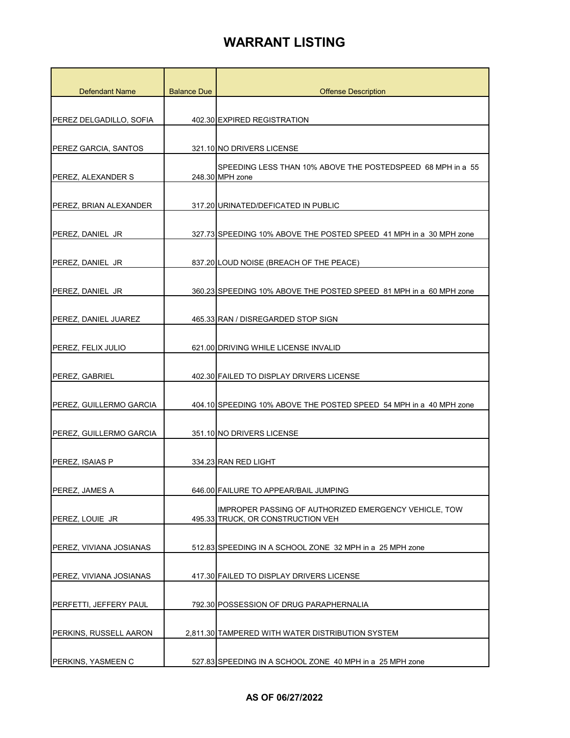# WARRANT LISTING

| Defendant Name | Balance Due | Offense Description |
|---|---|---|
| PEREZ DELGADILLO, SOFIA | 402.30 | EXPIRED REGISTRATION |
| PEREZ GARCIA, SANTOS | 321.10 | NO DRIVERS LICENSE |
| PEREZ, ALEXANDER S | 248.30 | SPEEDING LESS THAN 10% ABOVE THE POSTEDSPEED 68 MPH in a 55 MPH zone |
| PEREZ, BRIAN ALEXANDER | 317.20 | URINATED/DEFICATED IN PUBLIC |
| PEREZ, DANIEL JR | 327.73 | SPEEDING 10% ABOVE THE POSTED SPEED 41 MPH in a 30 MPH zone |
| PEREZ, DANIEL JR | 837.20 | LOUD NOISE (BREACH OF THE PEACE) |
| PEREZ, DANIEL JR | 360.23 | SPEEDING 10% ABOVE THE POSTED SPEED 81 MPH in a 60 MPH zone |
| PEREZ, DANIEL JUAREZ | 465.33 | RAN / DISREGARDED STOP SIGN |
| PEREZ, FELIX JULIO | 621.00 | DRIVING WHILE LICENSE INVALID |
| PEREZ, GABRIEL | 402.30 | FAILED TO DISPLAY DRIVERS LICENSE |
| PEREZ, GUILLERMO GARCIA | 404.10 | SPEEDING 10% ABOVE THE POSTED SPEED 54 MPH in a 40 MPH zone |
| PEREZ, GUILLERMO GARCIA | 351.10 | NO DRIVERS LICENSE |
| PEREZ, ISAIAS P | 334.23 | RAN RED LIGHT |
| PEREZ, JAMES A | 646.00 | FAILURE TO APPEAR/BAIL JUMPING |
| PEREZ, LOUIE JR | 495.33 | IMPROPER PASSING OF AUTHORIZED EMERGENCY VEHICLE, TOW TRUCK, OR CONSTRUCTION VEH |
| PEREZ, VIVIANA JOSIANAS | 512.83 | SPEEDING IN A SCHOOL ZONE 32 MPH in a 25 MPH zone |
| PEREZ, VIVIANA JOSIANAS | 417.30 | FAILED TO DISPLAY DRIVERS LICENSE |
| PERFETTI, JEFFERY PAUL | 792.30 | POSSESSION OF DRUG PARAPHERNALIA |
| PERKINS, RUSSELL AARON | 2,811.30 | TAMPERED WITH WATER DISTRIBUTION SYSTEM |
| PERKINS, YASMEEN C | 527.83 | SPEEDING IN A SCHOOL ZONE 40 MPH in a 25 MPH zone |

**AS OF 06/27/2022**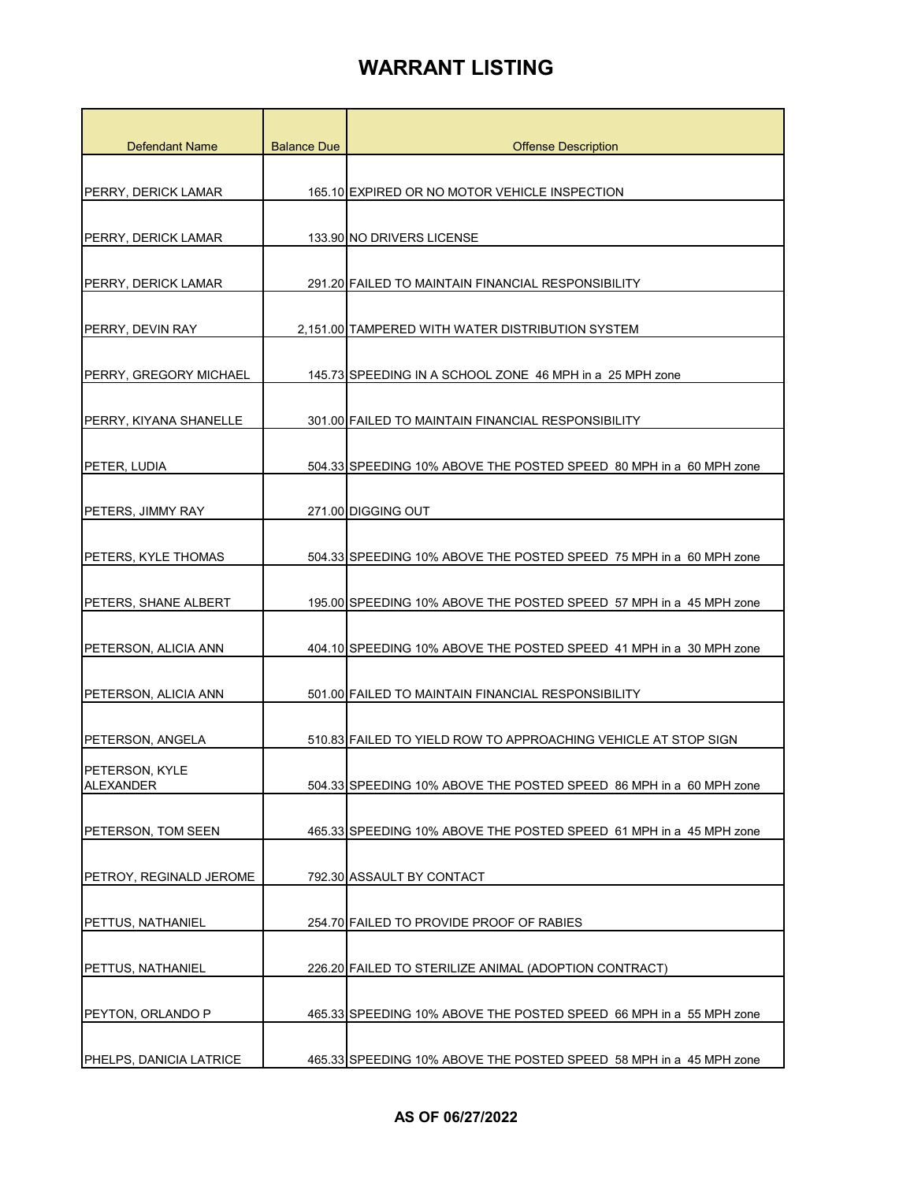# WARRANT LISTING

| Defendant Name | Balance Due | Offense Description |
|---|---|---|
| PERRY, DERICK LAMAR | 165.10 | EXPIRED OR NO MOTOR VEHICLE INSPECTION |
| PERRY, DERICK LAMAR | 133.90 | NO DRIVERS LICENSE |
| PERRY, DERICK LAMAR | 291.20 | FAILED TO MAINTAIN FINANCIAL RESPONSIBILITY |
| PERRY, DEVIN RAY | 2,151.00 | TAMPERED WITH WATER DISTRIBUTION SYSTEM |
| PERRY, GREGORY MICHAEL | 145.73 | SPEEDING IN A SCHOOL ZONE 46 MPH in a 25 MPH zone |
| PERRY, KIYANA SHANELLE | 301.00 | FAILED TO MAINTAIN FINANCIAL RESPONSIBILITY |
| PETER, LUDIA | 504.33 | SPEEDING 10% ABOVE THE POSTED SPEED 80 MPH in a 60 MPH zone |
| PETERS, JIMMY RAY | 271.00 | DIGGING OUT |
| PETERS, KYLE THOMAS | 504.33 | SPEEDING 10% ABOVE THE POSTED SPEED 75 MPH in a 60 MPH zone |
| PETERS, SHANE ALBERT | 195.00 | SPEEDING 10% ABOVE THE POSTED SPEED 57 MPH in a 45 MPH zone |
| PETERSON, ALICIA ANN | 404.10 | SPEEDING 10% ABOVE THE POSTED SPEED 41 MPH in a 30 MPH zone |
| PETERSON, ALICIA ANN | 501.00 | FAILED TO MAINTAIN FINANCIAL RESPONSIBILITY |
| PETERSON, ANGELA | 510.83 | FAILED TO YIELD ROW TO APPROACHING VEHICLE AT STOP SIGN |
| PETERSON, KYLE ALEXANDER | 504.33 | SPEEDING 10% ABOVE THE POSTED SPEED 86 MPH in a 60 MPH zone |
| PETERSON, TOM SEEN | 465.33 | SPEEDING 10% ABOVE THE POSTED SPEED 61 MPH in a 45 MPH zone |
| PETROY, REGINALD JEROME | 792.30 | ASSAULT BY CONTACT |
| PETTUS, NATHANIEL | 254.70 | FAILED TO PROVIDE PROOF OF RABIES |
| PETTUS, NATHANIEL | 226.20 | FAILED TO STERILIZE ANIMAL (ADOPTION CONTRACT) |
| PEYTON, ORLANDO P | 465.33 | SPEEDING 10% ABOVE THE POSTED SPEED 66 MPH in a 55 MPH zone |
| PHELPS, DANICIA LATRICE | 465.33 | SPEEDING 10% ABOVE THE POSTED SPEED 58 MPH in a 45 MPH zone |

**AS OF 06/27/2022**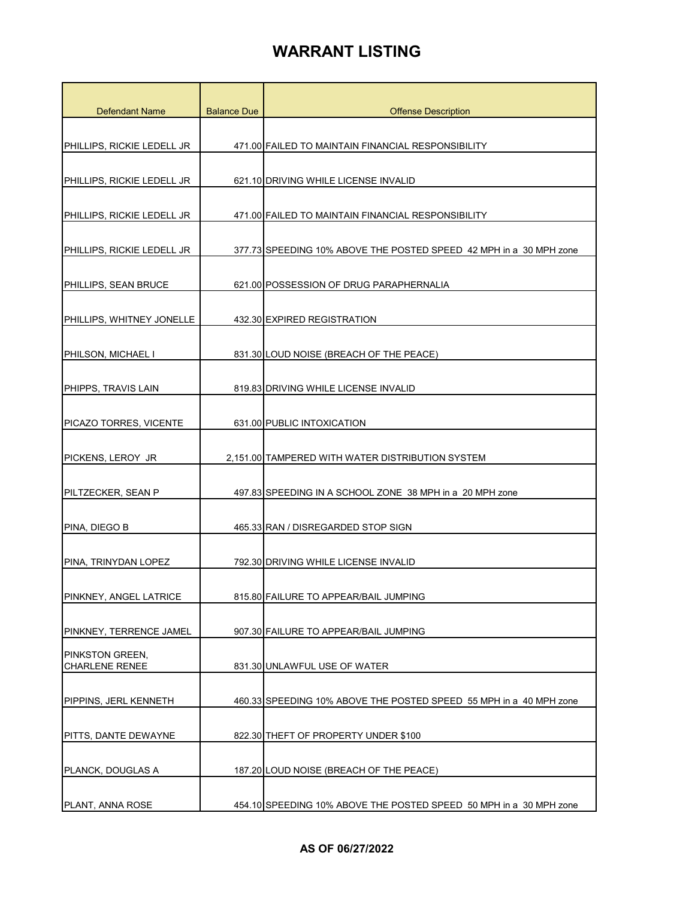# WARRANT LISTING

| Defendant Name | Balance Due | Offense Description |
|---|---|---|
| PHILLIPS, RICKIE LEDELL JR | 471.00 | FAILED TO MAINTAIN FINANCIAL RESPONSIBILITY |
| PHILLIPS, RICKIE LEDELL JR | 621.10 | DRIVING WHILE LICENSE INVALID |
| PHILLIPS, RICKIE LEDELL JR | 471.00 | FAILED TO MAINTAIN FINANCIAL RESPONSIBILITY |
| PHILLIPS, RICKIE LEDELL JR | 377.73 | SPEEDING 10% ABOVE THE POSTED SPEED 42 MPH in a 30 MPH zone |
| PHILLIPS, SEAN BRUCE | 621.00 | POSSESSION OF DRUG PARAPHERNALIA |
| PHILLIPS, WHITNEY JONELLE | 432.30 | EXPIRED REGISTRATION |
| PHILSON, MICHAEL I | 831.30 | LOUD NOISE (BREACH OF THE PEACE) |
| PHIPPS, TRAVIS LAIN | 819.83 | DRIVING WHILE LICENSE INVALID |
| PICAZO TORRES, VICENTE | 631.00 | PUBLIC INTOXICATION |
| PICKENS, LEROY JR | 2,151.00 | TAMPERED WITH WATER DISTRIBUTION SYSTEM |
| PILTZECKER, SEAN P | 497.83 | SPEEDING IN A SCHOOL ZONE 38 MPH in a 20 MPH zone |
| PINA, DIEGO B | 465.33 | RAN / DISREGARDED STOP SIGN |
| PINA, TRINYDAN LOPEZ | 792.30 | DRIVING WHILE LICENSE INVALID |
| PINKNEY, ANGEL LATRICE | 815.80 | FAILURE TO APPEAR/BAIL JUMPING |
| PINKNEY, TERRENCE JAMEL | 907.30 | FAILURE TO APPEAR/BAIL JUMPING |
| PINKSTON GREEN, CHARLENE RENEE | 831.30 | UNLAWFUL USE OF WATER |
| PIPPINS, JERL KENNETH | 460.33 | SPEEDING 10% ABOVE THE POSTED SPEED 55 MPH in a 40 MPH zone |
| PITTS, DANTE DEWAYNE | 822.30 | THEFT OF PROPERTY UNDER $100 |
| PLANCK, DOUGLAS A | 187.20 | LOUD NOISE (BREACH OF THE PEACE) |
| PLANT, ANNA ROSE | 454.10 | SPEEDING 10% ABOVE THE POSTED SPEED 50 MPH in a 30 MPH zone |

**AS OF 06/27/2022**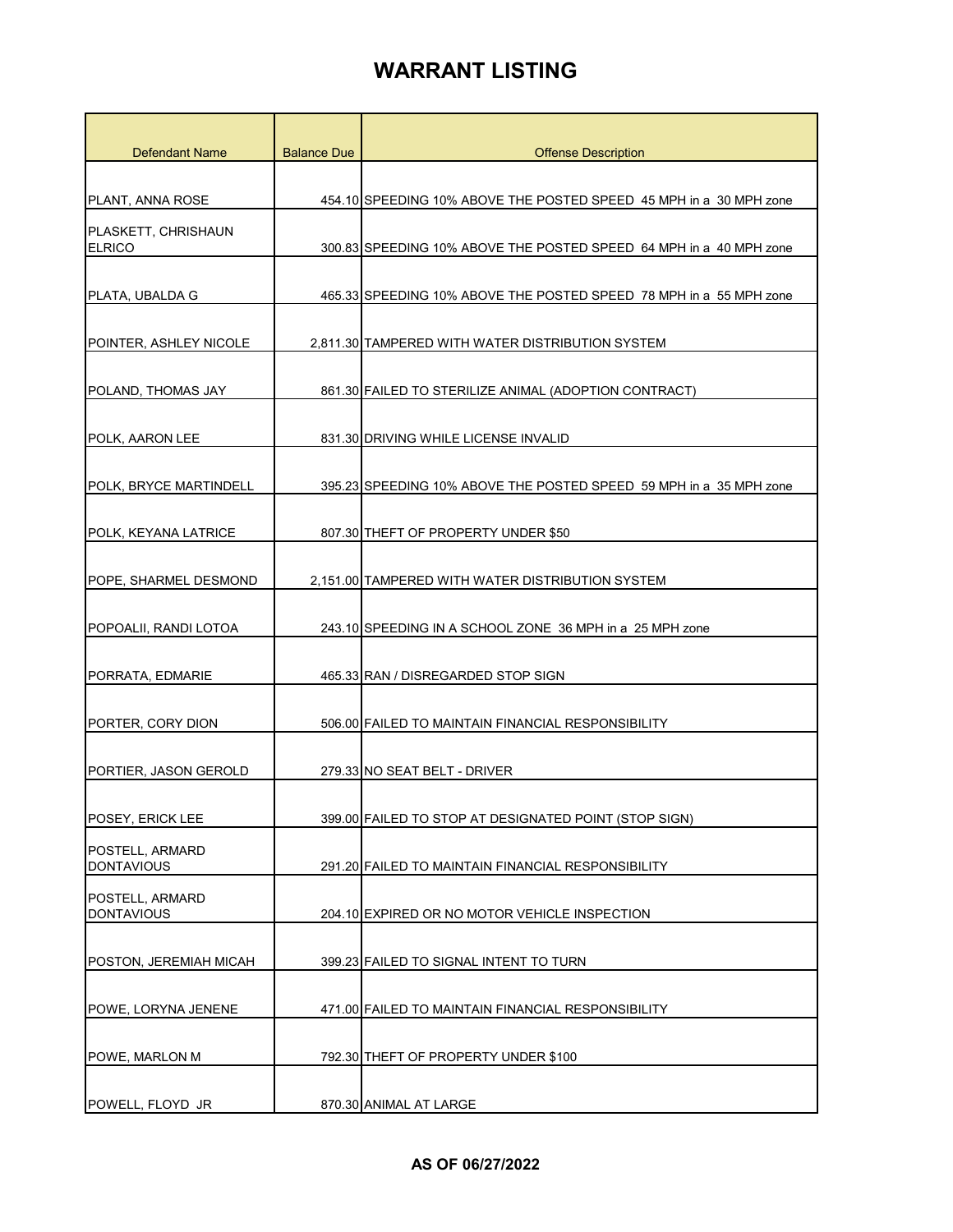# WARRANT LISTING

| Defendant Name | Balance Due | Offense Description |
|---|---|---|
| PLANT, ANNA ROSE | 454.10 | SPEEDING 10% ABOVE THE POSTED SPEED 45 MPH in a 30 MPH zone |
| PLASKETT, CHRISHAUN ELRICO | 300.83 | SPEEDING 10% ABOVE THE POSTED SPEED 64 MPH in a 40 MPH zone |
| PLATA, UBALDA G | 465.33 | SPEEDING 10% ABOVE THE POSTED SPEED 78 MPH in a 55 MPH zone |
| POINTER, ASHLEY NICOLE | 2,811.30 | TAMPERED WITH WATER DISTRIBUTION SYSTEM |
| POLAND, THOMAS JAY | 861.30 | FAILED TO STERILIZE ANIMAL (ADOPTION CONTRACT) |
| POLK, AARON LEE | 831.30 | DRIVING WHILE LICENSE INVALID |
| POLK, BRYCE MARTINDELL | 395.23 | SPEEDING 10% ABOVE THE POSTED SPEED 59 MPH in a 35 MPH zone |
| POLK, KEYANA LATRICE | 807.30 | THEFT OF PROPERTY UNDER $50 |
| POPE, SHARMEL DESMOND | 2,151.00 | TAMPERED WITH WATER DISTRIBUTION SYSTEM |
| POPOALII, RANDI LOTOA | 243.10 | SPEEDING IN A SCHOOL ZONE 36 MPH in a 25 MPH zone |
| PORRATA, EDMARIE | 465.33 | RAN / DISREGARDED STOP SIGN |
| PORTER, CORY DION | 506.00 | FAILED TO MAINTAIN FINANCIAL RESPONSIBILITY |
| PORTIER, JASON GEROLD | 279.33 | NO SEAT BELT - DRIVER |
| POSEY, ERICK LEE | 399.00 | FAILED TO STOP AT DESIGNATED POINT (STOP SIGN) |
| POSTELL, ARMARD DONTAVIOUS | 291.20 | FAILED TO MAINTAIN FINANCIAL RESPONSIBILITY |
| POSTELL, ARMARD DONTAVIOUS | 204.10 | EXPIRED OR NO MOTOR VEHICLE INSPECTION |
| POSTON, JEREMIAH MICAH | 399.23 | FAILED TO SIGNAL INTENT TO TURN |
| POWE, LORYNA JENENE | 471.00 | FAILED TO MAINTAIN FINANCIAL RESPONSIBILITY |
| POWE, MARLON M | 792.30 | THEFT OF PROPERTY UNDER $100 |
| POWELL, FLOYD JR | 870.30 | ANIMAL AT LARGE |

**AS OF 06/27/2022**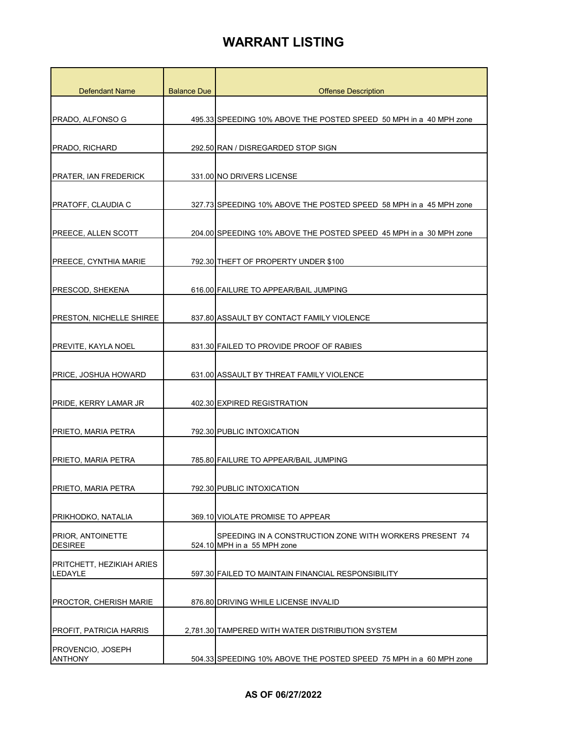# WARRANT LISTING

| Defendant Name | Balance Due | Offense Description |
|---|---|---|
| PRADO, ALFONSO G | 495.33 | SPEEDING 10% ABOVE THE POSTED SPEED 50 MPH in a 40 MPH zone |
| PRADO, RICHARD | 292.50 | RAN / DISREGARDED STOP SIGN |
| PRATER, IAN FREDERICK | 331.00 | NO DRIVERS LICENSE |
| PRATOFF, CLAUDIA C | 327.73 | SPEEDING 10% ABOVE THE POSTED SPEED 58 MPH in a 45 MPH zone |
| PREECE, ALLEN SCOTT | 204.00 | SPEEDING 10% ABOVE THE POSTED SPEED 45 MPH in a 30 MPH zone |
| PREECE, CYNTHIA MARIE | 792.30 | THEFT OF PROPERTY UNDER $100 |
| PRESCOD, SHEKENA | 616.00 | FAILURE TO APPEAR/BAIL JUMPING |
| PRESTON, NICHELLE SHIREE | 837.80 | ASSAULT BY CONTACT FAMILY VIOLENCE |
| PREVITE, KAYLA NOEL | 831.30 | FAILED TO PROVIDE PROOF OF RABIES |
| PRICE, JOSHUA HOWARD | 631.00 | ASSAULT BY THREAT FAMILY VIOLENCE |
| PRIDE, KERRY LAMAR JR | 402.30 | EXPIRED REGISTRATION |
| PRIETO, MARIA PETRA | 792.30 | PUBLIC INTOXICATION |
| PRIETO, MARIA PETRA | 785.80 | FAILURE TO APPEAR/BAIL JUMPING |
| PRIETO, MARIA PETRA | 792.30 | PUBLIC INTOXICATION |
| PRIKHODKO, NATALIA | 369.10 | VIOLATE PROMISE TO APPEAR |
| PRIOR, ANTOINETTE DESIREE | 524.10 | SPEEDING IN A CONSTRUCTION ZONE WITH WORKERS PRESENT 74 MPH in a 55 MPH zone |
| PRITCHETT, HEZIKIAH ARIES LEDAYLE | 597.30 | FAILED TO MAINTAIN FINANCIAL RESPONSIBILITY |
| PROCTOR, CHERISH MARIE | 876.80 | DRIVING WHILE LICENSE INVALID |
| PROFIT, PATRICIA HARRIS | 2,781.30 | TAMPERED WITH WATER DISTRIBUTION SYSTEM |
| PROVENCIO, JOSEPH ANTHONY | 504.33 | SPEEDING 10% ABOVE THE POSTED SPEED 75 MPH in a 60 MPH zone |

**AS OF 06/27/2022**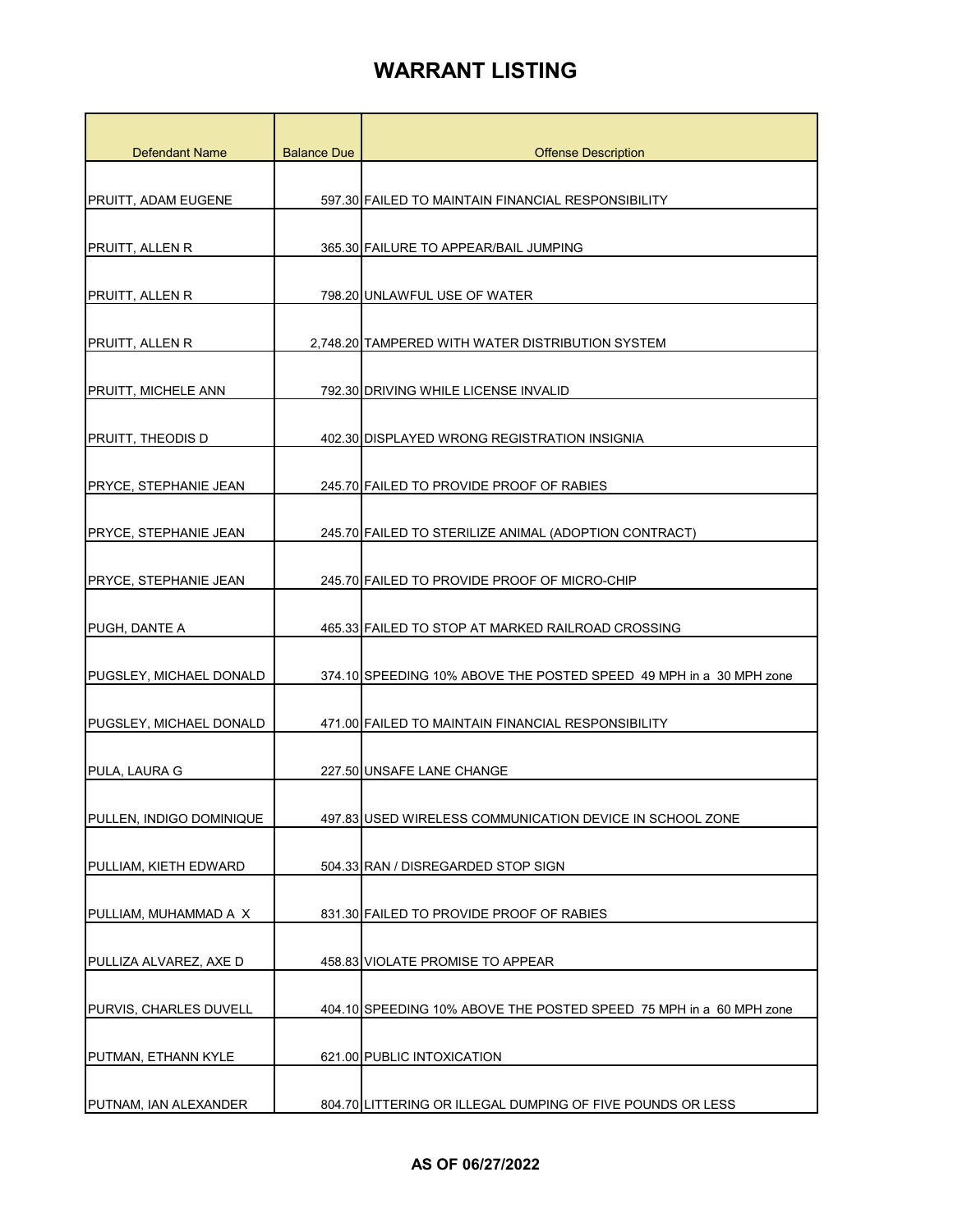# WARRANT LISTING

| Defendant Name | Balance Due | Offense Description |
|---|---|---|
| PRUITT, ADAM EUGENE | 597.30 | FAILED TO MAINTAIN FINANCIAL RESPONSIBILITY |
| PRUITT, ALLEN R | 365.30 | FAILURE TO APPEAR/BAIL JUMPING |
| PRUITT, ALLEN R | 798.20 | UNLAWFUL USE OF WATER |
| PRUITT, ALLEN R | 2,748.20 | TAMPERED WITH WATER DISTRIBUTION SYSTEM |
| PRUITT, MICHELE ANN | 792.30 | DRIVING WHILE LICENSE INVALID |
| PRUITT, THEODIS D | 402.30 | DISPLAYED WRONG REGISTRATION INSIGNIA |
| PRYCE, STEPHANIE JEAN | 245.70 | FAILED TO PROVIDE PROOF OF RABIES |
| PRYCE, STEPHANIE JEAN | 245.70 | FAILED TO STERILIZE ANIMAL (ADOPTION CONTRACT) |
| PRYCE, STEPHANIE JEAN | 245.70 | FAILED TO PROVIDE PROOF OF MICRO-CHIP |
| PUGH, DANTE A | 465.33 | FAILED TO STOP AT MARKED RAILROAD CROSSING |
| PUGSLEY, MICHAEL DONALD | 374.10 | SPEEDING 10% ABOVE THE POSTED SPEED 49 MPH in a 30 MPH zone |
| PUGSLEY, MICHAEL DONALD | 471.00 | FAILED TO MAINTAIN FINANCIAL RESPONSIBILITY |
| PULA, LAURA G | 227.50 | UNSAFE LANE CHANGE |
| PULLEN, INDIGO DOMINIQUE | 497.83 | USED WIRELESS COMMUNICATION DEVICE IN SCHOOL ZONE |
| PULLIAM, KIETH EDWARD | 504.33 | RAN / DISREGARDED STOP SIGN |
| PULLIAM, MUHAMMAD A X | 831.30 | FAILED TO PROVIDE PROOF OF RABIES |
| PULLIZA ALVAREZ, AXE D | 458.83 | VIOLATE PROMISE TO APPEAR |
| PURVIS, CHARLES DUVELL | 404.10 | SPEEDING 10% ABOVE THE POSTED SPEED 75 MPH in a 60 MPH zone |
| PUTMAN, ETHANN KYLE | 621.00 | PUBLIC INTOXICATION |
| PUTNAM, IAN ALEXANDER | 804.70 | LITTERING OR ILLEGAL DUMPING OF FIVE POUNDS OR LESS |

**AS OF 06/27/2022**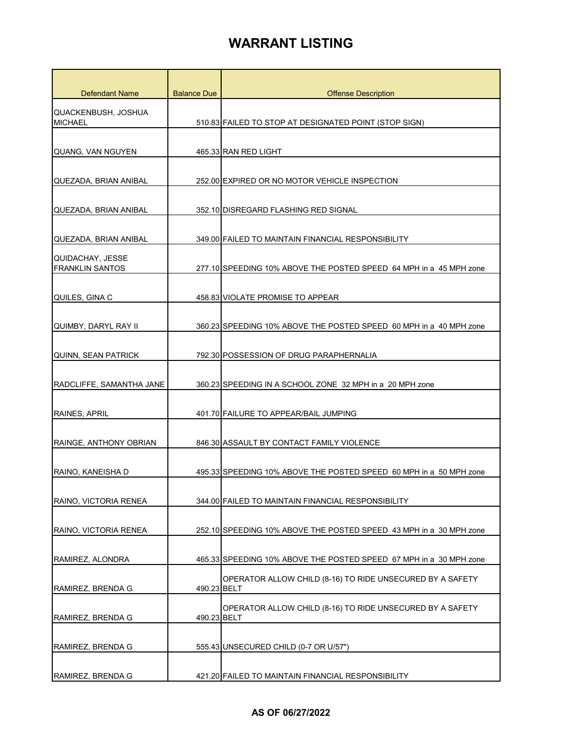# WARRANT LISTING

| Defendant Name | Balance Due | Offense Description |
|---|---|---|
| QUACKENBUSH, JOSHUA MICHAEL | 510.83 | FAILED TO STOP AT DESIGNATED POINT (STOP SIGN) |
| QUANG, VAN NGUYEN | 465.33 | RAN RED LIGHT |
| QUEZADA, BRIAN ANIBAL | 252.00 | EXPIRED OR NO MOTOR VEHICLE INSPECTION |
| QUEZADA, BRIAN ANIBAL | 352.10 | DISREGARD FLASHING RED SIGNAL |
| QUEZADA, BRIAN ANIBAL | 349.00 | FAILED TO MAINTAIN FINANCIAL RESPONSIBILITY |
| QUIDACHAY, JESSE FRANKLIN SANTOS | 277.10 | SPEEDING 10% ABOVE THE POSTED SPEED 64 MPH in a 45 MPH zone |
| QUILES, GINA C | 458.83 | VIOLATE PROMISE TO APPEAR |
| QUIMBY, DARYL RAY II | 360.23 | SPEEDING 10% ABOVE THE POSTED SPEED 60 MPH in a 40 MPH zone |
| QUINN, SEAN PATRICK | 792.30 | POSSESSION OF DRUG PARAPHERNALIA |
| RADCLIFFE, SAMANTHA JANE | 360.23 | SPEEDING IN A SCHOOL ZONE 32 MPH in a 20 MPH zone |
| RAINES, APRIL | 401.70 | FAILURE TO APPEAR/BAIL JUMPING |
| RAINGE, ANTHONY OBRIAN | 846.30 | ASSAULT BY CONTACT FAMILY VIOLENCE |
| RAINO, KANEISHA D | 495.33 | SPEEDING 10% ABOVE THE POSTED SPEED 60 MPH in a 50 MPH zone |
| RAINO, VICTORIA RENEA | 344.00 | FAILED TO MAINTAIN FINANCIAL RESPONSIBILITY |
| RAINO, VICTORIA RENEA | 252.10 | SPEEDING 10% ABOVE THE POSTED SPEED 43 MPH in a 30 MPH zone |
| RAMIREZ, ALONDRA | 465.33 | SPEEDING 10% ABOVE THE POSTED SPEED 67 MPH in a 30 MPH zone |
| RAMIREZ, BRENDA G | 490.23 | OPERATOR ALLOW CHILD (8-16) TO RIDE UNSECURED BY A SAFETY BELT |
| RAMIREZ, BRENDA G | 490.23 | OPERATOR ALLOW CHILD (8-16) TO RIDE UNSECURED BY A SAFETY BELT |
| RAMIREZ, BRENDA G | 555.43 | UNSECURED CHILD (0-7 OR U/57") |
| RAMIREZ, BRENDA G | 421.20 | FAILED TO MAINTAIN FINANCIAL RESPONSIBILITY |

**AS OF 06/27/2022**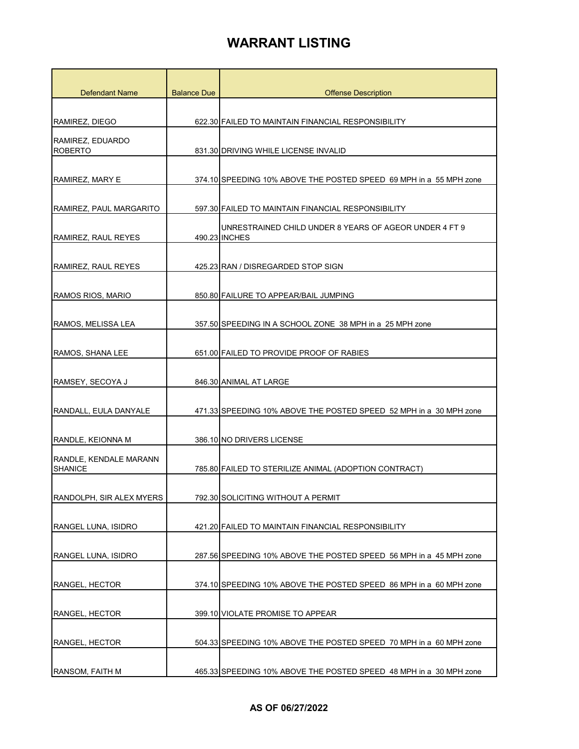# WARRANT LISTING

| Defendant Name | Balance Due | Offense Description |
|---|---|---|
| RAMIREZ, DIEGO | 622.30 | FAILED TO MAINTAIN FINANCIAL RESPONSIBILITY |
| RAMIREZ, EDUARDO ROBERTO | 831.30 | DRIVING WHILE LICENSE INVALID |
| RAMIREZ, MARY E | 374.10 | SPEEDING 10% ABOVE THE POSTED SPEED 69 MPH in a 55 MPH zone |
| RAMIREZ, PAUL MARGARITO | 597.30 | FAILED TO MAINTAIN FINANCIAL RESPONSIBILITY |
| RAMIREZ, RAUL REYES | 490.23 | UNRESTRAINED CHILD UNDER 8 YEARS OF AGEOR UNDER 4 FT 9 INCHES |
| RAMIREZ, RAUL REYES | 425.23 | RAN / DISREGARDED STOP SIGN |
| RAMOS RIOS, MARIO | 850.80 | FAILURE TO APPEAR/BAIL JUMPING |
| RAMOS, MELISSA LEA | 357.50 | SPEEDING IN A SCHOOL ZONE 38 MPH in a 25 MPH zone |
| RAMOS, SHANA LEE | 651.00 | FAILED TO PROVIDE PROOF OF RABIES |
| RAMSEY, SECOYA J | 846.30 | ANIMAL AT LARGE |
| RANDALL, EULA DANYALE | 471.33 | SPEEDING 10% ABOVE THE POSTED SPEED 52 MPH in a 30 MPH zone |
| RANDLE, KEIONNA M | 386.10 | NO DRIVERS LICENSE |
| RANDLE, KENDALE MARANN SHANICE | 785.80 | FAILED TO STERILIZE ANIMAL (ADOPTION CONTRACT) |
| RANDOLPH, SIR ALEX MYERS | 792.30 | SOLICITING WITHOUT A PERMIT |
| RANGEL LUNA, ISIDRO | 421.20 | FAILED TO MAINTAIN FINANCIAL RESPONSIBILITY |
| RANGEL LUNA, ISIDRO | 287.56 | SPEEDING 10% ABOVE THE POSTED SPEED 56 MPH in a 45 MPH zone |
| RANGEL, HECTOR | 374.10 | SPEEDING 10% ABOVE THE POSTED SPEED 86 MPH in a 60 MPH zone |
| RANGEL, HECTOR | 399.10 | VIOLATE PROMISE TO APPEAR |
| RANGEL, HECTOR | 504.33 | SPEEDING 10% ABOVE THE POSTED SPEED 70 MPH in a 60 MPH zone |
| RANSOM, FAITH M | 465.33 | SPEEDING 10% ABOVE THE POSTED SPEED 48 MPH in a 30 MPH zone |

**AS OF 06/27/2022**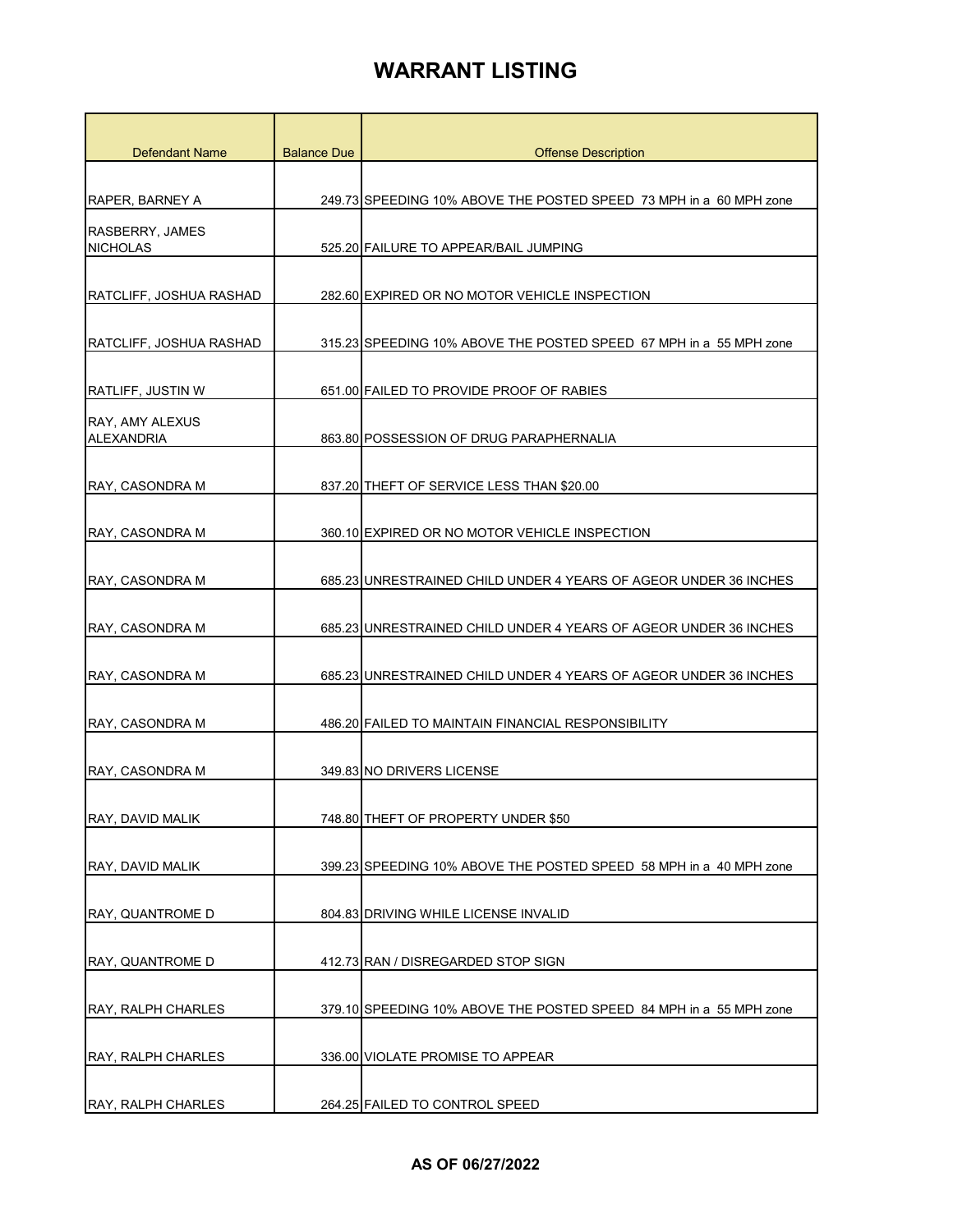# WARRANT LISTING

| Defendant Name | Balance Due | Offense Description |
|---|---|---|
| RAPER, BARNEY A | 249.73 | SPEEDING 10% ABOVE THE POSTED SPEED 73 MPH in a 60 MPH zone |
| RASBERRY, JAMES NICHOLAS | 525.20 | FAILURE TO APPEAR/BAIL JUMPING |
| RATCLIFF, JOSHUA RASHAD | 282.60 | EXPIRED OR NO MOTOR VEHICLE INSPECTION |
| RATCLIFF, JOSHUA RASHAD | 315.23 | SPEEDING 10% ABOVE THE POSTED SPEED 67 MPH in a 55 MPH zone |
| RATLIFF, JUSTIN W | 651.00 | FAILED TO PROVIDE PROOF OF RABIES |
| RAY, AMY ALEXUS ALEXANDRIA | 863.80 | POSSESSION OF DRUG PARAPHERNALIA |
| RAY, CASONDRA M | 837.20 | THEFT OF SERVICE LESS THAN $20.00 |
| RAY, CASONDRA M | 360.10 | EXPIRED OR NO MOTOR VEHICLE INSPECTION |
| RAY, CASONDRA M | 685.23 | UNRESTRAINED CHILD UNDER 4 YEARS OF AGEOR UNDER 36 INCHES |
| RAY, CASONDRA M | 685.23 | UNRESTRAINED CHILD UNDER 4 YEARS OF AGEOR UNDER 36 INCHES |
| RAY, CASONDRA M | 685.23 | UNRESTRAINED CHILD UNDER 4 YEARS OF AGEOR UNDER 36 INCHES |
| RAY, CASONDRA M | 486.20 | FAILED TO MAINTAIN FINANCIAL RESPONSIBILITY |
| RAY, CASONDRA M | 349.83 | NO DRIVERS LICENSE |
| RAY, DAVID MALIK | 748.80 | THEFT OF PROPERTY UNDER $50 |
| RAY, DAVID MALIK | 399.23 | SPEEDING 10% ABOVE THE POSTED SPEED 58 MPH in a 40 MPH zone |
| RAY, QUANTROME D | 804.83 | DRIVING WHILE LICENSE INVALID |
| RAY, QUANTROME D | 412.73 | RAN / DISREGARDED STOP SIGN |
| RAY, RALPH CHARLES | 379.10 | SPEEDING 10% ABOVE THE POSTED SPEED 84 MPH in a 55 MPH zone |
| RAY, RALPH CHARLES | 336.00 | VIOLATE PROMISE TO APPEAR |
| RAY, RALPH CHARLES | 264.25 | FAILED TO CONTROL SPEED |

**AS OF 06/27/2022**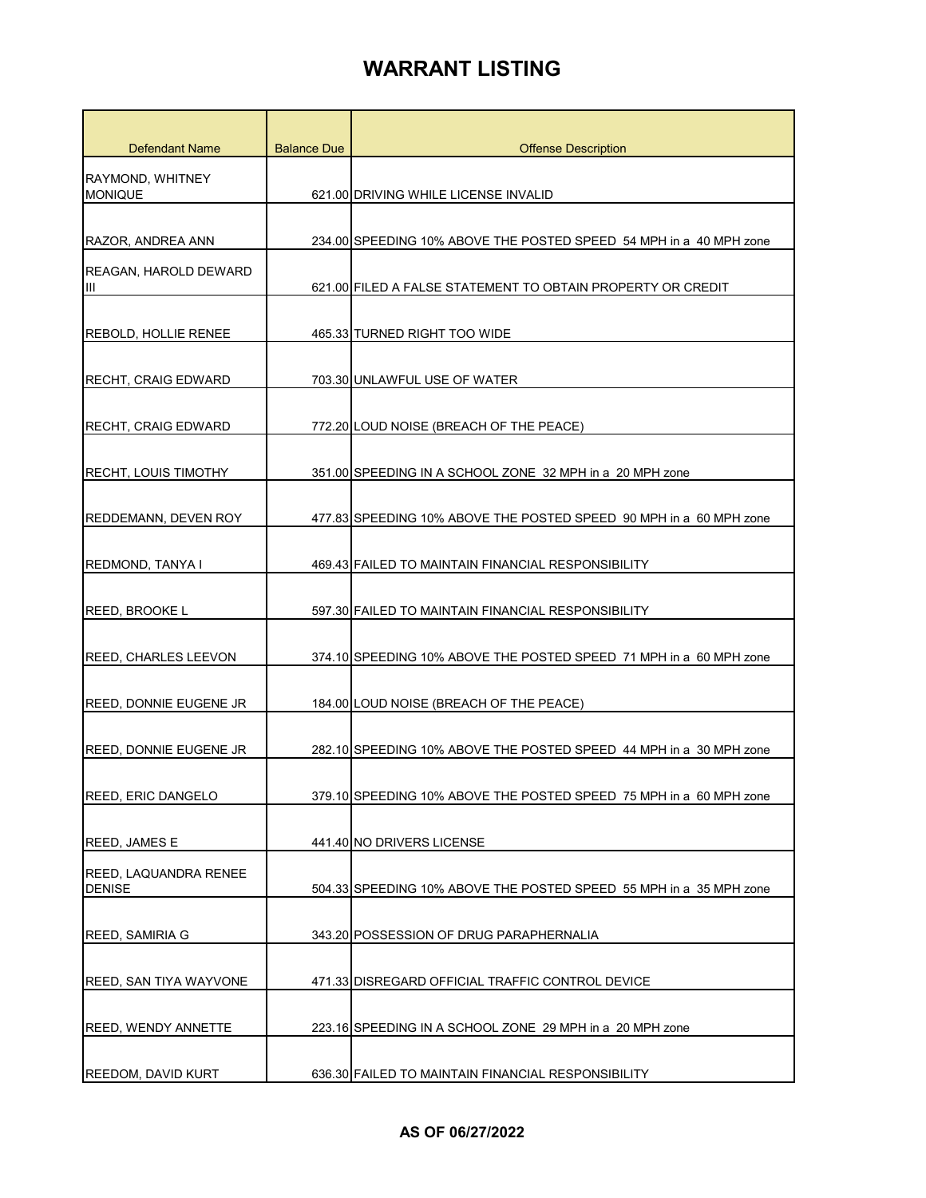# WARRANT LISTING

| Defendant Name | Balance Due | Offense Description |
|---|---|---|
| RAYMOND, WHITNEY MONIQUE | 621.00 | DRIVING WHILE LICENSE INVALID |
| RAZOR, ANDREA ANN | 234.00 | SPEEDING 10% ABOVE THE POSTED SPEED 54 MPH in a 40 MPH zone |
| REAGAN, HAROLD DEWARD III | 621.00 | FILED A FALSE STATEMENT TO OBTAIN PROPERTY OR CREDIT |
| REBOLD, HOLLIE RENEE | 465.33 | TURNED RIGHT TOO WIDE |
| RECHT, CRAIG EDWARD | 703.30 | UNLAWFUL USE OF WATER |
| RECHT, CRAIG EDWARD | 772.20 | LOUD NOISE (BREACH OF THE PEACE) |
| RECHT, LOUIS TIMOTHY | 351.00 | SPEEDING IN A SCHOOL ZONE 32 MPH in a 20 MPH zone |
| REDDEMANN, DEVEN ROY | 477.83 | SPEEDING 10% ABOVE THE POSTED SPEED 90 MPH in a 60 MPH zone |
| REDMOND, TANYA I | 469.43 | FAILED TO MAINTAIN FINANCIAL RESPONSIBILITY |
| REED, BROOKE L | 597.30 | FAILED TO MAINTAIN FINANCIAL RESPONSIBILITY |
| REED, CHARLES LEEVON | 374.10 | SPEEDING 10% ABOVE THE POSTED SPEED 71 MPH in a 60 MPH zone |
| REED, DONNIE EUGENE JR | 184.00 | LOUD NOISE (BREACH OF THE PEACE) |
| REED, DONNIE EUGENE JR | 282.10 | SPEEDING 10% ABOVE THE POSTED SPEED 44 MPH in a 30 MPH zone |
| REED, ERIC DANGELO | 379.10 | SPEEDING 10% ABOVE THE POSTED SPEED 75 MPH in a 60 MPH zone |
| REED, JAMES E | 441.40 | NO DRIVERS LICENSE |
| REED, LAQUANDRA RENEE DENISE | 504.33 | SPEEDING 10% ABOVE THE POSTED SPEED 55 MPH in a 35 MPH zone |
| REED, SAMIRIA G | 343.20 | POSSESSION OF DRUG PARAPHERNALIA |
| REED, SAN TIYA WAYVONE | 471.33 | DISREGARD OFFICIAL TRAFFIC CONTROL DEVICE |
| REED, WENDY ANNETTE | 223.16 | SPEEDING IN A SCHOOL ZONE 29 MPH in a 20 MPH zone |
| REEDOM, DAVID KURT | 636.30 | FAILED TO MAINTAIN FINANCIAL RESPONSIBILITY |

**AS OF 06/27/2022**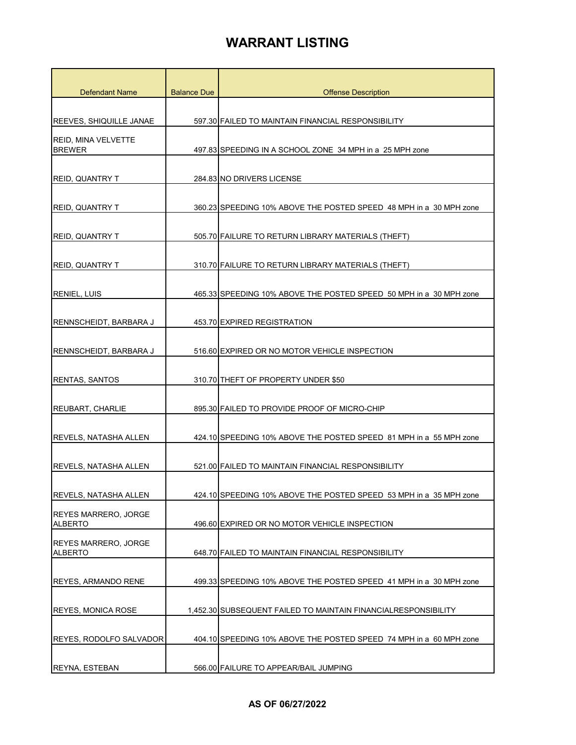# WARRANT LISTING

| Defendant Name | Balance Due | Offense Description |
|---|---|---|
| REEVES, SHIQUILLE JANAE | 597.30 | FAILED TO MAINTAIN FINANCIAL RESPONSIBILITY |
| REID, MINA VELVETTE BREWER | 497.83 | SPEEDING IN A SCHOOL ZONE 34 MPH in a 25 MPH zone |
| REID, QUANTRY T | 284.83 | NO DRIVERS LICENSE |
| REID, QUANTRY T | 360.23 | SPEEDING 10% ABOVE THE POSTED SPEED 48 MPH in a 30 MPH zone |
| REID, QUANTRY T | 505.70 | FAILURE TO RETURN LIBRARY MATERIALS (THEFT) |
| REID, QUANTRY T | 310.70 | FAILURE TO RETURN LIBRARY MATERIALS (THEFT) |
| RENIEL, LUIS | 465.33 | SPEEDING 10% ABOVE THE POSTED SPEED 50 MPH in a 30 MPH zone |
| RENNSCHEIDT, BARBARA J | 453.70 | EXPIRED REGISTRATION |
| RENNSCHEIDT, BARBARA J | 516.60 | EXPIRED OR NO MOTOR VEHICLE INSPECTION |
| RENTAS, SANTOS | 310.70 | THEFT OF PROPERTY UNDER $50 |
| REUBART, CHARLIE | 895.30 | FAILED TO PROVIDE PROOF OF MICRO-CHIP |
| REVELS, NATASHA ALLEN | 424.10 | SPEEDING 10% ABOVE THE POSTED SPEED 81 MPH in a 55 MPH zone |
| REVELS, NATASHA ALLEN | 521.00 | FAILED TO MAINTAIN FINANCIAL RESPONSIBILITY |
| REVELS, NATASHA ALLEN | 424.10 | SPEEDING 10% ABOVE THE POSTED SPEED 53 MPH in a 35 MPH zone |
| REYES MARRERO, JORGE ALBERTO | 496.60 | EXPIRED OR NO MOTOR VEHICLE INSPECTION |
| REYES MARRERO, JORGE ALBERTO | 648.70 | FAILED TO MAINTAIN FINANCIAL RESPONSIBILITY |
| REYES, ARMANDO RENE | 499.33 | SPEEDING 10% ABOVE THE POSTED SPEED 41 MPH in a 30 MPH zone |
| REYES, MONICA ROSE | 1,452.30 | SUBSEQUENT FAILED TO MAINTAIN FINANCIALRESPONSIBILITY |
| REYES, RODOLFO SALVADOR | 404.10 | SPEEDING 10% ABOVE THE POSTED SPEED 74 MPH in a 60 MPH zone |
| REYNA, ESTEBAN | 566.00 | FAILURE TO APPEAR/BAIL JUMPING |

**AS OF 06/27/2022**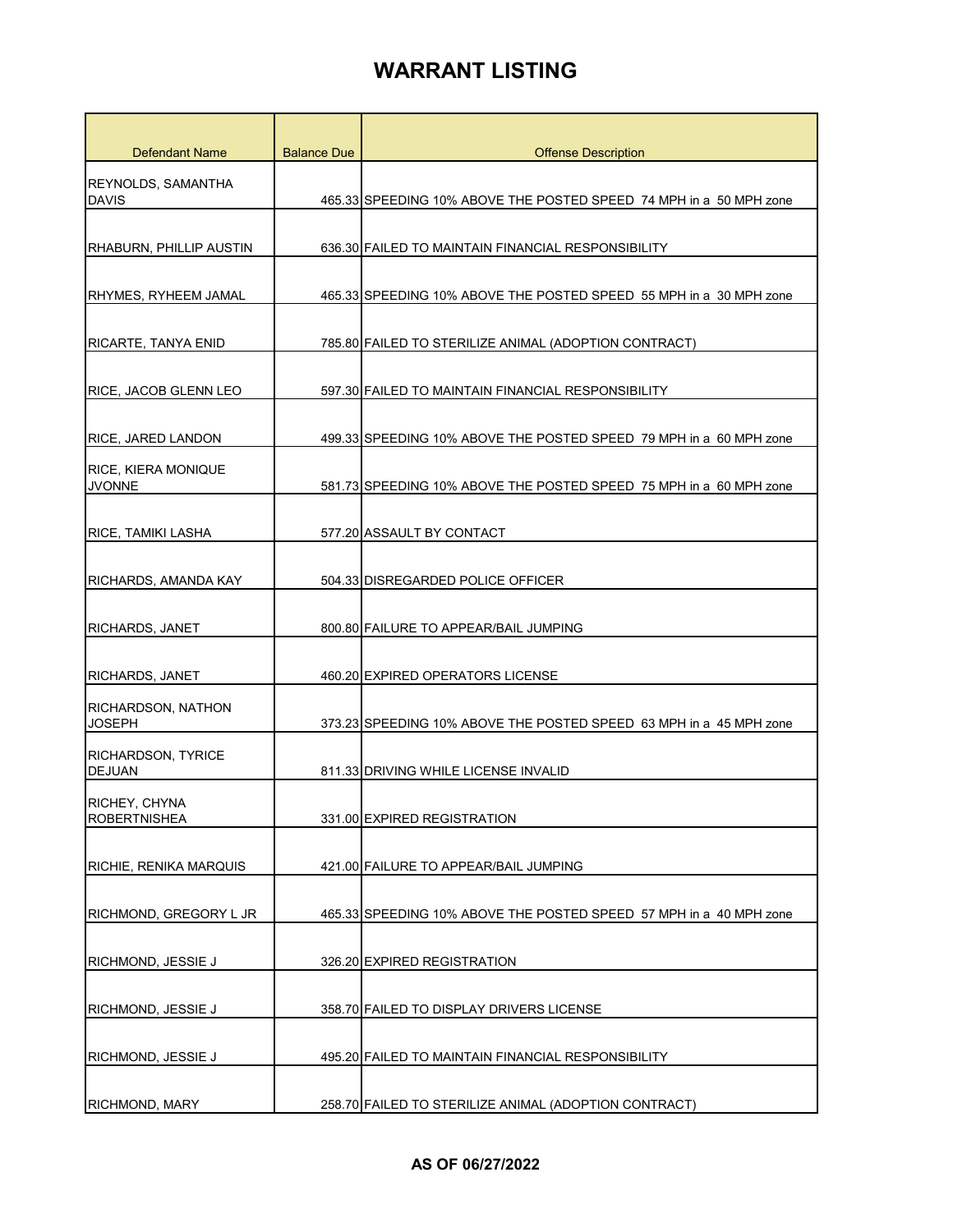# WARRANT LISTING

| Defendant Name | Balance Due | Offense Description |
|---|---|---|
| REYNOLDS, SAMANTHA DAVIS | 465.33 | SPEEDING 10% ABOVE THE POSTED SPEED 74 MPH in a 50 MPH zone |
| RHABURN, PHILLIP AUSTIN | 636.30 | FAILED TO MAINTAIN FINANCIAL RESPONSIBILITY |
| RHYMES, RYHEEM JAMAL | 465.33 | SPEEDING 10% ABOVE THE POSTED SPEED 55 MPH in a 30 MPH zone |
| RICARTE, TANYA ENID | 785.80 | FAILED TO STERILIZE ANIMAL (ADOPTION CONTRACT) |
| RICE, JACOB GLENN LEO | 597.30 | FAILED TO MAINTAIN FINANCIAL RESPONSIBILITY |
| RICE, JARED LANDON | 499.33 | SPEEDING 10% ABOVE THE POSTED SPEED 79 MPH in a 60 MPH zone |
| RICE, KIERA MONIQUE JVONNE | 581.73 | SPEEDING 10% ABOVE THE POSTED SPEED 75 MPH in a 60 MPH zone |
| RICE, TAMIKI LASHA | 577.20 | ASSAULT BY CONTACT |
| RICHARDS, AMANDA KAY | 504.33 | DISREGARDED POLICE OFFICER |
| RICHARDS, JANET | 800.80 | FAILURE TO APPEAR/BAIL JUMPING |
| RICHARDS, JANET | 460.20 | EXPIRED OPERATORS LICENSE |
| RICHARDSON, NATHON JOSEPH | 373.23 | SPEEDING 10% ABOVE THE POSTED SPEED 63 MPH in a 45 MPH zone |
| RICHARDSON, TYRICE DEJUAN | 811.33 | DRIVING WHILE LICENSE INVALID |
| RICHEY, CHYNA ROBERTNISHEA | 331.00 | EXPIRED REGISTRATION |
| RICHIE, RENIKA MARQUIS | 421.00 | FAILURE TO APPEAR/BAIL JUMPING |
| RICHMOND, GREGORY L JR | 465.33 | SPEEDING 10% ABOVE THE POSTED SPEED 57 MPH in a 40 MPH zone |
| RICHMOND, JESSIE J | 326.20 | EXPIRED REGISTRATION |
| RICHMOND, JESSIE J | 358.70 | FAILED TO DISPLAY DRIVERS LICENSE |
| RICHMOND, JESSIE J | 495.20 | FAILED TO MAINTAIN FINANCIAL RESPONSIBILITY |
| RICHMOND, MARY | 258.70 | FAILED TO STERILIZE ANIMAL (ADOPTION CONTRACT) |

**AS OF 06/27/2022**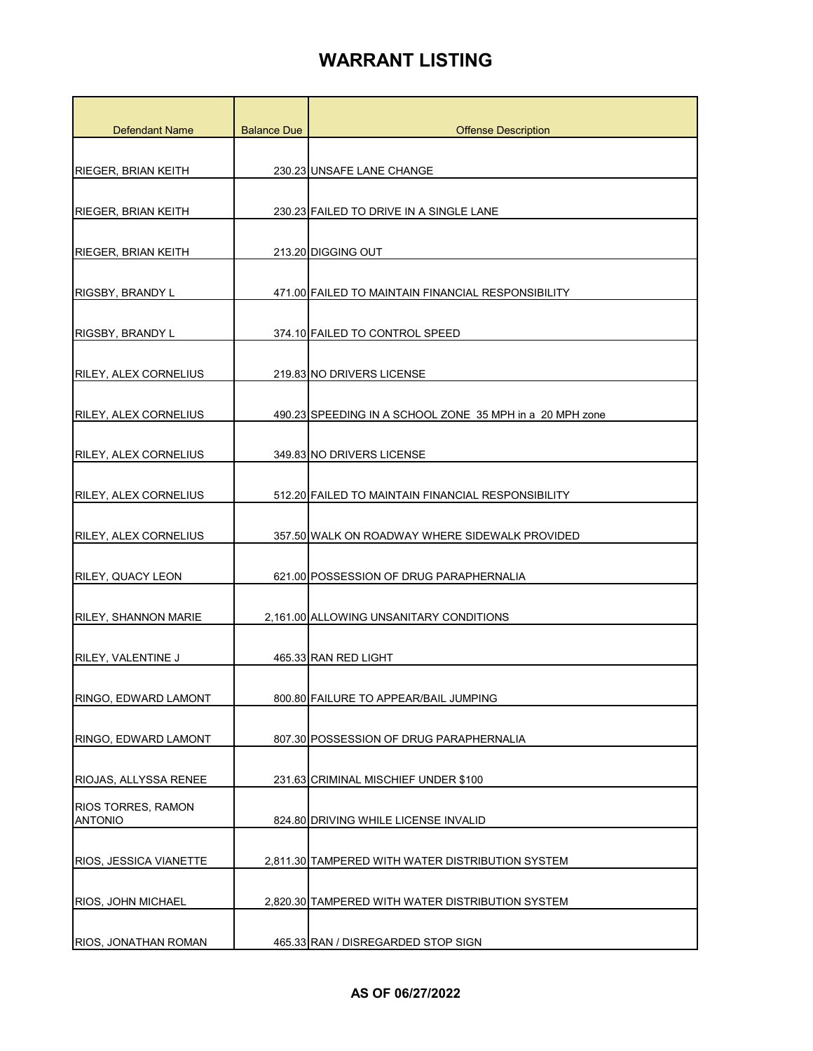# WARRANT LISTING

| Defendant Name | Balance Due | Offense Description |
|---|---|---|
| RIEGER, BRIAN KEITH | 230.23 | UNSAFE LANE CHANGE |
| RIEGER, BRIAN KEITH | 230.23 | FAILED TO DRIVE IN A SINGLE LANE |
| RIEGER, BRIAN KEITH | 213.20 | DIGGING OUT |
| RIGSBY, BRANDY L | 471.00 | FAILED TO MAINTAIN FINANCIAL RESPONSIBILITY |
| RIGSBY, BRANDY L | 374.10 | FAILED TO CONTROL SPEED |
| RILEY, ALEX CORNELIUS | 219.83 | NO DRIVERS LICENSE |
| RILEY, ALEX CORNELIUS | 490.23 | SPEEDING IN A SCHOOL ZONE 35 MPH in a 20 MPH zone |
| RILEY, ALEX CORNELIUS | 349.83 | NO DRIVERS LICENSE |
| RILEY, ALEX CORNELIUS | 512.20 | FAILED TO MAINTAIN FINANCIAL RESPONSIBILITY |
| RILEY, ALEX CORNELIUS | 357.50 | WALK ON ROADWAY WHERE SIDEWALK PROVIDED |
| RILEY, QUACY LEON | 621.00 | POSSESSION OF DRUG PARAPHERNALIA |
| RILEY, SHANNON MARIE | 2,161.00 | ALLOWING UNSANITARY CONDITIONS |
| RILEY, VALENTINE J | 465.33 | RAN RED LIGHT |
| RINGO, EDWARD LAMONT | 800.80 | FAILURE TO APPEAR/BAIL JUMPING |
| RINGO, EDWARD LAMONT | 807.30 | POSSESSION OF DRUG PARAPHERNALIA |
| RIOJAS, ALLYSSA RENEE | 231.63 | CRIMINAL MISCHIEF UNDER $100 |
| RIOS TORRES, RAMON ANTONIO | 824.80 | DRIVING WHILE LICENSE INVALID |
| RIOS, JESSICA VIANETTE | 2,811.30 | TAMPERED WITH WATER DISTRIBUTION SYSTEM |
| RIOS, JOHN MICHAEL | 2,820.30 | TAMPERED WITH WATER DISTRIBUTION SYSTEM |
| RIOS, JONATHAN ROMAN | 465.33 | RAN / DISREGARDED STOP SIGN |

**AS OF 06/27/2022**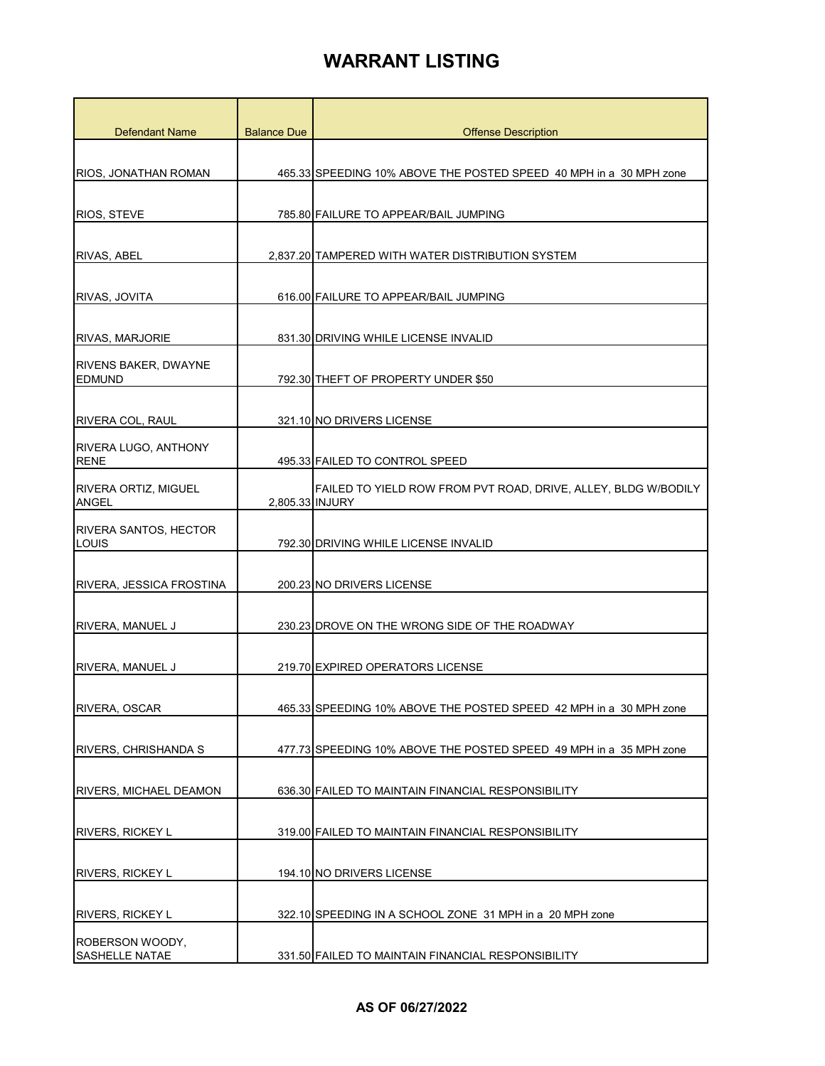# WARRANT LISTING

| Defendant Name | Balance Due | Offense Description |
|---|---|---|
| RIOS, JONATHAN ROMAN | 465.33 | SPEEDING 10% ABOVE THE POSTED SPEED 40 MPH in a 30 MPH zone |
| RIOS, STEVE | 785.80 | FAILURE TO APPEAR/BAIL JUMPING |
| RIVAS, ABEL | 2,837.20 | TAMPERED WITH WATER DISTRIBUTION SYSTEM |
| RIVAS, JOVITA | 616.00 | FAILURE TO APPEAR/BAIL JUMPING |
| RIVAS, MARJORIE | 831.30 | DRIVING WHILE LICENSE INVALID |
| RIVENS BAKER, DWAYNE EDMUND | 792.30 | THEFT OF PROPERTY UNDER $50 |
| RIVERA COL, RAUL | 321.10 | NO DRIVERS LICENSE |
| RIVERA LUGO, ANTHONY RENE | 495.33 | FAILED TO CONTROL SPEED |
| RIVERA ORTIZ, MIGUEL ANGEL | 2,805.33 | FAILED TO YIELD ROW FROM PVT ROAD, DRIVE, ALLEY, BLDG W/BODILY INJURY |
| RIVERA SANTOS, HECTOR LOUIS | 792.30 | DRIVING WHILE LICENSE INVALID |
| RIVERA, JESSICA FROSTINA | 200.23 | NO DRIVERS LICENSE |
| RIVERA, MANUEL J | 230.23 | DROVE ON THE WRONG SIDE OF THE ROADWAY |
| RIVERA, MANUEL J | 219.70 | EXPIRED OPERATORS LICENSE |
| RIVERA, OSCAR | 465.33 | SPEEDING 10% ABOVE THE POSTED SPEED 42 MPH in a 30 MPH zone |
| RIVERS, CHRISHANDA S | 477.73 | SPEEDING 10% ABOVE THE POSTED SPEED 49 MPH in a 35 MPH zone |
| RIVERS, MICHAEL DEAMON | 636.30 | FAILED TO MAINTAIN FINANCIAL RESPONSIBILITY |
| RIVERS, RICKEY L | 319.00 | FAILED TO MAINTAIN FINANCIAL RESPONSIBILITY |
| RIVERS, RICKEY L | 194.10 | NO DRIVERS LICENSE |
| RIVERS, RICKEY L | 322.10 | SPEEDING IN A SCHOOL ZONE 31 MPH in a 20 MPH zone |
| ROBERSON WOODY, SASHELLE NATAE | 331.50 | FAILED TO MAINTAIN FINANCIAL RESPONSIBILITY |

**AS OF 06/27/2022**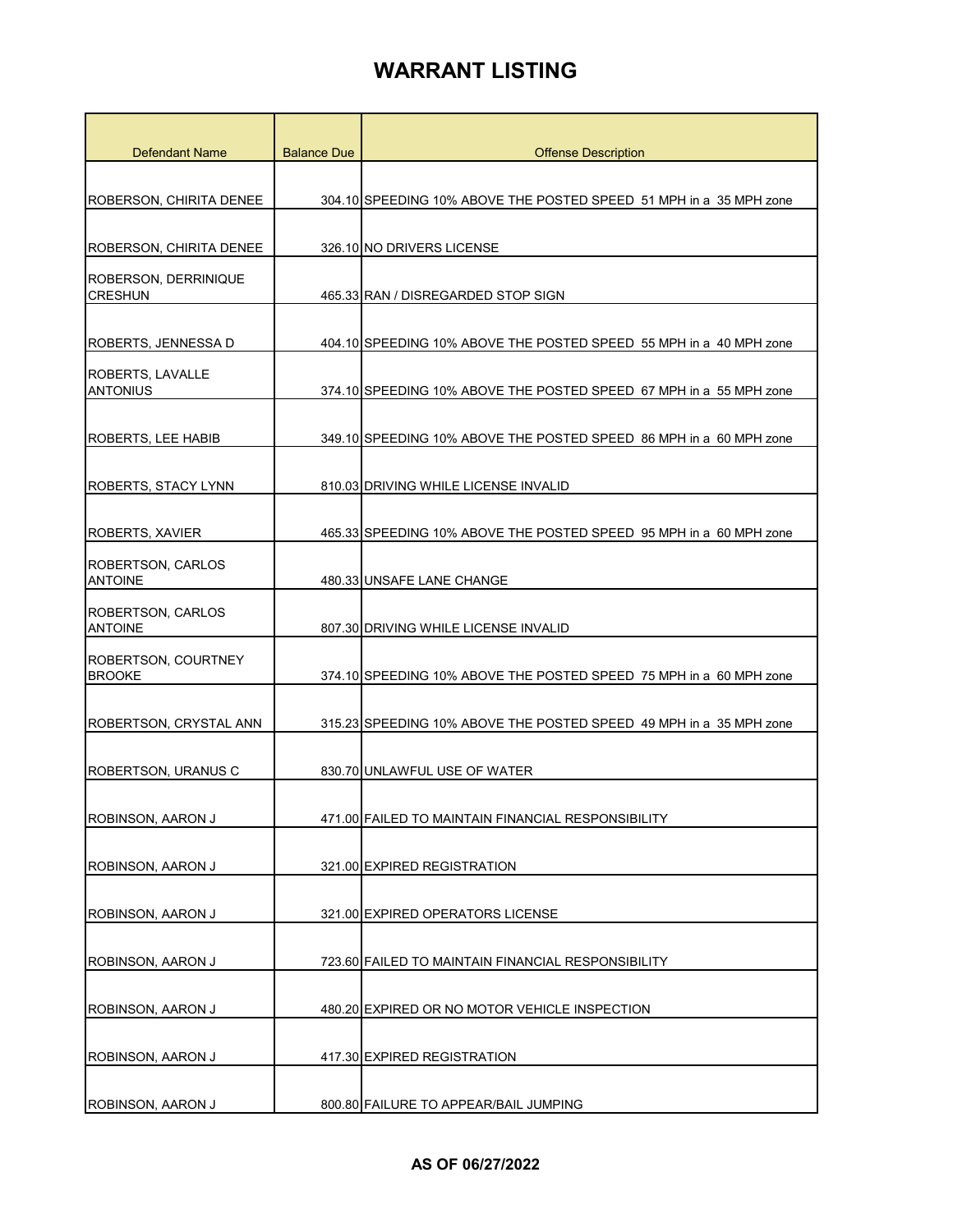# WARRANT LISTING

| Defendant Name | Balance Due | Offense Description |
|---|---|---|
| ROBERSON, CHIRITA DENEE | 304.10 | SPEEDING 10% ABOVE THE POSTED SPEED 51 MPH in a 35 MPH zone |
| ROBERSON, CHIRITA DENEE | 326.10 | NO DRIVERS LICENSE |
| ROBERSON, DERRINIQUE CRESHUN | 465.33 | RAN / DISREGARDED STOP SIGN |
| ROBERTS, JENNESSA D | 404.10 | SPEEDING 10% ABOVE THE POSTED SPEED 55 MPH in a 40 MPH zone |
| ROBERTS, LAVALLE ANTONIUS | 374.10 | SPEEDING 10% ABOVE THE POSTED SPEED 67 MPH in a 55 MPH zone |
| ROBERTS, LEE HABIB | 349.10 | SPEEDING 10% ABOVE THE POSTED SPEED 86 MPH in a 60 MPH zone |
| ROBERTS, STACY LYNN | 810.03 | DRIVING WHILE LICENSE INVALID |
| ROBERTS, XAVIER | 465.33 | SPEEDING 10% ABOVE THE POSTED SPEED 95 MPH in a 60 MPH zone |
| ROBERTSON, CARLOS ANTOINE | 480.33 | UNSAFE LANE CHANGE |
| ROBERTSON, CARLOS ANTOINE | 807.30 | DRIVING WHILE LICENSE INVALID |
| ROBERTSON, COURTNEY BROOKE | 374.10 | SPEEDING 10% ABOVE THE POSTED SPEED 75 MPH in a 60 MPH zone |
| ROBERTSON, CRYSTAL ANN | 315.23 | SPEEDING 10% ABOVE THE POSTED SPEED 49 MPH in a 35 MPH zone |
| ROBERTSON, URANUS C | 830.70 | UNLAWFUL USE OF WATER |
| ROBINSON, AARON J | 471.00 | FAILED TO MAINTAIN FINANCIAL RESPONSIBILITY |
| ROBINSON, AARON J | 321.00 | EXPIRED REGISTRATION |
| ROBINSON, AARON J | 321.00 | EXPIRED OPERATORS LICENSE |
| ROBINSON, AARON J | 723.60 | FAILED TO MAINTAIN FINANCIAL RESPONSIBILITY |
| ROBINSON, AARON J | 480.20 | EXPIRED OR NO MOTOR VEHICLE INSPECTION |
| ROBINSON, AARON J | 417.30 | EXPIRED REGISTRATION |
| ROBINSON, AARON J | 800.80 | FAILURE TO APPEAR/BAIL JUMPING |

**AS OF 06/27/2022**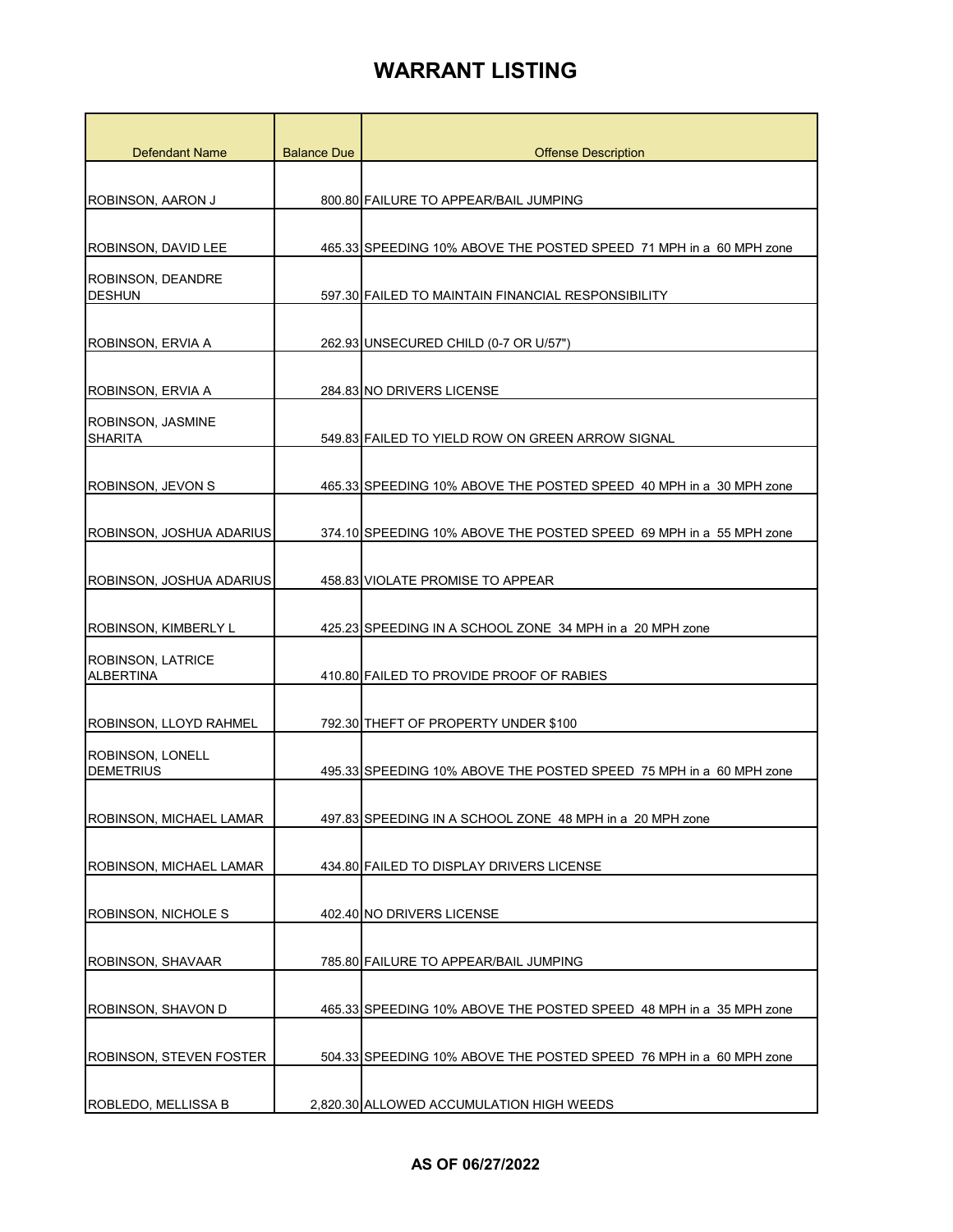# WARRANT LISTING

| Defendant Name | Balance Due | Offense Description |
|---|---|---|
| ROBINSON, AARON J | 800.80 | FAILURE TO APPEAR/BAIL JUMPING |
| ROBINSON, DAVID LEE | 465.33 | SPEEDING 10% ABOVE THE POSTED SPEED 71 MPH in a 60 MPH zone |
| ROBINSON, DEANDRE DESHUN | 597.30 | FAILED TO MAINTAIN FINANCIAL RESPONSIBILITY |
| ROBINSON, ERVIA A | 262.93 | UNSECURED CHILD (0-7 OR U/57") |
| ROBINSON, ERVIA A | 284.83 | NO DRIVERS LICENSE |
| ROBINSON, JASMINE SHARITA | 549.83 | FAILED TO YIELD ROW ON GREEN ARROW SIGNAL |
| ROBINSON, JEVON S | 465.33 | SPEEDING 10% ABOVE THE POSTED SPEED 40 MPH in a 30 MPH zone |
| ROBINSON, JOSHUA ADARIUS | 374.10 | SPEEDING 10% ABOVE THE POSTED SPEED 69 MPH in a 55 MPH zone |
| ROBINSON, JOSHUA ADARIUS | 458.83 | VIOLATE PROMISE TO APPEAR |
| ROBINSON, KIMBERLY L | 425.23 | SPEEDING IN A SCHOOL ZONE 34 MPH in a 20 MPH zone |
| ROBINSON, LATRICE ALBERTINA | 410.80 | FAILED TO PROVIDE PROOF OF RABIES |
| ROBINSON, LLOYD RAHMEL | 792.30 | THEFT OF PROPERTY UNDER $100 |
| ROBINSON, LONELL DEMETRIUS | 495.33 | SPEEDING 10% ABOVE THE POSTED SPEED 75 MPH in a 60 MPH zone |
| ROBINSON, MICHAEL LAMAR | 497.83 | SPEEDING IN A SCHOOL ZONE 48 MPH in a 20 MPH zone |
| ROBINSON, MICHAEL LAMAR | 434.80 | FAILED TO DISPLAY DRIVERS LICENSE |
| ROBINSON, NICHOLE S | 402.40 | NO DRIVERS LICENSE |
| ROBINSON, SHAVAAR | 785.80 | FAILURE TO APPEAR/BAIL JUMPING |
| ROBINSON, SHAVON D | 465.33 | SPEEDING 10% ABOVE THE POSTED SPEED 48 MPH in a 35 MPH zone |
| ROBINSON, STEVEN FOSTER | 504.33 | SPEEDING 10% ABOVE THE POSTED SPEED 76 MPH in a 60 MPH zone |
| ROBLEDO, MELLISSA B | 2,820.30 | ALLOWED ACCUMULATION HIGH WEEDS |

**AS OF 06/27/2022**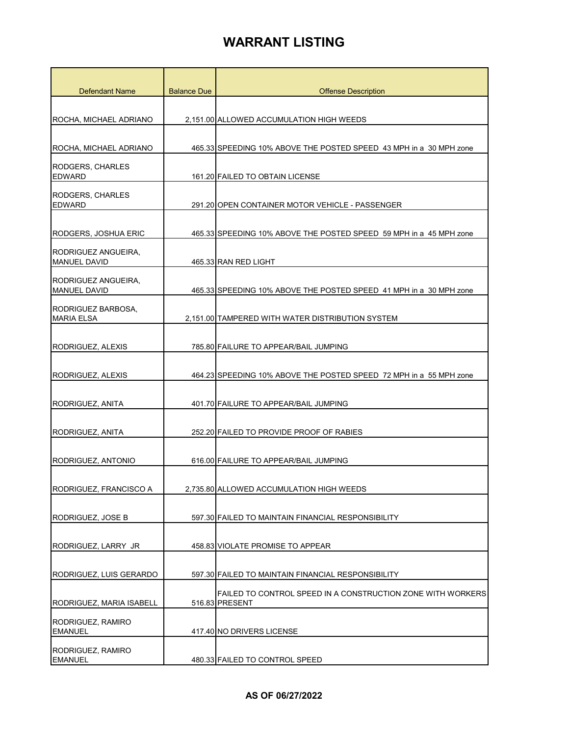# WARRANT LISTING

| Defendant Name | Balance Due | Offense Description |
|---|---|---|
| ROCHA, MICHAEL ADRIANO | 2,151.00 | ALLOWED ACCUMULATION HIGH WEEDS |
| ROCHA, MICHAEL ADRIANO | 465.33 | SPEEDING 10% ABOVE THE POSTED SPEED 43 MPH in a 30 MPH zone |
| RODGERS, CHARLES EDWARD | 161.20 | FAILED TO OBTAIN LICENSE |
| RODGERS, CHARLES EDWARD | 291.20 | OPEN CONTAINER MOTOR VEHICLE - PASSENGER |
| RODGERS, JOSHUA ERIC | 465.33 | SPEEDING 10% ABOVE THE POSTED SPEED 59 MPH in a 45 MPH zone |
| RODRIGUEZ ANGUEIRA, MANUEL DAVID | 465.33 | RAN RED LIGHT |
| RODRIGUEZ ANGUEIRA, MANUEL DAVID | 465.33 | SPEEDING 10% ABOVE THE POSTED SPEED 41 MPH in a 30 MPH zone |
| RODRIGUEZ BARBOSA, MARIA ELSA | 2,151.00 | TAMPERED WITH WATER DISTRIBUTION SYSTEM |
| RODRIGUEZ, ALEXIS | 785.80 | FAILURE TO APPEAR/BAIL JUMPING |
| RODRIGUEZ, ALEXIS | 464.23 | SPEEDING 10% ABOVE THE POSTED SPEED 72 MPH in a 55 MPH zone |
| RODRIGUEZ, ANITA | 401.70 | FAILURE TO APPEAR/BAIL JUMPING |
| RODRIGUEZ, ANITA | 252.20 | FAILED TO PROVIDE PROOF OF RABIES |
| RODRIGUEZ, ANTONIO | 616.00 | FAILURE TO APPEAR/BAIL JUMPING |
| RODRIGUEZ, FRANCISCO A | 2,735.80 | ALLOWED ACCUMULATION HIGH WEEDS |
| RODRIGUEZ, JOSE B | 597.30 | FAILED TO MAINTAIN FINANCIAL RESPONSIBILITY |
| RODRIGUEZ, LARRY JR | 458.83 | VIOLATE PROMISE TO APPEAR |
| RODRIGUEZ, LUIS GERARDO | 597.30 | FAILED TO MAINTAIN FINANCIAL RESPONSIBILITY |
| RODRIGUEZ, MARIA ISABELL | 516.83 | FAILED TO CONTROL SPEED IN A CONSTRUCTION ZONE WITH WORKERS PRESENT |
| RODRIGUEZ, RAMIRO EMANUEL | 417.40 | NO DRIVERS LICENSE |
| RODRIGUEZ, RAMIRO EMANUEL | 480.33 | FAILED TO CONTROL SPEED |

**AS OF 06/27/2022**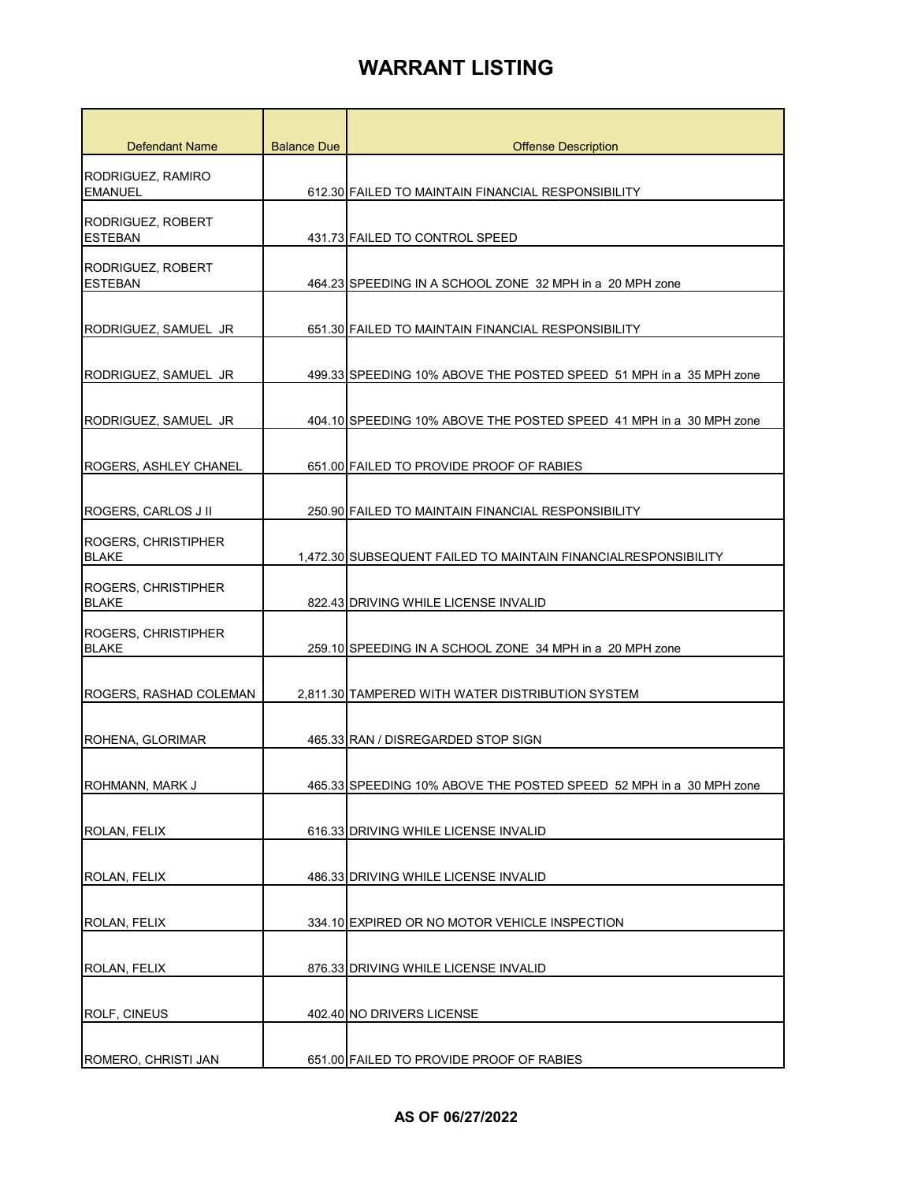# WARRANT LISTING

| Defendant Name | Balance Due | Offense Description |
|---|---|---|
| RODRIGUEZ, RAMIRO EMANUEL | 612.30 | FAILED TO MAINTAIN FINANCIAL RESPONSIBILITY |
| RODRIGUEZ, ROBERT ESTEBAN | 431.73 | FAILED TO CONTROL SPEED |
| RODRIGUEZ, ROBERT ESTEBAN | 464.23 | SPEEDING IN A SCHOOL ZONE 32 MPH in a 20 MPH zone |
| RODRIGUEZ, SAMUEL JR | 651.30 | FAILED TO MAINTAIN FINANCIAL RESPONSIBILITY |
| RODRIGUEZ, SAMUEL JR | 499.33 | SPEEDING 10% ABOVE THE POSTED SPEED 51 MPH in a 35 MPH zone |
| RODRIGUEZ, SAMUEL JR | 404.10 | SPEEDING 10% ABOVE THE POSTED SPEED 41 MPH in a 30 MPH zone |
| ROGERS, ASHLEY CHANEL | 651.00 | FAILED TO PROVIDE PROOF OF RABIES |
| ROGERS, CARLOS J II | 250.90 | FAILED TO MAINTAIN FINANCIAL RESPONSIBILITY |
| ROGERS, CHRISTOPHER BLAKE | 1,472.30 | SUBSEQUENT FAILED TO MAINTAIN FINANCIALRESPONSIBILITY |
| ROGERS, CHRISTOPHER BLAKE | 822.43 | DRIVING WHILE LICENSE INVALID |
| ROGERS, CHRISTOPHER BLAKE | 259.10 | SPEEDING IN A SCHOOL ZONE 34 MPH in a 20 MPH zone |
| ROGERS, RASHAD COLEMAN | 2,811.30 | TAMPERED WITH WATER DISTRIBUTION SYSTEM |
| ROHENA, GLORIMAR | 465.33 | RAN / DISREGARDED STOP SIGN |
| ROHMANN, MARK J | 465.33 | SPEEDING 10% ABOVE THE POSTED SPEED 52 MPH in a 30 MPH zone |
| ROLAN, FELIX | 616.33 | DRIVING WHILE LICENSE INVALID |
| ROLAN, FELIX | 486.33 | DRIVING WHILE LICENSE INVALID |
| ROLAN, FELIX | 334.10 | EXPIRED OR NO MOTOR VEHICLE INSPECTION |
| ROLAN, FELIX | 876.33 | DRIVING WHILE LICENSE INVALID |
| ROLF, CINEUS | 402.40 | NO DRIVERS LICENSE |
| ROMERO, CHRISTI JAN | 651.00 | FAILED TO PROVIDE PROOF OF RABIES |

**AS OF 06/27/2022**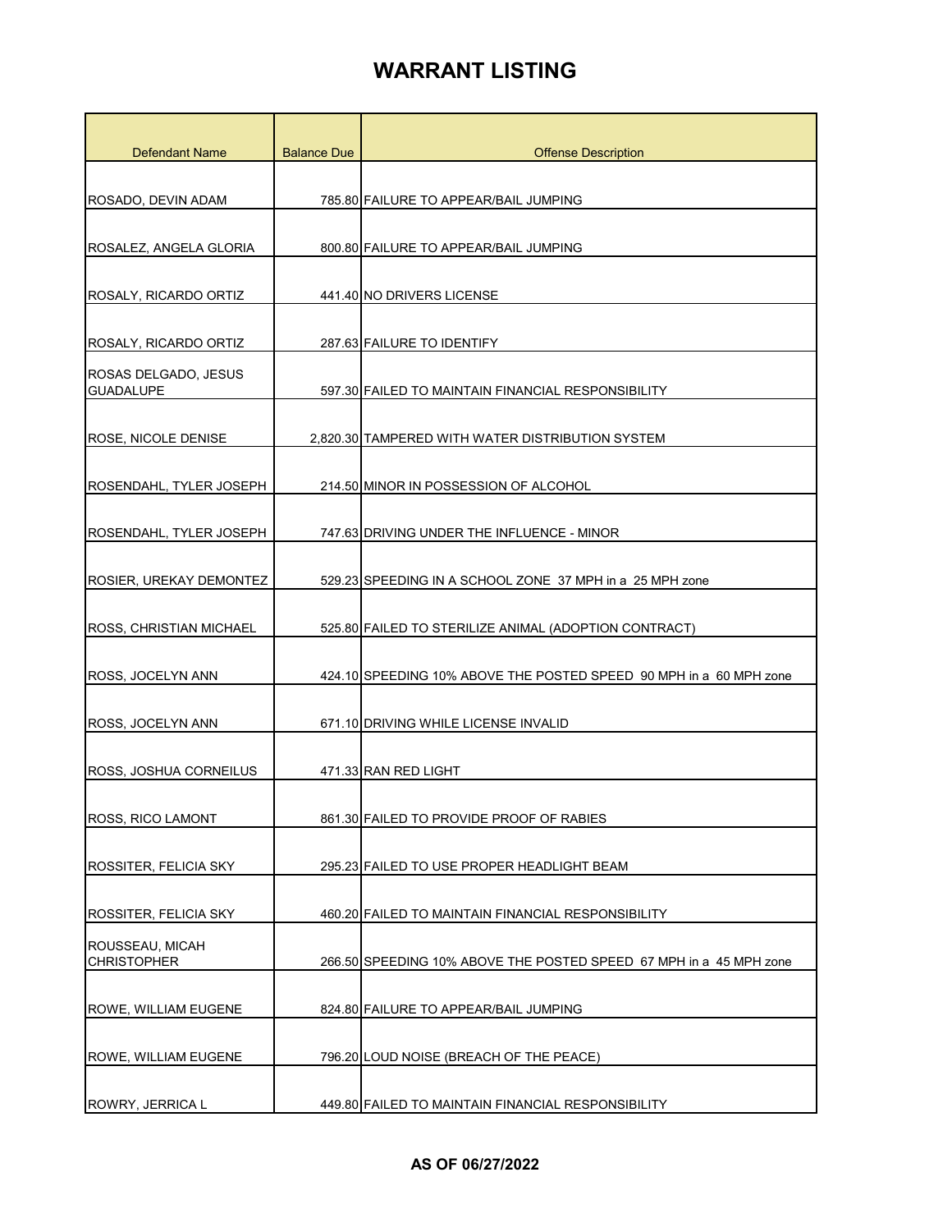# WARRANT LISTING

| Defendant Name | Balance Due | Offense Description |
| --- | --- | --- |
| ROSADO, DEVIN ADAM | 785.80 | FAILURE TO APPEAR/BAIL JUMPING |
| ROSALEZ, ANGELA GLORIA | 800.80 | FAILURE TO APPEAR/BAIL JUMPING |
| ROSALY, RICARDO ORTIZ | 441.40 | NO DRIVERS LICENSE |
| ROSALY, RICARDO ORTIZ | 287.63 | FAILURE TO IDENTIFY |
| ROSAS DELGADO, JESUS GUADALUPE | 597.30 | FAILED TO MAINTAIN FINANCIAL RESPONSIBILITY |
| ROSE, NICOLE DENISE | 2,820.30 | TAMPERED WITH WATER DISTRIBUTION SYSTEM |
| ROSENDAHL, TYLER JOSEPH | 214.50 | MINOR IN POSSESSION OF ALCOHOL |
| ROSENDAHL, TYLER JOSEPH | 747.63 | DRIVING UNDER THE INFLUENCE - MINOR |
| ROSIER, UREKAY DEMONTEZ | 529.23 | SPEEDING IN A SCHOOL ZONE 37 MPH in a 25 MPH zone |
| ROSS, CHRISTIAN MICHAEL | 525.80 | FAILED TO STERILIZE ANIMAL (ADOPTION CONTRACT) |
| ROSS, JOCELYN ANN | 424.10 | SPEEDING 10% ABOVE THE POSTED SPEED 90 MPH in a 60 MPH zone |
| ROSS, JOCELYN ANN | 671.10 | DRIVING WHILE LICENSE INVALID |
| ROSS, JOSHUA CORNEILUS | 471.33 | RAN RED LIGHT |
| ROSS, RICO LAMONT | 861.30 | FAILED TO PROVIDE PROOF OF RABIES |
| ROSSITER, FELICIA SKY | 295.23 | FAILED TO USE PROPER HEADLIGHT BEAM |
| ROSSITER, FELICIA SKY | 460.20 | FAILED TO MAINTAIN FINANCIAL RESPONSIBILITY |
| ROUSSEAU, MICAH CHRISTOPHER | 266.50 | SPEEDING 10% ABOVE THE POSTED SPEED 67 MPH in a 45 MPH zone |
| ROWE, WILLIAM EUGENE | 824.80 | FAILURE TO APPEAR/BAIL JUMPING |
| ROWE, WILLIAM EUGENE | 796.20 | LOUD NOISE (BREACH OF THE PEACE) |
| ROWRY, JERRICA L | 449.80 | FAILED TO MAINTAIN FINANCIAL RESPONSIBILITY |

**AS OF 06/27/2022**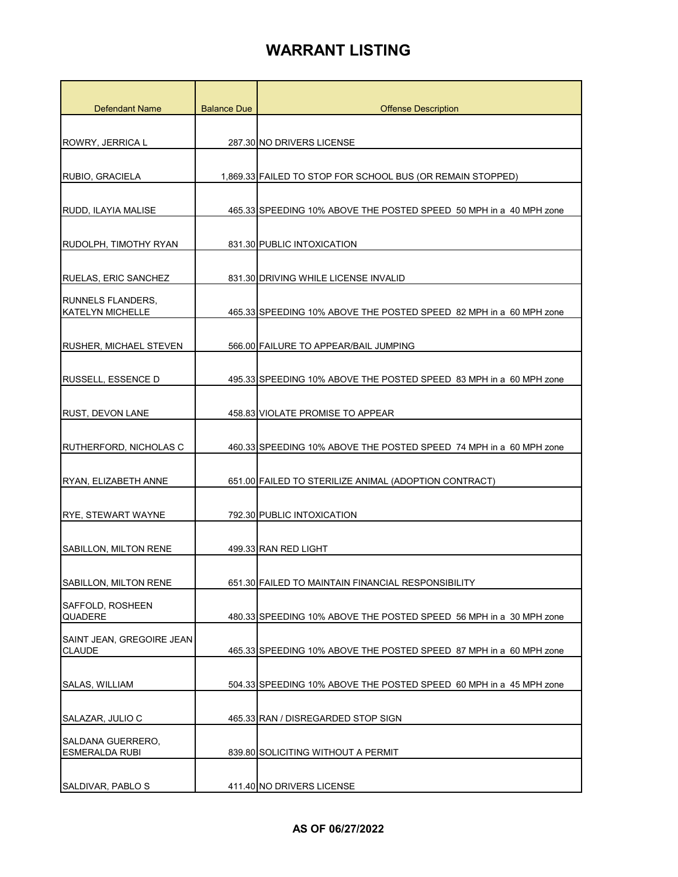# WARRANT LISTING

| Defendant Name | Balance Due | Offense Description |
|---|---|---|
| ROWRY, JERRICA L | 287.30 | NO DRIVERS LICENSE |
| RUBIO, GRACIELA | 1,869.33 | FAILED TO STOP FOR SCHOOL BUS (OR REMAIN STOPPED) |
| RUDD, ILAYIA MALISE | 465.33 | SPEEDING 10% ABOVE THE POSTED SPEED 50 MPH in a 40 MPH zone |
| RUDOLPH, TIMOTHY RYAN | 831.30 | PUBLIC INTOXICATION |
| RUELAS, ERIC SANCHEZ | 831.30 | DRIVING WHILE LICENSE INVALID |
| RUNNELS FLANDERS, KATELYN MICHELLE | 465.33 | SPEEDING 10% ABOVE THE POSTED SPEED 82 MPH in a 60 MPH zone |
| RUSHER, MICHAEL STEVEN | 566.00 | FAILURE TO APPEAR/BAIL JUMPING |
| RUSSELL, ESSENCE D | 495.33 | SPEEDING 10% ABOVE THE POSTED SPEED 83 MPH in a 60 MPH zone |
| RUST, DEVON LANE | 458.83 | VIOLATE PROMISE TO APPEAR |
| RUTHERFORD, NICHOLAS C | 460.33 | SPEEDING 10% ABOVE THE POSTED SPEED 74 MPH in a 60 MPH zone |
| RYAN, ELIZABETH ANNE | 651.00 | FAILED TO STERILIZE ANIMAL (ADOPTION CONTRACT) |
| RYE, STEWART WAYNE | 792.30 | PUBLIC INTOXICATION |
| SABILLON, MILTON RENE | 499.33 | RAN RED LIGHT |
| SABILLON, MILTON RENE | 651.30 | FAILED TO MAINTAIN FINANCIAL RESPONSIBILITY |
| SAFFOLD, ROSHEEN QUADERE | 480.33 | SPEEDING 10% ABOVE THE POSTED SPEED 56 MPH in a 30 MPH zone |
| SAINT JEAN, GREGOIRE JEAN CLAUDE | 465.33 | SPEEDING 10% ABOVE THE POSTED SPEED 87 MPH in a 60 MPH zone |
| SALAS, WILLIAM | 504.33 | SPEEDING 10% ABOVE THE POSTED SPEED 60 MPH in a 45 MPH zone |
| SALAZAR, JULIO C | 465.33 | RAN / DISREGARDED STOP SIGN |
| SALDANA GUERRERO, ESMERALDA RUBI | 839.80 | SOLICITING WITHOUT A PERMIT |
| SALDIVAR, PABLO S | 411.40 | NO DRIVERS LICENSE |

**AS OF 06/27/2022**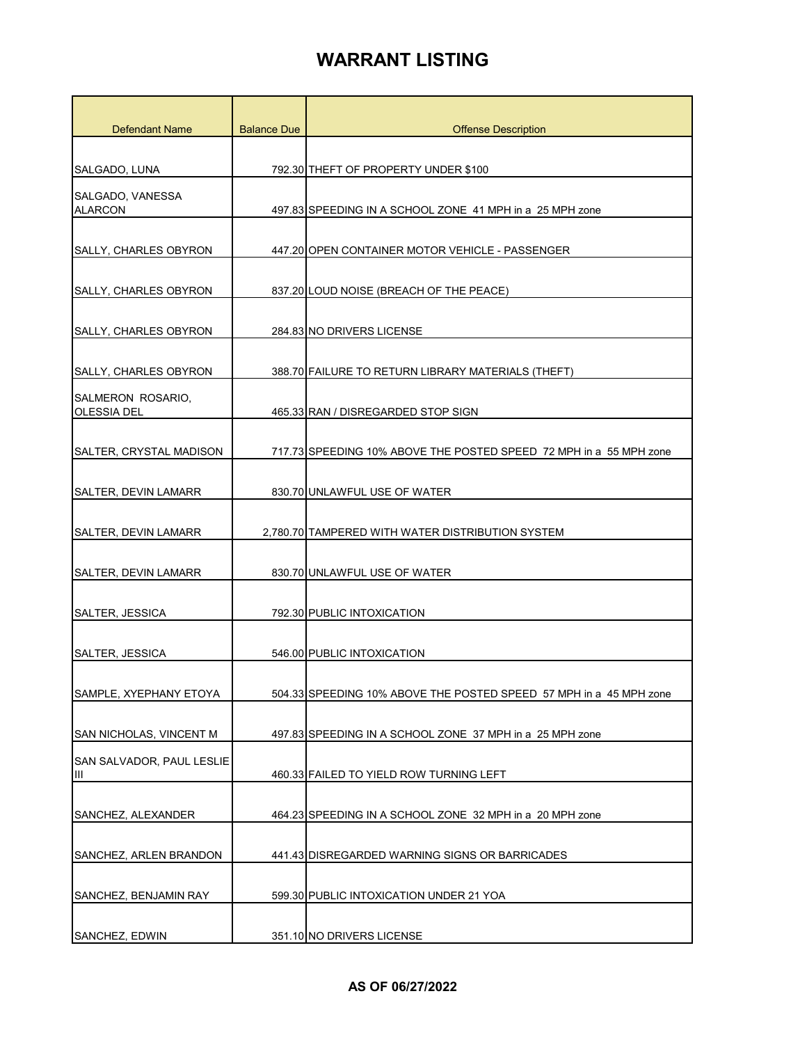# WARRANT LISTING

| Defendant Name | Balance Due | Offense Description |
|---|---|---|
| SALGADO, LUNA | 792.30 | THEFT OF PROPERTY UNDER $100 |
| SALGADO, VANESSA ALARCON | 497.83 | SPEEDING IN A SCHOOL ZONE 41 MPH in a 25 MPH zone |
| SALLY, CHARLES OBYRON | 447.20 | OPEN CONTAINER MOTOR VEHICLE - PASSENGER |
| SALLY, CHARLES OBYRON | 837.20 | LOUD NOISE (BREACH OF THE PEACE) |
| SALLY, CHARLES OBYRON | 284.83 | NO DRIVERS LICENSE |
| SALLY, CHARLES OBYRON | 388.70 | FAILURE TO RETURN LIBRARY MATERIALS (THEFT) |
| SALMERON ROSARIO, OLESSIA DEL | 465.33 | RAN / DISREGARDED STOP SIGN |
| SALTER, CRYSTAL MADISON | 717.73 | SPEEDING 10% ABOVE THE POSTED SPEED 72 MPH in a 55 MPH zone |
| SALTER, DEVIN LAMARR | 830.70 | UNLAWFUL USE OF WATER |
| SALTER, DEVIN LAMARR | 2,780.70 | TAMPERED WITH WATER DISTRIBUTION SYSTEM |
| SALTER, DEVIN LAMARR | 830.70 | UNLAWFUL USE OF WATER |
| SALTER, JESSICA | 792.30 | PUBLIC INTOXICATION |
| SALTER, JESSICA | 546.00 | PUBLIC INTOXICATION |
| SAMPLE, XYEPHANY ETOYA | 504.33 | SPEEDING 10% ABOVE THE POSTED SPEED 57 MPH in a 45 MPH zone |
| SAN NICHOLAS, VINCENT M | 497.83 | SPEEDING IN A SCHOOL ZONE 37 MPH in a 25 MPH zone |
| SAN SALVADOR, PAUL LESLIE III | 460.33 | FAILED TO YIELD ROW TURNING LEFT |
| SANCHEZ, ALEXANDER | 464.23 | SPEEDING IN A SCHOOL ZONE 32 MPH in a 20 MPH zone |
| SANCHEZ, ARLEN BRANDON | 441.43 | DISREGARDED WARNING SIGNS OR BARRICADES |
| SANCHEZ, BENJAMIN RAY | 599.30 | PUBLIC INTOXICATION UNDER 21 YOA |
| SANCHEZ, EDWIN | 351.10 | NO DRIVERS LICENSE |

**AS OF 06/27/2022**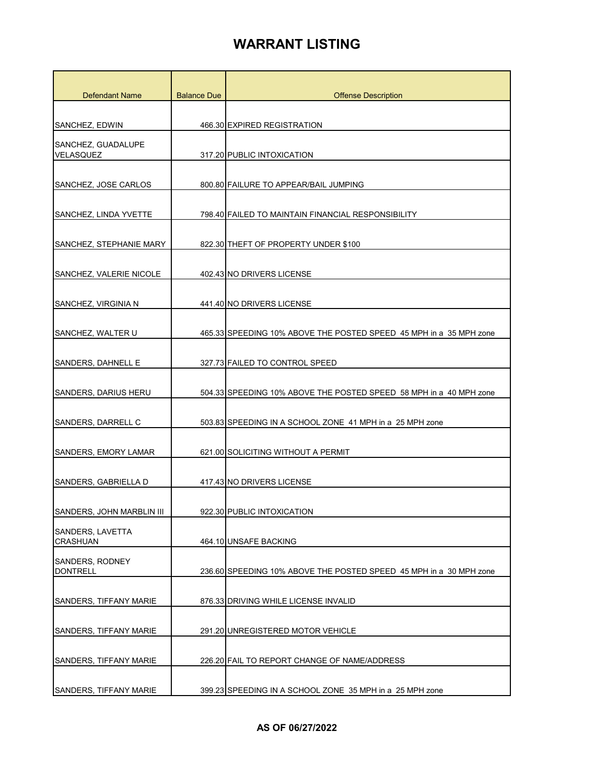# WARRANT LISTING

| Defendant Name | Balance Due | Offense Description |
|---|---|---|
| SANCHEZ, EDWIN | 466.30 | EXPIRED REGISTRATION |
| SANCHEZ, GUADALUPE VELASQUEZ | 317.20 | PUBLIC INTOXICATION |
| SANCHEZ, JOSE CARLOS | 800.80 | FAILURE TO APPEAR/BAIL JUMPING |
| SANCHEZ, LINDA YVETTE | 798.40 | FAILED TO MAINTAIN FINANCIAL RESPONSIBILITY |
| SANCHEZ, STEPHANIE MARY | 822.30 | THEFT OF PROPERTY UNDER $100 |
| SANCHEZ, VALERIE NICOLE | 402.43 | NO DRIVERS LICENSE |
| SANCHEZ, VIRGINIA N | 441.40 | NO DRIVERS LICENSE |
| SANCHEZ, WALTER U | 465.33 | SPEEDING 10% ABOVE THE POSTED SPEED 45 MPH in a 35 MPH zone |
| SANDERS, DAHNELL E | 327.73 | FAILED TO CONTROL SPEED |
| SANDERS, DARIUS HERU | 504.33 | SPEEDING 10% ABOVE THE POSTED SPEED 58 MPH in a 40 MPH zone |
| SANDERS, DARRELL C | 503.83 | SPEEDING IN A SCHOOL ZONE 41 MPH in a 25 MPH zone |
| SANDERS, EMORY LAMAR | 621.00 | SOLICITING WITHOUT A PERMIT |
| SANDERS, GABRIELLA D | 417.43 | NO DRIVERS LICENSE |
| SANDERS, JOHN MARBLIN III | 922.30 | PUBLIC INTOXICATION |
| SANDERS, LAVETTA CRASHUAN | 464.10 | UNSAFE BACKING |
| SANDERS, RODNEY DONTRELL | 236.60 | SPEEDING 10% ABOVE THE POSTED SPEED 45 MPH in a 30 MPH zone |
| SANDERS, TIFFANY MARIE | 876.33 | DRIVING WHILE LICENSE INVALID |
| SANDERS, TIFFANY MARIE | 291.20 | UNREGISTERED MOTOR VEHICLE |
| SANDERS, TIFFANY MARIE | 226.20 | FAIL TO REPORT CHANGE OF NAME/ADDRESS |
| SANDERS, TIFFANY MARIE | 399.23 | SPEEDING IN A SCHOOL ZONE 35 MPH in a 25 MPH zone |

**AS OF 06/27/2022**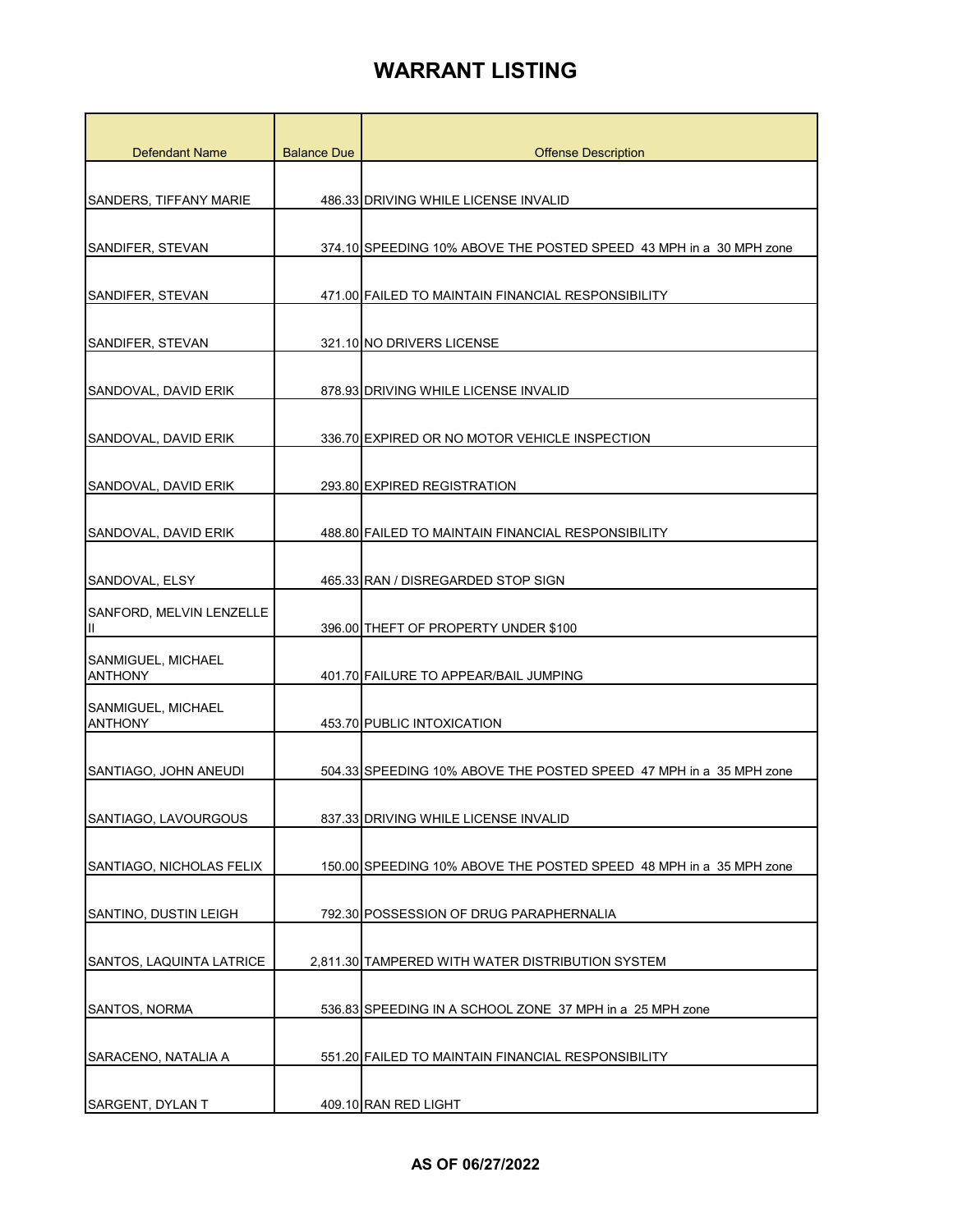# WARRANT LISTING

| Defendant Name | Balance Due | Offense Description |
|---|---|---|
| SANDERS, TIFFANY MARIE | 486.33 | DRIVING WHILE LICENSE INVALID |
| SANDIFER, STEVAN | 374.10 | SPEEDING 10% ABOVE THE POSTED SPEED 43 MPH in a 30 MPH zone |
| SANDIFER, STEVAN | 471.00 | FAILED TO MAINTAIN FINANCIAL RESPONSIBILITY |
| SANDIFER, STEVAN | 321.10 | NO DRIVERS LICENSE |
| SANDOVAL, DAVID ERIK | 878.93 | DRIVING WHILE LICENSE INVALID |
| SANDOVAL, DAVID ERIK | 336.70 | EXPIRED OR NO MOTOR VEHICLE INSPECTION |
| SANDOVAL, DAVID ERIK | 293.80 | EXPIRED REGISTRATION |
| SANDOVAL, DAVID ERIK | 488.80 | FAILED TO MAINTAIN FINANCIAL RESPONSIBILITY |
| SANDOVAL, ELSY | 465.33 | RAN / DISREGARDED STOP SIGN |
| SANFORD, MELVIN LENZELLE II | 396.00 | THEFT OF PROPERTY UNDER $100 |
| SANMIGUEL, MICHAEL ANTHONY | 401.70 | FAILURE TO APPEAR/BAIL JUMPING |
| SANMIGUEL, MICHAEL ANTHONY | 453.70 | PUBLIC INTOXICATION |
| SANTIAGO, JOHN ANEUDI | 504.33 | SPEEDING 10% ABOVE THE POSTED SPEED 47 MPH in a 35 MPH zone |
| SANTIAGO, LAVOURGOUS | 837.33 | DRIVING WHILE LICENSE INVALID |
| SANTIAGO, NICHOLAS FELIX | 150.00 | SPEEDING 10% ABOVE THE POSTED SPEED 48 MPH in a 35 MPH zone |
| SANTINO, DUSTIN LEIGH | 792.30 | POSSESSION OF DRUG PARAPHERNALIA |
| SANTOS, LAQUINTA LATRICE | 2,811.30 | TAMPERED WITH WATER DISTRIBUTION SYSTEM |
| SANTOS, NORMA | 536.83 | SPEEDING IN A SCHOOL ZONE 37 MPH in a 25 MPH zone |
| SARACENO, NATALIA A | 551.20 | FAILED TO MAINTAIN FINANCIAL RESPONSIBILITY |
| SARGENT, DYLAN T | 409.10 | RAN RED LIGHT |

**AS OF 06/27/2022**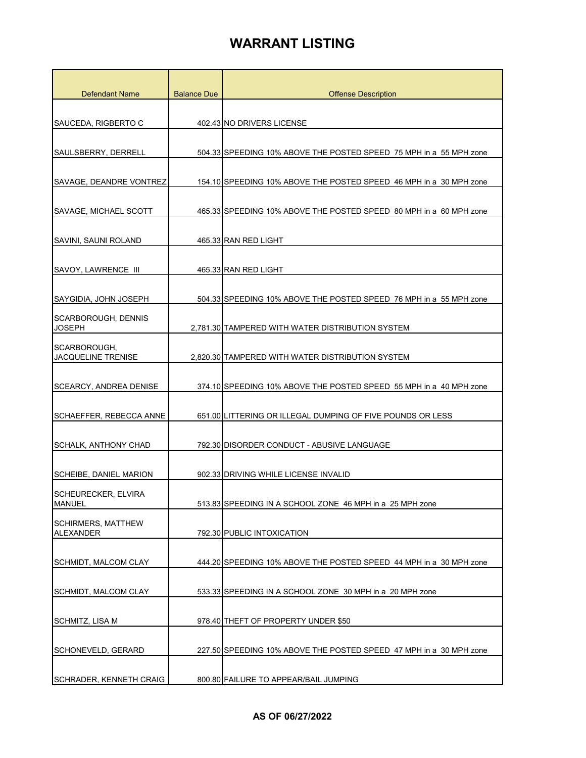# WARRANT LISTING

| Defendant Name | Balance Due | Offense Description |
|---|---|---|
| SAUCEDA, RIGBERTO C | 402.43 | NO DRIVERS LICENSE |
| SAULSBERRY, DERRELL | 504.33 | SPEEDING 10% ABOVE THE POSTED SPEED 75 MPH in a 55 MPH zone |
| SAVAGE, DEANDRE VONTREZ | 154.10 | SPEEDING 10% ABOVE THE POSTED SPEED 46 MPH in a 30 MPH zone |
| SAVAGE, MICHAEL SCOTT | 465.33 | SPEEDING 10% ABOVE THE POSTED SPEED 80 MPH in a 60 MPH zone |
| SAVINI, SAUNI ROLAND | 465.33 | RAN RED LIGHT |
| SAVOY, LAWRENCE III | 465.33 | RAN RED LIGHT |
| SAYGIDIA, JOHN JOSEPH | 504.33 | SPEEDING 10% ABOVE THE POSTED SPEED 76 MPH in a 55 MPH zone |
| SCARBOROUGH, DENNIS JOSEPH | 2,781.30 | TAMPERED WITH WATER DISTRIBUTION SYSTEM |
| SCARBOROUGH, JACQUELINE TRENISE | 2,820.30 | TAMPERED WITH WATER DISTRIBUTION SYSTEM |
| SCEARCY, ANDREA DENISE | 374.10 | SPEEDING 10% ABOVE THE POSTED SPEED 55 MPH in a 40 MPH zone |
| SCHAEFFER, REBECCA ANNE | 651.00 | LITTERING OR ILLEGAL DUMPING OF FIVE POUNDS OR LESS |
| SCHALK, ANTHONY CHAD | 792.30 | DISORDER CONDUCT - ABUSIVE LANGUAGE |
| SCHEIBE, DANIEL MARION | 902.33 | DRIVING WHILE LICENSE INVALID |
| SCHEURECKER, ELVIRA MANUEL | 513.83 | SPEEDING IN A SCHOOL ZONE 46 MPH in a 25 MPH zone |
| SCHIRMERS, MATTHEW ALEXANDER | 792.30 | PUBLIC INTOXICATION |
| SCHMIDT, MALCOM CLAY | 444.20 | SPEEDING 10% ABOVE THE POSTED SPEED 44 MPH in a 30 MPH zone |
| SCHMIDT, MALCOM CLAY | 533.33 | SPEEDING IN A SCHOOL ZONE 30 MPH in a 20 MPH zone |
| SCHMITZ, LISA M | 978.40 | THEFT OF PROPERTY UNDER $50 |
| SCHONEVELD, GERARD | 227.50 | SPEEDING 10% ABOVE THE POSTED SPEED 47 MPH in a 30 MPH zone |
| SCHRADER, KENNETH CRAIG | 800.80 | FAILURE TO APPEAR/BAIL JUMPING |

**AS OF 06/27/2022**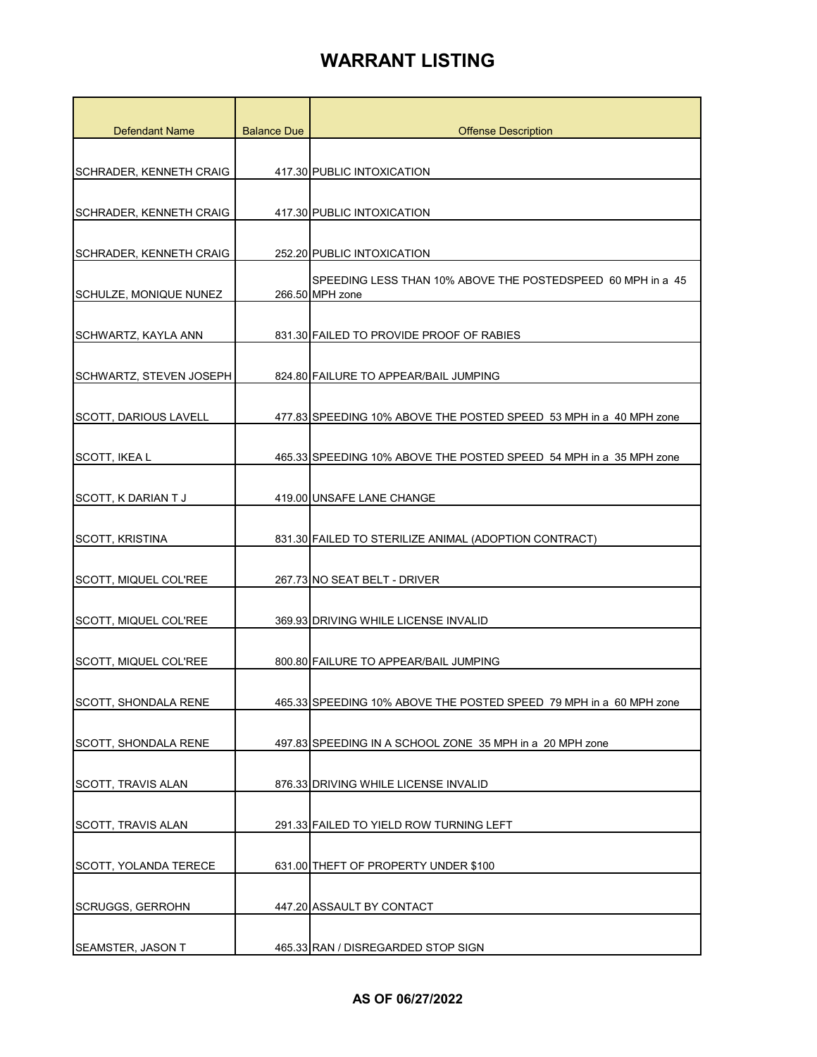# WARRANT LISTING

| Defendant Name | Balance Due | Offense Description |
|---|---|---|
| SCHRADER, KENNETH CRAIG | 417.30 | PUBLIC INTOXICATION |
| SCHRADER, KENNETH CRAIG | 417.30 | PUBLIC INTOXICATION |
| SCHRADER, KENNETH CRAIG | 252.20 | PUBLIC INTOXICATION |
| SCHULZE, MONIQUE NUNEZ | 266.50 | SPEEDING LESS THAN 10% ABOVE THE POSTEDSPEED 60 MPH in a 45 MPH zone |
| SCHWARTZ, KAYLA ANN | 831.30 | FAILED TO PROVIDE PROOF OF RABIES |
| SCHWARTZ, STEVEN JOSEPH | 824.80 | FAILURE TO APPEAR/BAIL JUMPING |
| SCOTT, DARIOUS LAVELL | 477.83 | SPEEDING 10% ABOVE THE POSTED SPEED 53 MPH in a 40 MPH zone |
| SCOTT, IKEA L | 465.33 | SPEEDING 10% ABOVE THE POSTED SPEED 54 MPH in a 35 MPH zone |
| SCOTT, K DARIAN T J | 419.00 | UNSAFE LANE CHANGE |
| SCOTT, KRISTINA | 831.30 | FAILED TO STERILIZE ANIMAL (ADOPTION CONTRACT) |
| SCOTT, MIQUEL COL'REE | 267.73 | NO SEAT BELT - DRIVER |
| SCOTT, MIQUEL COL'REE | 369.93 | DRIVING WHILE LICENSE INVALID |
| SCOTT, MIQUEL COL'REE | 800.80 | FAILURE TO APPEAR/BAIL JUMPING |
| SCOTT, SHONDALA RENE | 465.33 | SPEEDING 10% ABOVE THE POSTED SPEED 79 MPH in a 60 MPH zone |
| SCOTT, SHONDALA RENE | 497.83 | SPEEDING IN A SCHOOL ZONE 35 MPH in a 20 MPH zone |
| SCOTT, TRAVIS ALAN | 876.33 | DRIVING WHILE LICENSE INVALID |
| SCOTT, TRAVIS ALAN | 291.33 | FAILED TO YIELD ROW TURNING LEFT |
| SCOTT, YOLANDA TERECE | 631.00 | THEFT OF PROPERTY UNDER $100 |
| SCRUGGS, GERROHN | 447.20 | ASSAULT BY CONTACT |
| SEAMSTER, JASON T | 465.33 | RAN / DISREGARDED STOP SIGN |

**AS OF 06/27/2022**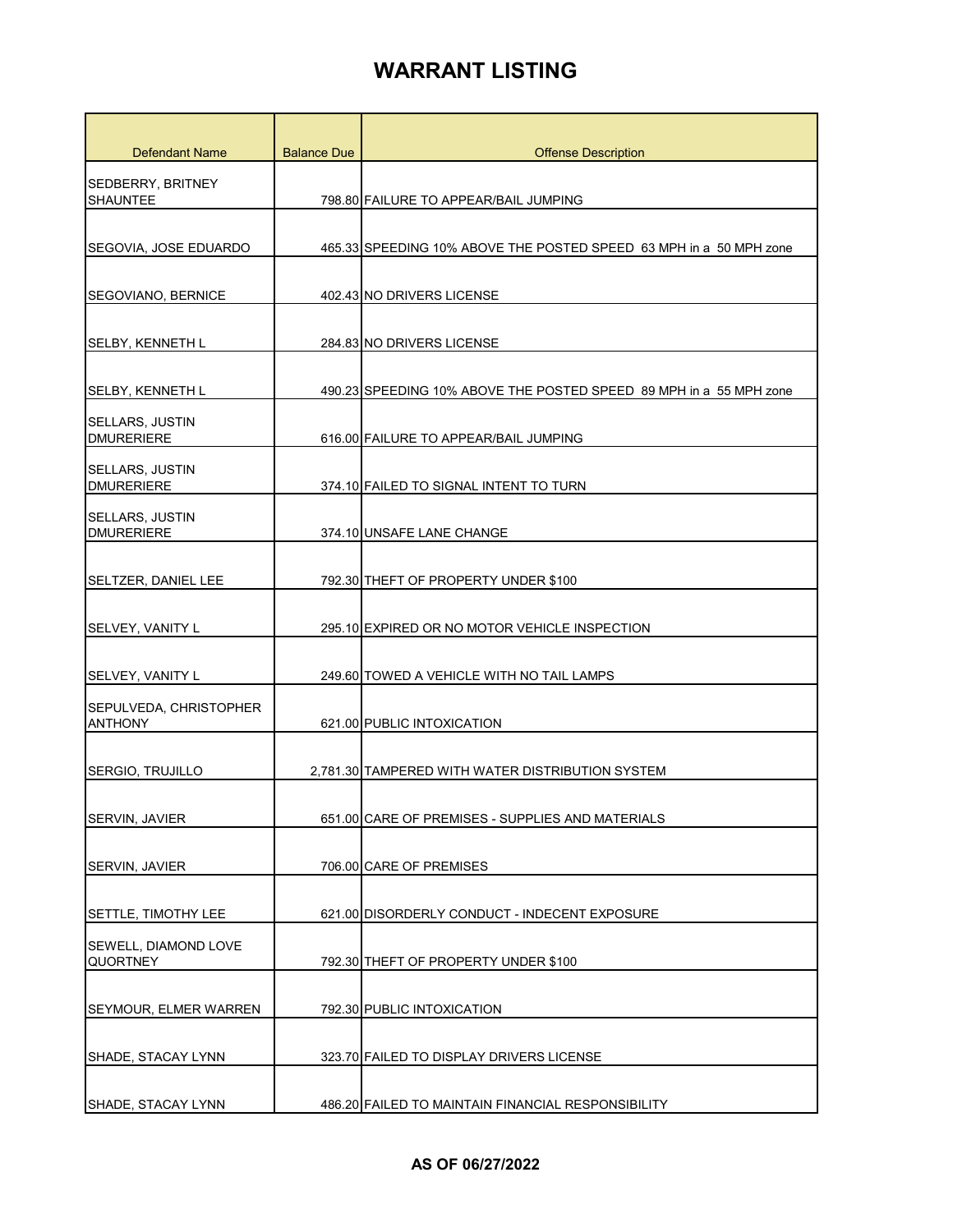# WARRANT LISTING

| Defendant Name | Balance Due | Offense Description |
|---|---|---|
| SEDBERRY, BRITNEY SHAUNTEE | 798.80 | FAILURE TO APPEAR/BAIL JUMPING |
| SEGOVIA, JOSE EDUARDO | 465.33 | SPEEDING 10% ABOVE THE POSTED SPEED 63 MPH in a 50 MPH zone |
| SEGOVIANO, BERNICE | 402.43 | NO DRIVERS LICENSE |
| SELBY, KENNETH L | 284.83 | NO DRIVERS LICENSE |
| SELBY, KENNETH L | 490.23 | SPEEDING 10% ABOVE THE POSTED SPEED 89 MPH in a 55 MPH zone |
| SELLARS, JUSTIN DMURERIERE | 616.00 | FAILURE TO APPEAR/BAIL JUMPING |
| SELLARS, JUSTIN DMURERIERE | 374.10 | FAILED TO SIGNAL INTENT TO TURN |
| SELLARS, JUSTIN DMURERIERE | 374.10 | UNSAFE LANE CHANGE |
| SELTZER, DANIEL LEE | 792.30 | THEFT OF PROPERTY UNDER $100 |
| SELVEY, VANITY L | 295.10 | EXPIRED OR NO MOTOR VEHICLE INSPECTION |
| SELVEY, VANITY L | 249.60 | TOWED A VEHICLE WITH NO TAIL LAMPS |
| SEPULVEDA, CHRISTOPHER ANTHONY | 621.00 | PUBLIC INTOXICATION |
| SERGIO, TRUJILLO | 2,781.30 | TAMPERED WITH WATER DISTRIBUTION SYSTEM |
| SERVIN, JAVIER | 651.00 | CARE OF PREMISES - SUPPLIES AND MATERIALS |
| SERVIN, JAVIER | 706.00 | CARE OF PREMISES |
| SETTLE, TIMOTHY LEE | 621.00 | DISORDERLY CONDUCT - INDECENT EXPOSURE |
| SEWELL, DIAMOND LOVE QUORTNEY | 792.30 | THEFT OF PROPERTY UNDER $100 |
| SEYMOUR, ELMER WARREN | 792.30 | PUBLIC INTOXICATION |
| SHADE, STACAY LYNN | 323.70 | FAILED TO DISPLAY DRIVERS LICENSE |
| SHADE, STACAY LYNN | 486.20 | FAILED TO MAINTAIN FINANCIAL RESPONSIBILITY |

**AS OF 06/27/2022**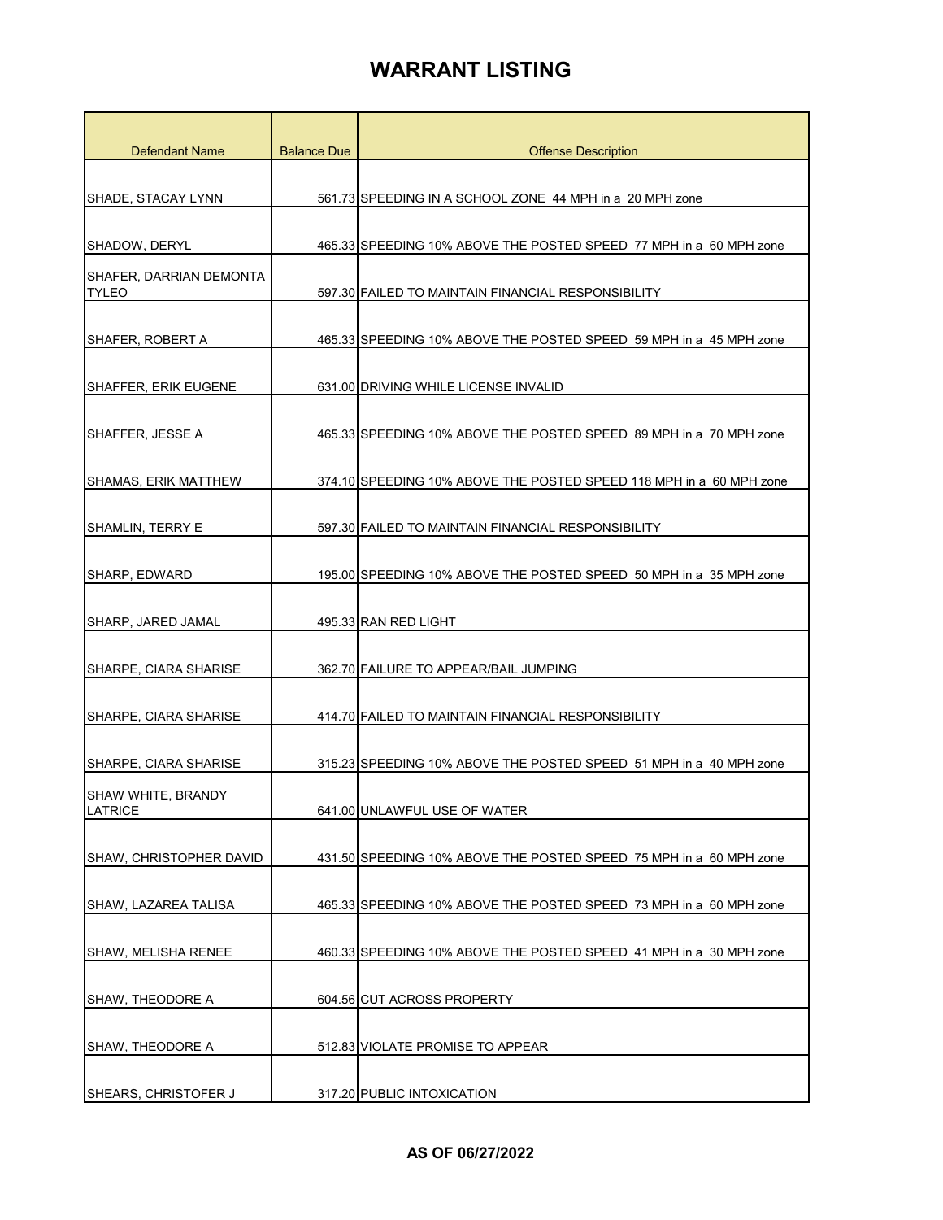# WARRANT LISTING

| Defendant Name | Balance Due | Offense Description |
|---|---|---|
| SHADE, STACAY LYNN | 561.73 | SPEEDING IN A SCHOOL ZONE 44 MPH in a 20 MPH zone |
| SHADOW, DERYL | 465.33 | SPEEDING 10% ABOVE THE POSTED SPEED 77 MPH in a 60 MPH zone |
| SHAFER, DARRIAN DEMONTA TYLEO | 597.30 | FAILED TO MAINTAIN FINANCIAL RESPONSIBILITY |
| SHAFER, ROBERT A | 465.33 | SPEEDING 10% ABOVE THE POSTED SPEED 59 MPH in a 45 MPH zone |
| SHAFFER, ERIK EUGENE | 631.00 | DRIVING WHILE LICENSE INVALID |
| SHAFFER, JESSE A | 465.33 | SPEEDING 10% ABOVE THE POSTED SPEED 89 MPH in a 70 MPH zone |
| SHAMAS, ERIK MATTHEW | 374.10 | SPEEDING 10% ABOVE THE POSTED SPEED 118 MPH in a 60 MPH zone |
| SHAMLIN, TERRY E | 597.30 | FAILED TO MAINTAIN FINANCIAL RESPONSIBILITY |
| SHARP, EDWARD | 195.00 | SPEEDING 10% ABOVE THE POSTED SPEED 50 MPH in a 35 MPH zone |
| SHARP, JARED JAMAL | 495.33 | RAN RED LIGHT |
| SHARPE, CIARA SHARISE | 362.70 | FAILURE TO APPEAR/BAIL JUMPING |
| SHARPE, CIARA SHARISE | 414.70 | FAILED TO MAINTAIN FINANCIAL RESPONSIBILITY |
| SHARPE, CIARA SHARISE | 315.23 | SPEEDING 10% ABOVE THE POSTED SPEED 51 MPH in a 40 MPH zone |
| SHAW WHITE, BRANDY LATRICE | 641.00 | UNLAWFUL USE OF WATER |
| SHAW, CHRISTOPHER DAVID | 431.50 | SPEEDING 10% ABOVE THE POSTED SPEED 75 MPH in a 60 MPH zone |
| SHAW, LAZAREA TALISA | 465.33 | SPEEDING 10% ABOVE THE POSTED SPEED 73 MPH in a 60 MPH zone |
| SHAW, MELISHA RENEE | 460.33 | SPEEDING 10% ABOVE THE POSTED SPEED 41 MPH in a 30 MPH zone |
| SHAW, THEODORE A | 604.56 | CUT ACROSS PROPERTY |
| SHAW, THEODORE A | 512.83 | VIOLATE PROMISE TO APPEAR |
| SHEARS, CHRISTOFER J | 317.20 | PUBLIC INTOXICATION |

**AS OF 06/27/2022**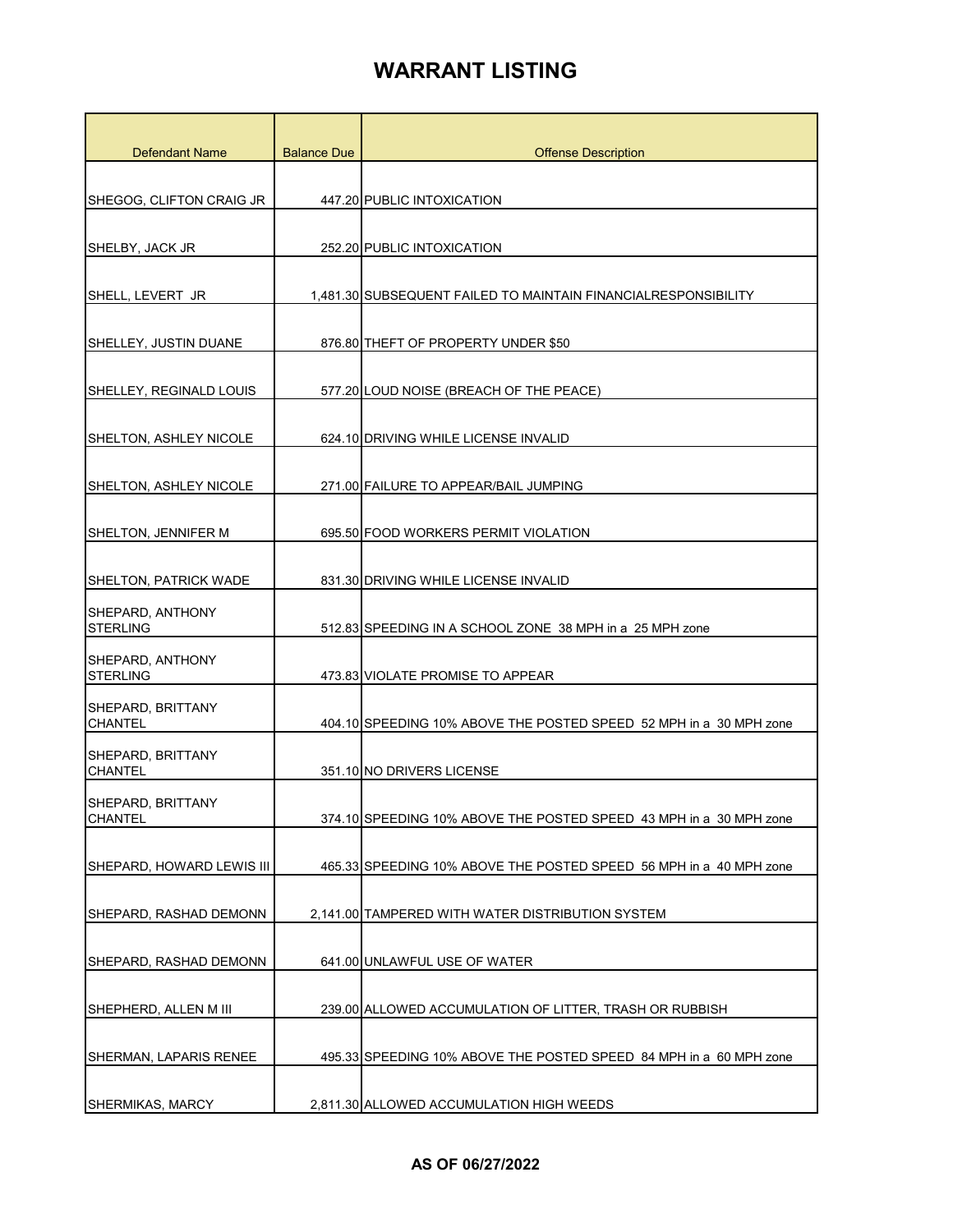# WARRANT LISTING

| Defendant Name | Balance Due | Offense Description |
|---|---|---|
| SHEGOG, CLIFTON CRAIG JR | 447.20 | PUBLIC INTOXICATION |
| SHELBY, JACK JR | 252.20 | PUBLIC INTOXICATION |
| SHELL, LEVERT JR | 1,481.30 | SUBSEQUENT FAILED TO MAINTAIN FINANCIALRESPONSIBILITY |
| SHELLEY, JUSTIN DUANE | 876.80 | THEFT OF PROPERTY UNDER $50 |
| SHELLEY, REGINALD LOUIS | 577.20 | LOUD NOISE (BREACH OF THE PEACE) |
| SHELTON, ASHLEY NICOLE | 624.10 | DRIVING WHILE LICENSE INVALID |
| SHELTON, ASHLEY NICOLE | 271.00 | FAILURE TO APPEAR/BAIL JUMPING |
| SHELTON, JENNIFER M | 695.50 | FOOD WORKERS PERMIT VIOLATION |
| SHELTON, PATRICK WADE | 831.30 | DRIVING WHILE LICENSE INVALID |
| SHEPARD, ANTHONY STERLING | 512.83 | SPEEDING IN A SCHOOL ZONE 38 MPH in a 25 MPH zone |
| SHEPARD, ANTHONY STERLING | 473.83 | VIOLATE PROMISE TO APPEAR |
| SHEPARD, BRITTANY CHANTEL | 404.10 | SPEEDING 10% ABOVE THE POSTED SPEED 52 MPH in a 30 MPH zone |
| SHEPARD, BRITTANY CHANTEL | 351.10 | NO DRIVERS LICENSE |
| SHEPARD, BRITTANY CHANTEL | 374.10 | SPEEDING 10% ABOVE THE POSTED SPEED 43 MPH in a 30 MPH zone |
| SHEPARD, HOWARD LEWIS III | 465.33 | SPEEDING 10% ABOVE THE POSTED SPEED 56 MPH in a 40 MPH zone |
| SHEPARD, RASHAD DEMONN | 2,141.00 | TAMPERED WITH WATER DISTRIBUTION SYSTEM |
| SHEPARD, RASHAD DEMONN | 641.00 | UNLAWFUL USE OF WATER |
| SHEPHERD, ALLEN M III | 239.00 | ALLOWED ACCUMULATION OF LITTER, TRASH OR RUBBISH |
| SHERMAN, LAPARIS RENEE | 495.33 | SPEEDING 10% ABOVE THE POSTED SPEED 84 MPH in a 60 MPH zone |
| SHERMIKAS, MARCY | 2,811.30 | ALLOWED ACCUMULATION HIGH WEEDS |

**AS OF 06/27/2022**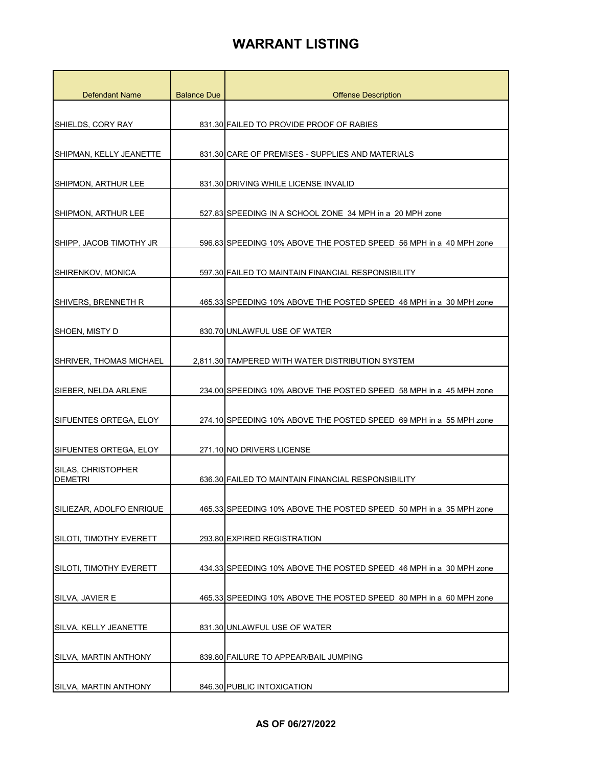# WARRANT LISTING

| Defendant Name | Balance Due | Offense Description |
| --- | --- | --- |
| SHIELDS, CORY RAY | 831.30 | FAILED TO PROVIDE PROOF OF RABIES |
| SHIPMAN, KELLY JEANETTE | 831.30 | CARE OF PREMISES - SUPPLIES AND MATERIALS |
| SHIPMON, ARTHUR LEE | 831.30 | DRIVING WHILE LICENSE INVALID |
| SHIPMON, ARTHUR LEE | 527.83 | SPEEDING IN A SCHOOL ZONE 34 MPH in a 20 MPH zone |
| SHIPP, JACOB TIMOTHY JR | 596.83 | SPEEDING 10% ABOVE THE POSTED SPEED 56 MPH in a 40 MPH zone |
| SHIRENKOV, MONICA | 597.30 | FAILED TO MAINTAIN FINANCIAL RESPONSIBILITY |
| SHIVERS, BRENNETH R | 465.33 | SPEEDING 10% ABOVE THE POSTED SPEED 46 MPH in a 30 MPH zone |
| SHOEN, MISTY D | 830.70 | UNLAWFUL USE OF WATER |
| SHRIVER, THOMAS MICHAEL | 2,811.30 | TAMPERED WITH WATER DISTRIBUTION SYSTEM |
| SIEBER, NELDA ARLENE | 234.00 | SPEEDING 10% ABOVE THE POSTED SPEED 58 MPH in a 45 MPH zone |
| SIFUENTES ORTEGA, ELOY | 274.10 | SPEEDING 10% ABOVE THE POSTED SPEED 69 MPH in a 55 MPH zone |
| SIFUENTES ORTEGA, ELOY | 271.10 | NO DRIVERS LICENSE |
| SILAS, CHRISTOPHER DEMETRI | 636.30 | FAILED TO MAINTAIN FINANCIAL RESPONSIBILITY |
| SILIEZAR, ADOLFO ENRIQUE | 465.33 | SPEEDING 10% ABOVE THE POSTED SPEED 50 MPH in a 35 MPH zone |
| SILOTI, TIMOTHY EVERETT | 293.80 | EXPIRED REGISTRATION |
| SILOTI, TIMOTHY EVERETT | 434.33 | SPEEDING 10% ABOVE THE POSTED SPEED 46 MPH in a 30 MPH zone |
| SILVA, JAVIER E | 465.33 | SPEEDING 10% ABOVE THE POSTED SPEED 80 MPH in a 60 MPH zone |
| SILVA, KELLY JEANETTE | 831.30 | UNLAWFUL USE OF WATER |
| SILVA, MARTIN ANTHONY | 839.80 | FAILURE TO APPEAR/BAIL JUMPING |
| SILVA, MARTIN ANTHONY | 846.30 | PUBLIC INTOXICATION |

**AS OF 06/27/2022**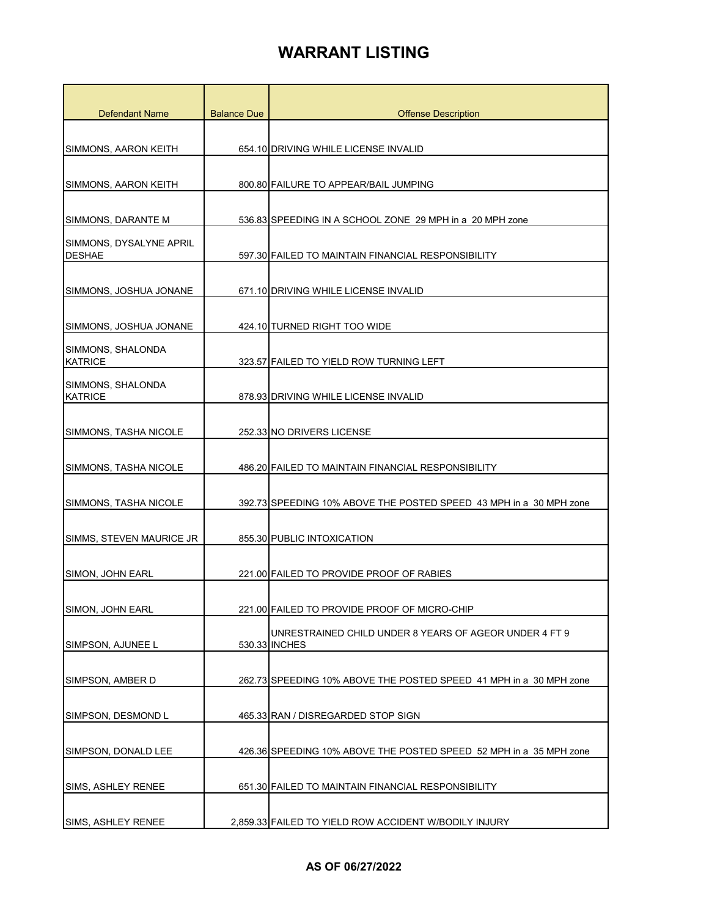# WARRANT LISTING

| Defendant Name | Balance Due | Offense Description |
|---|---|---|
| SIMMONS, AARON KEITH | 654.10 | DRIVING WHILE LICENSE INVALID |
| SIMMONS, AARON KEITH | 800.80 | FAILURE TO APPEAR/BAIL JUMPING |
| SIMMONS, DARANTE M | 536.83 | SPEEDING IN A SCHOOL ZONE 29 MPH in a 20 MPH zone |
| SIMMONS, DYSALYNE APRIL DESHAE | 597.30 | FAILED TO MAINTAIN FINANCIAL RESPONSIBILITY |
| SIMMONS, JOSHUA JONANE | 671.10 | DRIVING WHILE LICENSE INVALID |
| SIMMONS, JOSHUA JONANE | 424.10 | TURNED RIGHT TOO WIDE |
| SIMMONS, SHALONDA KATRICE | 323.57 | FAILED TO YIELD ROW TURNING LEFT |
| SIMMONS, SHALONDA KATRICE | 878.93 | DRIVING WHILE LICENSE INVALID |
| SIMMONS, TASHA NICOLE | 252.33 | NO DRIVERS LICENSE |
| SIMMONS, TASHA NICOLE | 486.20 | FAILED TO MAINTAIN FINANCIAL RESPONSIBILITY |
| SIMMONS, TASHA NICOLE | 392.73 | SPEEDING 10% ABOVE THE POSTED SPEED 43 MPH in a 30 MPH zone |
| SIMMS, STEVEN MAURICE JR | 855.30 | PUBLIC INTOXICATION |
| SIMON, JOHN EARL | 221.00 | FAILED TO PROVIDE PROOF OF RABIES |
| SIMON, JOHN EARL | 221.00 | FAILED TO PROVIDE PROOF OF MICRO-CHIP |
| SIMPSON, AJUNEE L | 530.33 | UNRESTRAINED CHILD UNDER 8 YEARS OF AGEOR UNDER 4 FT 9 INCHES |
| SIMPSON, AMBER D | 262.73 | SPEEDING 10% ABOVE THE POSTED SPEED 41 MPH in a 30 MPH zone |
| SIMPSON, DESMOND L | 465.33 | RAN / DISREGARDED STOP SIGN |
| SIMPSON, DONALD LEE | 426.36 | SPEEDING 10% ABOVE THE POSTED SPEED 52 MPH in a 35 MPH zone |
| SIMS, ASHLEY RENEE | 651.30 | FAILED TO MAINTAIN FINANCIAL RESPONSIBILITY |
| SIMS, ASHLEY RENEE | 2,859.33 | FAILED TO YIELD ROW ACCIDENT W/BODILY INJURY |

**AS OF 06/27/2022**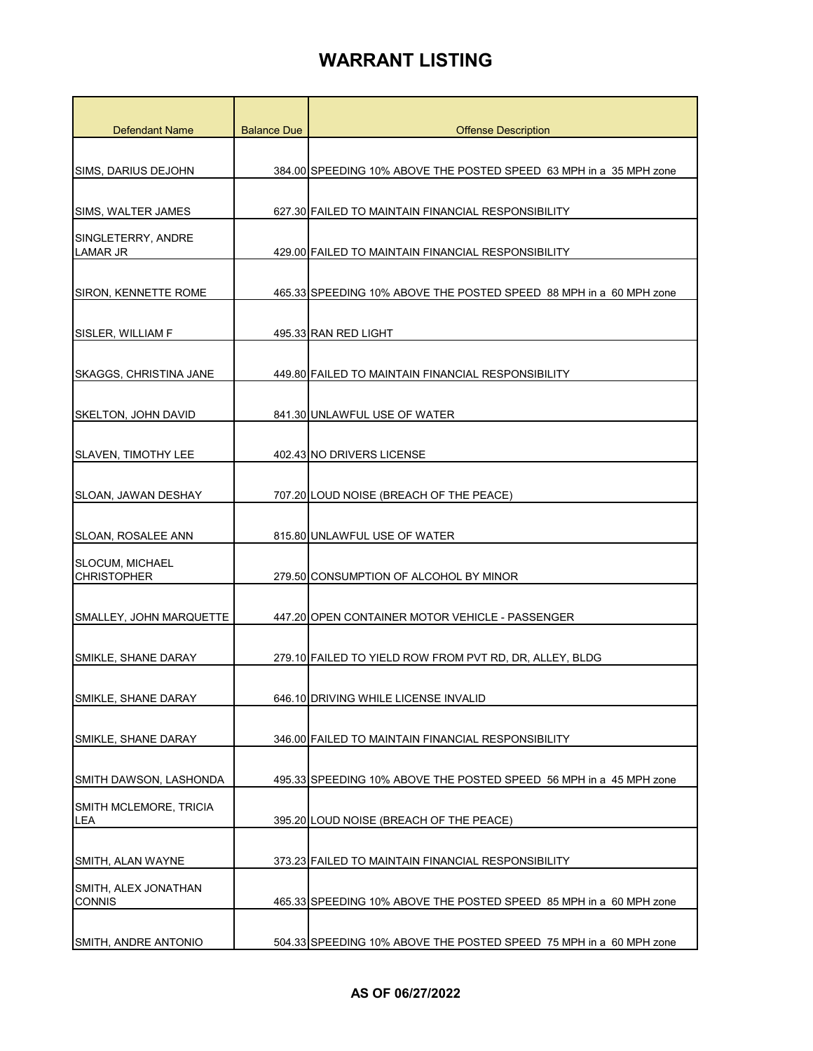# WARRANT LISTING

| Defendant Name | Balance Due | Offense Description |
|---|---|---|
| SIMS, DARIUS DEJOHN | 384.00 | SPEEDING 10% ABOVE THE POSTED SPEED 63 MPH in a 35 MPH zone |
| SIMS, WALTER JAMES | 627.30 | FAILED TO MAINTAIN FINANCIAL RESPONSIBILITY |
| SINGLETERRY, ANDRE LAMAR JR | 429.00 | FAILED TO MAINTAIN FINANCIAL RESPONSIBILITY |
| SIRON, KENNETTE ROME | 465.33 | SPEEDING 10% ABOVE THE POSTED SPEED 88 MPH in a 60 MPH zone |
| SISLER, WILLIAM F | 495.33 | RAN RED LIGHT |
| SKAGGS, CHRISTINA JANE | 449.80 | FAILED TO MAINTAIN FINANCIAL RESPONSIBILITY |
| SKELTON, JOHN DAVID | 841.30 | UNLAWFUL USE OF WATER |
| SLAVEN, TIMOTHY LEE | 402.43 | NO DRIVERS LICENSE |
| SLOAN, JAWAN DESHAY | 707.20 | LOUD NOISE (BREACH OF THE PEACE) |
| SLOAN, ROSALEE ANN | 815.80 | UNLAWFUL USE OF WATER |
| SLOCUM, MICHAEL CHRISTOPHER | 279.50 | CONSUMPTION OF ALCOHOL BY MINOR |
| SMALLEY, JOHN MARQUETTE | 447.20 | OPEN CONTAINER MOTOR VEHICLE - PASSENGER |
| SMIKLE, SHANE DARAY | 279.10 | FAILED TO YIELD ROW FROM PVT RD, DR, ALLEY, BLDG |
| SMIKLE, SHANE DARAY | 646.10 | DRIVING WHILE LICENSE INVALID |
| SMIKLE, SHANE DARAY | 346.00 | FAILED TO MAINTAIN FINANCIAL RESPONSIBILITY |
| SMITH DAWSON, LASHONDA | 495.33 | SPEEDING 10% ABOVE THE POSTED SPEED 56 MPH in a 45 MPH zone |
| SMITH MCLEMORE, TRICIA LEA | 395.20 | LOUD NOISE (BREACH OF THE PEACE) |
| SMITH, ALAN WAYNE | 373.23 | FAILED TO MAINTAIN FINANCIAL RESPONSIBILITY |
| SMITH, ALEX JONATHAN CONNIS | 465.33 | SPEEDING 10% ABOVE THE POSTED SPEED 85 MPH in a 60 MPH zone |
| SMITH, ANDRE ANTONIO | 504.33 | SPEEDING 10% ABOVE THE POSTED SPEED 75 MPH in a 60 MPH zone |

**AS OF 06/27/2022**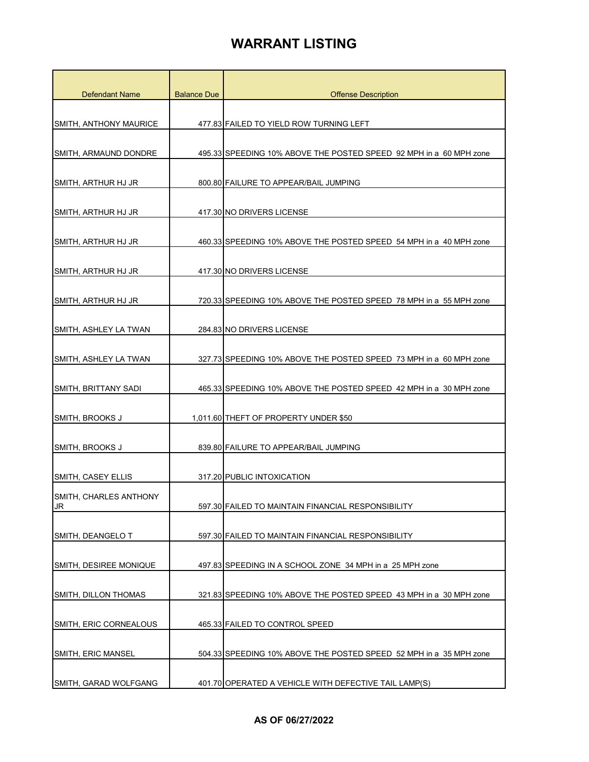# WARRANT LISTING

| Defendant Name | Balance Due | Offense Description |
|---|---|---|
| SMITH, ANTHONY MAURICE | 477.83 | FAILED TO YIELD ROW TURNING LEFT |
| SMITH, ARMAUND DONDRE | 495.33 | SPEEDING 10% ABOVE THE POSTED SPEED 92 MPH in a 60 MPH zone |
| SMITH, ARTHUR HJ JR | 800.80 | FAILURE TO APPEAR/BAIL JUMPING |
| SMITH, ARTHUR HJ JR | 417.30 | NO DRIVERS LICENSE |
| SMITH, ARTHUR HJ JR | 460.33 | SPEEDING 10% ABOVE THE POSTED SPEED 54 MPH in a 40 MPH zone |
| SMITH, ARTHUR HJ JR | 417.30 | NO DRIVERS LICENSE |
| SMITH, ARTHUR HJ JR | 720.33 | SPEEDING 10% ABOVE THE POSTED SPEED 78 MPH in a 55 MPH zone |
| SMITH, ASHLEY LA TWAN | 284.83 | NO DRIVERS LICENSE |
| SMITH, ASHLEY LA TWAN | 327.73 | SPEEDING 10% ABOVE THE POSTED SPEED 73 MPH in a 60 MPH zone |
| SMITH, BRITTANY SADI | 465.33 | SPEEDING 10% ABOVE THE POSTED SPEED 42 MPH in a 30 MPH zone |
| SMITH, BROOKS J | 1,011.60 | THEFT OF PROPERTY UNDER $50 |
| SMITH, BROOKS J | 839.80 | FAILURE TO APPEAR/BAIL JUMPING |
| SMITH, CASEY ELLIS | 317.20 | PUBLIC INTOXICATION |
| SMITH, CHARLES ANTHONY JR | 597.30 | FAILED TO MAINTAIN FINANCIAL RESPONSIBILITY |
| SMITH, DEANGELO T | 597.30 | FAILED TO MAINTAIN FINANCIAL RESPONSIBILITY |
| SMITH, DESIREE MONIQUE | 497.83 | SPEEDING IN A SCHOOL ZONE 34 MPH in a 25 MPH zone |
| SMITH, DILLON THOMAS | 321.83 | SPEEDING 10% ABOVE THE POSTED SPEED 43 MPH in a 30 MPH zone |
| SMITH, ERIC CORNEALOUS | 465.33 | FAILED TO CONTROL SPEED |
| SMITH, ERIC MANSEL | 504.33 | SPEEDING 10% ABOVE THE POSTED SPEED 52 MPH in a 35 MPH zone |
| SMITH, GARAD WOLFGANG | 401.70 | OPERATED A VEHICLE WITH DEFECTIVE TAIL LAMP(S) |

**AS OF 06/27/2022**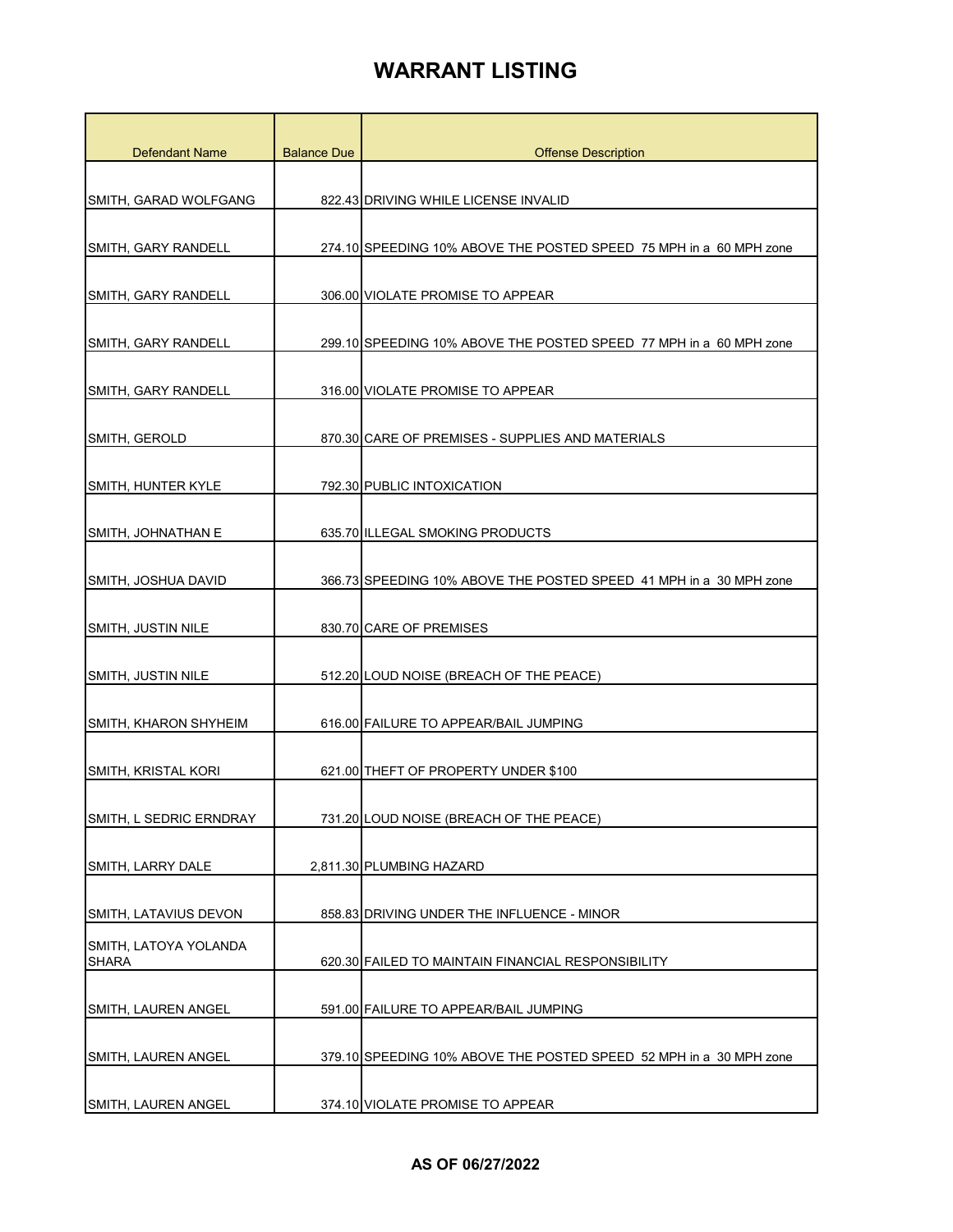# WARRANT LISTING

| Defendant Name | Balance Due | Offense Description |
|---|---|---|
| SMITH, GARAD WOLFGANG | 822.43 | DRIVING WHILE LICENSE INVALID |
| SMITH, GARY RANDELL | 274.10 | SPEEDING 10% ABOVE THE POSTED SPEED 75 MPH in a 60 MPH zone |
| SMITH, GARY RANDELL | 306.00 | VIOLATE PROMISE TO APPEAR |
| SMITH, GARY RANDELL | 299.10 | SPEEDING 10% ABOVE THE POSTED SPEED 77 MPH in a 60 MPH zone |
| SMITH, GARY RANDELL | 316.00 | VIOLATE PROMISE TO APPEAR |
| SMITH, GEROLD | 870.30 | CARE OF PREMISES - SUPPLIES AND MATERIALS |
| SMITH, HUNTER KYLE | 792.30 | PUBLIC INTOXICATION |
| SMITH, JOHNATHAN E | 635.70 | ILLEGAL SMOKING PRODUCTS |
| SMITH, JOSHUA DAVID | 366.73 | SPEEDING 10% ABOVE THE POSTED SPEED 41 MPH in a 30 MPH zone |
| SMITH, JUSTIN NILE | 830.70 | CARE OF PREMISES |
| SMITH, JUSTIN NILE | 512.20 | LOUD NOISE (BREACH OF THE PEACE) |
| SMITH, KHARON SHYHEIM | 616.00 | FAILURE TO APPEAR/BAIL JUMPING |
| SMITH, KRISTAL KORI | 621.00 | THEFT OF PROPERTY UNDER $100 |
| SMITH, L SEDRIC ERNDRAY | 731.20 | LOUD NOISE (BREACH OF THE PEACE) |
| SMITH, LARRY DALE | 2,811.30 | PLUMBING HAZARD |
| SMITH, LATAVIUS DEVON | 858.83 | DRIVING UNDER THE INFLUENCE - MINOR |
| SMITH, LATOYA YOLANDA SHARA | 620.30 | FAILED TO MAINTAIN FINANCIAL RESPONSIBILITY |
| SMITH, LAUREN ANGEL | 591.00 | FAILURE TO APPEAR/BAIL JUMPING |
| SMITH, LAUREN ANGEL | 379.10 | SPEEDING 10% ABOVE THE POSTED SPEED 52 MPH in a 30 MPH zone |
| SMITH, LAUREN ANGEL | 374.10 | VIOLATE PROMISE TO APPEAR |

**AS OF 06/27/2022**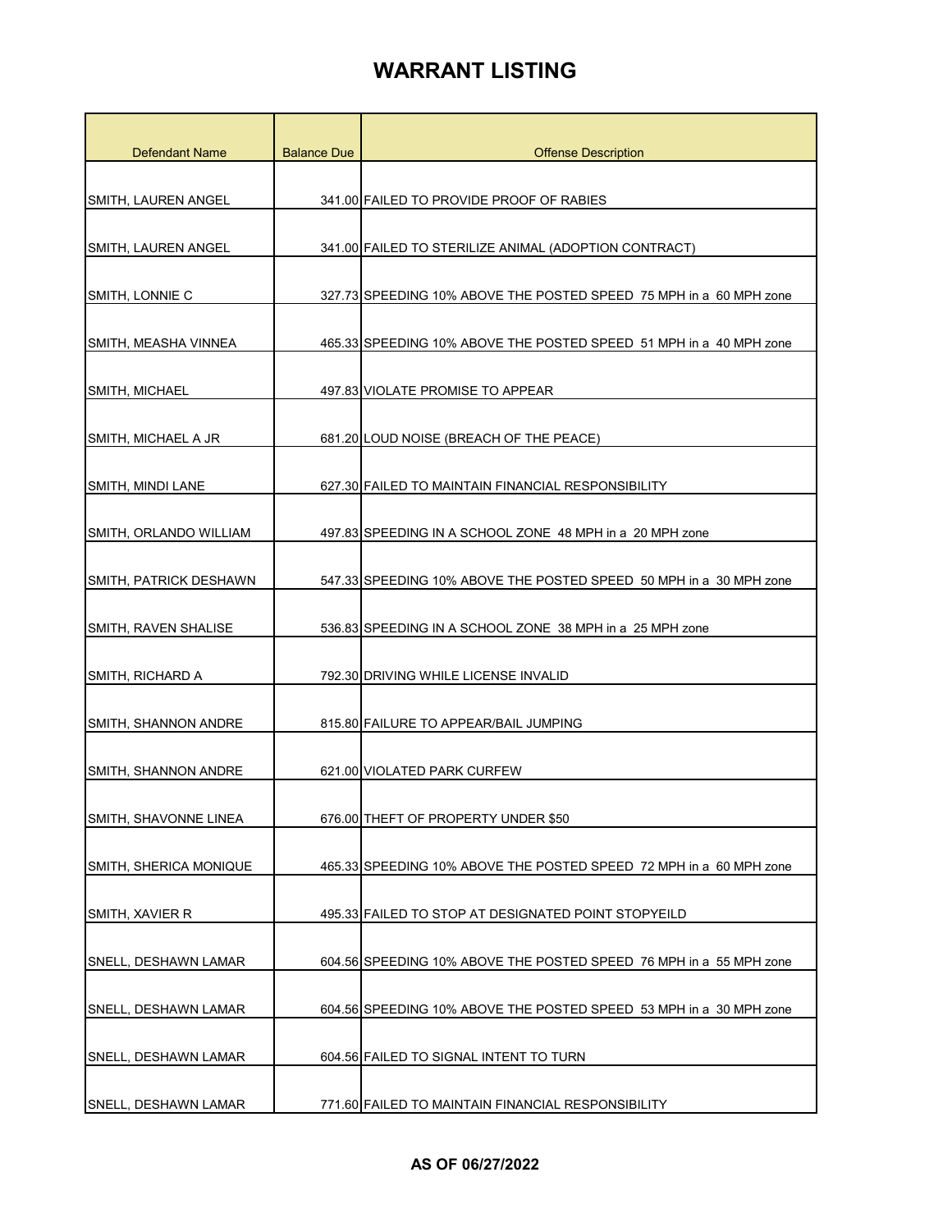# WARRANT LISTING

| Defendant Name | Balance Due | Offense Description |
|---|---|---|
| SMITH, LAUREN ANGEL | 341.00 | FAILED TO PROVIDE PROOF OF RABIES |
| SMITH, LAUREN ANGEL | 341.00 | FAILED TO STERILIZE ANIMAL (ADOPTION CONTRACT) |
| SMITH, LONNIE C | 327.73 | SPEEDING 10% ABOVE THE POSTED SPEED 75 MPH in a 60 MPH zone |
| SMITH, MEASHA VINNEA | 465.33 | SPEEDING 10% ABOVE THE POSTED SPEED 51 MPH in a 40 MPH zone |
| SMITH, MICHAEL | 497.83 | VIOLATE PROMISE TO APPEAR |
| SMITH, MICHAEL A JR | 681.20 | LOUD NOISE (BREACH OF THE PEACE) |
| SMITH, MINDI LANE | 627.30 | FAILED TO MAINTAIN FINANCIAL RESPONSIBILITY |
| SMITH, ORLANDO WILLIAM | 497.83 | SPEEDING IN A SCHOOL ZONE 48 MPH in a 20 MPH zone |
| SMITH, PATRICK DESHAWN | 547.33 | SPEEDING 10% ABOVE THE POSTED SPEED 50 MPH in a 30 MPH zone |
| SMITH, RAVEN SHALISE | 536.83 | SPEEDING IN A SCHOOL ZONE 38 MPH in a 25 MPH zone |
| SMITH, RICHARD A | 792.30 | DRIVING WHILE LICENSE INVALID |
| SMITH, SHANNON ANDRE | 815.80 | FAILURE TO APPEAR/BAIL JUMPING |
| SMITH, SHANNON ANDRE | 621.00 | VIOLATED PARK CURFEW |
| SMITH, SHAVONNE LINEA | 676.00 | THEFT OF PROPERTY UNDER $50 |
| SMITH, SHERICA MONIQUE | 465.33 | SPEEDING 10% ABOVE THE POSTED SPEED 72 MPH in a 60 MPH zone |
| SMITH, XAVIER R | 495.33 | FAILED TO STOP AT DESIGNATED POINT STOPYEILD |
| SNELL, DESHAWN LAMAR | 604.56 | SPEEDING 10% ABOVE THE POSTED SPEED 76 MPH in a 55 MPH zone |
| SNELL, DESHAWN LAMAR | 604.56 | SPEEDING 10% ABOVE THE POSTED SPEED 53 MPH in a 30 MPH zone |
| SNELL, DESHAWN LAMAR | 604.56 | FAILED TO SIGNAL INTENT TO TURN |
| SNELL, DESHAWN LAMAR | 771.60 | FAILED TO MAINTAIN FINANCIAL RESPONSIBILITY |

**AS OF 06/27/2022**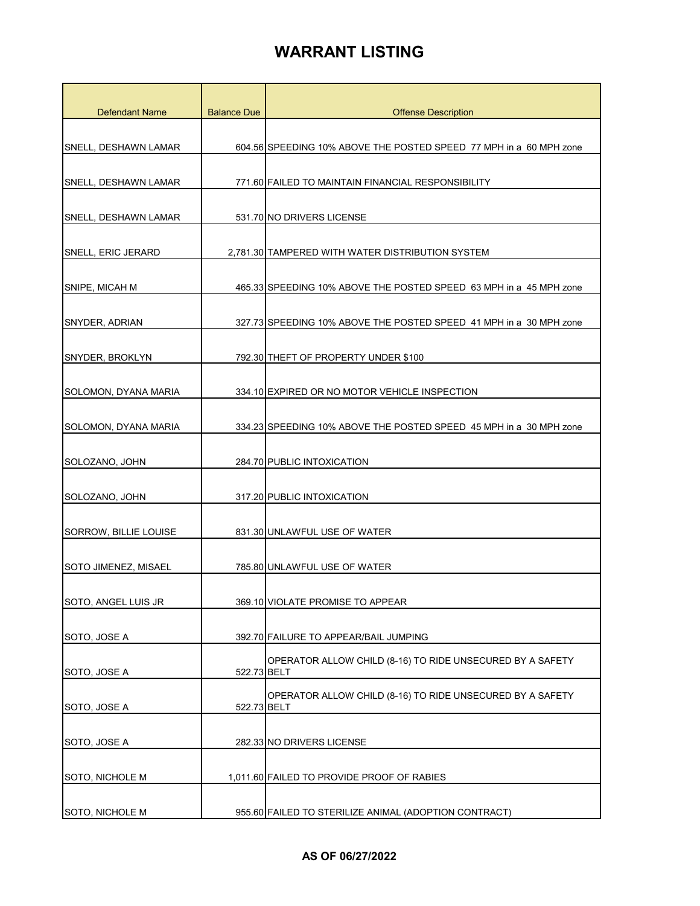# WARRANT LISTING

| Defendant Name | Balance Due | Offense Description |
|---|---|---|
| SNELL, DESHAWN LAMAR | 604.56 | SPEEDING 10% ABOVE THE POSTED SPEED 77 MPH in a 60 MPH zone |
| SNELL, DESHAWN LAMAR | 771.60 | FAILED TO MAINTAIN FINANCIAL RESPONSIBILITY |
| SNELL, DESHAWN LAMAR | 531.70 | NO DRIVERS LICENSE |
| SNELL, ERIC JERARD | 2,781.30 | TAMPERED WITH WATER DISTRIBUTION SYSTEM |
| SNIPE, MICAH M | 465.33 | SPEEDING 10% ABOVE THE POSTED SPEED 63 MPH in a 45 MPH zone |
| SNYDER, ADRIAN | 327.73 | SPEEDING 10% ABOVE THE POSTED SPEED 41 MPH in a 30 MPH zone |
| SNYDER, BROKLYN | 792.30 | THEFT OF PROPERTY UNDER $100 |
| SOLOMON, DYANA MARIA | 334.10 | EXPIRED OR NO MOTOR VEHICLE INSPECTION |
| SOLOMON, DYANA MARIA | 334.23 | SPEEDING 10% ABOVE THE POSTED SPEED 45 MPH in a 30 MPH zone |
| SOLOZANO, JOHN | 284.70 | PUBLIC INTOXICATION |
| SOLOZANO, JOHN | 317.20 | PUBLIC INTOXICATION |
| SORROW, BILLIE LOUISE | 831.30 | UNLAWFUL USE OF WATER |
| SOTO JIMENEZ, MISAEL | 785.80 | UNLAWFUL USE OF WATER |
| SOTO, ANGEL LUIS JR | 369.10 | VIOLATE PROMISE TO APPEAR |
| SOTO, JOSE A | 392.70 | FAILURE TO APPEAR/BAIL JUMPING |
| SOTO, JOSE A | 522.73 | OPERATOR ALLOW CHILD (8-16) TO RIDE UNSECURED BY A SAFETY BELT |
| SOTO, JOSE A | 522.73 | OPERATOR ALLOW CHILD (8-16) TO RIDE UNSECURED BY A SAFETY BELT |
| SOTO, JOSE A | 282.33 | NO DRIVERS LICENSE |
| SOTO, NICHOLE M | 1,011.60 | FAILED TO PROVIDE PROOF OF RABIES |
| SOTO, NICHOLE M | 955.60 | FAILED TO STERILIZE ANIMAL (ADOPTION CONTRACT) |

**AS OF 06/27/2022**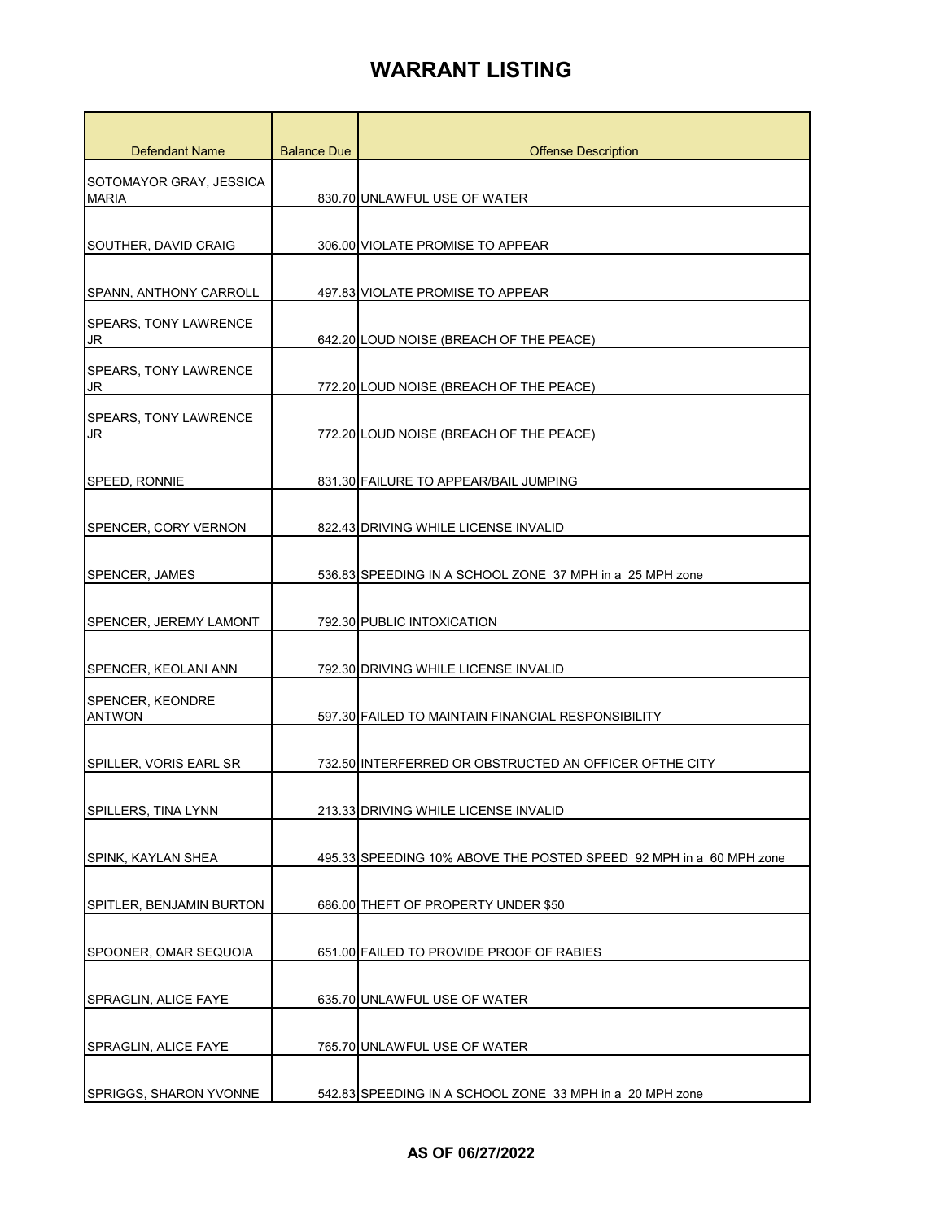# WARRANT LISTING

| Defendant Name | Balance Due | Offense Description |
|---|---|---|
| SOTOMAYOR GRAY, JESSICA MARIA | 830.70 | UNLAWFUL USE OF WATER |
| SOUTHER, DAVID CRAIG | 306.00 | VIOLATE PROMISE TO APPEAR |
| SPANN, ANTHONY CARROLL | 497.83 | VIOLATE PROMISE TO APPEAR |
| SPEARS, TONY LAWRENCE JR | 642.20 | LOUD NOISE (BREACH OF THE PEACE) |
| SPEARS, TONY LAWRENCE JR | 772.20 | LOUD NOISE (BREACH OF THE PEACE) |
| SPEARS, TONY LAWRENCE JR | 772.20 | LOUD NOISE (BREACH OF THE PEACE) |
| SPEED, RONNIE | 831.30 | FAILURE TO APPEAR/BAIL JUMPING |
| SPENCER, CORY VERNON | 822.43 | DRIVING WHILE LICENSE INVALID |
| SPENCER, JAMES | 536.83 | SPEEDING IN A SCHOOL ZONE 37 MPH in a 25 MPH zone |
| SPENCER, JEREMY LAMONT | 792.30 | PUBLIC INTOXICATION |
| SPENCER, KEOLANI ANN | 792.30 | DRIVING WHILE LICENSE INVALID |
| SPENCER, KEONDRE ANTWON | 597.30 | FAILED TO MAINTAIN FINANCIAL RESPONSIBILITY |
| SPILLER, VORIS EARL SR | 732.50 | INTERFERRED OR OBSTRUCTED AN OFFICER OFTHE CITY |
| SPILLERS, TINA LYNN | 213.33 | DRIVING WHILE LICENSE INVALID |
| SPINK, KAYLAN SHEA | 495.33 | SPEEDING 10% ABOVE THE POSTED SPEED 92 MPH in a 60 MPH zone |
| SPITLER, BENJAMIN BURTON | 686.00 | THEFT OF PROPERTY UNDER $50 |
| SPOONER, OMAR SEQUOIA | 651.00 | FAILED TO PROVIDE PROOF OF RABIES |
| SPRAGLIN, ALICE FAYE | 635.70 | UNLAWFUL USE OF WATER |
| SPRAGLIN, ALICE FAYE | 765.70 | UNLAWFUL USE OF WATER |
| SPRIGGS, SHARON YVONNE | 542.83 | SPEEDING IN A SCHOOL ZONE 33 MPH in a 20 MPH zone |

**AS OF 06/27/2022**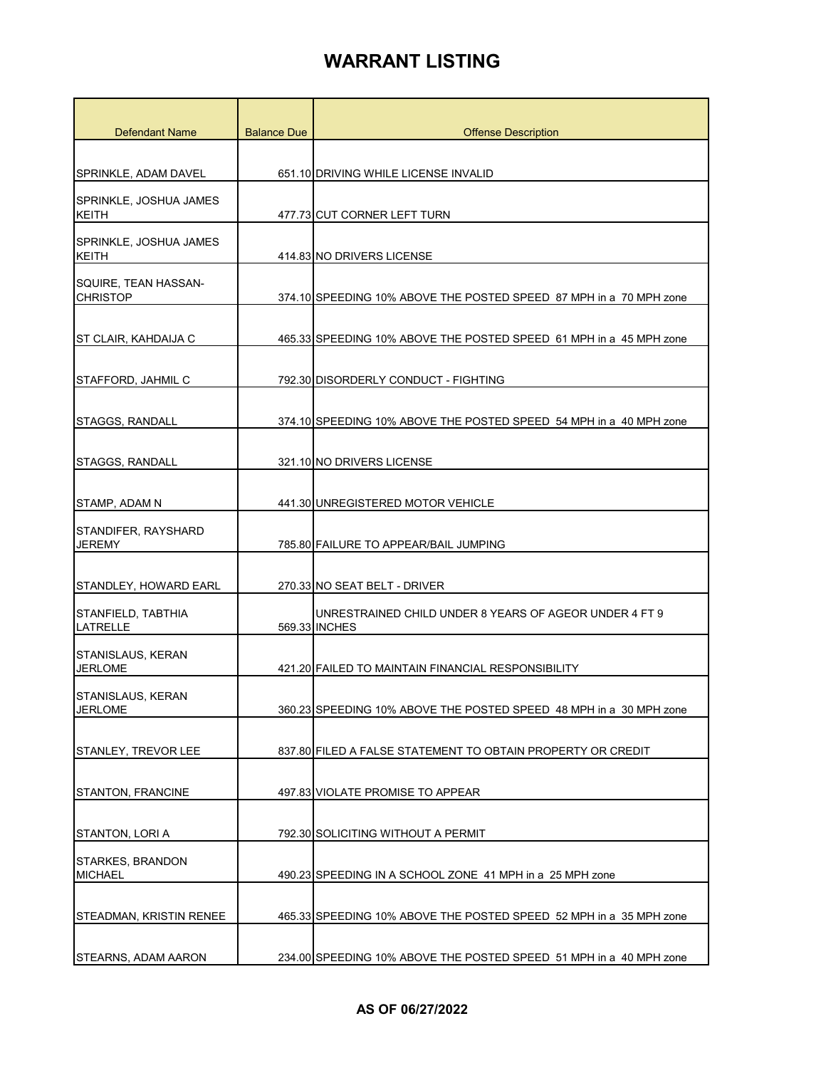# WARRANT LISTING

| Defendant Name | Balance Due | Offense Description |
|---|---|---|
| SPRINKLE, ADAM DAVEL | 651.10 | DRIVING WHILE LICENSE INVALID |
| SPRINKLE, JOSHUA JAMES KEITH | 477.73 | CUT CORNER LEFT TURN |
| SPRINKLE, JOSHUA JAMES KEITH | 414.83 | NO DRIVERS LICENSE |
| SQUIRE, TEAN HASSAN-CHRISTOP | 374.10 | SPEEDING 10% ABOVE THE POSTED SPEED 87 MPH in a 70 MPH zone |
| ST CLAIR, KAHDAIJA C | 465.33 | SPEEDING 10% ABOVE THE POSTED SPEED 61 MPH in a 45 MPH zone |
| STAFFORD, JAHMIL C | 792.30 | DISORDERLY CONDUCT - FIGHTING |
| STAGGS, RANDALL | 374.10 | SPEEDING 10% ABOVE THE POSTED SPEED 54 MPH in a 40 MPH zone |
| STAGGS, RANDALL | 321.10 | NO DRIVERS LICENSE |
| STAMP, ADAM N | 441.30 | UNREGISTERED MOTOR VEHICLE |
| STANDIFER, RAYSHARD JEREMY | 785.80 | FAILURE TO APPEAR/BAIL JUMPING |
| STANDLEY, HOWARD EARL | 270.33 | NO SEAT BELT - DRIVER |
| STANFIELD, TABTHIA LATRELLE | 569.33 | UNRESTRAINED CHILD UNDER 8 YEARS OF AGEOR UNDER 4 FT 9 INCHES |
| STANISLAUS, KERAN JERLOME | 421.20 | FAILED TO MAINTAIN FINANCIAL RESPONSIBILITY |
| STANISLAUS, KERAN JERLOME | 360.23 | SPEEDING 10% ABOVE THE POSTED SPEED 48 MPH in a 30 MPH zone |
| STANLEY, TREVOR LEE | 837.80 | FILED A FALSE STATEMENT TO OBTAIN PROPERTY OR CREDIT |
| STANTON, FRANCINE | 497.83 | VIOLATE PROMISE TO APPEAR |
| STANTON, LORI A | 792.30 | SOLICITING WITHOUT A PERMIT |
| STARKES, BRANDON MICHAEL | 490.23 | SPEEDING IN A SCHOOL ZONE 41 MPH in a 25 MPH zone |
| STEADMAN, KRISTIN RENEE | 465.33 | SPEEDING 10% ABOVE THE POSTED SPEED 52 MPH in a 35 MPH zone |
| STEARNS, ADAM AARON | 234.00 | SPEEDING 10% ABOVE THE POSTED SPEED 51 MPH in a 40 MPH zone |

**AS OF 06/27/2022**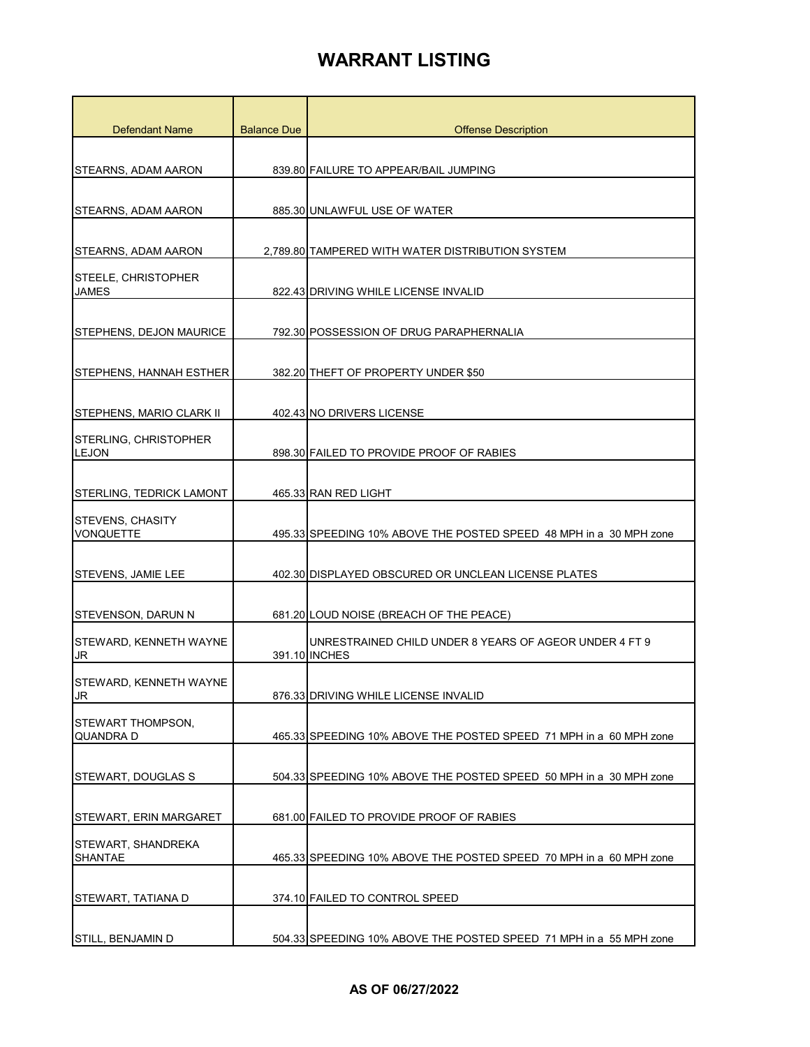# WARRANT LISTING

| Defendant Name | Balance Due | Offense Description |
|---|---|---|
| STEARNS, ADAM AARON | 839.80 | FAILURE TO APPEAR/BAIL JUMPING |
| STEARNS, ADAM AARON | 885.30 | UNLAWFUL USE OF WATER |
| STEARNS, ADAM AARON | 2,789.80 | TAMPERED WITH WATER DISTRIBUTION SYSTEM |
| STEELE, CHRISTOPHER JAMES | 822.43 | DRIVING WHILE LICENSE INVALID |
| STEPHENS, DEJON MAURICE | 792.30 | POSSESSION OF DRUG PARAPHERNALIA |
| STEPHENS, HANNAH ESTHER | 382.20 | THEFT OF PROPERTY UNDER $50 |
| STEPHENS, MARIO CLARK II | 402.43 | NO DRIVERS LICENSE |
| STERLING, CHRISTOPHER LEJON | 898.30 | FAILED TO PROVIDE PROOF OF RABIES |
| STERLING, TEDRICK LAMONT | 465.33 | RAN RED LIGHT |
| STEVENS, CHASITY VONQUETTE | 495.33 | SPEEDING 10% ABOVE THE POSTED SPEED 48 MPH in a 30 MPH zone |
| STEVENS, JAMIE LEE | 402.30 | DISPLAYED OBSCURED OR UNCLEAN LICENSE PLATES |
| STEVENSON, DARUN N | 681.20 | LOUD NOISE (BREACH OF THE PEACE) |
| STEWARD, KENNETH WAYNE JR | 391.10 | UNRESTRAINED CHILD UNDER 8 YEARS OF AGEOR UNDER 4 FT 9 INCHES |
| STEWARD, KENNETH WAYNE JR | 876.33 | DRIVING WHILE LICENSE INVALID |
| STEWART THOMPSON, QUANDRA D | 465.33 | SPEEDING 10% ABOVE THE POSTED SPEED 71 MPH in a 60 MPH zone |
| STEWART, DOUGLAS S | 504.33 | SPEEDING 10% ABOVE THE POSTED SPEED 50 MPH in a 30 MPH zone |
| STEWART, ERIN MARGARET | 681.00 | FAILED TO PROVIDE PROOF OF RABIES |
| STEWART, SHANDREKA SHANTAE | 465.33 | SPEEDING 10% ABOVE THE POSTED SPEED 70 MPH in a 60 MPH zone |
| STEWART, TATIANA D | 374.10 | FAILED TO CONTROL SPEED |
| STILL, BENJAMIN D | 504.33 | SPEEDING 10% ABOVE THE POSTED SPEED 71 MPH in a 55 MPH zone |

**AS OF 06/27/2022**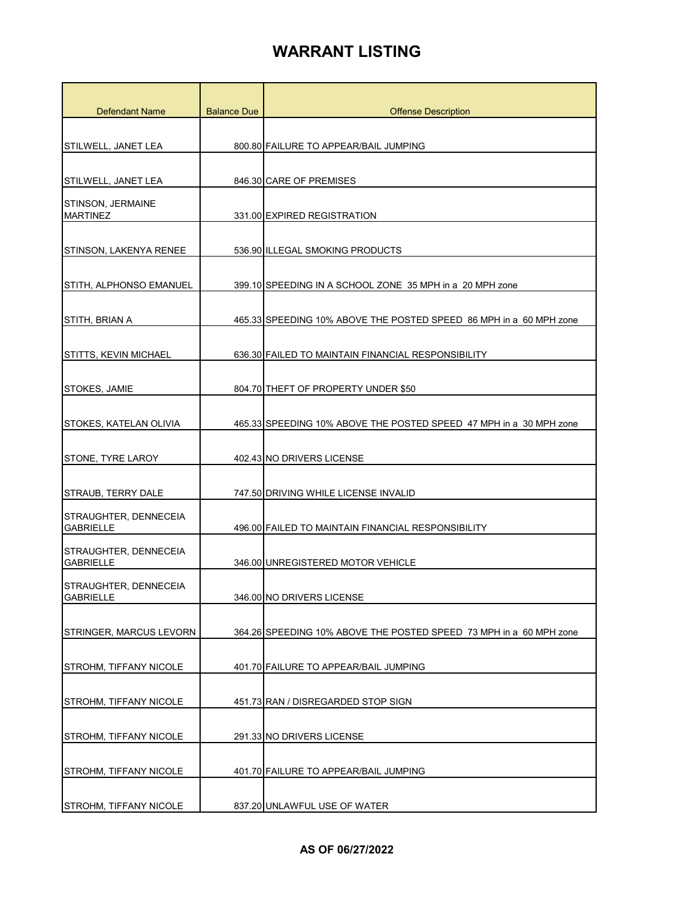# WARRANT LISTING

| Defendant Name | Balance Due | Offense Description |
|---|---|---|
| STILWELL, JANET LEA | 800.80 | FAILURE TO APPEAR/BAIL JUMPING |
| STILWELL, JANET LEA | 846.30 | CARE OF PREMISES |
| STINSON, JERMAINE MARTINEZ | 331.00 | EXPIRED REGISTRATION |
| STINSON, LAKENYA RENEE | 536.90 | ILLEGAL SMOKING PRODUCTS |
| STITH, ALPHONSO EMANUEL | 399.10 | SPEEDING IN A SCHOOL ZONE 35 MPH in a 20 MPH zone |
| STITH, BRIAN A | 465.33 | SPEEDING 10% ABOVE THE POSTED SPEED 86 MPH in a 60 MPH zone |
| STITTS, KEVIN MICHAEL | 636.30 | FAILED TO MAINTAIN FINANCIAL RESPONSIBILITY |
| STOKES, JAMIE | 804.70 | THEFT OF PROPERTY UNDER $50 |
| STOKES, KATELAN OLIVIA | 465.33 | SPEEDING 10% ABOVE THE POSTED SPEED 47 MPH in a 30 MPH zone |
| STONE, TYRE LAROY | 402.43 | NO DRIVERS LICENSE |
| STRAUB, TERRY DALE | 747.50 | DRIVING WHILE LICENSE INVALID |
| STRAUGHTER, DENNECEIA GABRIELLE | 496.00 | FAILED TO MAINTAIN FINANCIAL RESPONSIBILITY |
| STRAUGHTER, DENNECEIA GABRIELLE | 346.00 | UNREGISTERED MOTOR VEHICLE |
| STRAUGHTER, DENNECEIA GABRIELLE | 346.00 | NO DRIVERS LICENSE |
| STRINGER, MARCUS LEVORN | 364.26 | SPEEDING 10% ABOVE THE POSTED SPEED 73 MPH in a 60 MPH zone |
| STROHM, TIFFANY NICOLE | 401.70 | FAILURE TO APPEAR/BAIL JUMPING |
| STROHM, TIFFANY NICOLE | 451.73 | RAN / DISREGARDED STOP SIGN |
| STROHM, TIFFANY NICOLE | 291.33 | NO DRIVERS LICENSE |
| STROHM, TIFFANY NICOLE | 401.70 | FAILURE TO APPEAR/BAIL JUMPING |
| STROHM, TIFFANY NICOLE | 837.20 | UNLAWFUL USE OF WATER |

**AS OF 06/27/2022**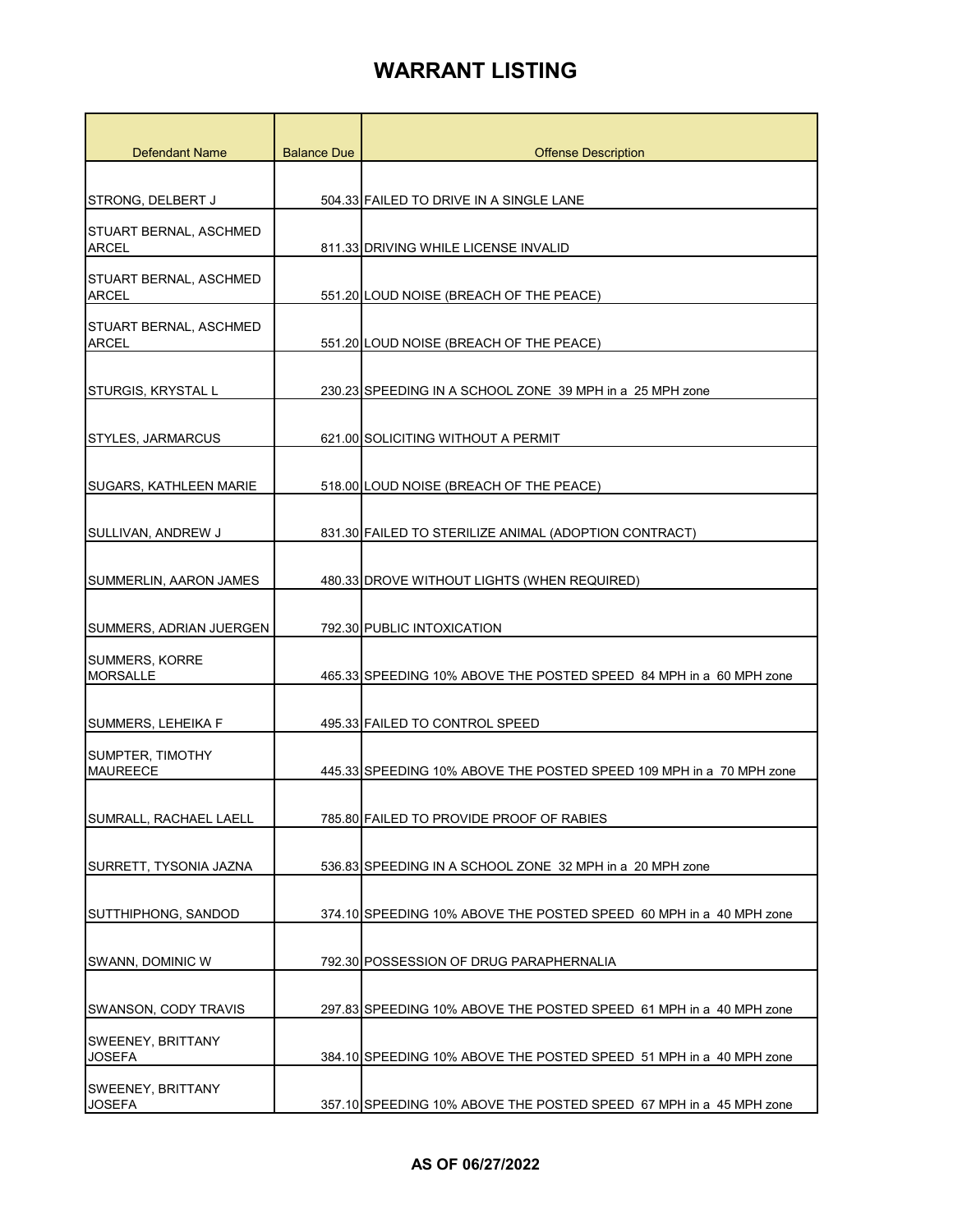# WARRANT LISTING

| Defendant Name | Balance Due | Offense Description |
|---|---|---|
| STRONG, DELBERT J | 504.33 | FAILED TO DRIVE IN A SINGLE LANE |
| STUART BERNAL, ASCHMED ARCEL | 811.33 | DRIVING WHILE LICENSE INVALID |
| STUART BERNAL, ASCHMED ARCEL | 551.20 | LOUD NOISE (BREACH OF THE PEACE) |
| STUART BERNAL, ASCHMED ARCEL | 551.20 | LOUD NOISE (BREACH OF THE PEACE) |
| STURGIS, KRYSTAL L | 230.23 | SPEEDING IN A SCHOOL ZONE 39 MPH in a 25 MPH zone |
| STYLES, JARMARCUS | 621.00 | SOLICITING WITHOUT A PERMIT |
| SUGARS, KATHLEEN MARIE | 518.00 | LOUD NOISE (BREACH OF THE PEACE) |
| SULLIVAN, ANDREW J | 831.30 | FAILED TO STERILIZE ANIMAL (ADOPTION CONTRACT) |
| SUMMERLIN, AARON JAMES | 480.33 | DROVE WITHOUT LIGHTS (WHEN REQUIRED) |
| SUMMERS, ADRIAN JUERGEN | 792.30 | PUBLIC INTOXICATION |
| SUMMERS, KORRE MORSALLE | 465.33 | SPEEDING 10% ABOVE THE POSTED SPEED 84 MPH in a 60 MPH zone |
| SUMMERS, LEHEIKA F | 495.33 | FAILED TO CONTROL SPEED |
| SUMPTER, TIMOTHY MAUREECE | 445.33 | SPEEDING 10% ABOVE THE POSTED SPEED 109 MPH in a 70 MPH zone |
| SUMRALL, RACHAEL LAELL | 785.80 | FAILED TO PROVIDE PROOF OF RABIES |
| SURRETT, TYSONIA JAZNA | 536.83 | SPEEDING IN A SCHOOL ZONE 32 MPH in a 20 MPH zone |
| SUTTHIPHONG, SANDOD | 374.10 | SPEEDING 10% ABOVE THE POSTED SPEED 60 MPH in a 40 MPH zone |
| SWANN, DOMINIC W | 792.30 | POSSESSION OF DRUG PARAPHERNALIA |
| SWANSON, CODY TRAVIS | 297.83 | SPEEDING 10% ABOVE THE POSTED SPEED 61 MPH in a 40 MPH zone |
| SWEENEY, BRITTANY JOSEFA | 384.10 | SPEEDING 10% ABOVE THE POSTED SPEED 51 MPH in a 40 MPH zone |
| SWEENEY, BRITTANY JOSEFA | 357.10 | SPEEDING 10% ABOVE THE POSTED SPEED 67 MPH in a 45 MPH zone |

**AS OF 06/27/2022**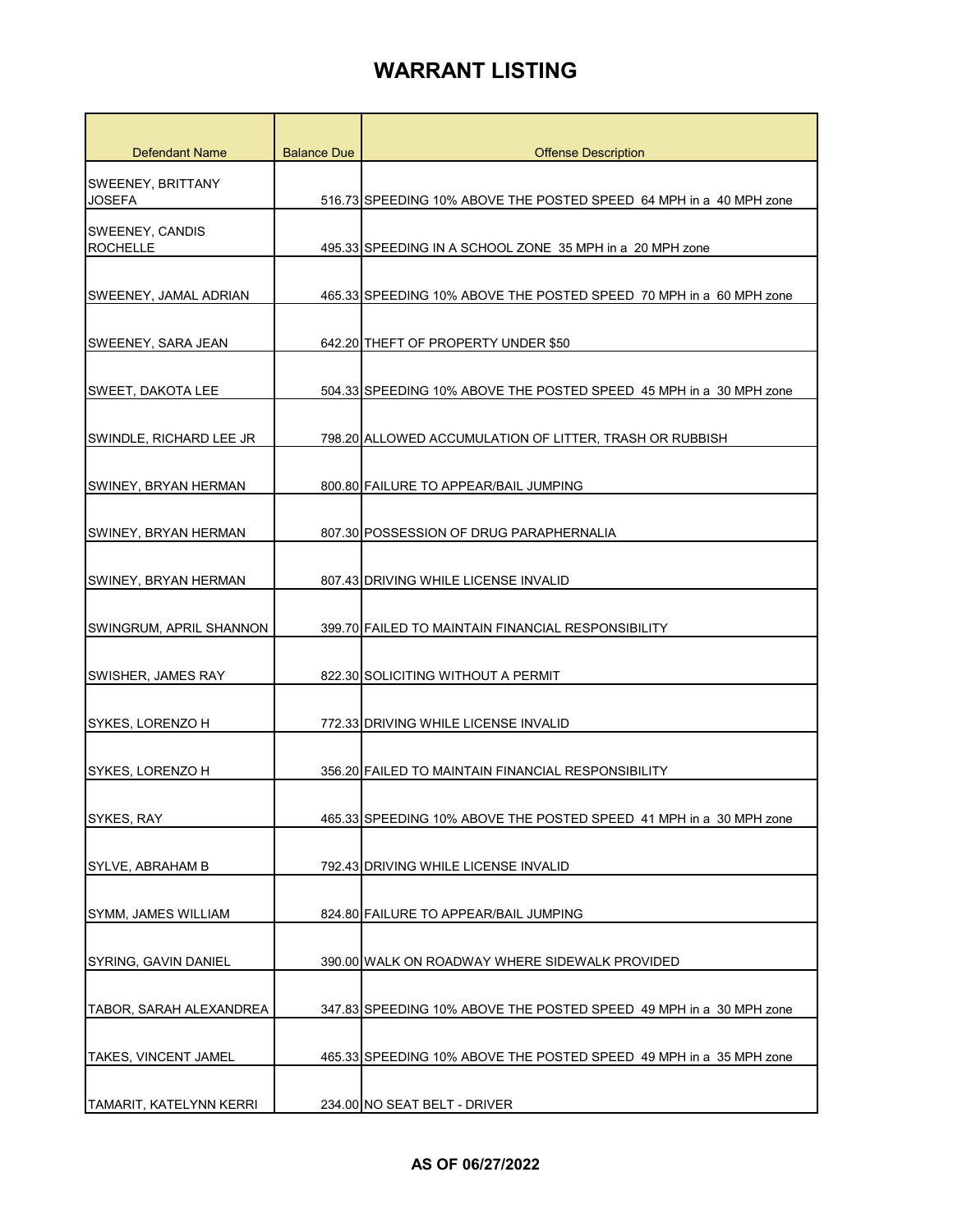# WARRANT LISTING

| Defendant Name | Balance Due | Offense Description |
|---|---|---|
| SWEENEY, BRITTANY JOSEFA | 516.73 | SPEEDING 10% ABOVE THE POSTED SPEED 64 MPH in a 40 MPH zone |
| SWEENEY, CANDIS ROCHELLE | 495.33 | SPEEDING IN A SCHOOL ZONE 35 MPH in a 20 MPH zone |
| SWEENEY, JAMAL ADRIAN | 465.33 | SPEEDING 10% ABOVE THE POSTED SPEED 70 MPH in a 60 MPH zone |
| SWEENEY, SARA JEAN | 642.20 | THEFT OF PROPERTY UNDER $50 |
| SWEET, DAKOTA LEE | 504.33 | SPEEDING 10% ABOVE THE POSTED SPEED 45 MPH in a 30 MPH zone |
| SWINDLE, RICHARD LEE JR | 798.20 | ALLOWED ACCUMULATION OF LITTER, TRASH OR RUBBISH |
| SWINEY, BRYAN HERMAN | 800.80 | FAILURE TO APPEAR/BAIL JUMPING |
| SWINEY, BRYAN HERMAN | 807.30 | POSSESSION OF DRUG PARAPHERNALIA |
| SWINEY, BRYAN HERMAN | 807.43 | DRIVING WHILE LICENSE INVALID |
| SWINGRUM, APRIL SHANNON | 399.70 | FAILED TO MAINTAIN FINANCIAL RESPONSIBILITY |
| SWISHER, JAMES RAY | 822.30 | SOLICITING WITHOUT A PERMIT |
| SYKES, LORENZO H | 772.33 | DRIVING WHILE LICENSE INVALID |
| SYKES, LORENZO H | 356.20 | FAILED TO MAINTAIN FINANCIAL RESPONSIBILITY |
| SYKES, RAY | 465.33 | SPEEDING 10% ABOVE THE POSTED SPEED 41 MPH in a 30 MPH zone |
| SYLVE, ABRAHAM B | 792.43 | DRIVING WHILE LICENSE INVALID |
| SYMM, JAMES WILLIAM | 824.80 | FAILURE TO APPEAR/BAIL JUMPING |
| SYRING, GAVIN DANIEL | 390.00 | WALK ON ROADWAY WHERE SIDEWALK PROVIDED |
| TABOR, SARAH ALEXANDREA | 347.83 | SPEEDING 10% ABOVE THE POSTED SPEED 49 MPH in a 30 MPH zone |
| TAKES, VINCENT JAMEL | 465.33 | SPEEDING 10% ABOVE THE POSTED SPEED 49 MPH in a 35 MPH zone |
| TAMARIT, KATELYNN KERRI | 234.00 | NO SEAT BELT - DRIVER |

**AS OF 06/27/2022**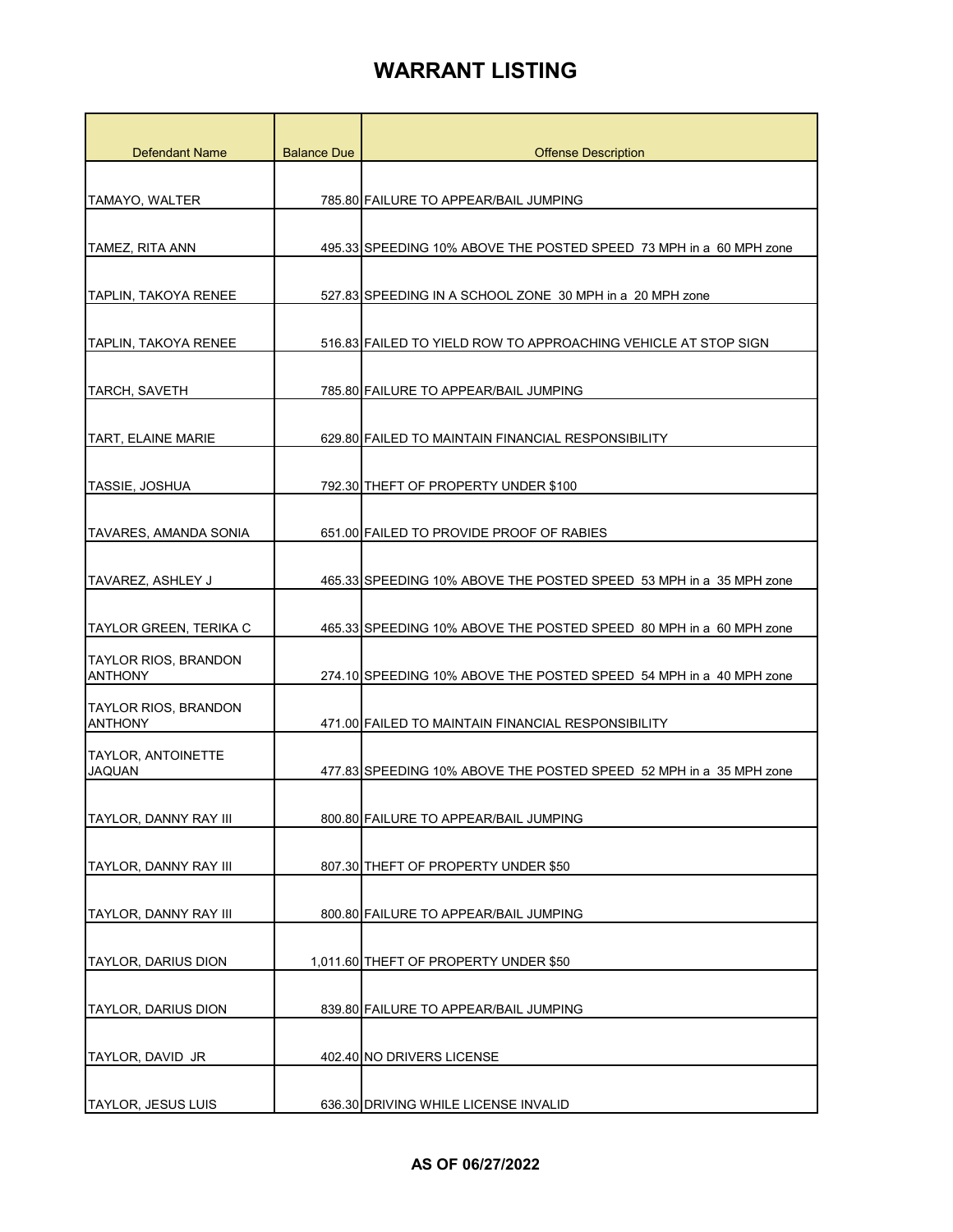# WARRANT LISTING

| Defendant Name | Balance Due | Offense Description |
|---|---|---|
| TAMAYO, WALTER | 785.80 | FAILURE TO APPEAR/BAIL JUMPING |
| TAMEZ, RITA ANN | 495.33 | SPEEDING 10% ABOVE THE POSTED SPEED 73 MPH in a 60 MPH zone |
| TAPLIN, TAKOYA RENEE | 527.83 | SPEEDING IN A SCHOOL ZONE 30 MPH in a 20 MPH zone |
| TAPLIN, TAKOYA RENEE | 516.83 | FAILED TO YIELD ROW TO APPROACHING VEHICLE AT STOP SIGN |
| TARCH, SAVETH | 785.80 | FAILURE TO APPEAR/BAIL JUMPING |
| TART, ELAINE MARIE | 629.80 | FAILED TO MAINTAIN FINANCIAL RESPONSIBILITY |
| TASSIE, JOSHUA | 792.30 | THEFT OF PROPERTY UNDER $100 |
| TAVARES, AMANDA SONIA | 651.00 | FAILED TO PROVIDE PROOF OF RABIES |
| TAVAREZ, ASHLEY J | 465.33 | SPEEDING 10% ABOVE THE POSTED SPEED 53 MPH in a 35 MPH zone |
| TAYLOR GREEN, TERIKA C | 465.33 | SPEEDING 10% ABOVE THE POSTED SPEED 80 MPH in a 60 MPH zone |
| TAYLOR RIOS, BRANDON ANTHONY | 274.10 | SPEEDING 10% ABOVE THE POSTED SPEED 54 MPH in a 40 MPH zone |
| TAYLOR RIOS, BRANDON ANTHONY | 471.00 | FAILED TO MAINTAIN FINANCIAL RESPONSIBILITY |
| TAYLOR, ANTOINETTE JAQUAN | 477.83 | SPEEDING 10% ABOVE THE POSTED SPEED 52 MPH in a 35 MPH zone |
| TAYLOR, DANNY RAY III | 800.80 | FAILURE TO APPEAR/BAIL JUMPING |
| TAYLOR, DANNY RAY III | 807.30 | THEFT OF PROPERTY UNDER $50 |
| TAYLOR, DANNY RAY III | 800.80 | FAILURE TO APPEAR/BAIL JUMPING |
| TAYLOR, DARIUS DION | 1,011.60 | THEFT OF PROPERTY UNDER $50 |
| TAYLOR, DARIUS DION | 839.80 | FAILURE TO APPEAR/BAIL JUMPING |
| TAYLOR, DAVID JR | 402.40 | NO DRIVERS LICENSE |
| TAYLOR, JESUS LUIS | 636.30 | DRIVING WHILE LICENSE INVALID |

**AS OF 06/27/2022**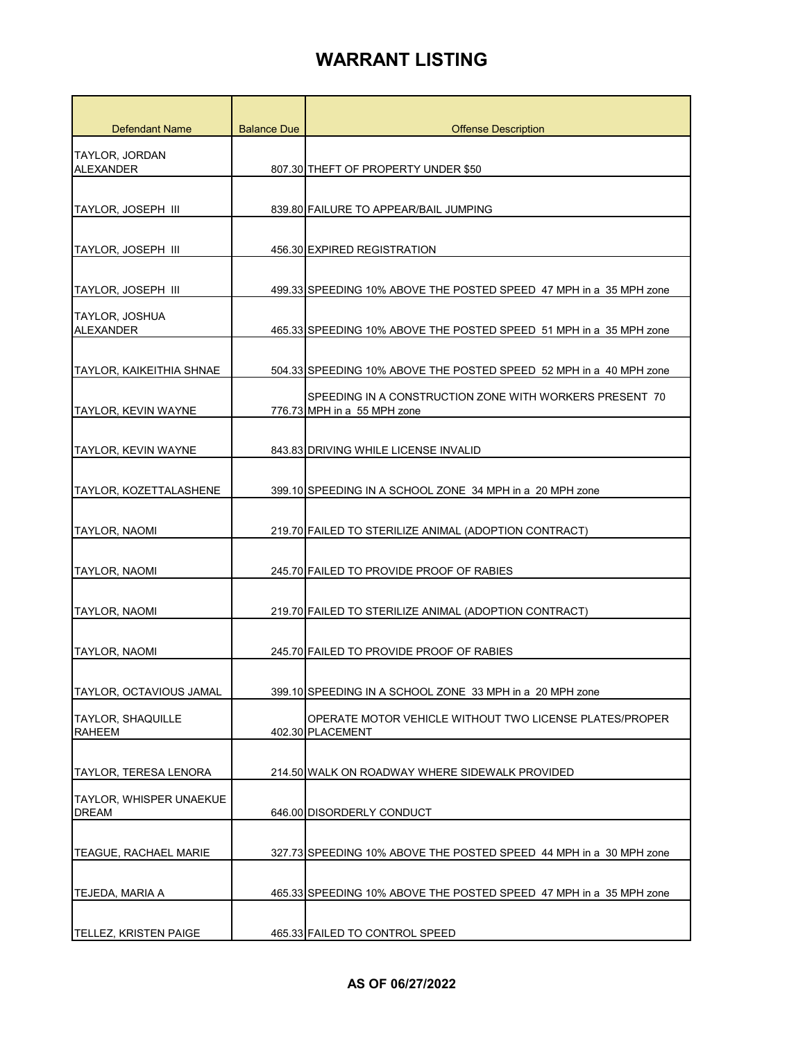# WARRANT LISTING

| Defendant Name | Balance Due | Offense Description |
|---|---|---|
| TAYLOR, JORDAN ALEXANDER | 807.30 | THEFT OF PROPERTY UNDER $50 |
| TAYLOR, JOSEPH III | 839.80 | FAILURE TO APPEAR/BAIL JUMPING |
| TAYLOR, JOSEPH III | 456.30 | EXPIRED REGISTRATION |
| TAYLOR, JOSEPH III | 499.33 | SPEEDING 10% ABOVE THE POSTED SPEED 47 MPH in a 35 MPH zone |
| TAYLOR, JOSHUA ALEXANDER | 465.33 | SPEEDING 10% ABOVE THE POSTED SPEED 51 MPH in a 35 MPH zone |
| TAYLOR, KAIKEITHIA SHNAE | 504.33 | SPEEDING 10% ABOVE THE POSTED SPEED 52 MPH in a 40 MPH zone |
| TAYLOR, KEVIN WAYNE | 776.73 | SPEEDING IN A CONSTRUCTION ZONE WITH WORKERS PRESENT 70 MPH in a 55 MPH zone |
| TAYLOR, KEVIN WAYNE | 843.83 | DRIVING WHILE LICENSE INVALID |
| TAYLOR, KOZETTALASHENE | 399.10 | SPEEDING IN A SCHOOL ZONE 34 MPH in a 20 MPH zone |
| TAYLOR, NAOMI | 219.70 | FAILED TO STERILIZE ANIMAL (ADOPTION CONTRACT) |
| TAYLOR, NAOMI | 245.70 | FAILED TO PROVIDE PROOF OF RABIES |
| TAYLOR, NAOMI | 219.70 | FAILED TO STERILIZE ANIMAL (ADOPTION CONTRACT) |
| TAYLOR, NAOMI | 245.70 | FAILED TO PROVIDE PROOF OF RABIES |
| TAYLOR, OCTAVIOUS JAMAL | 399.10 | SPEEDING IN A SCHOOL ZONE 33 MPH in a 20 MPH zone |
| TAYLOR, SHAQUILLE RAHEEM | 402.30 | OPERATE MOTOR VEHICLE WITHOUT TWO LICENSE PLATES/PROPER PLACEMENT |
| TAYLOR, TERESA LENORA | 214.50 | WALK ON ROADWAY WHERE SIDEWALK PROVIDED |
| TAYLOR, WHISPER UNAEKUE DREAM | 646.00 | DISORDERLY CONDUCT |
| TEAGUE, RACHAEL MARIE | 327.73 | SPEEDING 10% ABOVE THE POSTED SPEED 44 MPH in a 30 MPH zone |
| TEJEDA, MARIA A | 465.33 | SPEEDING 10% ABOVE THE POSTED SPEED 47 MPH in a 35 MPH zone |
| TELLEZ, KRISTEN PAIGE | 465.33 | FAILED TO CONTROL SPEED |

**AS OF 06/27/2022**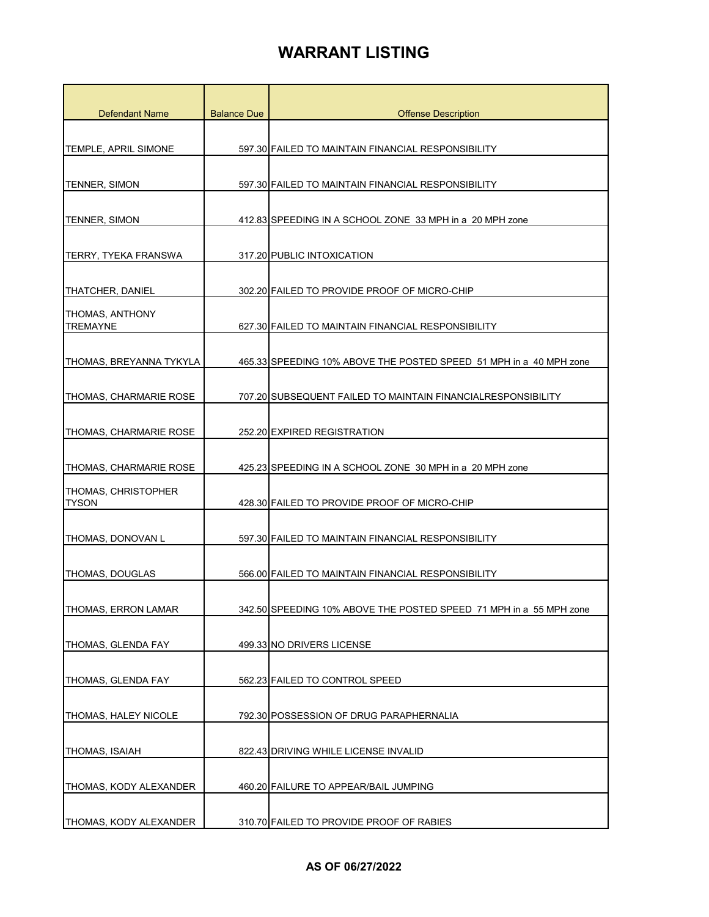# WARRANT LISTING

| Defendant Name | Balance Due | Offense Description |
|---|---|---|
| TEMPLE, APRIL SIMONE | 597.30 | FAILED TO MAINTAIN FINANCIAL RESPONSIBILITY |
| TENNER, SIMON | 597.30 | FAILED TO MAINTAIN FINANCIAL RESPONSIBILITY |
| TENNER, SIMON | 412.83 | SPEEDING IN A SCHOOL ZONE 33 MPH in a 20 MPH zone |
| TERRY, TYEKA FRANSWA | 317.20 | PUBLIC INTOXICATION |
| THATCHER, DANIEL | 302.20 | FAILED TO PROVIDE PROOF OF MICRO-CHIP |
| THOMAS, ANTHONY TREMAYNE | 627.30 | FAILED TO MAINTAIN FINANCIAL RESPONSIBILITY |
| THOMAS, BREYANNA TYKYLA | 465.33 | SPEEDING 10% ABOVE THE POSTED SPEED 51 MPH in a 40 MPH zone |
| THOMAS, CHARMARIE ROSE | 707.20 | SUBSEQUENT FAILED TO MAINTAIN FINANCIALRESPONSIBILITY |
| THOMAS, CHARMARIE ROSE | 252.20 | EXPIRED REGISTRATION |
| THOMAS, CHARMARIE ROSE | 425.23 | SPEEDING IN A SCHOOL ZONE 30 MPH in a 20 MPH zone |
| THOMAS, CHRISTOPHER TYSON | 428.30 | FAILED TO PROVIDE PROOF OF MICRO-CHIP |
| THOMAS, DONOVAN L | 597.30 | FAILED TO MAINTAIN FINANCIAL RESPONSIBILITY |
| THOMAS, DOUGLAS | 566.00 | FAILED TO MAINTAIN FINANCIAL RESPONSIBILITY |
| THOMAS, ERRON LAMAR | 342.50 | SPEEDING 10% ABOVE THE POSTED SPEED 71 MPH in a 55 MPH zone |
| THOMAS, GLENDA FAY | 499.33 | NO DRIVERS LICENSE |
| THOMAS, GLENDA FAY | 562.23 | FAILED TO CONTROL SPEED |
| THOMAS, HALEY NICOLE | 792.30 | POSSESSION OF DRUG PARAPHERNALIA |
| THOMAS, ISAIAH | 822.43 | DRIVING WHILE LICENSE INVALID |
| THOMAS, KODY ALEXANDER | 460.20 | FAILURE TO APPEAR/BAIL JUMPING |
| THOMAS, KODY ALEXANDER | 310.70 | FAILED TO PROVIDE PROOF OF RABIES |

**AS OF 06/27/2022**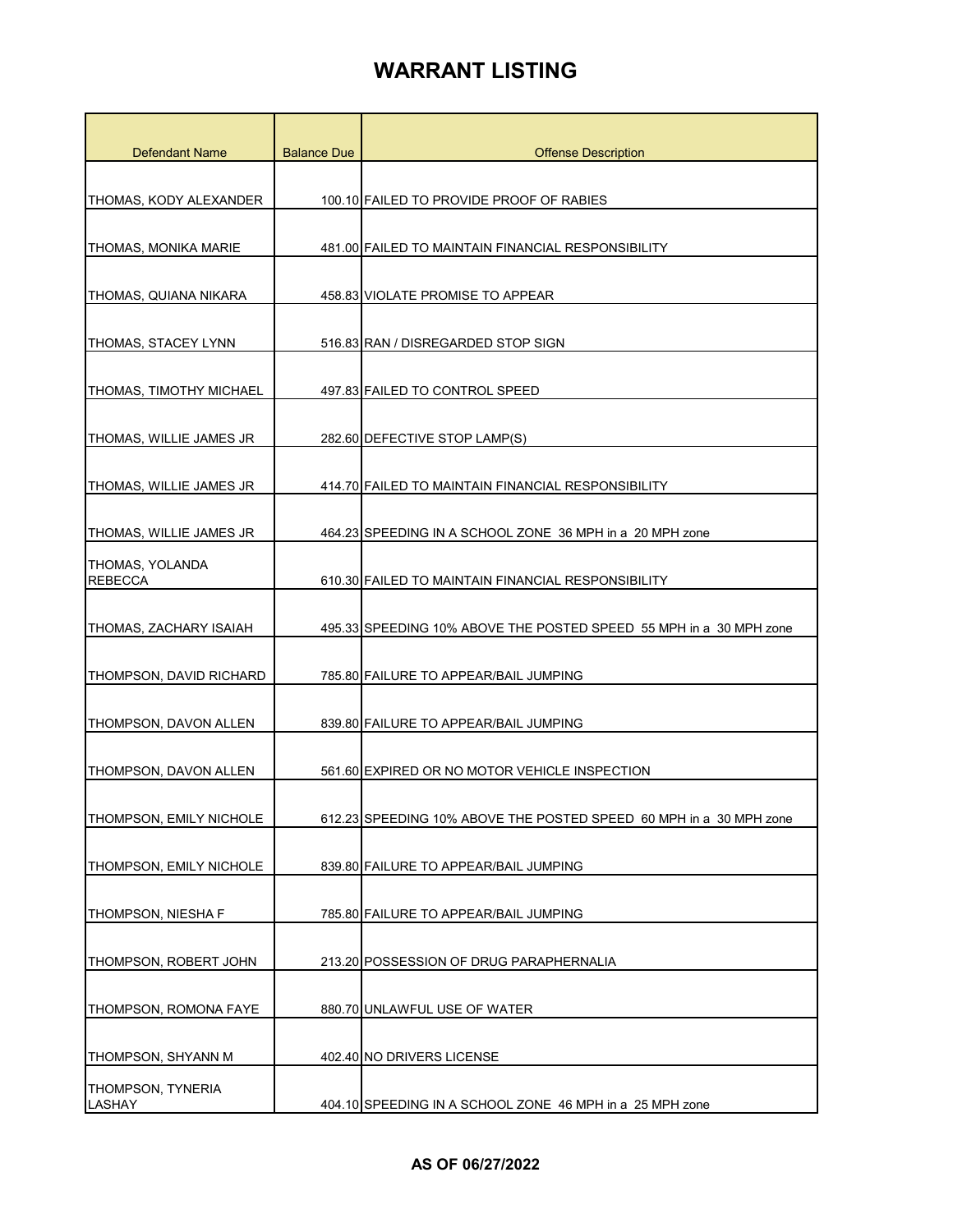# WARRANT LISTING

| Defendant Name | Balance Due | Offense Description |
|---|---|---|
| THOMAS, KODY ALEXANDER | 100.10 | FAILED TO PROVIDE PROOF OF RABIES |
| THOMAS, MONIKA MARIE | 481.00 | FAILED TO MAINTAIN FINANCIAL RESPONSIBILITY |
| THOMAS, QUIANA NIKARA | 458.83 | VIOLATE PROMISE TO APPEAR |
| THOMAS, STACEY LYNN | 516.83 | RAN / DISREGARDED STOP SIGN |
| THOMAS, TIMOTHY MICHAEL | 497.83 | FAILED TO CONTROL SPEED |
| THOMAS, WILLIE JAMES JR | 282.60 | DEFECTIVE STOP LAMP(S) |
| THOMAS, WILLIE JAMES JR | 414.70 | FAILED TO MAINTAIN FINANCIAL RESPONSIBILITY |
| THOMAS, WILLIE JAMES JR | 464.23 | SPEEDING IN A SCHOOL ZONE 36 MPH in a 20 MPH zone |
| THOMAS, YOLANDA REBECCA | 610.30 | FAILED TO MAINTAIN FINANCIAL RESPONSIBILITY |
| THOMAS, ZACHARY ISAIAH | 495.33 | SPEEDING 10% ABOVE THE POSTED SPEED 55 MPH in a 30 MPH zone |
| THOMPSON, DAVID RICHARD | 785.80 | FAILURE TO APPEAR/BAIL JUMPING |
| THOMPSON, DAVON ALLEN | 839.80 | FAILURE TO APPEAR/BAIL JUMPING |
| THOMPSON, DAVON ALLEN | 561.60 | EXPIRED OR NO MOTOR VEHICLE INSPECTION |
| THOMPSON, EMILY NICHOLE | 612.23 | SPEEDING 10% ABOVE THE POSTED SPEED 60 MPH in a 30 MPH zone |
| THOMPSON, EMILY NICHOLE | 839.80 | FAILURE TO APPEAR/BAIL JUMPING |
| THOMPSON, NIESHA F | 785.80 | FAILURE TO APPEAR/BAIL JUMPING |
| THOMPSON, ROBERT JOHN | 213.20 | POSSESSION OF DRUG PARAPHERNALIA |
| THOMPSON, ROMONA FAYE | 880.70 | UNLAWFUL USE OF WATER |
| THOMPSON, SHYANN M | 402.40 | NO DRIVERS LICENSE |
| THOMPSON, TYNERIA LASHAY | 404.10 | SPEEDING IN A SCHOOL ZONE 46 MPH in a 25 MPH zone |

**AS OF 06/27/2022**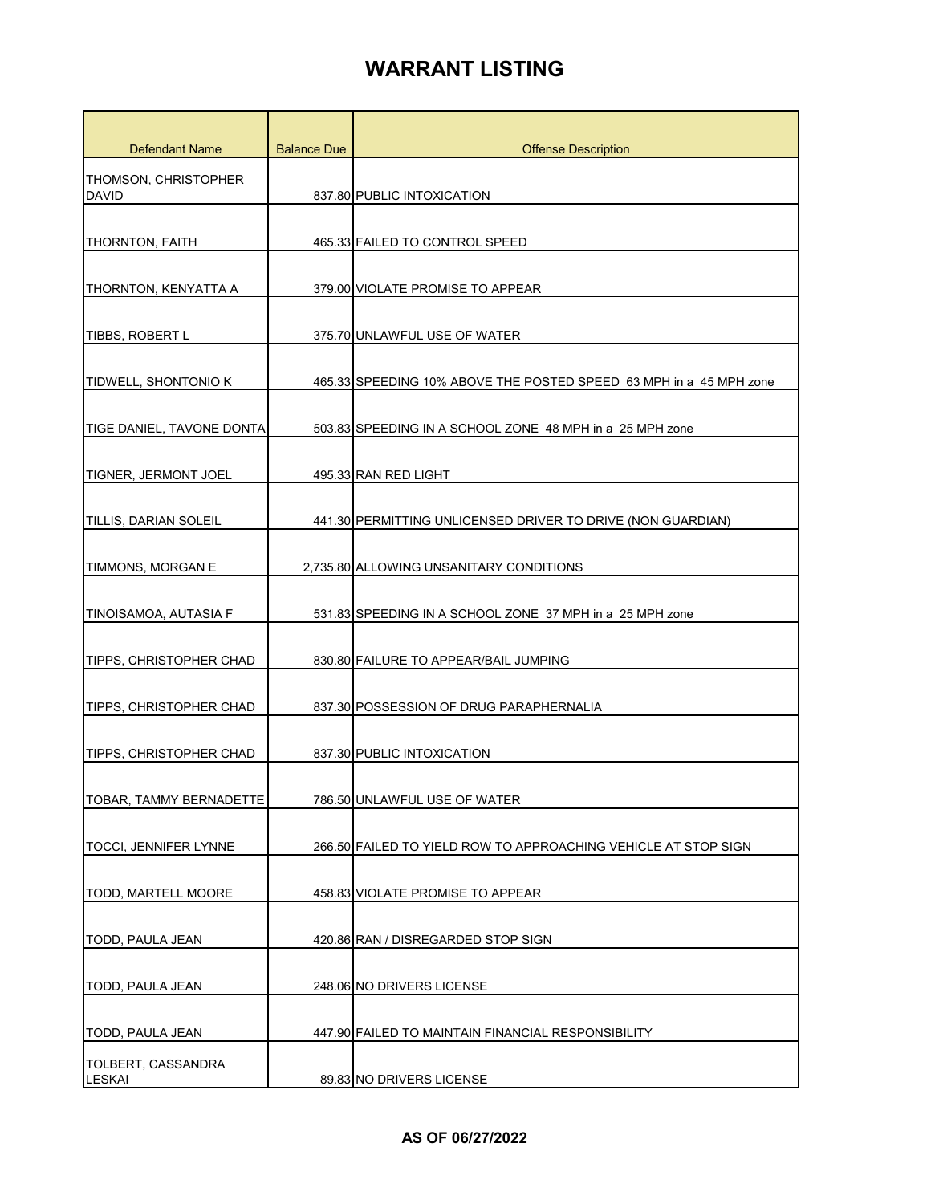# WARRANT LISTING

| Defendant Name | Balance Due | Offense Description |
|---|---|---|
| THOMSON, CHRISTOPHER DAVID | 837.80 | PUBLIC INTOXICATION |
| THORNTON, FAITH | 465.33 | FAILED TO CONTROL SPEED |
| THORNTON, KENYATTA A | 379.00 | VIOLATE PROMISE TO APPEAR |
| TIBBS, ROBERT L | 375.70 | UNLAWFUL USE OF WATER |
| TIDWELL, SHONTONIO K | 465.33 | SPEEDING 10% ABOVE THE POSTED SPEED 63 MPH in a 45 MPH zone |
| TIGE DANIEL, TAVONE DONTA | 503.83 | SPEEDING IN A SCHOOL ZONE 48 MPH in a 25 MPH zone |
| TIGNER, JERMONT JOEL | 495.33 | RAN RED LIGHT |
| TILLIS, DARIAN SOLEIL | 441.30 | PERMITTING UNLICENSED DRIVER TO DRIVE (NON GUARDIAN) |
| TIMMONS, MORGAN E | 2,735.80 | ALLOWING UNSANITARY CONDITIONS |
| TINOISAMOA, AUTASIA F | 531.83 | SPEEDING IN A SCHOOL ZONE 37 MPH in a 25 MPH zone |
| TIPPS, CHRISTOPHER CHAD | 830.80 | FAILURE TO APPEAR/BAIL JUMPING |
| TIPPS, CHRISTOPHER CHAD | 837.30 | POSSESSION OF DRUG PARAPHERNALIA |
| TIPPS, CHRISTOPHER CHAD | 837.30 | PUBLIC INTOXICATION |
| TOBAR, TAMMY BERNADETTE | 786.50 | UNLAWFUL USE OF WATER |
| TOCCI, JENNIFER LYNNE | 266.50 | FAILED TO YIELD ROW TO APPROACHING VEHICLE AT STOP SIGN |
| TODD, MARTELL MOORE | 458.83 | VIOLATE PROMISE TO APPEAR |
| TODD, PAULA JEAN | 420.86 | RAN / DISREGARDED STOP SIGN |
| TODD, PAULA JEAN | 248.06 | NO DRIVERS LICENSE |
| TODD, PAULA JEAN | 447.90 | FAILED TO MAINTAIN FINANCIAL RESPONSIBILITY |
| TOLBERT, CASSANDRA LESKAI | 89.83 | NO DRIVERS LICENSE |

**AS OF 06/27/2022**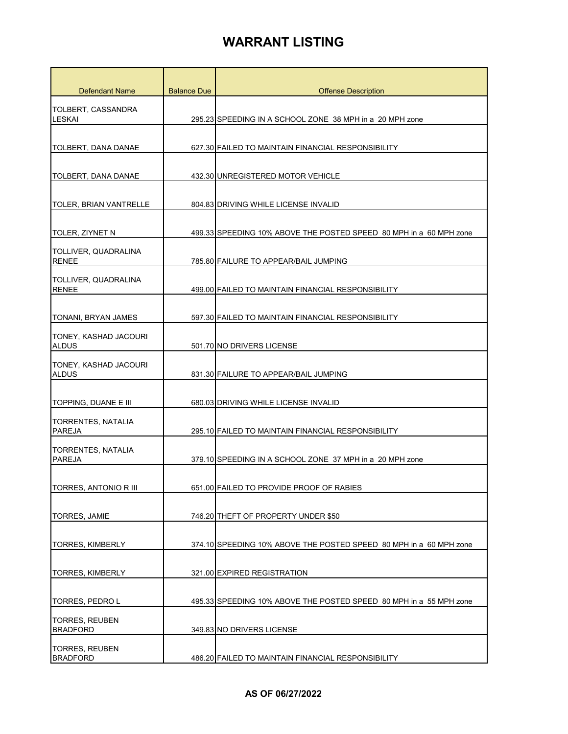# WARRANT LISTING

| Defendant Name | Balance Due | Offense Description |
|---|---|---|
| TOLBERT, CASSANDRA LESKAI | 295.23 | SPEEDING IN A SCHOOL ZONE 38 MPH in a 20 MPH zone |
| TOLBERT, DANA DANAE | 627.30 | FAILED TO MAINTAIN FINANCIAL RESPONSIBILITY |
| TOLBERT, DANA DANAE | 432.30 | UNREGISTERED MOTOR VEHICLE |
| TOLER, BRIAN VANTRELLE | 804.83 | DRIVING WHILE LICENSE INVALID |
| TOLER, ZIYNET N | 499.33 | SPEEDING 10% ABOVE THE POSTED SPEED 80 MPH in a 60 MPH zone |
| TOLLIVER, QUADRALINA RENEE | 785.80 | FAILURE TO APPEAR/BAIL JUMPING |
| TOLLIVER, QUADRALINA RENEE | 499.00 | FAILED TO MAINTAIN FINANCIAL RESPONSIBILITY |
| TONANI, BRYAN JAMES | 597.30 | FAILED TO MAINTAIN FINANCIAL RESPONSIBILITY |
| TONEY, KASHAD JACOURI ALDUS | 501.70 | NO DRIVERS LICENSE |
| TONEY, KASHAD JACOURI ALDUS | 831.30 | FAILURE TO APPEAR/BAIL JUMPING |
| TOPPING, DUANE E III | 680.03 | DRIVING WHILE LICENSE INVALID |
| TORRENTES, NATALIA PAREJA | 295.10 | FAILED TO MAINTAIN FINANCIAL RESPONSIBILITY |
| TORRENTES, NATALIA PAREJA | 379.10 | SPEEDING IN A SCHOOL ZONE 37 MPH in a 20 MPH zone |
| TORRES, ANTONIO R III | 651.00 | FAILED TO PROVIDE PROOF OF RABIES |
| TORRES, JAMIE | 746.20 | THEFT OF PROPERTY UNDER $50 |
| TORRES, KIMBERLY | 374.10 | SPEEDING 10% ABOVE THE POSTED SPEED 80 MPH in a 60 MPH zone |
| TORRES, KIMBERLY | 321.00 | EXPIRED REGISTRATION |
| TORRES, PEDRO L | 495.33 | SPEEDING 10% ABOVE THE POSTED SPEED 80 MPH in a 55 MPH zone |
| TORRES, REUBEN BRADFORD | 349.83 | NO DRIVERS LICENSE |
| TORRES, REUBEN BRADFORD | 486.20 | FAILED TO MAINTAIN FINANCIAL RESPONSIBILITY |

**AS OF 06/27/2022**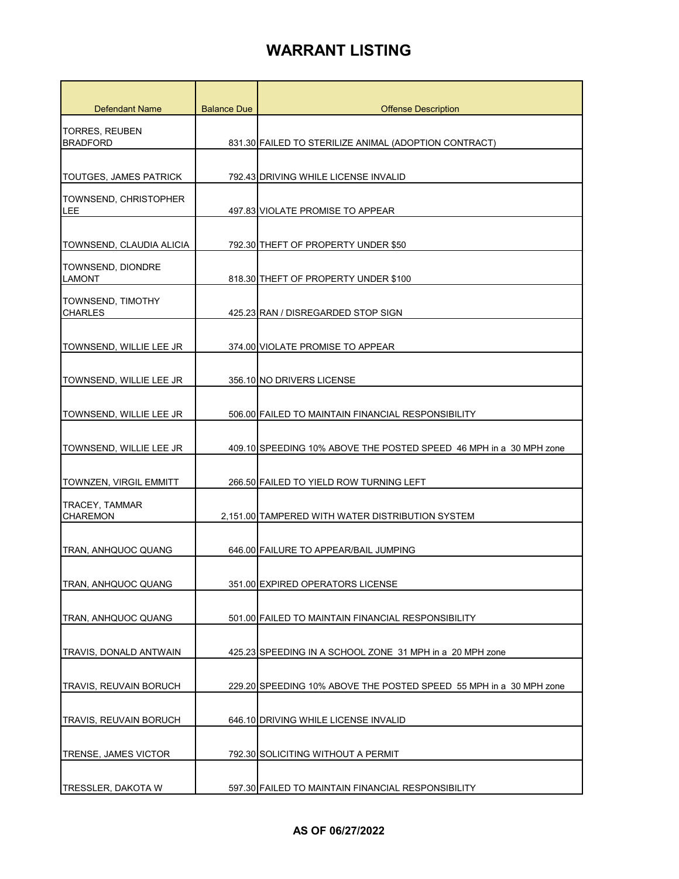# WARRANT LISTING

| Defendant Name | Balance Due | Offense Description |
|---|---|---|
| TORRES, REUBEN BRADFORD | 831.30 | FAILED TO STERILIZE ANIMAL (ADOPTION CONTRACT) |
| TOUTGES, JAMES PATRICK | 792.43 | DRIVING WHILE LICENSE INVALID |
| TOWNSEND, CHRISTOPHER LEE | 497.83 | VIOLATE PROMISE TO APPEAR |
| TOWNSEND, CLAUDIA ALICIA | 792.30 | THEFT OF PROPERTY UNDER $50 |
| TOWNSEND, DIONDRE LAMONT | 818.30 | THEFT OF PROPERTY UNDER $100 |
| TOWNSEND, TIMOTHY CHARLES | 425.23 | RAN / DISREGARDED STOP SIGN |
| TOWNSEND, WILLIE LEE JR | 374.00 | VIOLATE PROMISE TO APPEAR |
| TOWNSEND, WILLIE LEE JR | 356.10 | NO DRIVERS LICENSE |
| TOWNSEND, WILLIE LEE JR | 506.00 | FAILED TO MAINTAIN FINANCIAL RESPONSIBILITY |
| TOWNSEND, WILLIE LEE JR | 409.10 | SPEEDING 10% ABOVE THE POSTED SPEED 46 MPH in a 30 MPH zone |
| TOWNZEN, VIRGIL EMMITT | 266.50 | FAILED TO YIELD ROW TURNING LEFT |
| TRACEY, TAMMAR CHAREMON | 2,151.00 | TAMPERED WITH WATER DISTRIBUTION SYSTEM |
| TRAN, ANHQUOC QUANG | 646.00 | FAILURE TO APPEAR/BAIL JUMPING |
| TRAN, ANHQUOC QUANG | 351.00 | EXPIRED OPERATORS LICENSE |
| TRAN, ANHQUOC QUANG | 501.00 | FAILED TO MAINTAIN FINANCIAL RESPONSIBILITY |
| TRAVIS, DONALD ANTWAIN | 425.23 | SPEEDING IN A SCHOOL ZONE 31 MPH in a 20 MPH zone |
| TRAVIS, REUVAIN BORUCH | 229.20 | SPEEDING 10% ABOVE THE POSTED SPEED 55 MPH in a 30 MPH zone |
| TRAVIS, REUVAIN BORUCH | 646.10 | DRIVING WHILE LICENSE INVALID |
| TRENSE, JAMES VICTOR | 792.30 | SOLICITING WITHOUT A PERMIT |
| TRESSLER, DAKOTA W | 597.30 | FAILED TO MAINTAIN FINANCIAL RESPONSIBILITY |

**AS OF 06/27/2022**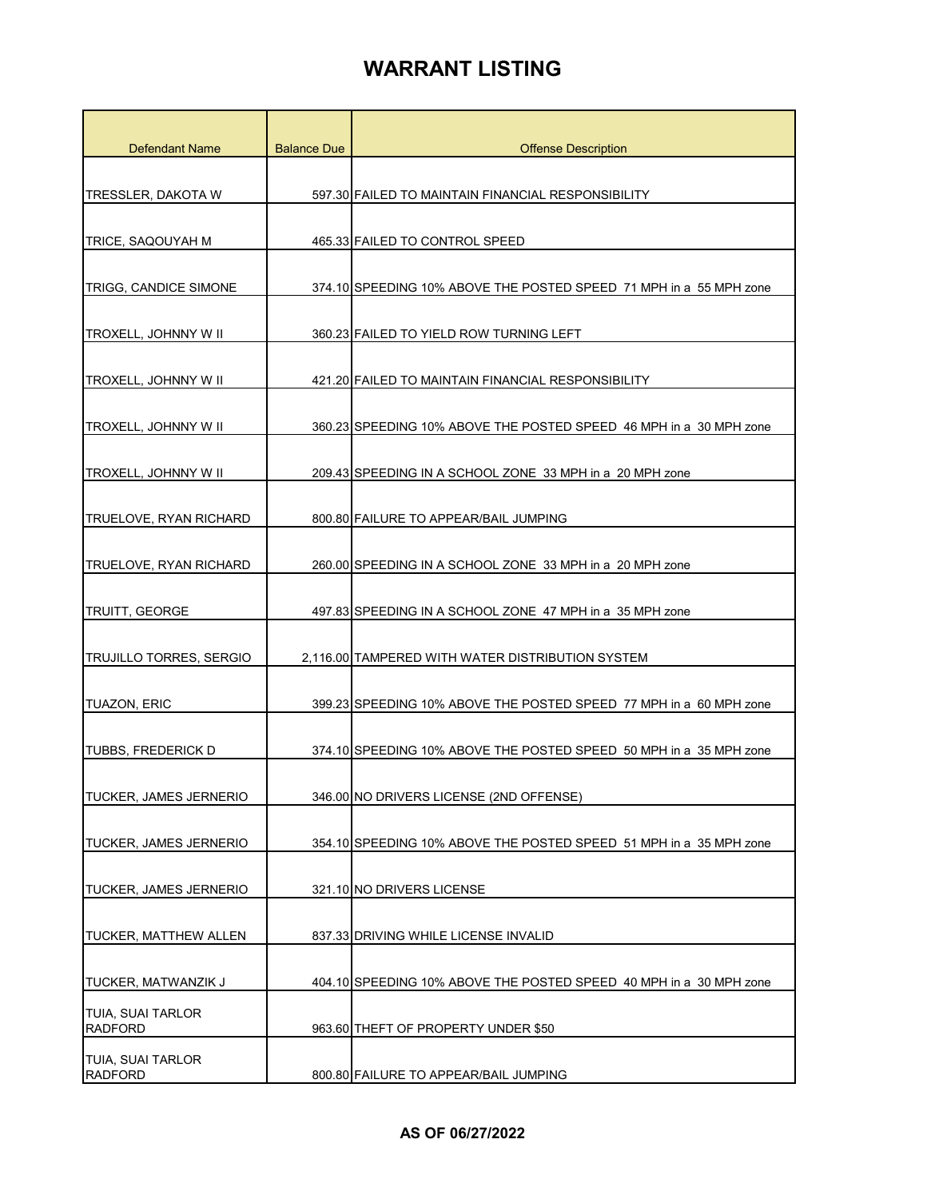# WARRANT LISTING

| Defendant Name | Balance Due | Offense Description |
|---|---|---|
| TRESSLER, DAKOTA W | 597.30 | FAILED TO MAINTAIN FINANCIAL RESPONSIBILITY |
| TRICE, SAQOUYAH M | 465.33 | FAILED TO CONTROL SPEED |
| TRIGG, CANDICE SIMONE | 374.10 | SPEEDING 10% ABOVE THE POSTED SPEED 71 MPH in a 55 MPH zone |
| TROXELL, JOHNNY W II | 360.23 | FAILED TO YIELD ROW TURNING LEFT |
| TROXELL, JOHNNY W II | 421.20 | FAILED TO MAINTAIN FINANCIAL RESPONSIBILITY |
| TROXELL, JOHNNY W II | 360.23 | SPEEDING 10% ABOVE THE POSTED SPEED 46 MPH in a 30 MPH zone |
| TROXELL, JOHNNY W II | 209.43 | SPEEDING IN A SCHOOL ZONE 33 MPH in a 20 MPH zone |
| TRUELOVE, RYAN RICHARD | 800.80 | FAILURE TO APPEAR/BAIL JUMPING |
| TRUELOVE, RYAN RICHARD | 260.00 | SPEEDING IN A SCHOOL ZONE 33 MPH in a 20 MPH zone |
| TRUITT, GEORGE | 497.83 | SPEEDING IN A SCHOOL ZONE 47 MPH in a 35 MPH zone |
| TRUJILLO TORRES, SERGIO | 2,116.00 | TAMPERED WITH WATER DISTRIBUTION SYSTEM |
| TUAZON, ERIC | 399.23 | SPEEDING 10% ABOVE THE POSTED SPEED 77 MPH in a 60 MPH zone |
| TUBBS, FREDERICK D | 374.10 | SPEEDING 10% ABOVE THE POSTED SPEED 50 MPH in a 35 MPH zone |
| TUCKER, JAMES JERNERIO | 346.00 | NO DRIVERS LICENSE (2ND OFFENSE) |
| TUCKER, JAMES JERNERIO | 354.10 | SPEEDING 10% ABOVE THE POSTED SPEED 51 MPH in a 35 MPH zone |
| TUCKER, JAMES JERNERIO | 321.10 | NO DRIVERS LICENSE |
| TUCKER, MATTHEW ALLEN | 837.33 | DRIVING WHILE LICENSE INVALID |
| TUCKER, MATWANZIK J | 404.10 | SPEEDING 10% ABOVE THE POSTED SPEED 40 MPH in a 30 MPH zone |
| TUIA, SUAI TARLOR RADFORD | 963.60 | THEFT OF PROPERTY UNDER $50 |
| TUIA, SUAI TARLOR RADFORD | 800.80 | FAILURE TO APPEAR/BAIL JUMPING |

**AS OF 06/27/2022**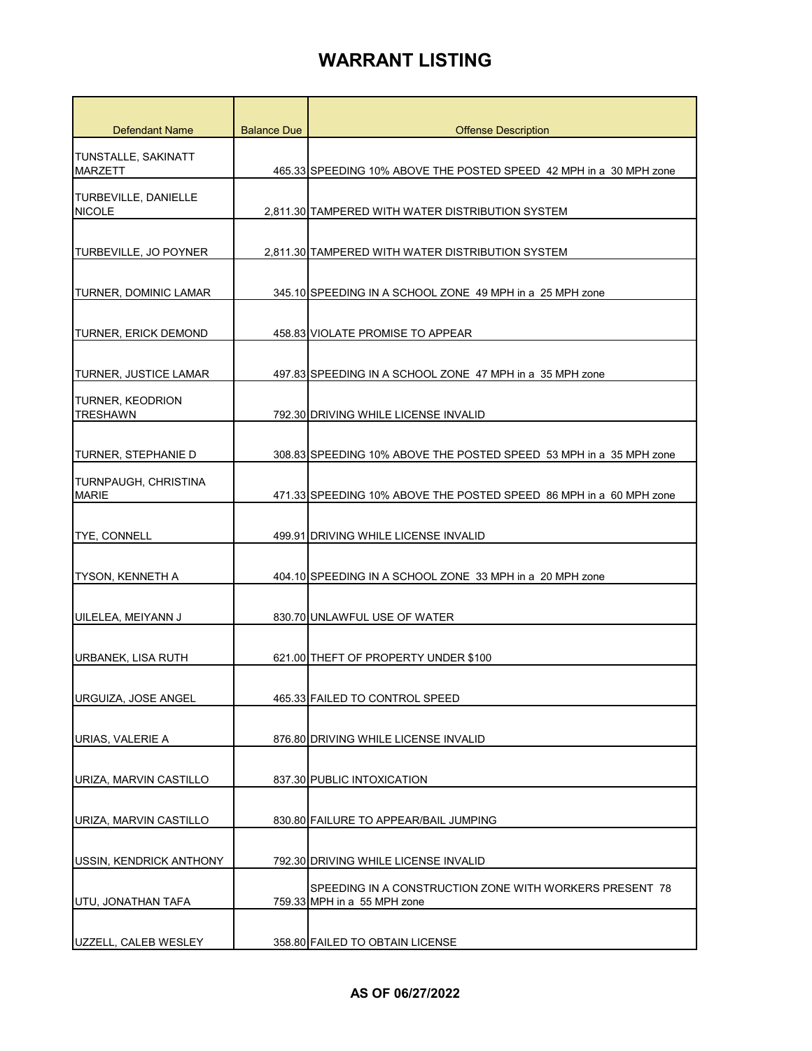# WARRANT LISTING

| Defendant Name | Balance Due | Offense Description |
|---|---|---|
| TUNSTALLE, SAKINATT MARZETT | 465.33 | SPEEDING 10% ABOVE THE POSTED SPEED 42 MPH in a 30 MPH zone |
| TURBEVILLE, DANIELLE NICOLE | 2,811.30 | TAMPERED WITH WATER DISTRIBUTION SYSTEM |
| TURBEVILLE, JO POYNER | 2,811.30 | TAMPERED WITH WATER DISTRIBUTION SYSTEM |
| TURNER, DOMINIC LAMAR | 345.10 | SPEEDING IN A SCHOOL ZONE 49 MPH in a 25 MPH zone |
| TURNER, ERICK DEMOND | 458.83 | VIOLATE PROMISE TO APPEAR |
| TURNER, JUSTICE LAMAR | 497.83 | SPEEDING IN A SCHOOL ZONE 47 MPH in a 35 MPH zone |
| TURNER, KEODRION TRESHAWN | 792.30 | DRIVING WHILE LICENSE INVALID |
| TURNER, STEPHANIE D | 308.83 | SPEEDING 10% ABOVE THE POSTED SPEED 53 MPH in a 35 MPH zone |
| TURNPAUGH, CHRISTINA MARIE | 471.33 | SPEEDING 10% ABOVE THE POSTED SPEED 86 MPH in a 60 MPH zone |
| TYE, CONNELL | 499.91 | DRIVING WHILE LICENSE INVALID |
| TYSON, KENNETH A | 404.10 | SPEEDING IN A SCHOOL ZONE 33 MPH in a 20 MPH zone |
| UILELEA, MEIYANN J | 830.70 | UNLAWFUL USE OF WATER |
| URBANEK, LISA RUTH | 621.00 | THEFT OF PROPERTY UNDER $100 |
| URGUIZA, JOSE ANGEL | 465.33 | FAILED TO CONTROL SPEED |
| URIAS, VALERIE A | 876.80 | DRIVING WHILE LICENSE INVALID |
| URIZA, MARVIN CASTILLO | 837.30 | PUBLIC INTOXICATION |
| URIZA, MARVIN CASTILLO | 830.80 | FAILURE TO APPEAR/BAIL JUMPING |
| USSIN, KENDRICK ANTHONY | 792.30 | DRIVING WHILE LICENSE INVALID |
| UTU, JONATHAN TAFA | 759.33 | SPEEDING IN A CONSTRUCTION ZONE WITH WORKERS PRESENT 78 MPH in a 55 MPH zone |
| UZZELL, CALEB WESLEY | 358.80 | FAILED TO OBTAIN LICENSE |

**AS OF 06/27/2022**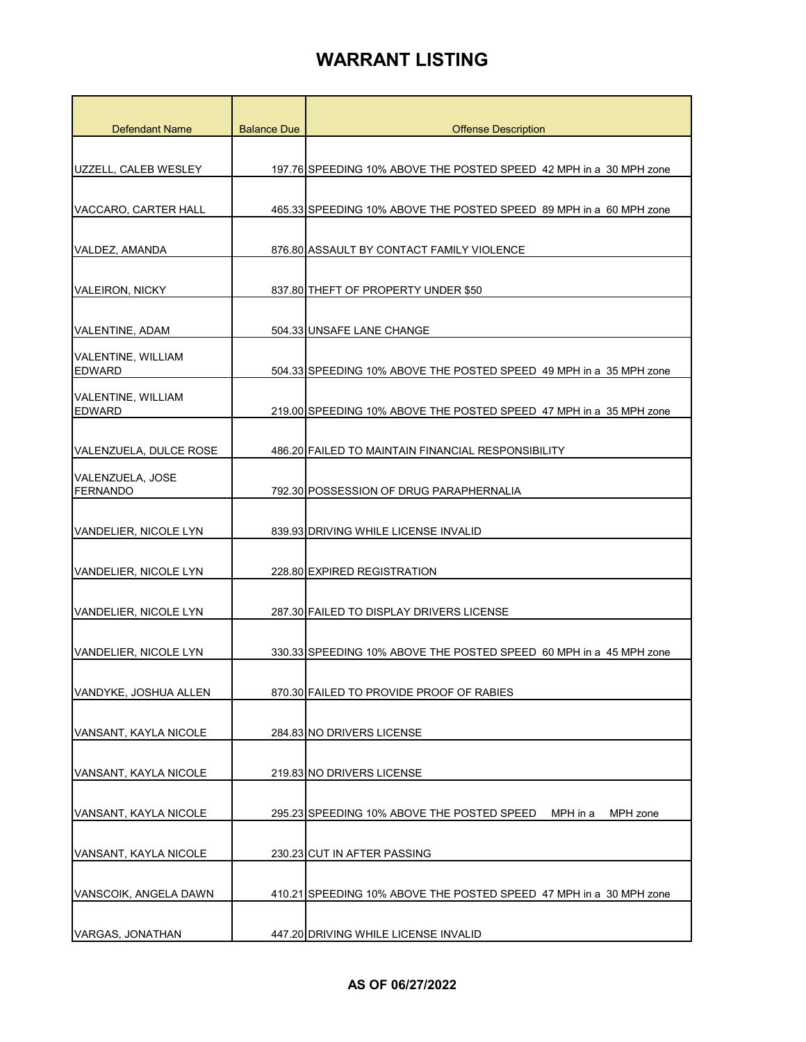# WARRANT LISTING

| Defendant Name | Balance Due | Offense Description |
|---|---|---|
| UZZELL, CALEB WESLEY | 197.76 | SPEEDING 10% ABOVE THE POSTED SPEED 42 MPH in a 30 MPH zone |
| VACCARO, CARTER HALL | 465.33 | SPEEDING 10% ABOVE THE POSTED SPEED 89 MPH in a 60 MPH zone |
| VALDEZ, AMANDA | 876.80 | ASSAULT BY CONTACT FAMILY VIOLENCE |
| VALEIRON, NICKY | 837.80 | THEFT OF PROPERTY UNDER $50 |
| VALENTINE, ADAM | 504.33 | UNSAFE LANE CHANGE |
| VALENTINE, WILLIAM EDWARD | 504.33 | SPEEDING 10% ABOVE THE POSTED SPEED 49 MPH in a 35 MPH zone |
| VALENTINE, WILLIAM EDWARD | 219.00 | SPEEDING 10% ABOVE THE POSTED SPEED 47 MPH in a 35 MPH zone |
| VALENZUELA, DULCE ROSE | 486.20 | FAILED TO MAINTAIN FINANCIAL RESPONSIBILITY |
| VALENZUELA, JOSE FERNANDO | 792.30 | POSSESSION OF DRUG PARAPHERNALIA |
| VANDELIER, NICOLE LYN | 839.93 | DRIVING WHILE LICENSE INVALID |
| VANDELIER, NICOLE LYN | 228.80 | EXPIRED REGISTRATION |
| VANDELIER, NICOLE LYN | 287.30 | FAILED TO DISPLAY DRIVERS LICENSE |
| VANDELIER, NICOLE LYN | 330.33 | SPEEDING 10% ABOVE THE POSTED SPEED 60 MPH in a 45 MPH zone |
| VANDYKE, JOSHUA ALLEN | 870.30 | FAILED TO PROVIDE PROOF OF RABIES |
| VANSANT, KAYLA NICOLE | 284.83 | NO DRIVERS LICENSE |
| VANSANT, KAYLA NICOLE | 219.83 | NO DRIVERS LICENSE |
| VANSANT, KAYLA NICOLE | 295.23 | SPEEDING 10% ABOVE THE POSTED SPEED MPH in a MPH zone |
| VANSANT, KAYLA NICOLE | 230.23 | CUT IN AFTER PASSING |
| VANSCOIK, ANGELA DAWN | 410.21 | SPEEDING 10% ABOVE THE POSTED SPEED 47 MPH in a 30 MPH zone |
| VARGAS, JONATHAN | 447.20 | DRIVING WHILE LICENSE INVALID |

**AS OF 06/27/2022**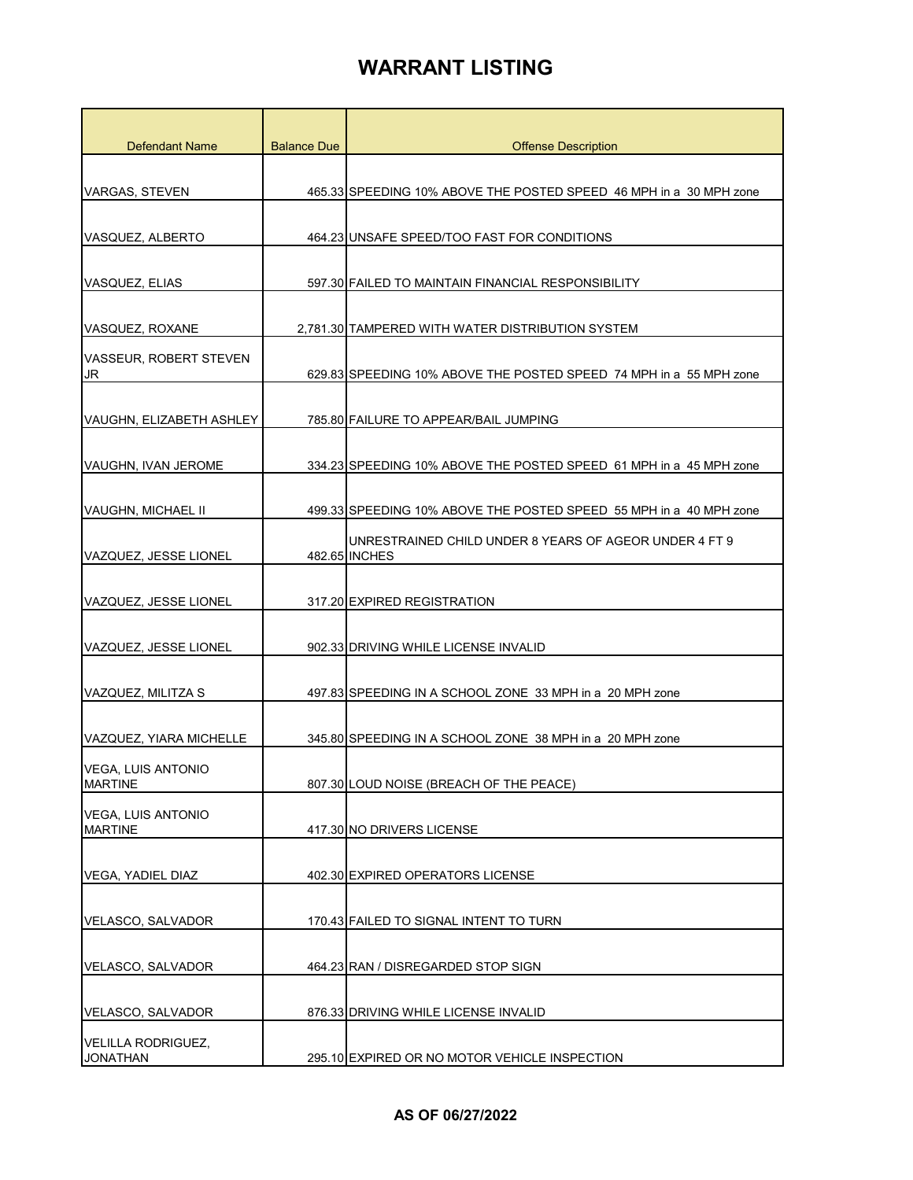# WARRANT LISTING

| Defendant Name | Balance Due | Offense Description |
|---|---|---|
| VARGAS, STEVEN | 465.33 | SPEEDING 10% ABOVE THE POSTED SPEED 46 MPH in a 30 MPH zone |
| VASQUEZ, ALBERTO | 464.23 | UNSAFE SPEED/TOO FAST FOR CONDITIONS |
| VASQUEZ, ELIAS | 597.30 | FAILED TO MAINTAIN FINANCIAL RESPONSIBILITY |
| VASQUEZ, ROXANE | 2,781.30 | TAMPERED WITH WATER DISTRIBUTION SYSTEM |
| VASSEUR, ROBERT STEVEN JR | 629.83 | SPEEDING 10% ABOVE THE POSTED SPEED 74 MPH in a 55 MPH zone |
| VAUGHN, ELIZABETH ASHLEY | 785.80 | FAILURE TO APPEAR/BAIL JUMPING |
| VAUGHN, IVAN JEROME | 334.23 | SPEEDING 10% ABOVE THE POSTED SPEED 61 MPH in a 45 MPH zone |
| VAUGHN, MICHAEL II | 499.33 | SPEEDING 10% ABOVE THE POSTED SPEED 55 MPH in a 40 MPH zone |
| VAZQUEZ, JESSE LIONEL | 482.65 | UNRESTRAINED CHILD UNDER 8 YEARS OF AGEOR UNDER 4 FT 9 INCHES |
| VAZQUEZ, JESSE LIONEL | 317.20 | EXPIRED REGISTRATION |
| VAZQUEZ, JESSE LIONEL | 902.33 | DRIVING WHILE LICENSE INVALID |
| VAZQUEZ, MILITZA S | 497.83 | SPEEDING IN A SCHOOL ZONE 33 MPH in a 20 MPH zone |
| VAZQUEZ, YIARA MICHELLE | 345.80 | SPEEDING IN A SCHOOL ZONE 38 MPH in a 20 MPH zone |
| VEGA, LUIS ANTONIO MARTINE | 807.30 | LOUD NOISE (BREACH OF THE PEACE) |
| VEGA, LUIS ANTONIO MARTINE | 417.30 | NO DRIVERS LICENSE |
| VEGA, YADIEL DIAZ | 402.30 | EXPIRED OPERATORS LICENSE |
| VELASCO, SALVADOR | 170.43 | FAILED TO SIGNAL INTENT TO TURN |
| VELASCO, SALVADOR | 464.23 | RAN / DISREGARDED STOP SIGN |
| VELASCO, SALVADOR | 876.33 | DRIVING WHILE LICENSE INVALID |
| VELILLA RODRIGUEZ, JONATHAN | 295.10 | EXPIRED OR NO MOTOR VEHICLE INSPECTION |

**AS OF 06/27/2022**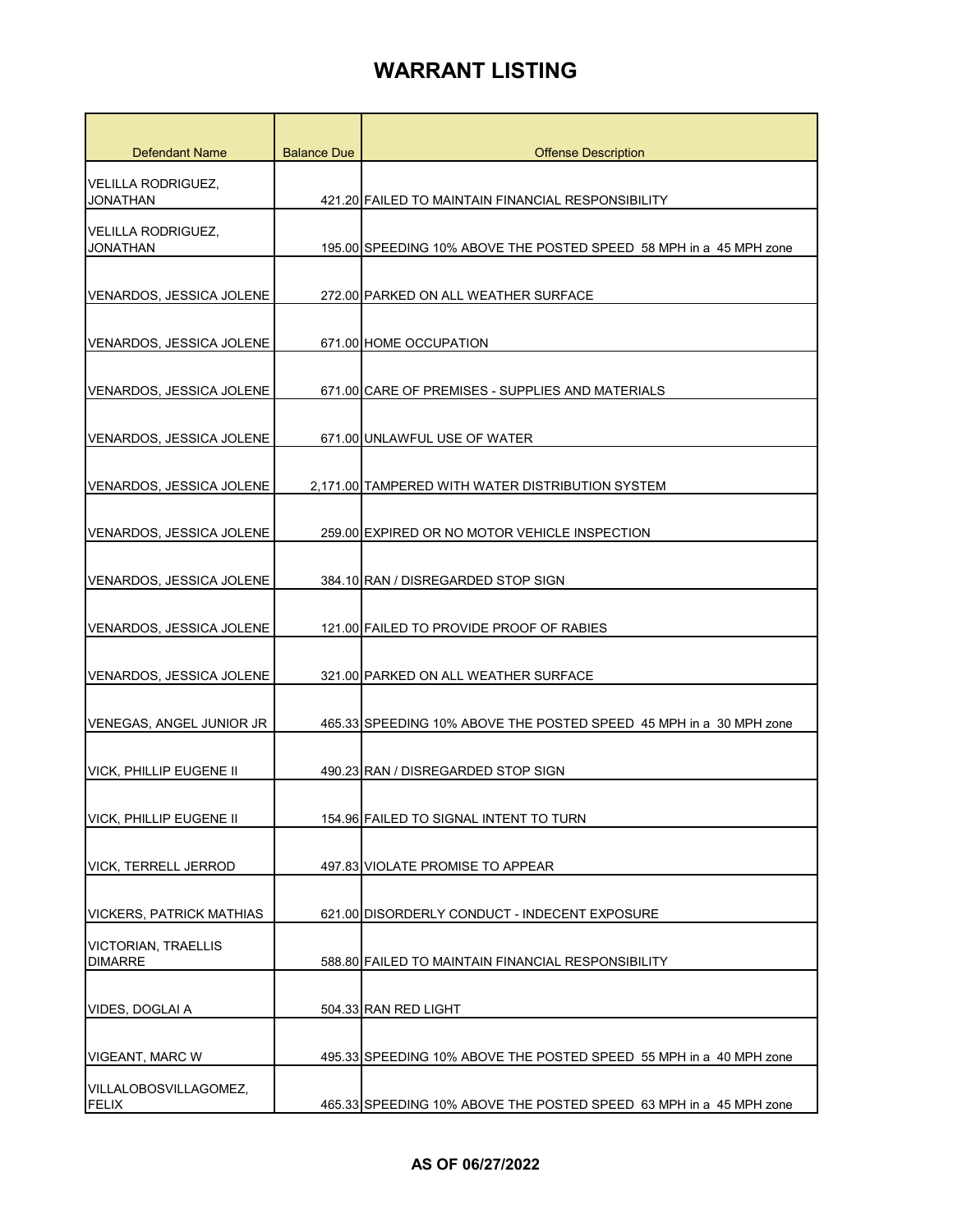# WARRANT LISTING

| Defendant Name | Balance Due | Offense Description |
|---|---|---|
| VELILLA RODRIGUEZ, JONATHAN | 421.20 | FAILED TO MAINTAIN FINANCIAL RESPONSIBILITY |
| VELILLA RODRIGUEZ, JONATHAN | 195.00 | SPEEDING 10% ABOVE THE POSTED SPEED 58 MPH in a 45 MPH zone |
| VENARDOS, JESSICA JOLENE | 272.00 | PARKED ON ALL WEATHER SURFACE |
| VENARDOS, JESSICA JOLENE | 671.00 | HOME OCCUPATION |
| VENARDOS, JESSICA JOLENE | 671.00 | CARE OF PREMISES - SUPPLIES AND MATERIALS |
| VENARDOS, JESSICA JOLENE | 671.00 | UNLAWFUL USE OF WATER |
| VENARDOS, JESSICA JOLENE | 2,171.00 | TAMPERED WITH WATER DISTRIBUTION SYSTEM |
| VENARDOS, JESSICA JOLENE | 259.00 | EXPIRED OR NO MOTOR VEHICLE INSPECTION |
| VENARDOS, JESSICA JOLENE | 384.10 | RAN / DISREGARDED STOP SIGN |
| VENARDOS, JESSICA JOLENE | 121.00 | FAILED TO PROVIDE PROOF OF RABIES |
| VENARDOS, JESSICA JOLENE | 321.00 | PARKED ON ALL WEATHER SURFACE |
| VENEGAS, ANGEL JUNIOR JR | 465.33 | SPEEDING 10% ABOVE THE POSTED SPEED 45 MPH in a 30 MPH zone |
| VICK, PHILLIP EUGENE II | 490.23 | RAN / DISREGARDED STOP SIGN |
| VICK, PHILLIP EUGENE II | 154.96 | FAILED TO SIGNAL INTENT TO TURN |
| VICK, TERRELL JERROD | 497.83 | VIOLATE PROMISE TO APPEAR |
| VICKERS, PATRICK MATHIAS | 621.00 | DISORDERLY CONDUCT - INDECENT EXPOSURE |
| VICTORIAN, TRAELLIS DIMARRE | 588.80 | FAILED TO MAINTAIN FINANCIAL RESPONSIBILITY |
| VIDES, DOGLAI A | 504.33 | RAN RED LIGHT |
| VIGEANT, MARC W | 495.33 | SPEEDING 10% ABOVE THE POSTED SPEED 55 MPH in a 40 MPH zone |
| VILLALOBOSVILLAGOMEZ, FELIX | 465.33 | SPEEDING 10% ABOVE THE POSTED SPEED 63 MPH in a 45 MPH zone |

**AS OF 06/27/2022**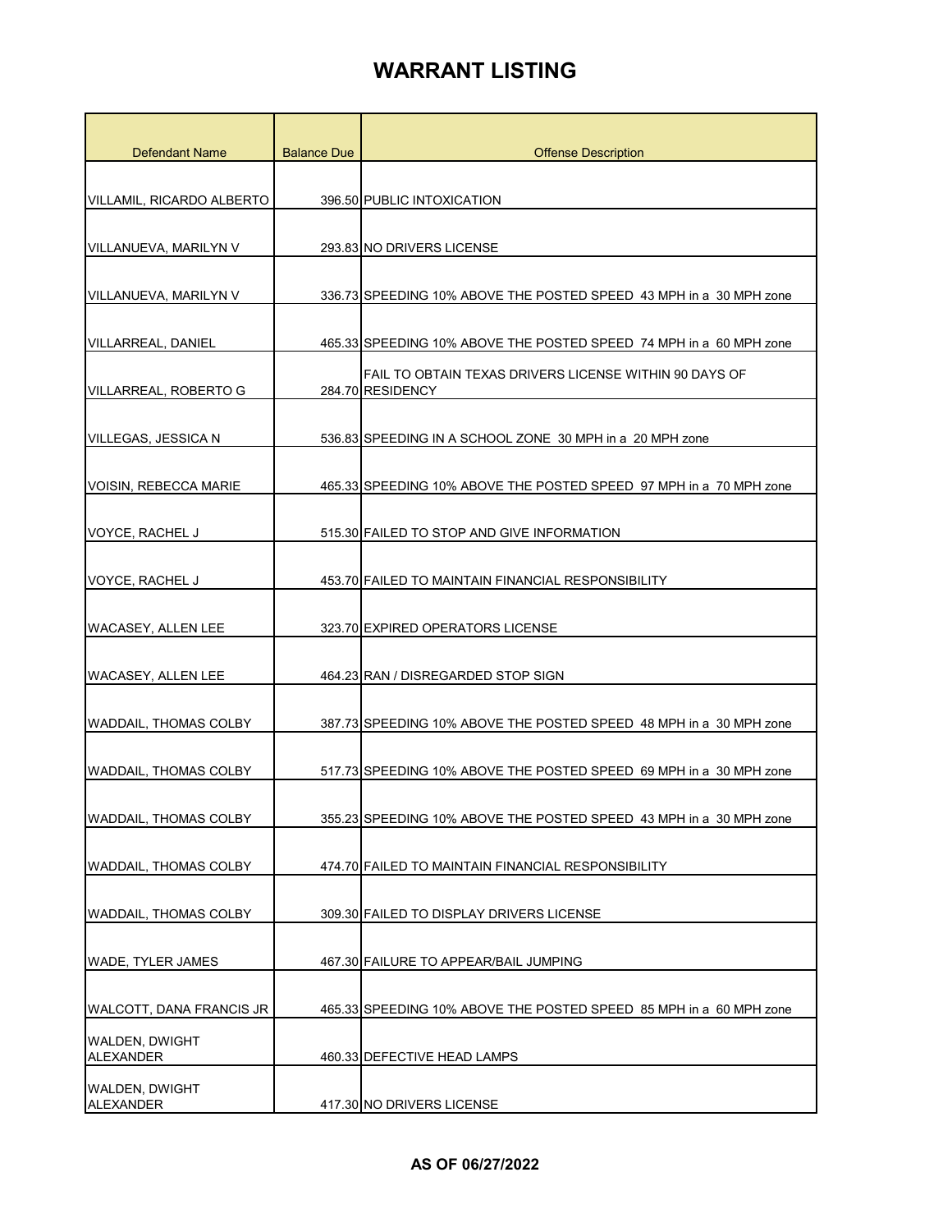# WARRANT LISTING

| Defendant Name | Balance Due | Offense Description |
|---|---|---|
| VILLAMIL, RICARDO ALBERTO | 396.50 | PUBLIC INTOXICATION |
| VILLANUEVA, MARILYN V | 293.83 | NO DRIVERS LICENSE |
| VILLANUEVA, MARILYN V | 336.73 | SPEEDING 10% ABOVE THE POSTED SPEED 43 MPH in a 30 MPH zone |
| VILLARREAL, DANIEL | 465.33 | SPEEDING 10% ABOVE THE POSTED SPEED 74 MPH in a 60 MPH zone |
| VILLARREAL, ROBERTO G | 284.70 | FAIL TO OBTAIN TEXAS DRIVERS LICENSE WITHIN 90 DAYS OF RESIDENCY |
| VILLEGAS, JESSICA N | 536.83 | SPEEDING IN A SCHOOL ZONE 30 MPH in a 20 MPH zone |
| VOISIN, REBECCA MARIE | 465.33 | SPEEDING 10% ABOVE THE POSTED SPEED 97 MPH in a 70 MPH zone |
| VOYCE, RACHEL J | 515.30 | FAILED TO STOP AND GIVE INFORMATION |
| VOYCE, RACHEL J | 453.70 | FAILED TO MAINTAIN FINANCIAL RESPONSIBILITY |
| WACASEY, ALLEN LEE | 323.70 | EXPIRED OPERATORS LICENSE |
| WACASEY, ALLEN LEE | 464.23 | RAN / DISREGARDED STOP SIGN |
| WADDAIL, THOMAS COLBY | 387.73 | SPEEDING 10% ABOVE THE POSTED SPEED 48 MPH in a 30 MPH zone |
| WADDAIL, THOMAS COLBY | 517.73 | SPEEDING 10% ABOVE THE POSTED SPEED 69 MPH in a 30 MPH zone |
| WADDAIL, THOMAS COLBY | 355.23 | SPEEDING 10% ABOVE THE POSTED SPEED 43 MPH in a 30 MPH zone |
| WADDAIL, THOMAS COLBY | 474.70 | FAILED TO MAINTAIN FINANCIAL RESPONSIBILITY |
| WADDAIL, THOMAS COLBY | 309.30 | FAILED TO DISPLAY DRIVERS LICENSE |
| WADE, TYLER JAMES | 467.30 | FAILURE TO APPEAR/BAIL JUMPING |
| WALCOTT, DANA FRANCIS JR | 465.33 | SPEEDING 10% ABOVE THE POSTED SPEED 85 MPH in a 60 MPH zone |
| WALDEN, DWIGHT ALEXANDER | 460.33 | DEFECTIVE HEAD LAMPS |
| WALDEN, DWIGHT ALEXANDER | 417.30 | NO DRIVERS LICENSE |

**AS OF 06/27/2022**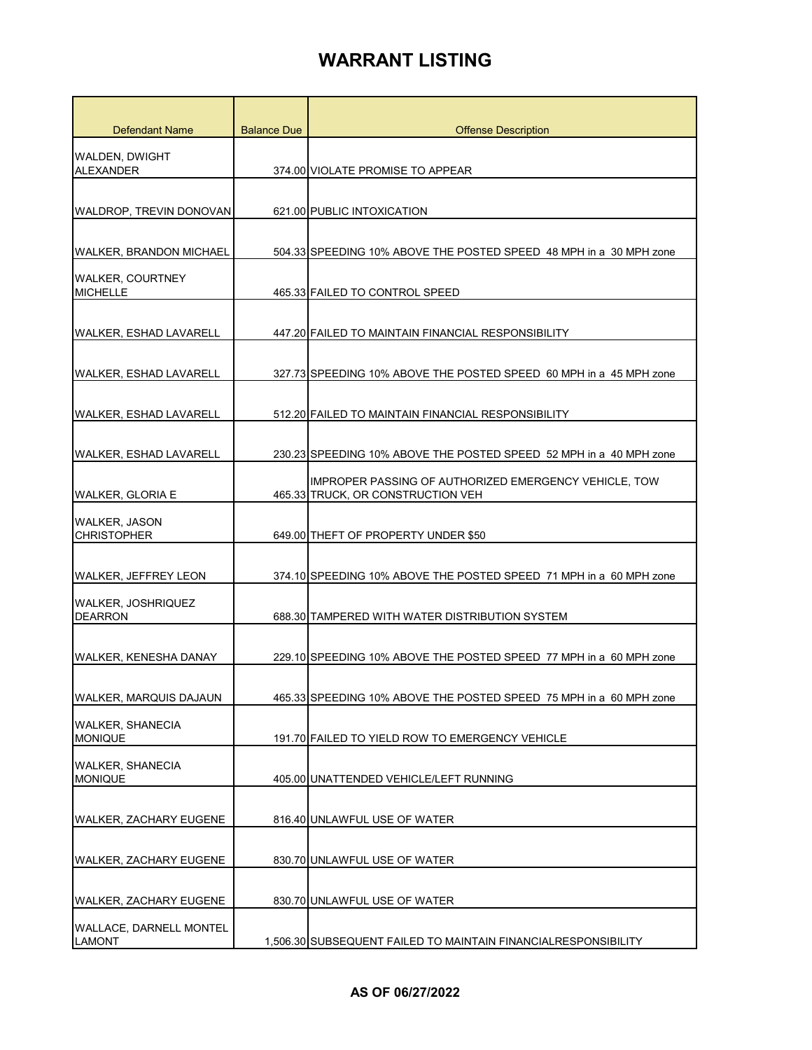# WARRANT LISTING

| Defendant Name | Balance Due | Offense Description |
|---|---|---|
| WALDEN, DWIGHT ALEXANDER | 374.00 | VIOLATE PROMISE TO APPEAR |
| WALDROP, TREVIN DONOVAN | 621.00 | PUBLIC INTOXICATION |
| WALKER, BRANDON MICHAEL | 504.33 | SPEEDING 10% ABOVE THE POSTED SPEED 48 MPH in a 30 MPH zone |
| WALKER, COURTNEY MICHELLE | 465.33 | FAILED TO CONTROL SPEED |
| WALKER, ESHAD LAVARELL | 447.20 | FAILED TO MAINTAIN FINANCIAL RESPONSIBILITY |
| WALKER, ESHAD LAVARELL | 327.73 | SPEEDING 10% ABOVE THE POSTED SPEED 60 MPH in a 45 MPH zone |
| WALKER, ESHAD LAVARELL | 512.20 | FAILED TO MAINTAIN FINANCIAL RESPONSIBILITY |
| WALKER, ESHAD LAVARELL | 230.23 | SPEEDING 10% ABOVE THE POSTED SPEED 52 MPH in a 40 MPH zone |
| WALKER, GLORIA E | 465.33 | IMPROPER PASSING OF AUTHORIZED EMERGENCY VEHICLE, TOW TRUCK, OR CONSTRUCTION VEH |
| WALKER, JASON CHRISTOPHER | 649.00 | THEFT OF PROPERTY UNDER $50 |
| WALKER, JEFFREY LEON | 374.10 | SPEEDING 10% ABOVE THE POSTED SPEED 71 MPH in a 60 MPH zone |
| WALKER, JOSHRIQUEZ DEARRON | 688.30 | TAMPERED WITH WATER DISTRIBUTION SYSTEM |
| WALKER, KENESHA DANAY | 229.10 | SPEEDING 10% ABOVE THE POSTED SPEED 77 MPH in a 60 MPH zone |
| WALKER, MARQUIS DAJAUN | 465.33 | SPEEDING 10% ABOVE THE POSTED SPEED 75 MPH in a 60 MPH zone |
| WALKER, SHANECIA MONIQUE | 191.70 | FAILED TO YIELD ROW TO EMERGENCY VEHICLE |
| WALKER, SHANECIA MONIQUE | 405.00 | UNATTENDED VEHICLE/LEFT RUNNING |
| WALKER, ZACHARY EUGENE | 816.40 | UNLAWFUL USE OF WATER |
| WALKER, ZACHARY EUGENE | 830.70 | UNLAWFUL USE OF WATER |
| WALKER, ZACHARY EUGENE | 830.70 | UNLAWFUL USE OF WATER |
| WALLACE, DARNELL MONTEL LAMONT | 1,506.30 | SUBSEQUENT FAILED TO MAINTAIN FINANCIALRESPONSIBILITY |

**AS OF 06/27/2022**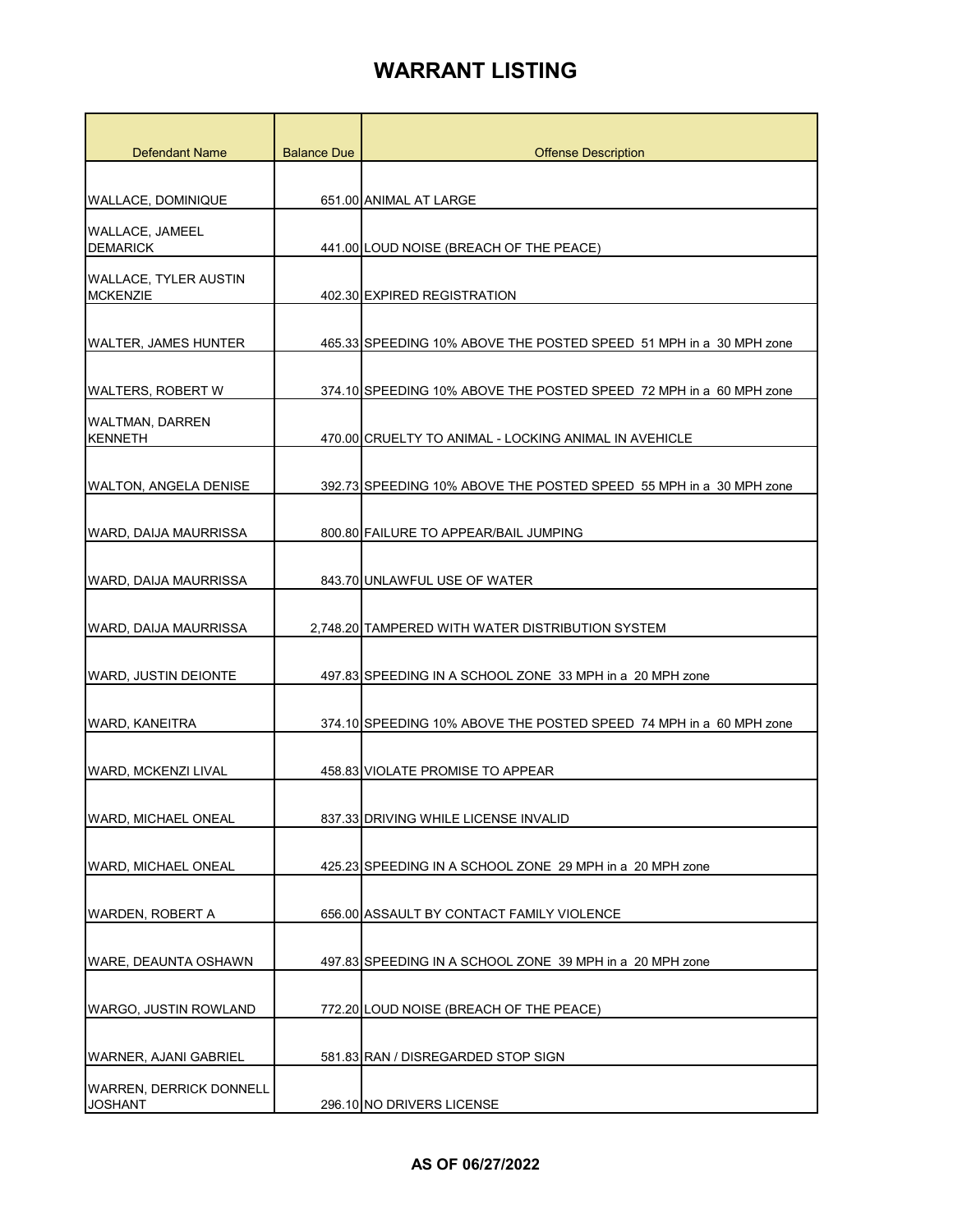# WARRANT LISTING

| Defendant Name | Balance Due | Offense Description |
|---|---|---|
| WALLACE, DOMINIQUE | 651.00 | ANIMAL AT LARGE |
| WALLACE, JAMEEL DEMARICK | 441.00 | LOUD NOISE (BREACH OF THE PEACE) |
| WALLACE, TYLER AUSTIN MCKENZIE | 402.30 | EXPIRED REGISTRATION |
| WALTER, JAMES HUNTER | 465.33 | SPEEDING 10% ABOVE THE POSTED SPEED 51 MPH in a 30 MPH zone |
| WALTERS, ROBERT W | 374.10 | SPEEDING 10% ABOVE THE POSTED SPEED 72 MPH in a 60 MPH zone |
| WALTMAN, DARREN KENNETH | 470.00 | CRUELTY TO ANIMAL - LOCKING ANIMAL IN AVEHICLE |
| WALTON, ANGELA DENISE | 392.73 | SPEEDING 10% ABOVE THE POSTED SPEED 55 MPH in a 30 MPH zone |
| WARD, DAIJA MAURRISSA | 800.80 | FAILURE TO APPEAR/BAIL JUMPING |
| WARD, DAIJA MAURRISSA | 843.70 | UNLAWFUL USE OF WATER |
| WARD, DAIJA MAURRISSA | 2,748.20 | TAMPERED WITH WATER DISTRIBUTION SYSTEM |
| WARD, JUSTIN DEIONTE | 497.83 | SPEEDING IN A SCHOOL ZONE 33 MPH in a 20 MPH zone |
| WARD, KANEITRA | 374.10 | SPEEDING 10% ABOVE THE POSTED SPEED 74 MPH in a 60 MPH zone |
| WARD, MCKENZI LIVAL | 458.83 | VIOLATE PROMISE TO APPEAR |
| WARD, MICHAEL ONEAL | 837.33 | DRIVING WHILE LICENSE INVALID |
| WARD, MICHAEL ONEAL | 425.23 | SPEEDING IN A SCHOOL ZONE 29 MPH in a 20 MPH zone |
| WARDEN, ROBERT A | 656.00 | ASSAULT BY CONTACT FAMILY VIOLENCE |
| WARE, DEAUNTA OSHAWN | 497.83 | SPEEDING IN A SCHOOL ZONE 39 MPH in a 20 MPH zone |
| WARGO, JUSTIN ROWLAND | 772.20 | LOUD NOISE (BREACH OF THE PEACE) |
| WARNER, AJANI GABRIEL | 581.83 | RAN / DISREGARDED STOP SIGN |
| WARREN, DERRICK DONNELL JOSHANT | 296.10 | NO DRIVERS LICENSE |

**AS OF 06/27/2022**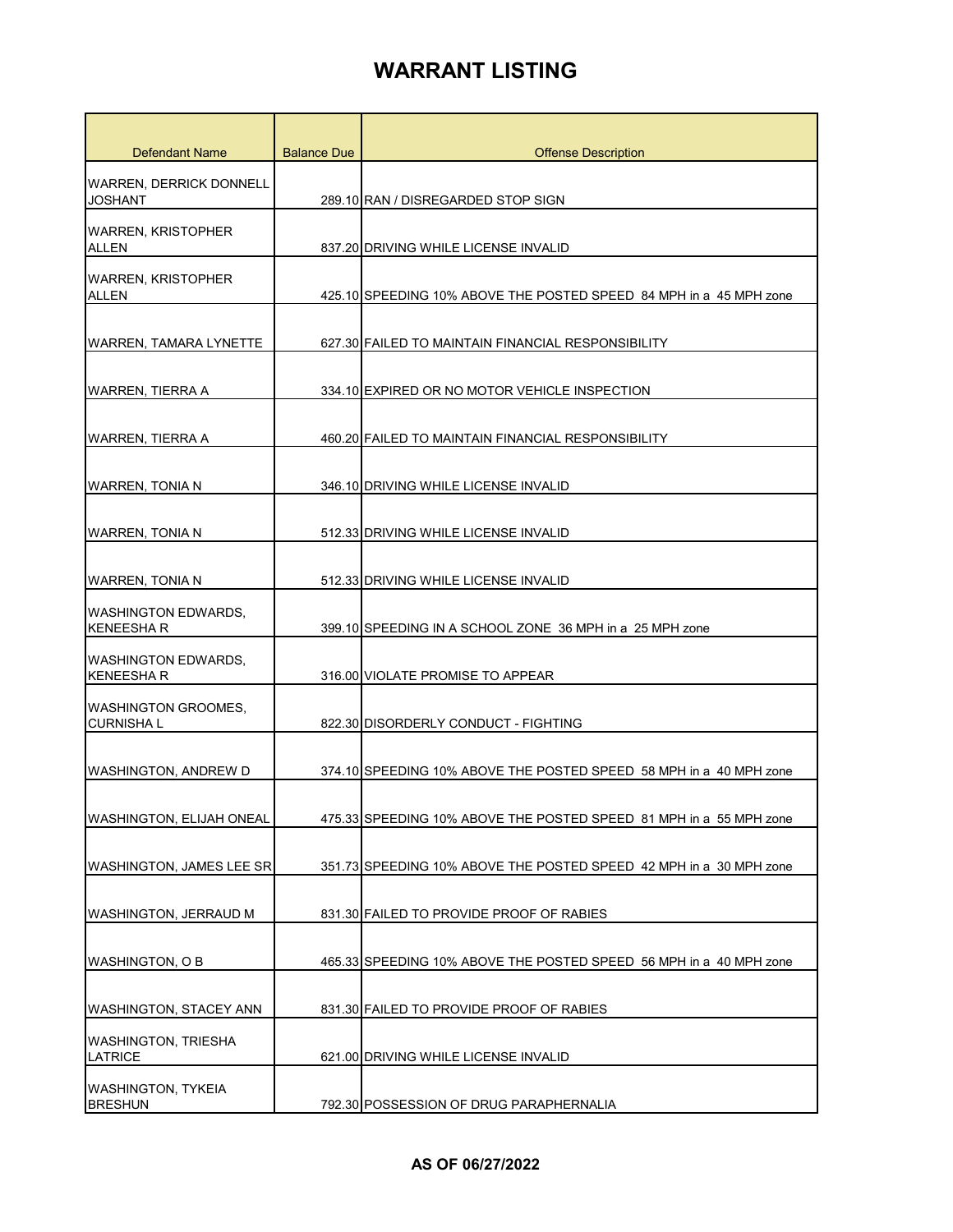# WARRANT LISTING

| Defendant Name | Balance Due | Offense Description |
|---|---|---|
| WARREN, DERRICK DONNELL JOSHANT | 289.10 | RAN / DISREGARDED STOP SIGN |
| WARREN, KRISTOPHER ALLEN | 837.20 | DRIVING WHILE LICENSE INVALID |
| WARREN, KRISTOPHER ALLEN | 425.10 | SPEEDING 10% ABOVE THE POSTED SPEED 84 MPH in a 45 MPH zone |
| WARREN, TAMARA LYNETTE | 627.30 | FAILED TO MAINTAIN FINANCIAL RESPONSIBILITY |
| WARREN, TIERRA A | 334.10 | EXPIRED OR NO MOTOR VEHICLE INSPECTION |
| WARREN, TIERRA A | 460.20 | FAILED TO MAINTAIN FINANCIAL RESPONSIBILITY |
| WARREN, TONIA N | 346.10 | DRIVING WHILE LICENSE INVALID |
| WARREN, TONIA N | 512.33 | DRIVING WHILE LICENSE INVALID |
| WARREN, TONIA N | 512.33 | DRIVING WHILE LICENSE INVALID |
| WASHINGTON EDWARDS, KENEESHA R | 399.10 | SPEEDING IN A SCHOOL ZONE 36 MPH in a 25 MPH zone |
| WASHINGTON EDWARDS, KENEESHA R | 316.00 | VIOLATE PROMISE TO APPEAR |
| WASHINGTON GROOMES, CURNISHA L | 822.30 | DISORDERLY CONDUCT - FIGHTING |
| WASHINGTON, ANDREW D | 374.10 | SPEEDING 10% ABOVE THE POSTED SPEED 58 MPH in a 40 MPH zone |
| WASHINGTON, ELIJAH ONEAL | 475.33 | SPEEDING 10% ABOVE THE POSTED SPEED 81 MPH in a 55 MPH zone |
| WASHINGTON, JAMES LEE SR | 351.73 | SPEEDING 10% ABOVE THE POSTED SPEED 42 MPH in a 30 MPH zone |
| WASHINGTON, JERRAUD M | 831.30 | FAILED TO PROVIDE PROOF OF RABIES |
| WASHINGTON, O B | 465.33 | SPEEDING 10% ABOVE THE POSTED SPEED 56 MPH in a 40 MPH zone |
| WASHINGTON, STACEY ANN | 831.30 | FAILED TO PROVIDE PROOF OF RABIES |
| WASHINGTON, TRIESHA LATRICE | 621.00 | DRIVING WHILE LICENSE INVALID |
| WASHINGTON, TYKEIA BRESHUN | 792.30 | POSSESSION OF DRUG PARAPHERNALIA |

**AS OF 06/27/2022**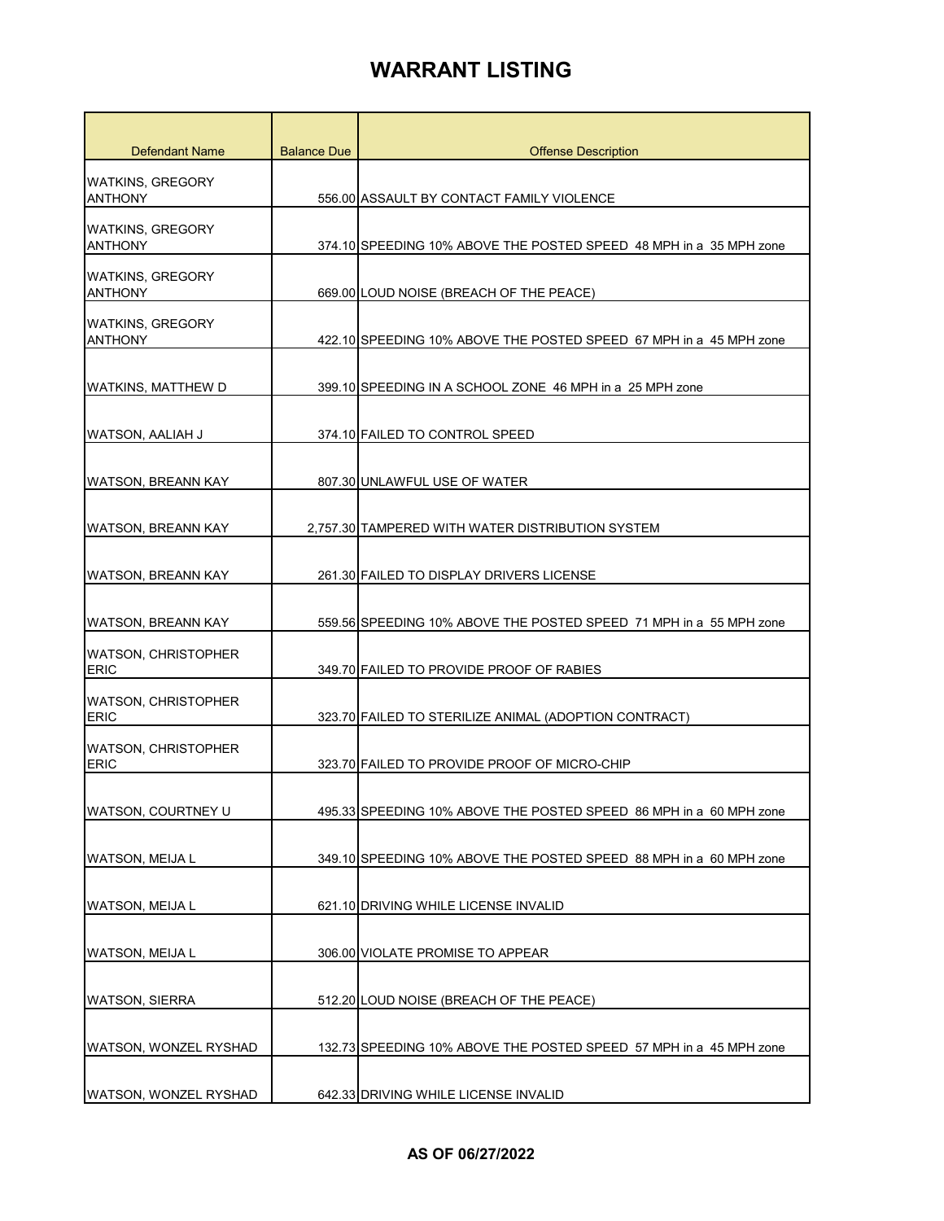# WARRANT LISTING

| Defendant Name | Balance Due | Offense Description |
|---|---|---|
| WATKINS, GREGORY ANTHONY | 556.00 | ASSAULT BY CONTACT FAMILY VIOLENCE |
| WATKINS, GREGORY ANTHONY | 374.10 | SPEEDING 10% ABOVE THE POSTED SPEED 48 MPH in a 35 MPH zone |
| WATKINS, GREGORY ANTHONY | 669.00 | LOUD NOISE (BREACH OF THE PEACE) |
| WATKINS, GREGORY ANTHONY | 422.10 | SPEEDING 10% ABOVE THE POSTED SPEED 67 MPH in a 45 MPH zone |
| WATKINS, MATTHEW D | 399.10 | SPEEDING IN A SCHOOL ZONE 46 MPH in a 25 MPH zone |
| WATSON, AALIAH J | 374.10 | FAILED TO CONTROL SPEED |
| WATSON, BREANN KAY | 807.30 | UNLAWFUL USE OF WATER |
| WATSON, BREANN KAY | 2,757.30 | TAMPERED WITH WATER DISTRIBUTION SYSTEM |
| WATSON, BREANN KAY | 261.30 | FAILED TO DISPLAY DRIVERS LICENSE |
| WATSON, BREANN KAY | 559.56 | SPEEDING 10% ABOVE THE POSTED SPEED 71 MPH in a 55 MPH zone |
| WATSON, CHRISTOPHER ERIC | 349.70 | FAILED TO PROVIDE PROOF OF RABIES |
| WATSON, CHRISTOPHER ERIC | 323.70 | FAILED TO STERILIZE ANIMAL (ADOPTION CONTRACT) |
| WATSON, CHRISTOPHER ERIC | 323.70 | FAILED TO PROVIDE PROOF OF MICRO-CHIP |
| WATSON, COURTNEY U | 495.33 | SPEEDING 10% ABOVE THE POSTED SPEED 86 MPH in a 60 MPH zone |
| WATSON, MEIJA L | 349.10 | SPEEDING 10% ABOVE THE POSTED SPEED 88 MPH in a 60 MPH zone |
| WATSON, MEIJA L | 621.10 | DRIVING WHILE LICENSE INVALID |
| WATSON, MEIJA L | 306.00 | VIOLATE PROMISE TO APPEAR |
| WATSON, SIERRA | 512.20 | LOUD NOISE (BREACH OF THE PEACE) |
| WATSON, WONZEL RYSHAD | 132.73 | SPEEDING 10% ABOVE THE POSTED SPEED 57 MPH in a 45 MPH zone |
| WATSON, WONZEL RYSHAD | 642.33 | DRIVING WHILE LICENSE INVALID |

**AS OF 06/27/2022**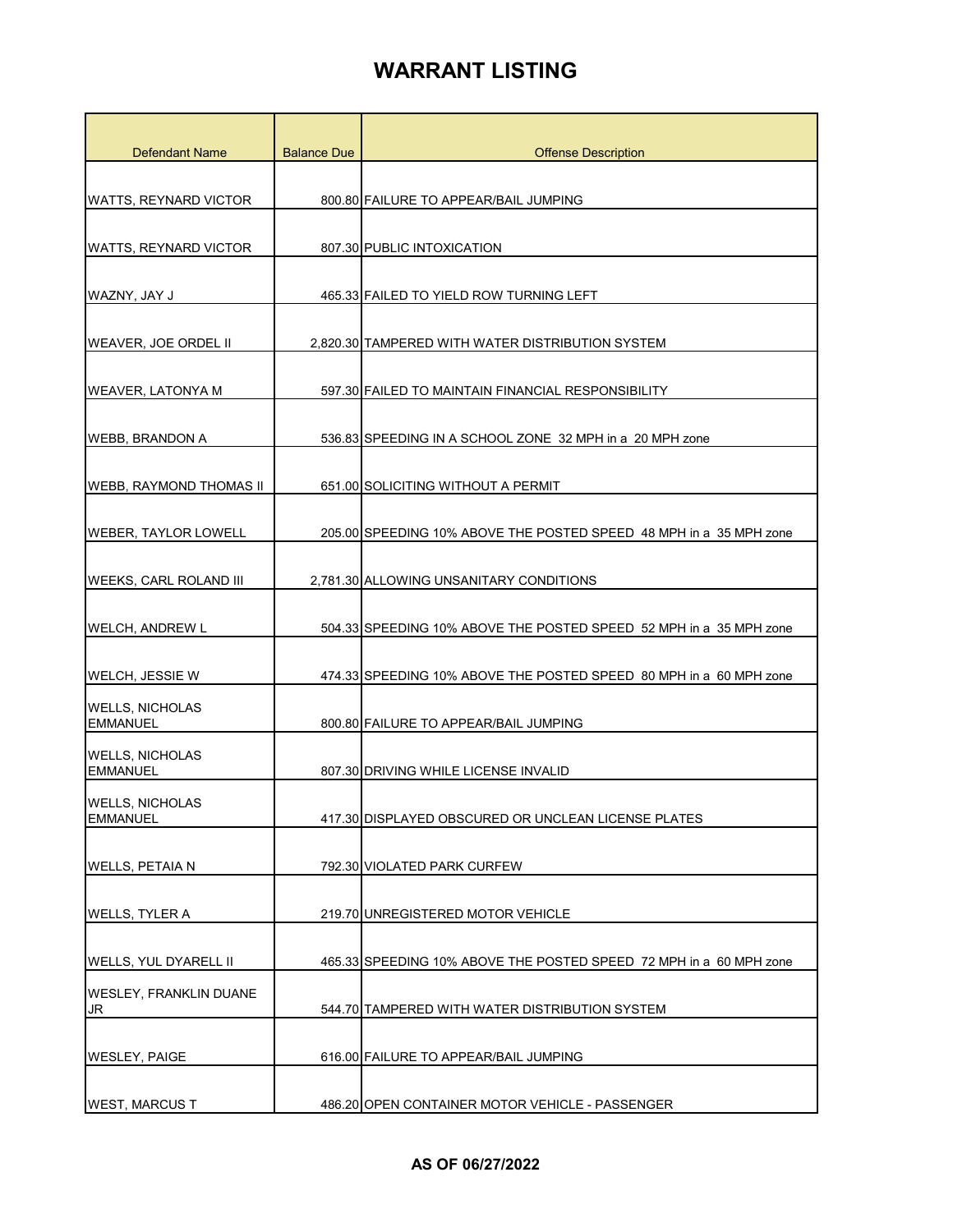# WARRANT LISTING

| Defendant Name | Balance Due | Offense Description |
|---|---|---|
| WATTS, REYNARD VICTOR | 800.80 | FAILURE TO APPEAR/BAIL JUMPING |
| WATTS, REYNARD VICTOR | 807.30 | PUBLIC INTOXICATION |
| WAZNY, JAY J | 465.33 | FAILED TO YIELD ROW TURNING LEFT |
| WEAVER, JOE ORDEL II | 2,820.30 | TAMPERED WITH WATER DISTRIBUTION SYSTEM |
| WEAVER, LATONYA M | 597.30 | FAILED TO MAINTAIN FINANCIAL RESPONSIBILITY |
| WEBB, BRANDON A | 536.83 | SPEEDING IN A SCHOOL ZONE 32 MPH in a 20 MPH zone |
| WEBB, RAYMOND THOMAS II | 651.00 | SOLICITING WITHOUT A PERMIT |
| WEBER, TAYLOR LOWELL | 205.00 | SPEEDING 10% ABOVE THE POSTED SPEED 48 MPH in a 35 MPH zone |
| WEEKS, CARL ROLAND III | 2,781.30 | ALLOWING UNSANITARY CONDITIONS |
| WELCH, ANDREW L | 504.33 | SPEEDING 10% ABOVE THE POSTED SPEED 52 MPH in a 35 MPH zone |
| WELCH, JESSIE W | 474.33 | SPEEDING 10% ABOVE THE POSTED SPEED 80 MPH in a 60 MPH zone |
| WELLS, NICHOLAS EMMANUEL | 800.80 | FAILURE TO APPEAR/BAIL JUMPING |
| WELLS, NICHOLAS EMMANUEL | 807.30 | DRIVING WHILE LICENSE INVALID |
| WELLS, NICHOLAS EMMANUEL | 417.30 | DISPLAYED OBSCURED OR UNCLEAN LICENSE PLATES |
| WELLS, PETAIA N | 792.30 | VIOLATED PARK CURFEW |
| WELLS, TYLER A | 219.70 | UNREGISTERED MOTOR VEHICLE |
| WELLS, YUL DYARELL II | 465.33 | SPEEDING 10% ABOVE THE POSTED SPEED 72 MPH in a 60 MPH zone |
| WESLEY, FRANKLIN DUANE JR | 544.70 | TAMPERED WITH WATER DISTRIBUTION SYSTEM |
| WESLEY, PAIGE | 616.00 | FAILURE TO APPEAR/BAIL JUMPING |
| WEST, MARCUS T | 486.20 | OPEN CONTAINER MOTOR VEHICLE - PASSENGER |

**AS OF 06/27/2022**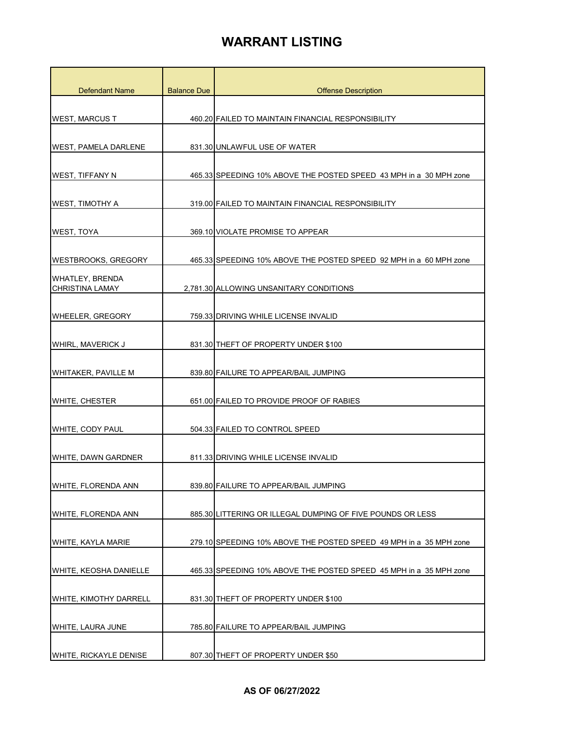# WARRANT LISTING

| Defendant Name | Balance Due | Offense Description |
|---|---|---|
| WEST, MARCUS T | 460.20 | FAILED TO MAINTAIN FINANCIAL RESPONSIBILITY |
| WEST, PAMELA DARLENE | 831.30 | UNLAWFUL USE OF WATER |
| WEST, TIFFANY N | 465.33 | SPEEDING 10% ABOVE THE POSTED SPEED 43 MPH in a 30 MPH zone |
| WEST, TIMOTHY A | 319.00 | FAILED TO MAINTAIN FINANCIAL RESPONSIBILITY |
| WEST, TOYA | 369.10 | VIOLATE PROMISE TO APPEAR |
| WESTBROOKS, GREGORY | 465.33 | SPEEDING 10% ABOVE THE POSTED SPEED 92 MPH in a 60 MPH zone |
| WHATLEY, BRENDA CHRISTINA LAMAY | 2,781.30 | ALLOWING UNSANITARY CONDITIONS |
| WHEELER, GREGORY | 759.33 | DRIVING WHILE LICENSE INVALID |
| WHIRL, MAVERICK J | 831.30 | THEFT OF PROPERTY UNDER $100 |
| WHITAKER, PAVILLE M | 839.80 | FAILURE TO APPEAR/BAIL JUMPING |
| WHITE, CHESTER | 651.00 | FAILED TO PROVIDE PROOF OF RABIES |
| WHITE, CODY PAUL | 504.33 | FAILED TO CONTROL SPEED |
| WHITE, DAWN GARDNER | 811.33 | DRIVING WHILE LICENSE INVALID |
| WHITE, FLORENDA ANN | 839.80 | FAILURE TO APPEAR/BAIL JUMPING |
| WHITE, FLORENDA ANN | 885.30 | LITTERING OR ILLEGAL DUMPING OF FIVE POUNDS OR LESS |
| WHITE, KAYLA MARIE | 279.10 | SPEEDING 10% ABOVE THE POSTED SPEED 49 MPH in a 35 MPH zone |
| WHITE, KEOSHA DANIELLE | 465.33 | SPEEDING 10% ABOVE THE POSTED SPEED 45 MPH in a 35 MPH zone |
| WHITE, KIMOTHY DARRELL | 831.30 | THEFT OF PROPERTY UNDER $100 |
| WHITE, LAURA JUNE | 785.80 | FAILURE TO APPEAR/BAIL JUMPING |
| WHITE, RICKAYLE DENISE | 807.30 | THEFT OF PROPERTY UNDER $50 |

**AS OF 06/27/2022**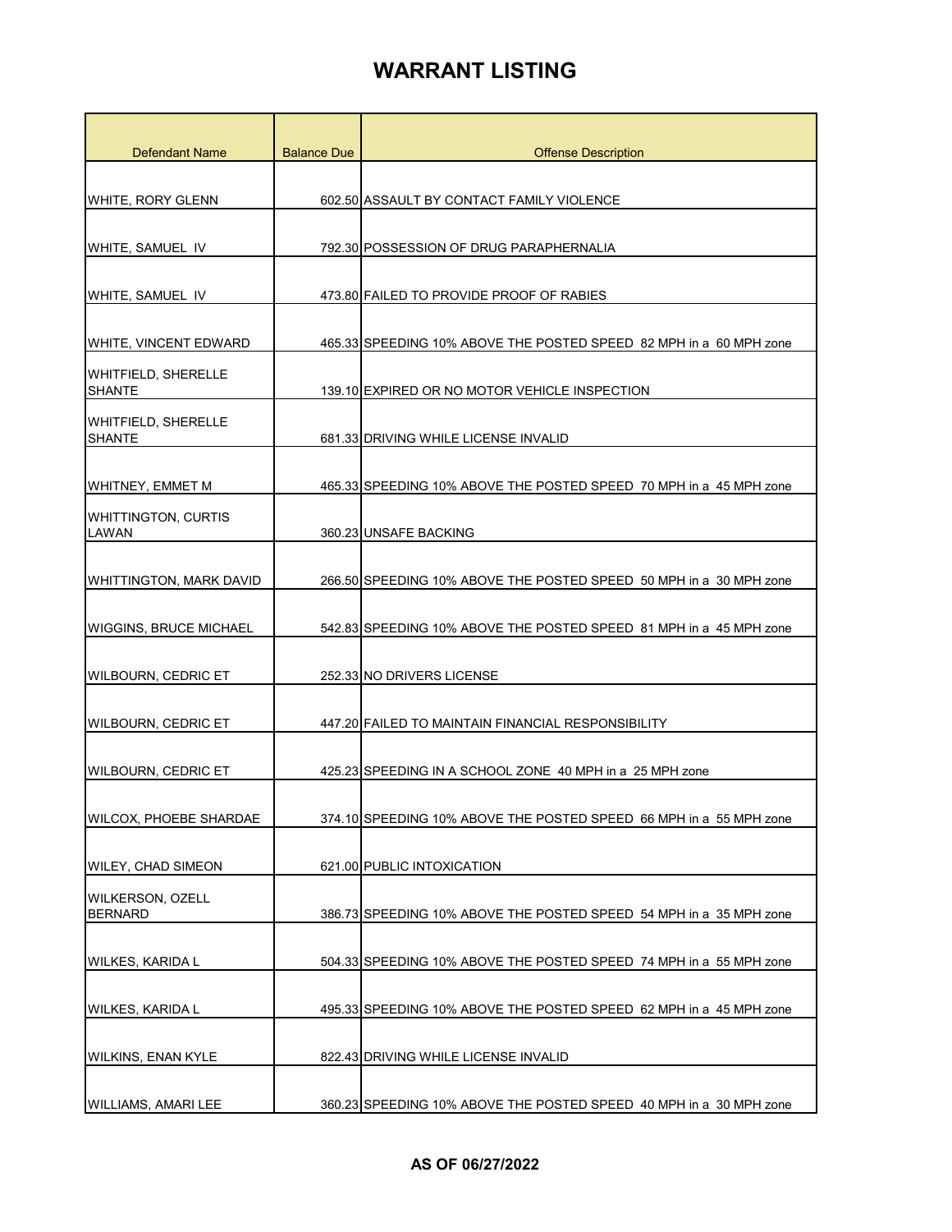# WARRANT LISTING

| Defendant Name | Balance Due | Offense Description |
|---|---|---|
| WHITE, RORY GLENN | 602.50 | ASSAULT BY CONTACT FAMILY VIOLENCE |
| WHITE, SAMUEL IV | 792.30 | POSSESSION OF DRUG PARAPHERNALIA |
| WHITE, SAMUEL IV | 473.80 | FAILED TO PROVIDE PROOF OF RABIES |
| WHITE, VINCENT EDWARD | 465.33 | SPEEDING 10% ABOVE THE POSTED SPEED 82 MPH in a 60 MPH zone |
| WHITFIELD, SHERELLE SHANTE | 139.10 | EXPIRED OR NO MOTOR VEHICLE INSPECTION |
| WHITFIELD, SHERELLE SHANTE | 681.33 | DRIVING WHILE LICENSE INVALID |
| WHITNEY, EMMET M | 465.33 | SPEEDING 10% ABOVE THE POSTED SPEED 70 MPH in a 45 MPH zone |
| WHITTINGTON, CURTIS LAWAN | 360.23 | UNSAFE BACKING |
| WHITTINGTON, MARK DAVID | 266.50 | SPEEDING 10% ABOVE THE POSTED SPEED 50 MPH in a 30 MPH zone |
| WIGGINS, BRUCE MICHAEL | 542.83 | SPEEDING 10% ABOVE THE POSTED SPEED 81 MPH in a 45 MPH zone |
| WILBOURN, CEDRIC ET | 252.33 | NO DRIVERS LICENSE |
| WILBOURN, CEDRIC ET | 447.20 | FAILED TO MAINTAIN FINANCIAL RESPONSIBILITY |
| WILBOURN, CEDRIC ET | 425.23 | SPEEDING IN A SCHOOL ZONE 40 MPH in a 25 MPH zone |
| WILCOX, PHOEBE SHARDAE | 374.10 | SPEEDING 10% ABOVE THE POSTED SPEED 66 MPH in a 55 MPH zone |
| WILEY, CHAD SIMEON | 621.00 | PUBLIC INTOXICATION |
| WILKERSON, OZELL BERNARD | 386.73 | SPEEDING 10% ABOVE THE POSTED SPEED 54 MPH in a 35 MPH zone |
| WILKES, KARIDA L | 504.33 | SPEEDING 10% ABOVE THE POSTED SPEED 74 MPH in a 55 MPH zone |
| WILKES, KARIDA L | 495.33 | SPEEDING 10% ABOVE THE POSTED SPEED 62 MPH in a 45 MPH zone |
| WILKINS, ENAN KYLE | 822.43 | DRIVING WHILE LICENSE INVALID |
| WILLIAMS, AMARI LEE | 360.23 | SPEEDING 10% ABOVE THE POSTED SPEED 40 MPH in a 30 MPH zone |

**AS OF 06/27/2022**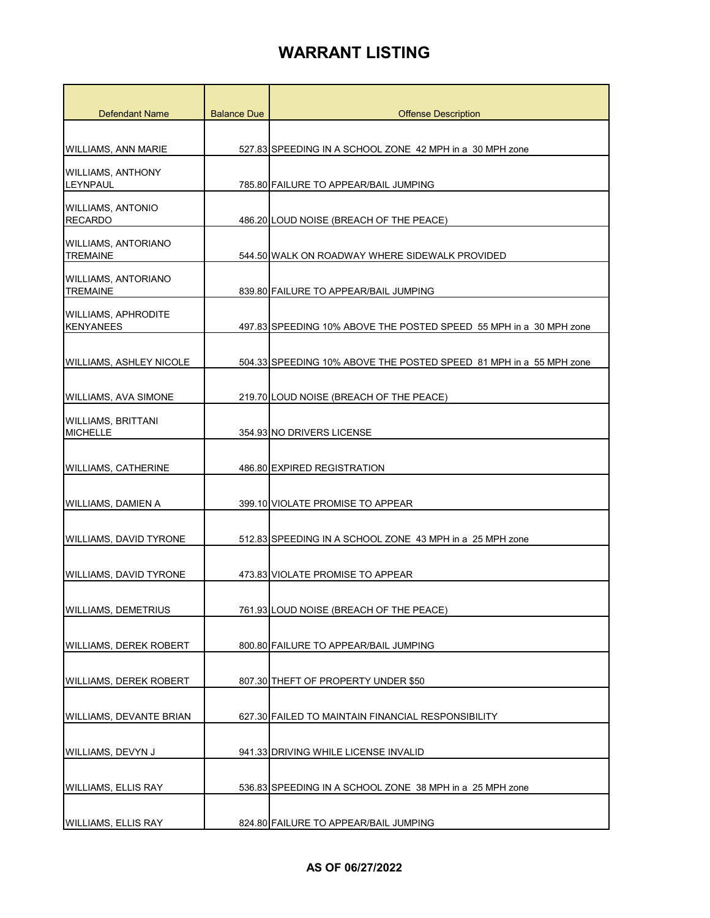# WARRANT LISTING

| Defendant Name | Balance Due | Offense Description |
|---|---|---|
| WILLIAMS, ANN MARIE | 527.83 | SPEEDING IN A SCHOOL ZONE 42 MPH in a 30 MPH zone |
| WILLIAMS, ANTHONY LEYNPAUL | 785.80 | FAILURE TO APPEAR/BAIL JUMPING |
| WILLIAMS, ANTONIO RECARDO | 486.20 | LOUD NOISE (BREACH OF THE PEACE) |
| WILLIAMS, ANTORIANO TREMAINE | 544.50 | WALK ON ROADWAY WHERE SIDEWALK PROVIDED |
| WILLIAMS, ANTORIANO TREMAINE | 839.80 | FAILURE TO APPEAR/BAIL JUMPING |
| WILLIAMS, APHRODITE KENYANEES | 497.83 | SPEEDING 10% ABOVE THE POSTED SPEED 55 MPH in a 30 MPH zone |
| WILLIAMS, ASHLEY NICOLE | 504.33 | SPEEDING 10% ABOVE THE POSTED SPEED 81 MPH in a 55 MPH zone |
| WILLIAMS, AVA SIMONE | 219.70 | LOUD NOISE (BREACH OF THE PEACE) |
| WILLIAMS, BRITTANI MICHELLE | 354.93 | NO DRIVERS LICENSE |
| WILLIAMS, CATHERINE | 486.80 | EXPIRED REGISTRATION |
| WILLIAMS, DAMIEN A | 399.10 | VIOLATE PROMISE TO APPEAR |
| WILLIAMS, DAVID TYRONE | 512.83 | SPEEDING IN A SCHOOL ZONE 43 MPH in a 25 MPH zone |
| WILLIAMS, DAVID TYRONE | 473.83 | VIOLATE PROMISE TO APPEAR |
| WILLIAMS, DEMETRIUS | 761.93 | LOUD NOISE (BREACH OF THE PEACE) |
| WILLIAMS, DEREK ROBERT | 800.80 | FAILURE TO APPEAR/BAIL JUMPING |
| WILLIAMS, DEREK ROBERT | 807.30 | THEFT OF PROPERTY UNDER $50 |
| WILLIAMS, DEVANTE BRIAN | 627.30 | FAILED TO MAINTAIN FINANCIAL RESPONSIBILITY |
| WILLIAMS, DEVYN J | 941.33 | DRIVING WHILE LICENSE INVALID |
| WILLIAMS, ELLIS RAY | 536.83 | SPEEDING IN A SCHOOL ZONE 38 MPH in a 25 MPH zone |
| WILLIAMS, ELLIS RAY | 824.80 | FAILURE TO APPEAR/BAIL JUMPING |

**AS OF 06/27/2022**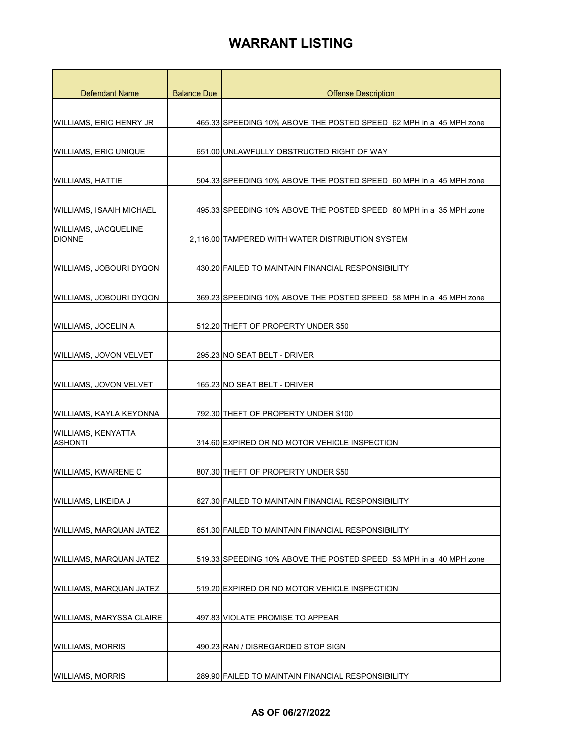# WARRANT LISTING

| Defendant Name | Balance Due | Offense Description |
|---|---|---|
| WILLIAMS, ERIC HENRY JR | 465.33 | SPEEDING 10% ABOVE THE POSTED SPEED 62 MPH in a 45 MPH zone |
| WILLIAMS, ERIC UNIQUE | 651.00 | UNLAWFULLY OBSTRUCTED RIGHT OF WAY |
| WILLIAMS, HATTIE | 504.33 | SPEEDING 10% ABOVE THE POSTED SPEED 60 MPH in a 45 MPH zone |
| WILLIAMS, ISAAIH MICHAEL | 495.33 | SPEEDING 10% ABOVE THE POSTED SPEED 60 MPH in a 35 MPH zone |
| WILLIAMS, JACQUELINE DIONNE | 2,116.00 | TAMPERED WITH WATER DISTRIBUTION SYSTEM |
| WILLIAMS, JOBOURI DYQON | 430.20 | FAILED TO MAINTAIN FINANCIAL RESPONSIBILITY |
| WILLIAMS, JOBOURI DYQON | 369.23 | SPEEDING 10% ABOVE THE POSTED SPEED 58 MPH in a 45 MPH zone |
| WILLIAMS, JOCELIN A | 512.20 | THEFT OF PROPERTY UNDER $50 |
| WILLIAMS, JOVON VELVET | 295.23 | NO SEAT BELT - DRIVER |
| WILLIAMS, JOVON VELVET | 165.23 | NO SEAT BELT - DRIVER |
| WILLIAMS, KAYLA KEYONNA | 792.30 | THEFT OF PROPERTY UNDER $100 |
| WILLIAMS, KENYATTA ASHONTI | 314.60 | EXPIRED OR NO MOTOR VEHICLE INSPECTION |
| WILLIAMS, KWARENE C | 807.30 | THEFT OF PROPERTY UNDER $50 |
| WILLIAMS, LIKEIDA J | 627.30 | FAILED TO MAINTAIN FINANCIAL RESPONSIBILITY |
| WILLIAMS, MARQUAN JATEZ | 651.30 | FAILED TO MAINTAIN FINANCIAL RESPONSIBILITY |
| WILLIAMS, MARQUAN JATEZ | 519.33 | SPEEDING 10% ABOVE THE POSTED SPEED 53 MPH in a 40 MPH zone |
| WILLIAMS, MARQUAN JATEZ | 519.20 | EXPIRED OR NO MOTOR VEHICLE INSPECTION |
| WILLIAMS, MARYSSA CLAIRE | 497.83 | VIOLATE PROMISE TO APPEAR |
| WILLIAMS, MORRIS | 490.23 | RAN / DISREGARDED STOP SIGN |
| WILLIAMS, MORRIS | 289.90 | FAILED TO MAINTAIN FINANCIAL RESPONSIBILITY |

**AS OF 06/27/2022**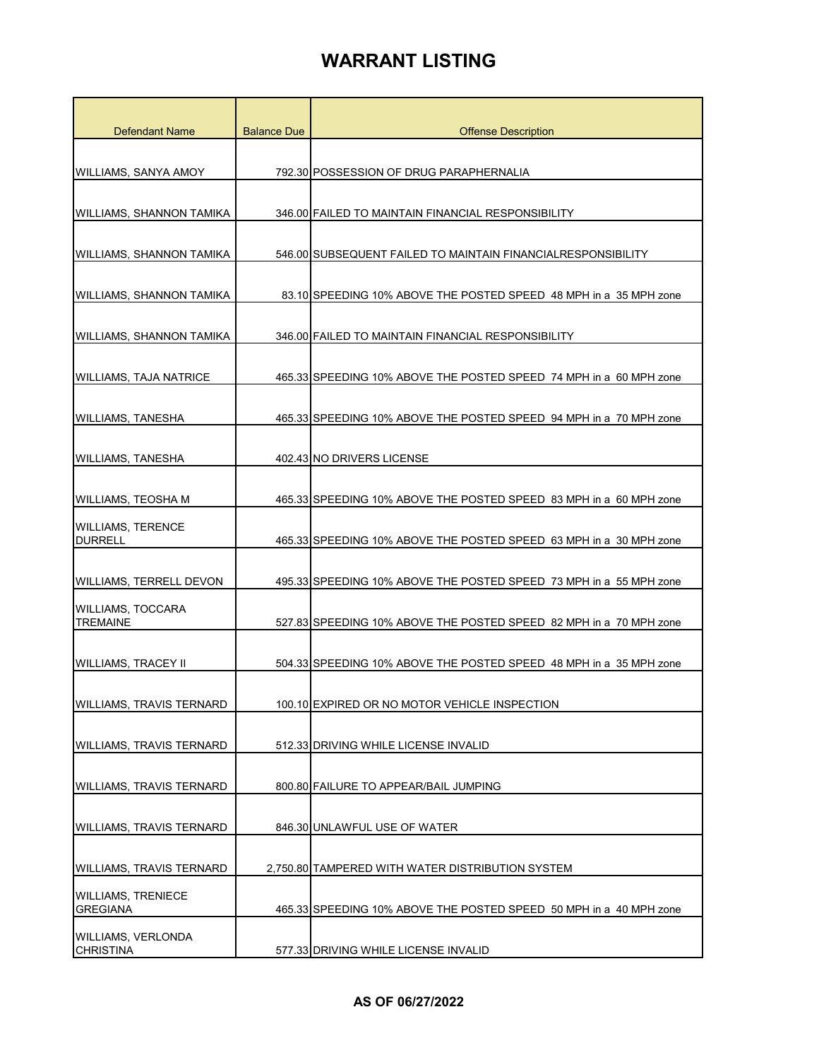# WARRANT LISTING

| Defendant Name | Balance Due | Offense Description |
|---|---|---|
| WILLIAMS, SANYA AMOY | 792.30 | POSSESSION OF DRUG PARAPHERNALIA |
| WILLIAMS, SHANNON TAMIKA | 346.00 | FAILED TO MAINTAIN FINANCIAL RESPONSIBILITY |
| WILLIAMS, SHANNON TAMIKA | 546.00 | SUBSEQUENT FAILED TO MAINTAIN FINANCIALRESPONSIBILITY |
| WILLIAMS, SHANNON TAMIKA | 83.10 | SPEEDING 10% ABOVE THE POSTED SPEED 48 MPH in a 35 MPH zone |
| WILLIAMS, SHANNON TAMIKA | 346.00 | FAILED TO MAINTAIN FINANCIAL RESPONSIBILITY |
| WILLIAMS, TAJA NATRICE | 465.33 | SPEEDING 10% ABOVE THE POSTED SPEED 74 MPH in a 60 MPH zone |
| WILLIAMS, TANESHA | 465.33 | SPEEDING 10% ABOVE THE POSTED SPEED 94 MPH in a 70 MPH zone |
| WILLIAMS, TANESHA | 402.43 | NO DRIVERS LICENSE |
| WILLIAMS, TEOSHA M | 465.33 | SPEEDING 10% ABOVE THE POSTED SPEED 83 MPH in a 60 MPH zone |
| WILLIAMS, TERENCE DURRELL | 465.33 | SPEEDING 10% ABOVE THE POSTED SPEED 63 MPH in a 30 MPH zone |
| WILLIAMS, TERRELL DEVON | 495.33 | SPEEDING 10% ABOVE THE POSTED SPEED 73 MPH in a 55 MPH zone |
| WILLIAMS, TOCCARA TREMAINE | 527.83 | SPEEDING 10% ABOVE THE POSTED SPEED 82 MPH in a 70 MPH zone |
| WILLIAMS, TRACEY II | 504.33 | SPEEDING 10% ABOVE THE POSTED SPEED 48 MPH in a 35 MPH zone |
| WILLIAMS, TRAVIS TERNARD | 100.10 | EXPIRED OR NO MOTOR VEHICLE INSPECTION |
| WILLIAMS, TRAVIS TERNARD | 512.33 | DRIVING WHILE LICENSE INVALID |
| WILLIAMS, TRAVIS TERNARD | 800.80 | FAILURE TO APPEAR/BAIL JUMPING |
| WILLIAMS, TRAVIS TERNARD | 846.30 | UNLAWFUL USE OF WATER |
| WILLIAMS, TRAVIS TERNARD | 2,750.80 | TAMPERED WITH WATER DISTRIBUTION SYSTEM |
| WILLIAMS, TRENIECE GREGIANA | 465.33 | SPEEDING 10% ABOVE THE POSTED SPEED 50 MPH in a 40 MPH zone |
| WILLIAMS, VERLONDA CHRISTINA | 577.33 | DRIVING WHILE LICENSE INVALID |

**AS OF 06/27/2022**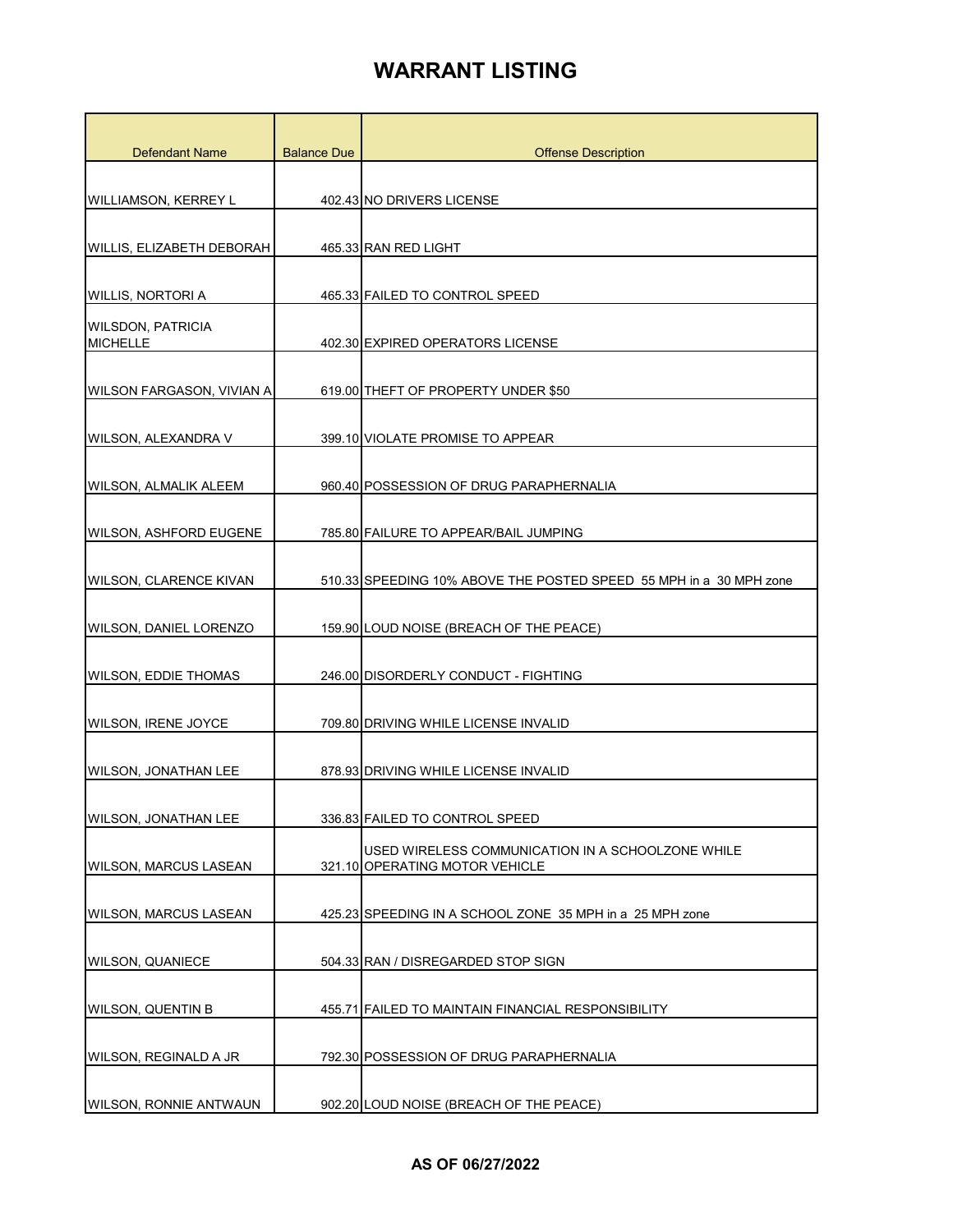# WARRANT LISTING

| Defendant Name | Balance Due | Offense Description |
|---|---|---|
| WILLIAMSON, KERREY L | 402.43 | NO DRIVERS LICENSE |
| WILLIS, ELIZABETH DEBORAH | 465.33 | RAN RED LIGHT |
| WILLIS, NORTORI A | 465.33 | FAILED TO CONTROL SPEED |
| WILSDON, PATRICIA MICHELLE | 402.30 | EXPIRED OPERATORS LICENSE |
| WILSON FARGASON, VIVIAN A | 619.00 | THEFT OF PROPERTY UNDER $50 |
| WILSON, ALEXANDRA V | 399.10 | VIOLATE PROMISE TO APPEAR |
| WILSON, ALMALIK ALEEM | 960.40 | POSSESSION OF DRUG PARAPHERNALIA |
| WILSON, ASHFORD EUGENE | 785.80 | FAILURE TO APPEAR/BAIL JUMPING |
| WILSON, CLARENCE KIVAN | 510.33 | SPEEDING 10% ABOVE THE POSTED SPEED 55 MPH in a 30 MPH zone |
| WILSON, DANIEL LORENZO | 159.90 | LOUD NOISE (BREACH OF THE PEACE) |
| WILSON, EDDIE THOMAS | 246.00 | DISORDERLY CONDUCT - FIGHTING |
| WILSON, IRENE JOYCE | 709.80 | DRIVING WHILE LICENSE INVALID |
| WILSON, JONATHAN LEE | 878.93 | DRIVING WHILE LICENSE INVALID |
| WILSON, JONATHAN LEE | 336.83 | FAILED TO CONTROL SPEED |
| WILSON, MARCUS LASEAN | 321.10 | USED WIRELESS COMMUNICATION IN A SCHOOLZONE WHILE OPERATING MOTOR VEHICLE |
| WILSON, MARCUS LASEAN | 425.23 | SPEEDING IN A SCHOOL ZONE 35 MPH in a 25 MPH zone |
| WILSON, QUANIECE | 504.33 | RAN / DISREGARDED STOP SIGN |
| WILSON, QUENTIN B | 455.71 | FAILED TO MAINTAIN FINANCIAL RESPONSIBILITY |
| WILSON, REGINALD A JR | 792.30 | POSSESSION OF DRUG PARAPHERNALIA |
| WILSON, RONNIE ANTWAUN | 902.20 | LOUD NOISE (BREACH OF THE PEACE) |

**AS OF 06/27/2022**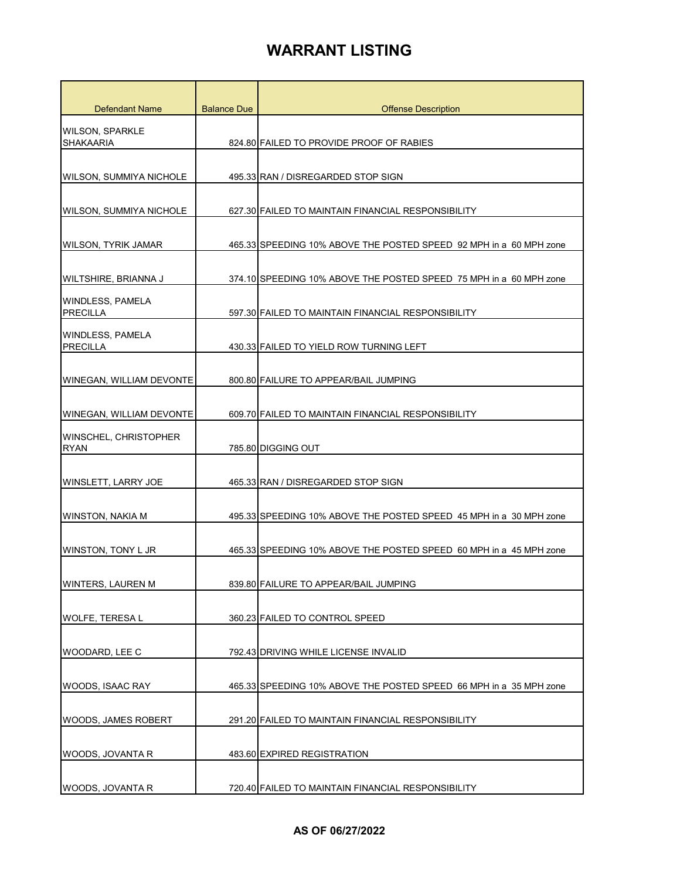# WARRANT LISTING

| Defendant Name | Balance Due | Offense Description |
|---|---|---|
| WILSON, SPARKLE SHAKAARIA | 824.80 | FAILED TO PROVIDE PROOF OF RABIES |
| WILSON, SUMMIYA NICHOLE | 495.33 | RAN / DISREGARDED STOP SIGN |
| WILSON, SUMMIYA NICHOLE | 627.30 | FAILED TO MAINTAIN FINANCIAL RESPONSIBILITY |
| WILSON, TYRIK JAMAR | 465.33 | SPEEDING 10% ABOVE THE POSTED SPEED 92 MPH in a 60 MPH zone |
| WILTSHIRE, BRIANNA J | 374.10 | SPEEDING 10% ABOVE THE POSTED SPEED 75 MPH in a 60 MPH zone |
| WINDLESS, PAMELA PRECILLA | 597.30 | FAILED TO MAINTAIN FINANCIAL RESPONSIBILITY |
| WINDLESS, PAMELA PRECILLA | 430.33 | FAILED TO YIELD ROW TURNING LEFT |
| WINEGAN, WILLIAM DEVONTE | 800.80 | FAILURE TO APPEAR/BAIL JUMPING |
| WINEGAN, WILLIAM DEVONTE | 609.70 | FAILED TO MAINTAIN FINANCIAL RESPONSIBILITY |
| WINSCHEL, CHRISTOPHER RYAN | 785.80 | DIGGING OUT |
| WINSLETT, LARRY JOE | 465.33 | RAN / DISREGARDED STOP SIGN |
| WINSTON, NAKIA M | 495.33 | SPEEDING 10% ABOVE THE POSTED SPEED 45 MPH in a 30 MPH zone |
| WINSTON, TONY L JR | 465.33 | SPEEDING 10% ABOVE THE POSTED SPEED 60 MPH in a 45 MPH zone |
| WINTERS, LAUREN M | 839.80 | FAILURE TO APPEAR/BAIL JUMPING |
| WOLFE, TERESA L | 360.23 | FAILED TO CONTROL SPEED |
| WOODARD, LEE C | 792.43 | DRIVING WHILE LICENSE INVALID |
| WOODS, ISAAC RAY | 465.33 | SPEEDING 10% ABOVE THE POSTED SPEED 66 MPH in a 35 MPH zone |
| WOODS, JAMES ROBERT | 291.20 | FAILED TO MAINTAIN FINANCIAL RESPONSIBILITY |
| WOODS, JOVANTA R | 483.60 | EXPIRED REGISTRATION |
| WOODS, JOVANTA R | 720.40 | FAILED TO MAINTAIN FINANCIAL RESPONSIBILITY |

**AS OF 06/27/2022**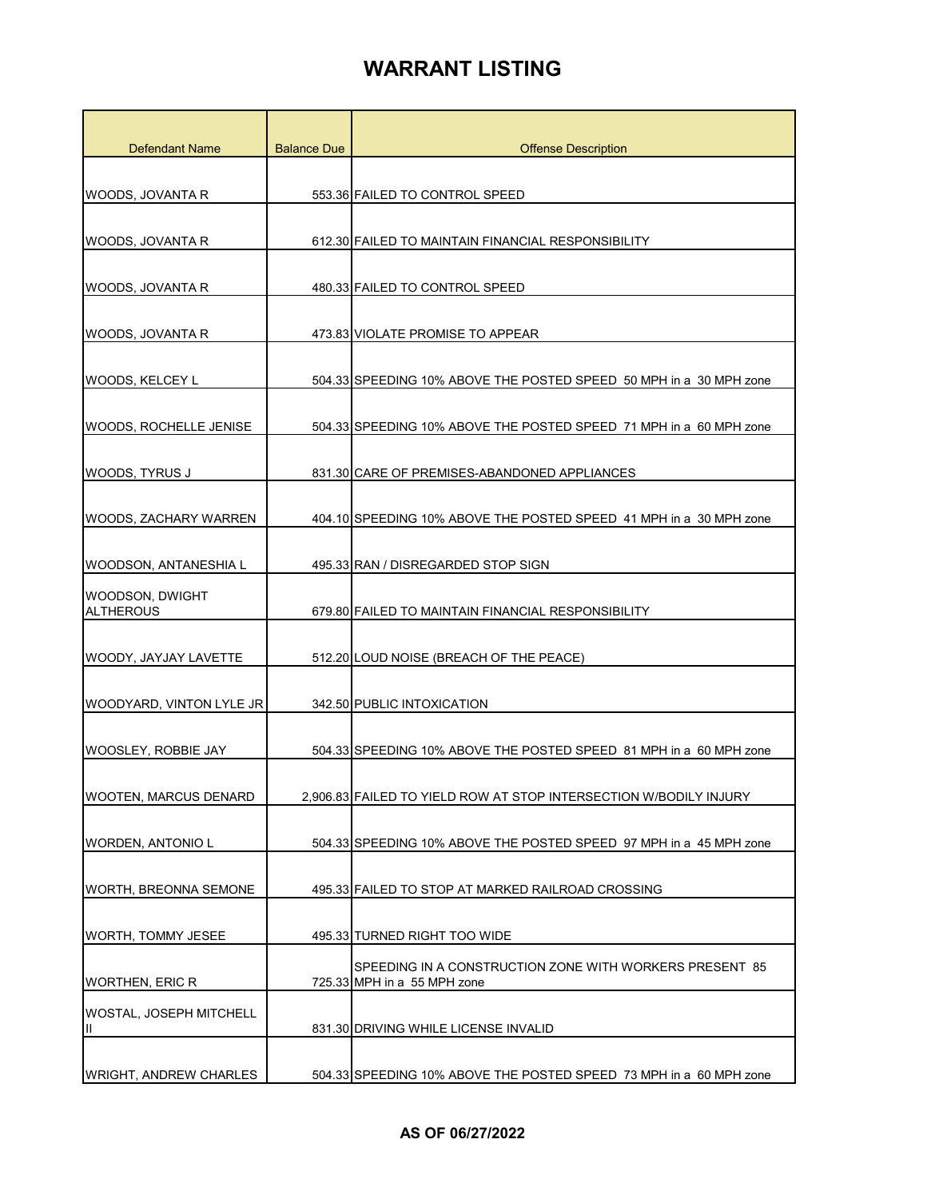# WARRANT LISTING

| Defendant Name | Balance Due | Offense Description |
|---|---|---|
| WOODS, JOVANTA R | 553.36 | FAILED TO CONTROL SPEED |
| WOODS, JOVANTA R | 612.30 | FAILED TO MAINTAIN FINANCIAL RESPONSIBILITY |
| WOODS, JOVANTA R | 480.33 | FAILED TO CONTROL SPEED |
| WOODS, JOVANTA R | 473.83 | VIOLATE PROMISE TO APPEAR |
| WOODS, KELCEY L | 504.33 | SPEEDING 10% ABOVE THE POSTED SPEED 50 MPH in a 30 MPH zone |
| WOODS, ROCHELLE JENISE | 504.33 | SPEEDING 10% ABOVE THE POSTED SPEED 71 MPH in a 60 MPH zone |
| WOODS, TYRUS J | 831.30 | CARE OF PREMISES-ABANDONED APPLIANCES |
| WOODS, ZACHARY WARREN | 404.10 | SPEEDING 10% ABOVE THE POSTED SPEED 41 MPH in a 30 MPH zone |
| WOODSON, ANTANESHIA L | 495.33 | RAN / DISREGARDED STOP SIGN |
| WOODSON, DWIGHT ALTHEROUS | 679.80 | FAILED TO MAINTAIN FINANCIAL RESPONSIBILITY |
| WOODY, JAYJAY LAVETTE | 512.20 | LOUD NOISE (BREACH OF THE PEACE) |
| WOODYARD, VINTON LYLE JR | 342.50 | PUBLIC INTOXICATION |
| WOOSLEY, ROBBIE JAY | 504.33 | SPEEDING 10% ABOVE THE POSTED SPEED 81 MPH in a 60 MPH zone |
| WOOTEN, MARCUS DENARD | 2,906.83 | FAILED TO YIELD ROW AT STOP INTERSECTION W/BODILY INJURY |
| WORDEN, ANTONIO L | 504.33 | SPEEDING 10% ABOVE THE POSTED SPEED 97 MPH in a 45 MPH zone |
| WORTH, BREONNA SEMONE | 495.33 | FAILED TO STOP AT MARKED RAILROAD CROSSING |
| WORTH, TOMMY JESEE | 495.33 | TURNED RIGHT TOO WIDE |
| WORTHEN, ERIC R | 725.33 | SPEEDING IN A CONSTRUCTION ZONE WITH WORKERS PRESENT 85 MPH in a 55 MPH zone |
| WOSTAL, JOSEPH MITCHELL II | 831.30 | DRIVING WHILE LICENSE INVALID |
| WRIGHT, ANDREW CHARLES | 504.33 | SPEEDING 10% ABOVE THE POSTED SPEED 73 MPH in a 60 MPH zone |

**AS OF 06/27/2022**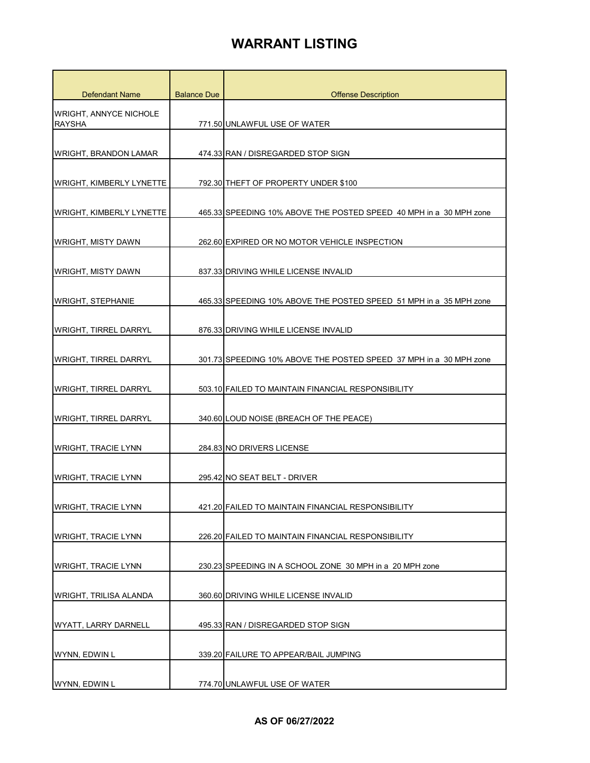# WARRANT LISTING

| Defendant Name | Balance Due | Offense Description |
|---|---|---|
| WRIGHT, ANNYCE NICHOLE RAYSHA | 771.50 | UNLAWFUL USE OF WATER |
| WRIGHT, BRANDON LAMAR | 474.33 | RAN / DISREGARDED STOP SIGN |
| WRIGHT, KIMBERLY LYNETTE | 792.30 | THEFT OF PROPERTY UNDER $100 |
| WRIGHT, KIMBERLY LYNETTE | 465.33 | SPEEDING 10% ABOVE THE POSTED SPEED 40 MPH in a 30 MPH zone |
| WRIGHT, MISTY DAWN | 262.60 | EXPIRED OR NO MOTOR VEHICLE INSPECTION |
| WRIGHT, MISTY DAWN | 837.33 | DRIVING WHILE LICENSE INVALID |
| WRIGHT, STEPHANIE | 465.33 | SPEEDING 10% ABOVE THE POSTED SPEED 51 MPH in a 35 MPH zone |
| WRIGHT, TIRREL DARRYL | 876.33 | DRIVING WHILE LICENSE INVALID |
| WRIGHT, TIRREL DARRYL | 301.73 | SPEEDING 10% ABOVE THE POSTED SPEED 37 MPH in a 30 MPH zone |
| WRIGHT, TIRREL DARRYL | 503.10 | FAILED TO MAINTAIN FINANCIAL RESPONSIBILITY |
| WRIGHT, TIRREL DARRYL | 340.60 | LOUD NOISE (BREACH OF THE PEACE) |
| WRIGHT, TRACIE LYNN | 284.83 | NO DRIVERS LICENSE |
| WRIGHT, TRACIE LYNN | 295.42 | NO SEAT BELT - DRIVER |
| WRIGHT, TRACIE LYNN | 421.20 | FAILED TO MAINTAIN FINANCIAL RESPONSIBILITY |
| WRIGHT, TRACIE LYNN | 226.20 | FAILED TO MAINTAIN FINANCIAL RESPONSIBILITY |
| WRIGHT, TRACIE LYNN | 230.23 | SPEEDING IN A SCHOOL ZONE 30 MPH in a 20 MPH zone |
| WRIGHT, TRILISA ALANDA | 360.60 | DRIVING WHILE LICENSE INVALID |
| WYATT, LARRY DARNELL | 495.33 | RAN / DISREGARDED STOP SIGN |
| WYNN, EDWIN L | 339.20 | FAILURE TO APPEAR/BAIL JUMPING |
| WYNN, EDWIN L | 774.70 | UNLAWFUL USE OF WATER |

**AS OF 06/27/2022**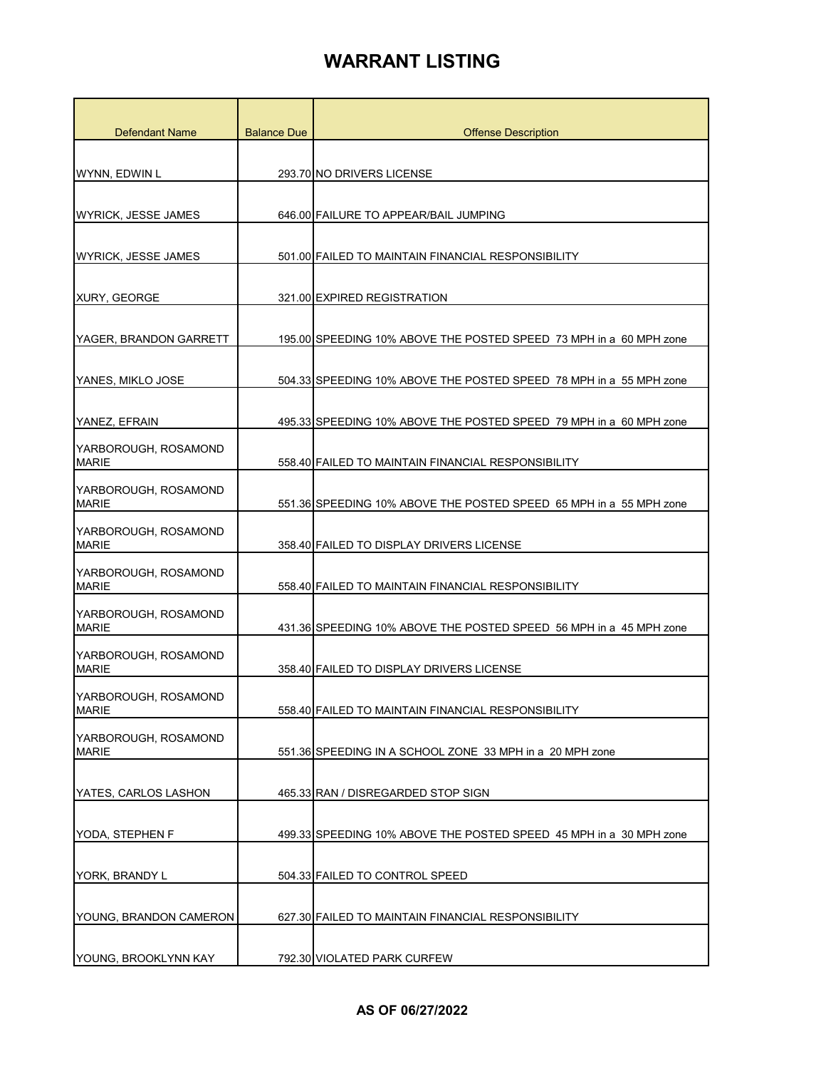# WARRANT LISTING

| Defendant Name | Balance Due | Offense Description |
|---|---|---|
| WYNN, EDWIN L | 293.70 | NO DRIVERS LICENSE |
| WYRICK, JESSE JAMES | 646.00 | FAILURE TO APPEAR/BAIL JUMPING |
| WYRICK, JESSE JAMES | 501.00 | FAILED TO MAINTAIN FINANCIAL RESPONSIBILITY |
| XURY, GEORGE | 321.00 | EXPIRED REGISTRATION |
| YAGER, BRANDON GARRETT | 195.00 | SPEEDING 10% ABOVE THE POSTED SPEED 73 MPH in a 60 MPH zone |
| YANES, MIKLO JOSE | 504.33 | SPEEDING 10% ABOVE THE POSTED SPEED 78 MPH in a 55 MPH zone |
| YANEZ, EFRAIN | 495.33 | SPEEDING 10% ABOVE THE POSTED SPEED 79 MPH in a 60 MPH zone |
| YARBOROUGH, ROSAMOND MARIE | 558.40 | FAILED TO MAINTAIN FINANCIAL RESPONSIBILITY |
| YARBOROUGH, ROSAMOND MARIE | 551.36 | SPEEDING 10% ABOVE THE POSTED SPEED 65 MPH in a 55 MPH zone |
| YARBOROUGH, ROSAMOND MARIE | 358.40 | FAILED TO DISPLAY DRIVERS LICENSE |
| YARBOROUGH, ROSAMOND MARIE | 558.40 | FAILED TO MAINTAIN FINANCIAL RESPONSIBILITY |
| YARBOROUGH, ROSAMOND MARIE | 431.36 | SPEEDING 10% ABOVE THE POSTED SPEED 56 MPH in a 45 MPH zone |
| YARBOROUGH, ROSAMOND MARIE | 358.40 | FAILED TO DISPLAY DRIVERS LICENSE |
| YARBOROUGH, ROSAMOND MARIE | 558.40 | FAILED TO MAINTAIN FINANCIAL RESPONSIBILITY |
| YARBOROUGH, ROSAMOND MARIE | 551.36 | SPEEDING IN A SCHOOL ZONE 33 MPH in a 20 MPH zone |
| YATES, CARLOS LASHON | 465.33 | RAN / DISREGARDED STOP SIGN |
| YODA, STEPHEN F | 499.33 | SPEEDING 10% ABOVE THE POSTED SPEED 45 MPH in a 30 MPH zone |
| YORK, BRANDY L | 504.33 | FAILED TO CONTROL SPEED |
| YOUNG, BRANDON CAMERON | 627.30 | FAILED TO MAINTAIN FINANCIAL RESPONSIBILITY |
| YOUNG, BROOKLYNN KAY | 792.30 | VIOLATED PARK CURFEW |

**AS OF 06/27/2022**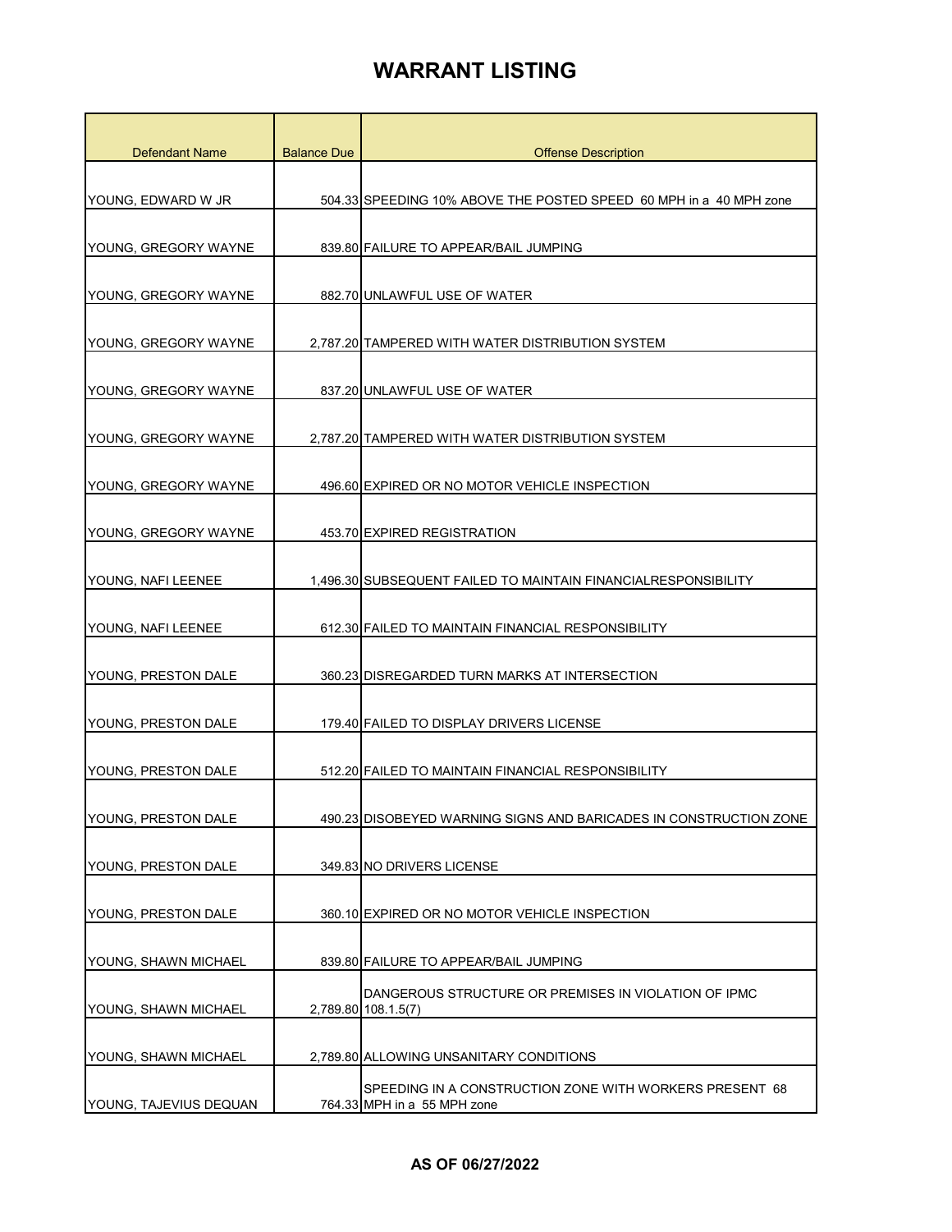# WARRANT LISTING

| Defendant Name | Balance Due | Offense Description |
|---|---|---|
| YOUNG, EDWARD W JR | 504.33 | SPEEDING 10% ABOVE THE POSTED SPEED 60 MPH in a 40 MPH zone |
| YOUNG, GREGORY WAYNE | 839.80 | FAILURE TO APPEAR/BAIL JUMPING |
| YOUNG, GREGORY WAYNE | 882.70 | UNLAWFUL USE OF WATER |
| YOUNG, GREGORY WAYNE | 2,787.20 | TAMPERED WITH WATER DISTRIBUTION SYSTEM |
| YOUNG, GREGORY WAYNE | 837.20 | UNLAWFUL USE OF WATER |
| YOUNG, GREGORY WAYNE | 2,787.20 | TAMPERED WITH WATER DISTRIBUTION SYSTEM |
| YOUNG, GREGORY WAYNE | 496.60 | EXPIRED OR NO MOTOR VEHICLE INSPECTION |
| YOUNG, GREGORY WAYNE | 453.70 | EXPIRED REGISTRATION |
| YOUNG, NAFI LEENEE | 1,496.30 | SUBSEQUENT FAILED TO MAINTAIN FINANCIALRESPONSIBILITY |
| YOUNG, NAFI LEENEE | 612.30 | FAILED TO MAINTAIN FINANCIAL RESPONSIBILITY |
| YOUNG, PRESTON DALE | 360.23 | DISREGARDED TURN MARKS AT INTERSECTION |
| YOUNG, PRESTON DALE | 179.40 | FAILED TO DISPLAY DRIVERS LICENSE |
| YOUNG, PRESTON DALE | 512.20 | FAILED TO MAINTAIN FINANCIAL RESPONSIBILITY |
| YOUNG, PRESTON DALE | 490.23 | DISOBEYED WARNING SIGNS AND BARICADES IN CONSTRUCTION ZONE |
| YOUNG, PRESTON DALE | 349.83 | NO DRIVERS LICENSE |
| YOUNG, PRESTON DALE | 360.10 | EXPIRED OR NO MOTOR VEHICLE INSPECTION |
| YOUNG, SHAWN MICHAEL | 839.80 | FAILURE TO APPEAR/BAIL JUMPING |
| YOUNG, SHAWN MICHAEL | 2,789.80 | DANGEROUS STRUCTURE OR PREMISES IN VIOLATION OF IPMC 108.1.5(7) |
| YOUNG, SHAWN MICHAEL | 2,789.80 | ALLOWING UNSANITARY CONDITIONS |
| YOUNG, TAJEVIUS DEQUAN | 764.33 | SPEEDING IN A CONSTRUCTION ZONE WITH WORKERS PRESENT 68 MPH in a 55 MPH zone |

**AS OF 06/27/2022**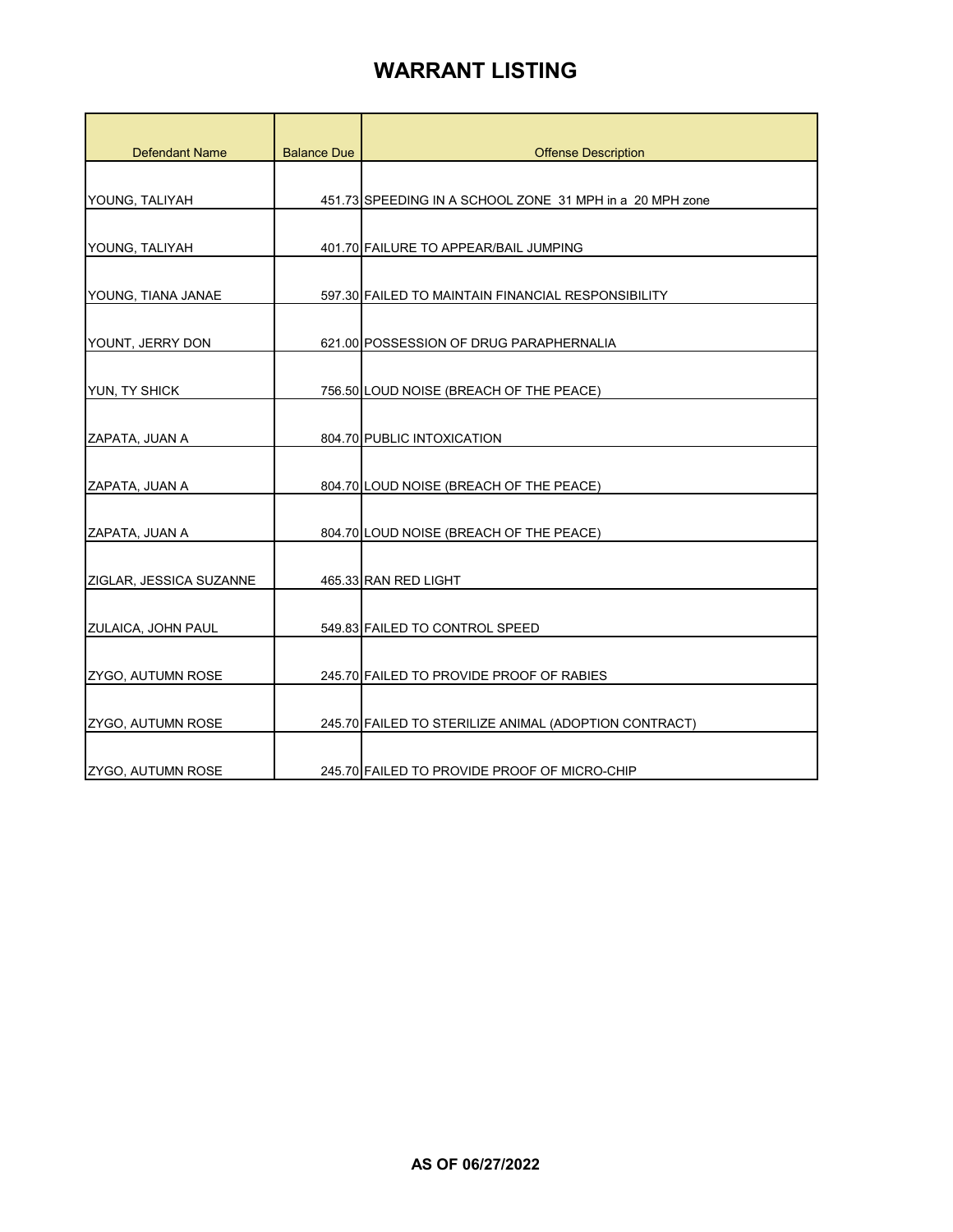# WARRANT LISTING

| Defendant Name | Balance Due | Offense Description |
|---|---|---|
| YOUNG, TALIYAH | 451.73 | SPEEDING IN A SCHOOL ZONE 31 MPH in a 20 MPH zone |
| YOUNG, TALIYAH | 401.70 | FAILURE TO APPEAR/BAIL JUMPING |
| YOUNG, TIANA JANAE | 597.30 | FAILED TO MAINTAIN FINANCIAL RESPONSIBILITY |
| YOUNT, JERRY DON | 621.00 | POSSESSION OF DRUG PARAPHERNALIA |
| YUN, TY SHICK | 756.50 | LOUD NOISE (BREACH OF THE PEACE) |
| ZAPATA, JUAN A | 804.70 | PUBLIC INTOXICATION |
| ZAPATA, JUAN A | 804.70 | LOUD NOISE (BREACH OF THE PEACE) |
| ZAPATA, JUAN A | 804.70 | LOUD NOISE (BREACH OF THE PEACE) |
| ZIGLAR, JESSICA SUZANNE | 465.33 | RAN RED LIGHT |
| ZULAICA, JOHN PAUL | 549.83 | FAILED TO CONTROL SPEED |
| ZYGO, AUTUMN ROSE | 245.70 | FAILED TO PROVIDE PROOF OF RABIES |
| ZYGO, AUTUMN ROSE | 245.70 | FAILED TO STERILIZE ANIMAL (ADOPTION CONTRACT) |
| ZYGO, AUTUMN ROSE | 245.70 | FAILED TO PROVIDE PROOF OF MICRO-CHIP |

**AS OF 06/27/2022**